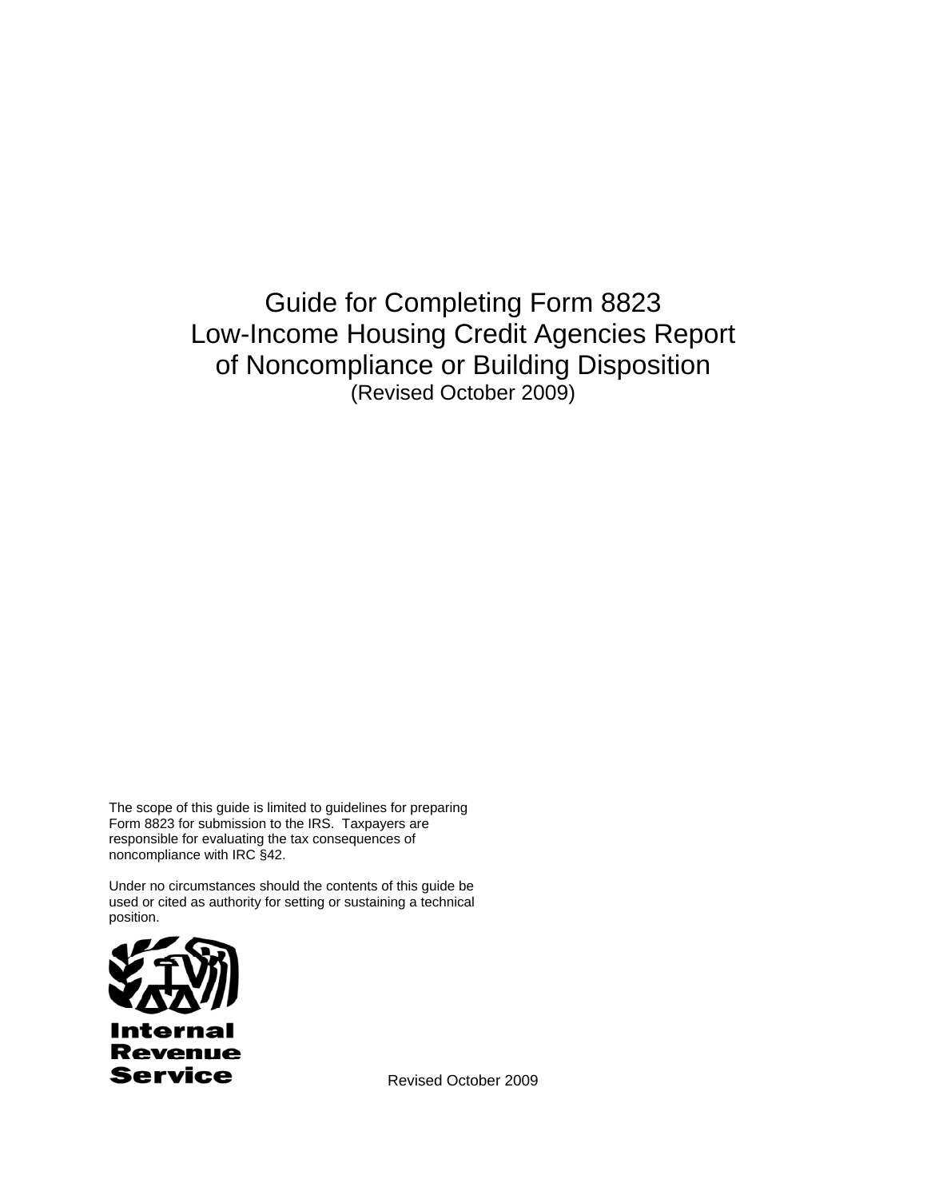# Guide for Completing Form 8823 Low-Income Housing Credit Agencies Report of Noncompliance or Building Disposition

(Revised October 2009)

The scope of this guide is limited to guidelines for preparing Form 8823 for submission to the IRS. Taxpayers are responsible for evaluating the tax consequences of noncompliance with IRC §42.

Under no circumstances should the contents of this guide be used or cited as authority for setting or sustaining a technical position.

Internal Revenue Service

Revised October 2009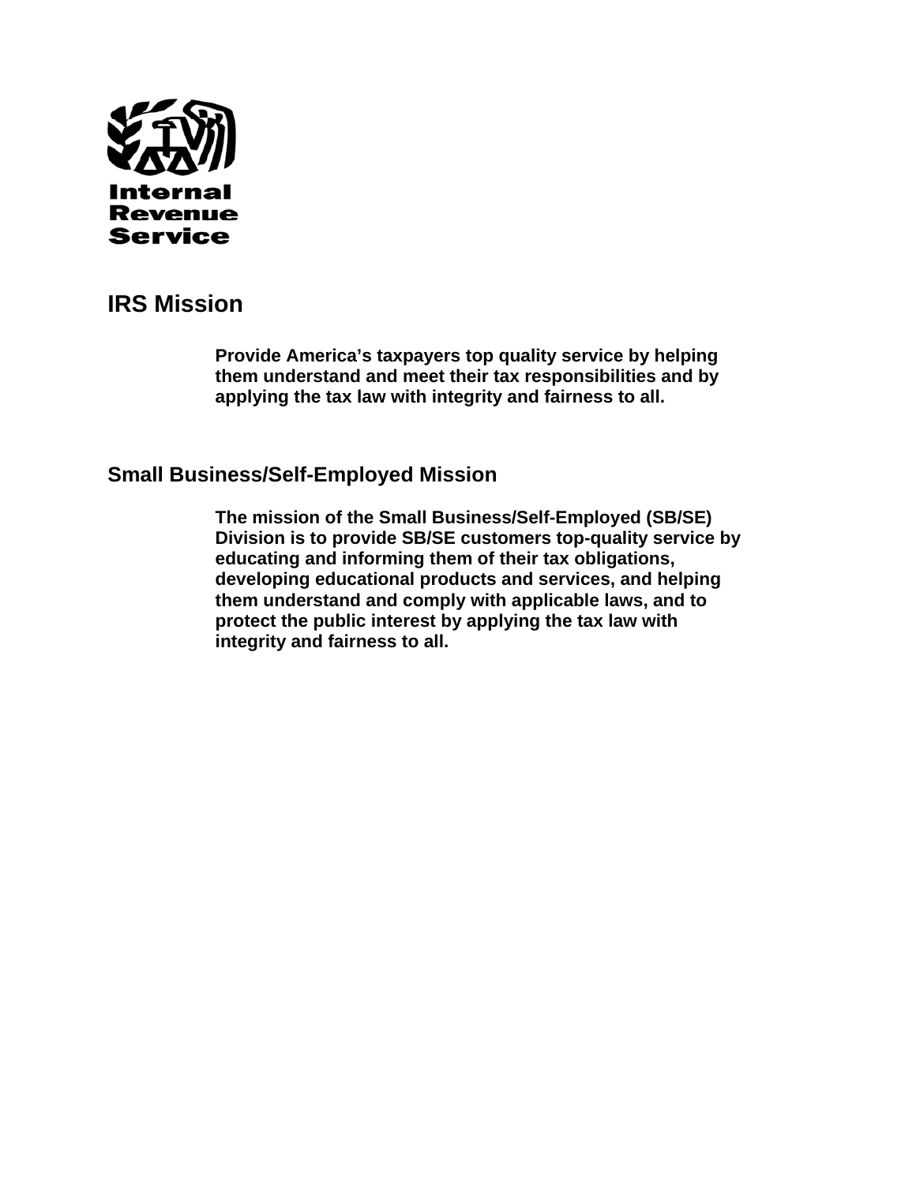Internal Revenue Service

## IRS Mission

**Provide America's taxpayers top quality service by helping them understand and meet their tax responsibilities and by applying the tax law with integrity and fairness to all.**

## Small Business/Self-Employed Mission

**The mission of the Small Business/Self-Employed (SB/SE) Division is to provide SB/SE customers top-quality service by educating and informing them of their tax obligations, developing educational products and services, and helping them understand and comply with applicable laws, and to protect the public interest by applying the tax law with integrity and fairness to all.**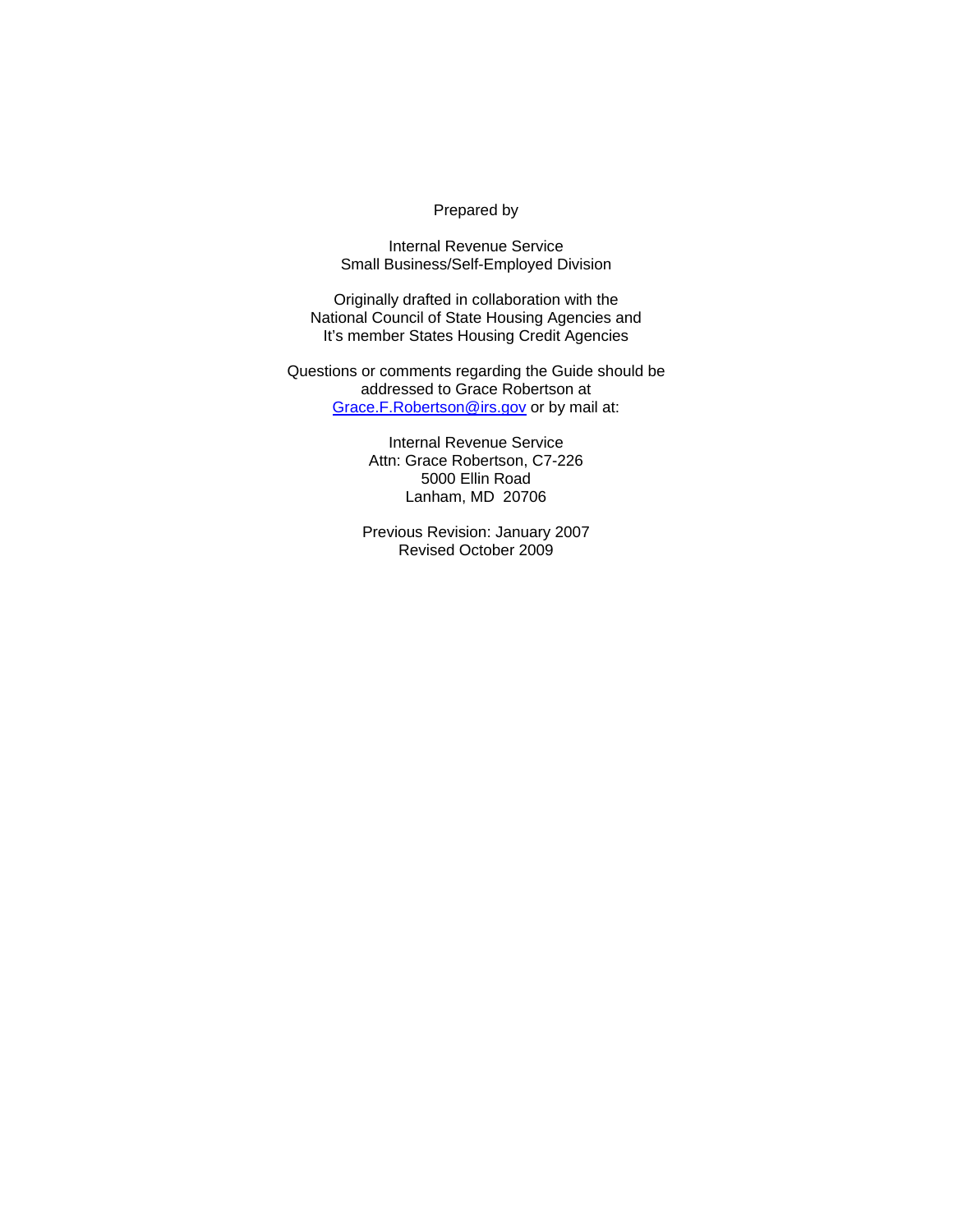Prepared by

Internal Revenue Service
Small Business/Self-Employed Division

Originally drafted in collaboration with the
National Council of State Housing Agencies and
It's member States Housing Credit Agencies

Questions or comments regarding the Guide should be
addressed to Grace Robertson at
Grace.F.Robertson@irs.gov or by mail at:

Internal Revenue Service
Attn: Grace Robertson, C7-226
5000 Ellin Road
Lanham, MD 20706

Previous Revision: January 2007
Revised October 2009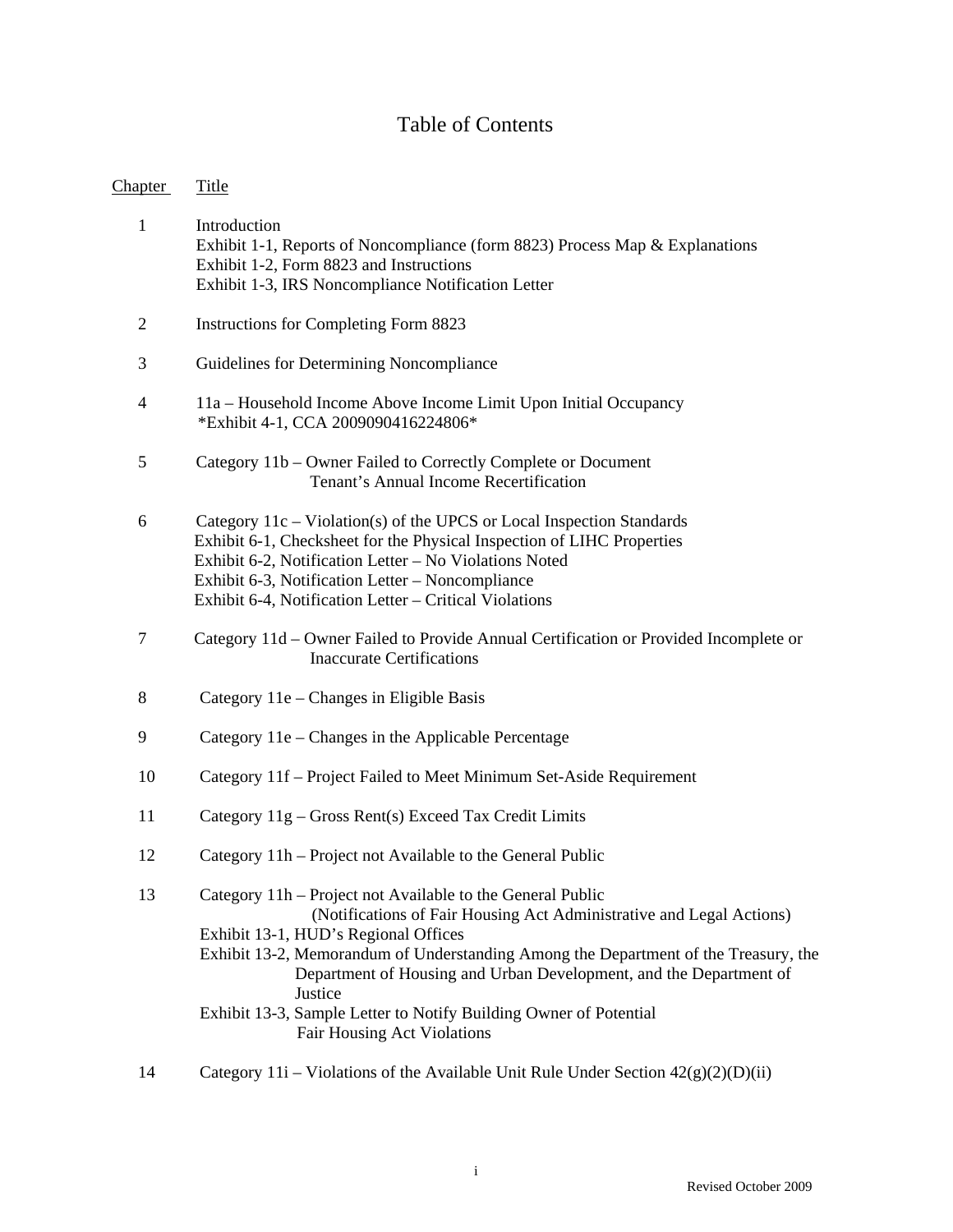# Table of Contents

| Chapter | Title |
|---|---|
| 1 | Introduction<br>Exhibit 1-1, Reports of Noncompliance (form 8823) Process Map & Explanations<br>Exhibit 1-2, Form 8823 and Instructions<br>Exhibit 1-3, IRS Noncompliance Notification Letter |
| 2 | Instructions for Completing Form 8823 |
| 3 | Guidelines for Determining Noncompliance |
| 4 | 11a – Household Income Above Income Limit Upon Initial Occupancy<br>*Exhibit 4-1, CCA 2009090416224806* |
| 5 | Category 11b – Owner Failed to Correctly Complete or Document Tenant's Annual Income Recertification |
| 6 | Category 11c – Violation(s) of the UPCS or Local Inspection Standards<br>Exhibit 6-1, Checksheet for the Physical Inspection of LIHC Properties<br>Exhibit 6-2, Notification Letter – No Violations Noted<br>Exhibit 6-3, Notification Letter – Noncompliance<br>Exhibit 6-4, Notification Letter – Critical Violations |
| 7 | Category 11d – Owner Failed to Provide Annual Certification or Provided Incomplete or Inaccurate Certifications |
| 8 | Category 11e – Changes in Eligible Basis |
| 9 | Category 11e – Changes in the Applicable Percentage |
| 10 | Category 11f – Project Failed to Meet Minimum Set-Aside Requirement |
| 11 | Category 11g – Gross Rent(s) Exceed Tax Credit Limits |
| 12 | Category 11h – Project not Available to the General Public |
| 13 | Category 11h – Project not Available to the General Public (Notifications of Fair Housing Act Administrative and Legal Actions)<br>Exhibit 13-1, HUD's Regional Offices<br>Exhibit 13-2, Memorandum of Understanding Among the Department of the Treasury, the Department of Housing and Urban Development, and the Department of Justice<br>Exhibit 13-3, Sample Letter to Notify Building Owner of Potential Fair Housing Act Violations |
| 14 | Category 11i – Violations of the Available Unit Rule Under Section 42(g)(2)(D)(ii) |

Revised October 2009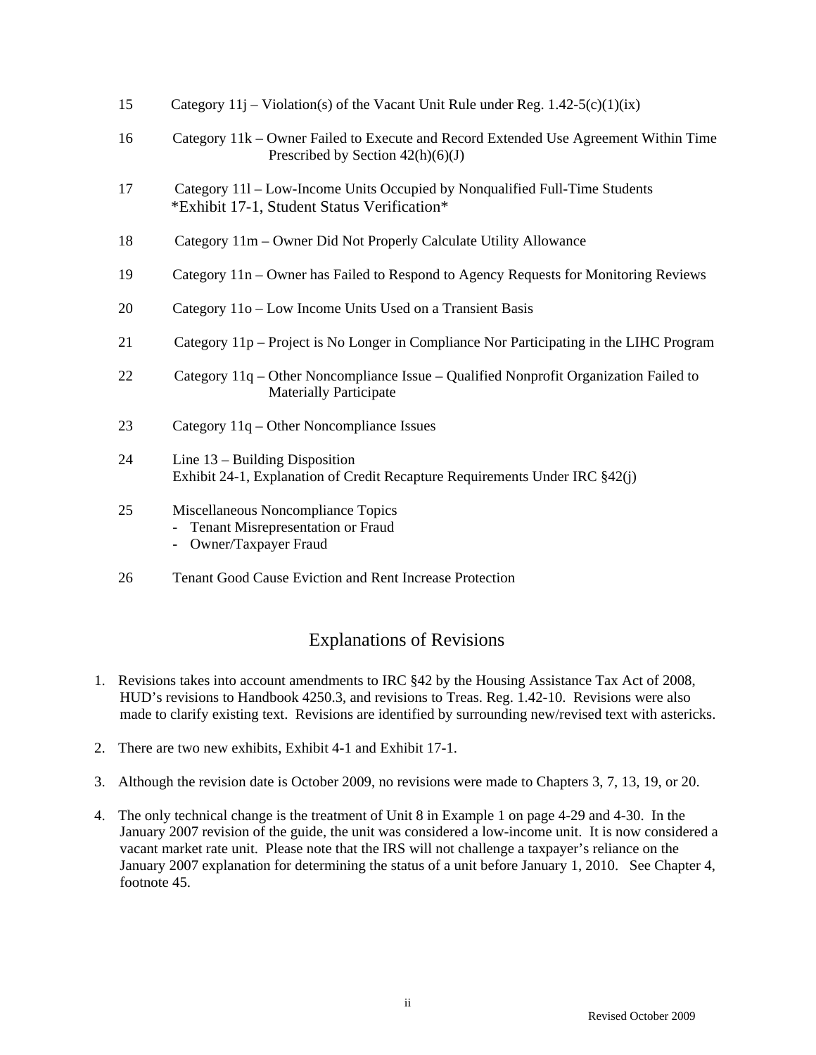| | |
|---|---|
| 15 | Category 11j – Violation(s) of the Vacant Unit Rule under Reg. 1.42-5(c)(1)(ix) |
| 16 | Category 11k – Owner Failed to Execute and Record Extended Use Agreement Within Time Prescribed by Section 42(h)(6)(J) |
| 17 | Category 11l – Low-Income Units Occupied by Nonqualified Full-Time Students *Exhibit 17-1, Student Status Verification* |
| 18 | Category 11m – Owner Did Not Properly Calculate Utility Allowance |
| 19 | Category 11n – Owner has Failed to Respond to Agency Requests for Monitoring Reviews |
| 20 | Category 11o – Low Income Units Used on a Transient Basis |
| 21 | Category 11p – Project is No Longer in Compliance Nor Participating in the LIHC Program |
| 22 | Category 11q – Other Noncompliance Issue – Qualified Nonprofit Organization Failed to Materially Participate |
| 23 | Category 11q – Other Noncompliance Issues |
| 24 | Line 13 – Building Disposition<br>Exhibit 24-1, Explanation of Credit Recapture Requirements Under IRC §42(j) |
| 25 | Miscellaneous Noncompliance Topics<br>- Tenant Misrepresentation or Fraud<br>- Owner/Taxpayer Fraud |
| 26 | Tenant Good Cause Eviction and Rent Increase Protection |

## Explanations of Revisions

1. Revisions takes into account amendments to IRC §42 by the Housing Assistance Tax Act of 2008, HUD's revisions to Handbook 4250.3, and revisions to Treas. Reg. 1.42-10. Revisions were also made to clarify existing text. Revisions are identified by surrounding new/revised text with astericks.

2. There are two new exhibits, Exhibit 4-1 and Exhibit 17-1.

3. Although the revision date is October 2009, no revisions were made to Chapters 3, 7, 13, 19, or 20.

4. The only technical change is the treatment of Unit 8 in Example 1 on page 4-29 and 4-30. In the January 2007 revision of the guide, the unit was considered a low-income unit. It is now considered a vacant market rate unit. Please note that the IRS will not challenge a taxpayer's reliance on the January 2007 explanation for determining the status of a unit before January 1, 2010. See Chapter 4, footnote 45.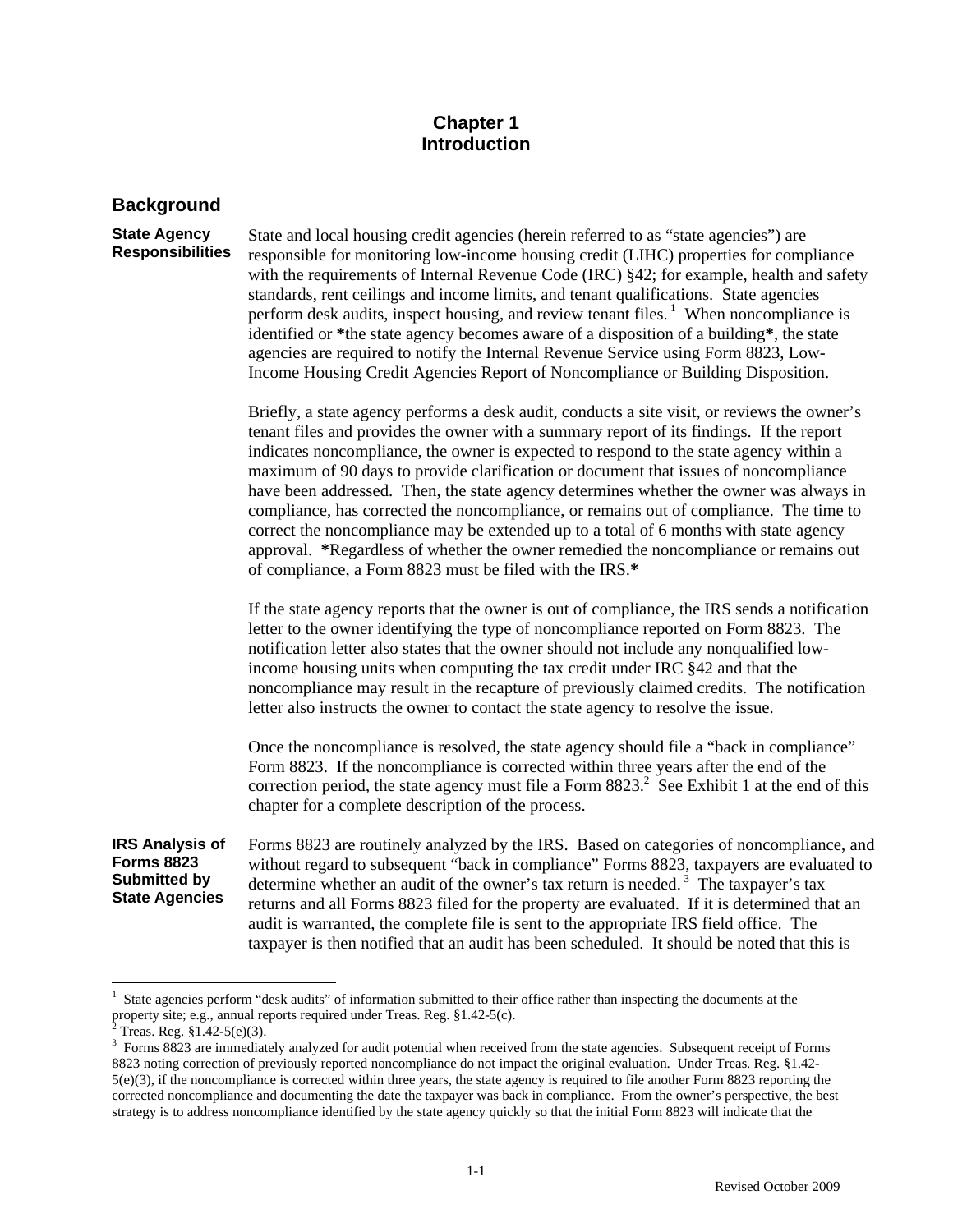# Chapter 1
# Introduction

## Background

**State Agency Responsibilities**

State and local housing credit agencies (herein referred to as "state agencies") are responsible for monitoring low-income housing credit (LIHC) properties for compliance with the requirements of Internal Revenue Code (IRC) §42; for example, health and safety standards, rent ceilings and income limits, and tenant qualifications. State agencies perform desk audits, inspect housing, and review tenant files.[1] When noncompliance is identified or **\***the state agency becomes aware of a disposition of a building**\***, the state agencies are required to notify the Internal Revenue Service using Form 8823, Low-Income Housing Credit Agencies Report of Noncompliance or Building Disposition.

Briefly, a state agency performs a desk audit, conducts a site visit, or reviews the owner's tenant files and provides the owner with a summary report of its findings. If the report indicates noncompliance, the owner is expected to respond to the state agency within a maximum of 90 days to provide clarification or document that issues of noncompliance have been addressed. Then, the state agency determines whether the owner was always in compliance, has corrected the noncompliance, or remains out of compliance. The time to correct the noncompliance may be extended up to a total of 6 months with state agency approval. **\***Regardless of whether the owner remedied the noncompliance or remains out of compliance, a Form 8823 must be filed with the IRS.**\***

If the state agency reports that the owner is out of compliance, the IRS sends a notification letter to the owner identifying the type of noncompliance reported on Form 8823. The notification letter also states that the owner should not include any nonqualified low-income housing units when computing the tax credit under IRC §42 and that the noncompliance may result in the recapture of previously claimed credits. The notification letter also instructs the owner to contact the state agency to resolve the issue.

Once the noncompliance is resolved, the state agency should file a "back in compliance" Form 8823. If the noncompliance is corrected within three years after the end of the correction period, the state agency must file a Form 8823.[2] See Exhibit 1 at the end of this chapter for a complete description of the process.

**IRS Analysis of Forms 8823 Submitted by State Agencies**

Forms 8823 are routinely analyzed by the IRS. Based on categories of noncompliance, and without regard to subsequent "back in compliance" Forms 8823, taxpayers are evaluated to determine whether an audit of the owner's tax return is needed.[3] The taxpayer's tax returns and all Forms 8823 filed for the property are evaluated. If it is determined that an audit is warranted, the complete file is sent to the appropriate IRS field office. The taxpayer is then notified that an audit has been scheduled. It should be noted that this is

---

[1] State agencies perform "desk audits" of information submitted to their office rather than inspecting the documents at the property site; e.g., annual reports required under Treas. Reg. §1.42-5(c).

[2] Treas. Reg. §1.42-5(e)(3).

[3] Forms 8823 are immediately analyzed for audit potential when received from the state agencies. Subsequent receipt of Forms 8823 noting correction of previously reported noncompliance do not impact the original evaluation. Under Treas. Reg. §1.42-5(e)(3), if the noncompliance is corrected within three years, the state agency is required to file another Form 8823 reporting the corrected noncompliance and documenting the date the taxpayer was back in compliance. From the owner's perspective, the best strategy is to address noncompliance identified by the state agency quickly so that the initial Form 8823 will indicate that the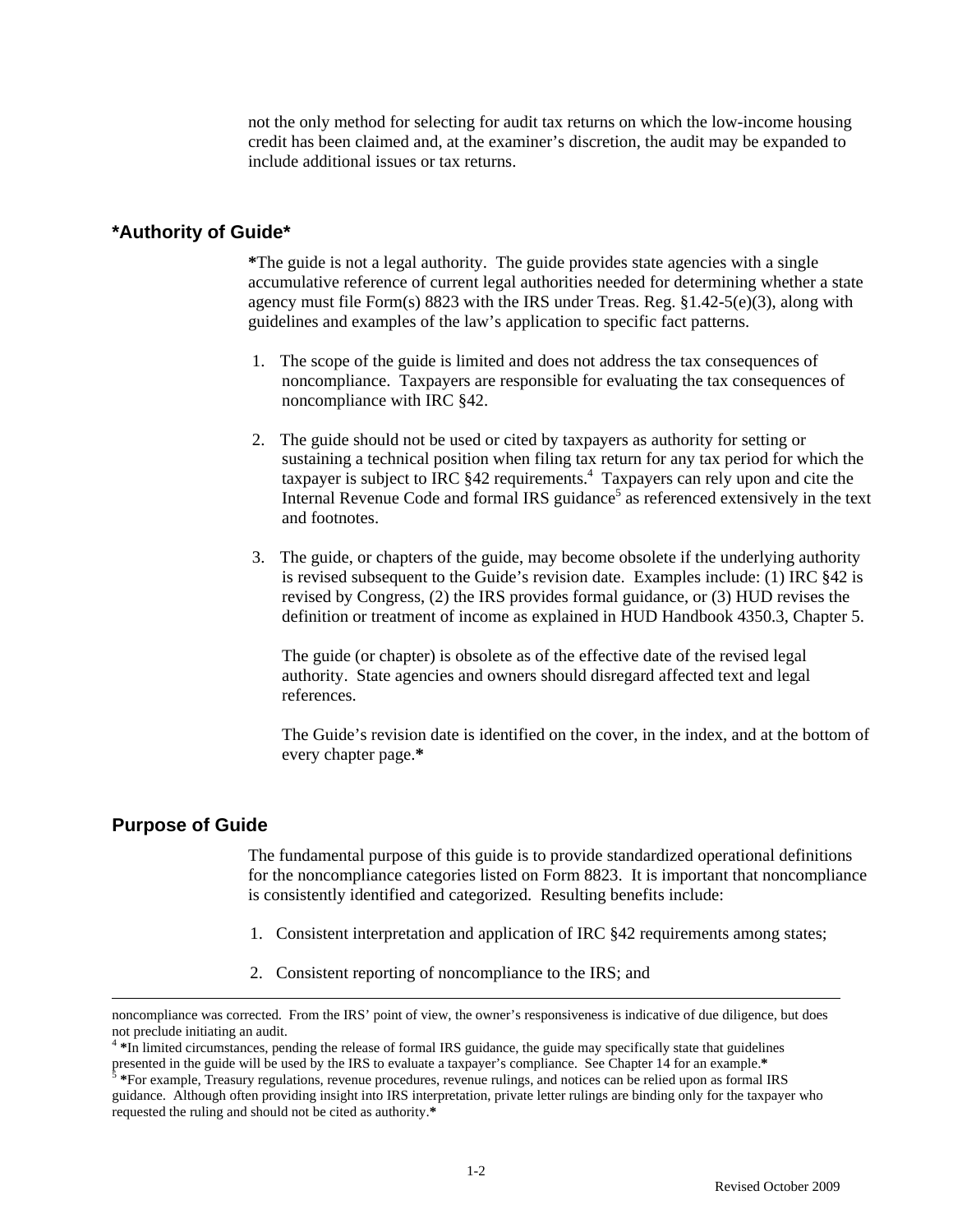not the only method for selecting for audit tax returns on which the low-income housing credit has been claimed and, at the examiner's discretion, the audit may be expanded to include additional issues or tax returns.

## *Authority of Guide*

*The guide is not a legal authority. The guide provides state agencies with a single accumulative reference of current legal authorities needed for determining whether a state agency must file Form(s) 8823 with the IRS under Treas. Reg. §1.42-5(e)(3), along with guidelines and examples of the law's application to specific fact patterns.

1. The scope of the guide is limited and does not address the tax consequences of noncompliance. Taxpayers are responsible for evaluating the tax consequences of noncompliance with IRC §42.

2. The guide should not be used or cited by taxpayers as authority for setting or sustaining a technical position when filing tax return for any tax period for which the taxpayer is subject to IRC §42 requirements.[4] Taxpayers can rely upon and cite the Internal Revenue Code and formal IRS guidance[5] as referenced extensively in the text and footnotes.

3. The guide, or chapters of the guide, may become obsolete if the underlying authority is revised subsequent to the Guide's revision date. Examples include: (1) IRC §42 is revised by Congress, (2) the IRS provides formal guidance, or (3) HUD revises the definition or treatment of income as explained in HUD Handbook 4350.3, Chapter 5.

   The guide (or chapter) is obsolete as of the effective date of the revised legal authority. State agencies and owners should disregard affected text and legal references.

   The Guide's revision date is identified on the cover, in the index, and at the bottom of every chapter page.*

## Purpose of Guide

The fundamental purpose of this guide is to provide standardized operational definitions for the noncompliance categories listed on Form 8823. It is important that noncompliance is consistently identified and categorized. Resulting benefits include:

1. Consistent interpretation and application of IRC §42 requirements among states;

2. Consistent reporting of noncompliance to the IRS; and

---

noncompliance was corrected. From the IRS' point of view, the owner's responsiveness is indicative of due diligence, but does not preclude initiating an audit.

[4] *In limited circumstances, pending the release of formal IRS guidance, the guide may specifically state that guidelines presented in the guide will be used by the IRS to evaluate a taxpayer's compliance. See Chapter 14 for an example.*

[5] *For example, Treasury regulations, revenue procedures, revenue rulings, and notices can be relied upon as formal IRS guidance. Although often providing insight into IRS interpretation, private letter rulings are binding only for the taxpayer who requested the ruling and should not be cited as authority.*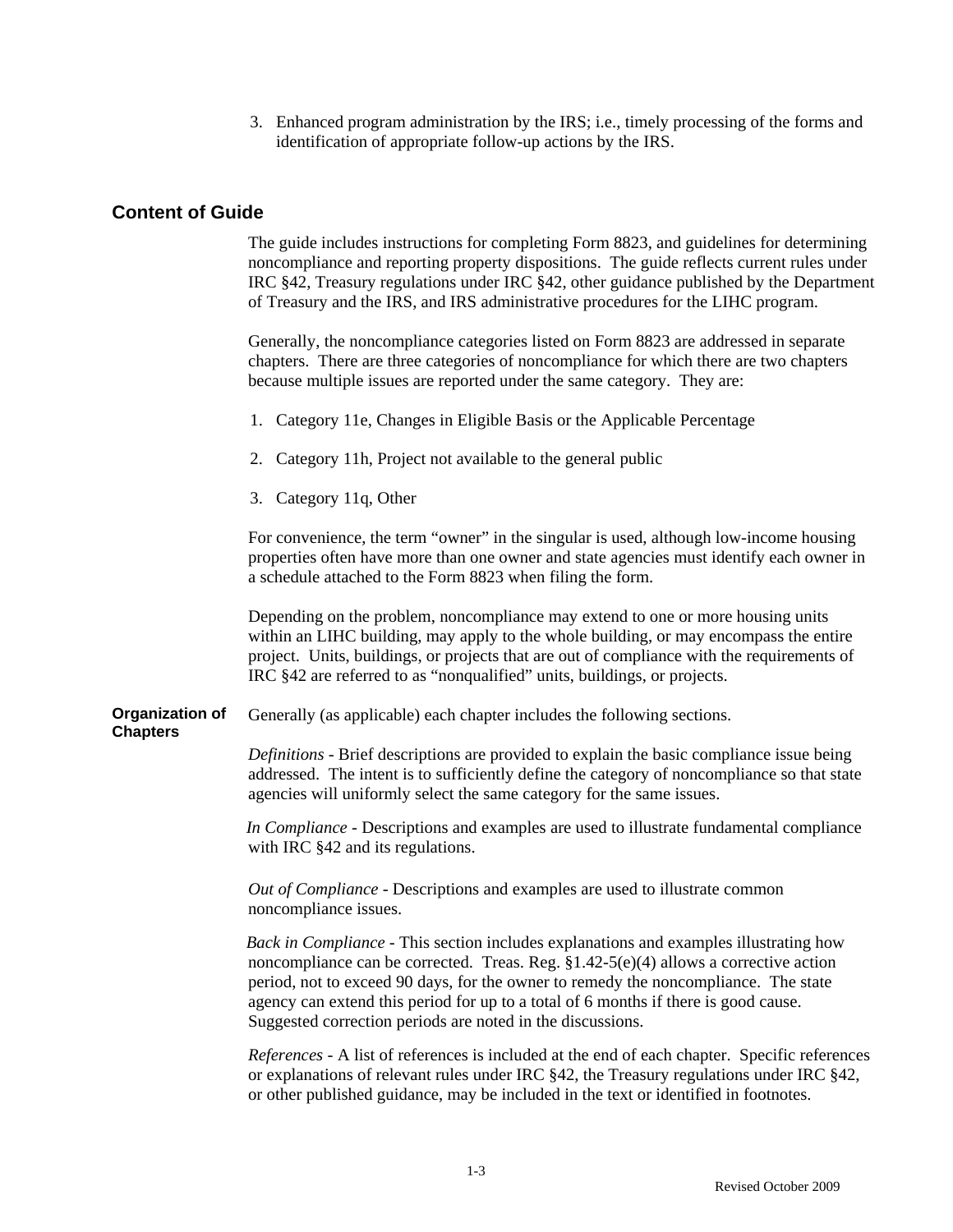3. Enhanced program administration by the IRS; i.e., timely processing of the forms and identification of appropriate follow-up actions by the IRS.

## Content of Guide

The guide includes instructions for completing Form 8823, and guidelines for determining noncompliance and reporting property dispositions. The guide reflects current rules under IRC §42, Treasury regulations under IRC §42, other guidance published by the Department of Treasury and the IRS, and IRS administrative procedures for the LIHC program.

Generally, the noncompliance categories listed on Form 8823 are addressed in separate chapters. There are three categories of noncompliance for which there are two chapters because multiple issues are reported under the same category. They are:

1. Category 11e, Changes in Eligible Basis or the Applicable Percentage

2. Category 11h, Project not available to the general public

3. Category 11q, Other

For convenience, the term "owner" in the singular is used, although low-income housing properties often have more than one owner and state agencies must identify each owner in a schedule attached to the Form 8823 when filing the form.

Depending on the problem, noncompliance may extend to one or more housing units within an LIHC building, may apply to the whole building, or may encompass the entire project. Units, buildings, or projects that are out of compliance with the requirements of IRC §42 are referred to as "nonqualified" units, buildings, or projects.

### Organization of Chapters

Generally (as applicable) each chapter includes the following sections.

*Definitions* - Brief descriptions are provided to explain the basic compliance issue being addressed. The intent is to sufficiently define the category of noncompliance so that state agencies will uniformly select the same category for the same issues.

*In Compliance* - Descriptions and examples are used to illustrate fundamental compliance with IRC §42 and its regulations.

*Out of Compliance* - Descriptions and examples are used to illustrate common noncompliance issues.

*Back in Compliance* - This section includes explanations and examples illustrating how noncompliance can be corrected. Treas. Reg. §1.42-5(e)(4) allows a corrective action period, not to exceed 90 days, for the owner to remedy the noncompliance. The state agency can extend this period for up to a total of 6 months if there is good cause. Suggested correction periods are noted in the discussions.

*References* - A list of references is included at the end of each chapter. Specific references or explanations of relevant rules under IRC §42, the Treasury regulations under IRC §42, or other published guidance, may be included in the text or identified in footnotes.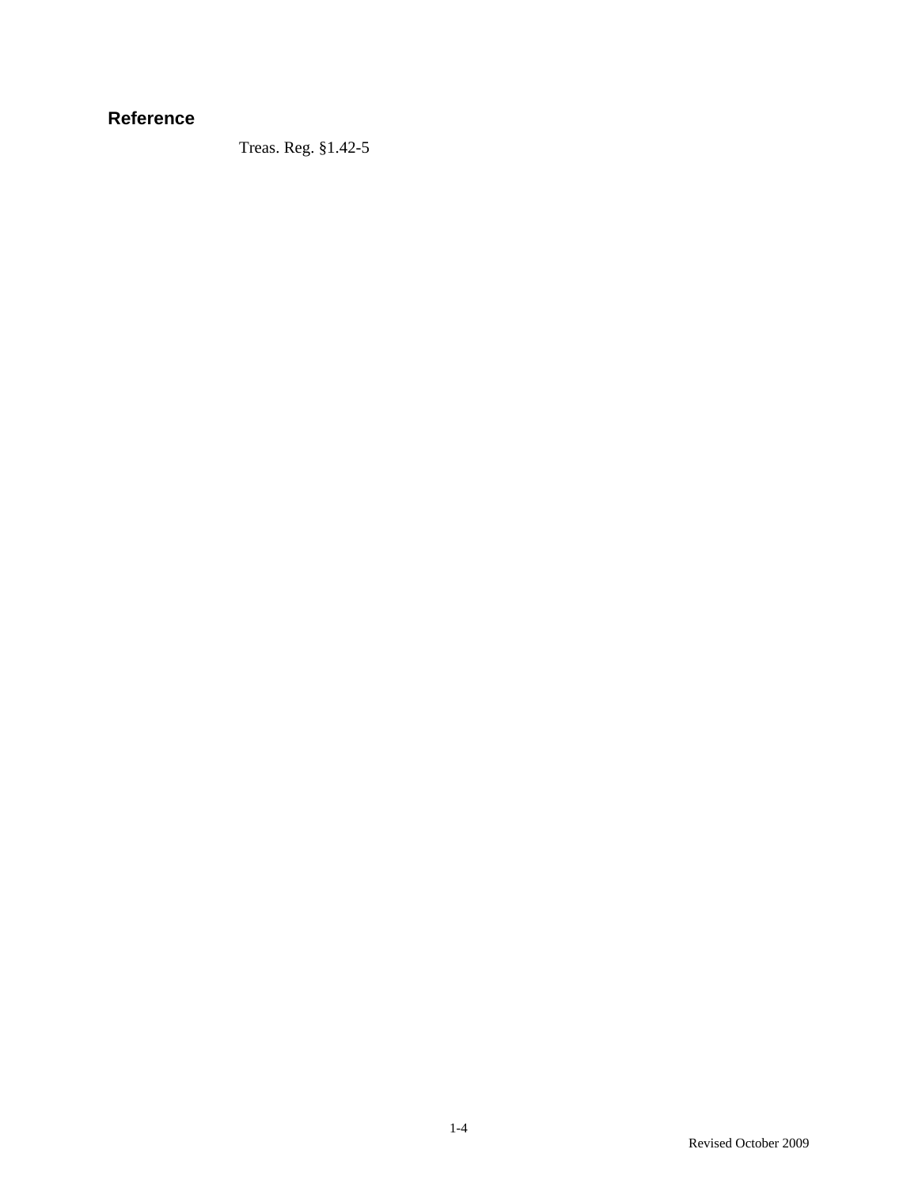### Reference

Treas. Reg. §1.42-5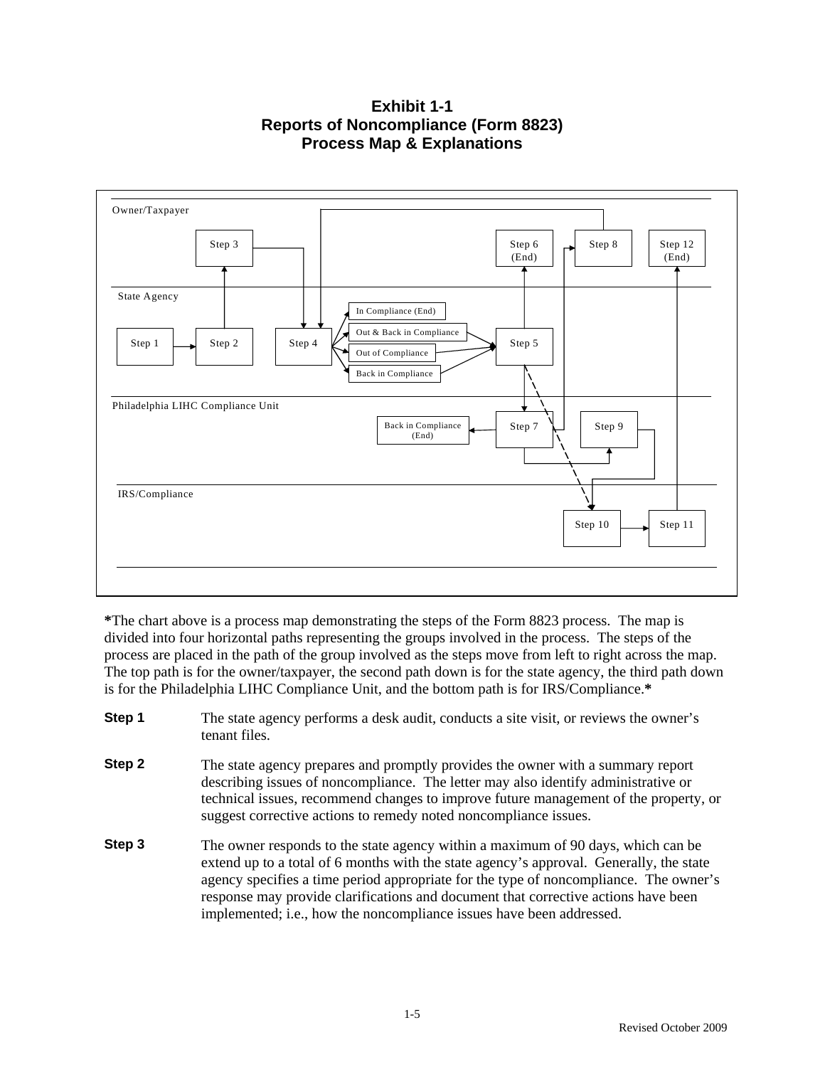# Exhibit 1-1
# Reports of Noncompliance (Form 8823)
# Process Map & Explanations

**\***The chart above is a process map demonstrating the steps of the Form 8823 process. The map is divided into four horizontal paths representing the groups involved in the process. The steps of the process are placed in the path of the group involved as the steps move from left to right across the map. The top path is for the owner/taxpayer, the second path down is for the state agency, the third path down is for the Philadelphia LIHC Compliance Unit, and the bottom path is for IRS/Compliance.**\***

**Step 1** The state agency performs a desk audit, conducts a site visit, or reviews the owner's tenant files.

**Step 2** The state agency prepares and promptly provides the owner with a summary report describing issues of noncompliance. The letter may also identify administrative or technical issues, recommend changes to improve future management of the property, or suggest corrective actions to remedy noted noncompliance issues.

**Step 3** The owner responds to the state agency within a maximum of 90 days, which can be extend up to a total of 6 months with the state agency's approval. Generally, the state agency specifies a time period appropriate for the type of noncompliance. The owner's response may provide clarifications and document that corrective actions have been implemented; i.e., how the noncompliance issues have been addressed.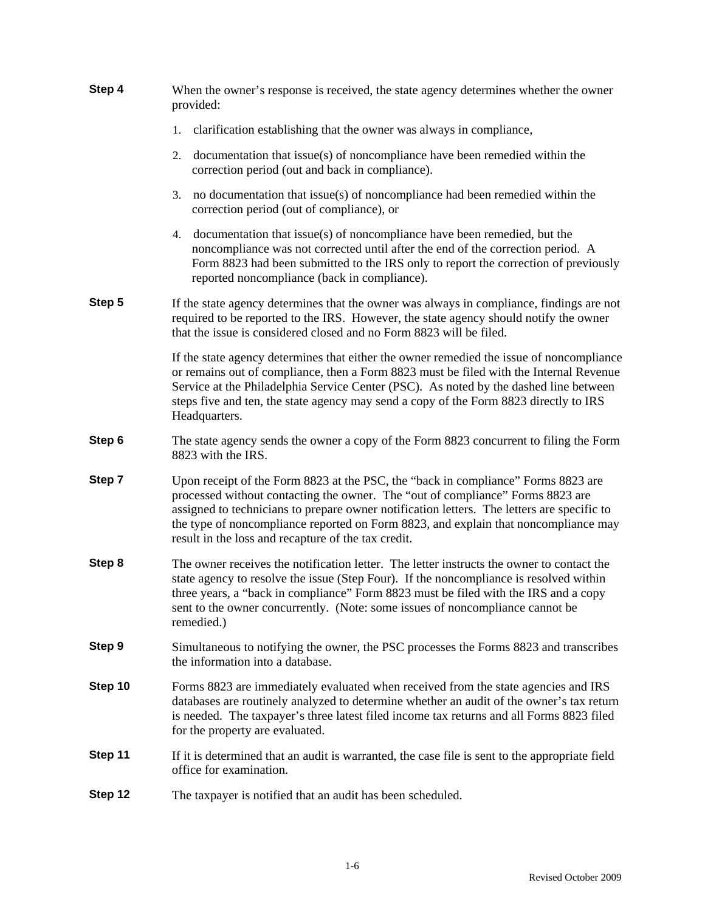**Step 4** When the owner's response is received, the state agency determines whether the owner provided:

1. clarification establishing that the owner was always in compliance,
2. documentation that issue(s) of noncompliance have been remedied within the correction period (out and back in compliance).
3. no documentation that issue(s) of noncompliance had been remedied within the correction period (out of compliance), or
4. documentation that issue(s) of noncompliance have been remedied, but the noncompliance was not corrected until after the end of the correction period. A Form 8823 had been submitted to the IRS only to report the correction of previously reported noncompliance (back in compliance).

**Step 5** If the state agency determines that the owner was always in compliance, findings are not required to be reported to the IRS. However, the state agency should notify the owner that the issue is considered closed and no Form 8823 will be filed.

If the state agency determines that either the owner remedied the issue of noncompliance or remains out of compliance, then a Form 8823 must be filed with the Internal Revenue Service at the Philadelphia Service Center (PSC). As noted by the dashed line between steps five and ten, the state agency may send a copy of the Form 8823 directly to IRS Headquarters.

**Step 6** The state agency sends the owner a copy of the Form 8823 concurrent to filing the Form 8823 with the IRS.

**Step 7** Upon receipt of the Form 8823 at the PSC, the "back in compliance" Forms 8823 are processed without contacting the owner. The "out of compliance" Forms 8823 are assigned to technicians to prepare owner notification letters. The letters are specific to the type of noncompliance reported on Form 8823, and explain that noncompliance may result in the loss and recapture of the tax credit.

**Step 8** The owner receives the notification letter. The letter instructs the owner to contact the state agency to resolve the issue (Step Four). If the noncompliance is resolved within three years, a "back in compliance" Form 8823 must be filed with the IRS and a copy sent to the owner concurrently. (Note: some issues of noncompliance cannot be remedied.)

**Step 9** Simultaneous to notifying the owner, the PSC processes the Forms 8823 and transcribes the information into a database.

**Step 10** Forms 8823 are immediately evaluated when received from the state agencies and IRS databases are routinely analyzed to determine whether an audit of the owner's tax return is needed. The taxpayer's three latest filed income tax returns and all Forms 8823 filed for the property are evaluated.

**Step 11** If it is determined that an audit is warranted, the case file is sent to the appropriate field office for examination.

**Step 12** The taxpayer is notified that an audit has been scheduled.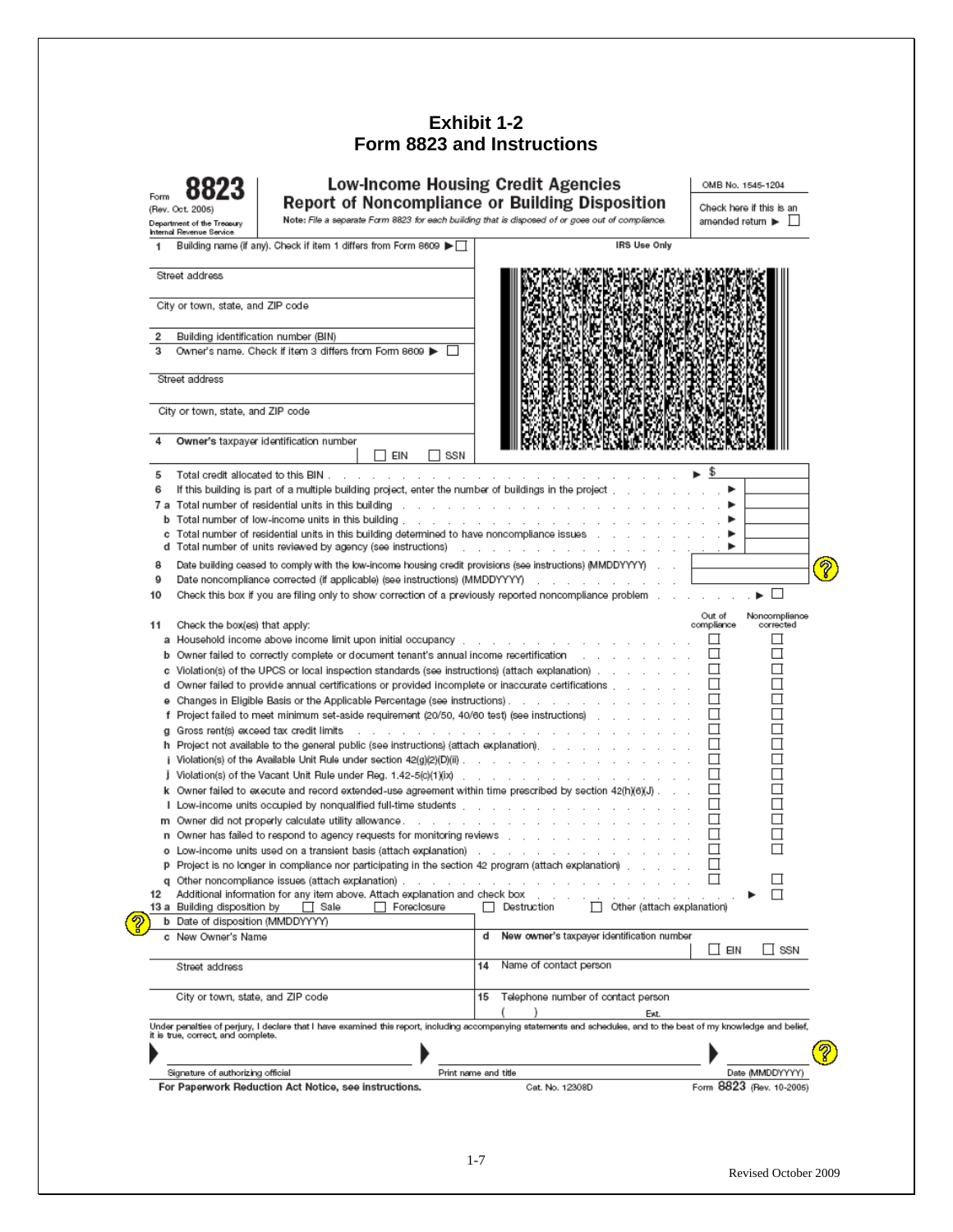# Exhibit 1-2
# Form 8823 and Instructions

Form **8823** (Rev. Oct. 2005) Department of the Treasury Internal Revenue Service

**Low-Income Housing Credit Agencies Report of Noncompliance or Building Disposition**

**Note:** *File a separate Form 8823 for each building that is disposed of or goes out of compliance.*

OMB No. 1545-1204

Check here if this is an amended return ▶ ☐

1 Building name (if any). Check if item 1 differs from Form 8609 ▶ ☐

Street address

City or town, state, and ZIP code

2 Building identification number (BIN)

3 Owner's name. Check if item 3 differs from Form 8609 ▶ ☐

Street address

City or town, state, and ZIP code

4 **Owner's** taxpayer identification number ☐ EIN ☐ SSN

IRS Use Only

5 Total credit allocated to this BIN ▶ $

6 If this building is part of a multiple building project, enter the number of buildings in the project ▶

7 a Total number of residential units in this building ▶

b Total number of low-income units in this building ▶

c Total number of residential units in this building determined to have noncompliance issues ▶

d Total number of units reviewed by agency (see instructions) ▶

8 Date building ceased to comply with the low-income housing credit provisions (see instructions) (MMDDYYYY)

9 Date noncompliance corrected (if applicable) (see instructions) (MMDDYYYY)

10 Check this box if you are filing only to show correction of a previously reported noncompliance problem ▶ ☐

| 11 Check the box(es) that apply: | Out of compliance | Noncompliance corrected |
|---|---|---|
| a Household income above income limit upon initial occupancy | ☐ | ☐ |
| b Owner failed to correctly complete or document tenant's annual income recertification | ☐ | ☐ |
| c Violation(s) of the UPCS or local inspection standards (see instructions) (attach explanation) | ☐ | ☐ |
| d Owner failed to provide annual certifications or provided incomplete or inaccurate certifications | ☐ | ☐ |
| e Changes in Eligible Basis or the Applicable Percentage (see instructions) | ☐ | ☐ |
| f Project failed to meet minimum set-aside requirement (20/50, 40/60 test) (see instructions) | ☐ | ☐ |
| g Gross rent(s) exceed tax credit limits | ☐ | ☐ |
| h Project not available to the general public (see instructions) (attach explanation) | ☐ | ☐ |
| i Violation(s) of the Available Unit Rule under section 42(g)(2)(D)(ii) | ☐ | ☐ |
| j Violation(s) of the Vacant Unit Rule under Reg. 1.42-5(c)(1)(ix) | ☐ | ☐ |
| k Owner failed to execute and record extended-use agreement within time prescribed by section 42(h)(6)(J) | ☐ | ☐ |
| l Low-income units occupied by nonqualified full-time students | ☐ | ☐ |
| m Owner did not properly calculate utility allowance | ☐ | ☐ |
| n Owner has failed to respond to agency requests for monitoring reviews | ☐ | ☐ |
| o Low-income units used on a transient basis (attach explanation) | ☐ | ☐ |
| p Project is no longer in compliance nor participating in the section 42 program (attach explanation) | ☐ | |
| q Other noncompliance issues (attach explanation) | ☐ | ☐ |

12 Additional information for any item above. Attach explanation and check box ▶ ☐

13 a Building disposition by ☐ Sale ☐ Foreclosure ☐ Destruction ☐ Other (attach explanation)

b Date of disposition (MMDDYYYY)

c New Owner's Name

d **New owner's** taxpayer identification number ☐ EIN ☐ SSN

Street address

City or town, state, and ZIP code

14 Name of contact person

15 Telephone number of contact person ( ) Ext.

Under penalties of perjury, I declare that I have examined this report, including accompanying statements and schedules, and to the best of my knowledge and belief, it is true, correct, and complete.

▶ Signature of authorizing official ▶ Print name and title ▶ Date (MMDDYYYY)

**For Paperwork Reduction Act Notice, see instructions.** Cat. No. 12308D Form **8823** (Rev. 10-2005)

Revised October 2009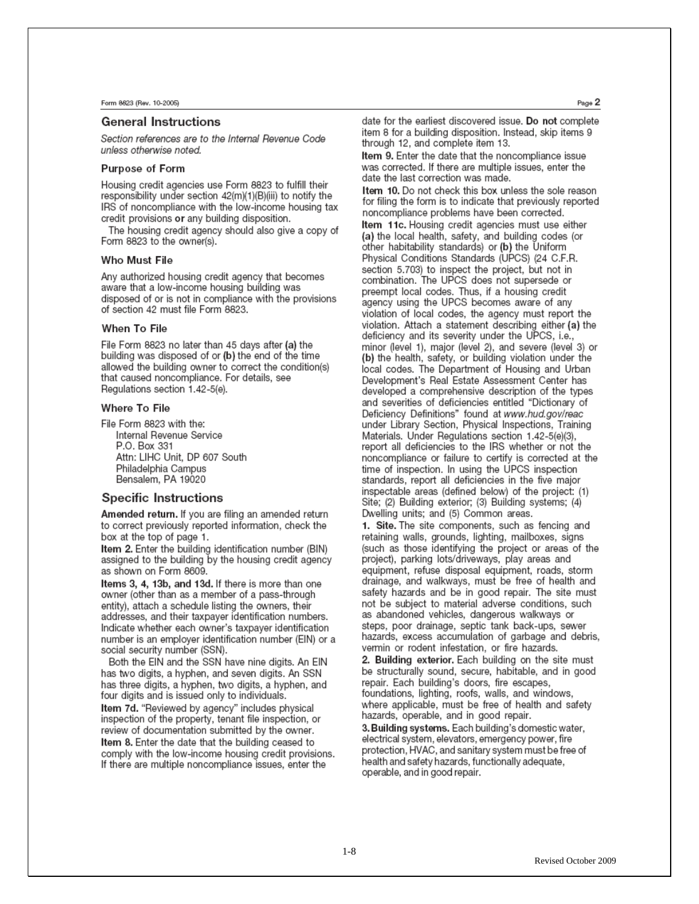## General Instructions

*Section references are to the Internal Revenue Code unless otherwise noted.*

### Purpose of Form

Housing credit agencies use Form 8823 to fulfill their responsibility under section 42(m)(1)(B)(iii) to notify the IRS of noncompliance with the low-income housing tax credit provisions **or** any building disposition.

The housing credit agency should also give a copy of Form 8823 to the owner(s).

### Who Must File

Any authorized housing credit agency that becomes aware that a low-income housing building was disposed of or is not in compliance with the provisions of section 42 must file Form 8823.

### When To File

File Form 8823 no later than 45 days after **(a)** the building was disposed of or **(b)** the end of the time allowed the building owner to correct the condition(s) that caused noncompliance. For details, see Regulations section 1.42-5(e).

### Where To File

File Form 8823 with the:

Internal Revenue Service
P.O. Box 331
Attn: LIHC Unit, DP 607 South
Philadelphia Campus
Bensalem, PA 19020

## Specific Instructions

**Amended return.** If you are filing an amended return to correct previously reported information, check the box at the top of page 1.

**Item 2.** Enter the building identification number (BIN) assigned to the building by the housing credit agency as shown on Form 8609.

**Items 3, 4, 13b, and 13d.** If there is more than one owner (other than as a member of a pass-through entity), attach a schedule listing the owners, their addresses, and their taxpayer identification numbers. Indicate whether each owner's taxpayer identification number is an employer identification number (EIN) or a social security number (SSN).

Both the EIN and the SSN have nine digits. An EIN has two digits, a hyphen, and seven digits. An SSN has three digits, a hyphen, two digits, a hyphen, and four digits and is issued only to individuals.

**Item 7d.** "Reviewed by agency" includes physical inspection of the property, tenant file inspection, or review of documentation submitted by the owner.

**Item 8.** Enter the date that the building ceased to comply with the low-income housing credit provisions. If there are multiple noncompliance issues, enter the date for the earliest discovered issue. **Do not** complete item 8 for a building disposition. Instead, skip items 9 through 12, and complete item 13.

**Item 9.** Enter the date that the noncompliance issue was corrected. If there are multiple issues, enter the date the last correction was made.

**Item 10.** Do not check this box unless the sole reason for filing the form is to indicate that previously reported noncompliance problems have been corrected.

**Item 11c.** Housing credit agencies must use either **(a)** the local health, safety, and building codes (or other habitability standards) or **(b)** the Uniform Physical Conditions Standards (UPCS) (24 C.F.R. section 5.703) to inspect the project, but not in combination. The UPCS does not supersede or preempt local codes. Thus, if a housing credit agency using the UPCS becomes aware of any violation of local codes, the agency must report the violation. Attach a statement describing either **(a)** the deficiency and its severity under the UPCS, i.e., minor (level 1), major (level 2), and severe (level 3) or **(b)** the health, safety, or building violation under the local codes. The Department of Housing and Urban Development's Real Estate Assessment Center has developed a comprehensive description of the types and severities of deficiencies entitled "Dictionary of Deficiency Definitions" found at *www.hud.gov/reac* under Library Section, Physical Inspections, Training Materials. Under Regulations section 1.42-5(e)(3), report all deficiencies to the IRS whether or not the noncompliance or failure to certify is corrected at the time of inspection. In using the UPCS inspection standards, report all deficiencies in the five major inspectable areas (defined below) of the project: (1) Site; (2) Building exterior; (3) Building systems; (4) Dwelling units; and (5) Common areas.

**1. Site.** The site components, such as fencing and retaining walls, grounds, lighting, mailboxes, signs (such as those identifying the project or areas of the project), parking lots/driveways, play areas and equipment, refuse disposal equipment, roads, storm drainage, and walkways, must be free of health and safety hazards and be in good repair. The site must not be subject to material adverse conditions, such as abandoned vehicles, dangerous walkways or steps, poor drainage, septic tank back-ups, sewer hazards, excess accumulation of garbage and debris, vermin or rodent infestation, or fire hazards.

**2. Building exterior.** Each building on the site must be structurally sound, secure, habitable, and in good repair. Each building's doors, fire escapes, foundations, lighting, roofs, walls, and windows, where applicable, must be free of health and safety hazards, operable, and in good repair.

**3. Building systems.** Each building's domestic water, electrical system, elevators, emergency power, fire protection, HVAC, and sanitary system must be free of health and safety hazards, functionally adequate, operable, and in good repair.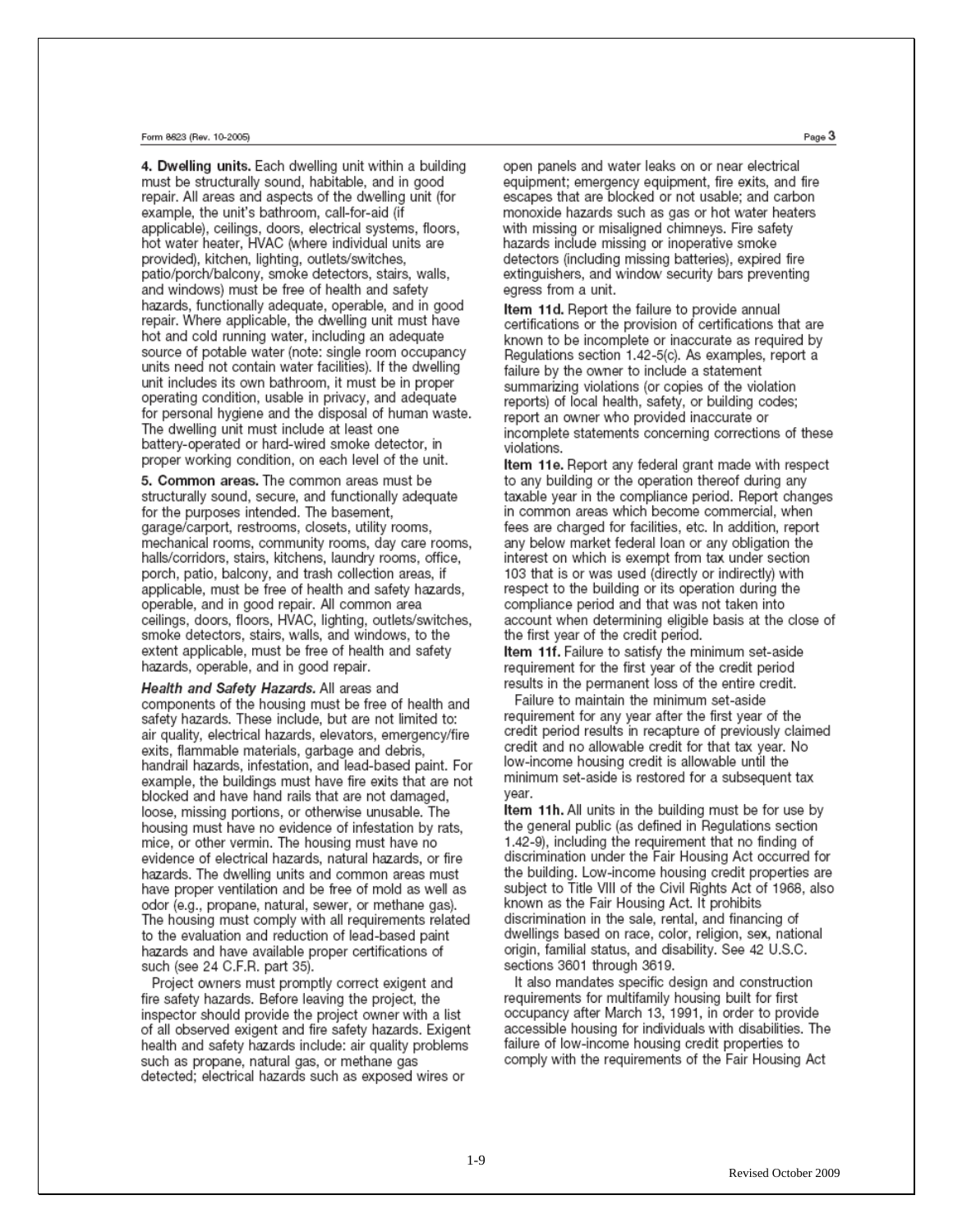**4. Dwelling units.** Each dwelling unit within a building must be structurally sound, habitable, and in good repair. All areas and aspects of the dwelling unit (for example, the unit's bathroom, call-for-aid (if applicable), ceilings, doors, electrical systems, floors, hot water heater, HVAC (where individual units are provided), kitchen, lighting, outlets/switches, patio/porch/balcony, smoke detectors, stairs, walls, and windows) must be free of health and safety hazards, functionally adequate, operable, and in good repair. Where applicable, the dwelling unit must have hot and cold running water, including an adequate source of potable water (note: single room occupancy units need not contain water facilities). If the dwelling unit includes its own bathroom, it must be in proper operating condition, usable in privacy, and adequate for personal hygiene and the disposal of human waste. The dwelling unit must include at least one battery-operated or hard-wired smoke detector, in proper working condition, on each level of the unit.

**5. Common areas.** The common areas must be structurally sound, secure, and functionally adequate for the purposes intended. The basement, garage/carport, restrooms, closets, utility rooms, mechanical rooms, community rooms, day care rooms, halls/corridors, stairs, kitchens, laundry rooms, office, porch, patio, balcony, and trash collection areas, if applicable, must be free of health and safety hazards, operable, and in good repair. All common area ceilings, doors, floors, HVAC, lighting, outlets/switches, smoke detectors, stairs, walls, and windows, to the extent applicable, must be free of health and safety hazards, operable, and in good repair.

***Health and Safety Hazards.*** All areas and components of the housing must be free of health and safety hazards. These include, but are not limited to: air quality, electrical hazards, elevators, emergency/fire exits, flammable materials, garbage and debris, handrail hazards, infestation, and lead-based paint. For example, the buildings must have fire exits that are not blocked and have hand rails that are not damaged, loose, missing portions, or otherwise unusable. The housing must have no evidence of infestation by rats, mice, or other vermin. The housing must have no evidence of electrical hazards, natural hazards, or fire hazards. The dwelling units and common areas must have proper ventilation and be free of mold as well as odor (e.g., propane, natural, sewer, or methane gas). The housing must comply with all requirements related to the evaluation and reduction of lead-based paint hazards and have available proper certifications of such (see 24 C.F.R. part 35).

Project owners must promptly correct exigent and fire safety hazards. Before leaving the project, the inspector should provide the project owner with a list of all observed exigent and fire safety hazards. Exigent health and safety hazards include: air quality problems such as propane, natural gas, or methane gas detected; electrical hazards such as exposed wires or open panels and water leaks on or near electrical equipment; emergency equipment, fire exits, and fire escapes that are blocked or not usable; and carbon monoxide hazards such as gas or hot water heaters with missing or misaligned chimneys. Fire safety hazards include missing or inoperative smoke detectors (including missing batteries), expired fire extinguishers, and window security bars preventing egress from a unit.

**Item 11d.** Report the failure to provide annual certifications or the provision of certifications that are known to be incomplete or inaccurate as required by Regulations section 1.42-5(c). As examples, report a failure by the owner to include a statement summarizing violations (or copies of the violation reports) of local health, safety, or building codes; report an owner who provided inaccurate or incomplete statements concerning corrections of these violations.

**Item 11e.** Report any federal grant made with respect to any building or the operation thereof during any taxable year in the compliance period. Report changes in common areas which become commercial, when fees are charged for facilities, etc. In addition, report any below market federal loan or any obligation the interest on which is exempt from tax under section 103 that is or was used (directly or indirectly) with respect to the building or its operation during the compliance period and that was not taken into account when determining eligible basis at the close of the first year of the credit period.

**Item 11f.** Failure to satisfy the minimum set-aside requirement for the first year of the credit period results in the permanent loss of the entire credit.

Failure to maintain the minimum set-aside requirement for any year after the first year of the credit period results in recapture of previously claimed credit and no allowable credit for that tax year. No low-income housing credit is allowable until the minimum set-aside is restored for a subsequent tax year.

**Item 11h.** All units in the building must be for use by the general public (as defined in Regulations section 1.42-9), including the requirement that no finding of discrimination under the Fair Housing Act occurred for the building. Low-income housing credit properties are subject to Title VIII of the Civil Rights Act of 1968, also known as the Fair Housing Act. It prohibits discrimination in the sale, rental, and financing of dwellings based on race, color, religion, sex, national origin, familial status, and disability. See 42 U.S.C. sections 3601 through 3619.

It also mandates specific design and construction requirements for multifamily housing built for first occupancy after March 13, 1991, in order to provide accessible housing for individuals with disabilities. The failure of low-income housing credit properties to comply with the requirements of the Fair Housing Act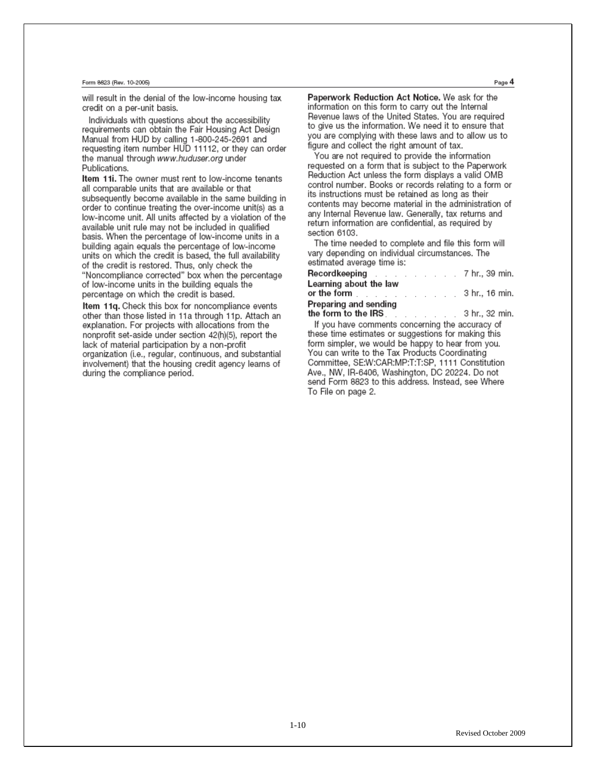will result in the denial of the low-income housing tax credit on a per-unit basis.

Individuals with questions about the accessibility requirements can obtain the Fair Housing Act Design Manual from HUD by calling 1-800-245-2691 and requesting item number HUD 11112, or they can order the manual through *www.huduser.org* under Publications.

**Item 11i.** The owner must rent to low-income tenants all comparable units that are available or that subsequently become available in the same building in order to continue treating the over-income unit(s) as a low-income unit. All units affected by a violation of the available unit rule may not be included in qualified basis. When the percentage of low-income units in a building again equals the percentage of low-income units on which the credit is based, the full availability of the credit is restored. Thus, only check the "Noncompliance corrected" box when the percentage of low-income units in the building equals the percentage on which the credit is based.

**Item 11q.** Check this box for noncompliance events other than those listed in 11a through 11p. Attach an explanation. For projects with allocations from the nonprofit set-aside under section 42(h)(5), report the lack of material participation by a non-profit organization (i.e., regular, continuous, and substantial involvement) that the housing credit agency learns of during the compliance period.

**Paperwork Reduction Act Notice.** We ask for the information on this form to carry out the Internal Revenue laws of the United States. You are required to give us the information. We need it to ensure that you are complying with these laws and to allow us to figure and collect the right amount of tax.

You are not required to provide the information requested on a form that is subject to the Paperwork Reduction Act unless the form displays a valid OMB control number. Books or records relating to a form or its instructions must be retained as long as their contents may become material in the administration of any Internal Revenue law. Generally, tax returns and return information are confidential, as required by section 6103.

The time needed to complete and file this form will vary depending on individual circumstances. The estimated average time is:

**Recordkeeping** . . . . . . . . . . 7 hr., 39 min.
**Learning about the law or the form** . . . . . . . . . . . 3 hr., 16 min.
**Preparing and sending the form to the IRS** . . . . . . . . . 3 hr., 32 min.

If you have comments concerning the accuracy of these time estimates or suggestions for making this form simpler, we would be happy to hear from you. You can write to the Tax Products Coordinating Committee, SE:W:CAR:MP:T:T:SP, 1111 Constitution Ave., NW, IR-6406, Washington, DC 20224. Do not send Form 8823 to this address. Instead, see Where To File on page 2.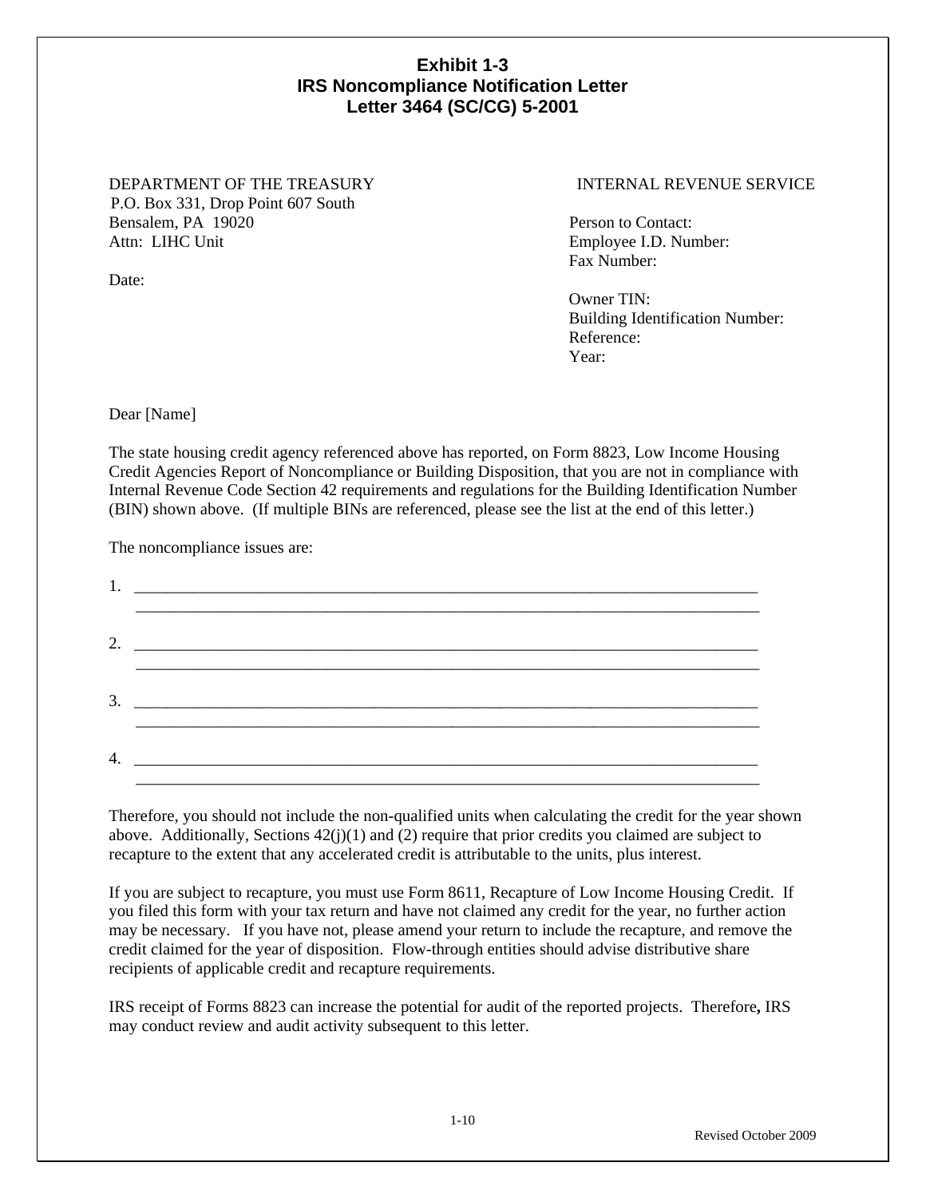# Exhibit 1-3
# IRS Noncompliance Notification Letter
# Letter 3464 (SC/CG) 5-2001

DEPARTMENT OF THE TREASURY
P.O. Box 331, Drop Point 607 South
Bensalem, PA 19020
Attn: LIHC Unit

INTERNAL REVENUE SERVICE

Person to Contact:
Employee I.D. Number:
Fax Number:

Date:

Owner TIN:
Building Identification Number:
Reference:
Year:

Dear [Name]

The state housing credit agency referenced above has reported, on Form 8823, Low Income Housing Credit Agencies Report of Noncompliance or Building Disposition, that you are not in compliance with Internal Revenue Code Section 42 requirements and regulations for the Building Identification Number (BIN) shown above. (If multiple BINs are referenced, please see the list at the end of this letter.)

The noncompliance issues are:

1. ______________________________________________________________________________
______________________________________________________________________________

2. ______________________________________________________________________________
______________________________________________________________________________

3. ______________________________________________________________________________
______________________________________________________________________________

4. ______________________________________________________________________________
______________________________________________________________________________

Therefore, you should not include the non-qualified units when calculating the credit for the year shown above. Additionally, Sections 42(j)(1) and (2) require that prior credits you claimed are subject to recapture to the extent that any accelerated credit is attributable to the units, plus interest.

If you are subject to recapture, you must use Form 8611, Recapture of Low Income Housing Credit. If you filed this form with your tax return and have not claimed any credit for the year, no further action may be necessary. If you have not, please amend your return to include the recapture, and remove the credit claimed for the year of disposition. Flow-through entities should advise distributive share recipients of applicable credit and recapture requirements.

IRS receipt of Forms 8823 can increase the potential for audit of the reported projects. Therefore**,** IRS may conduct review and audit activity subsequent to this letter.

Revised October 2009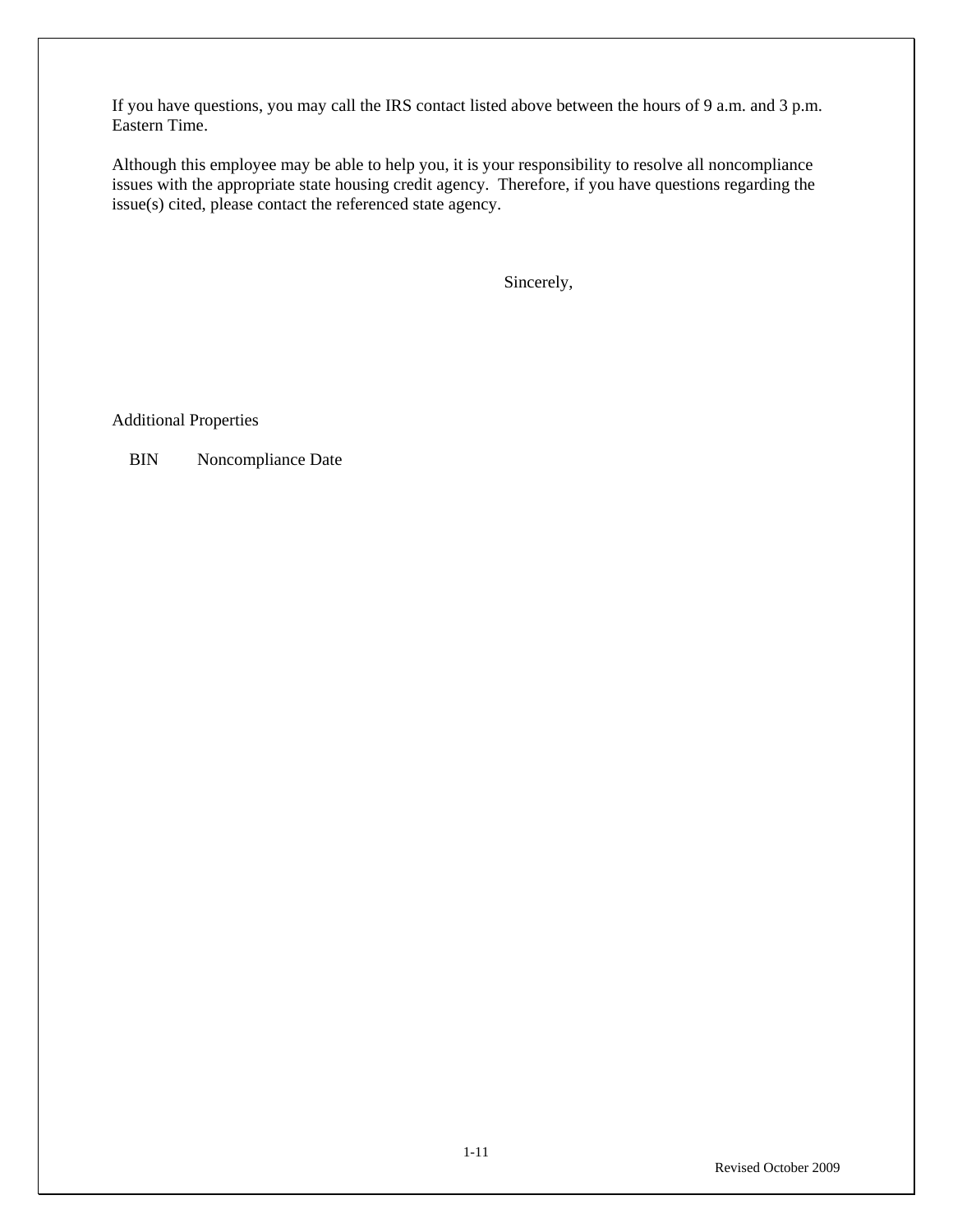If you have questions, you may call the IRS contact listed above between the hours of 9 a.m. and 3 p.m. Eastern Time.

Although this employee may be able to help you, it is your responsibility to resolve all noncompliance issues with the appropriate state housing credit agency. Therefore, if you have questions regarding the issue(s) cited, please contact the referenced state agency.

Sincerely,

Additional Properties

| BIN | Noncompliance Date |
| --- | --- |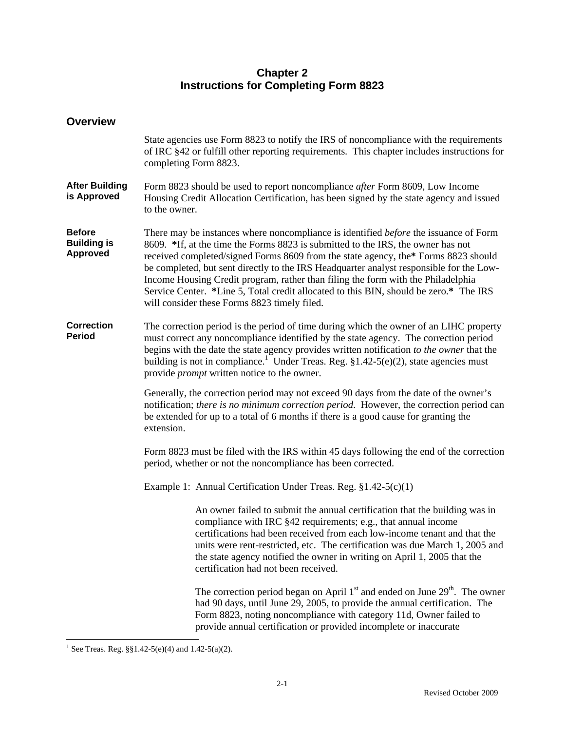# Chapter 2
# Instructions for Completing Form 8823

## Overview

State agencies use Form 8823 to notify the IRS of noncompliance with the requirements of IRC §42 or fulfill other reporting requirements. This chapter includes instructions for completing Form 8823.

**After Building is Approved**

Form 8823 should be used to report noncompliance *after* Form 8609, Low Income Housing Credit Allocation Certification, has been signed by the state agency and issued to the owner.

**Before Building is Approved**

There may be instances where noncompliance is identified *before* the issuance of Form 8609. **\***If, at the time the Forms 8823 is submitted to the IRS, the owner has not received completed/signed Forms 8609 from the state agency, the**\*** Forms 8823 should be completed, but sent directly to the IRS Headquarter analyst responsible for the Low-Income Housing Credit program, rather than filing the form with the Philadelphia Service Center. **\***Line 5, Total credit allocated to this BIN, should be zero.**\*** The IRS will consider these Forms 8823 timely filed.

**Correction Period**

The correction period is the period of time during which the owner of an LIHC property must correct any noncompliance identified by the state agency. The correction period begins with the date the state agency provides written notification *to the owner* that the building is not in compliance.[1] Under Treas. Reg. §1.42-5(e)(2), state agencies must provide *prompt* written notice to the owner.

Generally, the correction period may not exceed 90 days from the date of the owner's notification; *there is no minimum correction period*. However, the correction period can be extended for up to a total of 6 months if there is a good cause for granting the extension.

Form 8823 must be filed with the IRS within 45 days following the end of the correction period, whether or not the noncompliance has been corrected.

Example 1: Annual Certification Under Treas. Reg. §1.42-5(c)(1)

> An owner failed to submit the annual certification that the building was in compliance with IRC §42 requirements; e.g., that annual income certifications had been received from each low-income tenant and that the units were rent-restricted, etc. The certification was due March 1, 2005 and the state agency notified the owner in writing on April 1, 2005 that the certification had not been received.
>
> The correction period began on April 1st and ended on June 29th. The owner had 90 days, until June 29, 2005, to provide the annual certification. The Form 8823, noting noncompliance with category 11d, Owner failed to provide annual certification or provided incomplete or inaccurate

---

[1] See Treas. Reg. §§1.42-5(e)(4) and 1.42-5(a)(2).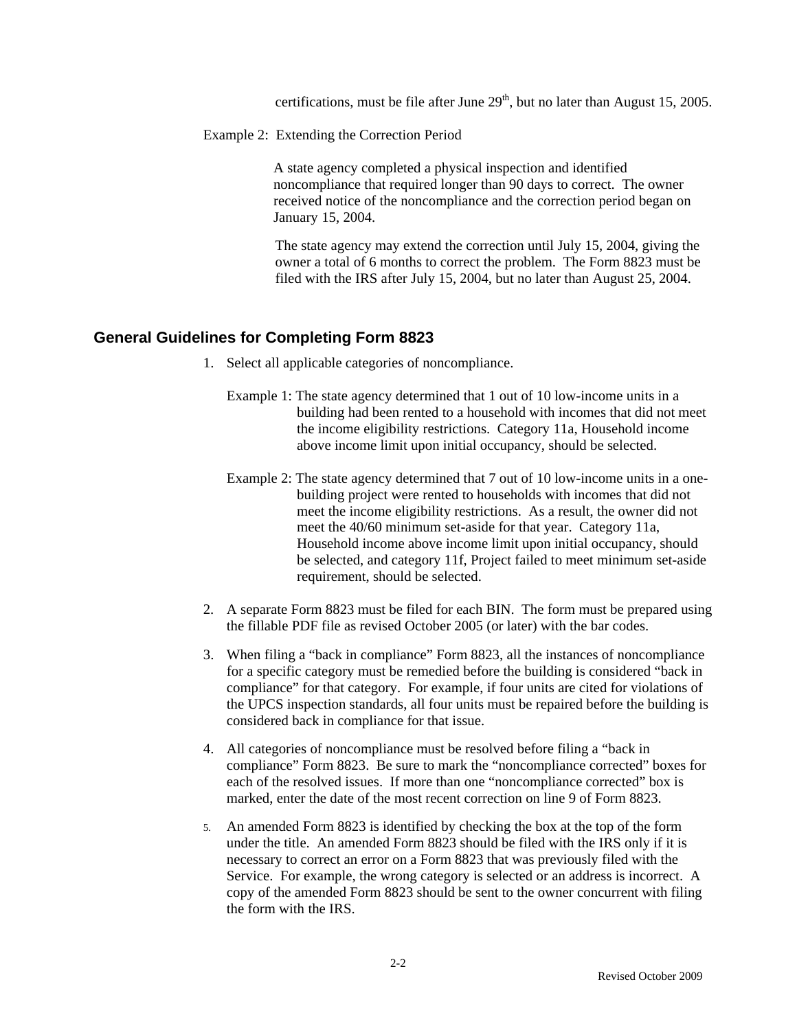certifications, must be file after June 29th, but no later than August 15, 2005.

Example 2: Extending the Correction Period

> A state agency completed a physical inspection and identified noncompliance that required longer than 90 days to correct. The owner received notice of the noncompliance and the correction period began on January 15, 2004.
>
> The state agency may extend the correction until July 15, 2004, giving the owner a total of 6 months to correct the problem. The Form 8823 must be filed with the IRS after July 15, 2004, but no later than August 25, 2004.

## General Guidelines for Completing Form 8823

1. Select all applicable categories of noncompliance.

   Example 1: The state agency determined that 1 out of 10 low-income units in a building had been rented to a household with incomes that did not meet the income eligibility restrictions. Category 11a, Household income above income limit upon initial occupancy, should be selected.

   Example 2: The state agency determined that 7 out of 10 low-income units in a one-building project were rented to households with incomes that did not meet the income eligibility restrictions. As a result, the owner did not meet the 40/60 minimum set-aside for that year. Category 11a, Household income above income limit upon initial occupancy, should be selected, and category 11f, Project failed to meet minimum set-aside requirement, should be selected.

2. A separate Form 8823 must be filed for each BIN. The form must be prepared using the fillable PDF file as revised October 2005 (or later) with the bar codes.

3. When filing a "back in compliance" Form 8823, all the instances of noncompliance for a specific category must be remedied before the building is considered "back in compliance" for that category. For example, if four units are cited for violations of the UPCS inspection standards, all four units must be repaired before the building is considered back in compliance for that issue.

4. All categories of noncompliance must be resolved before filing a "back in compliance" Form 8823. Be sure to mark the "noncompliance corrected" boxes for each of the resolved issues. If more than one "noncompliance corrected" box is marked, enter the date of the most recent correction on line 9 of Form 8823.

5. An amended Form 8823 is identified by checking the box at the top of the form under the title. An amended Form 8823 should be filed with the IRS only if it is necessary to correct an error on a Form 8823 that was previously filed with the Service. For example, the wrong category is selected or an address is incorrect. A copy of the amended Form 8823 should be sent to the owner concurrent with filing the form with the IRS.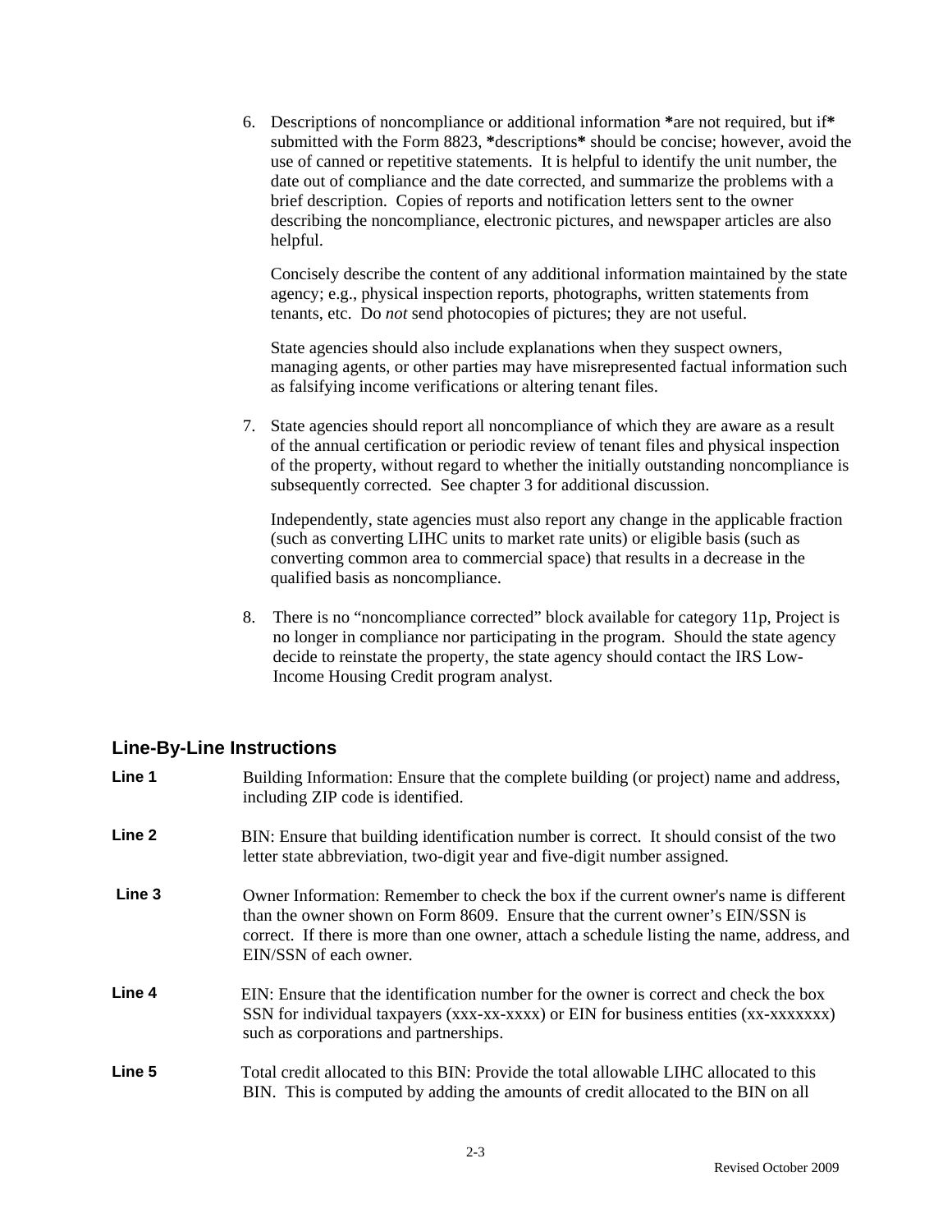6. Descriptions of noncompliance or additional information **are not required, but if** submitted with the Form 8823, **descriptions** should be concise; however, avoid the use of canned or repetitive statements. It is helpful to identify the unit number, the date out of compliance and the date corrected, and summarize the problems with a brief description. Copies of reports and notification letters sent to the owner describing the noncompliance, electronic pictures, and newspaper articles are also helpful.

   Concisely describe the content of any additional information maintained by the state agency; e.g., physical inspection reports, photographs, written statements from tenants, etc. Do *not* send photocopies of pictures; they are not useful.

   State agencies should also include explanations when they suspect owners, managing agents, or other parties may have misrepresented factual information such as falsifying income verifications or altering tenant files.

7. State agencies should report all noncompliance of which they are aware as a result of the annual certification or periodic review of tenant files and physical inspection of the property, without regard to whether the initially outstanding noncompliance is subsequently corrected. See chapter 3 for additional discussion.

   Independently, state agencies must also report any change in the applicable fraction (such as converting LIHC units to market rate units) or eligible basis (such as converting common area to commercial space) that results in a decrease in the qualified basis as noncompliance.

8. There is no "noncompliance corrected" block available for category 11p, Project is no longer in compliance nor participating in the program. Should the state agency decide to reinstate the property, the state agency should contact the IRS Low-Income Housing Credit program analyst.

## Line-By-Line Instructions

**Line 1** Building Information: Ensure that the complete building (or project) name and address, including ZIP code is identified.

**Line 2** BIN: Ensure that building identification number is correct. It should consist of the two letter state abbreviation, two-digit year and five-digit number assigned.

**Line 3** Owner Information: Remember to check the box if the current owner's name is different than the owner shown on Form 8609. Ensure that the current owner's EIN/SSN is correct. If there is more than one owner, attach a schedule listing the name, address, and EIN/SSN of each owner.

**Line 4** EIN: Ensure that the identification number for the owner is correct and check the box SSN for individual taxpayers (xxx-xx-xxxx) or EIN for business entities (xx-xxxxxxx) such as corporations and partnerships.

**Line 5** Total credit allocated to this BIN: Provide the total allowable LIHC allocated to this BIN. This is computed by adding the amounts of credit allocated to the BIN on all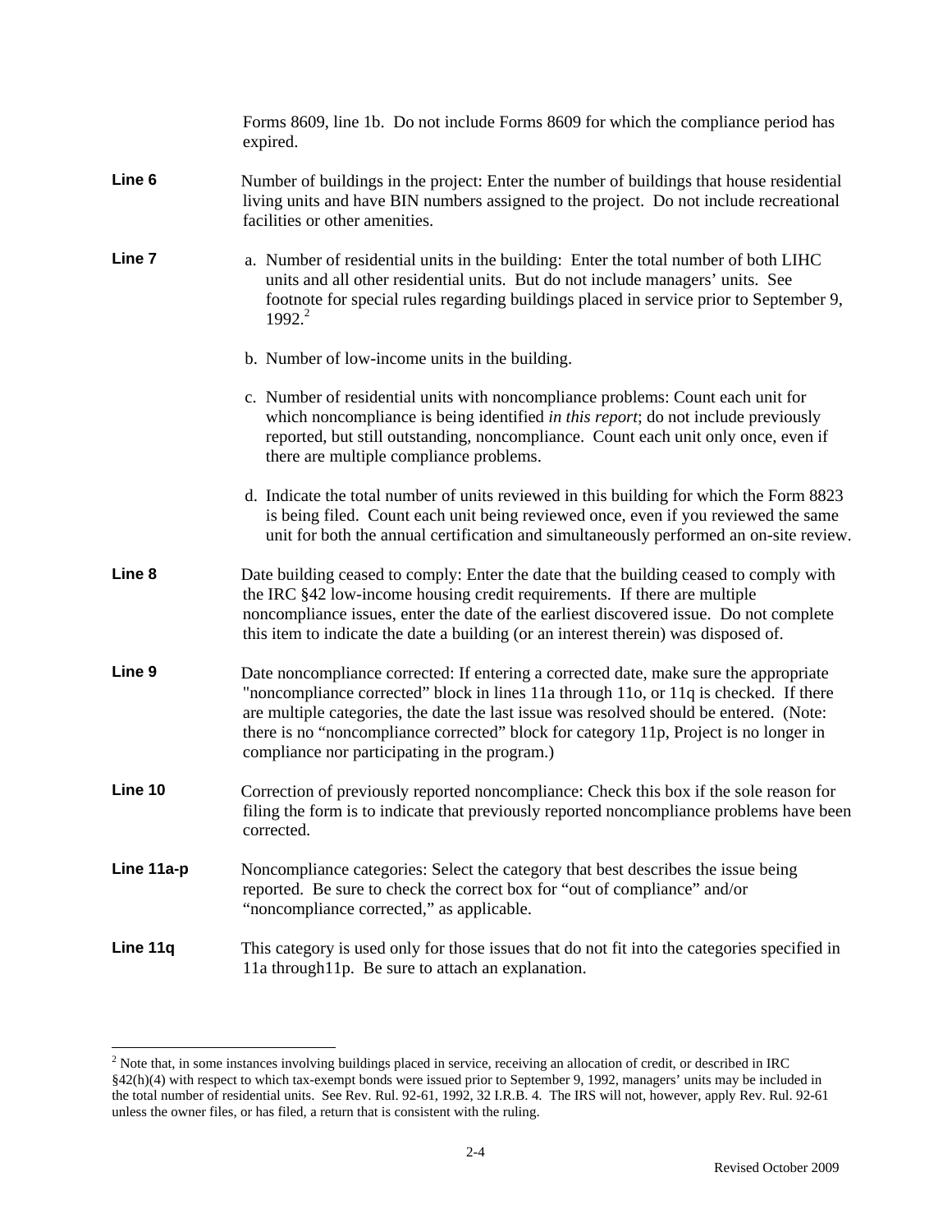Forms 8609, line 1b. Do not include Forms 8609 for which the compliance period has expired.

**Line 6** Number of buildings in the project: Enter the number of buildings that house residential living units and have BIN numbers assigned to the project. Do not include recreational facilities or other amenities.

**Line 7**

a. Number of residential units in the building: Enter the total number of both LIHC units and all other residential units. But do not include managers' units. See footnote for special rules regarding buildings placed in service prior to September 9, 1992.[2]

b. Number of low-income units in the building.

c. Number of residential units with noncompliance problems: Count each unit for which noncompliance is being identified *in this report*; do not include previously reported, but still outstanding, noncompliance. Count each unit only once, even if there are multiple compliance problems.

d. Indicate the total number of units reviewed in this building for which the Form 8823 is being filed. Count each unit being reviewed once, even if you reviewed the same unit for both the annual certification and simultaneously performed an on-site review.

**Line 8** Date building ceased to comply: Enter the date that the building ceased to comply with the IRC §42 low-income housing credit requirements. If there are multiple noncompliance issues, enter the date of the earliest discovered issue. Do not complete this item to indicate the date a building (or an interest therein) was disposed of.

**Line 9** Date noncompliance corrected: If entering a corrected date, make sure the appropriate "noncompliance corrected" block in lines 11a through 11o, or 11q is checked. If there are multiple categories, the date the last issue was resolved should be entered. (Note: there is no "noncompliance corrected" block for category 11p, Project is no longer in compliance nor participating in the program.)

**Line 10** Correction of previously reported noncompliance: Check this box if the sole reason for filing the form is to indicate that previously reported noncompliance problems have been corrected.

**Line 11a-p** Noncompliance categories: Select the category that best describes the issue being reported. Be sure to check the correct box for "out of compliance" and/or "noncompliance corrected," as applicable.

**Line 11q** This category is used only for those issues that do not fit into the categories specified in 11a through11p. Be sure to attach an explanation.

---

[2] Note that, in some instances involving buildings placed in service, receiving an allocation of credit, or described in IRC §42(h)(4) with respect to which tax-exempt bonds were issued prior to September 9, 1992, managers' units may be included in the total number of residential units. See Rev. Rul. 92-61, 1992, 32 I.R.B. 4. The IRS will not, however, apply Rev. Rul. 92-61 unless the owner files, or has filed, a return that is consistent with the ruling.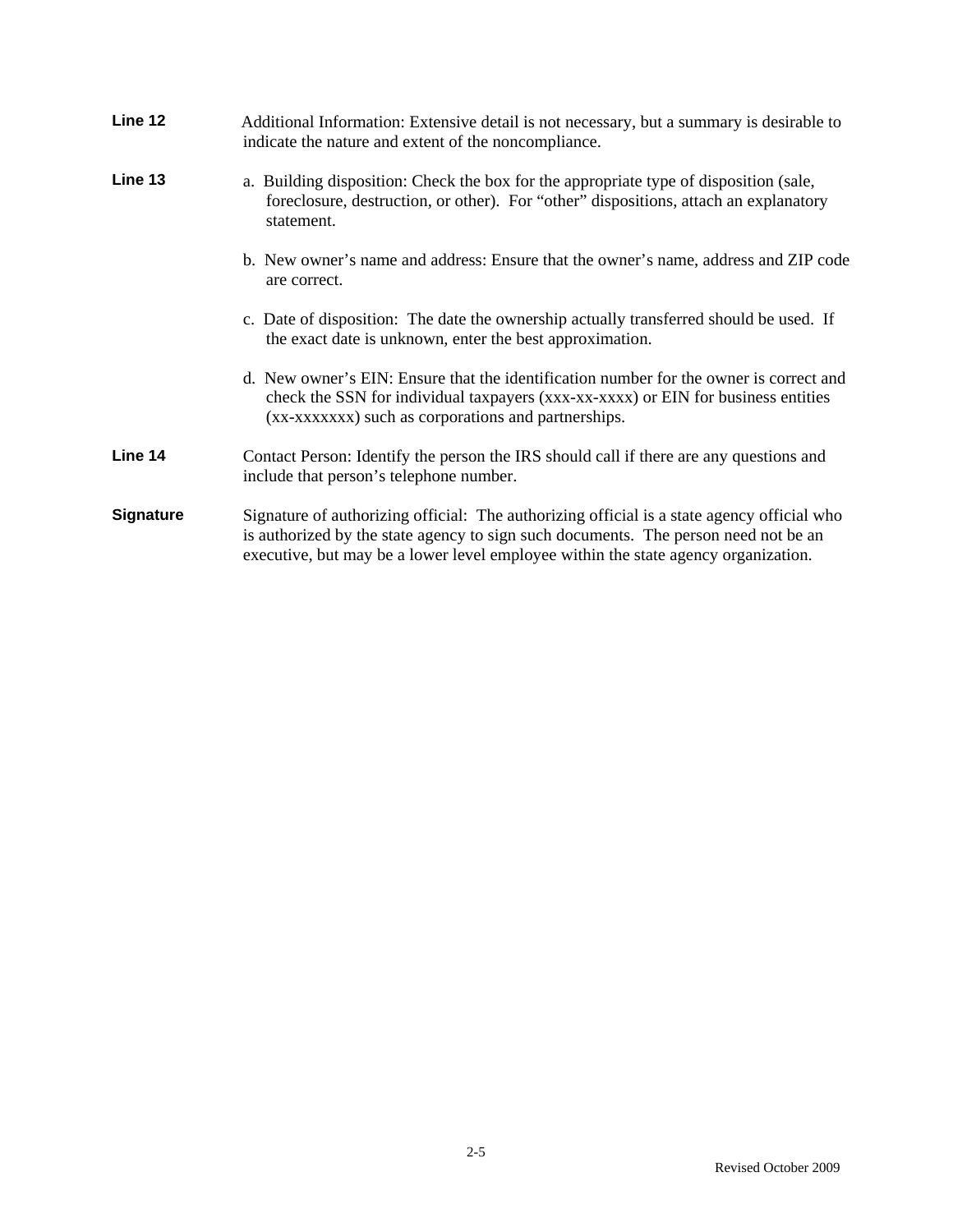**Line 12** Additional Information: Extensive detail is not necessary, but a summary is desirable to indicate the nature and extent of the noncompliance.

**Line 13** a. Building disposition: Check the box for the appropriate type of disposition (sale, foreclosure, destruction, or other). For "other" dispositions, attach an explanatory statement.

b. New owner's name and address: Ensure that the owner's name, address and ZIP code are correct.

c. Date of disposition: The date the ownership actually transferred should be used. If the exact date is unknown, enter the best approximation.

d. New owner's EIN: Ensure that the identification number for the owner is correct and check the SSN for individual taxpayers (xxx-xx-xxxx) or EIN for business entities (xx-xxxxxxx) such as corporations and partnerships.

**Line 14** Contact Person: Identify the person the IRS should call if there are any questions and include that person's telephone number.

**Signature** Signature of authorizing official: The authorizing official is a state agency official who is authorized by the state agency to sign such documents. The person need not be an executive, but may be a lower level employee within the state agency organization.

Revised October 2009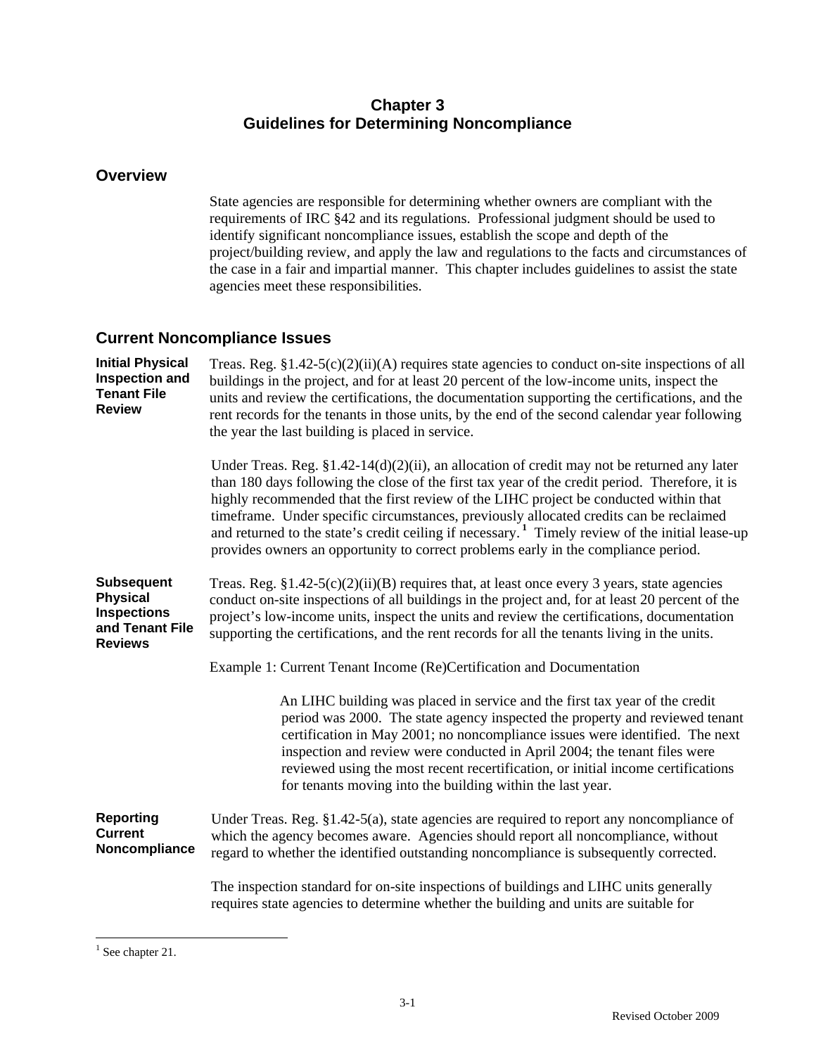# Chapter 3
# Guidelines for Determining Noncompliance

## Overview

State agencies are responsible for determining whether owners are compliant with the requirements of IRC §42 and its regulations. Professional judgment should be used to identify significant noncompliance issues, establish the scope and depth of the project/building review, and apply the law and regulations to the facts and circumstances of the case in a fair and impartial manner. This chapter includes guidelines to assist the state agencies meet these responsibilities.

## Current Noncompliance Issues

### Initial Physical Inspection and Tenant File Review

Treas. Reg. §1.42-5(c)(2)(ii)(A) requires state agencies to conduct on-site inspections of all buildings in the project, and for at least 20 percent of the low-income units, inspect the units and review the certifications, the documentation supporting the certifications, and the rent records for the tenants in those units, by the end of the second calendar year following the year the last building is placed in service.

Under Treas. Reg. §1.42-14(d)(2)(ii), an allocation of credit may not be returned any later than 180 days following the close of the first tax year of the credit period. Therefore, it is highly recommended that the first review of the LIHC project be conducted within that timeframe. Under specific circumstances, previously allocated credits can be reclaimed and returned to the state's credit ceiling if necessary.[1] Timely review of the initial lease-up provides owners an opportunity to correct problems early in the compliance period.

### Subsequent Physical Inspections and Tenant File Reviews

Treas. Reg. §1.42-5(c)(2)(ii)(B) requires that, at least once every 3 years, state agencies conduct on-site inspections of all buildings in the project and, for at least 20 percent of the project's low-income units, inspect the units and review the certifications, documentation supporting the certifications, and the rent records for all the tenants living in the units.

Example 1: Current Tenant Income (Re)Certification and Documentation

> An LIHC building was placed in service and the first tax year of the credit period was 2000. The state agency inspected the property and reviewed tenant certification in May 2001; no noncompliance issues were identified. The next inspection and review were conducted in April 2004; the tenant files were reviewed using the most recent recertification, or initial income certifications for tenants moving into the building within the last year.

### Reporting Current Noncompliance

Under Treas. Reg. §1.42-5(a), state agencies are required to report any noncompliance of which the agency becomes aware. Agencies should report all noncompliance, without regard to whether the identified outstanding noncompliance is subsequently corrected.

The inspection standard for on-site inspections of buildings and LIHC units generally requires state agencies to determine whether the building and units are suitable for

[1] See chapter 21.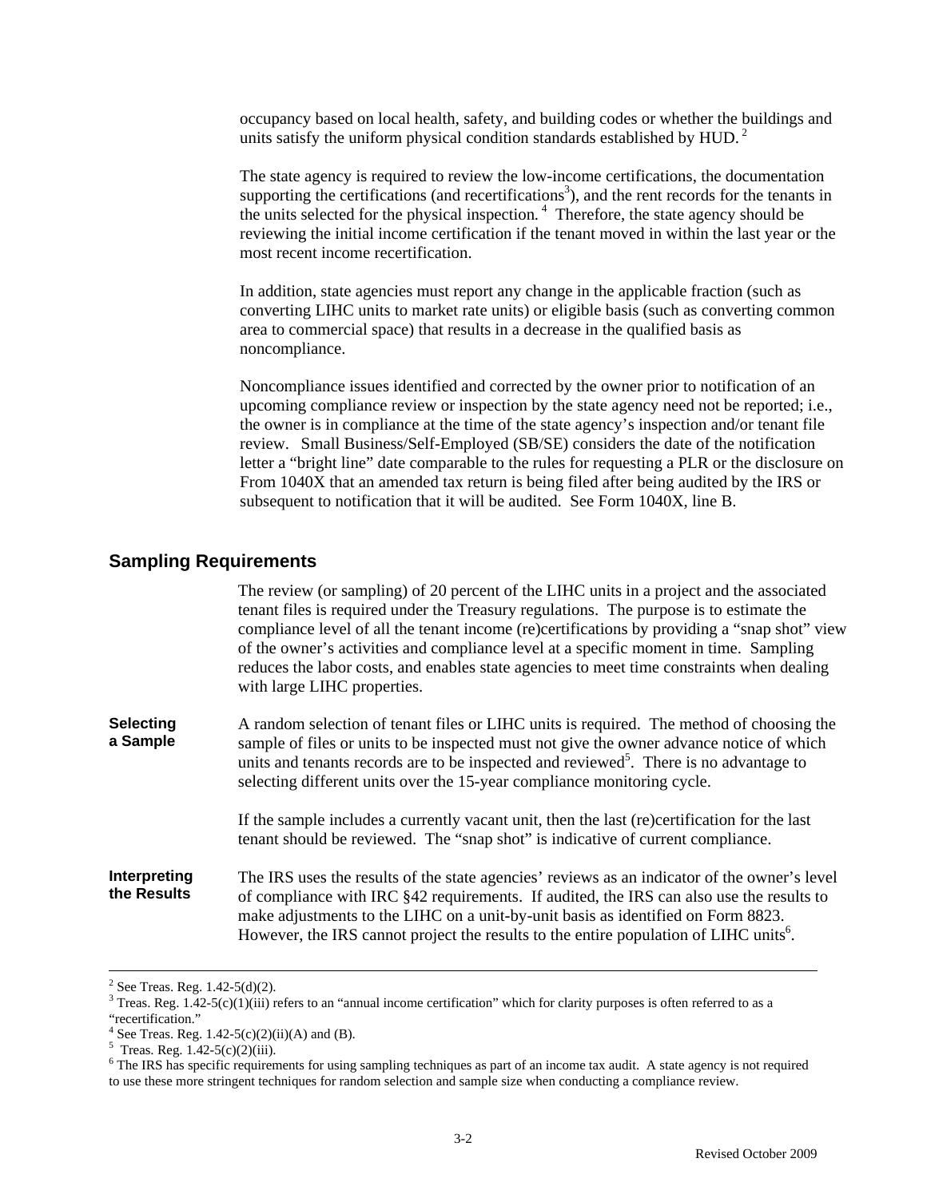occupancy based on local health, safety, and building codes or whether the buildings and units satisfy the uniform physical condition standards established by HUD.[2]

The state agency is required to review the low-income certifications, the documentation supporting the certifications (and recertifications[3]), and the rent records for the tenants in the units selected for the physical inspection.[4] Therefore, the state agency should be reviewing the initial income certification if the tenant moved in within the last year or the most recent income recertification.

In addition, state agencies must report any change in the applicable fraction (such as converting LIHC units to market rate units) or eligible basis (such as converting common area to commercial space) that results in a decrease in the qualified basis as noncompliance.

Noncompliance issues identified and corrected by the owner prior to notification of an upcoming compliance review or inspection by the state agency need not be reported; i.e., the owner is in compliance at the time of the state agency's inspection and/or tenant file review. Small Business/Self-Employed (SB/SE) considers the date of the notification letter a "bright line" date comparable to the rules for requesting a PLR or the disclosure on From 1040X that an amended tax return is being filed after being audited by the IRS or subsequent to notification that it will be audited. See Form 1040X, line B.

## Sampling Requirements

The review (or sampling) of 20 percent of the LIHC units in a project and the associated tenant files is required under the Treasury regulations. The purpose is to estimate the compliance level of all the tenant income (re)certifications by providing a "snap shot" view of the owner's activities and compliance level at a specific moment in time. Sampling reduces the labor costs, and enables state agencies to meet time constraints when dealing with large LIHC properties.

**Selecting a Sample**

A random selection of tenant files or LIHC units is required. The method of choosing the sample of files or units to be inspected must not give the owner advance notice of which units and tenants records are to be inspected and reviewed[5]. There is no advantage to selecting different units over the 15-year compliance monitoring cycle.

If the sample includes a currently vacant unit, then the last (re)certification for the last tenant should be reviewed. The "snap shot" is indicative of current compliance.

**Interpreting the Results**

The IRS uses the results of the state agencies' reviews as an indicator of the owner's level of compliance with IRC §42 requirements. If audited, the IRS can also use the results to make adjustments to the LIHC on a unit-by-unit basis as identified on Form 8823. However, the IRS cannot project the results to the entire population of LIHC units[6].

---

[2] See Treas. Reg. 1.42-5(d)(2).

[3] Treas. Reg. 1.42-5(c)(1)(iii) refers to an "annual income certification" which for clarity purposes is often referred to as a "recertification."

[4] See Treas. Reg. 1.42-5(c)(2)(ii)(A) and (B).

[5] Treas. Reg. 1.42-5(c)(2)(iii).

[6] The IRS has specific requirements for using sampling techniques as part of an income tax audit. A state agency is not required to use these more stringent techniques for random selection and sample size when conducting a compliance review.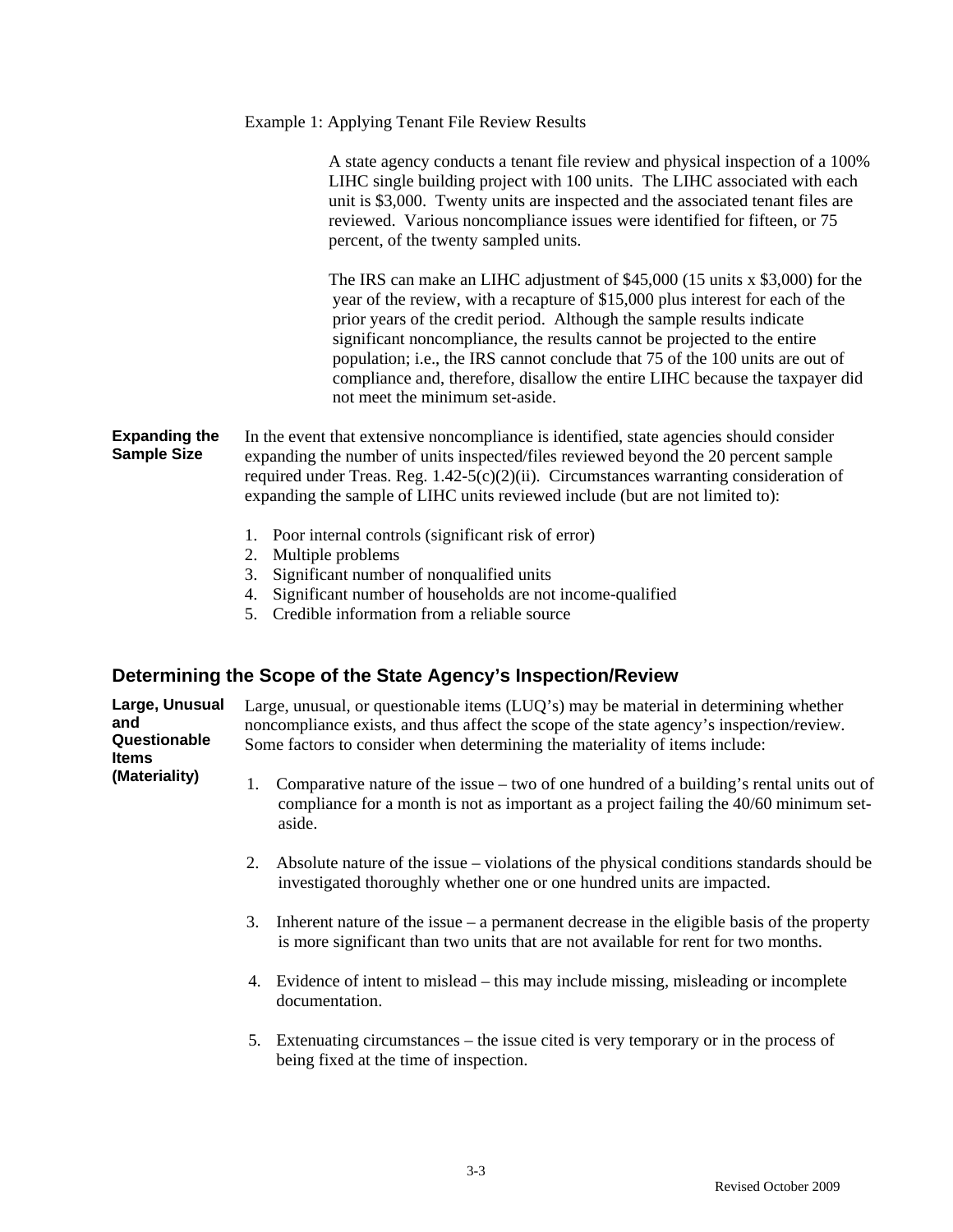Example 1: Applying Tenant File Review Results

> A state agency conducts a tenant file review and physical inspection of a 100% LIHC single building project with 100 units. The LIHC associated with each unit is $3,000. Twenty units are inspected and the associated tenant files are reviewed. Various noncompliance issues were identified for fifteen, or 75 percent, of the twenty sampled units.
>
> The IRS can make an LIHC adjustment of $45,000 (15 units x $3,000) for the year of the review, with a recapture of $15,000 plus interest for each of the prior years of the credit period. Although the sample results indicate significant noncompliance, the results cannot be projected to the entire population; i.e., the IRS cannot conclude that 75 of the 100 units are out of compliance and, therefore, disallow the entire LIHC because the taxpayer did not meet the minimum set-aside.

**Expanding the Sample Size**

In the event that extensive noncompliance is identified, state agencies should consider expanding the number of units inspected/files reviewed beyond the 20 percent sample required under Treas. Reg. 1.42-5(c)(2)(ii). Circumstances warranting consideration of expanding the sample of LIHC units reviewed include (but are not limited to):

1. Poor internal controls (significant risk of error)
2. Multiple problems
3. Significant number of nonqualified units
4. Significant number of households are not income-qualified
5. Credible information from a reliable source

## Determining the Scope of the State Agency's Inspection/Review

**Large, Unusual and Questionable Items (Materiality)**

Large, unusual, or questionable items (LUQ's) may be material in determining whether noncompliance exists, and thus affect the scope of the state agency's inspection/review. Some factors to consider when determining the materiality of items include:

1. Comparative nature of the issue – two of one hundred of a building's rental units out of compliance for a month is not as important as a project failing the 40/60 minimum set-aside.

2. Absolute nature of the issue – violations of the physical conditions standards should be investigated thoroughly whether one or one hundred units are impacted.

3. Inherent nature of the issue – a permanent decrease in the eligible basis of the property is more significant than two units that are not available for rent for two months.

4. Evidence of intent to mislead – this may include missing, misleading or incomplete documentation.

5. Extenuating circumstances – the issue cited is very temporary or in the process of being fixed at the time of inspection.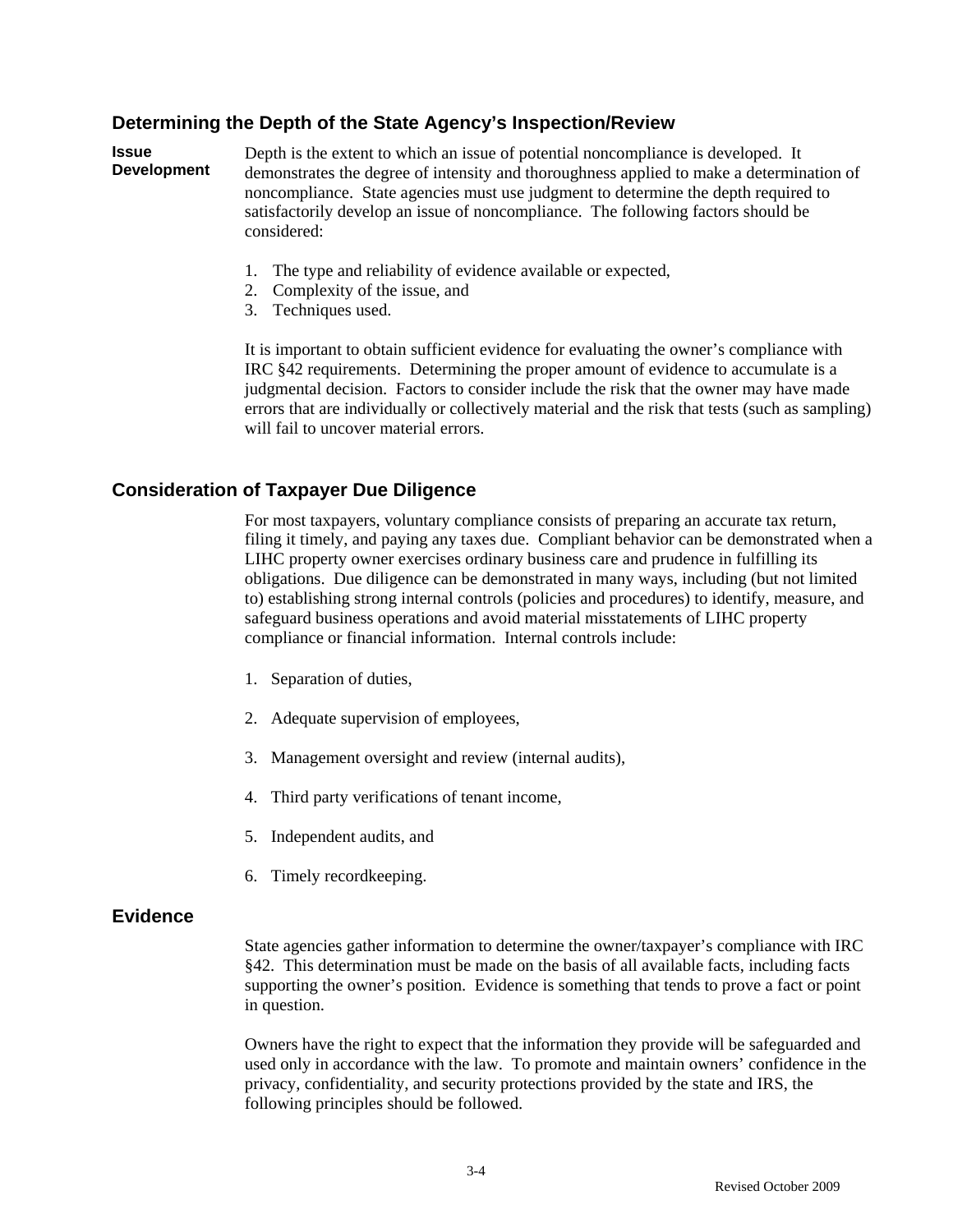## Determining the Depth of the State Agency's Inspection/Review

**Issue Development**

Depth is the extent to which an issue of potential noncompliance is developed. It demonstrates the degree of intensity and thoroughness applied to make a determination of noncompliance. State agencies must use judgment to determine the depth required to satisfactorily develop an issue of noncompliance. The following factors should be considered:

1. The type and reliability of evidence available or expected,
2. Complexity of the issue, and
3. Techniques used.

It is important to obtain sufficient evidence for evaluating the owner's compliance with IRC §42 requirements. Determining the proper amount of evidence to accumulate is a judgmental decision. Factors to consider include the risk that the owner may have made errors that are individually or collectively material and the risk that tests (such as sampling) will fail to uncover material errors.

## Consideration of Taxpayer Due Diligence

For most taxpayers, voluntary compliance consists of preparing an accurate tax return, filing it timely, and paying any taxes due. Compliant behavior can be demonstrated when a LIHC property owner exercises ordinary business care and prudence in fulfilling its obligations. Due diligence can be demonstrated in many ways, including (but not limited to) establishing strong internal controls (policies and procedures) to identify, measure, and safeguard business operations and avoid material misstatements of LIHC property compliance or financial information. Internal controls include:

1. Separation of duties,
2. Adequate supervision of employees,
3. Management oversight and review (internal audits),
4. Third party verifications of tenant income,
5. Independent audits, and
6. Timely recordkeeping.

## Evidence

State agencies gather information to determine the owner/taxpayer's compliance with IRC §42. This determination must be made on the basis of all available facts, including facts supporting the owner's position. Evidence is something that tends to prove a fact or point in question.

Owners have the right to expect that the information they provide will be safeguarded and used only in accordance with the law. To promote and maintain owners' confidence in the privacy, confidentiality, and security protections provided by the state and IRS, the following principles should be followed.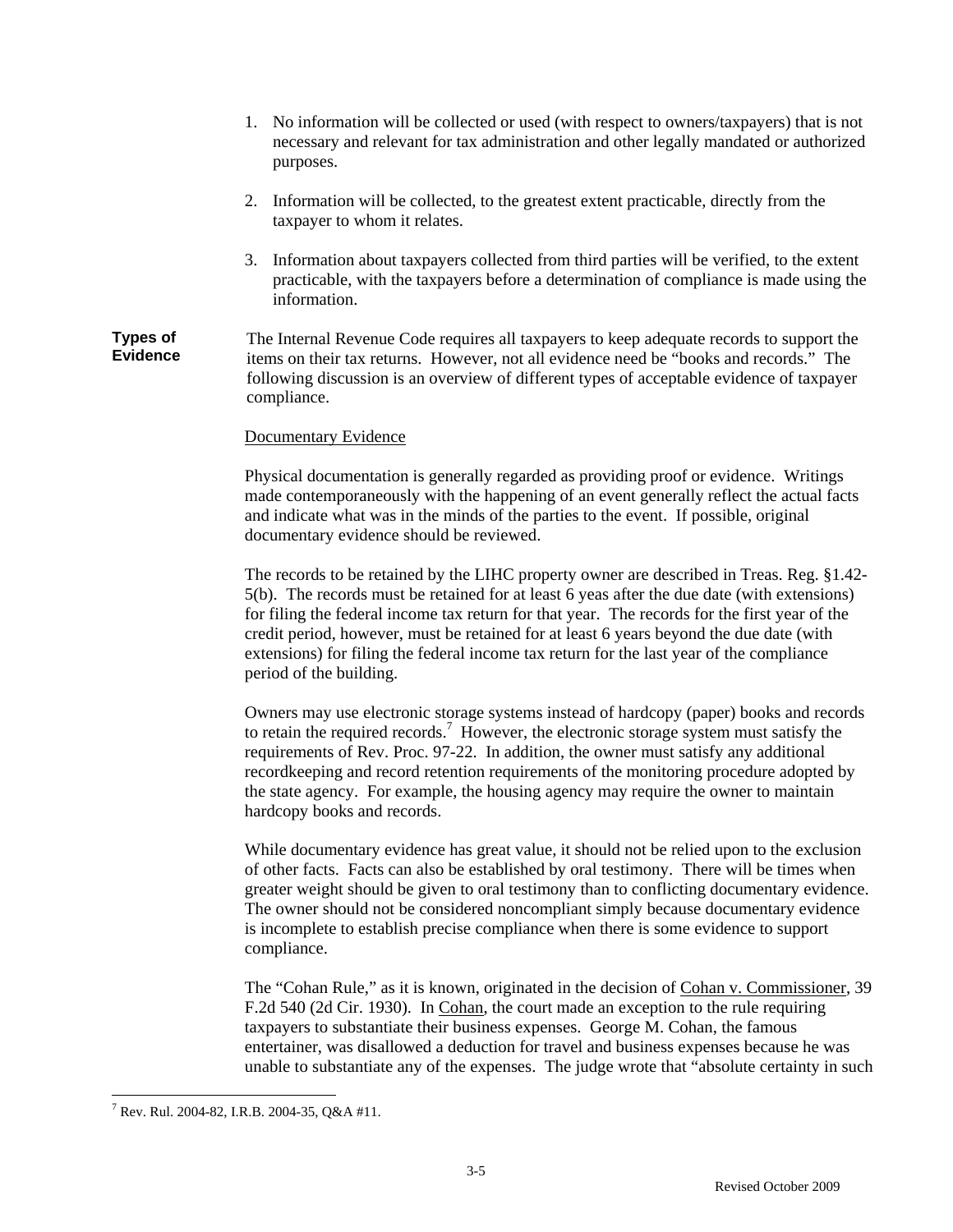1. No information will be collected or used (with respect to owners/taxpayers) that is not necessary and relevant for tax administration and other legally mandated or authorized purposes.

2. Information will be collected, to the greatest extent practicable, directly from the taxpayer to whom it relates.

3. Information about taxpayers collected from third parties will be verified, to the extent practicable, with the taxpayers before a determination of compliance is made using the information.

**Types of Evidence**

The Internal Revenue Code requires all taxpayers to keep adequate records to support the items on their tax returns. However, not all evidence need be "books and records." The following discussion is an overview of different types of acceptable evidence of taxpayer compliance.

Documentary Evidence

Physical documentation is generally regarded as providing proof or evidence. Writings made contemporaneously with the happening of an event generally reflect the actual facts and indicate what was in the minds of the parties to the event. If possible, original documentary evidence should be reviewed.

The records to be retained by the LIHC property owner are described in Treas. Reg. §1.42-5(b). The records must be retained for at least 6 yeas after the due date (with extensions) for filing the federal income tax return for that year. The records for the first year of the credit period, however, must be retained for at least 6 years beyond the due date (with extensions) for filing the federal income tax return for the last year of the compliance period of the building.

Owners may use electronic storage systems instead of hardcopy (paper) books and records to retain the required records.[7] However, the electronic storage system must satisfy the requirements of Rev. Proc. 97-22. In addition, the owner must satisfy any additional recordkeeping and record retention requirements of the monitoring procedure adopted by the state agency. For example, the housing agency may require the owner to maintain hardcopy books and records.

While documentary evidence has great value, it should not be relied upon to the exclusion of other facts. Facts can also be established by oral testimony. There will be times when greater weight should be given to oral testimony than to conflicting documentary evidence. The owner should not be considered noncompliant simply because documentary evidence is incomplete to establish precise compliance when there is some evidence to support compliance.

The "Cohan Rule," as it is known, originated in the decision of Cohan v. Commissioner, 39 F.2d 540 (2d Cir. 1930). In Cohan, the court made an exception to the rule requiring taxpayers to substantiate their business expenses. George M. Cohan, the famous entertainer, was disallowed a deduction for travel and business expenses because he was unable to substantiate any of the expenses. The judge wrote that "absolute certainty in such

[7] Rev. Rul. 2004-82, I.R.B. 2004-35, Q&A #11.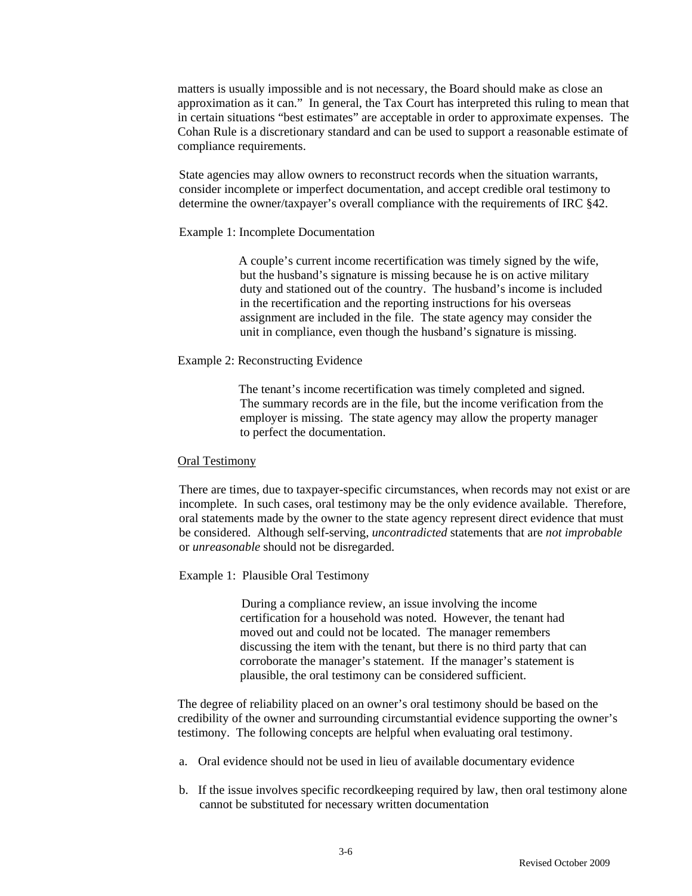matters is usually impossible and is not necessary, the Board should make as close an approximation as it can." In general, the Tax Court has interpreted this ruling to mean that in certain situations "best estimates" are acceptable in order to approximate expenses. The Cohan Rule is a discretionary standard and can be used to support a reasonable estimate of compliance requirements.

State agencies may allow owners to reconstruct records when the situation warrants, consider incomplete or imperfect documentation, and accept credible oral testimony to determine the owner/taxpayer's overall compliance with the requirements of IRC §42.

Example 1: Incomplete Documentation

> A couple's current income recertification was timely signed by the wife, but the husband's signature is missing because he is on active military duty and stationed out of the country. The husband's income is included in the recertification and the reporting instructions for his overseas assignment are included in the file. The state agency may consider the unit in compliance, even though the husband's signature is missing.

Example 2: Reconstructing Evidence

> The tenant's income recertification was timely completed and signed. The summary records are in the file, but the income verification from the employer is missing. The state agency may allow the property manager to perfect the documentation.

<u>Oral Testimony</u>

There are times, due to taxpayer-specific circumstances, when records may not exist or are incomplete. In such cases, oral testimony may be the only evidence available. Therefore, oral statements made by the owner to the state agency represent direct evidence that must be considered. Although self-serving, *uncontradicted* statements that are *not improbable* or *unreasonable* should not be disregarded.

Example 1: Plausible Oral Testimony

> During a compliance review, an issue involving the income certification for a household was noted. However, the tenant had moved out and could not be located. The manager remembers discussing the item with the tenant, but there is no third party that can corroborate the manager's statement. If the manager's statement is plausible, the oral testimony can be considered sufficient.

The degree of reliability placed on an owner's oral testimony should be based on the credibility of the owner and surrounding circumstantial evidence supporting the owner's testimony. The following concepts are helpful when evaluating oral testimony.

a. Oral evidence should not be used in lieu of available documentary evidence

b. If the issue involves specific recordkeeping required by law, then oral testimony alone cannot be substituted for necessary written documentation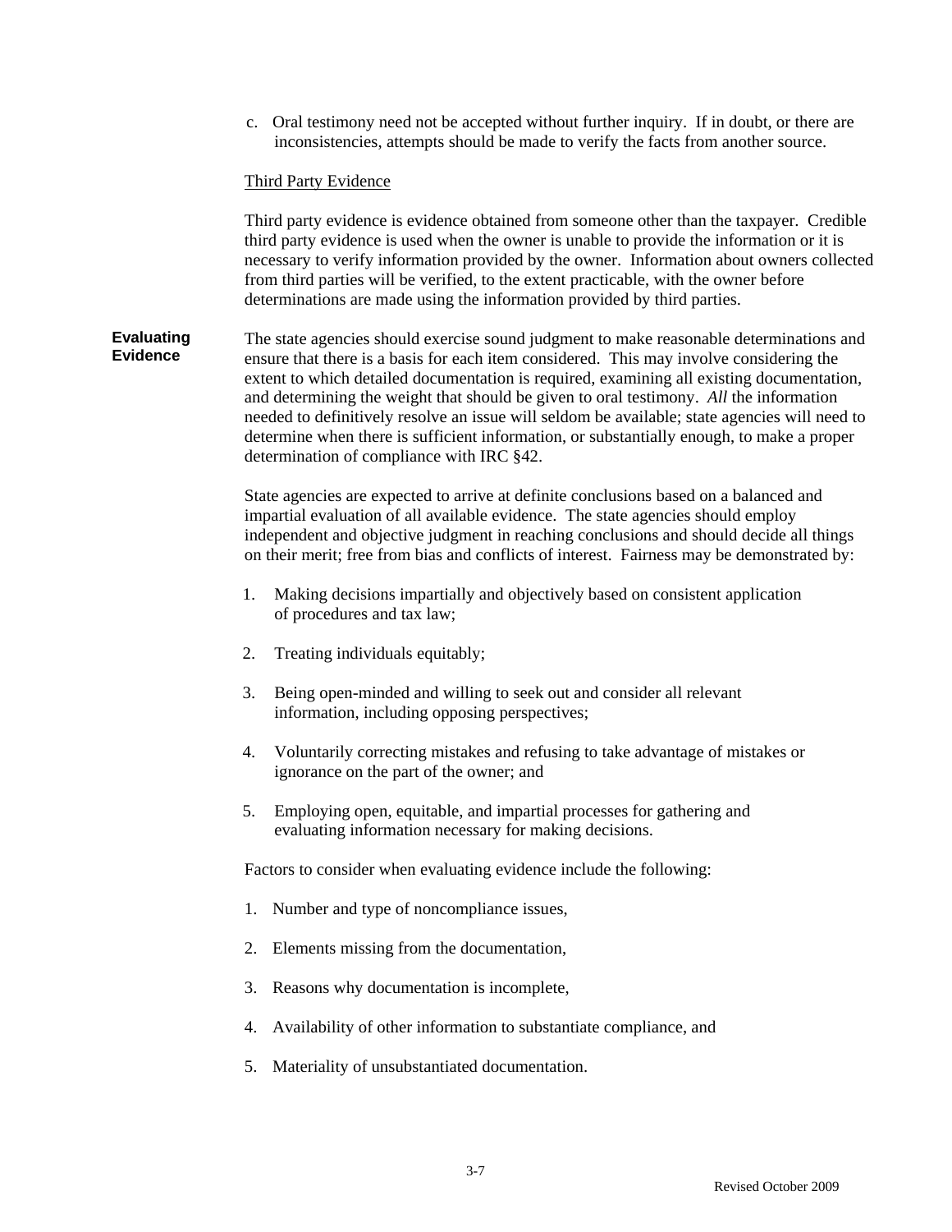c. Oral testimony need not be accepted without further inquiry. If in doubt, or there are inconsistencies, attempts should be made to verify the facts from another source.

Third Party Evidence

Third party evidence is evidence obtained from someone other than the taxpayer. Credible third party evidence is used when the owner is unable to provide the information or it is necessary to verify information provided by the owner. Information about owners collected from third parties will be verified, to the extent practicable, with the owner before determinations are made using the information provided by third parties.

**Evaluating Evidence**

The state agencies should exercise sound judgment to make reasonable determinations and ensure that there is a basis for each item considered. This may involve considering the extent to which detailed documentation is required, examining all existing documentation, and determining the weight that should be given to oral testimony. *All* the information needed to definitively resolve an issue will seldom be available; state agencies will need to determine when there is sufficient information, or substantially enough, to make a proper determination of compliance with IRC §42.

State agencies are expected to arrive at definite conclusions based on a balanced and impartial evaluation of all available evidence. The state agencies should employ independent and objective judgment in reaching conclusions and should decide all things on their merit; free from bias and conflicts of interest. Fairness may be demonstrated by:

1. Making decisions impartially and objectively based on consistent application of procedures and tax law;
2. Treating individuals equitably;
3. Being open-minded and willing to seek out and consider all relevant information, including opposing perspectives;
4. Voluntarily correcting mistakes and refusing to take advantage of mistakes or ignorance on the part of the owner; and
5. Employing open, equitable, and impartial processes for gathering and evaluating information necessary for making decisions.

Factors to consider when evaluating evidence include the following:

1. Number and type of noncompliance issues,
2. Elements missing from the documentation,
3. Reasons why documentation is incomplete,
4. Availability of other information to substantiate compliance, and
5. Materiality of unsubstantiated documentation.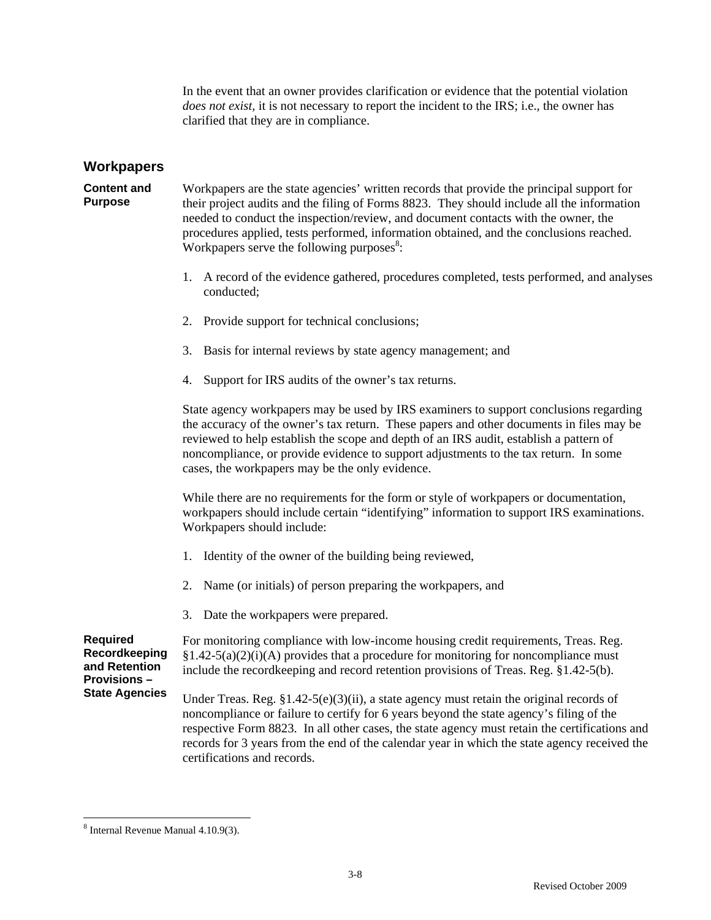In the event that an owner provides clarification or evidence that the potential violation *does not exist,* it is not necessary to report the incident to the IRS; i.e., the owner has clarified that they are in compliance.

## Workpapers

**Content and Purpose**

Workpapers are the state agencies' written records that provide the principal support for their project audits and the filing of Forms 8823. They should include all the information needed to conduct the inspection/review, and document contacts with the owner, the procedures applied, tests performed, information obtained, and the conclusions reached. Workpapers serve the following purposes[8]:

1. A record of the evidence gathered, procedures completed, tests performed, and analyses conducted;
2. Provide support for technical conclusions;
3. Basis for internal reviews by state agency management; and
4. Support for IRS audits of the owner's tax returns.

State agency workpapers may be used by IRS examiners to support conclusions regarding the accuracy of the owner's tax return. These papers and other documents in files may be reviewed to help establish the scope and depth of an IRS audit, establish a pattern of noncompliance, or provide evidence to support adjustments to the tax return. In some cases, the workpapers may be the only evidence.

While there are no requirements for the form or style of workpapers or documentation, workpapers should include certain "identifying" information to support IRS examinations. Workpapers should include:

1. Identity of the owner of the building being reviewed,
2. Name (or initials) of person preparing the workpapers, and
3. Date the workpapers were prepared.

**Required Recordkeeping and Retention Provisions – State Agencies**

For monitoring compliance with low-income housing credit requirements, Treas. Reg. §1.42-5(a)(2)(i)(A) provides that a procedure for monitoring for noncompliance must include the recordkeeping and record retention provisions of Treas. Reg. §1.42-5(b).

Under Treas. Reg. §1.42-5(e)(3)(ii), a state agency must retain the original records of noncompliance or failure to certify for 6 years beyond the state agency's filing of the respective Form 8823. In all other cases, the state agency must retain the certifications and records for 3 years from the end of the calendar year in which the state agency received the certifications and records.

---

[8] Internal Revenue Manual 4.10.9(3).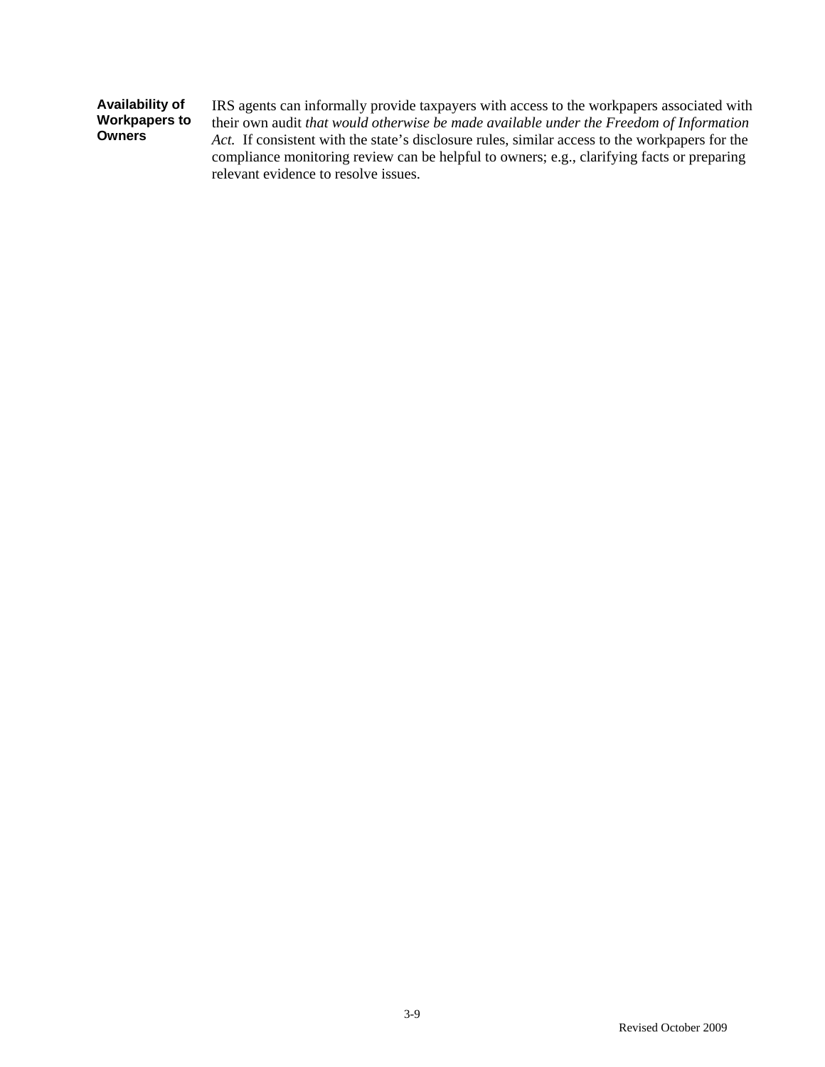**Availability of Workpapers to Owners**

IRS agents can informally provide taxpayers with access to the workpapers associated with their own audit *that would otherwise be made available under the Freedom of Information Act.* If consistent with the state's disclosure rules, similar access to the workpapers for the compliance monitoring review can be helpful to owners; e.g., clarifying facts or preparing relevant evidence to resolve issues.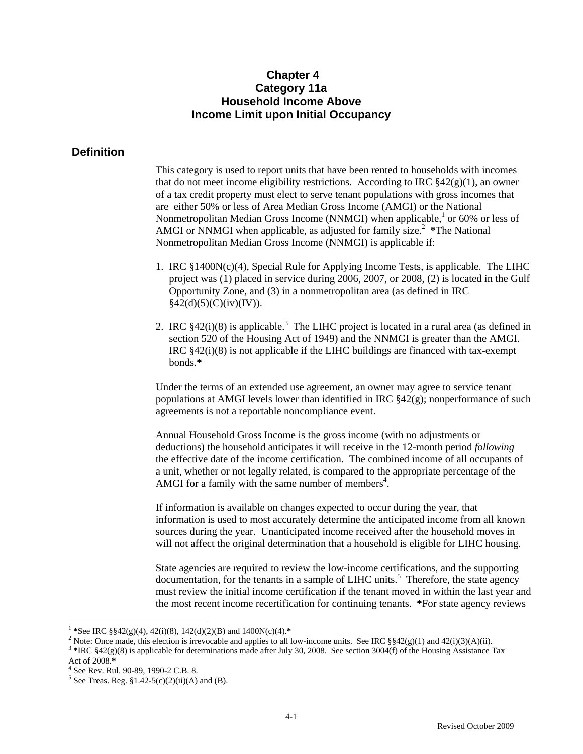# Chapter 4
# Category 11a
# Household Income Above Income Limit upon Initial Occupancy

## Definition

This category is used to report units that have been rented to households with incomes that do not meet income eligibility restrictions. According to IRC §42(g)(1), an owner of a tax credit property must elect to serve tenant populations with gross incomes that are either 50% or less of Area Median Gross Income (AMGI) or the National Nonmetropolitan Median Gross Income (NNMGI) when applicable,[1] or 60% or less of AMGI or NNMGI when applicable, as adjusted for family size.[2] **\***The National Nonmetropolitan Median Gross Income (NNMGI) is applicable if:

1. IRC §1400N(c)(4), Special Rule for Applying Income Tests, is applicable. The LIHC project was (1) placed in service during 2006, 2007, or 2008, (2) is located in the Gulf Opportunity Zone, and (3) in a nonmetropolitan area (as defined in IRC §42(d)(5)(C)(iv)(IV)).

2. IRC §42(i)(8) is applicable.[3] The LIHC project is located in a rural area (as defined in section 520 of the Housing Act of 1949) and the NNMGI is greater than the AMGI. IRC §42(i)(8) is not applicable if the LIHC buildings are financed with tax-exempt bonds.**\***

Under the terms of an extended use agreement, an owner may agree to service tenant populations at AMGI levels lower than identified in IRC §42(g); nonperformance of such agreements is not a reportable noncompliance event.

Annual Household Gross Income is the gross income (with no adjustments or deductions) the household anticipates it will receive in the 12-month period *following* the effective date of the income certification. The combined income of all occupants of a unit, whether or not legally related, is compared to the appropriate percentage of the AMGI for a family with the same number of members[4].

If information is available on changes expected to occur during the year, that information is used to most accurately determine the anticipated income from all known sources during the year. Unanticipated income received after the household moves in will not affect the original determination that a household is eligible for LIHC housing.

State agencies are required to review the low-income certifications, and the supporting documentation, for the tenants in a sample of LIHC units.[5] Therefore, the state agency must review the initial income certification if the tenant moved in within the last year and the most recent income recertification for continuing tenants. **\***For state agency reviews

---

[1] **\***See IRC §§42(g)(4), 42(i)(8), 142(d)(2)(B) and 1400N(c)(4).**\***

[2] Note: Once made, this election is irrevocable and applies to all low-income units. See IRC §§42(g)(1) and 42(i)(3)(A)(ii).

[3] **\***IRC §42(g)(8) is applicable for determinations made after July 30, 2008. See section 3004(f) of the Housing Assistance Tax Act of 2008.**\***

[4] See Rev. Rul. 90-89, 1990-2 C.B. 8.

[5] See Treas. Reg. §1.42-5(c)(2)(ii)(A) and (B).

Revised October 2009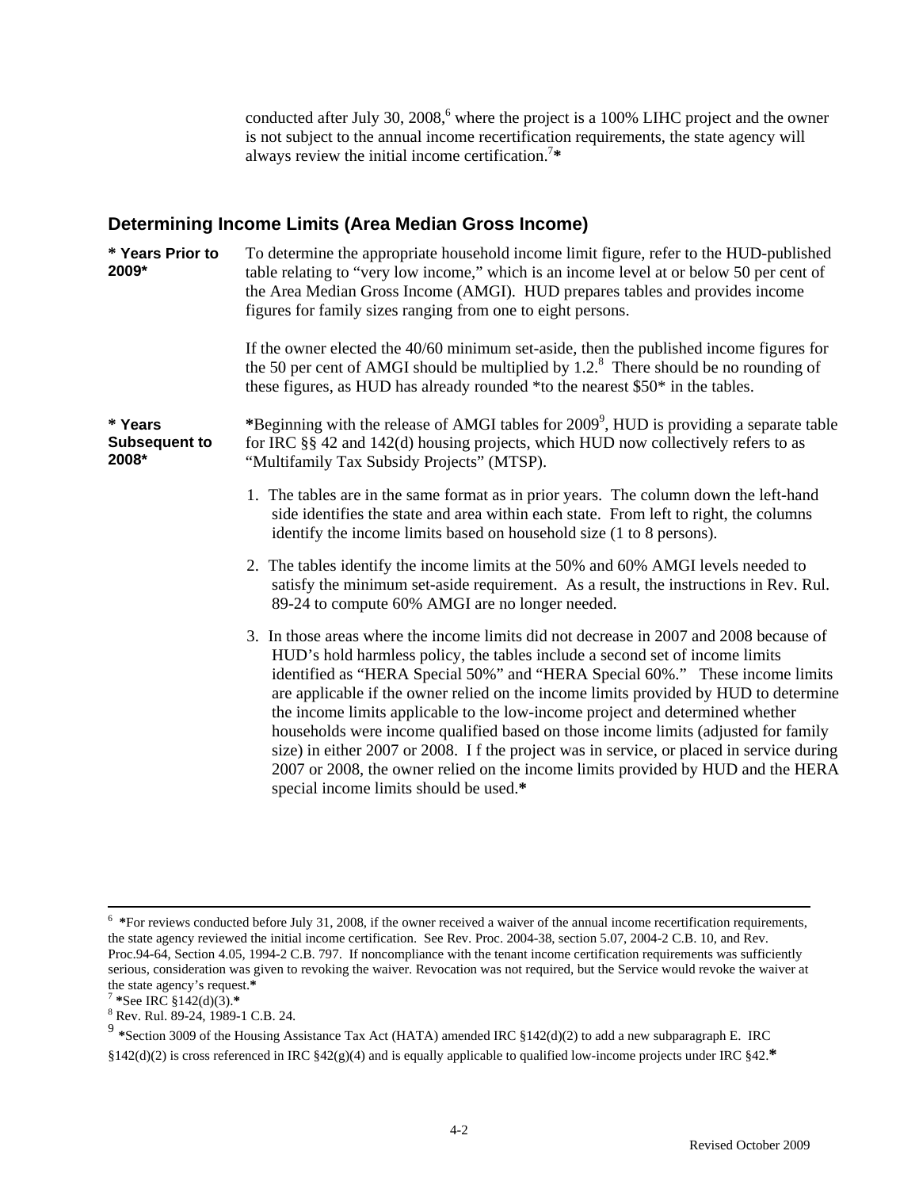conducted after July 30, 2008,[6] where the project is a 100% LIHC project and the owner is not subject to the annual income recertification requirements, the state agency will always review the initial income certification.[7]*

## Determining Income Limits (Area Median Gross Income)

**\* Years Prior to 2009\***

To determine the appropriate household income limit figure, refer to the HUD-published table relating to "very low income," which is an income level at or below 50 per cent of the Area Median Gross Income (AMGI). HUD prepares tables and provides income figures for family sizes ranging from one to eight persons.

If the owner elected the 40/60 minimum set-aside, then the published income figures for the 50 per cent of AMGI should be multiplied by 1.2.[8] There should be no rounding of these figures, as HUD has already rounded *to the nearest $50* in the tables.

**\* Years Subsequent to 2008\***

*Beginning with the release of AMGI tables for 2009[9], HUD is providing a separate table for IRC §§ 42 and 142(d) housing projects, which HUD now collectively refers to as "Multifamily Tax Subsidy Projects" (MTSP).

1. The tables are in the same format as in prior years. The column down the left-hand side identifies the state and area within each state. From left to right, the columns identify the income limits based on household size (1 to 8 persons).
2. The tables identify the income limits at the 50% and 60% AMGI levels needed to satisfy the minimum set-aside requirement. As a result, the instructions in Rev. Rul. 89-24 to compute 60% AMGI are no longer needed.
3. In those areas where the income limits did not decrease in 2007 and 2008 because of HUD's hold harmless policy, the tables include a second set of income limits identified as "HERA Special 50%" and "HERA Special 60%." These income limits are applicable if the owner relied on the income limits provided by HUD to determine the income limits applicable to the low-income project and determined whether households were income qualified based on those income limits (adjusted for family size) in either 2007 or 2008. I f the project was in service, or placed in service during 2007 or 2008, the owner relied on the income limits provided by HUD and the HERA special income limits should be used.*

---

[6] *For reviews conducted before July 31, 2008, if the owner received a waiver of the annual income recertification requirements, the state agency reviewed the initial income certification. See Rev. Proc. 2004-38, section 5.07, 2004-2 C.B. 10, and Rev. Proc.94-64, Section 4.05, 1994-2 C.B. 797. If noncompliance with the tenant income certification requirements was sufficiently serious, consideration was given to revoking the waiver. Revocation was not required, but the Service would revoke the waiver at the state agency's request.*

[7] *See IRC §142(d)(3).*

[8] Rev. Rul. 89-24, 1989-1 C.B. 24.

[9] *Section 3009 of the Housing Assistance Tax Act (HATA) amended IRC §142(d)(2) to add a new subparagraph E. IRC §142(d)(2) is cross referenced in IRC §42(g)(4) and is equally applicable to qualified low-income projects under IRC §42.*

Revised October 2009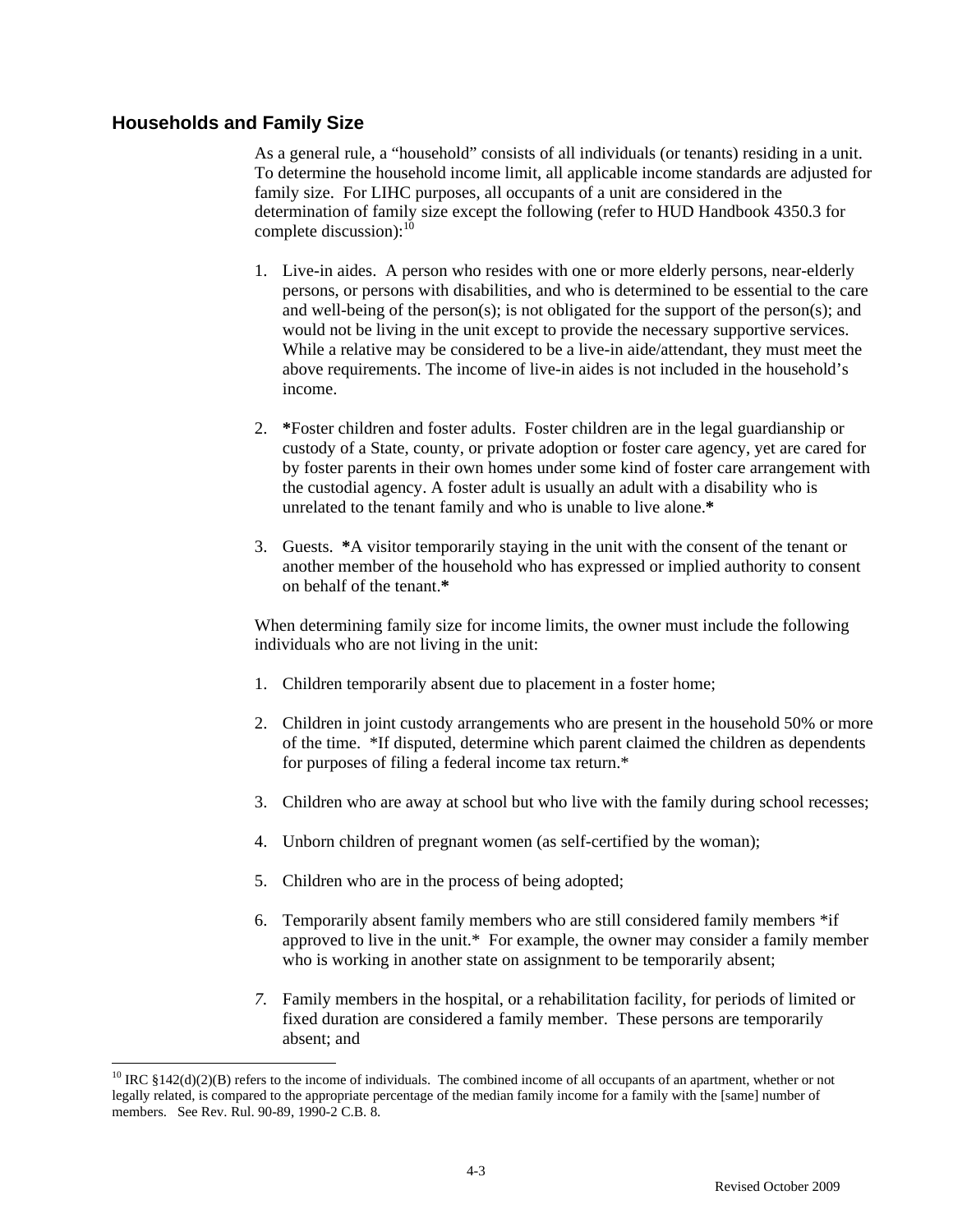## Households and Family Size

As a general rule, a "household" consists of all individuals (or tenants) residing in a unit. To determine the household income limit, all applicable income standards are adjusted for family size. For LIHC purposes, all occupants of a unit are considered in the determination of family size except the following (refer to HUD Handbook 4350.3 for complete discussion):[10]

1. Live-in aides. A person who resides with one or more elderly persons, near-elderly persons, or persons with disabilities, and who is determined to be essential to the care and well-being of the person(s); is not obligated for the support of the person(s); and would not be living in the unit except to provide the necessary supportive services. While a relative may be considered to be a live-in aide/attendant, they must meet the above requirements. The income of live-in aides is not included in the household's income.

2. **\***Foster children and foster adults. Foster children are in the legal guardianship or custody of a State, county, or private adoption or foster care agency, yet are cared for by foster parents in their own homes under some kind of foster care arrangement with the custodial agency. A foster adult is usually an adult with a disability who is unrelated to the tenant family and who is unable to live alone.**\***

3. Guests. **\***A visitor temporarily staying in the unit with the consent of the tenant or another member of the household who has expressed or implied authority to consent on behalf of the tenant.**\***

When determining family size for income limits, the owner must include the following individuals who are not living in the unit:

1. Children temporarily absent due to placement in a foster home;

2. Children in joint custody arrangements who are present in the household 50% or more of the time. *If disputed, determine which parent claimed the children as dependents for purposes of filing a federal income tax return.*

3. Children who are away at school but who live with the family during school recesses;

4. Unborn children of pregnant women (as self-certified by the woman);

5. Children who are in the process of being adopted;

6. Temporarily absent family members who are still considered family members *if approved to live in the unit.* For example, the owner may consider a family member who is working in another state on assignment to be temporarily absent;

7. Family members in the hospital, or a rehabilitation facility, for periods of limited or fixed duration are considered a family member. These persons are temporarily absent; and

---

[10] IRC §142(d)(2)(B) refers to the income of individuals. The combined income of all occupants of an apartment, whether or not legally related, is compared to the appropriate percentage of the median family income for a family with the [same] number of members. See Rev. Rul. 90-89, 1990-2 C.B. 8.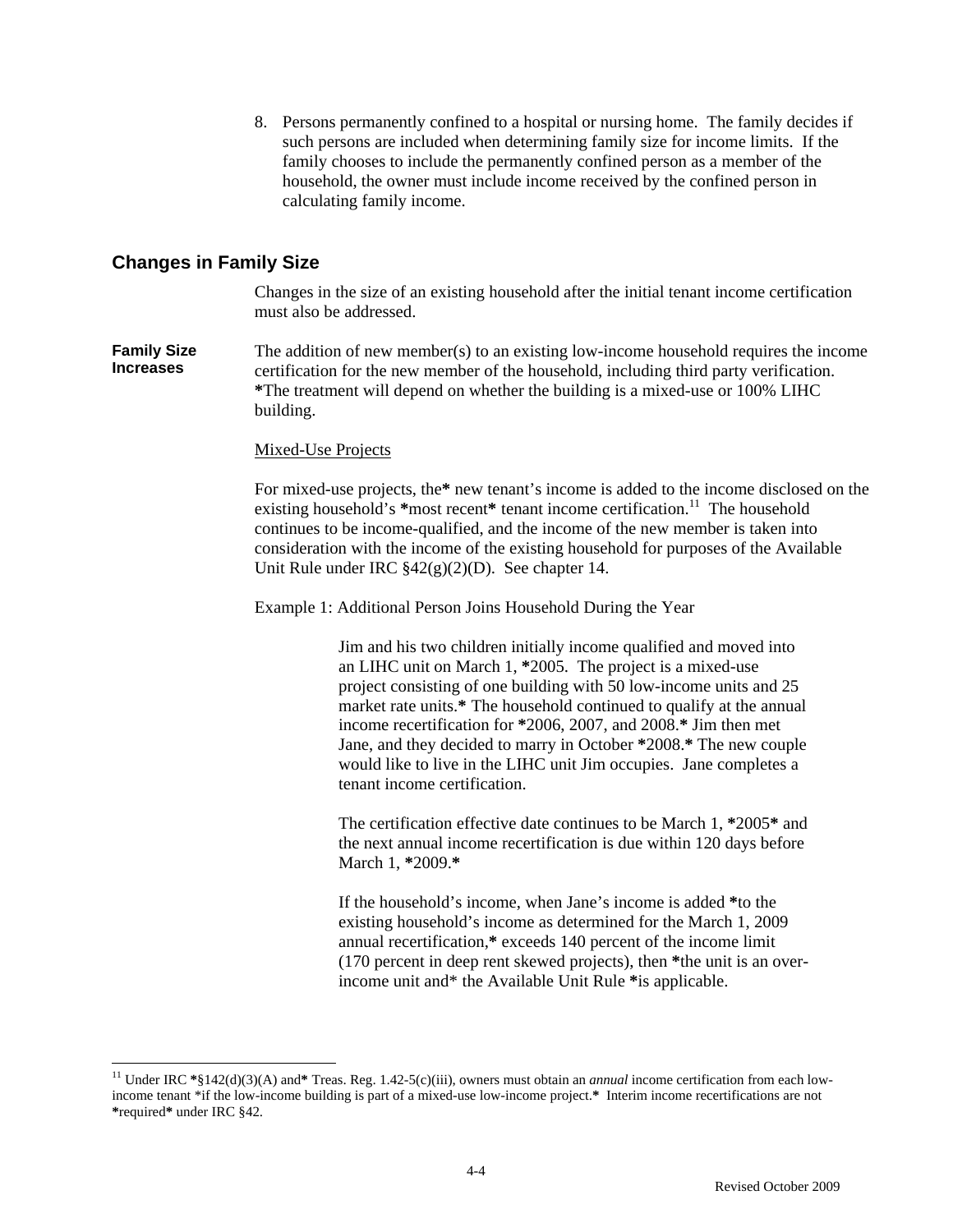8. Persons permanently confined to a hospital or nursing home. The family decides if such persons are included when determining family size for income limits. If the family chooses to include the permanently confined person as a member of the household, the owner must include income received by the confined person in calculating family income.

## Changes in Family Size

Changes in the size of an existing household after the initial tenant income certification must also be addressed.

**Family Size Increases**

The addition of new member(s) to an existing low-income household requires the income certification for the new member of the household, including third party verification. *The treatment will depend on whether the building is a mixed-use or 100% LIHC building.

Mixed-Use Projects

For mixed-use projects, the* new tenant's income is added to the income disclosed on the existing household's *most recent* tenant income certification.[11] The household continues to be income-qualified, and the income of the new member is taken into consideration with the income of the existing household for purposes of the Available Unit Rule under IRC §42(g)(2)(D). See chapter 14.

Example 1: Additional Person Joins Household During the Year

> Jim and his two children initially income qualified and moved into an LIHC unit on March 1, *2005. The project is a mixed-use project consisting of one building with 50 low-income units and 25 market rate units.* The household continued to qualify at the annual income recertification for *2006, 2007, and 2008.* Jim then met Jane, and they decided to marry in October *2008.* The new couple would like to live in the LIHC unit Jim occupies. Jane completes a tenant income certification.
>
> The certification effective date continues to be March 1, *2005* and the next annual income recertification is due within 120 days before March 1, *2009.*
>
> If the household's income, when Jane's income is added *to the existing household's income as determined for the March 1, 2009 annual recertification,* exceeds 140 percent of the income limit (170 percent in deep rent skewed projects), then *the unit is an over-income unit and* the Available Unit Rule *is applicable.

---

[11] Under IRC *§142(d)(3)(A) and* Treas. Reg. 1.42-5(c)(iii), owners must obtain an *annual* income certification from each low-income tenant *if the low-income building is part of a mixed-use low-income project.* Interim income recertifications are not *required* under IRC §42.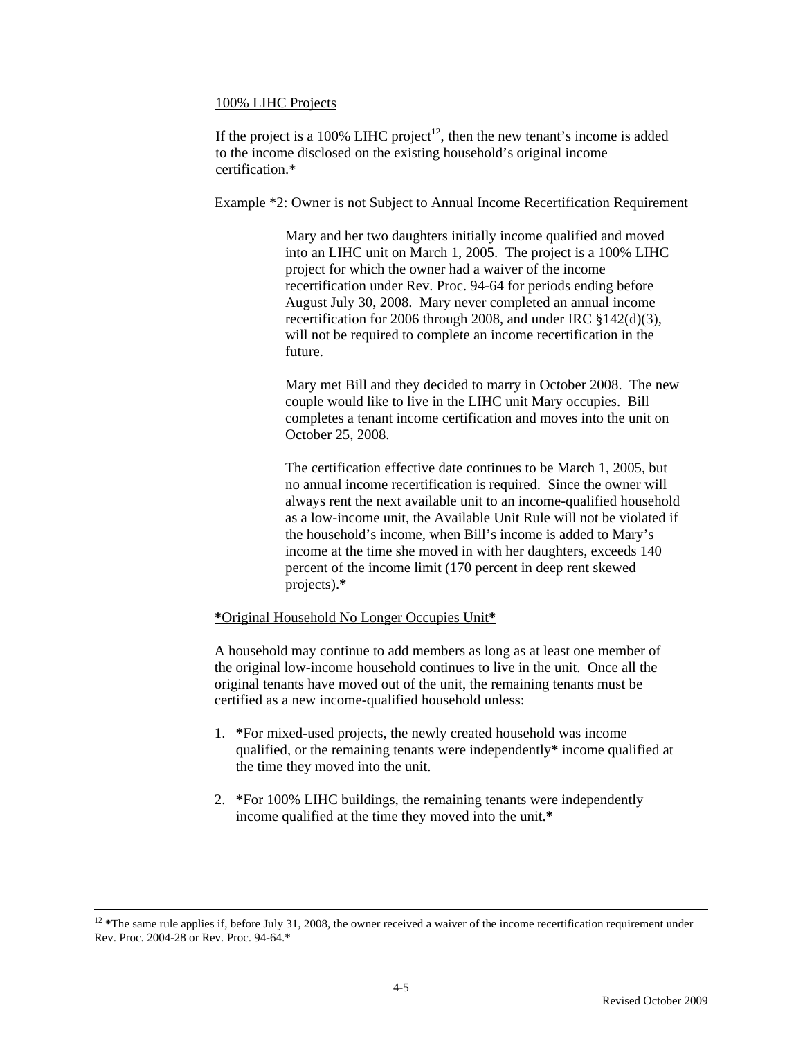100% LIHC Projects

If the project is a 100% LIHC project[12], then the new tenant's income is added to the income disclosed on the existing household's original income certification.*

Example *2: Owner is not Subject to Annual Income Recertification Requirement

> Mary and her two daughters initially income qualified and moved into an LIHC unit on March 1, 2005. The project is a 100% LIHC project for which the owner had a waiver of the income recertification under Rev. Proc. 94-64 for periods ending before August July 30, 2008. Mary never completed an annual income recertification for 2006 through 2008, and under IRC §142(d)(3), will not be required to complete an income recertification in the future.
>
> Mary met Bill and they decided to marry in October 2008. The new couple would like to live in the LIHC unit Mary occupies. Bill completes a tenant income certification and moves into the unit on October 25, 2008.
>
> The certification effective date continues to be March 1, 2005, but no annual income recertification is required. Since the owner will always rent the next available unit to an income-qualified household as a low-income unit, the Available Unit Rule will not be violated if the household's income, when Bill's income is added to Mary's income at the time she moved in with her daughters, exceeds 140 percent of the income limit (170 percent in deep rent skewed projects).**

**Original Household No Longer Occupies Unit**

A household may continue to add members as long as at least one member of the original low-income household continues to live in the unit. Once all the original tenants have moved out of the unit, the remaining tenants must be certified as a new income-qualified household unless:

1. **For mixed-used projects, the newly created household was income qualified, or the remaining tenants were independently** income qualified at the time they moved into the unit.
2. **For 100% LIHC buildings, the remaining tenants were independently income qualified at the time they moved into the unit.**

---

[12] **The same rule applies if, before July 31, 2008, the owner received a waiver of the income recertification requirement under Rev. Proc. 2004-28 or Rev. Proc. 94-64.*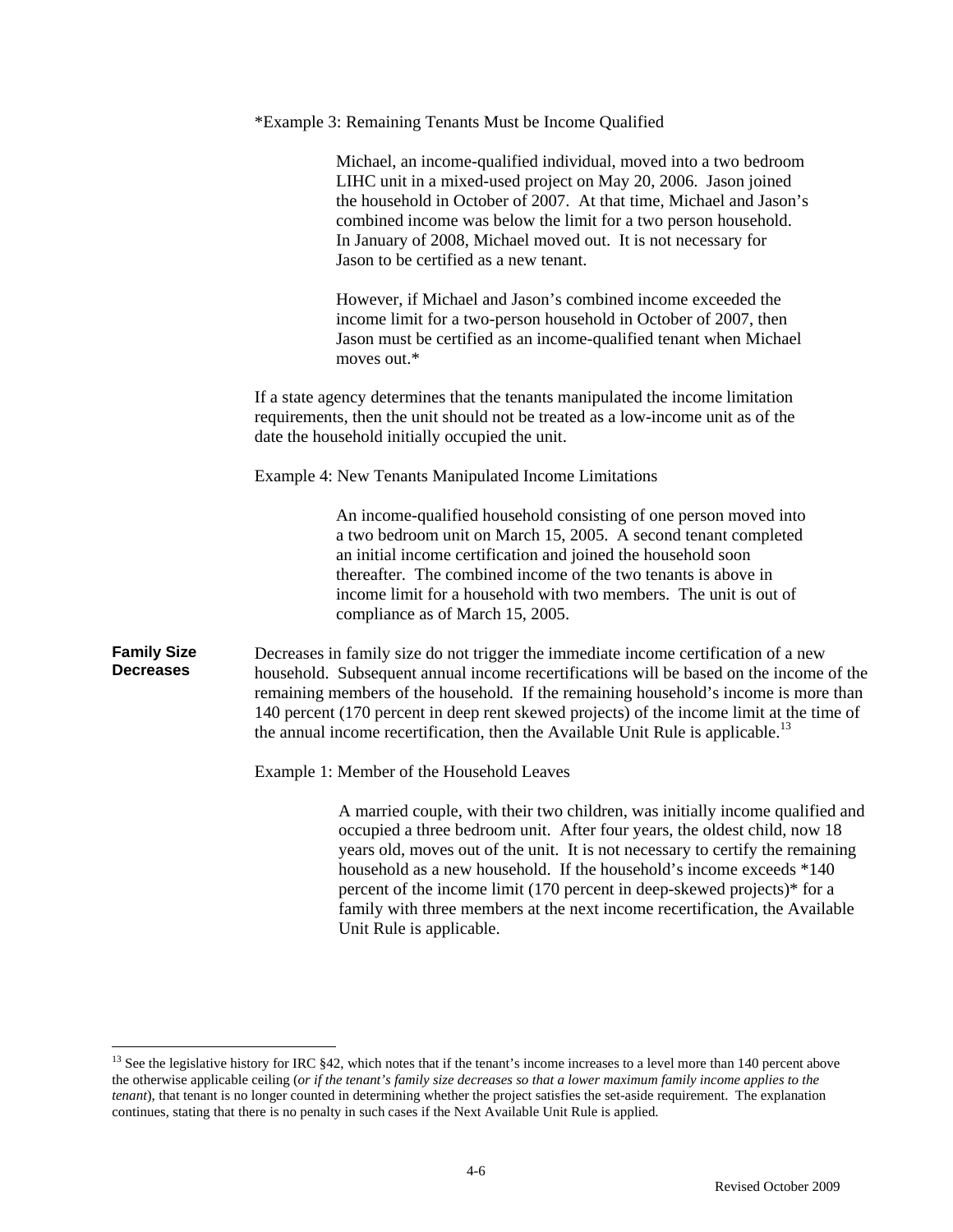*Example 3: Remaining Tenants Must be Income Qualified

> Michael, an income-qualified individual, moved into a two bedroom LIHC unit in a mixed-used project on May 20, 2006. Jason joined the household in October of 2007. At that time, Michael and Jason's combined income was below the limit for a two person household. In January of 2008, Michael moved out. It is not necessary for Jason to be certified as a new tenant.
>
> However, if Michael and Jason's combined income exceeded the income limit for a two-person household in October of 2007, then Jason must be certified as an income-qualified tenant when Michael moves out.*

If a state agency determines that the tenants manipulated the income limitation requirements, then the unit should not be treated as a low-income unit as of the date the household initially occupied the unit.

Example 4: New Tenants Manipulated Income Limitations

> An income-qualified household consisting of one person moved into a two bedroom unit on March 15, 2005. A second tenant completed an initial income certification and joined the household soon thereafter. The combined income of the two tenants is above in income limit for a household with two members. The unit is out of compliance as of March 15, 2005.

**Family Size Decreases**

Decreases in family size do not trigger the immediate income certification of a new household. Subsequent annual income recertifications will be based on the income of the remaining members of the household. If the remaining household's income is more than 140 percent (170 percent in deep rent skewed projects) of the income limit at the time of the annual income recertification, then the Available Unit Rule is applicable.[13]

Example 1: Member of the Household Leaves

> A married couple, with their two children, was initially income qualified and occupied a three bedroom unit. After four years, the oldest child, now 18 years old, moves out of the unit. It is not necessary to certify the remaining household as a new household. If the household's income exceeds *140 percent of the income limit (170 percent in deep-skewed projects)* for a family with three members at the next income recertification, the Available Unit Rule is applicable.

---

[13] See the legislative history for IRC §42, which notes that if the tenant's income increases to a level more than 140 percent above the otherwise applicable ceiling (*or if the tenant's family size decreases so that a lower maximum family income applies to the tenant*), that tenant is no longer counted in determining whether the project satisfies the set-aside requirement. The explanation continues, stating that there is no penalty in such cases if the Next Available Unit Rule is applied.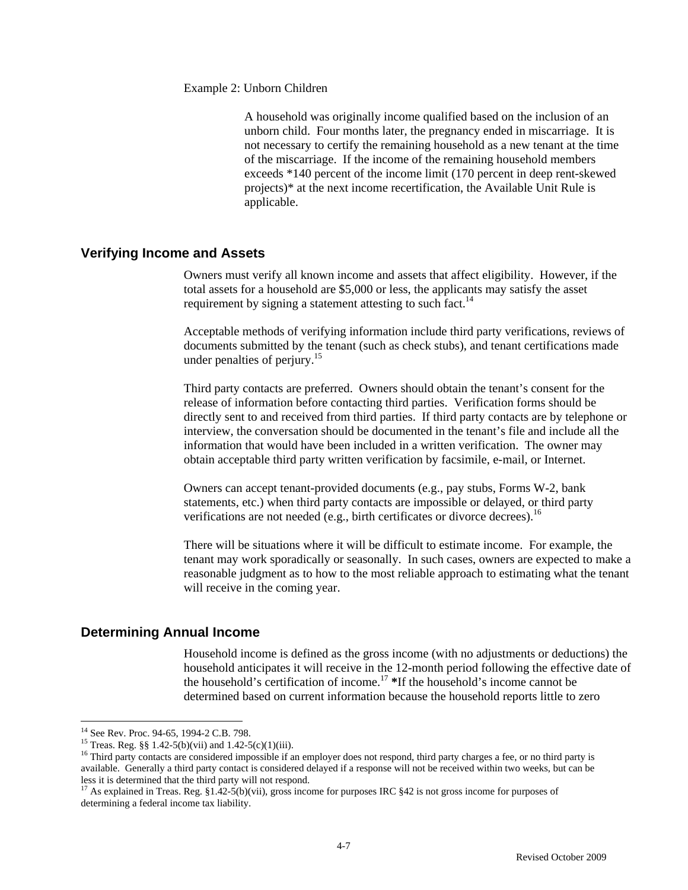Example 2: Unborn Children

> A household was originally income qualified based on the inclusion of an unborn child. Four months later, the pregnancy ended in miscarriage. It is not necessary to certify the remaining household as a new tenant at the time of the miscarriage. If the income of the remaining household members exceeds *140 percent of the income limit (170 percent in deep rent-skewed projects)* at the next income recertification, the Available Unit Rule is applicable.

## Verifying Income and Assets

Owners must verify all known income and assets that affect eligibility. However, if the total assets for a household are $5,000 or less, the applicants may satisfy the asset requirement by signing a statement attesting to such fact.[14]

Acceptable methods of verifying information include third party verifications, reviews of documents submitted by the tenant (such as check stubs), and tenant certifications made under penalties of perjury.[15]

Third party contacts are preferred. Owners should obtain the tenant's consent for the release of information before contacting third parties. Verification forms should be directly sent to and received from third parties. If third party contacts are by telephone or interview, the conversation should be documented in the tenant's file and include all the information that would have been included in a written verification. The owner may obtain acceptable third party written verification by facsimile, e-mail, or Internet.

Owners can accept tenant-provided documents (e.g., pay stubs, Forms W-2, bank statements, etc.) when third party contacts are impossible or delayed, or third party verifications are not needed (e.g., birth certificates or divorce decrees).[16]

There will be situations where it will be difficult to estimate income. For example, the tenant may work sporadically or seasonally. In such cases, owners are expected to make a reasonable judgment as to how to the most reliable approach to estimating what the tenant will receive in the coming year.

## Determining Annual Income

Household income is defined as the gross income (with no adjustments or deductions) the household anticipates it will receive in the 12-month period following the effective date of the household's certification of income.[17] ***If the household's income cannot be determined based on current information because the household reports little to zero

---

[14] See Rev. Proc. 94-65, 1994-2 C.B. 798.

[15] Treas. Reg. §§ 1.42-5(b)(vii) and 1.42-5(c)(1)(iii).

[16] Third party contacts are considered impossible if an employer does not respond, third party charges a fee, or no third party is available. Generally a third party contact is considered delayed if a response will not be received within two weeks, but can be less it is determined that the third party will not respond.

[17] As explained in Treas. Reg. §1.42-5(b)(vii), gross income for purposes IRC §42 is not gross income for purposes of determining a federal income tax liability.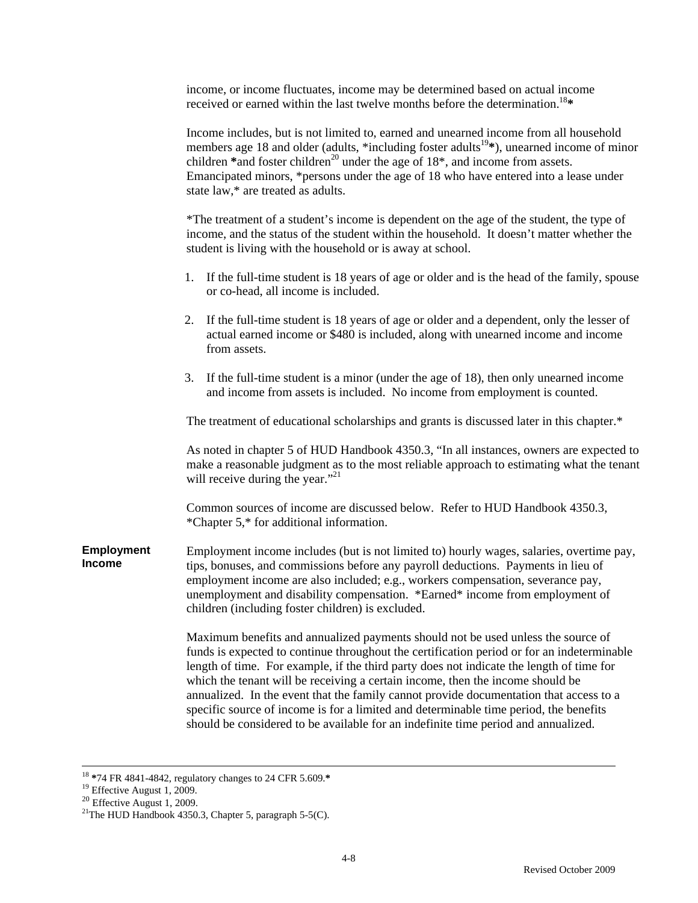income, or income fluctuates, income may be determined based on actual income received or earned within the last twelve months before the determination.[18]*

Income includes, but is not limited to, earned and unearned income from all household members age 18 and older (adults, *including foster adults[19]*), unearned income of minor children *and foster children[20] under the age of 18*, and income from assets. Emancipated minors, *persons under the age of 18 who have entered into a lease under state law,* are treated as adults.

*The treatment of a student's income is dependent on the age of the student, the type of income, and the status of the student within the household. It doesn't matter whether the student is living with the household or is away at school.

1. If the full-time student is 18 years of age or older and is the head of the family, spouse or co-head, all income is included.
2. If the full-time student is 18 years of age or older and a dependent, only the lesser of actual earned income or $480 is included, along with unearned income and income from assets.
3. If the full-time student is a minor (under the age of 18), then only unearned income and income from assets is included. No income from employment is counted.

The treatment of educational scholarships and grants is discussed later in this chapter.*

As noted in chapter 5 of HUD Handbook 4350.3, "In all instances, owners are expected to make a reasonable judgment as to the most reliable approach to estimating what the tenant will receive during the year."[21]

Common sources of income are discussed below. Refer to HUD Handbook 4350.3, *Chapter 5,* for additional information.

**Employment Income**

Employment income includes (but is not limited to) hourly wages, salaries, overtime pay, tips, bonuses, and commissions before any payroll deductions. Payments in lieu of employment income are also included; e.g., workers compensation, severance pay, unemployment and disability compensation. *Earned* income from employment of children (including foster children) is excluded.

Maximum benefits and annualized payments should not be used unless the source of funds is expected to continue throughout the certification period or for an indeterminable length of time. For example, if the third party does not indicate the length of time for which the tenant will be receiving a certain income, then the income should be annualized. In the event that the family cannot provide documentation that access to a specific source of income is for a limited and determinable time period, the benefits should be considered to be available for an indefinite time period and annualized.

---

[18] *74 FR 4841-4842, regulatory changes to 24 CFR 5.609.*

[19] Effective August 1, 2009.

[20] Effective August 1, 2009.

[21] The HUD Handbook 4350.3, Chapter 5, paragraph 5-5(C).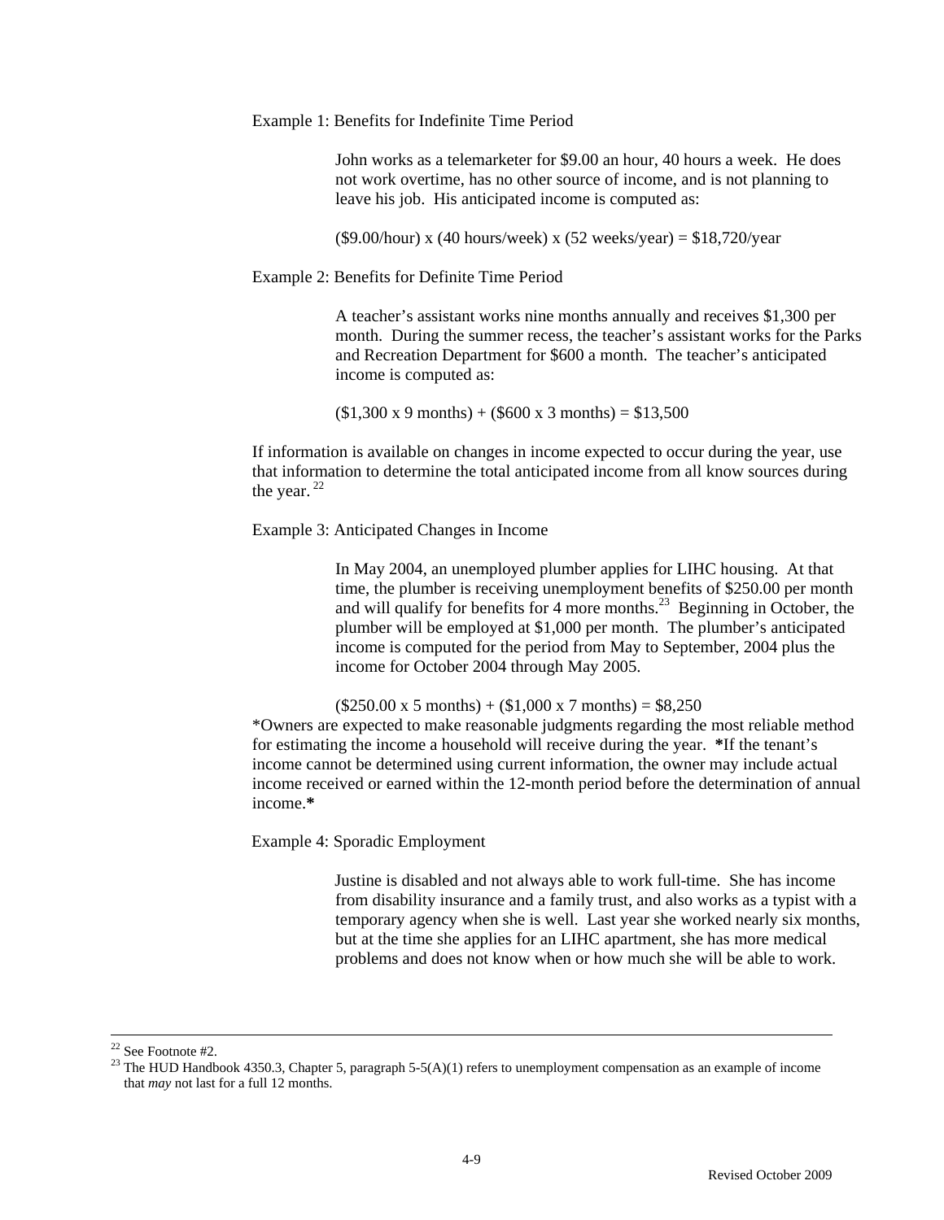Example 1: Benefits for Indefinite Time Period

> John works as a telemarketer for $9.00 an hour, 40 hours a week. He does not work overtime, has no other source of income, and is not planning to leave his job. His anticipated income is computed as:
>
> ($9.00/hour) x (40 hours/week) x (52 weeks/year) = $18,720/year

Example 2: Benefits for Definite Time Period

> A teacher's assistant works nine months annually and receives $1,300 per month. During the summer recess, the teacher's assistant works for the Parks and Recreation Department for $600 a month. The teacher's anticipated income is computed as:
>
> ($1,300 x 9 months) + ($600 x 3 months) = $13,500

If information is available on changes in income expected to occur during the year, use that information to determine the total anticipated income from all know sources during the year. [22]

Example 3: Anticipated Changes in Income

> In May 2004, an unemployed plumber applies for LIHC housing. At that time, the plumber is receiving unemployment benefits of $250.00 per month and will qualify for benefits for 4 more months.[23] Beginning in October, the plumber will be employed at $1,000 per month. The plumber's anticipated income is computed for the period from May to September, 2004 plus the income for October 2004 through May 2005.
>
> ($250.00 x 5 months) + ($1,000 x 7 months) = $8,250

*Owners are expected to make reasonable judgments regarding the most reliable method for estimating the income a household will receive during the year. **\*If the tenant's income cannot be determined using current information, the owner may include actual income received or earned within the 12-month period before the determination of annual income.\***

Example 4: Sporadic Employment

> Justine is disabled and not always able to work full-time. She has income from disability insurance and a family trust, and also works as a typist with a temporary agency when she is well. Last year she worked nearly six months, but at the time she applies for an LIHC apartment, she has more medical problems and does not know when or how much she will be able to work.

---

[22] See Footnote #2.

[23] The HUD Handbook 4350.3, Chapter 5, paragraph 5-5(A)(1) refers to unemployment compensation as an example of income that *may* not last for a full 12 months.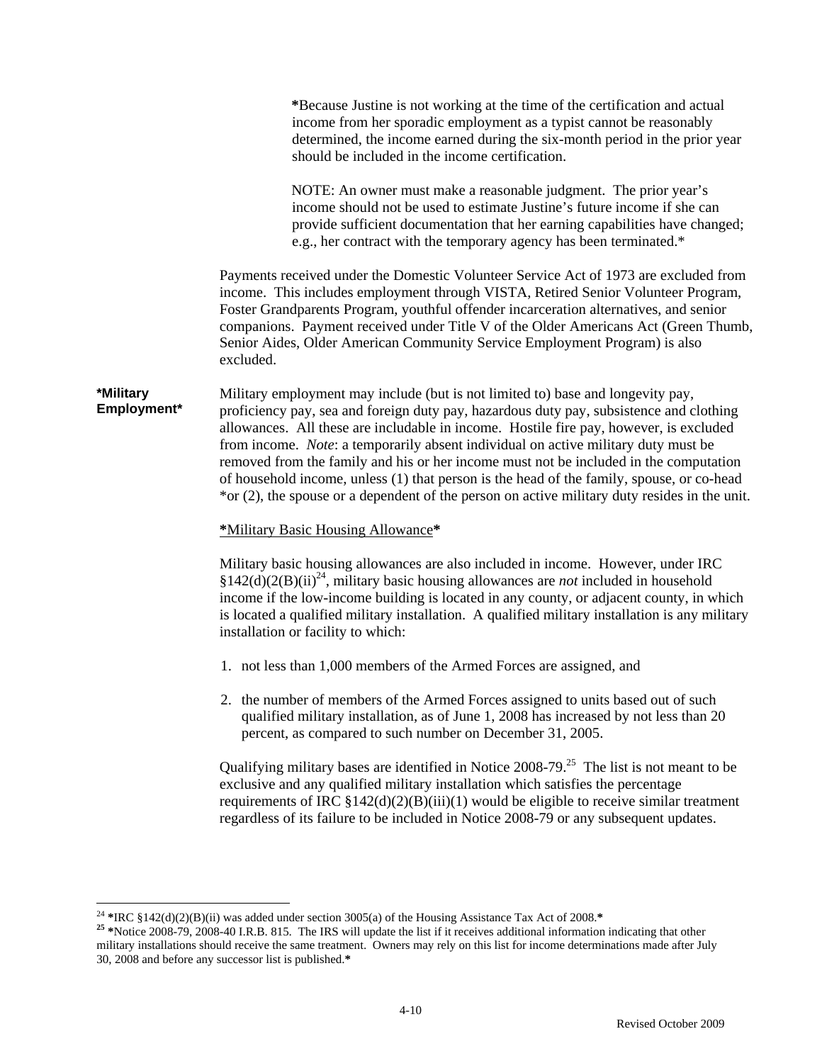*Because Justine is not working at the time of the certification and actual income from her sporadic employment as a typist cannot be reasonably determined, the income earned during the six-month period in the prior year should be included in the income certification.

NOTE: An owner must make a reasonable judgment. The prior year's income should not be used to estimate Justine's future income if she can provide sufficient documentation that her earning capabilities have changed; e.g., her contract with the temporary agency has been terminated.*

Payments received under the Domestic Volunteer Service Act of 1973 are excluded from income. This includes employment through VISTA, Retired Senior Volunteer Program, Foster Grandparents Program, youthful offender incarceration alternatives, and senior companions. Payment received under Title V of the Older Americans Act (Green Thumb, Senior Aides, Older American Community Service Employment Program) is also excluded.

**\*Military Employment\***

Military employment may include (but is not limited to) base and longevity pay, proficiency pay, sea and foreign duty pay, hazardous duty pay, subsistence and clothing allowances. All these are includable in income. Hostile fire pay, however, is excluded from income. *Note*: a temporarily absent individual on active military duty must be removed from the family and his or her income must not be included in the computation of household income, unless (1) that person is the head of the family, spouse, or co-head *or (2), the spouse or a dependent of the person on active military duty resides in the unit.

**\***Military Basic Housing Allowance**\***

Military basic housing allowances are also included in income. However, under IRC §142(d)(2(B)(ii)[24], military basic housing allowances are *not* included in household income if the low-income building is located in any county, or adjacent county, in which is located a qualified military installation. A qualified military installation is any military installation or facility to which:

1. not less than 1,000 members of the Armed Forces are assigned, and
2. the number of members of the Armed Forces assigned to units based out of such qualified military installation, as of June 1, 2008 has increased by not less than 20 percent, as compared to such number on December 31, 2005.

Qualifying military bases are identified in Notice 2008-79.[25] The list is not meant to be exclusive and any qualified military installation which satisfies the percentage requirements of IRC §142(d)(2)(B)(iii)(1) would be eligible to receive similar treatment regardless of its failure to be included in Notice 2008-79 or any subsequent updates.

---

[24] *IRC §142(d)(2)(B)(ii) was added under section 3005(a) of the Housing Assistance Tax Act of 2008.*

[25] *Notice 2008-79, 2008-40 I.R.B. 815. The IRS will update the list if it receives additional information indicating that other military installations should receive the same treatment. Owners may rely on this list for income determinations made after July 30, 2008 and before any successor list is published.*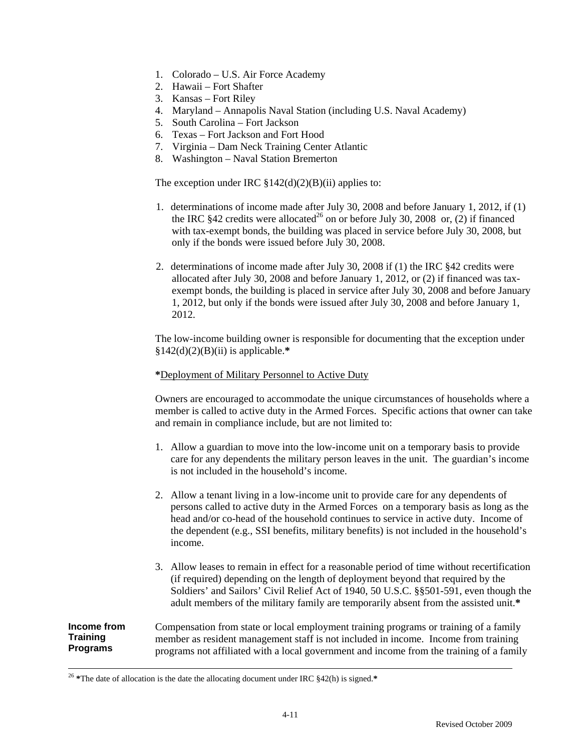1. Colorado – U.S. Air Force Academy
2. Hawaii – Fort Shafter
3. Kansas – Fort Riley
4. Maryland – Annapolis Naval Station (including U.S. Naval Academy)
5. South Carolina – Fort Jackson
6. Texas – Fort Jackson and Fort Hood
7. Virginia – Dam Neck Training Center Atlantic
8. Washington – Naval Station Bremerton

The exception under IRC §142(d)(2)(B)(ii) applies to:

1. determinations of income made after July 30, 2008 and before January 1, 2012, if (1) the IRC §42 credits were allocated[26] on or before July 30, 2008 or, (2) if financed with tax-exempt bonds, the building was placed in service before July 30, 2008, but only if the bonds were issued before July 30, 2008.

2. determinations of income made after July 30, 2008 if (1) the IRC §42 credits were allocated after July 30, 2008 and before January 1, 2012, or (2) if financed was tax-exempt bonds, the building is placed in service after July 30, 2008 and before January 1, 2012, but only if the bonds were issued after July 30, 2008 and before January 1, 2012.

The low-income building owner is responsible for documenting that the exception under §142(d)(2)(B)(ii) is applicable.**\***

**\***<u>Deployment of Military Personnel to Active Duty</u>

Owners are encouraged to accommodate the unique circumstances of households where a member is called to active duty in the Armed Forces. Specific actions that owner can take and remain in compliance include, but are not limited to:

1. Allow a guardian to move into the low-income unit on a temporary basis to provide care for any dependents the military person leaves in the unit. The guardian's income is not included in the household's income.

2. Allow a tenant living in a low-income unit to provide care for any dependents of persons called to active duty in the Armed Forces on a temporary basis as long as the head and/or co-head of the household continues to service in active duty. Income of the dependent (e.g., SSI benefits, military benefits) is not included in the household's income.

3. Allow leases to remain in effect for a reasonable period of time without recertification (if required) depending on the length of deployment beyond that required by the Soldiers' and Sailors' Civil Relief Act of 1940, 50 U.S.C. §§501-591, even though the adult members of the military family are temporarily absent from the assisted unit.**\***

**Income from Training Programs**

Compensation from state or local employment training programs or training of a family member as resident management staff is not included in income. Income from training programs not affiliated with a local government and income from the training of a family

[26] **\***The date of allocation is the date the allocating document under IRC §42(h) is signed.**\***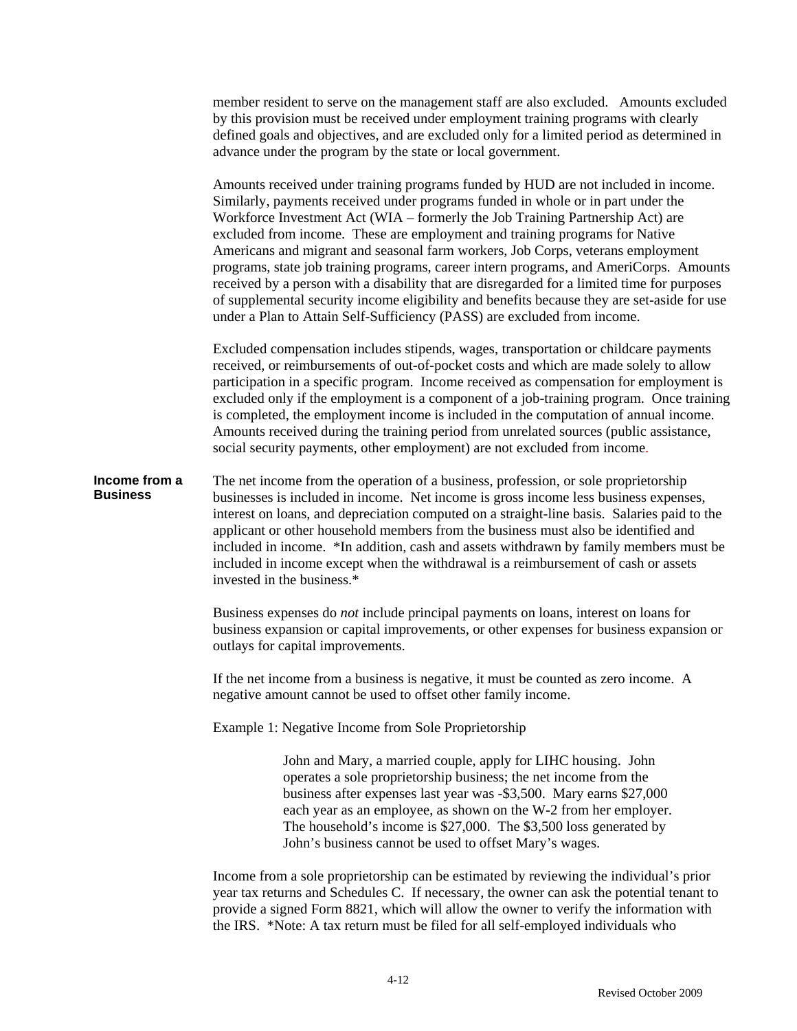member resident to serve on the management staff are also excluded. Amounts excluded by this provision must be received under employment training programs with clearly defined goals and objectives, and are excluded only for a limited period as determined in advance under the program by the state or local government.

Amounts received under training programs funded by HUD are not included in income. Similarly, payments received under programs funded in whole or in part under the Workforce Investment Act (WIA – formerly the Job Training Partnership Act) are excluded from income. These are employment and training programs for Native Americans and migrant and seasonal farm workers, Job Corps, veterans employment programs, state job training programs, career intern programs, and AmeriCorps. Amounts received by a person with a disability that are disregarded for a limited time for purposes of supplemental security income eligibility and benefits because they are set-aside for use under a Plan to Attain Self-Sufficiency (PASS) are excluded from income.

Excluded compensation includes stipends, wages, transportation or childcare payments received, or reimbursements of out-of-pocket costs and which are made solely to allow participation in a specific program. Income received as compensation for employment is excluded only if the employment is a component of a job-training program. Once training is completed, the employment income is included in the computation of annual income. Amounts received during the training period from unrelated sources (public assistance, social security payments, other employment) are not excluded from income.

**Income from a Business**

The net income from the operation of a business, profession, or sole proprietorship businesses is included in income. Net income is gross income less business expenses, interest on loans, and depreciation computed on a straight-line basis. Salaries paid to the applicant or other household members from the business must also be identified and included in income. *In addition, cash and assets withdrawn by family members must be included in income except when the withdrawal is a reimbursement of cash or assets invested in the business.*

Business expenses do *not* include principal payments on loans, interest on loans for business expansion or capital improvements, or other expenses for business expansion or outlays for capital improvements.

If the net income from a business is negative, it must be counted as zero income. A negative amount cannot be used to offset other family income.

Example 1: Negative Income from Sole Proprietorship

> John and Mary, a married couple, apply for LIHC housing. John operates a sole proprietorship business; the net income from the business after expenses last year was -$3,500. Mary earns $27,000 each year as an employee, as shown on the W-2 from her employer. The household's income is $27,000. The $3,500 loss generated by John's business cannot be used to offset Mary's wages.

Income from a sole proprietorship can be estimated by reviewing the individual's prior year tax returns and Schedules C. If necessary, the owner can ask the potential tenant to provide a signed Form 8821, which will allow the owner to verify the information with the IRS. *Note: A tax return must be filed for all self-employed individuals who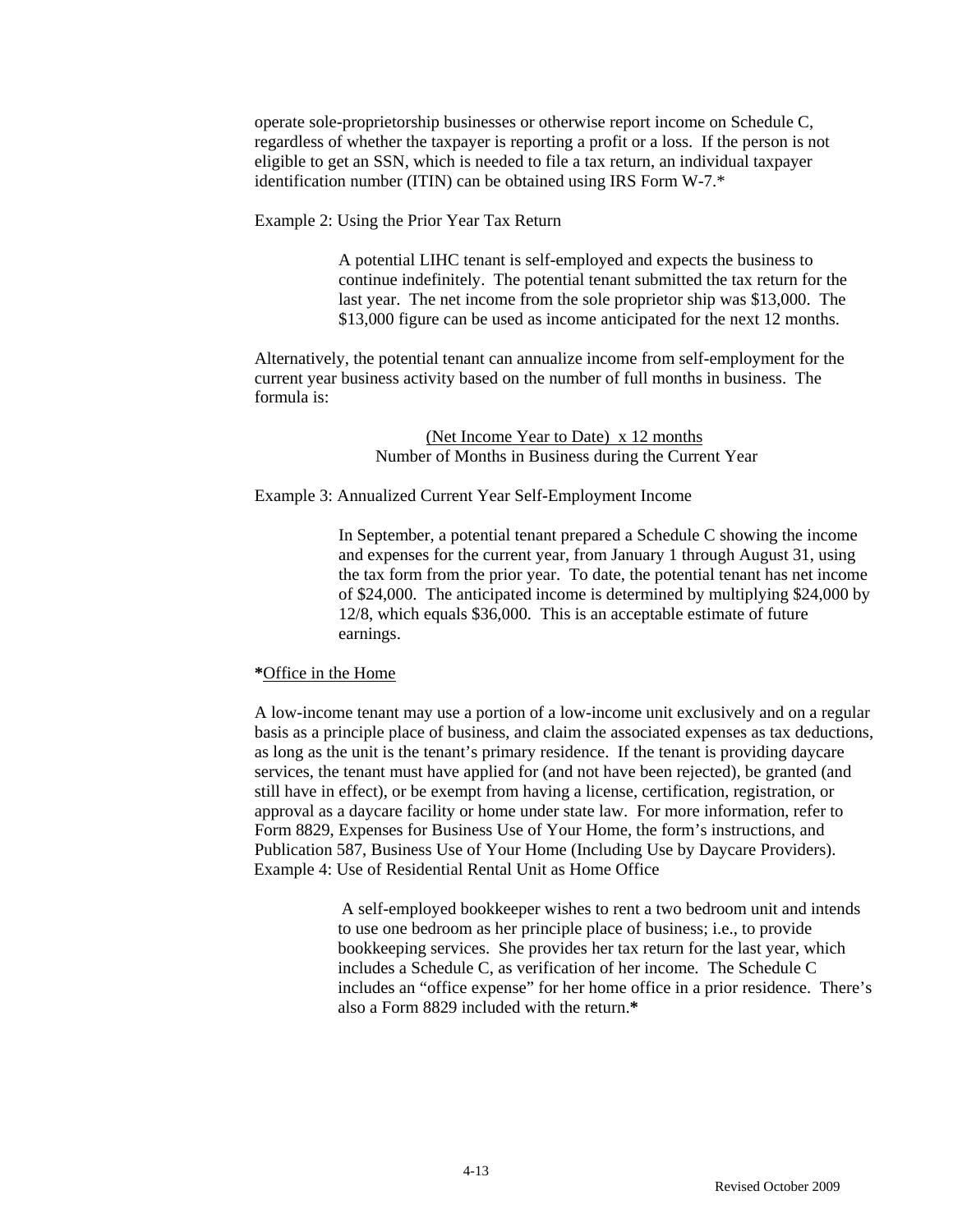operate sole-proprietorship businesses or otherwise report income on Schedule C, regardless of whether the taxpayer is reporting a profit or a loss. If the person is not eligible to get an SSN, which is needed to file a tax return, an individual taxpayer identification number (ITIN) can be obtained using IRS Form W-7.*

Example 2: Using the Prior Year Tax Return

> A potential LIHC tenant is self-employed and expects the business to continue indefinitely. The potential tenant submitted the tax return for the last year. The net income from the sole proprietor ship was $13,000. The $13,000 figure can be used as income anticipated for the next 12 months.

Alternatively, the potential tenant can annualize income from self-employment for the current year business activity based on the number of full months in business. The formula is:

$$\frac{\text{(Net Income Year to Date) x 12 months}}{\text{Number of Months in Business during the Current Year}}$$

Example 3: Annualized Current Year Self-Employment Income

> In September, a potential tenant prepared a Schedule C showing the income and expenses for the current year, from January 1 through August 31, using the tax form from the prior year. To date, the potential tenant has net income of $24,000. The anticipated income is determined by multiplying $24,000 by 12/8, which equals $36,000. This is an acceptable estimate of future earnings.

**\***<u>Office in the Home</u>

A low-income tenant may use a portion of a low-income unit exclusively and on a regular basis as a principle place of business, and claim the associated expenses as tax deductions, as long as the unit is the tenant's primary residence. If the tenant is providing daycare services, the tenant must have applied for (and not have been rejected), be granted (and still have in effect), or be exempt from having a license, certification, registration, or approval as a daycare facility or home under state law. For more information, refer to Form 8829, Expenses for Business Use of Your Home, the form's instructions, and Publication 587, Business Use of Your Home (Including Use by Daycare Providers).

Example 4: Use of Residential Rental Unit as Home Office

> A self-employed bookkeeper wishes to rent a two bedroom unit and intends to use one bedroom as her principle place of business; i.e., to provide bookkeeping services. She provides her tax return for the last year, which includes a Schedule C, as verification of her income. The Schedule C includes an "office expense" for her home office in a prior residence. There's also a Form 8829 included with the return.**\***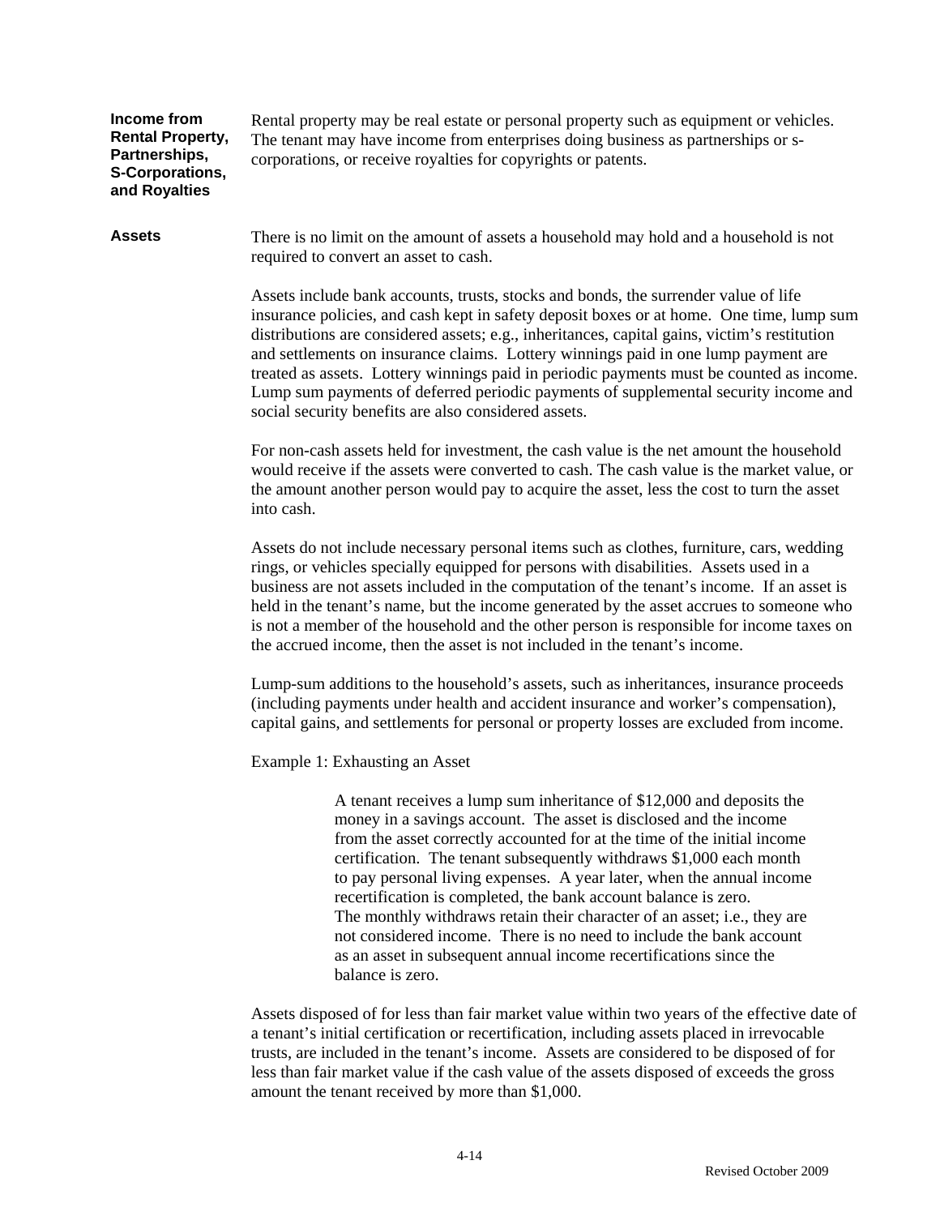**Income from Rental Property, Partnerships, S-Corporations, and Royalties**

Rental property may be real estate or personal property such as equipment or vehicles. The tenant may have income from enterprises doing business as partnerships or s-corporations, or receive royalties for copyrights or patents.

**Assets**

There is no limit on the amount of assets a household may hold and a household is not required to convert an asset to cash.

Assets include bank accounts, trusts, stocks and bonds, the surrender value of life insurance policies, and cash kept in safety deposit boxes or at home. One time, lump sum distributions are considered assets; e.g., inheritances, capital gains, victim's restitution and settlements on insurance claims. Lottery winnings paid in one lump payment are treated as assets. Lottery winnings paid in periodic payments must be counted as income. Lump sum payments of deferred periodic payments of supplemental security income and social security benefits are also considered assets.

For non-cash assets held for investment, the cash value is the net amount the household would receive if the assets were converted to cash. The cash value is the market value, or the amount another person would pay to acquire the asset, less the cost to turn the asset into cash.

Assets do not include necessary personal items such as clothes, furniture, cars, wedding rings, or vehicles specially equipped for persons with disabilities. Assets used in a business are not assets included in the computation of the tenant's income. If an asset is held in the tenant's name, but the income generated by the asset accrues to someone who is not a member of the household and the other person is responsible for income taxes on the accrued income, then the asset is not included in the tenant's income.

Lump-sum additions to the household's assets, such as inheritances, insurance proceeds (including payments under health and accident insurance and worker's compensation), capital gains, and settlements for personal or property losses are excluded from income.

Example 1: Exhausting an Asset

> A tenant receives a lump sum inheritance of $12,000 and deposits the money in a savings account. The asset is disclosed and the income from the asset correctly accounted for at the time of the initial income certification. The tenant subsequently withdraws $1,000 each month to pay personal living expenses. A year later, when the annual income recertification is completed, the bank account balance is zero. The monthly withdraws retain their character of an asset; i.e., they are not considered income. There is no need to include the bank account as an asset in subsequent annual income recertifications since the balance is zero.

Assets disposed of for less than fair market value within two years of the effective date of a tenant's initial certification or recertification, including assets placed in irrevocable trusts, are included in the tenant's income. Assets are considered to be disposed of for less than fair market value if the cash value of the assets disposed of exceeds the gross amount the tenant received by more than $1,000.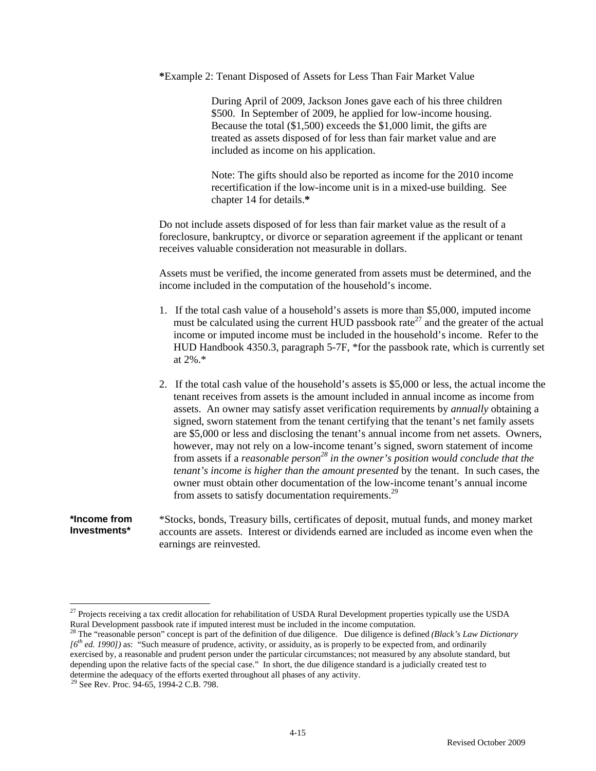**\***Example 2: Tenant Disposed of Assets for Less Than Fair Market Value

> During April of 2009, Jackson Jones gave each of his three children $500. In September of 2009, he applied for low-income housing. Because the total ($1,500) exceeds the $1,000 limit, the gifts are treated as assets disposed of for less than fair market value and are included as income on his application.
>
> Note: The gifts should also be reported as income for the 2010 income recertification if the low-income unit is in a mixed-use building. See chapter 14 for details.**\***

Do not include assets disposed of for less than fair market value as the result of a foreclosure, bankruptcy, or divorce or separation agreement if the applicant or tenant receives valuable consideration not measurable in dollars.

Assets must be verified, the income generated from assets must be determined, and the income included in the computation of the household's income.

1. If the total cash value of a household's assets is more than $5,000, imputed income must be calculated using the current HUD passbook rate[27] and the greater of the actual income or imputed income must be included in the household's income. Refer to the HUD Handbook 4350.3, paragraph 5-7F, *for the passbook rate, which is currently set at 2%.*

2. If the total cash value of the household's assets is $5,000 or less, the actual income the tenant receives from assets is the amount included in annual income as income from assets. An owner may satisfy asset verification requirements by *annually* obtaining a signed, sworn statement from the tenant certifying that the tenant's net family assets are $5,000 or less and disclosing the tenant's annual income from net assets. Owners, however, may not rely on a low-income tenant's signed, sworn statement of income from assets if a *reasonable person[28] in the owner's position would conclude that the tenant's income is higher than the amount presented* by the tenant. In such cases, the owner must obtain other documentation of the low-income tenant's annual income from assets to satisfy documentation requirements.[29]

**\*Income from Investments\***

\*Stocks, bonds, Treasury bills, certificates of deposit, mutual funds, and money market accounts are assets. Interest or dividends earned are included as income even when the earnings are reinvested.

---

[27] Projects receiving a tax credit allocation for rehabilitation of USDA Rural Development properties typically use the USDA Rural Development passbook rate if imputed interest must be included in the income computation.

[28] The "reasonable person" concept is part of the definition of due diligence. Due diligence is defined *(Black's Law Dictionary [6th ed. 1990])* as: "Such measure of prudence, activity, or assiduity, as is properly to be expected from, and ordinarily exercised by, a reasonable and prudent person under the particular circumstances; not measured by any absolute standard, but depending upon the relative facts of the special case." In short, the due diligence standard is a judicially created test to determine the adequacy of the efforts exerted throughout all phases of any activity.

[29] See Rev. Proc. 94-65, 1994-2 C.B. 798.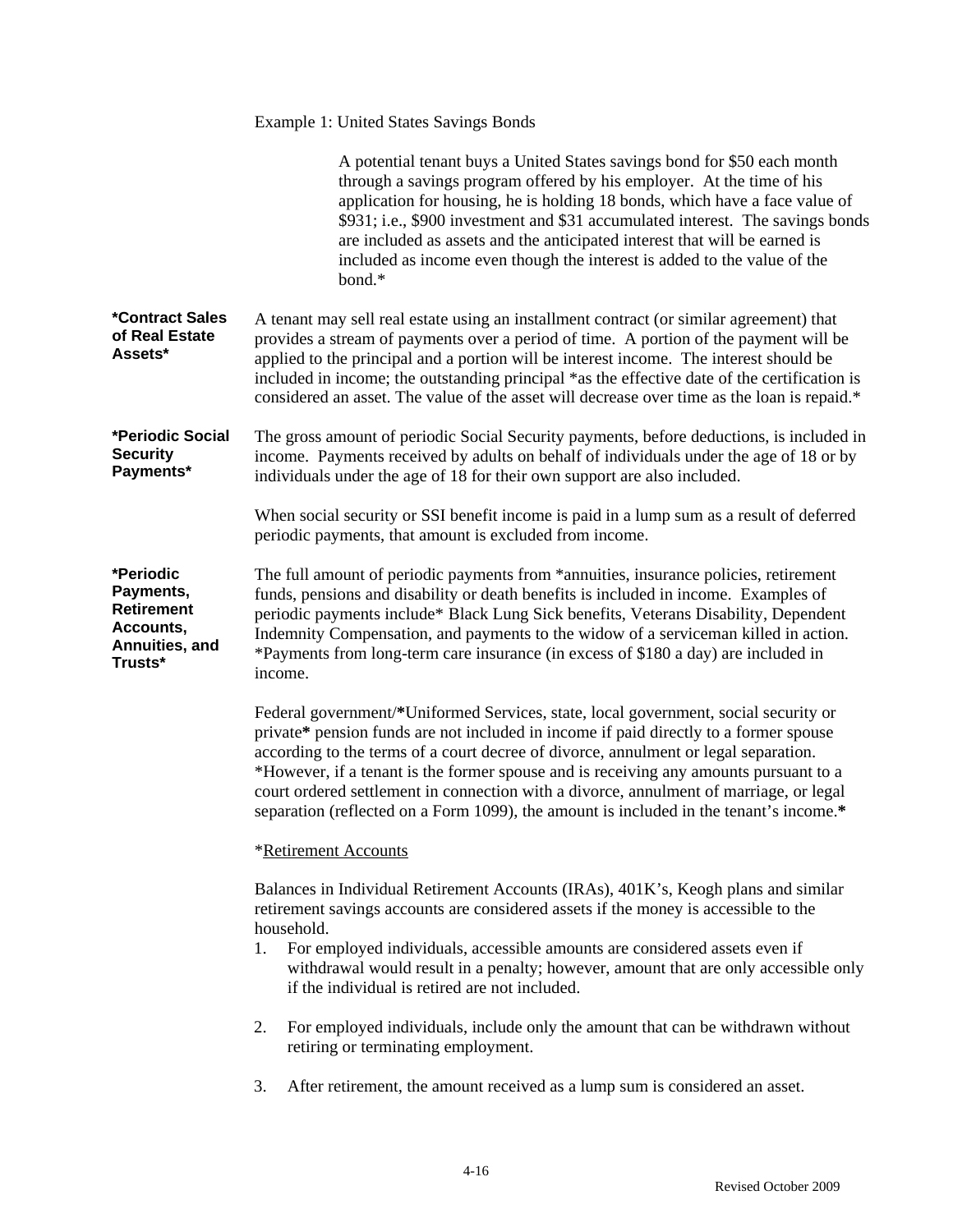Example 1: United States Savings Bonds

> A potential tenant buys a United States savings bond for $50 each month through a savings program offered by his employer. At the time of his application for housing, he is holding 18 bonds, which have a face value of $931; i.e., $900 investment and $31 accumulated interest. The savings bonds are included as assets and the anticipated interest that will be earned is included as income even though the interest is added to the value of the bond.*

**\*Contract Sales of Real Estate Assets\***

A tenant may sell real estate using an installment contract (or similar agreement) that provides a stream of payments over a period of time. A portion of the payment will be applied to the principal and a portion will be interest income. The interest should be included in income; the outstanding principal *as the effective date of the certification is considered an asset. The value of the asset will decrease over time as the loan is repaid.*

**\*Periodic Social Security Payments\***

The gross amount of periodic Social Security payments, before deductions, is included in income. Payments received by adults on behalf of individuals under the age of 18 or by individuals under the age of 18 for their own support are also included.

When social security or SSI benefit income is paid in a lump sum as a result of deferred periodic payments, that amount is excluded from income.

**\*Periodic Payments, Retirement Accounts, Annuities, and Trusts\***

The full amount of periodic payments from *annuities, insurance policies, retirement funds, pensions and disability or death benefits is included in income. Examples of periodic payments include* Black Lung Sick benefits, Veterans Disability, Dependent Indemnity Compensation, and payments to the widow of a serviceman killed in action. *Payments from long-term care insurance (in excess of $180 a day) are included in income.

Federal government/**\***Uniformed Services, state, local government, social security or private**\*** pension funds are not included in income if paid directly to a former spouse according to the terms of a court decree of divorce, annulment or legal separation. *However, if a tenant is the former spouse and is receiving any amounts pursuant to a court ordered settlement in connection with a divorce, annulment of marriage, or legal separation (reflected on a Form 1099), the amount is included in the tenant's income.**\***

*<u>Retirement Accounts</u>

Balances in Individual Retirement Accounts (IRAs), 401K's, Keogh plans and similar retirement savings accounts are considered assets if the money is accessible to the household.

1. For employed individuals, accessible amounts are considered assets even if withdrawal would result in a penalty; however, amount that are only accessible only if the individual is retired are not included.

2. For employed individuals, include only the amount that can be withdrawn without retiring or terminating employment.

3. After retirement, the amount received as a lump sum is considered an asset.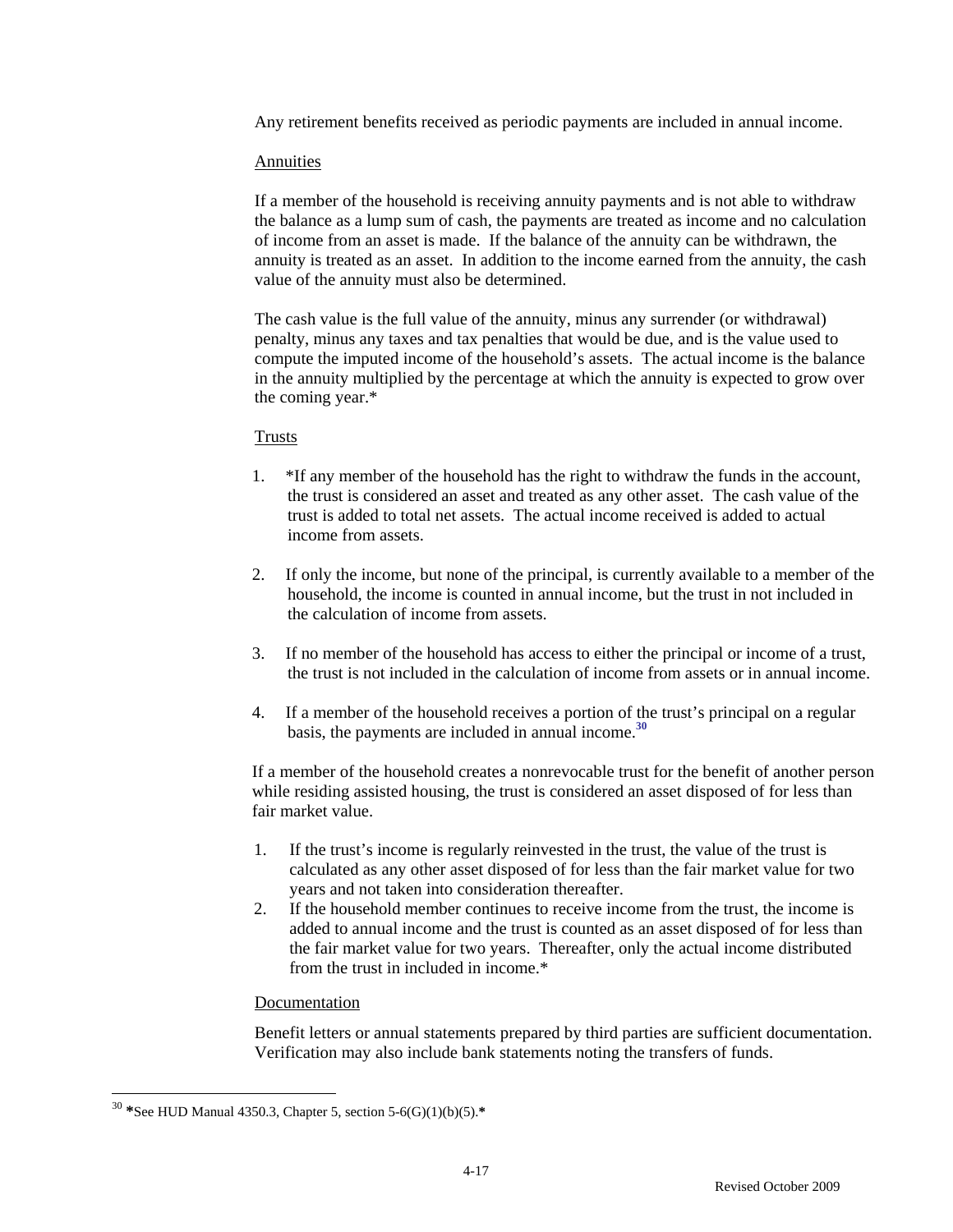Any retirement benefits received as periodic payments are included in annual income.

Annuities

If a member of the household is receiving annuity payments and is not able to withdraw the balance as a lump sum of cash, the payments are treated as income and no calculation of income from an asset is made. If the balance of the annuity can be withdrawn, the annuity is treated as an asset. In addition to the income earned from the annuity, the cash value of the annuity must also be determined.

The cash value is the full value of the annuity, minus any surrender (or withdrawal) penalty, minus any taxes and tax penalties that would be due, and is the value used to compute the imputed income of the household's assets. The actual income is the balance in the annuity multiplied by the percentage at which the annuity is expected to grow over the coming year.*

Trusts

1. *If any member of the household has the right to withdraw the funds in the account, the trust is considered an asset and treated as any other asset. The cash value of the trust is added to total net assets. The actual income received is added to actual income from assets.

2. If only the income, but none of the principal, is currently available to a member of the household, the income is counted in annual income, but the trust in not included in the calculation of income from assets.

3. If no member of the household has access to either the principal or income of a trust, the trust is not included in the calculation of income from assets or in annual income.

4. If a member of the household receives a portion of the trust's principal on a regular basis, the payments are included in annual income.[30]

If a member of the household creates a nonrevocable trust for the benefit of another person while residing assisted housing, the trust is considered an asset disposed of for less than fair market value.

1. If the trust's income is regularly reinvested in the trust, the value of the trust is calculated as any other asset disposed of for less than the fair market value for two years and not taken into consideration thereafter.
2. If the household member continues to receive income from the trust, the income is added to annual income and the trust is counted as an asset disposed of for less than the fair market value for two years. Thereafter, only the actual income distributed from the trust in included in income.*

Documentation

Benefit letters or annual statements prepared by third parties are sufficient documentation. Verification may also include bank statements noting the transfers of funds.

---

[30] ***See HUD Manual 4350.3, Chapter 5, section 5-6(G)(1)(b)(5).***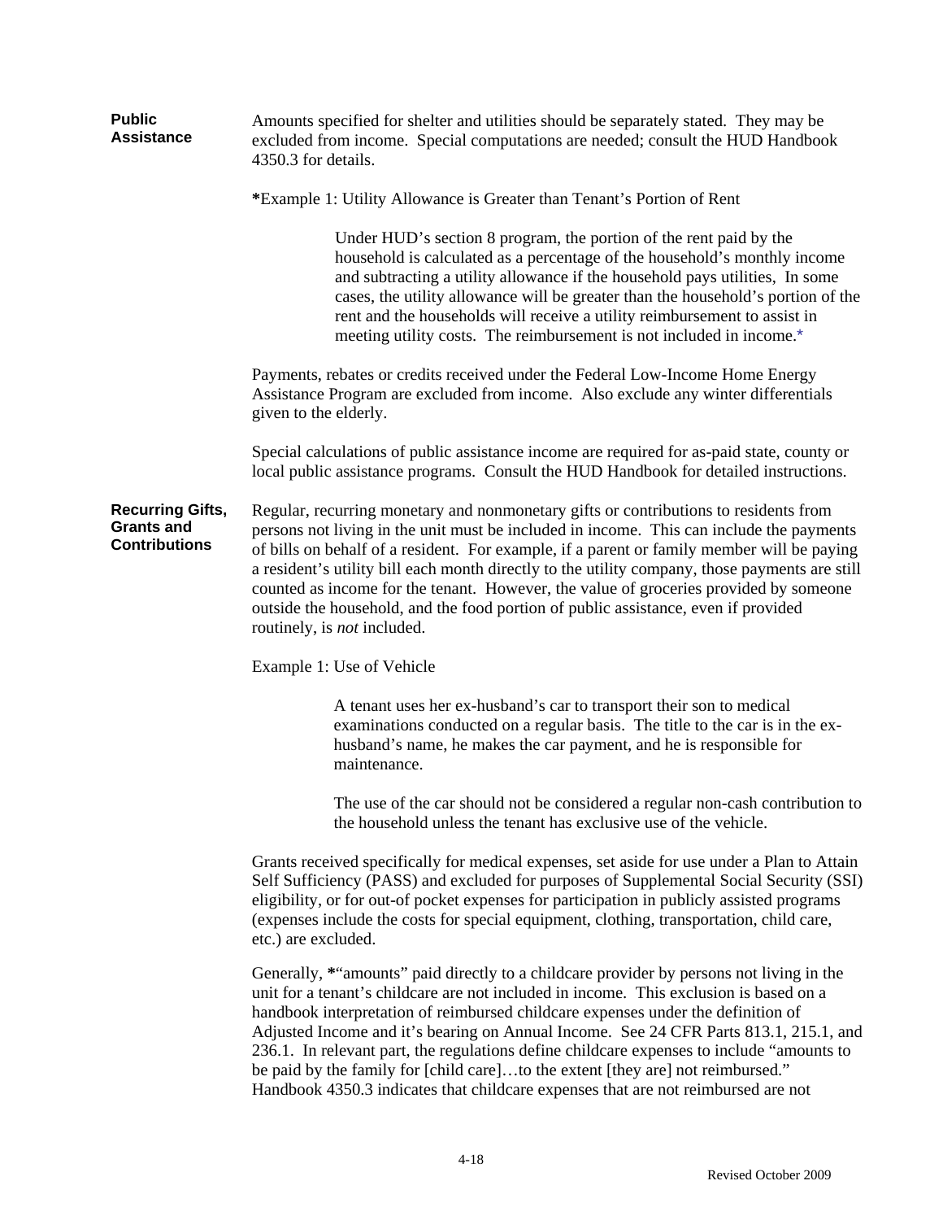**Public Assistance**

Amounts specified for shelter and utilities should be separately stated. They may be excluded from income. Special computations are needed; consult the HUD Handbook 4350.3 for details.

**\***Example 1: Utility Allowance is Greater than Tenant's Portion of Rent

> Under HUD's section 8 program, the portion of the rent paid by the household is calculated as a percentage of the household's monthly income and subtracting a utility allowance if the household pays utilities, In some cases, the utility allowance will be greater than the household's portion of the rent and the households will receive a utility reimbursement to assist in meeting utility costs. The reimbursement is not included in income.*

Payments, rebates or credits received under the Federal Low-Income Home Energy Assistance Program are excluded from income. Also exclude any winter differentials given to the elderly.

Special calculations of public assistance income are required for as-paid state, county or local public assistance programs. Consult the HUD Handbook for detailed instructions.

**Recurring Gifts, Grants and Contributions**

Regular, recurring monetary and nonmonetary gifts or contributions to residents from persons not living in the unit must be included in income. This can include the payments of bills on behalf of a resident. For example, if a parent or family member will be paying a resident's utility bill each month directly to the utility company, those payments are still counted as income for the tenant. However, the value of groceries provided by someone outside the household, and the food portion of public assistance, even if provided routinely, is *not* included.

Example 1: Use of Vehicle

> A tenant uses her ex-husband's car to transport their son to medical examinations conducted on a regular basis. The title to the car is in the ex-husband's name, he makes the car payment, and he is responsible for maintenance.
>
> The use of the car should not be considered a regular non-cash contribution to the household unless the tenant has exclusive use of the vehicle.

Grants received specifically for medical expenses, set aside for use under a Plan to Attain Self Sufficiency (PASS) and excluded for purposes of Supplemental Social Security (SSI) eligibility, or for out-of pocket expenses for participation in publicly assisted programs (expenses include the costs for special equipment, clothing, transportation, child care, etc.) are excluded.

Generally, **\***"amounts" paid directly to a childcare provider by persons not living in the unit for a tenant's childcare are not included in income. This exclusion is based on a handbook interpretation of reimbursed childcare expenses under the definition of Adjusted Income and it's bearing on Annual Income. See 24 CFR Parts 813.1, 215.1, and 236.1. In relevant part, the regulations define childcare expenses to include "amounts to be paid by the family for [child care]…to the extent [they are] not reimbursed." Handbook 4350.3 indicates that childcare expenses that are not reimbursed are not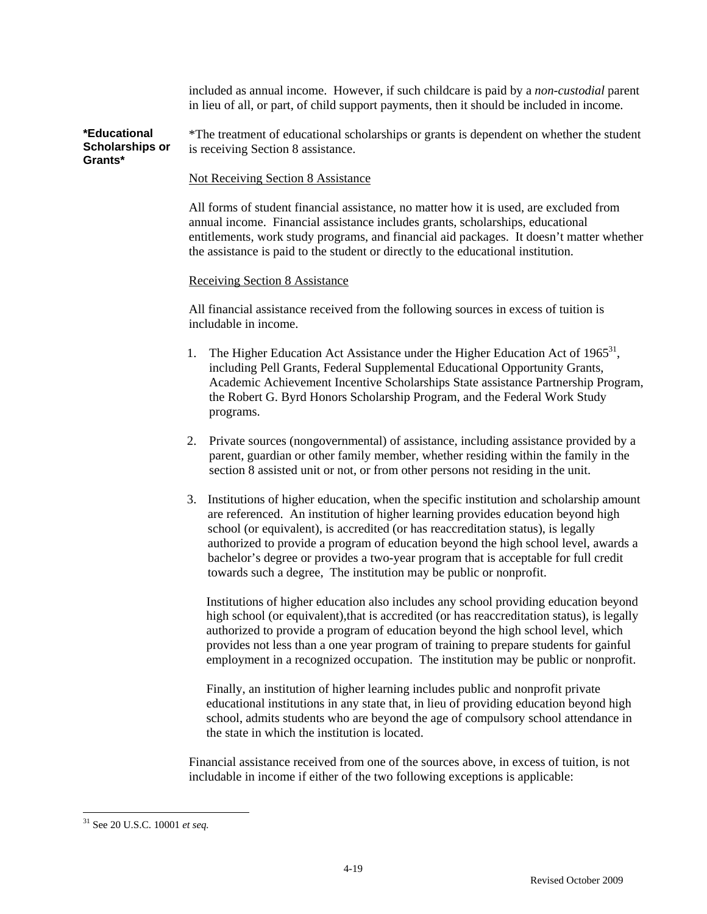included as annual income. However, if such childcare is paid by a *non-custodial* parent in lieu of all, or part, of child support payments, then it should be included in income.

**\*Educational Scholarships or Grants\***

*The treatment of educational scholarships or grants is dependent on whether the student is receiving Section 8 assistance.

Not Receiving Section 8 Assistance

All forms of student financial assistance, no matter how it is used, are excluded from annual income. Financial assistance includes grants, scholarships, educational entitlements, work study programs, and financial aid packages. It doesn't matter whether the assistance is paid to the student or directly to the educational institution.

Receiving Section 8 Assistance

All financial assistance received from the following sources in excess of tuition is includable in income.

1. The Higher Education Act Assistance under the Higher Education Act of 1965[31], including Pell Grants, Federal Supplemental Educational Opportunity Grants, Academic Achievement Incentive Scholarships State assistance Partnership Program, the Robert G. Byrd Honors Scholarship Program, and the Federal Work Study programs.

2. Private sources (nongovernmental) of assistance, including assistance provided by a parent, guardian or other family member, whether residing within the family in the section 8 assisted unit or not, or from other persons not residing in the unit.

3. Institutions of higher education, when the specific institution and scholarship amount are referenced. An institution of higher learning provides education beyond high school (or equivalent), is accredited (or has reaccreditation status), is legally authorized to provide a program of education beyond the high school level, awards a bachelor's degree or provides a two-year program that is acceptable for full credit towards such a degree, The institution may be public or nonprofit.

   Institutions of higher education also includes any school providing education beyond high school (or equivalent),that is accredited (or has reaccreditation status), is legally authorized to provide a program of education beyond the high school level, which provides not less than a one year program of training to prepare students for gainful employment in a recognized occupation. The institution may be public or nonprofit.

   Finally, an institution of higher learning includes public and nonprofit private educational institutions in any state that, in lieu of providing education beyond high school, admits students who are beyond the age of compulsory school attendance in the state in which the institution is located.

Financial assistance received from one of the sources above, in excess of tuition, is not includable in income if either of the two following exceptions is applicable:

---

[31] See 20 U.S.C. 10001 *et seq.*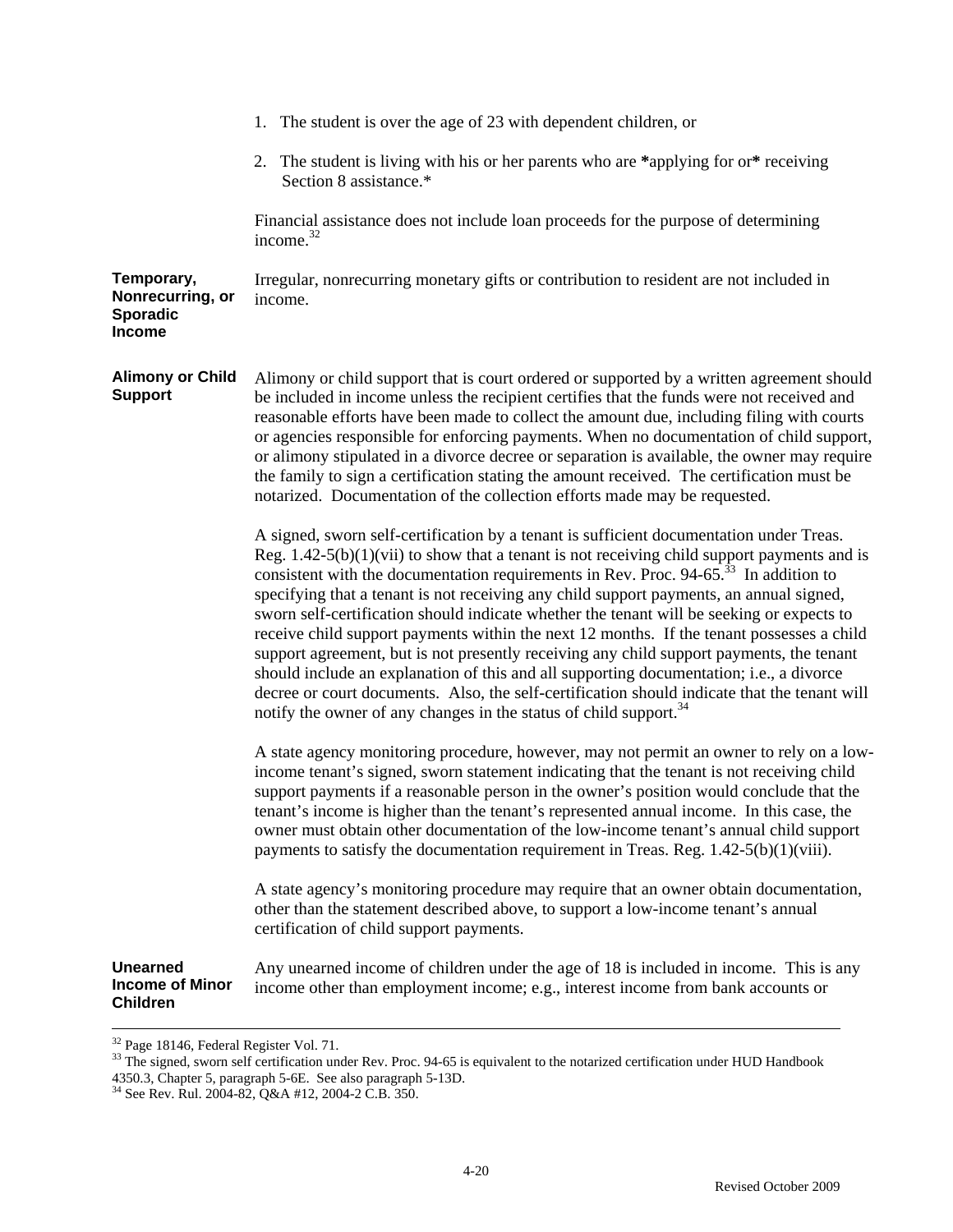1. The student is over the age of 23 with dependent children, or

2. The student is living with his or her parents who are **\***applying for or**\*** receiving Section 8 assistance.*

Financial assistance does not include loan proceeds for the purpose of determining income.[32]

**Temporary, Nonrecurring, or Sporadic Income**

Irregular, nonrecurring monetary gifts or contribution to resident are not included in income.

**Alimony or Child Support**

Alimony or child support that is court ordered or supported by a written agreement should be included in income unless the recipient certifies that the funds were not received and reasonable efforts have been made to collect the amount due, including filing with courts or agencies responsible for enforcing payments. When no documentation of child support, or alimony stipulated in a divorce decree or separation is available, the owner may require the family to sign a certification stating the amount received. The certification must be notarized. Documentation of the collection efforts made may be requested.

A signed, sworn self-certification by a tenant is sufficient documentation under Treas. Reg. 1.42-5(b)(1)(vii) to show that a tenant is not receiving child support payments and is consistent with the documentation requirements in Rev. Proc. 94-65.[33] In addition to specifying that a tenant is not receiving any child support payments, an annual signed, sworn self-certification should indicate whether the tenant will be seeking or expects to receive child support payments within the next 12 months. If the tenant possesses a child support agreement, but is not presently receiving any child support payments, the tenant should include an explanation of this and all supporting documentation; i.e., a divorce decree or court documents. Also, the self-certification should indicate that the tenant will notify the owner of any changes in the status of child support.[34]

A state agency monitoring procedure, however, may not permit an owner to rely on a low-income tenant's signed, sworn statement indicating that the tenant is not receiving child support payments if a reasonable person in the owner's position would conclude that the tenant's income is higher than the tenant's represented annual income. In this case, the owner must obtain other documentation of the low-income tenant's annual child support payments to satisfy the documentation requirement in Treas. Reg. 1.42-5(b)(1)(viii).

A state agency's monitoring procedure may require that an owner obtain documentation, other than the statement described above, to support a low-income tenant's annual certification of child support payments.

**Unearned Income of Minor Children**

Any unearned income of children under the age of 18 is included in income. This is any income other than employment income; e.g., interest income from bank accounts or

---

[32] Page 18146, Federal Register Vol. 71.

[33] The signed, sworn self certification under Rev. Proc. 94-65 is equivalent to the notarized certification under HUD Handbook 4350.3, Chapter 5, paragraph 5-6E. See also paragraph 5-13D.

[34] See Rev. Rul. 2004-82, Q&A #12, 2004-2 C.B. 350.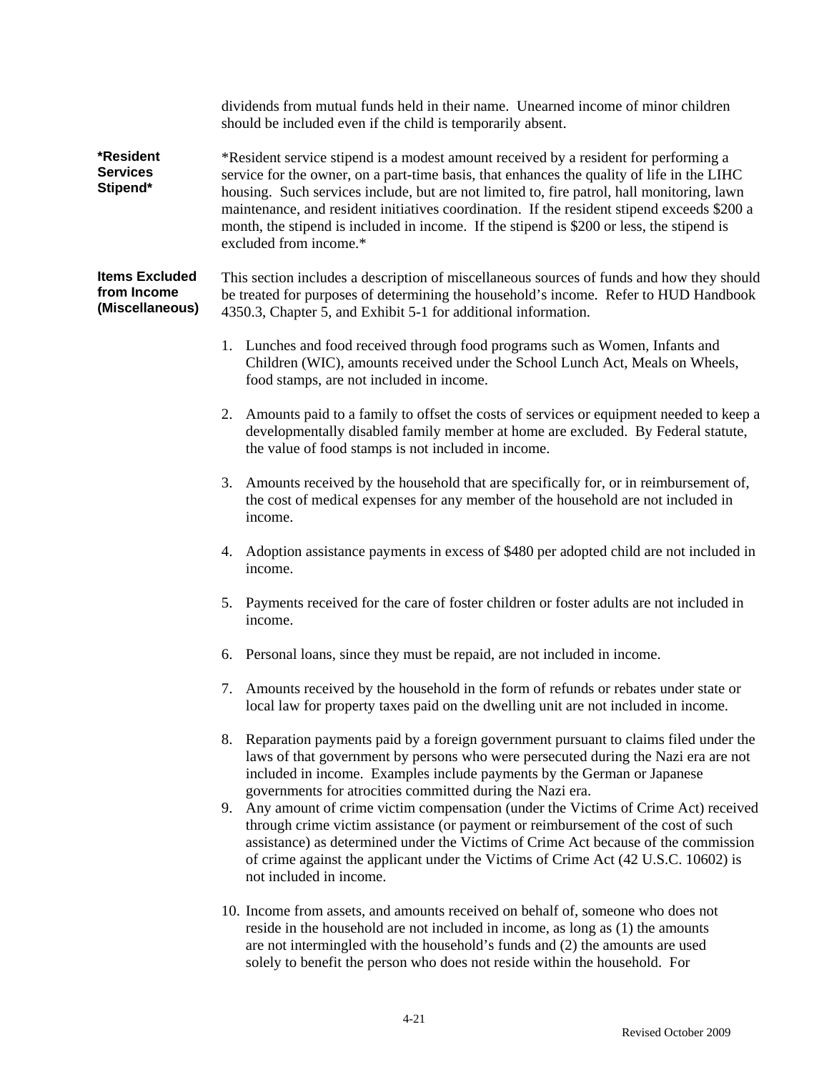dividends from mutual funds held in their name. Unearned income of minor children should be included even if the child is temporarily absent.

**\*Resident Services Stipend\***

*Resident service stipend is a modest amount received by a resident for performing a service for the owner, on a part-time basis, that enhances the quality of life in the LIHC housing. Such services include, but are not limited to, fire patrol, hall monitoring, lawn maintenance, and resident initiatives coordination. If the resident stipend exceeds $200 a month, the stipend is included in income. If the stipend is $200 or less, the stipend is excluded from income.*

**Items Excluded from Income (Miscellaneous)**

This section includes a description of miscellaneous sources of funds and how they should be treated for purposes of determining the household's income. Refer to HUD Handbook 4350.3, Chapter 5, and Exhibit 5-1 for additional information.

1. Lunches and food received through food programs such as Women, Infants and Children (WIC), amounts received under the School Lunch Act, Meals on Wheels, food stamps, are not included in income.

2. Amounts paid to a family to offset the costs of services or equipment needed to keep a developmentally disabled family member at home are excluded. By Federal statute, the value of food stamps is not included in income.

3. Amounts received by the household that are specifically for, or in reimbursement of, the cost of medical expenses for any member of the household are not included in income.

4. Adoption assistance payments in excess of $480 per adopted child are not included in income.

5. Payments received for the care of foster children or foster adults are not included in income.

6. Personal loans, since they must be repaid, are not included in income.

7. Amounts received by the household in the form of refunds or rebates under state or local law for property taxes paid on the dwelling unit are not included in income.

8. Reparation payments paid by a foreign government pursuant to claims filed under the laws of that government by persons who were persecuted during the Nazi era are not included in income. Examples include payments by the German or Japanese governments for atrocities committed during the Nazi era.

9. Any amount of crime victim compensation (under the Victims of Crime Act) received through crime victim assistance (or payment or reimbursement of the cost of such assistance) as determined under the Victims of Crime Act because of the commission of crime against the applicant under the Victims of Crime Act (42 U.S.C. 10602) is not included in income.

10. Income from assets, and amounts received on behalf of, someone who does not reside in the household are not included in income, as long as (1) the amounts are not intermingled with the household's funds and (2) the amounts are used solely to benefit the person who does not reside within the household. For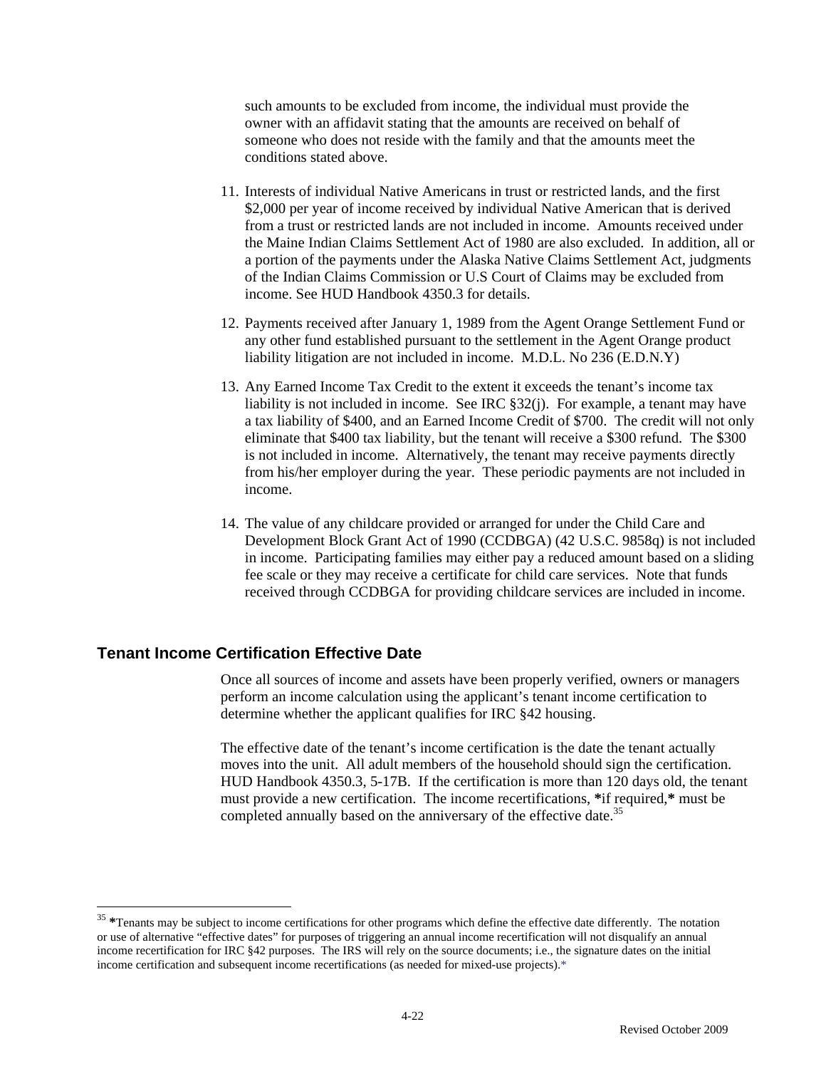such amounts to be excluded from income, the individual must provide the owner with an affidavit stating that the amounts are received on behalf of someone who does not reside with the family and that the amounts meet the conditions stated above.

11. Interests of individual Native Americans in trust or restricted lands, and the first $2,000 per year of income received by individual Native American that is derived from a trust or restricted lands are not included in income. Amounts received under the Maine Indian Claims Settlement Act of 1980 are also excluded. In addition, all or a portion of the payments under the Alaska Native Claims Settlement Act, judgments of the Indian Claims Commission or U.S Court of Claims may be excluded from income. See HUD Handbook 4350.3 for details.

12. Payments received after January 1, 1989 from the Agent Orange Settlement Fund or any other fund established pursuant to the settlement in the Agent Orange product liability litigation are not included in income. M.D.L. No 236 (E.D.N.Y)

13. Any Earned Income Tax Credit to the extent it exceeds the tenant's income tax liability is not included in income. See IRC §32(j). For example, a tenant may have a tax liability of $400, and an Earned Income Credit of $700. The credit will not only eliminate that $400 tax liability, but the tenant will receive a $300 refund. The $300 is not included in income. Alternatively, the tenant may receive payments directly from his/her employer during the year. These periodic payments are not included in income.

14. The value of any childcare provided or arranged for under the Child Care and Development Block Grant Act of 1990 (CCDBGA) (42 U.S.C. 9858q) is not included in income. Participating families may either pay a reduced amount based on a sliding fee scale or they may receive a certificate for child care services. Note that funds received through CCDBGA for providing childcare services are included in income.

## Tenant Income Certification Effective Date

Once all sources of income and assets have been properly verified, owners or managers perform an income calculation using the applicant's tenant income certification to determine whether the applicant qualifies for IRC §42 housing.

The effective date of the tenant's income certification is the date the tenant actually moves into the unit. All adult members of the household should sign the certification. HUD Handbook 4350.3, 5-17B. If the certification is more than 120 days old, the tenant must provide a new certification. The income recertifications, **\***if required,**\*** must be completed annually based on the anniversary of the effective date.[35]

---

[35] **\***Tenants may be subject to income certifications for other programs which define the effective date differently. The notation or use of alternative "effective dates" for purposes of triggering an annual income recertification will not disqualify an annual income recertification for IRC §42 purposes. The IRS will rely on the source documents; i.e., the signature dates on the initial income certification and subsequent income recertifications (as needed for mixed-use projects).*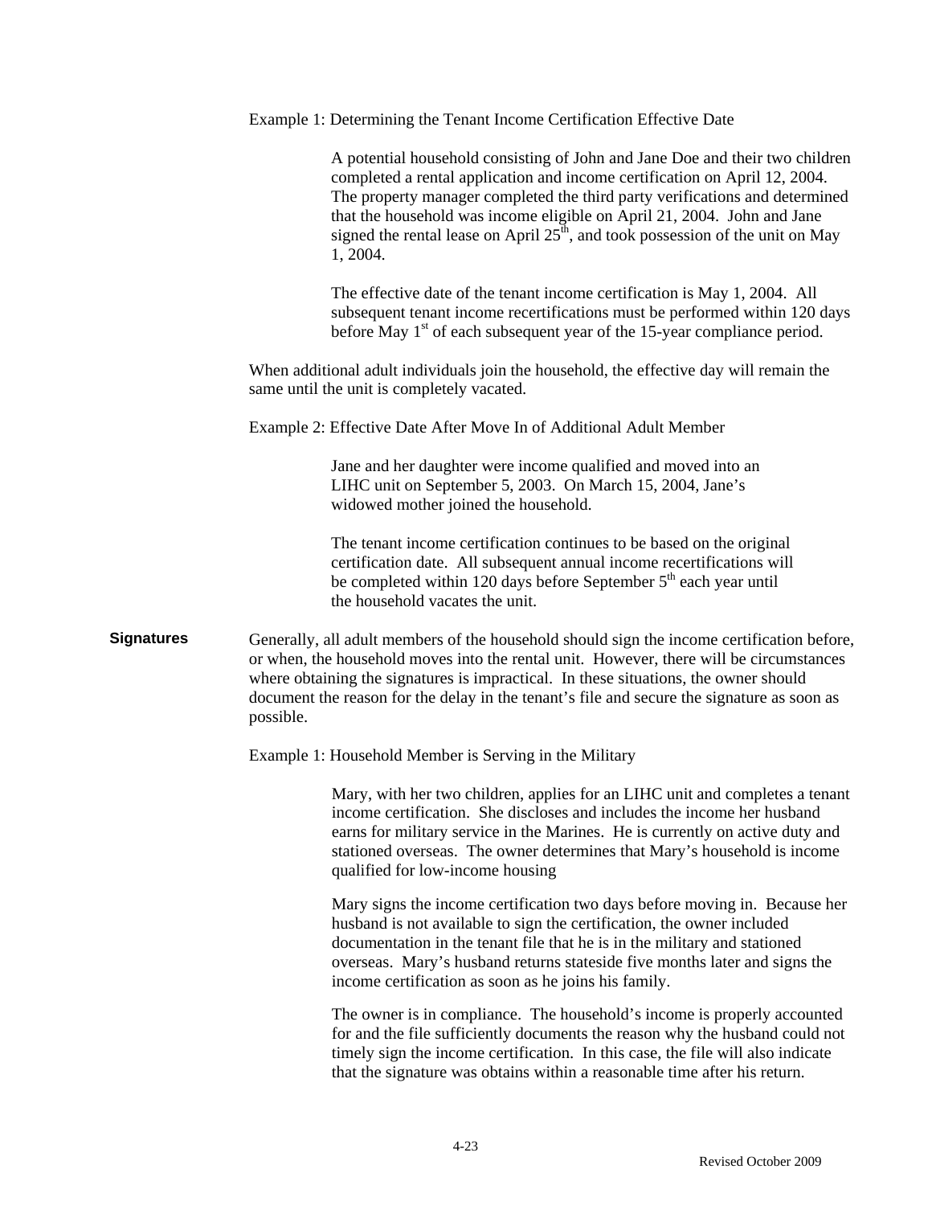Example 1: Determining the Tenant Income Certification Effective Date

> A potential household consisting of John and Jane Doe and their two children completed a rental application and income certification on April 12, 2004. The property manager completed the third party verifications and determined that the household was income eligible on April 21, 2004. John and Jane signed the rental lease on April 25th, and took possession of the unit on May 1, 2004.
>
> The effective date of the tenant income certification is May 1, 2004. All subsequent tenant income recertifications must be performed within 120 days before May 1st of each subsequent year of the 15-year compliance period.

When additional adult individuals join the household, the effective day will remain the same until the unit is completely vacated.

Example 2: Effective Date After Move In of Additional Adult Member

> Jane and her daughter were income qualified and moved into an LIHC unit on September 5, 2003. On March 15, 2004, Jane's widowed mother joined the household.
>
> The tenant income certification continues to be based on the original certification date. All subsequent annual income recertifications will be completed within 120 days before September 5th each year until the household vacates the unit.

**Signatures**

Generally, all adult members of the household should sign the income certification before, or when, the household moves into the rental unit. However, there will be circumstances where obtaining the signatures is impractical. In these situations, the owner should document the reason for the delay in the tenant's file and secure the signature as soon as possible.

Example 1: Household Member is Serving in the Military

> Mary, with her two children, applies for an LIHC unit and completes a tenant income certification. She discloses and includes the income her husband earns for military service in the Marines. He is currently on active duty and stationed overseas. The owner determines that Mary's household is income qualified for low-income housing
>
> Mary signs the income certification two days before moving in. Because her husband is not available to sign the certification, the owner included documentation in the tenant file that he is in the military and stationed overseas. Mary's husband returns stateside five months later and signs the income certification as soon as he joins his family.
>
> The owner is in compliance. The household's income is properly accounted for and the file sufficiently documents the reason why the husband could not timely sign the income certification. In this case, the file will also indicate that the signature was obtains within a reasonable time after his return.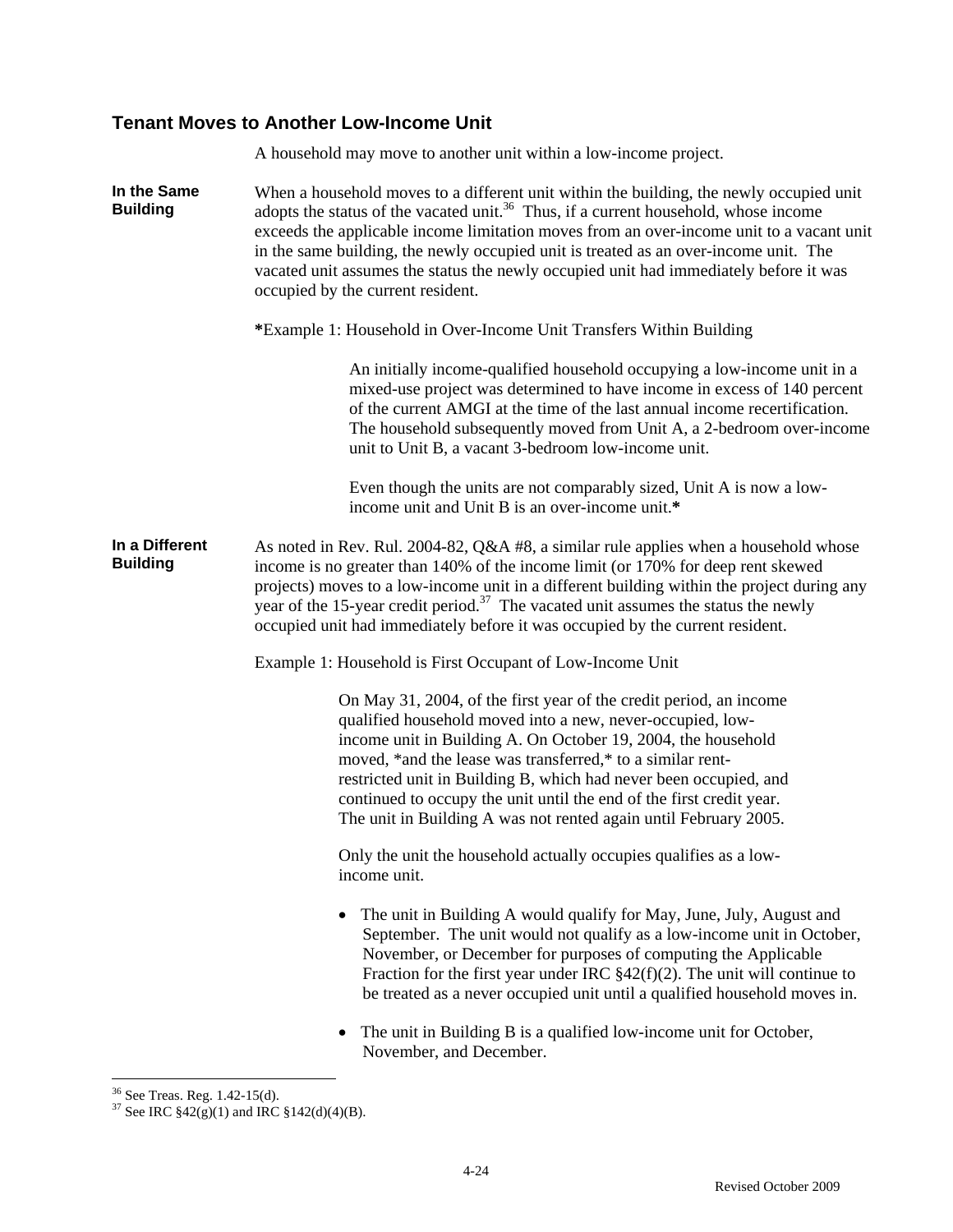## Tenant Moves to Another Low-Income Unit

A household may move to another unit within a low-income project.

**In the Same Building**

When a household moves to a different unit within the building, the newly occupied unit adopts the status of the vacated unit.[36] Thus, if a current household, whose income exceeds the applicable income limitation moves from an over-income unit to a vacant unit in the same building, the newly occupied unit is treated as an over-income unit. The vacated unit assumes the status the newly occupied unit had immediately before it was occupied by the current resident.

**\***Example 1: Household in Over-Income Unit Transfers Within Building

> An initially income-qualified household occupying a low-income unit in a mixed-use project was determined to have income in excess of 140 percent of the current AMGI at the time of the last annual income recertification. The household subsequently moved from Unit A, a 2-bedroom over-income unit to Unit B, a vacant 3-bedroom low-income unit.
>
> Even though the units are not comparably sized, Unit A is now a low-income unit and Unit B is an over-income unit.**\***

**In a Different Building**

As noted in Rev. Rul. 2004-82, Q&A #8, a similar rule applies when a household whose income is no greater than 140% of the income limit (or 170% for deep rent skewed projects) moves to a low-income unit in a different building within the project during any year of the 15-year credit period.[37] The vacated unit assumes the status the newly occupied unit had immediately before it was occupied by the current resident.

Example 1: Household is First Occupant of Low-Income Unit

> On May 31, 2004, of the first year of the credit period, an income qualified household moved into a new, never-occupied, low-income unit in Building A. On October 19, 2004, the household moved, \*and the lease was transferred,\* to a similar rent-restricted unit in Building B, which had never been occupied, and continued to occupy the unit until the end of the first credit year. The unit in Building A was not rented again until February 2005.
>
> Only the unit the household actually occupies qualifies as a low-income unit.
>
> - The unit in Building A would qualify for May, June, July, August and September. The unit would not qualify as a low-income unit in October, November, or December for purposes of computing the Applicable Fraction for the first year under IRC §42(f)(2). The unit will continue to be treated as a never occupied unit until a qualified household moves in.
> - The unit in Building B is a qualified low-income unit for October, November, and December.

---

[36] See Treas. Reg. 1.42-15(d).

[37] See IRC §42(g)(1) and IRC §142(d)(4)(B).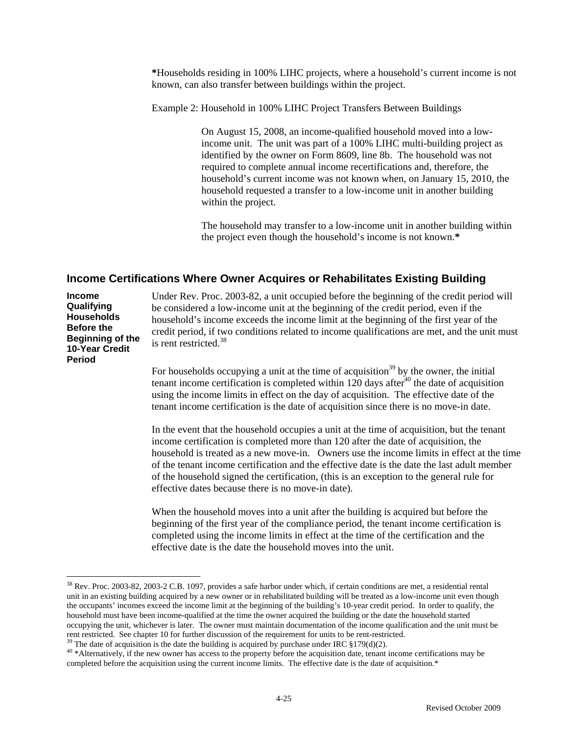*Households residing in 100% LIHC projects, where a household's current income is not known, can also transfer between buildings within the project.

Example 2: Household in 100% LIHC Project Transfers Between Buildings

> On August 15, 2008, an income-qualified household moved into a low-income unit. The unit was part of a 100% LIHC multi-building project as identified by the owner on Form 8609, line 8b. The household was not required to complete annual income recertifications and, therefore, the household's current income was not known when, on January 15, 2010, the household requested a transfer to a low-income unit in another building within the project.
>
> The household may transfer to a low-income unit in another building within the project even though the household's income is not known.*

## Income Certifications Where Owner Acquires or Rehabilitates Existing Building

**Income Qualifying Households Before the Beginning of the 10-Year Credit Period**

Under Rev. Proc. 2003-82, a unit occupied before the beginning of the credit period will be considered a low-income unit at the beginning of the credit period, even if the household's income exceeds the income limit at the beginning of the first year of the credit period, if two conditions related to income qualifications are met, and the unit must is rent restricted.[38]

For households occupying a unit at the time of acquisition[39] by the owner, the initial tenant income certification is completed within 120 days after[40] the date of acquisition using the income limits in effect on the day of acquisition. The effective date of the tenant income certification is the date of acquisition since there is no move-in date.

In the event that the household occupies a unit at the time of acquisition, but the tenant income certification is completed more than 120 after the date of acquisition, the household is treated as a new move-in. Owners use the income limits in effect at the time of the tenant income certification and the effective date is the date the last adult member of the household signed the certification, (this is an exception to the general rule for effective dates because there is no move-in date).

When the household moves into a unit after the building is acquired but before the beginning of the first year of the compliance period, the tenant income certification is completed using the income limits in effect at the time of the certification and the effective date is the date the household moves into the unit.

---

[38] Rev. Proc. 2003-82, 2003-2 C.B. 1097, provides a safe harbor under which, if certain conditions are met, a residential rental unit in an existing building acquired by a new owner or in rehabilitated building will be treated as a low-income unit even though the occupants' incomes exceed the income limit at the beginning of the building's 10-year credit period. In order to qualify, the household must have been income-qualified at the time the owner acquired the building or the date the household started occupying the unit, whichever is later. The owner must maintain documentation of the income qualification and the unit must be rent restricted. See chapter 10 for further discussion of the requirement for units to be rent-restricted.

[39] The date of acquisition is the date the building is acquired by purchase under IRC §179(d)(2).

[40] *Alternatively, if the new owner has access to the property before the acquisition date, tenant income certifications may be completed before the acquisition using the current income limits. The effective date is the date of acquisition.*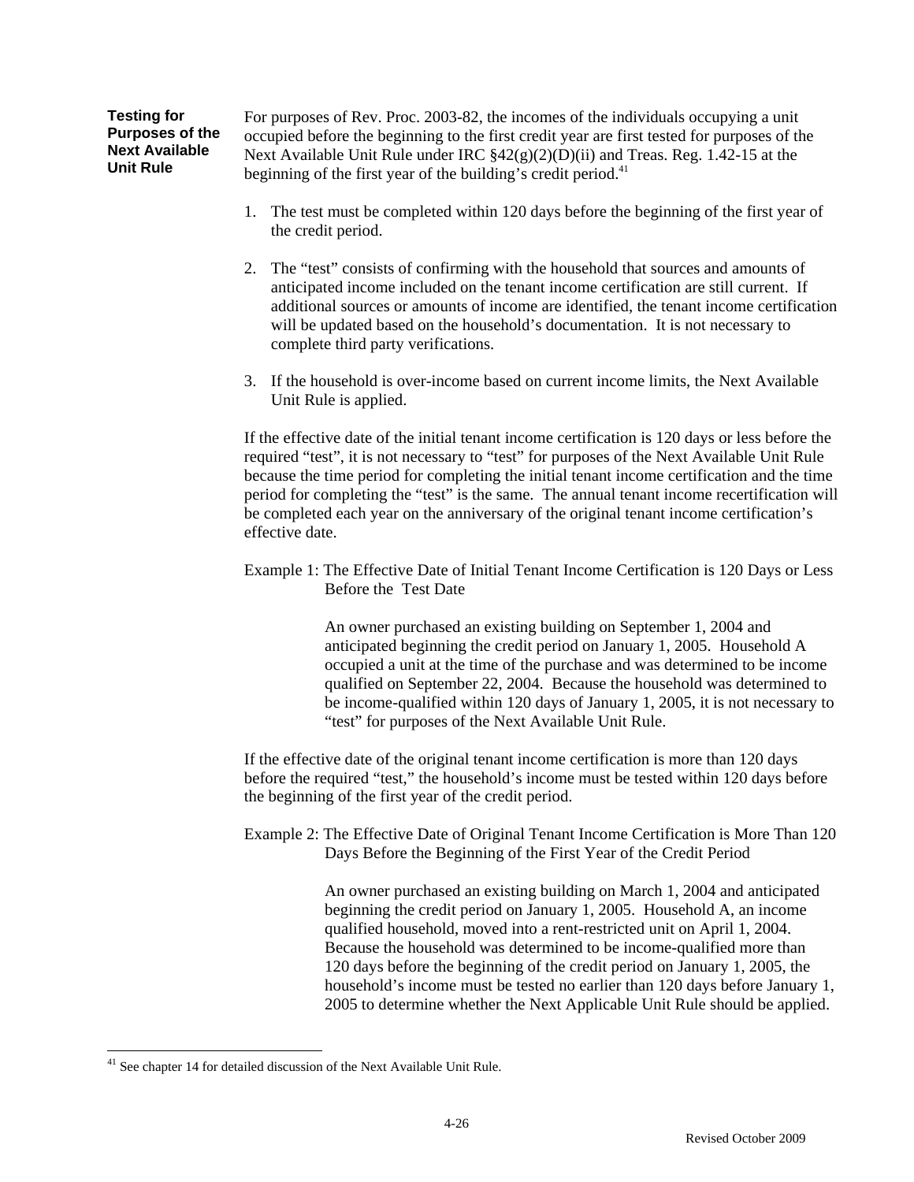### Testing for Purposes of the Next Available Unit Rule

For purposes of Rev. Proc. 2003-82, the incomes of the individuals occupying a unit occupied before the beginning to the first credit year are first tested for purposes of the Next Available Unit Rule under IRC §42(g)(2)(D)(ii) and Treas. Reg. 1.42-15 at the beginning of the first year of the building's credit period.[41]

1. The test must be completed within 120 days before the beginning of the first year of the credit period.

2. The "test" consists of confirming with the household that sources and amounts of anticipated income included on the tenant income certification are still current. If additional sources or amounts of income are identified, the tenant income certification will be updated based on the household's documentation. It is not necessary to complete third party verifications.

3. If the household is over-income based on current income limits, the Next Available Unit Rule is applied.

If the effective date of the initial tenant income certification is 120 days or less before the required "test", it is not necessary to "test" for purposes of the Next Available Unit Rule because the time period for completing the initial tenant income certification and the time period for completing the "test" is the same. The annual tenant income recertification will be completed each year on the anniversary of the original tenant income certification's effective date.

Example 1: The Effective Date of Initial Tenant Income Certification is 120 Days or Less Before the Test Date

> An owner purchased an existing building on September 1, 2004 and anticipated beginning the credit period on January 1, 2005. Household A occupied a unit at the time of the purchase and was determined to be income qualified on September 22, 2004. Because the household was determined to be income-qualified within 120 days of January 1, 2005, it is not necessary to "test" for purposes of the Next Available Unit Rule.

If the effective date of the original tenant income certification is more than 120 days before the required "test," the household's income must be tested within 120 days before the beginning of the first year of the credit period.

Example 2: The Effective Date of Original Tenant Income Certification is More Than 120 Days Before the Beginning of the First Year of the Credit Period

> An owner purchased an existing building on March 1, 2004 and anticipated beginning the credit period on January 1, 2005. Household A, an income qualified household, moved into a rent-restricted unit on April 1, 2004. Because the household was determined to be income-qualified more than 120 days before the beginning of the credit period on January 1, 2005, the household's income must be tested no earlier than 120 days before January 1, 2005 to determine whether the Next Applicable Unit Rule should be applied.

---

[41] See chapter 14 for detailed discussion of the Next Available Unit Rule.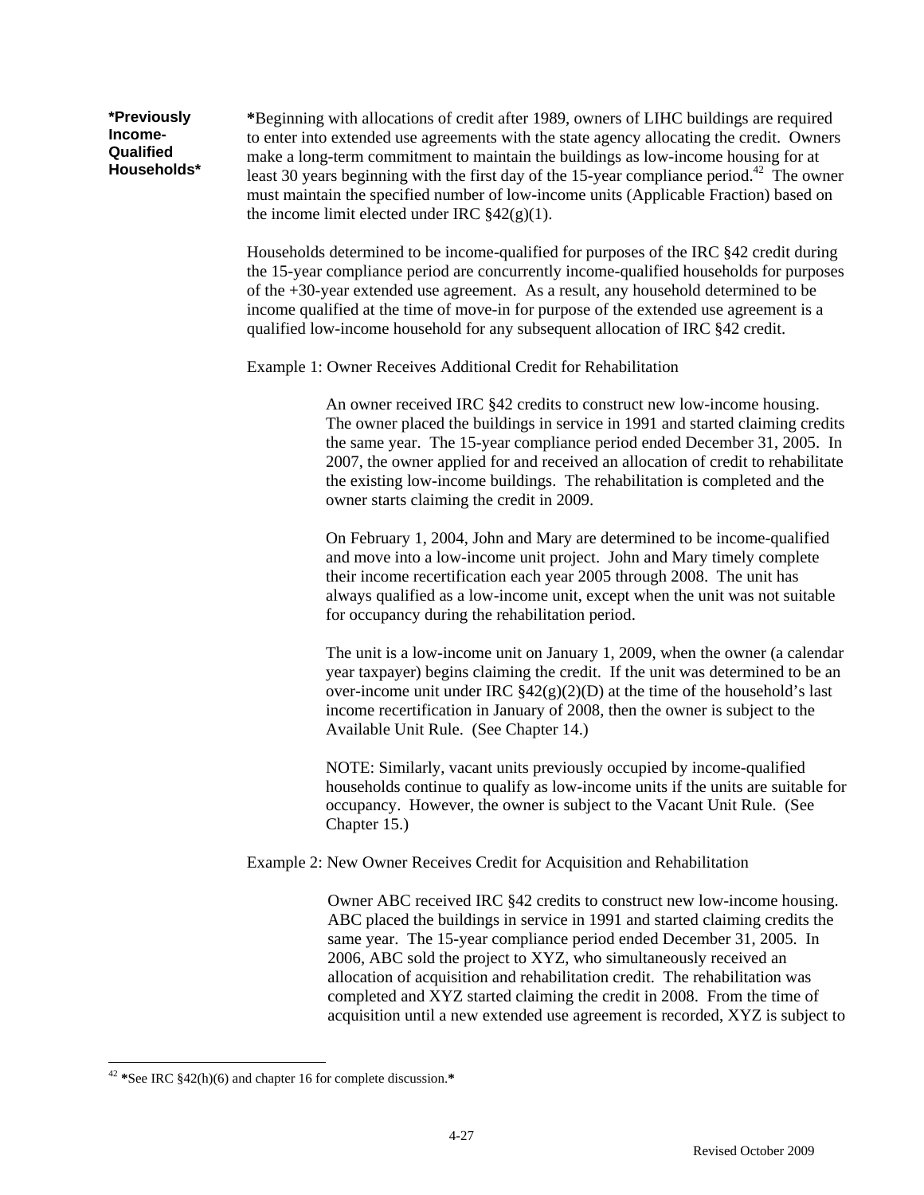**\*Previously Income-Qualified Households\***

**\***Beginning with allocations of credit after 1989, owners of LIHC buildings are required to enter into extended use agreements with the state agency allocating the credit. Owners make a long-term commitment to maintain the buildings as low-income housing for at least 30 years beginning with the first day of the 15-year compliance period.[42] The owner must maintain the specified number of low-income units (Applicable Fraction) based on the income limit elected under IRC §42(g)(1).

Households determined to be income-qualified for purposes of the IRC §42 credit during the 15-year compliance period are concurrently income-qualified households for purposes of the +30-year extended use agreement. As a result, any household determined to be income qualified at the time of move-in for purpose of the extended use agreement is a qualified low-income household for any subsequent allocation of IRC §42 credit.

Example 1: Owner Receives Additional Credit for Rehabilitation

> An owner received IRC §42 credits to construct new low-income housing. The owner placed the buildings in service in 1991 and started claiming credits the same year. The 15-year compliance period ended December 31, 2005. In 2007, the owner applied for and received an allocation of credit to rehabilitate the existing low-income buildings. The rehabilitation is completed and the owner starts claiming the credit in 2009.
>
> On February 1, 2004, John and Mary are determined to be income-qualified and move into a low-income unit project. John and Mary timely complete their income recertification each year 2005 through 2008. The unit has always qualified as a low-income unit, except when the unit was not suitable for occupancy during the rehabilitation period.
>
> The unit is a low-income unit on January 1, 2009, when the owner (a calendar year taxpayer) begins claiming the credit. If the unit was determined to be an over-income unit under IRC §42(g)(2)(D) at the time of the household's last income recertification in January of 2008, then the owner is subject to the Available Unit Rule. (See Chapter 14.)
>
> NOTE: Similarly, vacant units previously occupied by income-qualified households continue to qualify as low-income units if the units are suitable for occupancy. However, the owner is subject to the Vacant Unit Rule. (See Chapter 15.)

Example 2: New Owner Receives Credit for Acquisition and Rehabilitation

> Owner ABC received IRC §42 credits to construct new low-income housing. ABC placed the buildings in service in 1991 and started claiming credits the same year. The 15-year compliance period ended December 31, 2005. In 2006, ABC sold the project to XYZ, who simultaneously received an allocation of acquisition and rehabilitation credit. The rehabilitation was completed and XYZ started claiming the credit in 2008. From the time of acquisition until a new extended use agreement is recorded, XYZ is subject to

---

[42] **\***See IRC §42(h)(6) and chapter 16 for complete discussion.**\***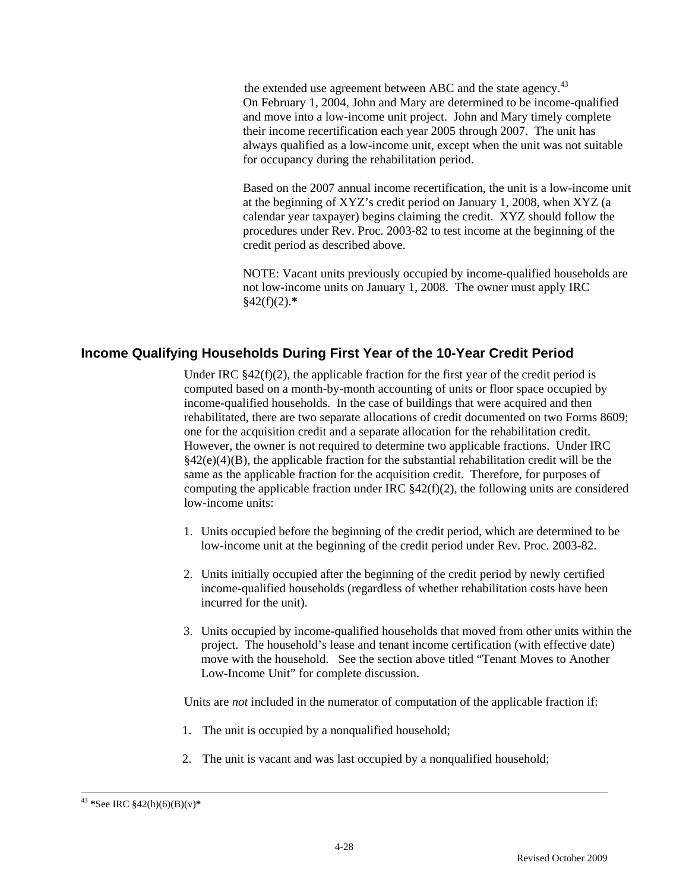the extended use agreement between ABC and the state agency.[43]

On February 1, 2004, John and Mary are determined to be income-qualified and move into a low-income unit project. John and Mary timely complete their income recertification each year 2005 through 2007. The unit has always qualified as a low-income unit, except when the unit was not suitable for occupancy during the rehabilitation period.

Based on the 2007 annual income recertification, the unit is a low-income unit at the beginning of XYZ's credit period on January 1, 2008, when XYZ (a calendar year taxpayer) begins claiming the credit. XYZ should follow the procedures under Rev. Proc. 2003-82 to test income at the beginning of the credit period as described above.

NOTE: Vacant units previously occupied by income-qualified households are not low-income units on January 1, 2008. The owner must apply IRC §42(f)(2).*

## Income Qualifying Households During First Year of the 10-Year Credit Period

Under IRC §42(f)(2), the applicable fraction for the first year of the credit period is computed based on a month-by-month accounting of units or floor space occupied by income-qualified households. In the case of buildings that were acquired and then rehabilitated, there are two separate allocations of credit documented on two Forms 8609; one for the acquisition credit and a separate allocation for the rehabilitation credit. However, the owner is not required to determine two applicable fractions. Under IRC §42(e)(4)(B), the applicable fraction for the substantial rehabilitation credit will be the same as the applicable fraction for the acquisition credit. Therefore, for purposes of computing the applicable fraction under IRC §42(f)(2), the following units are considered low-income units:

1. Units occupied before the beginning of the credit period, which are determined to be low-income unit at the beginning of the credit period under Rev. Proc. 2003-82.
2. Units initially occupied after the beginning of the credit period by newly certified income-qualified households (regardless of whether rehabilitation costs have been incurred for the unit).
3. Units occupied by income-qualified households that moved from other units within the project. The household's lease and tenant income certification (with effective date) move with the household. See the section above titled "Tenant Moves to Another Low-Income Unit" for complete discussion.

Units are *not* included in the numerator of computation of the applicable fraction if:

1. The unit is occupied by a nonqualified household;
2. The unit is vacant and was last occupied by a nonqualified household;

---

[43] **\***See IRC §42(h)(6)(B)(v)**\***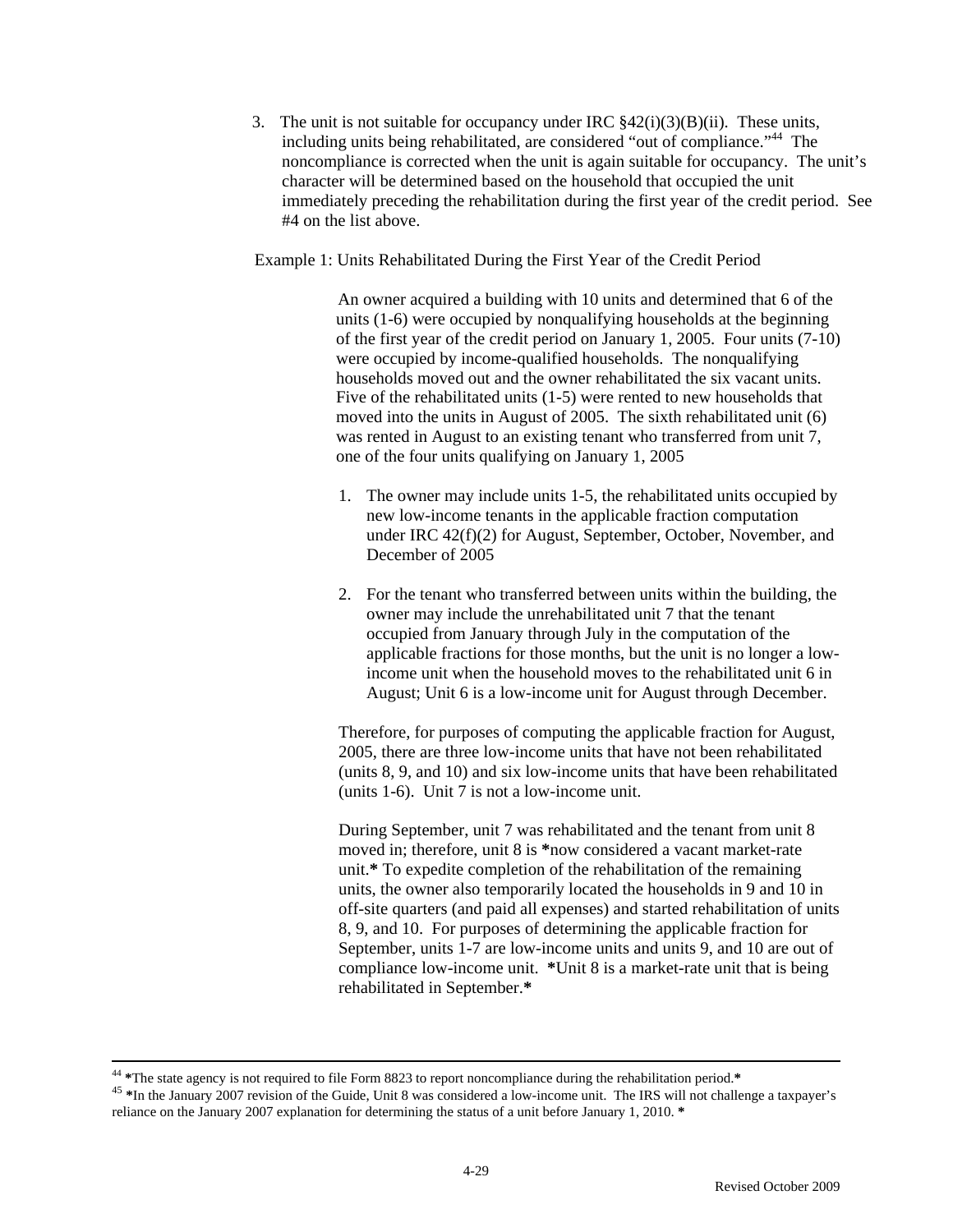3. The unit is not suitable for occupancy under IRC §42(i)(3)(B)(ii). These units, including units being rehabilitated, are considered "out of compliance."[44] The noncompliance is corrected when the unit is again suitable for occupancy. The unit's character will be determined based on the household that occupied the unit immediately preceding the rehabilitation during the first year of the credit period. See #4 on the list above.

Example 1: Units Rehabilitated During the First Year of the Credit Period

An owner acquired a building with 10 units and determined that 6 of the units (1-6) were occupied by nonqualifying households at the beginning of the first year of the credit period on January 1, 2005. Four units (7-10) were occupied by income-qualified households. The nonqualifying households moved out and the owner rehabilitated the six vacant units. Five of the rehabilitated units (1-5) were rented to new households that moved into the units in August of 2005. The sixth rehabilitated unit (6) was rented in August to an existing tenant who transferred from unit 7, one of the four units qualifying on January 1, 2005

1. The owner may include units 1-5, the rehabilitated units occupied by new low-income tenants in the applicable fraction computation under IRC 42(f)(2) for August, September, October, November, and December of 2005

2. For the tenant who transferred between units within the building, the owner may include the unrehabilitated unit 7 that the tenant occupied from January through July in the computation of the applicable fractions for those months, but the unit is no longer a low-income unit when the household moves to the rehabilitated unit 6 in August; Unit 6 is a low-income unit for August through December.

Therefore, for purposes of computing the applicable fraction for August, 2005, there are three low-income units that have not been rehabilitated (units 8, 9, and 10) and six low-income units that have been rehabilitated (units 1-6). Unit 7 is not a low-income unit.

During September, unit 7 was rehabilitated and the tenant from unit 8 moved in; therefore, unit 8 is **\*now considered a vacant market-rate unit.\*** To expedite completion of the rehabilitation of the remaining units, the owner also temporarily located the households in 9 and 10 in off-site quarters (and paid all expenses) and started rehabilitation of units 8, 9, and 10. For purposes of determining the applicable fraction for September, units 1-7 are low-income units and units 9, and 10 are out of compliance low-income unit. **\***Unit 8 is a market-rate unit that is being rehabilitated in September.**\***

---

[44] **\***The state agency is not required to file Form 8823 to report noncompliance during the rehabilitation period.**\***

[45] **\***In the January 2007 revision of the Guide, Unit 8 was considered a low-income unit. The IRS will not challenge a taxpayer's reliance on the January 2007 explanation for determining the status of a unit before January 1, 2010. **\***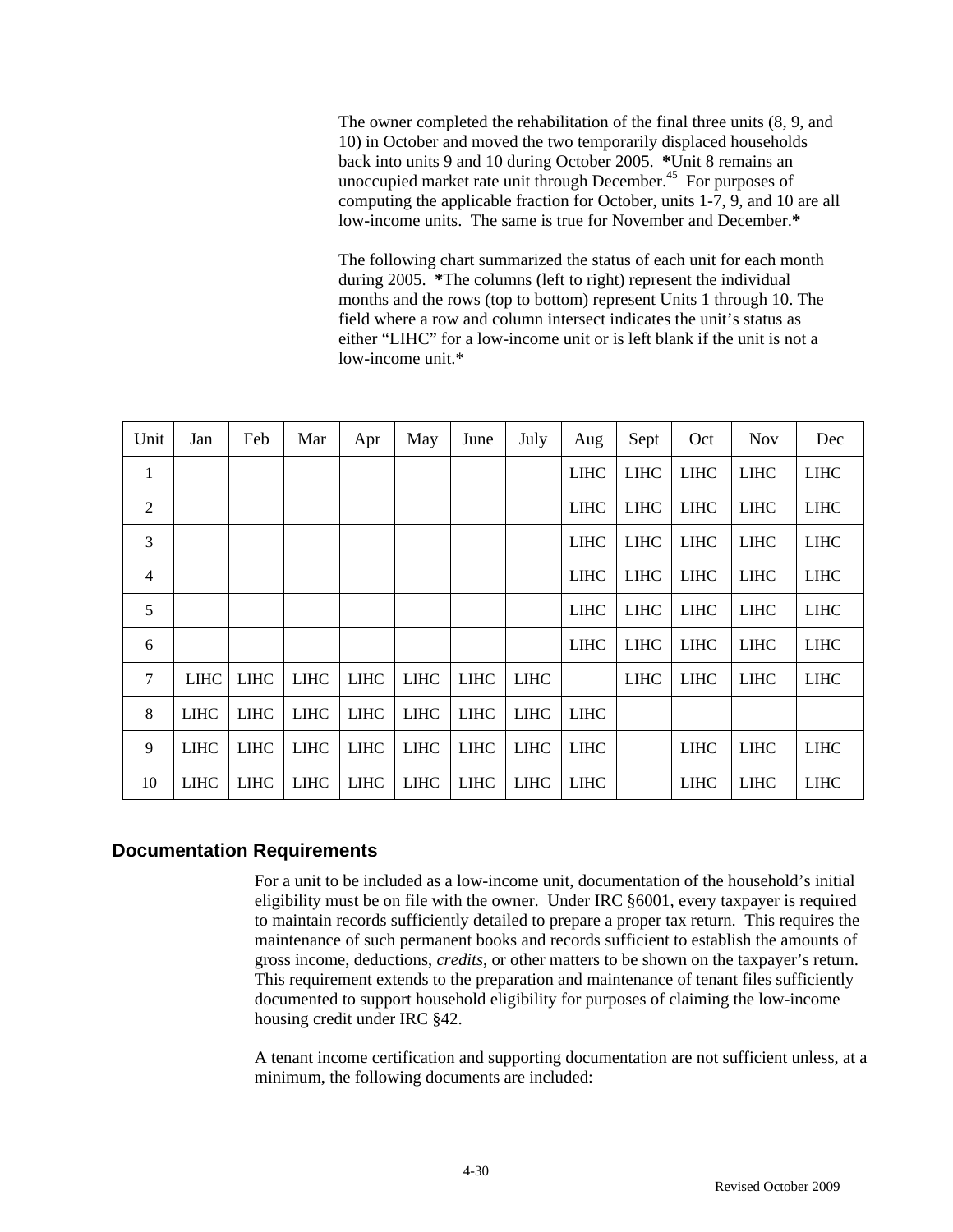The owner completed the rehabilitation of the final three units (8, 9, and 10) in October and moved the two temporarily displaced households back into units 9 and 10 during October 2005. ***Unit 8 remains an unoccupied market rate unit through December.[45] For purposes of computing the applicable fraction for October, units 1-7, 9, and 10 are all low-income units. The same is true for November and December.***

The following chart summarized the status of each unit for each month during 2005. ***The columns (left to right) represent the individual months and the rows (top to bottom) represent Units 1 through 10. The field where a row and column intersect indicates the unit's status as either "LIHC" for a low-income unit or is left blank if the unit is not a low-income unit.***

| Unit | Jan | Feb | Mar | Apr | May | June | July | Aug | Sept | Oct | Nov | Dec |
|---|---|---|---|---|---|---|---|---|---|---|---|---|
| 1 | | | | | | | | LIHC | LIHC | LIHC | LIHC | LIHC |
| 2 | | | | | | | | LIHC | LIHC | LIHC | LIHC | LIHC |
| 3 | | | | | | | | LIHC | LIHC | LIHC | LIHC | LIHC |
| 4 | | | | | | | | LIHC | LIHC | LIHC | LIHC | LIHC |
| 5 | | | | | | | | LIHC | LIHC | LIHC | LIHC | LIHC |
| 6 | | | | | | | | LIHC | LIHC | LIHC | LIHC | LIHC |
| 7 | LIHC | LIHC | LIHC | LIHC | LIHC | LIHC | LIHC | | LIHC | LIHC | LIHC | LIHC |
| 8 | LIHC | LIHC | LIHC | LIHC | LIHC | LIHC | LIHC | LIHC | | | | |
| 9 | LIHC | LIHC | LIHC | LIHC | LIHC | LIHC | LIHC | LIHC | | LIHC | LIHC | LIHC |
| 10 | LIHC | LIHC | LIHC | LIHC | LIHC | LIHC | LIHC | LIHC | | LIHC | LIHC | LIHC |

## Documentation Requirements

For a unit to be included as a low-income unit, documentation of the household's initial eligibility must be on file with the owner. Under IRC §6001, every taxpayer is required to maintain records sufficiently detailed to prepare a proper tax return. This requires the maintenance of such permanent books and records sufficient to establish the amounts of gross income, deductions, *credits*, or other matters to be shown on the taxpayer's return. This requirement extends to the preparation and maintenance of tenant files sufficiently documented to support household eligibility for purposes of claiming the low-income housing credit under IRC §42.

A tenant income certification and supporting documentation are not sufficient unless, at a minimum, the following documents are included: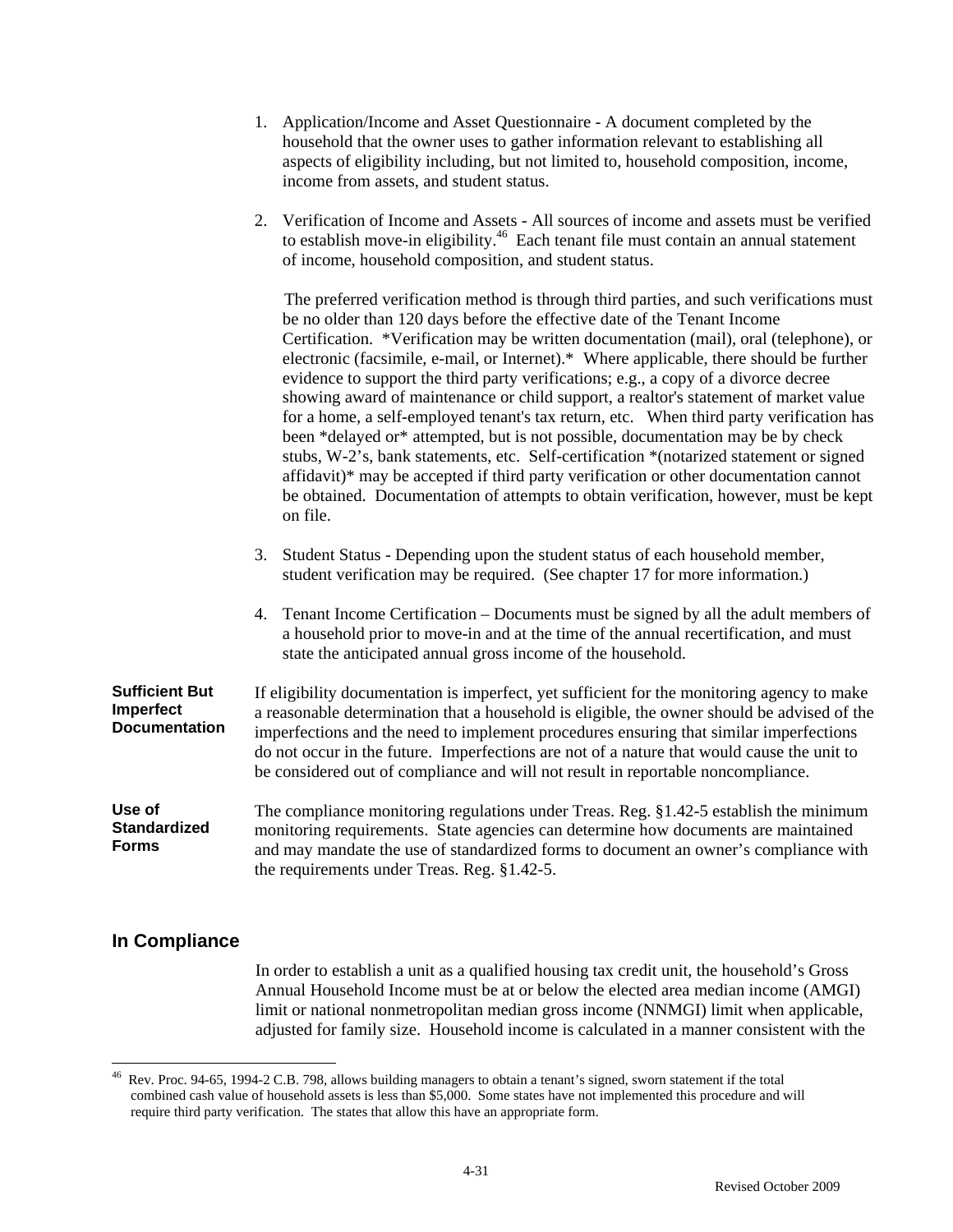1. Application/Income and Asset Questionnaire - A document completed by the household that the owner uses to gather information relevant to establishing all aspects of eligibility including, but not limited to, household composition, income, income from assets, and student status.

2. Verification of Income and Assets - All sources of income and assets must be verified to establish move-in eligibility.[46] Each tenant file must contain an annual statement of income, household composition, and student status.

   The preferred verification method is through third parties, and such verifications must be no older than 120 days before the effective date of the Tenant Income Certification. *Verification may be written documentation (mail), oral (telephone), or electronic (facsimile, e-mail, or Internet).* Where applicable, there should be further evidence to support the third party verifications; e.g., a copy of a divorce decree showing award of maintenance or child support, a realtor's statement of market value for a home, a self-employed tenant's tax return, etc. When third party verification has been *delayed or* attempted, but is not possible, documentation may be by check stubs, W-2's, bank statements, etc. Self-certification *(notarized statement or signed affidavit)* may be accepted if third party verification or other documentation cannot be obtained. Documentation of attempts to obtain verification, however, must be kept on file.

3. Student Status - Depending upon the student status of each household member, student verification may be required. (See chapter 17 for more information.)

4. Tenant Income Certification – Documents must be signed by all the adult members of a household prior to move-in and at the time of the annual recertification, and must state the anticipated annual gross income of the household.

**Sufficient But Imperfect Documentation**

If eligibility documentation is imperfect, yet sufficient for the monitoring agency to make a reasonable determination that a household is eligible, the owner should be advised of the imperfections and the need to implement procedures ensuring that similar imperfections do not occur in the future. Imperfections are not of a nature that would cause the unit to be considered out of compliance and will not result in reportable noncompliance.

**Use of Standardized Forms**

The compliance monitoring regulations under Treas. Reg. §1.42-5 establish the minimum monitoring requirements. State agencies can determine how documents are maintained and may mandate the use of standardized forms to document an owner's compliance with the requirements under Treas. Reg. §1.42-5.

## In Compliance

In order to establish a unit as a qualified housing tax credit unit, the household's Gross Annual Household Income must be at or below the elected area median income (AMGI) limit or national nonmetropolitan median gross income (NNMGI) limit when applicable, adjusted for family size. Household income is calculated in a manner consistent with the

---

[46] Rev. Proc. 94-65, 1994-2 C.B. 798, allows building managers to obtain a tenant's signed, sworn statement if the total combined cash value of household assets is less than $5,000. Some states have not implemented this procedure and will require third party verification. The states that allow this have an appropriate form.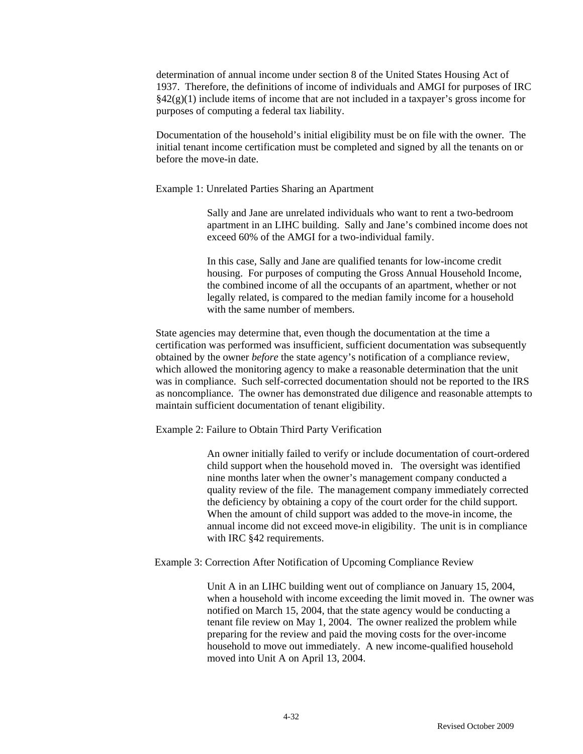determination of annual income under section 8 of the United States Housing Act of 1937. Therefore, the definitions of income of individuals and AMGI for purposes of IRC §42(g)(1) include items of income that are not included in a taxpayer's gross income for purposes of computing a federal tax liability.

Documentation of the household's initial eligibility must be on file with the owner. The initial tenant income certification must be completed and signed by all the tenants on or before the move-in date.

Example 1: Unrelated Parties Sharing an Apartment

> Sally and Jane are unrelated individuals who want to rent a two-bedroom apartment in an LIHC building. Sally and Jane's combined income does not exceed 60% of the AMGI for a two-individual family.
>
> In this case, Sally and Jane are qualified tenants for low-income credit housing. For purposes of computing the Gross Annual Household Income, the combined income of all the occupants of an apartment, whether or not legally related, is compared to the median family income for a household with the same number of members.

State agencies may determine that, even though the documentation at the time a certification was performed was insufficient, sufficient documentation was subsequently obtained by the owner *before* the state agency's notification of a compliance review, which allowed the monitoring agency to make a reasonable determination that the unit was in compliance. Such self-corrected documentation should not be reported to the IRS as noncompliance. The owner has demonstrated due diligence and reasonable attempts to maintain sufficient documentation of tenant eligibility.

Example 2: Failure to Obtain Third Party Verification

> An owner initially failed to verify or include documentation of court-ordered child support when the household moved in. The oversight was identified nine months later when the owner's management company conducted a quality review of the file. The management company immediately corrected the deficiency by obtaining a copy of the court order for the child support. When the amount of child support was added to the move-in income, the annual income did not exceed move-in eligibility. The unit is in compliance with IRC §42 requirements.

Example 3: Correction After Notification of Upcoming Compliance Review

> Unit A in an LIHC building went out of compliance on January 15, 2004, when a household with income exceeding the limit moved in. The owner was notified on March 15, 2004, that the state agency would be conducting a tenant file review on May 1, 2004. The owner realized the problem while preparing for the review and paid the moving costs for the over-income household to move out immediately. A new income-qualified household moved into Unit A on April 13, 2004.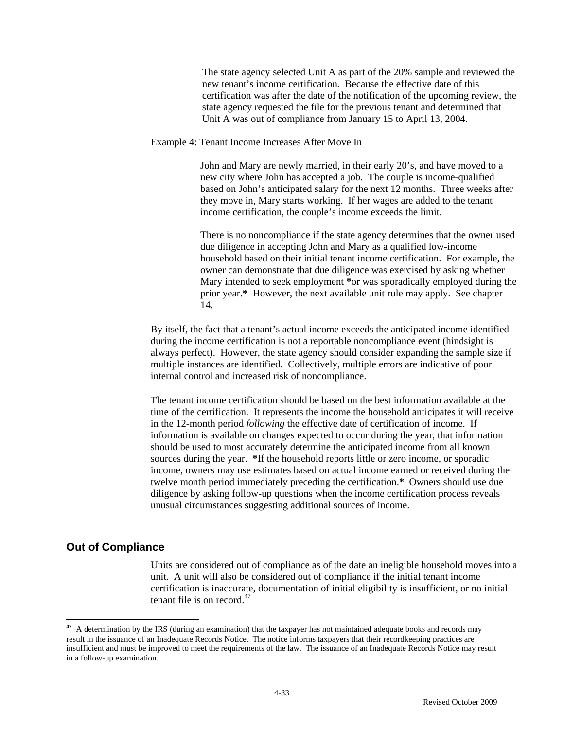The state agency selected Unit A as part of the 20% sample and reviewed the new tenant's income certification. Because the effective date of this certification was after the date of the notification of the upcoming review, the state agency requested the file for the previous tenant and determined that Unit A was out of compliance from January 15 to April 13, 2004.

Example 4: Tenant Income Increases After Move In

John and Mary are newly married, in their early 20's, and have moved to a new city where John has accepted a job. The couple is income-qualified based on John's anticipated salary for the next 12 months. Three weeks after they move in, Mary starts working. If her wages are added to the tenant income certification, the couple's income exceeds the limit.

There is no noncompliance if the state agency determines that the owner used due diligence in accepting John and Mary as a qualified low-income household based on their initial tenant income certification. For example, the owner can demonstrate that due diligence was exercised by asking whether Mary intended to seek employment **\***or was sporadically employed during the prior year.**\*** However, the next available unit rule may apply. See chapter 14.

By itself, the fact that a tenant's actual income exceeds the anticipated income identified during the income certification is not a reportable noncompliance event (hindsight is always perfect). However, the state agency should consider expanding the sample size if multiple instances are identified. Collectively, multiple errors are indicative of poor internal control and increased risk of noncompliance.

The tenant income certification should be based on the best information available at the time of the certification. It represents the income the household anticipates it will receive in the 12-month period *following* the effective date of certification of income. If information is available on changes expected to occur during the year, that information should be used to most accurately determine the anticipated income from all known sources during the year. **\***If the household reports little or zero income, or sporadic income, owners may use estimates based on actual income earned or received during the twelve month period immediately preceding the certification.**\*** Owners should use due diligence by asking follow-up questions when the income certification process reveals unusual circumstances suggesting additional sources of income.

## Out of Compliance

Units are considered out of compliance as of the date an ineligible household moves into a unit. A unit will also be considered out of compliance if the initial tenant income certification is inaccurate, documentation of initial eligibility is insufficient, or no initial tenant file is on record.[47]

[47] A determination by the IRS (during an examination) that the taxpayer has not maintained adequate books and records may result in the issuance of an Inadequate Records Notice. The notice informs taxpayers that their recordkeeping practices are insufficient and must be improved to meet the requirements of the law. The issuance of an Inadequate Records Notice may result in a follow-up examination.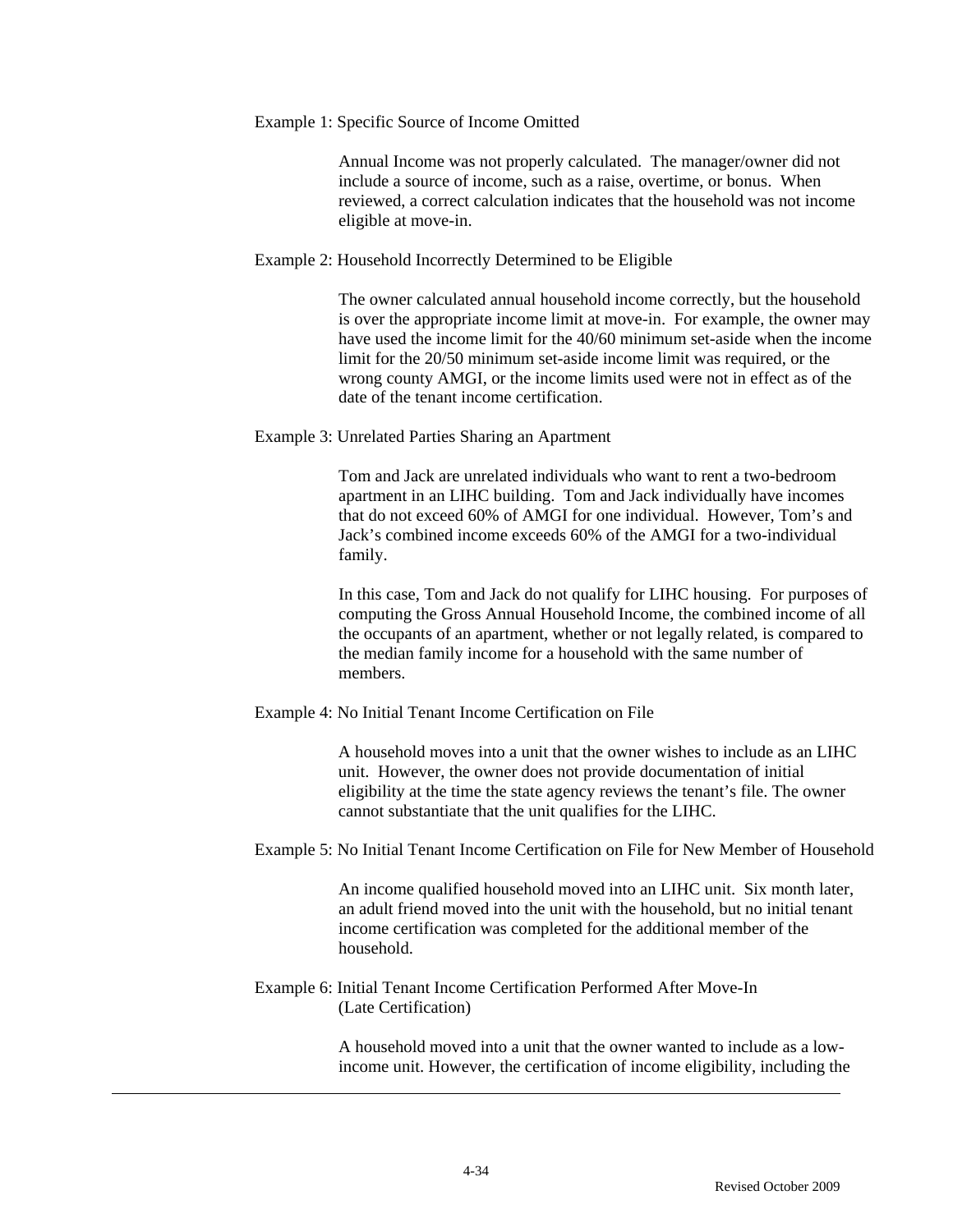Example 1: Specific Source of Income Omitted

> Annual Income was not properly calculated. The manager/owner did not include a source of income, such as a raise, overtime, or bonus. When reviewed, a correct calculation indicates that the household was not income eligible at move-in.

Example 2: Household Incorrectly Determined to be Eligible

> The owner calculated annual household income correctly, but the household is over the appropriate income limit at move-in. For example, the owner may have used the income limit for the 40/60 minimum set-aside when the income limit for the 20/50 minimum set-aside income limit was required, or the wrong county AMGI, or the income limits used were not in effect as of the date of the tenant income certification.

Example 3: Unrelated Parties Sharing an Apartment

> Tom and Jack are unrelated individuals who want to rent a two-bedroom apartment in an LIHC building. Tom and Jack individually have incomes that do not exceed 60% of AMGI for one individual. However, Tom's and Jack's combined income exceeds 60% of the AMGI for a two-individual family.
>
> In this case, Tom and Jack do not qualify for LIHC housing. For purposes of computing the Gross Annual Household Income, the combined income of all the occupants of an apartment, whether or not legally related, is compared to the median family income for a household with the same number of members.

Example 4: No Initial Tenant Income Certification on File

> A household moves into a unit that the owner wishes to include as an LIHC unit. However, the owner does not provide documentation of initial eligibility at the time the state agency reviews the tenant's file. The owner cannot substantiate that the unit qualifies for the LIHC.

Example 5: No Initial Tenant Income Certification on File for New Member of Household

> An income qualified household moved into an LIHC unit. Six month later, an adult friend moved into the unit with the household, but no initial tenant income certification was completed for the additional member of the household.

Example 6: Initial Tenant Income Certification Performed After Move-In (Late Certification)

> A household moved into a unit that the owner wanted to include as a low-income unit. However, the certification of income eligibility, including the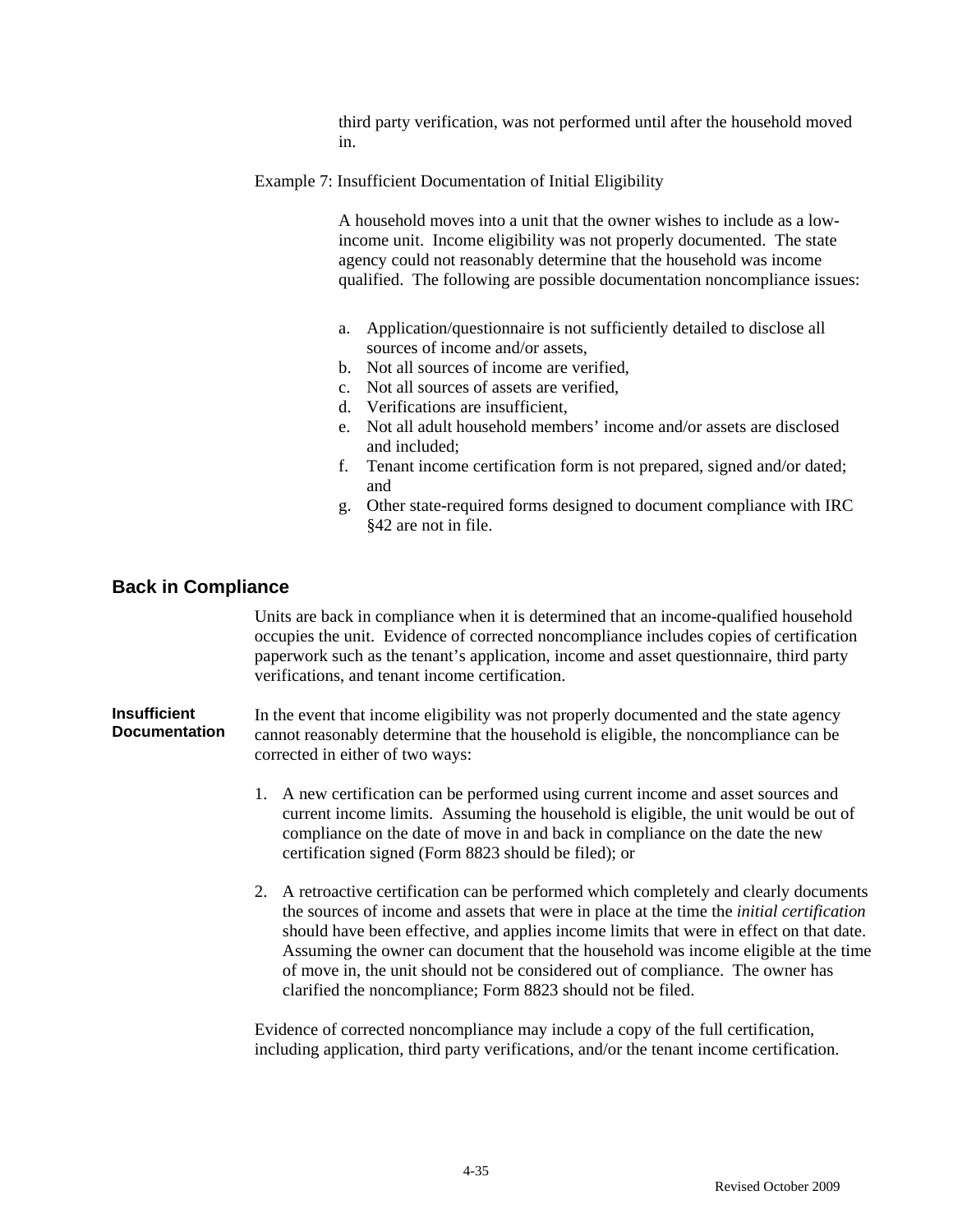third party verification, was not performed until after the household moved in.

Example 7: Insufficient Documentation of Initial Eligibility

A household moves into a unit that the owner wishes to include as a low-income unit. Income eligibility was not properly documented. The state agency could not reasonably determine that the household was income qualified. The following are possible documentation noncompliance issues:

a. Application/questionnaire is not sufficiently detailed to disclose all sources of income and/or assets,
b. Not all sources of income are verified,
c. Not all sources of assets are verified,
d. Verifications are insufficient,
e. Not all adult household members' income and/or assets are disclosed and included;
f. Tenant income certification form is not prepared, signed and/or dated; and
g. Other state-required forms designed to document compliance with IRC §42 are not in file.

## Back in Compliance

Units are back in compliance when it is determined that an income-qualified household occupies the unit. Evidence of corrected noncompliance includes copies of certification paperwork such as the tenant's application, income and asset questionnaire, third party verifications, and tenant income certification.

**Insufficient Documentation**

In the event that income eligibility was not properly documented and the state agency cannot reasonably determine that the household is eligible, the noncompliance can be corrected in either of two ways:

1. A new certification can be performed using current income and asset sources and current income limits. Assuming the household is eligible, the unit would be out of compliance on the date of move in and back in compliance on the date the new certification signed (Form 8823 should be filed); or

2. A retroactive certification can be performed which completely and clearly documents the sources of income and assets that were in place at the time the *initial certification* should have been effective, and applies income limits that were in effect on that date. Assuming the owner can document that the household was income eligible at the time of move in, the unit should not be considered out of compliance. The owner has clarified the noncompliance; Form 8823 should not be filed.

Evidence of corrected noncompliance may include a copy of the full certification, including application, third party verifications, and/or the tenant income certification.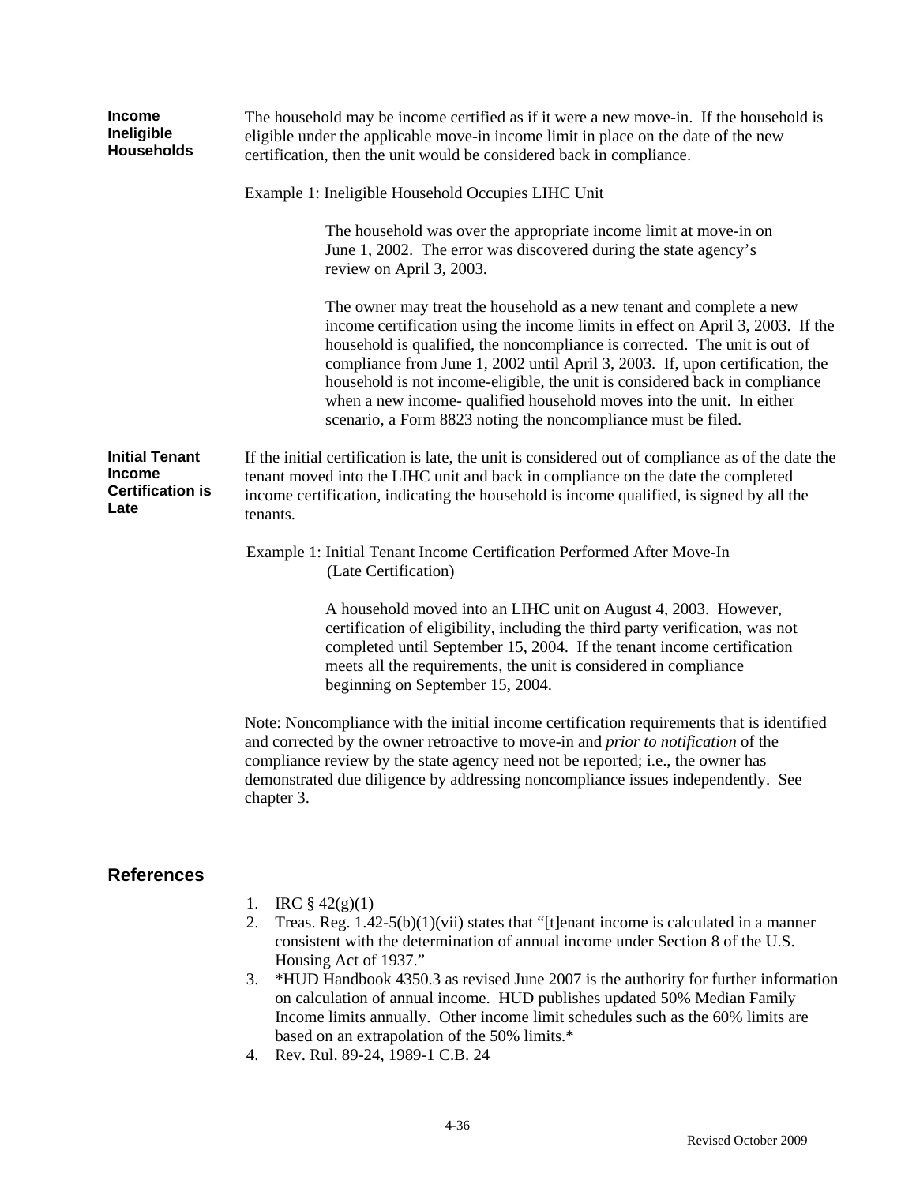**Income Ineligible Households**

The household may be income certified as if it were a new move-in. If the household is eligible under the applicable move-in income limit in place on the date of the new certification, then the unit would be considered back in compliance.

Example 1: Ineligible Household Occupies LIHC Unit

> The household was over the appropriate income limit at move-in on June 1, 2002. The error was discovered during the state agency's review on April 3, 2003.
>
> The owner may treat the household as a new tenant and complete a new income certification using the income limits in effect on April 3, 2003. If the household is qualified, the noncompliance is corrected. The unit is out of compliance from June 1, 2002 until April 3, 2003. If, upon certification, the household is not income-eligible, the unit is considered back in compliance when a new income- qualified household moves into the unit. In either scenario, a Form 8823 noting the noncompliance must be filed.

**Initial Tenant Income Certification is Late**

If the initial certification is late, the unit is considered out of compliance as of the date the tenant moved into the LIHC unit and back in compliance on the date the completed income certification, indicating the household is income qualified, is signed by all the tenants.

Example 1: Initial Tenant Income Certification Performed After Move-In (Late Certification)

> A household moved into an LIHC unit on August 4, 2003. However, certification of eligibility, including the third party verification, was not completed until September 15, 2004. If the tenant income certification meets all the requirements, the unit is considered in compliance beginning on September 15, 2004.

Note: Noncompliance with the initial income certification requirements that is identified and corrected by the owner retroactive to move-in and *prior to notification* of the compliance review by the state agency need not be reported; i.e., the owner has demonstrated due diligence by addressing noncompliance issues independently. See chapter 3.

## References

1. IRC § 42(g)(1)
2. Treas. Reg. 1.42-5(b)(1)(vii) states that "[t]enant income is calculated in a manner consistent with the determination of annual income under Section 8 of the U.S. Housing Act of 1937."
3. *HUD Handbook 4350.3 as revised June 2007 is the authority for further information on calculation of annual income. HUD publishes updated 50% Median Family Income limits annually. Other income limit schedules such as the 60% limits are based on an extrapolation of the 50% limits.*
4. Rev. Rul. 89-24, 1989-1 C.B. 24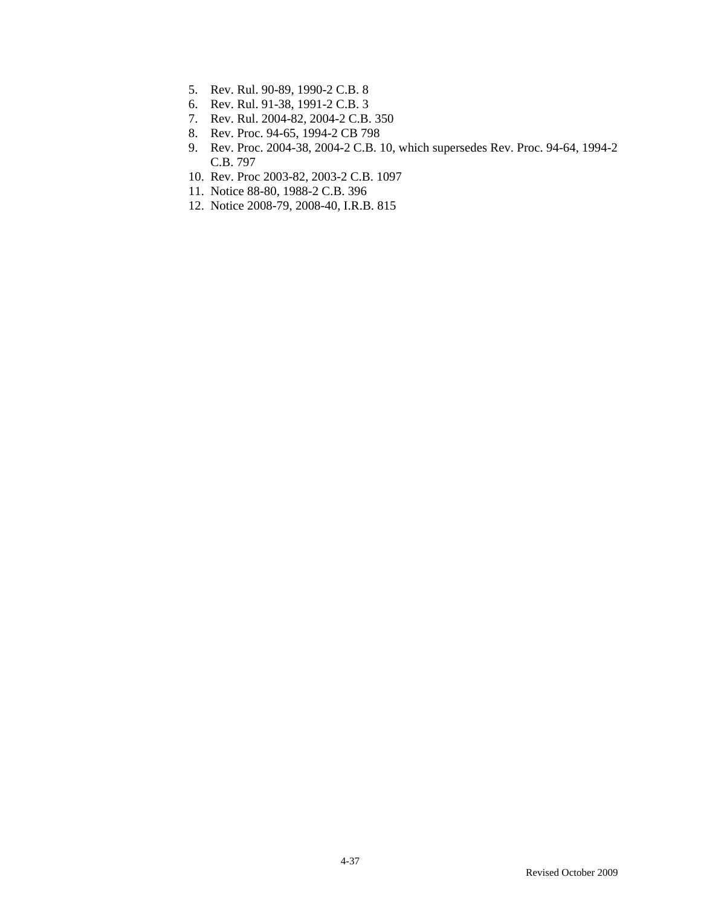5. Rev. Rul. 90-89, 1990-2 C.B. 8
6. Rev. Rul. 91-38, 1991-2 C.B. 3
7. Rev. Rul. 2004-82, 2004-2 C.B. 350
8. Rev. Proc. 94-65, 1994-2 CB 798
9. Rev. Proc. 2004-38, 2004-2 C.B. 10, which supersedes Rev. Proc. 94-64, 1994-2 C.B. 797
10. Rev. Proc 2003-82, 2003-2 C.B. 1097
11. Notice 88-80, 1988-2 C.B. 396
12. Notice 2008-79, 2008-40, I.R.B. 815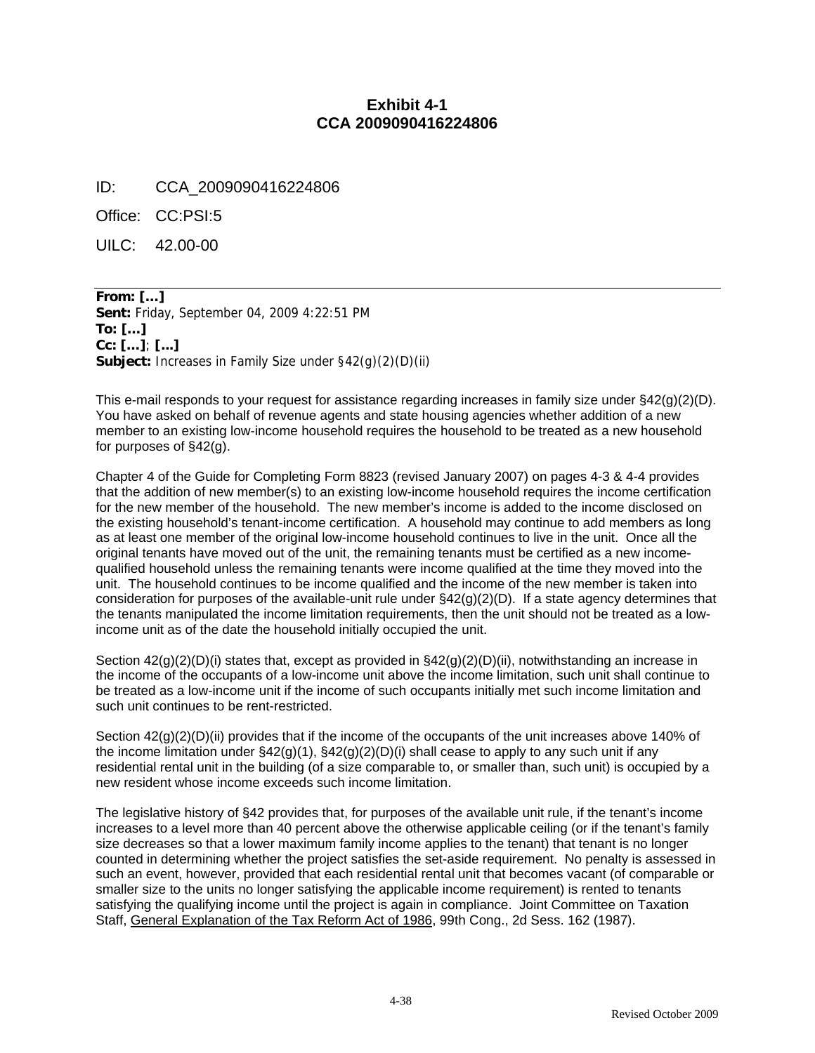## Exhibit 4-1
## CCA 2009090416224806

ID: CCA_2009090416224806

Office: CC:PSI:5

UILC: 42.00-00

---

**From: [...]**
**Sent:** Friday, September 04, 2009 4:22:51 PM
**To: [...]**
**Cc: [...]**; **[...]**
**Subject:** Increases in Family Size under §42(g)(2)(D)(ii)

This e-mail responds to your request for assistance regarding increases in family size under §42(g)(2)(D). You have asked on behalf of revenue agents and state housing agencies whether addition of a new member to an existing low-income household requires the household to be treated as a new household for purposes of §42(g).

Chapter 4 of the Guide for Completing Form 8823 (revised January 2007) on pages 4-3 & 4-4 provides that the addition of new member(s) to an existing low-income household requires the income certification for the new member of the household. The new member's income is added to the income disclosed on the existing household's tenant-income certification. A household may continue to add members as long as at least one member of the original low-income household continues to live in the unit. Once all the original tenants have moved out of the unit, the remaining tenants must be certified as a new income-qualified household unless the remaining tenants were income qualified at the time they moved into the unit. The household continues to be income qualified and the income of the new member is taken into consideration for purposes of the available-unit rule under §42(g)(2)(D). If a state agency determines that the tenants manipulated the income limitation requirements, then the unit should not be treated as a low-income unit as of the date the household initially occupied the unit.

Section 42(g)(2)(D)(i) states that, except as provided in §42(g)(2)(D)(ii), notwithstanding an increase in the income of the occupants of a low-income unit above the income limitation, such unit shall continue to be treated as a low-income unit if the income of such occupants initially met such income limitation and such unit continues to be rent-restricted.

Section 42(g)(2)(D)(ii) provides that if the income of the occupants of the unit increases above 140% of the income limitation under §42(g)(1), §42(g)(2)(D)(i) shall cease to apply to any such unit if any residential rental unit in the building (of a size comparable to, or smaller than, such unit) is occupied by a new resident whose income exceeds such income limitation.

The legislative history of §42 provides that, for purposes of the available unit rule, if the tenant's income increases to a level more than 40 percent above the otherwise applicable ceiling (or if the tenant's family size decreases so that a lower maximum family income applies to the tenant) that tenant is no longer counted in determining whether the project satisfies the set-aside requirement. No penalty is assessed in such an event, however, provided that each residential rental unit that becomes vacant (of comparable or smaller size to the units no longer satisfying the applicable income requirement) is rented to tenants satisfying the qualifying income until the project is again in compliance. Joint Committee on Taxation Staff, General Explanation of the Tax Reform Act of 1986, 99th Cong., 2d Sess. 162 (1987).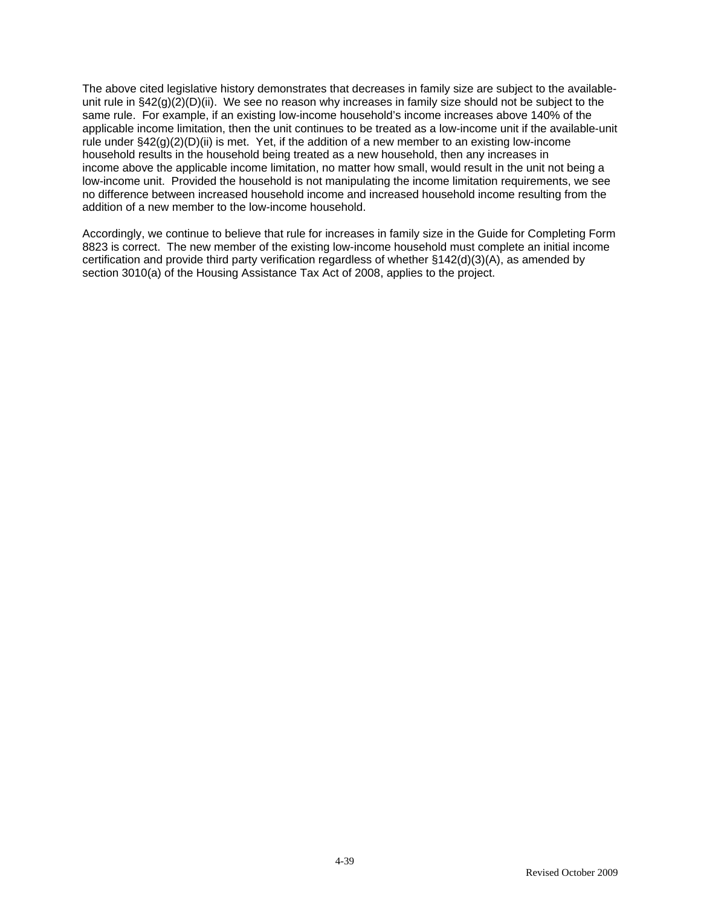The above cited legislative history demonstrates that decreases in family size are subject to the available-unit rule in §42(g)(2)(D)(ii). We see no reason why increases in family size should not be subject to the same rule. For example, if an existing low-income household's income increases above 140% of the applicable income limitation, then the unit continues to be treated as a low-income unit if the available-unit rule under §42(g)(2)(D)(ii) is met. Yet, if the addition of a new member to an existing low-income household results in the household being treated as a new household, then any increases in income above the applicable income limitation, no matter how small, would result in the unit not being a low-income unit. Provided the household is not manipulating the income limitation requirements, we see no difference between increased household income and increased household income resulting from the addition of a new member to the low-income household.

Accordingly, we continue to believe that rule for increases in family size in the Guide for Completing Form 8823 is correct. The new member of the existing low-income household must complete an initial income certification and provide third party verification regardless of whether §142(d)(3)(A), as amended by section 3010(a) of the Housing Assistance Tax Act of 2008, applies to the project.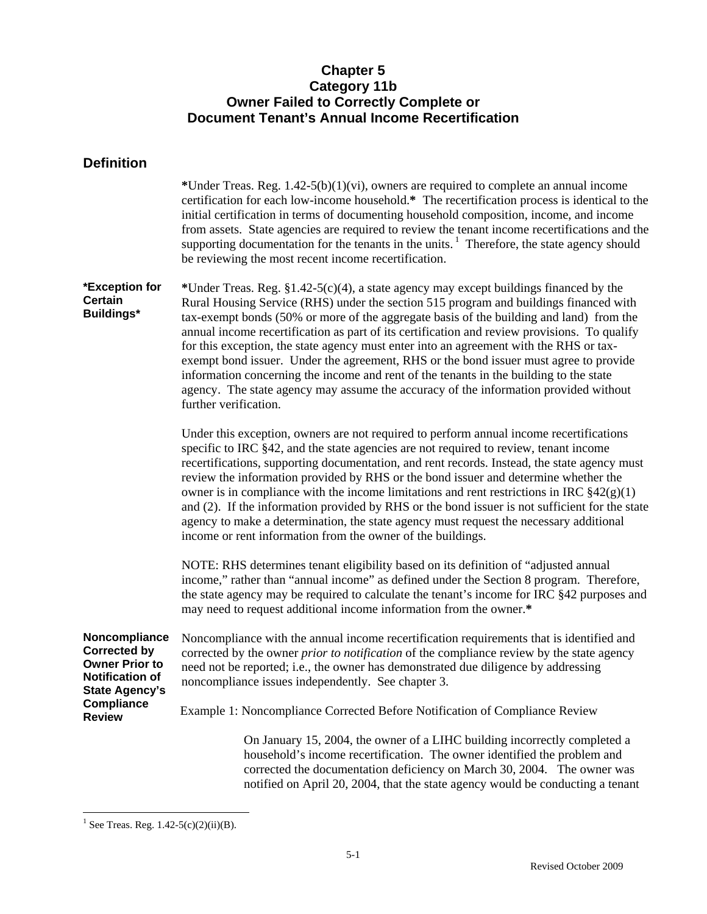# Chapter 5
# Category 11b
# Owner Failed to Correctly Complete or Document Tenant's Annual Income Recertification

## Definition

**\***Under Treas. Reg. 1.42-5(b)(1)(vi), owners are required to complete an annual income certification for each low-income household.**\*** The recertification process is identical to the initial certification in terms of documenting household composition, income, and income from assets. State agencies are required to review the tenant income recertifications and the supporting documentation for the tenants in the units.[1] Therefore, the state agency should be reviewing the most recent income recertification.

**\*Exception for Certain Buildings\***

**\***Under Treas. Reg. §1.42-5(c)(4), a state agency may except buildings financed by the Rural Housing Service (RHS) under the section 515 program and buildings financed with tax-exempt bonds (50% or more of the aggregate basis of the building and land) from the annual income recertification as part of its certification and review provisions. To qualify for this exception, the state agency must enter into an agreement with the RHS or tax-exempt bond issuer. Under the agreement, RHS or the bond issuer must agree to provide information concerning the income and rent of the tenants in the building to the state agency. The state agency may assume the accuracy of the information provided without further verification.

Under this exception, owners are not required to perform annual income recertifications specific to IRC §42, and the state agencies are not required to review, tenant income recertifications, supporting documentation, and rent records. Instead, the state agency must review the information provided by RHS or the bond issuer and determine whether the owner is in compliance with the income limitations and rent restrictions in IRC §42(g)(1) and (2). If the information provided by RHS or the bond issuer is not sufficient for the state agency to make a determination, the state agency must request the necessary additional income or rent information from the owner of the buildings.

NOTE: RHS determines tenant eligibility based on its definition of "adjusted annual income," rather than "annual income" as defined under the Section 8 program. Therefore, the state agency may be required to calculate the tenant's income for IRC §42 purposes and may need to request additional income information from the owner.**\***

**Noncompliance Corrected by Owner Prior to Notification of State Agency's Compliance Review**

Noncompliance with the annual income recertification requirements that is identified and corrected by the owner *prior to notification* of the compliance review by the state agency need not be reported; i.e., the owner has demonstrated due diligence by addressing noncompliance issues independently. See chapter 3.

Example 1: Noncompliance Corrected Before Notification of Compliance Review

> On January 15, 2004, the owner of a LIHC building incorrectly completed a household's income recertification. The owner identified the problem and corrected the documentation deficiency on March 30, 2004. The owner was notified on April 20, 2004, that the state agency would be conducting a tenant

[1] See Treas. Reg. 1.42-5(c)(2)(ii)(B).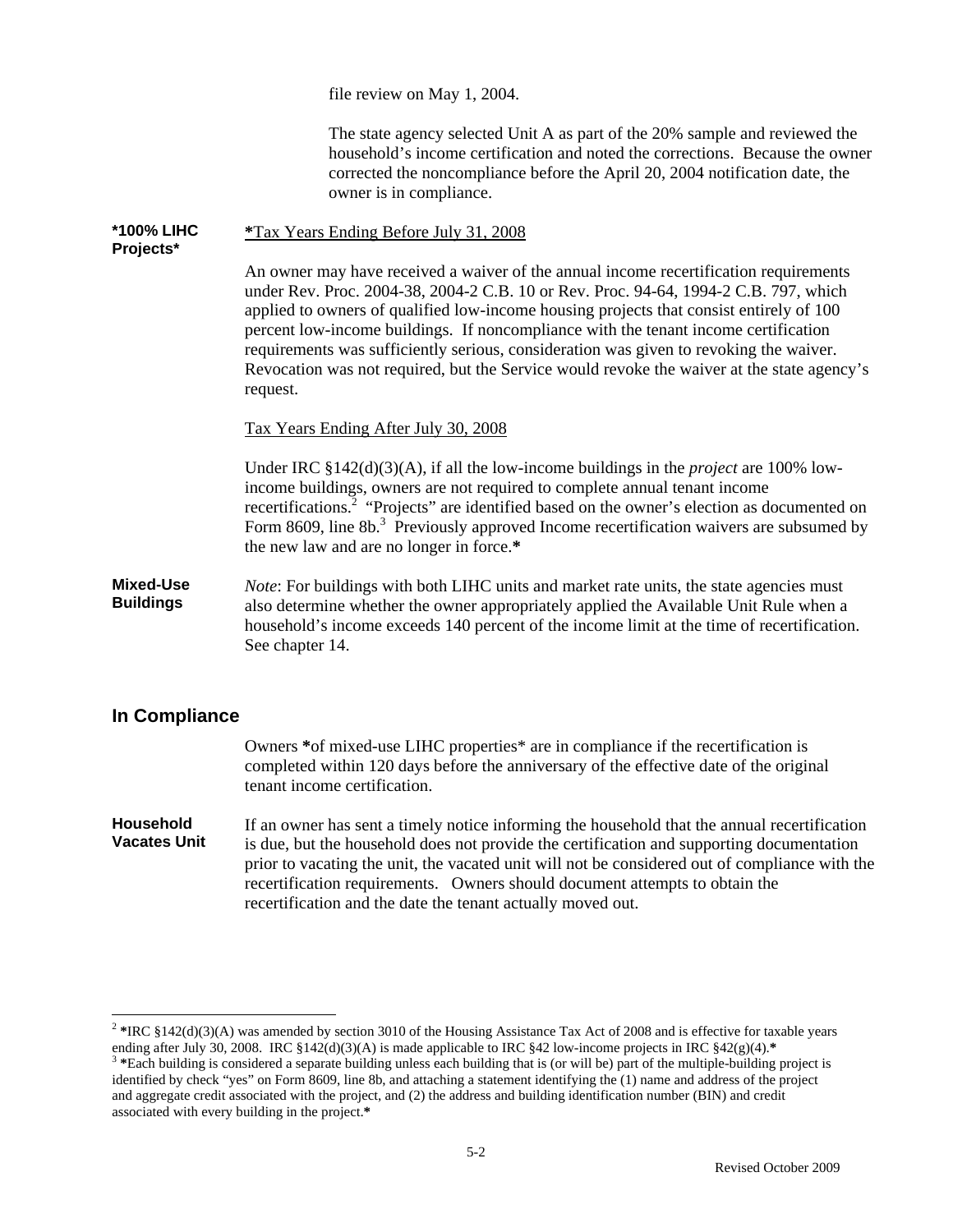file review on May 1, 2004.

The state agency selected Unit A as part of the 20% sample and reviewed the household's income certification and noted the corrections. Because the owner corrected the noncompliance before the April 20, 2004 notification date, the owner is in compliance.

**\*100% LIHC Projects\***

*Tax Years Ending Before July 31, 2008

An owner may have received a waiver of the annual income recertification requirements under Rev. Proc. 2004-38, 2004-2 C.B. 10 or Rev. Proc. 94-64, 1994-2 C.B. 797, which applied to owners of qualified low-income housing projects that consist entirely of 100 percent low-income buildings. If noncompliance with the tenant income certification requirements was sufficiently serious, consideration was given to revoking the waiver. Revocation was not required, but the Service would revoke the waiver at the state agency's request.

Tax Years Ending After July 30, 2008

Under IRC §142(d)(3)(A), if all the low-income buildings in the *project* are 100% low-income buildings, owners are not required to complete annual tenant income recertifications.[2] "Projects" are identified based on the owner's election as documented on Form 8609, line 8b.[3] Previously approved Income recertification waivers are subsumed by the new law and are no longer in force.*

**Mixed-Use Buildings**

*Note*: For buildings with both LIHC units and market rate units, the state agencies must also determine whether the owner appropriately applied the Available Unit Rule when a household's income exceeds 140 percent of the income limit at the time of recertification. See chapter 14.

## In Compliance

Owners *of mixed-use LIHC properties* are in compliance if the recertification is completed within 120 days before the anniversary of the effective date of the original tenant income certification.

**Household Vacates Unit**

If an owner has sent a timely notice informing the household that the annual recertification is due, but the household does not provide the certification and supporting documentation prior to vacating the unit, the vacated unit will not be considered out of compliance with the recertification requirements. Owners should document attempts to obtain the recertification and the date the tenant actually moved out.

---

[2] *IRC §142(d)(3)(A) was amended by section 3010 of the Housing Assistance Tax Act of 2008 and is effective for taxable years ending after July 30, 2008. IRC §142(d)(3)(A) is made applicable to IRC §42 low-income projects in IRC §42(g)(4).*

[3] *Each building is considered a separate building unless each building that is (or will be) part of the multiple-building project is identified by check "yes" on Form 8609, line 8b, and attaching a statement identifying the (1) name and address of the project and aggregate credit associated with the project, and (2) the address and building identification number (BIN) and credit associated with every building in the project.*

Revised October 2009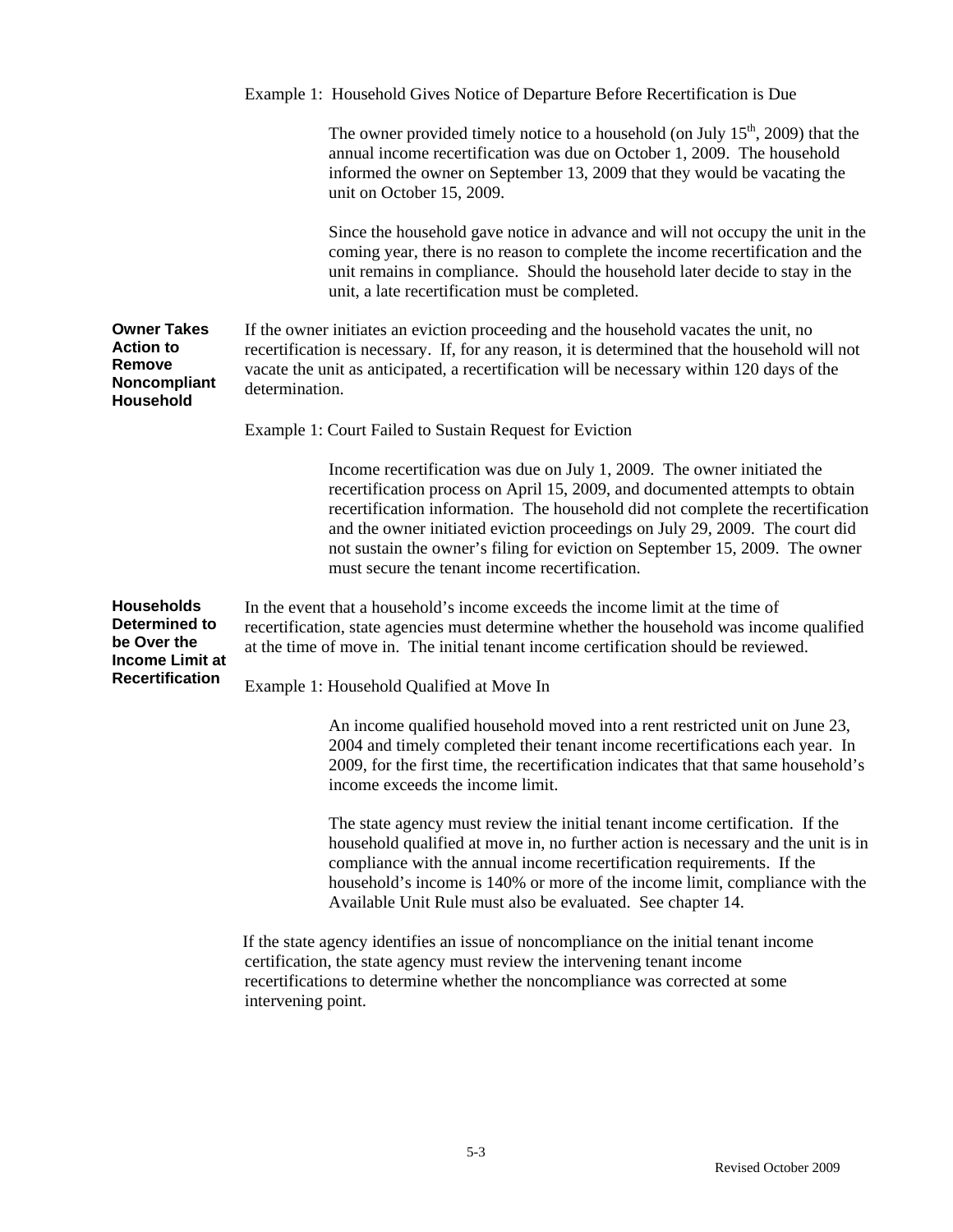Example 1: Household Gives Notice of Departure Before Recertification is Due

> The owner provided timely notice to a household (on July 15th, 2009) that the annual income recertification was due on October 1, 2009. The household informed the owner on September 13, 2009 that they would be vacating the unit on October 15, 2009.
>
> Since the household gave notice in advance and will not occupy the unit in the coming year, there is no reason to complete the income recertification and the unit remains in compliance. Should the household later decide to stay in the unit, a late recertification must be completed.

**Owner Takes Action to Remove Noncompliant Household**

If the owner initiates an eviction proceeding and the household vacates the unit, no recertification is necessary. If, for any reason, it is determined that the household will not vacate the unit as anticipated, a recertification will be necessary within 120 days of the determination.

Example 1: Court Failed to Sustain Request for Eviction

> Income recertification was due on July 1, 2009. The owner initiated the recertification process on April 15, 2009, and documented attempts to obtain recertification information. The household did not complete the recertification and the owner initiated eviction proceedings on July 29, 2009. The court did not sustain the owner's filing for eviction on September 15, 2009. The owner must secure the tenant income recertification.

**Households Determined to be Over the Income Limit at Recertification**

In the event that a household's income exceeds the income limit at the time of recertification, state agencies must determine whether the household was income qualified at the time of move in. The initial tenant income certification should be reviewed.

Example 1: Household Qualified at Move In

> An income qualified household moved into a rent restricted unit on June 23, 2004 and timely completed their tenant income recertifications each year. In 2009, for the first time, the recertification indicates that that same household's income exceeds the income limit.
>
> The state agency must review the initial tenant income certification. If the household qualified at move in, no further action is necessary and the unit is in compliance with the annual income recertification requirements. If the household's income is 140% or more of the income limit, compliance with the Available Unit Rule must also be evaluated. See chapter 14.

If the state agency identifies an issue of noncompliance on the initial tenant income certification, the state agency must review the intervening tenant income recertifications to determine whether the noncompliance was corrected at some intervening point.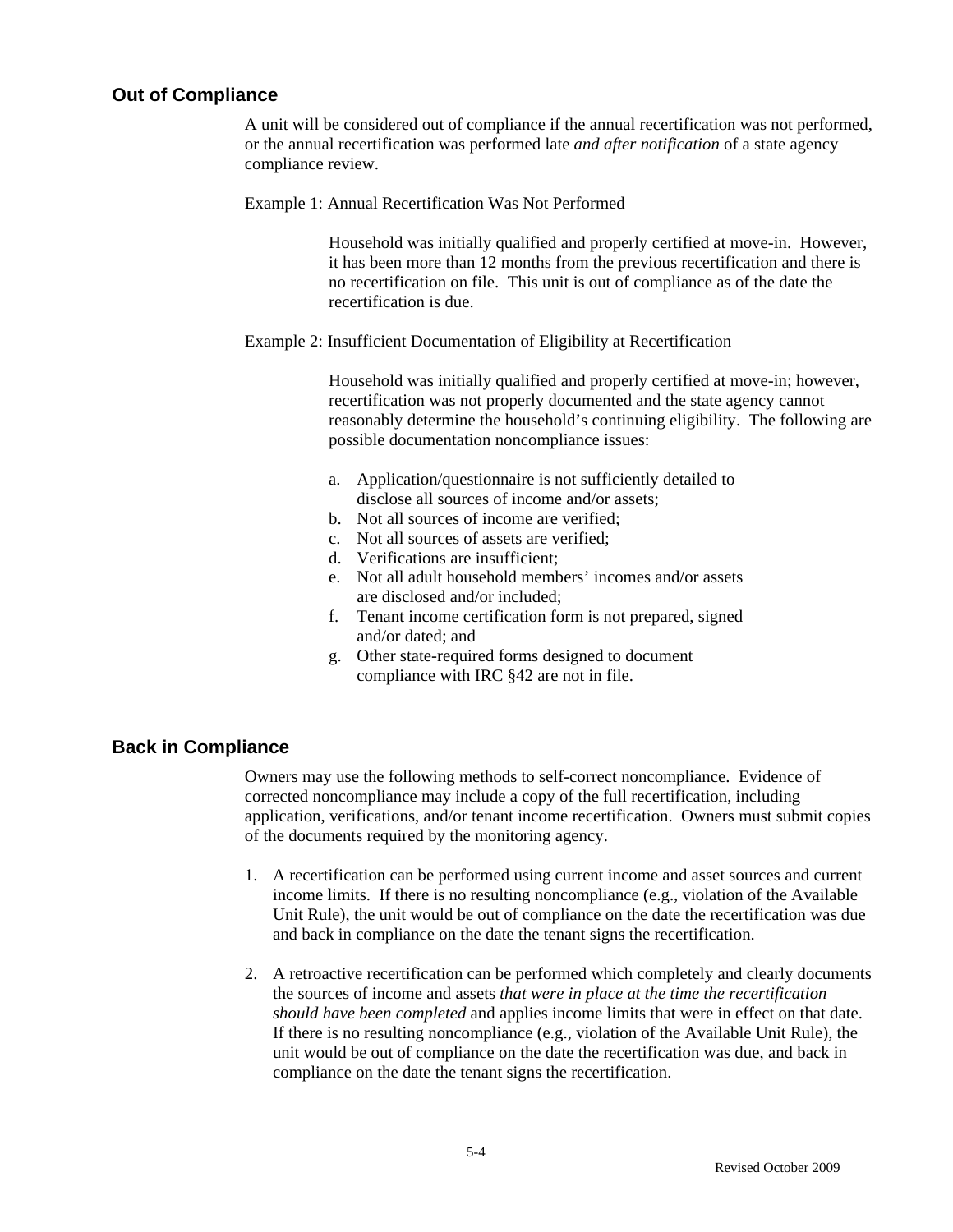## Out of Compliance

A unit will be considered out of compliance if the annual recertification was not performed, or the annual recertification was performed late *and after notification* of a state agency compliance review.

Example 1: Annual Recertification Was Not Performed

> Household was initially qualified and properly certified at move-in. However, it has been more than 12 months from the previous recertification and there is no recertification on file. This unit is out of compliance as of the date the recertification is due.

Example 2: Insufficient Documentation of Eligibility at Recertification

> Household was initially qualified and properly certified at move-in; however, recertification was not properly documented and the state agency cannot reasonably determine the household's continuing eligibility. The following are possible documentation noncompliance issues:
>
> a. Application/questionnaire is not sufficiently detailed to disclose all sources of income and/or assets;
> b. Not all sources of income are verified;
> c. Not all sources of assets are verified;
> d. Verifications are insufficient;
> e. Not all adult household members' incomes and/or assets are disclosed and/or included;
> f. Tenant income certification form is not prepared, signed and/or dated; and
> g. Other state-required forms designed to document compliance with IRC §42 are not in file.

## Back in Compliance

Owners may use the following methods to self-correct noncompliance. Evidence of corrected noncompliance may include a copy of the full recertification, including application, verifications, and/or tenant income recertification. Owners must submit copies of the documents required by the monitoring agency.

1. A recertification can be performed using current income and asset sources and current income limits. If there is no resulting noncompliance (e.g., violation of the Available Unit Rule), the unit would be out of compliance on the date the recertification was due and back in compliance on the date the tenant signs the recertification.

2. A retroactive recertification can be performed which completely and clearly documents the sources of income and assets *that were in place at the time the recertification should have been completed* and applies income limits that were in effect on that date. If there is no resulting noncompliance (e.g., violation of the Available Unit Rule), the unit would be out of compliance on the date the recertification was due, and back in compliance on the date the tenant signs the recertification.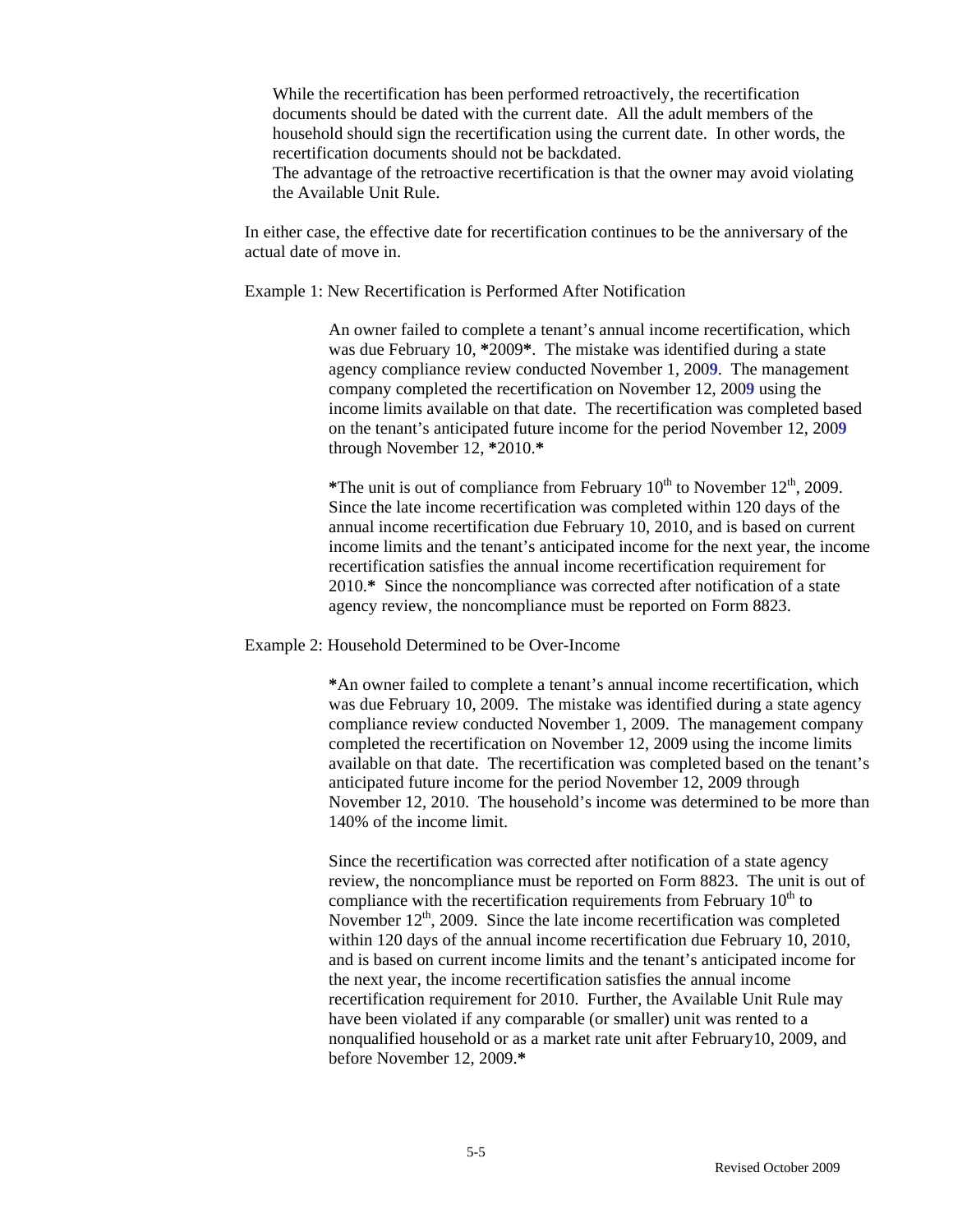While the recertification has been performed retroactively, the recertification documents should be dated with the current date. All the adult members of the household should sign the recertification using the current date. In other words, the recertification documents should not be backdated.

The advantage of the retroactive recertification is that the owner may avoid violating the Available Unit Rule.

In either case, the effective date for recertification continues to be the anniversary of the actual date of move in.

Example 1: New Recertification is Performed After Notification

> An owner failed to complete a tenant's annual income recertification, which was due February 10, **\***2009**\***. The mistake was identified during a state agency compliance review conducted November 1, 200**9**. The management company completed the recertification on November 12, 200**9** using the income limits available on that date. The recertification was completed based on the tenant's anticipated future income for the period November 12, 200**9** through November 12, **\***2010.**\***
>
> **\***The unit is out of compliance from February 10th to November 12th, 2009. Since the late income recertification was completed within 120 days of the annual income recertification due February 10, 2010, and is based on current income limits and the tenant's anticipated income for the next year, the income recertification satisfies the annual income recertification requirement for 2010.**\*** Since the noncompliance was corrected after notification of a state agency review, the noncompliance must be reported on Form 8823.

Example 2: Household Determined to be Over-Income

> **\***An owner failed to complete a tenant's annual income recertification, which was due February 10, 2009. The mistake was identified during a state agency compliance review conducted November 1, 2009. The management company completed the recertification on November 12, 2009 using the income limits available on that date. The recertification was completed based on the tenant's anticipated future income for the period November 12, 2009 through November 12, 2010. The household's income was determined to be more than 140% of the income limit.
>
> Since the recertification was corrected after notification of a state agency review, the noncompliance must be reported on Form 8823. The unit is out of compliance with the recertification requirements from February 10th to November 12th, 2009. Since the late income recertification was completed within 120 days of the annual income recertification due February 10, 2010, and is based on current income limits and the tenant's anticipated income for the next year, the income recertification satisfies the annual income recertification requirement for 2010. Further, the Available Unit Rule may have been violated if any comparable (or smaller) unit was rented to a nonqualified household or as a market rate unit after February10, 2009, and before November 12, 2009.**\***

Revised October 2009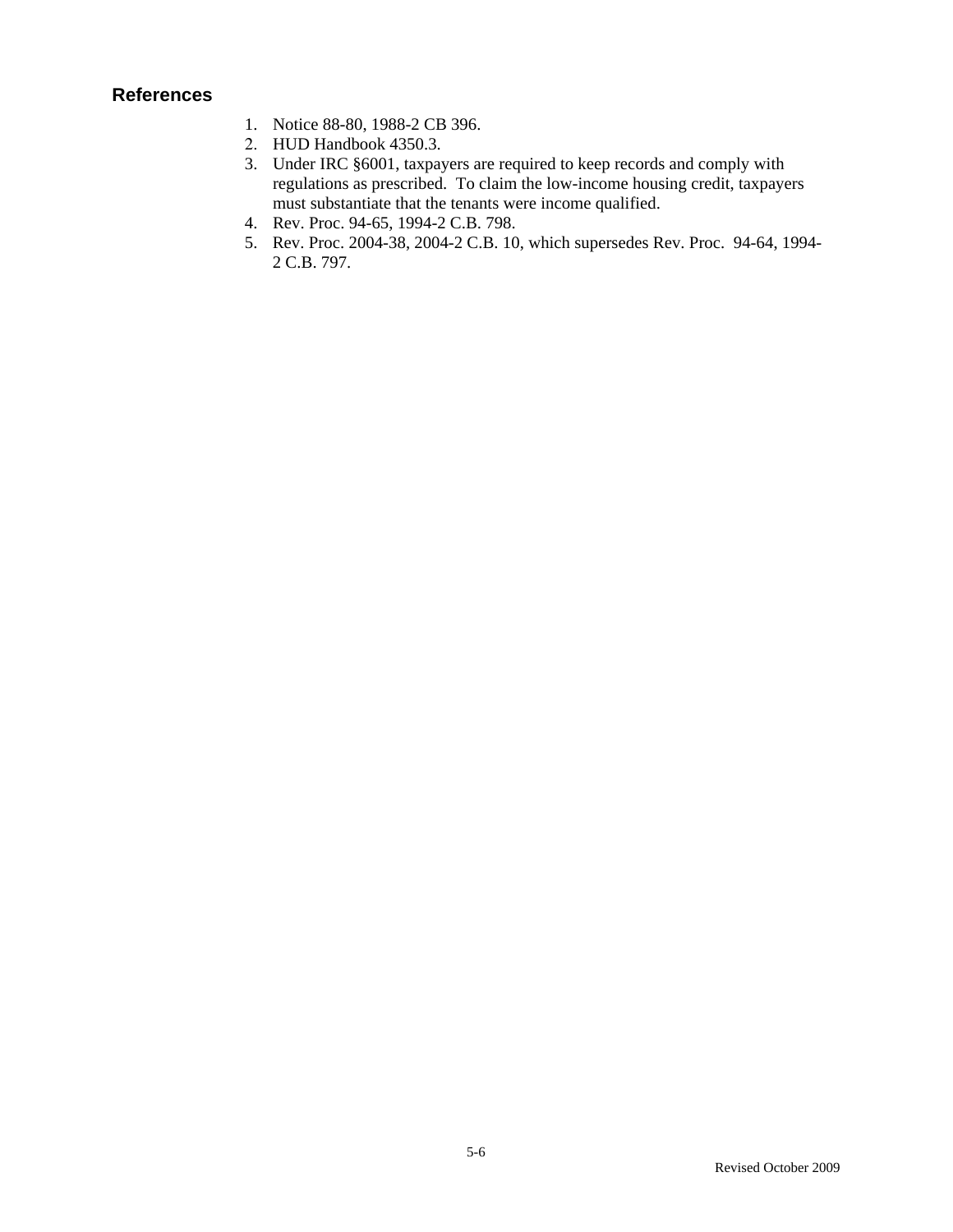## References

1. Notice 88-80, 1988-2 CB 396.
2. HUD Handbook 4350.3.
3. Under IRC §6001, taxpayers are required to keep records and comply with regulations as prescribed. To claim the low-income housing credit, taxpayers must substantiate that the tenants were income qualified.
4. Rev. Proc. 94-65, 1994-2 C.B. 798.
5. Rev. Proc. 2004-38, 2004-2 C.B. 10, which supersedes Rev. Proc. 94-64, 1994-2 C.B. 797.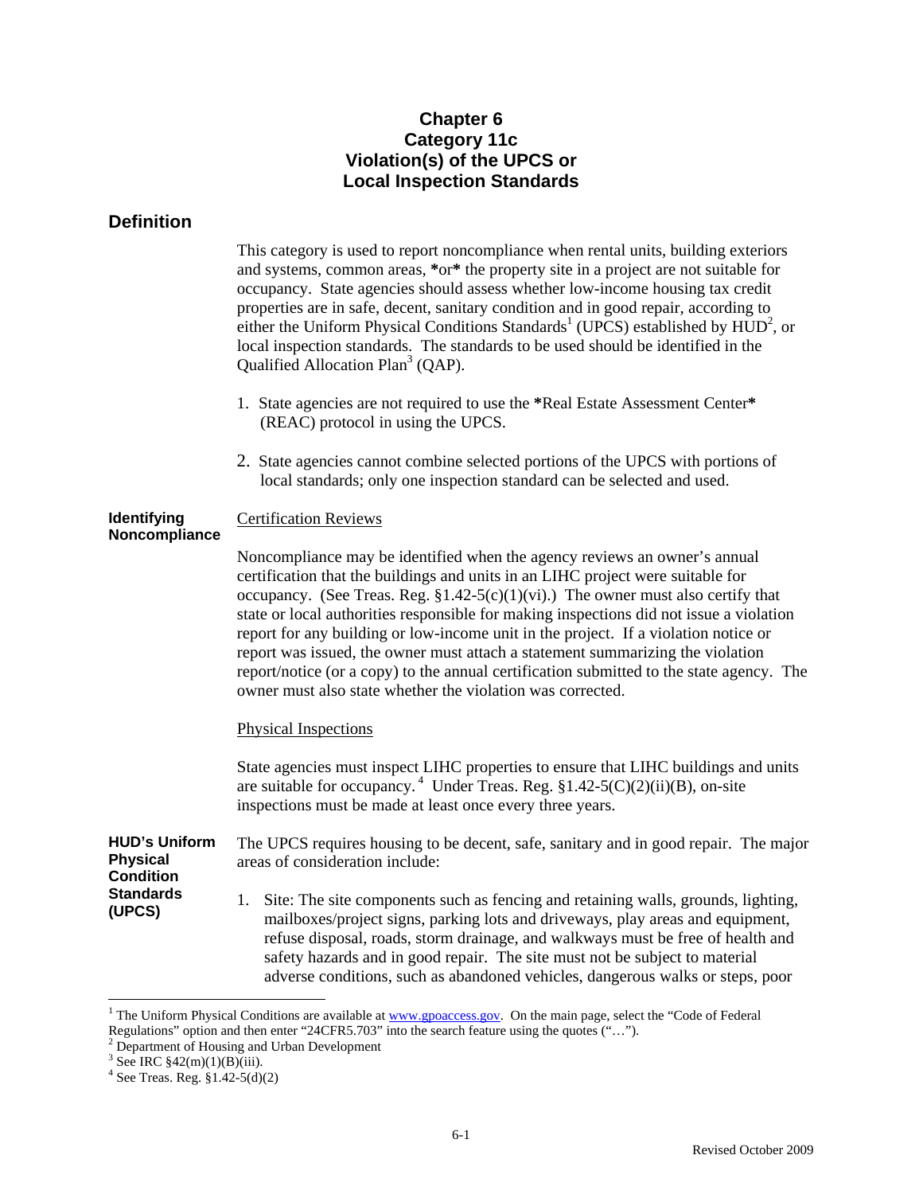# Chapter 6
# Category 11c
# Violation(s) of the UPCS or Local Inspection Standards

## Definition

This category is used to report noncompliance when rental units, building exteriors and systems, common areas, *or* the property site in a project are not suitable for occupancy. State agencies should assess whether low-income housing tax credit properties are in safe, decent, sanitary condition and in good repair, according to either the Uniform Physical Conditions Standards[1] (UPCS) established by HUD[2], or local inspection standards. The standards to be used should be identified in the Qualified Allocation Plan[3] (QAP).

1. State agencies are not required to use the *Real Estate Assessment Center* (REAC) protocol in using the UPCS.
2. State agencies cannot combine selected portions of the UPCS with portions of local standards; only one inspection standard can be selected and used.

## Identifying Noncompliance

Certification Reviews

Noncompliance may be identified when the agency reviews an owner's annual certification that the buildings and units in an LIHC project were suitable for occupancy. (See Treas. Reg. §1.42-5(c)(1)(vi).) The owner must also certify that state or local authorities responsible for making inspections did not issue a violation report for any building or low-income unit in the project. If a violation notice or report was issued, the owner must attach a statement summarizing the violation report/notice (or a copy) to the annual certification submitted to the state agency. The owner must also state whether the violation was corrected.

Physical Inspections

State agencies must inspect LIHC properties to ensure that LIHC buildings and units are suitable for occupancy.[4] Under Treas. Reg. §1.42-5(C)(2)(ii)(B), on-site inspections must be made at least once every three years.

## HUD's Uniform Physical Condition Standards (UPCS)

The UPCS requires housing to be decent, safe, sanitary and in good repair. The major areas of consideration include:

1. Site: The site components such as fencing and retaining walls, grounds, lighting, mailboxes/project signs, parking lots and driveways, play areas and equipment, refuse disposal, roads, storm drainage, and walkways must be free of health and safety hazards and in good repair. The site must not be subject to material adverse conditions, such as abandoned vehicles, dangerous walks or steps, poor

---

[1] The Uniform Physical Conditions are available at www.gpoaccess.gov. On the main page, select the "Code of Federal Regulations" option and then enter "24CFR5.703" into the search feature using the quotes ("…").

[2] Department of Housing and Urban Development

[3] See IRC §42(m)(1)(B)(iii).

[4] See Treas. Reg. §1.42-5(d)(2)

Revised October 2009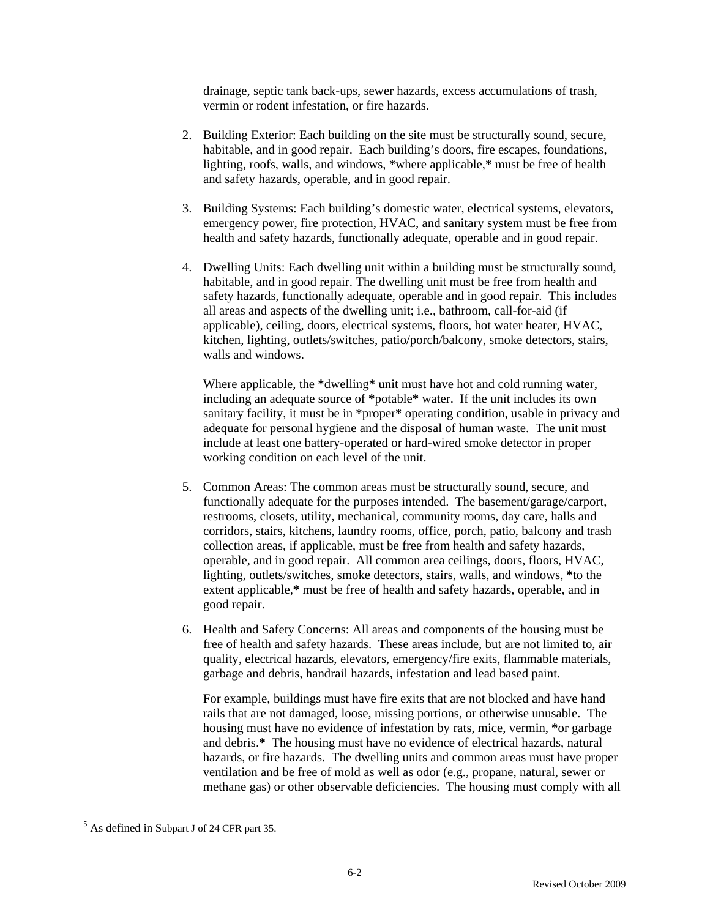drainage, septic tank back-ups, sewer hazards, excess accumulations of trash, vermin or rodent infestation, or fire hazards.

2. Building Exterior: Each building on the site must be structurally sound, secure, habitable, and in good repair. Each building's doors, fire escapes, foundations, lighting, roofs, walls, and windows, **\***where applicable,**\*** must be free of health and safety hazards, operable, and in good repair.

3. Building Systems: Each building's domestic water, electrical systems, elevators, emergency power, fire protection, HVAC, and sanitary system must be free from health and safety hazards, functionally adequate, operable and in good repair.

4. Dwelling Units: Each dwelling unit within a building must be structurally sound, habitable, and in good repair. The dwelling unit must be free from health and safety hazards, functionally adequate, operable and in good repair. This includes all areas and aspects of the dwelling unit; i.e., bathroom, call-for-aid (if applicable), ceiling, doors, electrical systems, floors, hot water heater, HVAC, kitchen, lighting, outlets/switches, patio/porch/balcony, smoke detectors, stairs, walls and windows.

   Where applicable, the **\***dwelling**\*** unit must have hot and cold running water, including an adequate source of **\***potable**\*** water. If the unit includes its own sanitary facility, it must be in **\***proper**\*** operating condition, usable in privacy and adequate for personal hygiene and the disposal of human waste. The unit must include at least one battery-operated or hard-wired smoke detector in proper working condition on each level of the unit.

5. Common Areas: The common areas must be structurally sound, secure, and functionally adequate for the purposes intended. The basement/garage/carport, restrooms, closets, utility, mechanical, community rooms, day care, halls and corridors, stairs, kitchens, laundry rooms, office, porch, patio, balcony and trash collection areas, if applicable, must be free from health and safety hazards, operable, and in good repair. All common area ceilings, doors, floors, HVAC, lighting, outlets/switches, smoke detectors, stairs, walls, and windows, **\***to the extent applicable,**\*** must be free of health and safety hazards, operable, and in good repair.

6. Health and Safety Concerns: All areas and components of the housing must be free of health and safety hazards. These areas include, but are not limited to, air quality, electrical hazards, elevators, emergency/fire exits, flammable materials, garbage and debris, handrail hazards, infestation and lead based paint.

   For example, buildings must have fire exits that are not blocked and have hand rails that are not damaged, loose, missing portions, or otherwise unusable. The housing must have no evidence of infestation by rats, mice, vermin, **\***or garbage and debris.**\*** The housing must have no evidence of electrical hazards, natural hazards, or fire hazards. The dwelling units and common areas must have proper ventilation and be free of mold as well as odor (e.g., propane, natural, sewer or methane gas) or other observable deficiencies. The housing must comply with all

---

[5] As defined in Subpart J of 24 CFR part 35.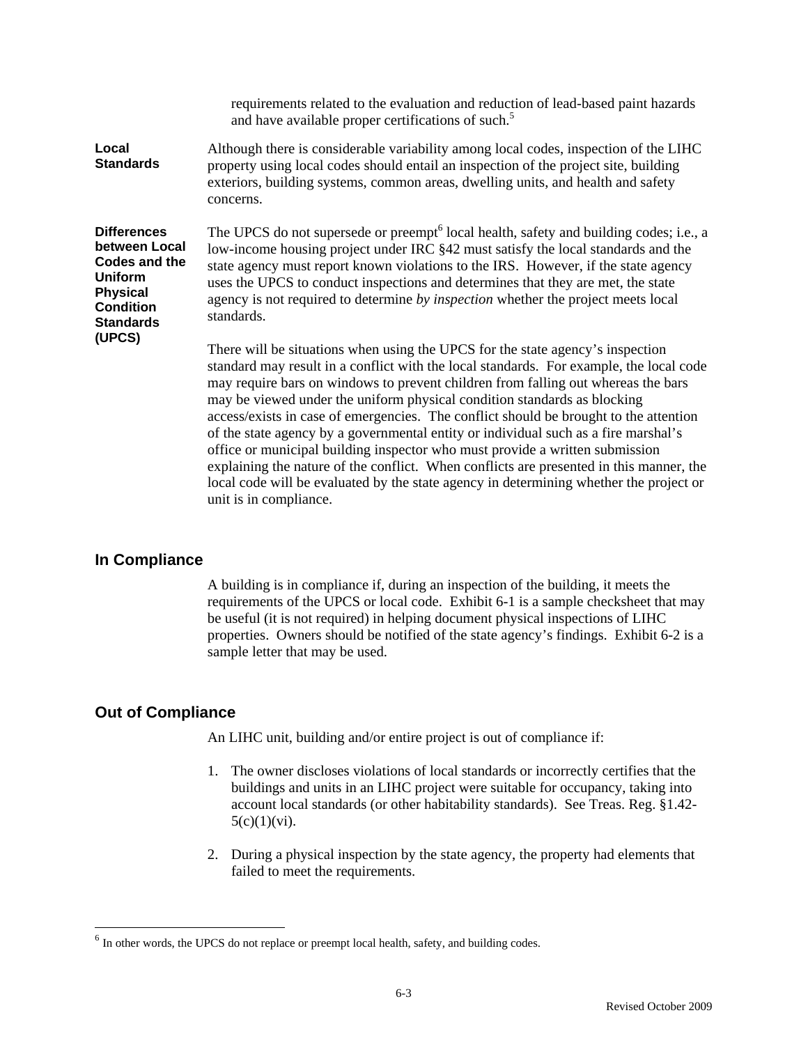requirements related to the evaluation and reduction of lead-based paint hazards and have available proper certifications of such.[5]

**Local Standards**

Although there is considerable variability among local codes, inspection of the LIHC property using local codes should entail an inspection of the project site, building exteriors, building systems, common areas, dwelling units, and health and safety concerns.

**Differences between Local Codes and the Uniform Physical Condition Standards (UPCS)**

The UPCS do not supersede or preempt[6] local health, safety and building codes; i.e., a low-income housing project under IRC §42 must satisfy the local standards and the state agency must report known violations to the IRS. However, if the state agency uses the UPCS to conduct inspections and determines that they are met, the state agency is not required to determine *by inspection* whether the project meets local standards.

There will be situations when using the UPCS for the state agency's inspection standard may result in a conflict with the local standards. For example, the local code may require bars on windows to prevent children from falling out whereas the bars may be viewed under the uniform physical condition standards as blocking access/exists in case of emergencies. The conflict should be brought to the attention of the state agency by a governmental entity or individual such as a fire marshal's office or municipal building inspector who must provide a written submission explaining the nature of the conflict. When conflicts are presented in this manner, the local code will be evaluated by the state agency in determining whether the project or unit is in compliance.

## In Compliance

A building is in compliance if, during an inspection of the building, it meets the requirements of the UPCS or local code. Exhibit 6-1 is a sample checksheet that may be useful (it is not required) in helping document physical inspections of LIHC properties. Owners should be notified of the state agency's findings. Exhibit 6-2 is a sample letter that may be used.

## Out of Compliance

An LIHC unit, building and/or entire project is out of compliance if:

1. The owner discloses violations of local standards or incorrectly certifies that the buildings and units in an LIHC project were suitable for occupancy, taking into account local standards (or other habitability standards). See Treas. Reg. §1.42-5(c)(1)(vi).

2. During a physical inspection by the state agency, the property had elements that failed to meet the requirements.

---

[6] In other words, the UPCS do not replace or preempt local health, safety, and building codes.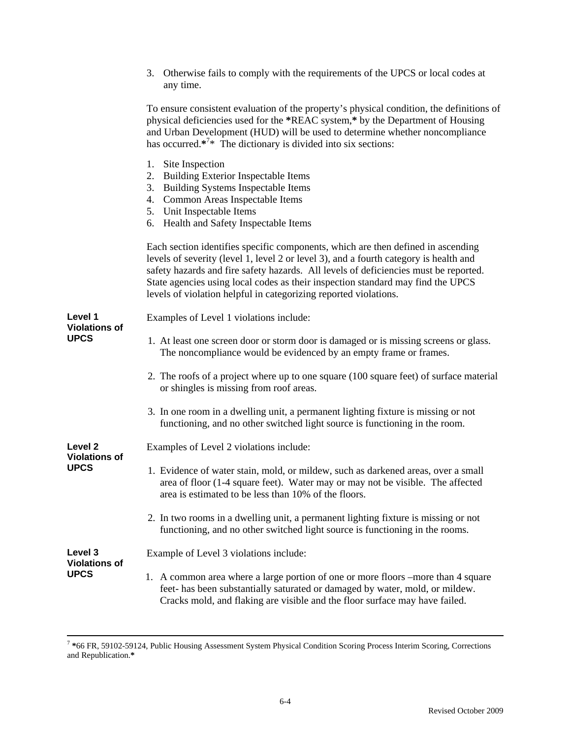3. Otherwise fails to comply with the requirements of the UPCS or local codes at any time.

To ensure consistent evaluation of the property's physical condition, the definitions of physical deficiencies used for the ***REAC system,*** by the Department of Housing and Urban Development (HUD) will be used to determine whether noncompliance has occurred.*[7]* The dictionary is divided into six sections:

1. Site Inspection
2. Building Exterior Inspectable Items
3. Building Systems Inspectable Items
4. Common Areas Inspectable Items
5. Unit Inspectable Items
6. Health and Safety Inspectable Items

Each section identifies specific components, which are then defined in ascending levels of severity (level 1, level 2 or level 3), and a fourth category is health and safety hazards and fire safety hazards. All levels of deficiencies must be reported. State agencies using local codes as their inspection standard may find the UPCS levels of violation helpful in categorizing reported violations.

**Level 1 Violations of UPCS**

Examples of Level 1 violations include:

1. At least one screen door or storm door is damaged or is missing screens or glass. The noncompliance would be evidenced by an empty frame or frames.

2. The roofs of a project where up to one square (100 square feet) of surface material or shingles is missing from roof areas.

3. In one room in a dwelling unit, a permanent lighting fixture is missing or not functioning, and no other switched light source is functioning in the room.

**Level 2 Violations of UPCS**

Examples of Level 2 violations include:

1. Evidence of water stain, mold, or mildew, such as darkened areas, over a small area of floor (1-4 square feet). Water may or may not be visible. The affected area is estimated to be less than 10% of the floors.

2. In two rooms in a dwelling unit, a permanent lighting fixture is missing or not functioning, and no other switched light source is functioning in the rooms.

**Level 3 Violations of UPCS**

Example of Level 3 violations include:

1. A common area where a large portion of one or more floors –more than 4 square feet- has been substantially saturated or damaged by water, mold, or mildew. Cracks mold, and flaking are visible and the floor surface may have failed.

---

[7] ***66 FR, 59102-59124, Public Housing Assessment System Physical Condition Scoring Process Interim Scoring, Corrections and Republication.***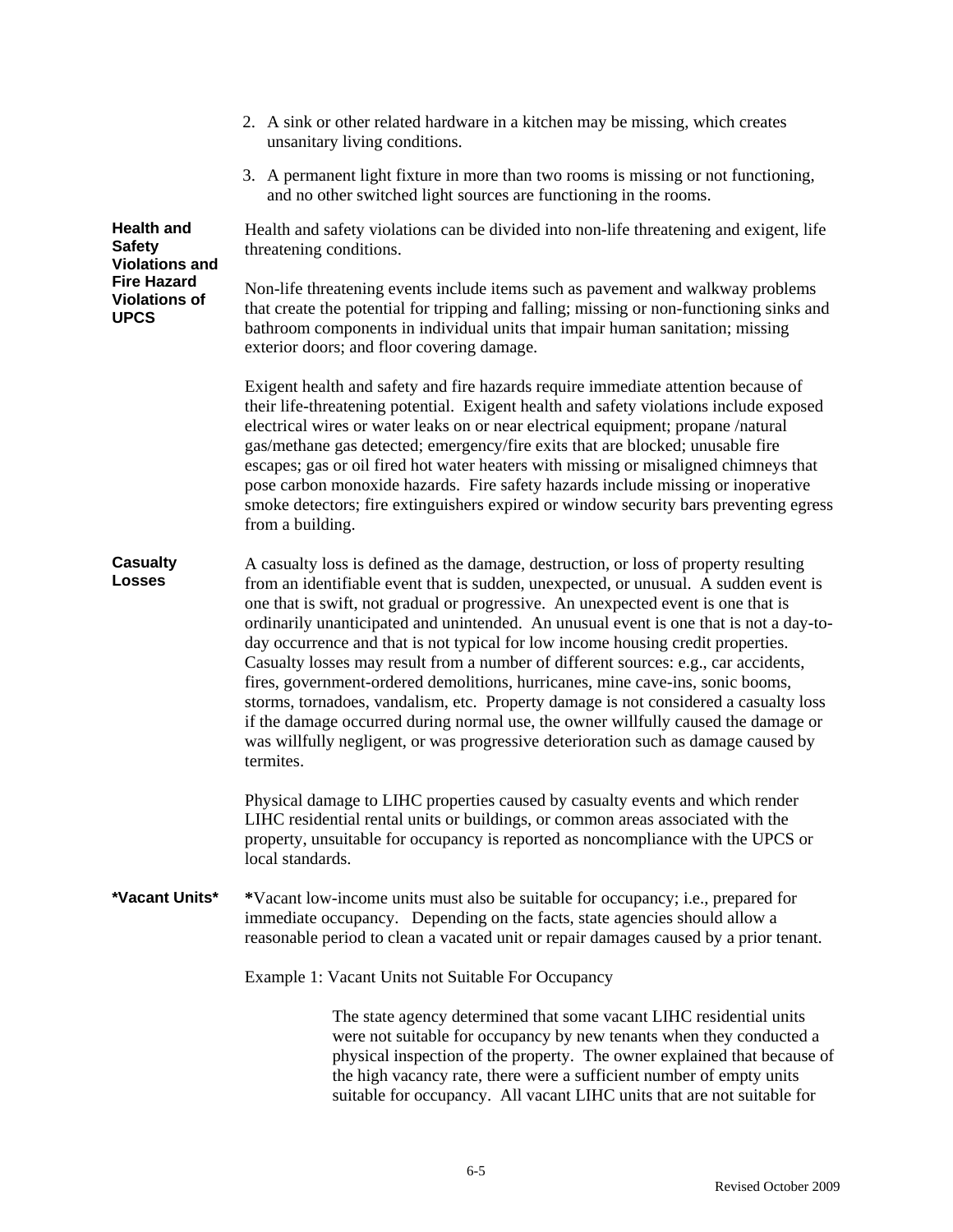2. A sink or other related hardware in a kitchen may be missing, which creates unsanitary living conditions.

3. A permanent light fixture in more than two rooms is missing or not functioning, and no other switched light sources are functioning in the rooms.

**Health and Safety Violations and Fire Hazard Violations of UPCS**

Health and safety violations can be divided into non-life threatening and exigent, life threatening conditions.

Non-life threatening events include items such as pavement and walkway problems that create the potential for tripping and falling; missing or non-functioning sinks and bathroom components in individual units that impair human sanitation; missing exterior doors; and floor covering damage.

Exigent health and safety and fire hazards require immediate attention because of their life-threatening potential. Exigent health and safety violations include exposed electrical wires or water leaks on or near electrical equipment; propane /natural gas/methane gas detected; emergency/fire exits that are blocked; unusable fire escapes; gas or oil fired hot water heaters with missing or misaligned chimneys that pose carbon monoxide hazards. Fire safety hazards include missing or inoperative smoke detectors; fire extinguishers expired or window security bars preventing egress from a building.

**Casualty Losses**

A casualty loss is defined as the damage, destruction, or loss of property resulting from an identifiable event that is sudden, unexpected, or unusual. A sudden event is one that is swift, not gradual or progressive. An unexpected event is one that is ordinarily unanticipated and unintended. An unusual event is one that is not a day-to-day occurrence and that is not typical for low income housing credit properties. Casualty losses may result from a number of different sources: e.g., car accidents, fires, government-ordered demolitions, hurricanes, mine cave-ins, sonic booms, storms, tornadoes, vandalism, etc. Property damage is not considered a casualty loss if the damage occurred during normal use, the owner willfully caused the damage or was willfully negligent, or was progressive deterioration such as damage caused by termites.

Physical damage to LIHC properties caused by casualty events and which render LIHC residential rental units or buildings, or common areas associated with the property, unsuitable for occupancy is reported as noncompliance with the UPCS or local standards.

**\*Vacant Units\***

**\***Vacant low-income units must also be suitable for occupancy; i.e., prepared for immediate occupancy. Depending on the facts, state agencies should allow a reasonable period to clean a vacated unit or repair damages caused by a prior tenant.

Example 1: Vacant Units not Suitable For Occupancy

> The state agency determined that some vacant LIHC residential units were not suitable for occupancy by new tenants when they conducted a physical inspection of the property. The owner explained that because of the high vacancy rate, there were a sufficient number of empty units suitable for occupancy. All vacant LIHC units that are not suitable for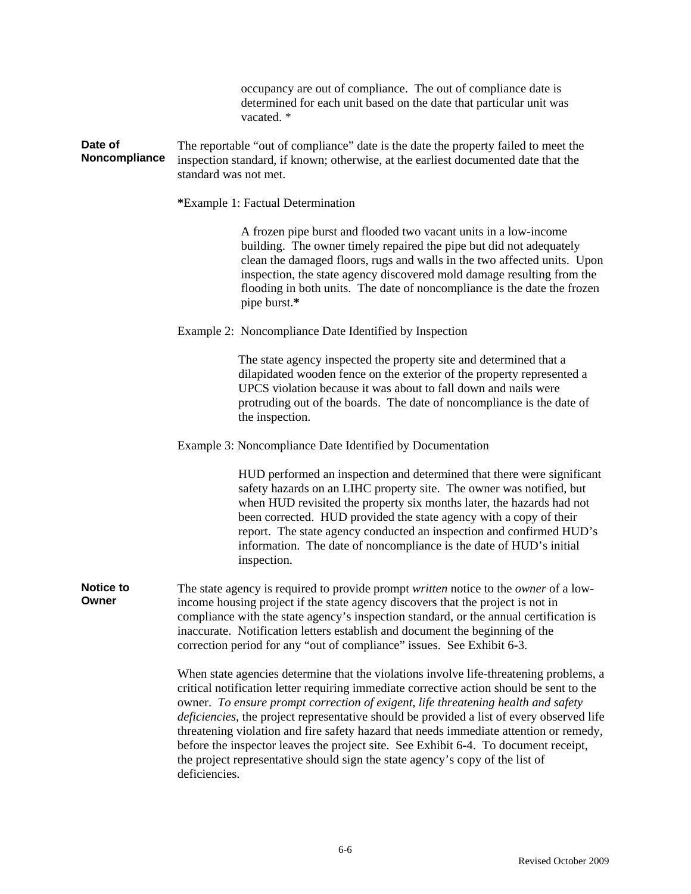occupancy are out of compliance. The out of compliance date is determined for each unit based on the date that particular unit was vacated. *

**Date of Noncompliance**

The reportable "out of compliance" date is the date the property failed to meet the inspection standard, if known; otherwise, at the earliest documented date that the standard was not met.

**\***Example 1: Factual Determination

> A frozen pipe burst and flooded two vacant units in a low-income building. The owner timely repaired the pipe but did not adequately clean the damaged floors, rugs and walls in the two affected units. Upon inspection, the state agency discovered mold damage resulting from the flooding in both units. The date of noncompliance is the date the frozen pipe burst.**\***

Example 2: Noncompliance Date Identified by Inspection

> The state agency inspected the property site and determined that a dilapidated wooden fence on the exterior of the property represented a UPCS violation because it was about to fall down and nails were protruding out of the boards. The date of noncompliance is the date of the inspection.

Example 3: Noncompliance Date Identified by Documentation

> HUD performed an inspection and determined that there were significant safety hazards on an LIHC property site. The owner was notified, but when HUD revisited the property six months later, the hazards had not been corrected. HUD provided the state agency with a copy of their report. The state agency conducted an inspection and confirmed HUD's information. The date of noncompliance is the date of HUD's initial inspection.

**Notice to Owner**

The state agency is required to provide prompt *written* notice to the *owner* of a low-income housing project if the state agency discovers that the project is not in compliance with the state agency's inspection standard, or the annual certification is inaccurate. Notification letters establish and document the beginning of the correction period for any "out of compliance" issues. See Exhibit 6-3.

When state agencies determine that the violations involve life-threatening problems, a critical notification letter requiring immediate corrective action should be sent to the owner. *To ensure prompt correction of exigent, life threatening health and safety deficiencies*, the project representative should be provided a list of every observed life threatening violation and fire safety hazard that needs immediate attention or remedy, before the inspector leaves the project site. See Exhibit 6-4. To document receipt, the project representative should sign the state agency's copy of the list of deficiencies.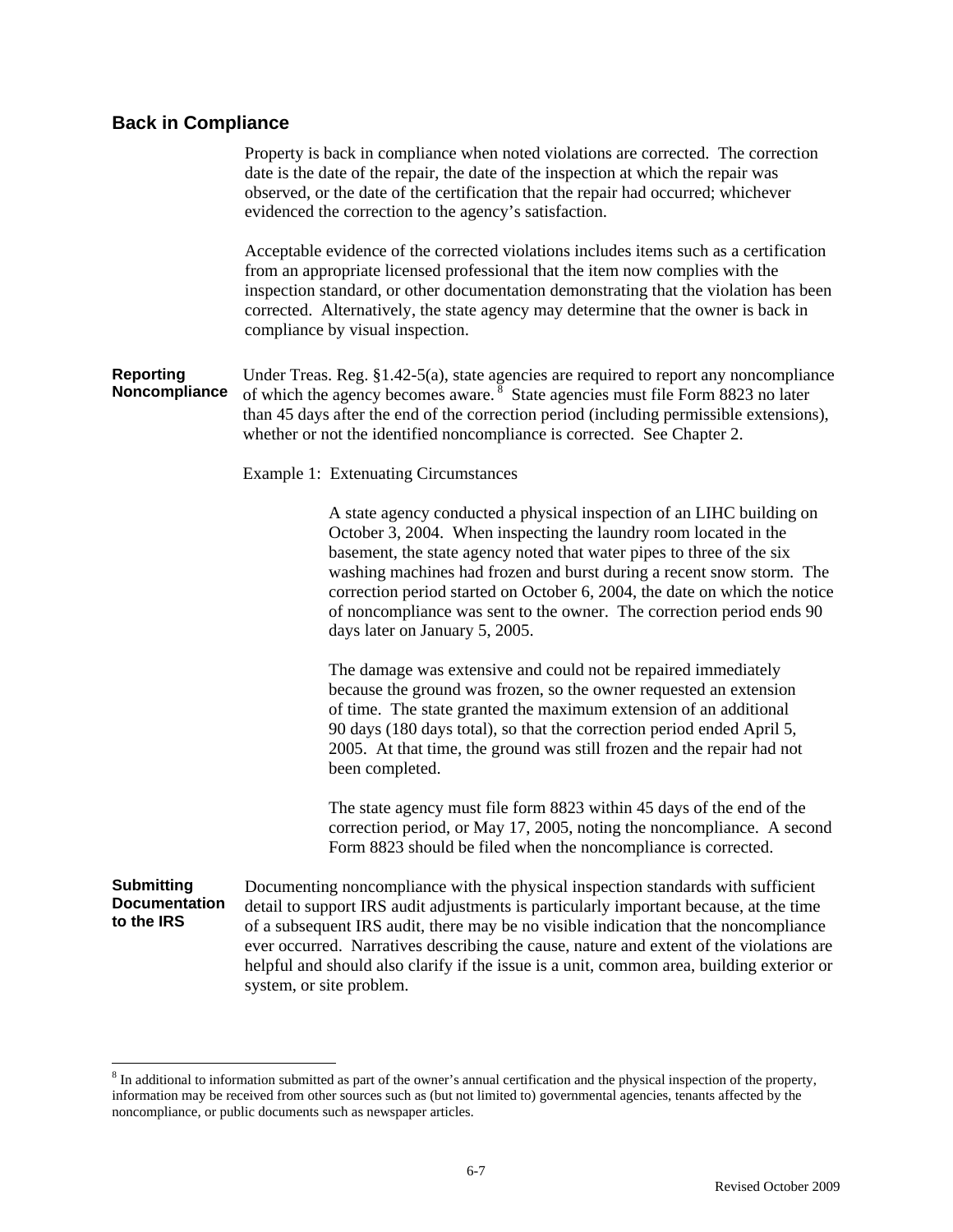## Back in Compliance

Property is back in compliance when noted violations are corrected. The correction date is the date of the repair, the date of the inspection at which the repair was observed, or the date of the certification that the repair had occurred; whichever evidenced the correction to the agency's satisfaction.

Acceptable evidence of the corrected violations includes items such as a certification from an appropriate licensed professional that the item now complies with the inspection standard, or other documentation demonstrating that the violation has been corrected. Alternatively, the state agency may determine that the owner is back in compliance by visual inspection.

**Reporting Noncompliance**

Under Treas. Reg. §1.42-5(a), state agencies are required to report any noncompliance of which the agency becomes aware.[8] State agencies must file Form 8823 no later than 45 days after the end of the correction period (including permissible extensions), whether or not the identified noncompliance is corrected. See Chapter 2.

Example 1: Extenuating Circumstances

> A state agency conducted a physical inspection of an LIHC building on October 3, 2004. When inspecting the laundry room located in the basement, the state agency noted that water pipes to three of the six washing machines had frozen and burst during a recent snow storm. The correction period started on October 6, 2004, the date on which the notice of noncompliance was sent to the owner. The correction period ends 90 days later on January 5, 2005.
>
> The damage was extensive and could not be repaired immediately because the ground was frozen, so the owner requested an extension of time. The state granted the maximum extension of an additional 90 days (180 days total), so that the correction period ended April 5, 2005. At that time, the ground was still frozen and the repair had not been completed.
>
> The state agency must file form 8823 within 45 days of the end of the correction period, or May 17, 2005, noting the noncompliance. A second Form 8823 should be filed when the noncompliance is corrected.

**Submitting Documentation to the IRS**

Documenting noncompliance with the physical inspection standards with sufficient detail to support IRS audit adjustments is particularly important because, at the time of a subsequent IRS audit, there may be no visible indication that the noncompliance ever occurred. Narratives describing the cause, nature and extent of the violations are helpful and should also clarify if the issue is a unit, common area, building exterior or system, or site problem.

---

[8] In additional to information submitted as part of the owner's annual certification and the physical inspection of the property, information may be received from other sources such as (but not limited to) governmental agencies, tenants affected by the noncompliance, or public documents such as newspaper articles.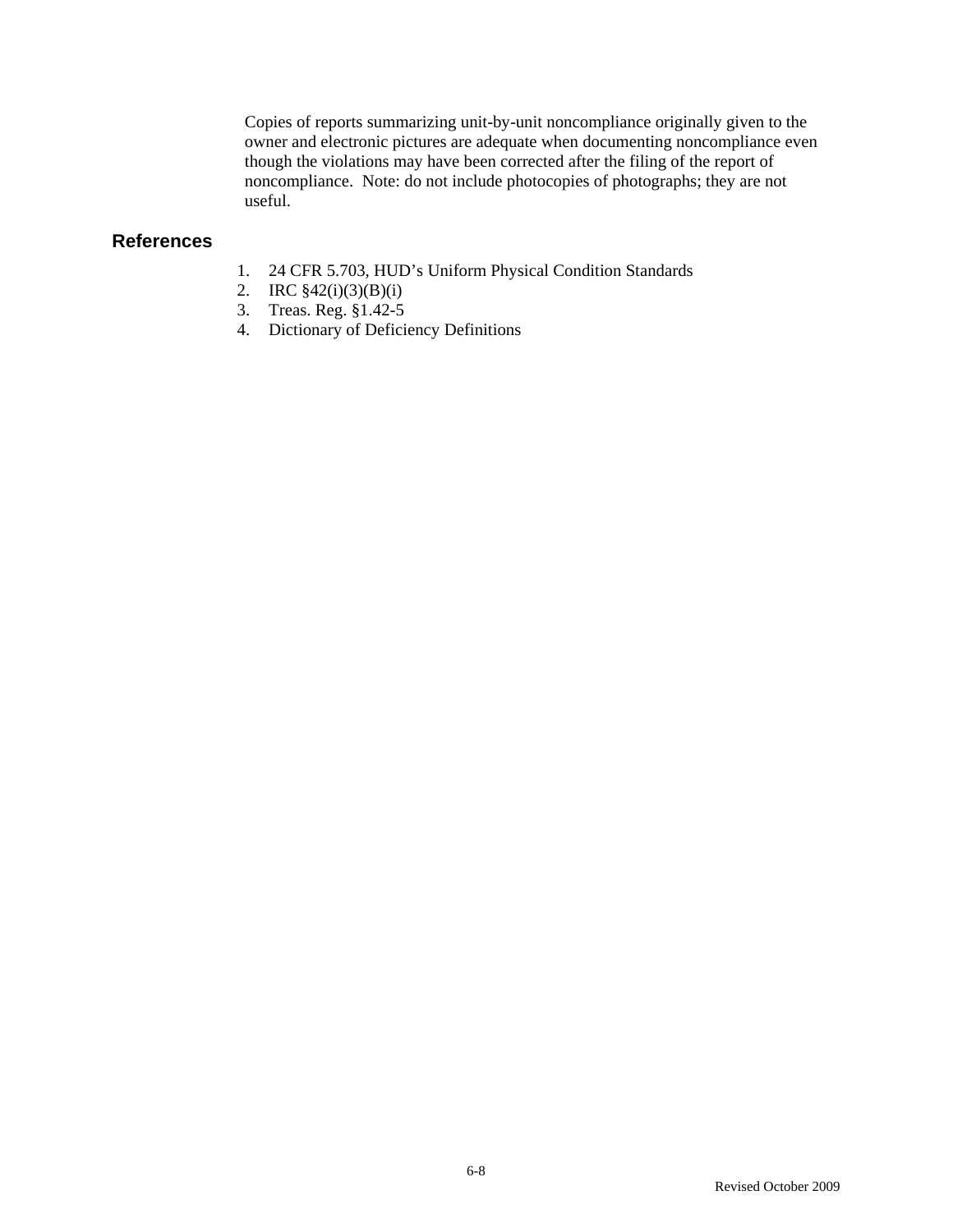Copies of reports summarizing unit-by-unit noncompliance originally given to the owner and electronic pictures are adequate when documenting noncompliance even though the violations may have been corrected after the filing of the report of noncompliance.  Note: do not include photocopies of photographs; they are not useful.

## References

1. 24 CFR 5.703, HUD's Uniform Physical Condition Standards
2. IRC §42(i)(3)(B)(i)
3. Treas. Reg. §1.42-5
4. Dictionary of Deficiency Definitions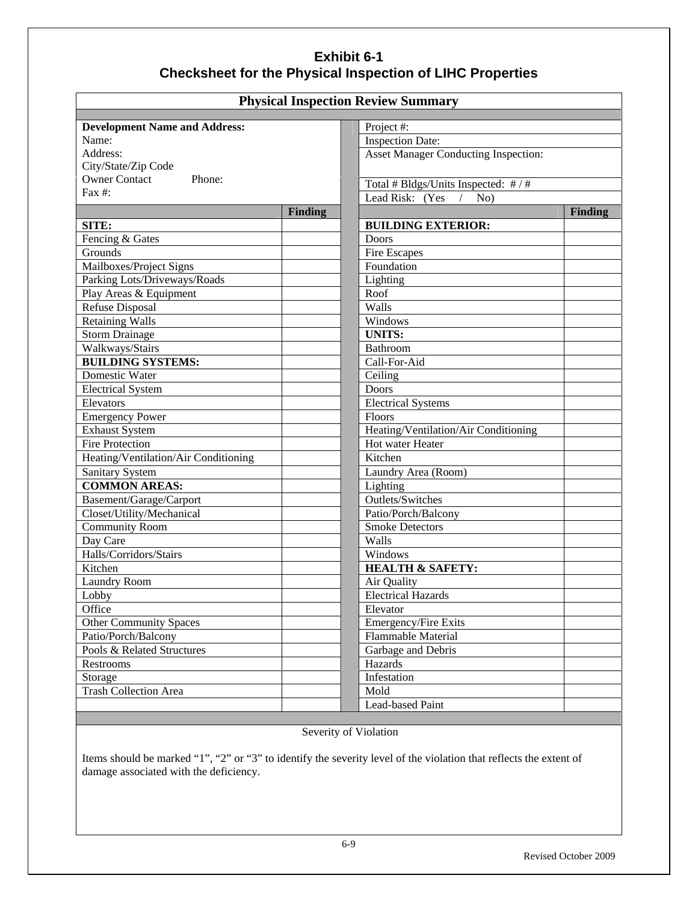# Exhibit 6-1
## Checksheet for the Physical Inspection of LIHC Properties

### Physical Inspection Review Summary

| Development Name and Address: | | Project #: |
|---|---|---|
| Name: | | Inspection Date: |
| Address: | | Asset Manager Conducting Inspection: |
| City/State/Zip Code | | |
| Owner Contact Phone: | | Total # Bldgs/Units Inspected: # / # |
| Fax #: | | Lead Risk: (Yes / No) |

| | Finding | | Finding |
|---|---|---|---|
| **SITE:** | | **BUILDING EXTERIOR:** | |
| Fencing & Gates | | Doors | |
| Grounds | | Fire Escapes | |
| Mailboxes/Project Signs | | Foundation | |
| Parking Lots/Driveways/Roads | | Lighting | |
| Play Areas & Equipment | | Roof | |
| Refuse Disposal | | Walls | |
| Retaining Walls | | Windows | |
| Storm Drainage | | **UNITS:** | |
| Walkways/Stairs | | Bathroom | |
| **BUILDING SYSTEMS:** | | Call-For-Aid | |
| Domestic Water | | Ceiling | |
| Electrical System | | Doors | |
| Elevators | | Electrical Systems | |
| Emergency Power | | Floors | |
| Exhaust System | | Heating/Ventilation/Air Conditioning | |
| Fire Protection | | Hot water Heater | |
| Heating/Ventilation/Air Conditioning | | Kitchen | |
| Sanitary System | | Laundry Area (Room) | |
| **COMMON AREAS:** | | Lighting | |
| Basement/Garage/Carport | | Outlets/Switches | |
| Closet/Utility/Mechanical | | Patio/Porch/Balcony | |
| Community Room | | Smoke Detectors | |
| Day Care | | Walls | |
| Halls/Corridors/Stairs | | Windows | |
| Kitchen | | **HEALTH & SAFETY:** | |
| Laundry Room | | Air Quality | |
| Lobby | | Electrical Hazards | |
| Office | | Elevator | |
| Other Community Spaces | | Emergency/Fire Exits | |
| Patio/Porch/Balcony | | Flammable Material | |
| Pools & Related Structures | | Garbage and Debris | |
| Restrooms | | Hazards | |
| Storage | | Infestation | |
| Trash Collection Area | | Mold | |
| | | Lead-based Paint | |

Severity of Violation

Items should be marked "1", "2" or "3" to identify the severity level of the violation that reflects the extent of damage associated with the deficiency.

Revised October 2009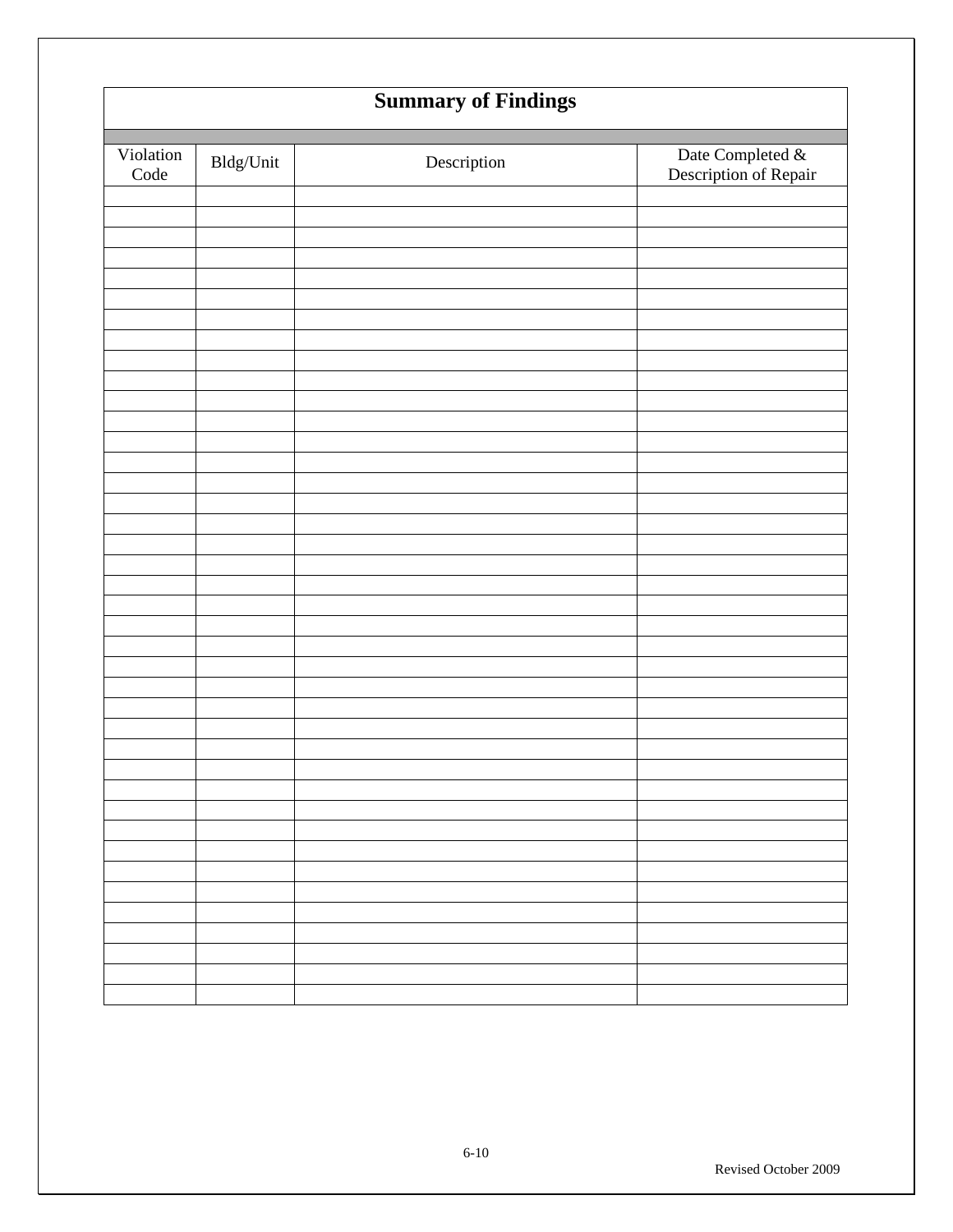## Summary of Findings

| Violation Code | Bldg/Unit | Description | Date Completed & Description of Repair |
|---|---|---|---|
| | | | |
| | | | |
| | | | |
| | | | |
| | | | |
| | | | |
| | | | |
| | | | |
| | | | |
| | | | |
| | | | |
| | | | |
| | | | |
| | | | |
| | | | |
| | | | |
| | | | |
| | | | |
| | | | |
| | | | |
| | | | |
| | | | |
| | | | |
| | | | |
| | | | |
| | | | |
| | | | |
| | | | |
| | | | |
| | | | |
| | | | |
| | | | |
| | | | |
| | | | |
| | | | |
| | | | |
| | | | |
| | | | |
| | | | |
| | | | |

Revised October 2009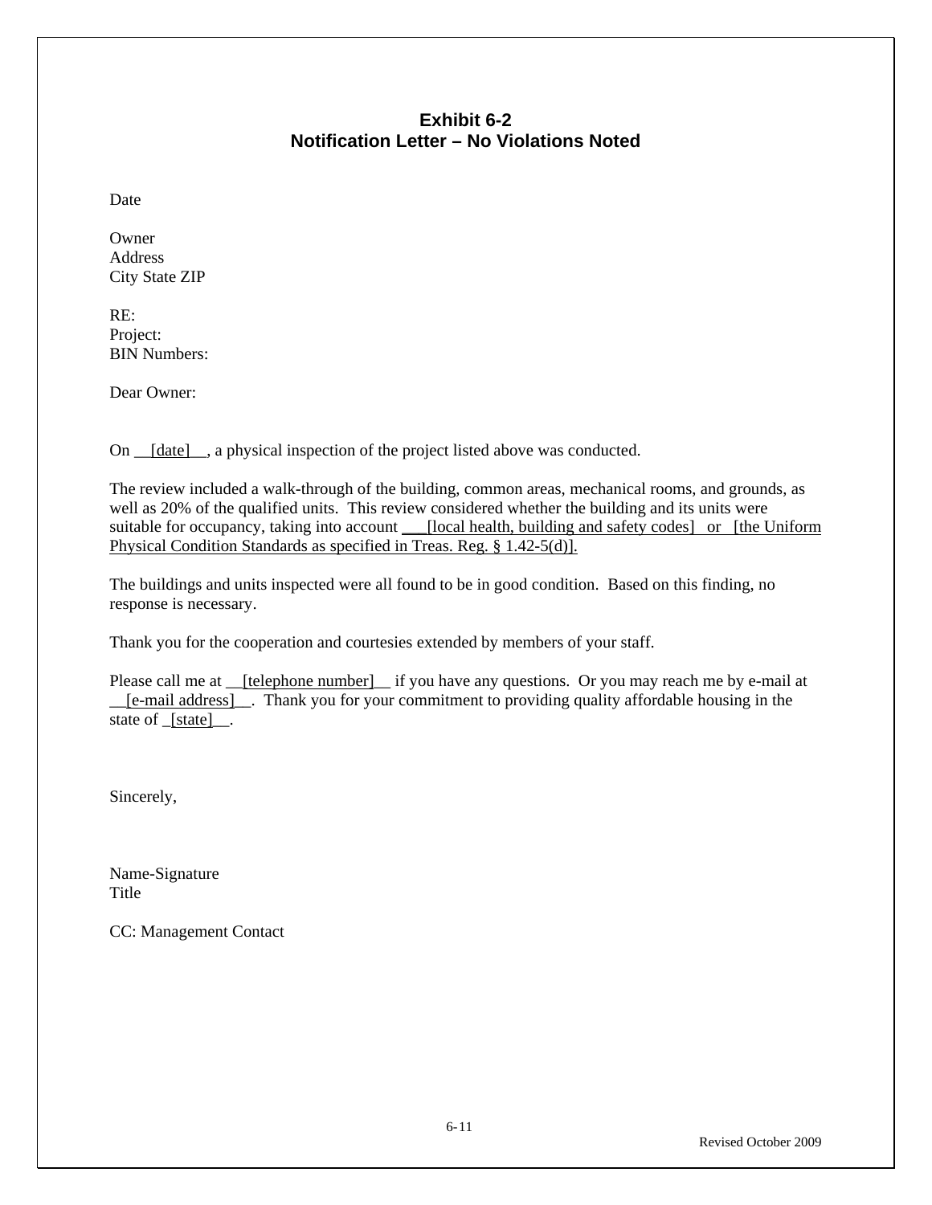## Exhibit 6-2
## Notification Letter – No Violations Noted

Date

Owner
Address
City State ZIP

RE:
Project:
BIN Numbers:

Dear Owner:

On __[date]__, a physical inspection of the project listed above was conducted.

The review included a walk-through of the building, common areas, mechanical rooms, and grounds, as well as 20% of the qualified units. This review considered whether the building and its units were suitable for occupancy, taking into account ___[local health, building and safety codes] or [the Uniform Physical Condition Standards as specified in Treas. Reg. § 1.42-5(d)].

The buildings and units inspected were all found to be in good condition. Based on this finding, no response is necessary.

Thank you for the cooperation and courtesies extended by members of your staff.

Please call me at __[telephone number]__ if you have any questions. Or you may reach me by e-mail at __[e-mail address]__. Thank you for your commitment to providing quality affordable housing in the state of _[state]__.

Sincerely,

Name-Signature
Title

CC: Management Contact

Revised October 2009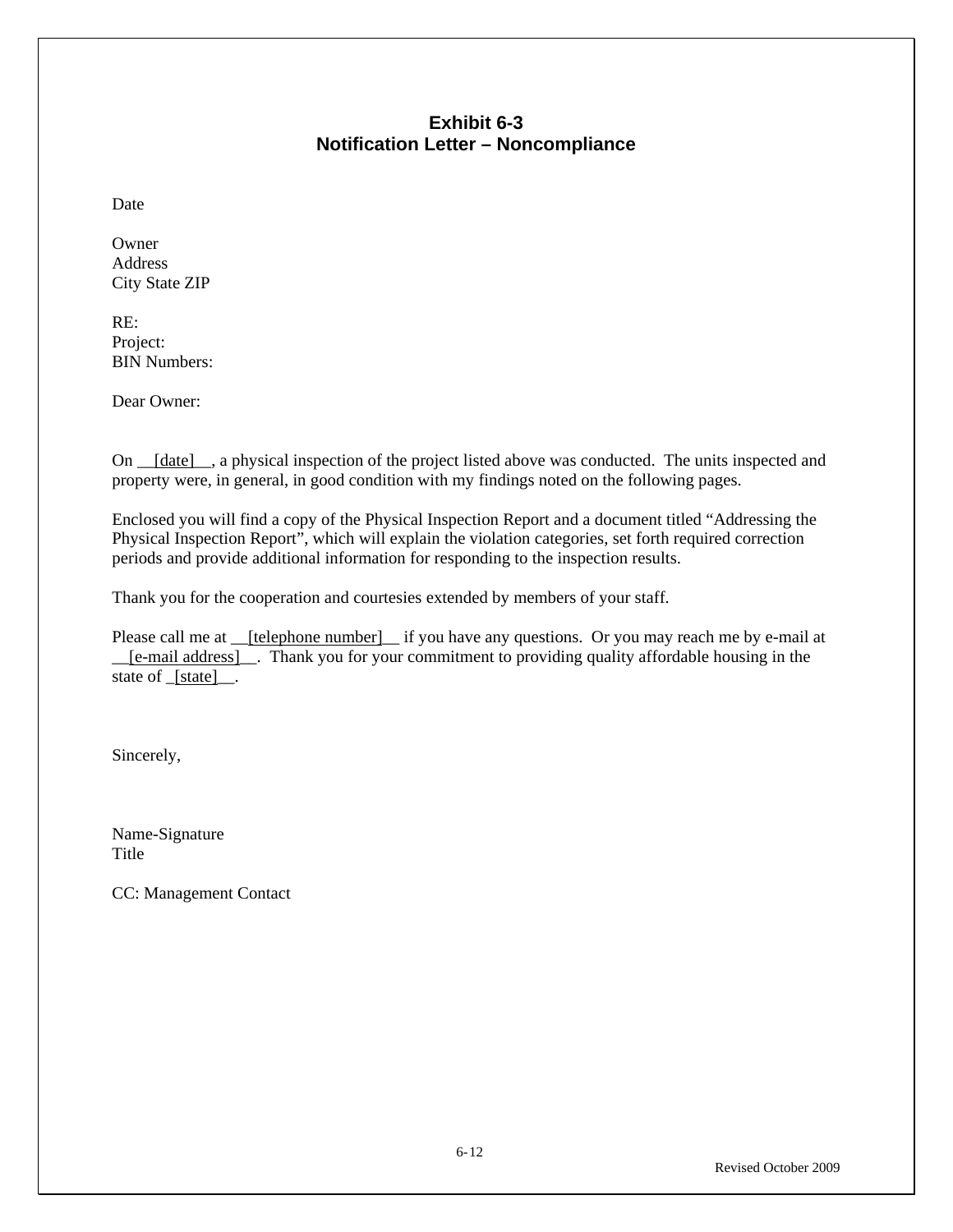## Exhibit 6-3
## Notification Letter – Noncompliance

Date

Owner
Address
City State ZIP

RE:
Project:
BIN Numbers:

Dear Owner:

On __[date]__, a physical inspection of the project listed above was conducted. The units inspected and property were, in general, in good condition with my findings noted on the following pages.

Enclosed you will find a copy of the Physical Inspection Report and a document titled "Addressing the Physical Inspection Report", which will explain the violation categories, set forth required correction periods and provide additional information for responding to the inspection results.

Thank you for the cooperation and courtesies extended by members of your staff.

Please call me at __[telephone number]__ if you have any questions. Or you may reach me by e-mail at __[e-mail address]__. Thank you for your commitment to providing quality affordable housing in the state of _[state]__.

Sincerely,

Name-Signature
Title

CC: Management Contact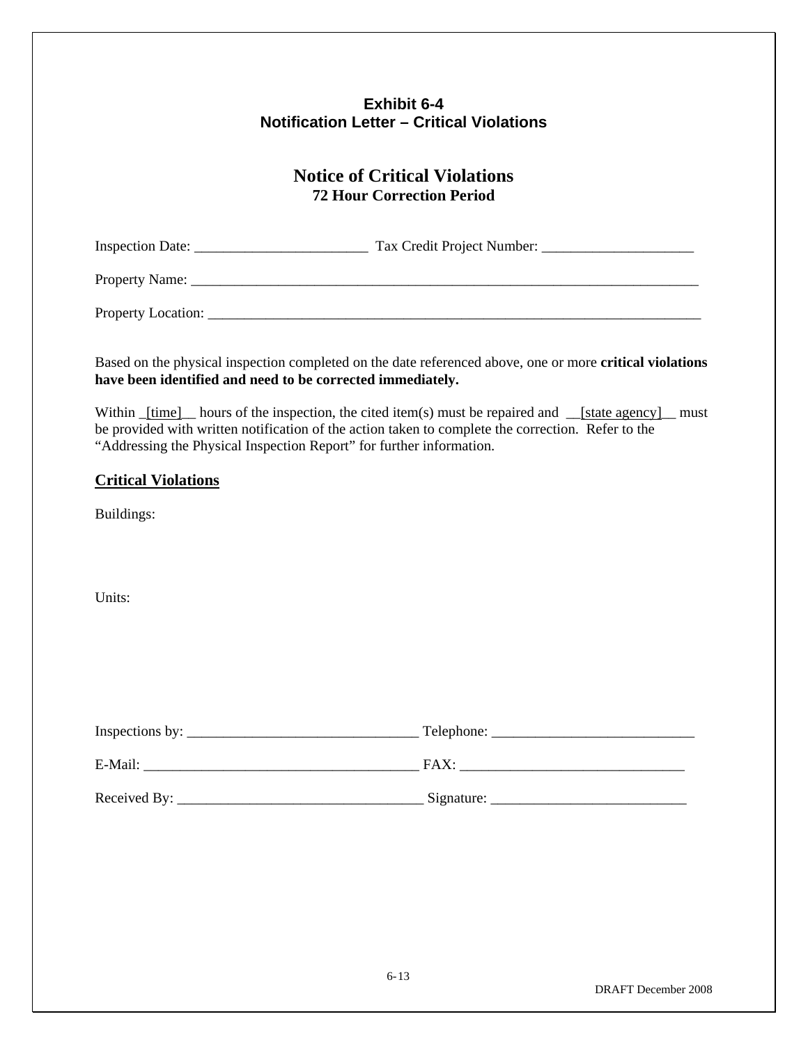**Exhibit 6-4**
**Notification Letter – Critical Violations**

# Notice of Critical Violations

**72 Hour Correction Period**

Inspection Date: ________________________ Tax Credit Project Number: _____________________

Property Name: ___________________________________________________________________________

Property Location: ________________________________________________________________________

Based on the physical inspection completed on the date referenced above, one or more **critical violations have been identified and need to be corrected immediately.**

Within _[time]__ hours of the inspection, the cited item(s) must be repaired and __[state agency]__ must be provided with written notification of the action taken to complete the correction. Refer to the "Addressing the Physical Inspection Report" for further information.

## Critical Violations

Buildings:

Units:

Inspections by: ________________________________ Telephone: ____________________________

E-Mail: ______________________________________ FAX: _______________________________

Received By: __________________________________ Signature: ___________________________

DRAFT December 2008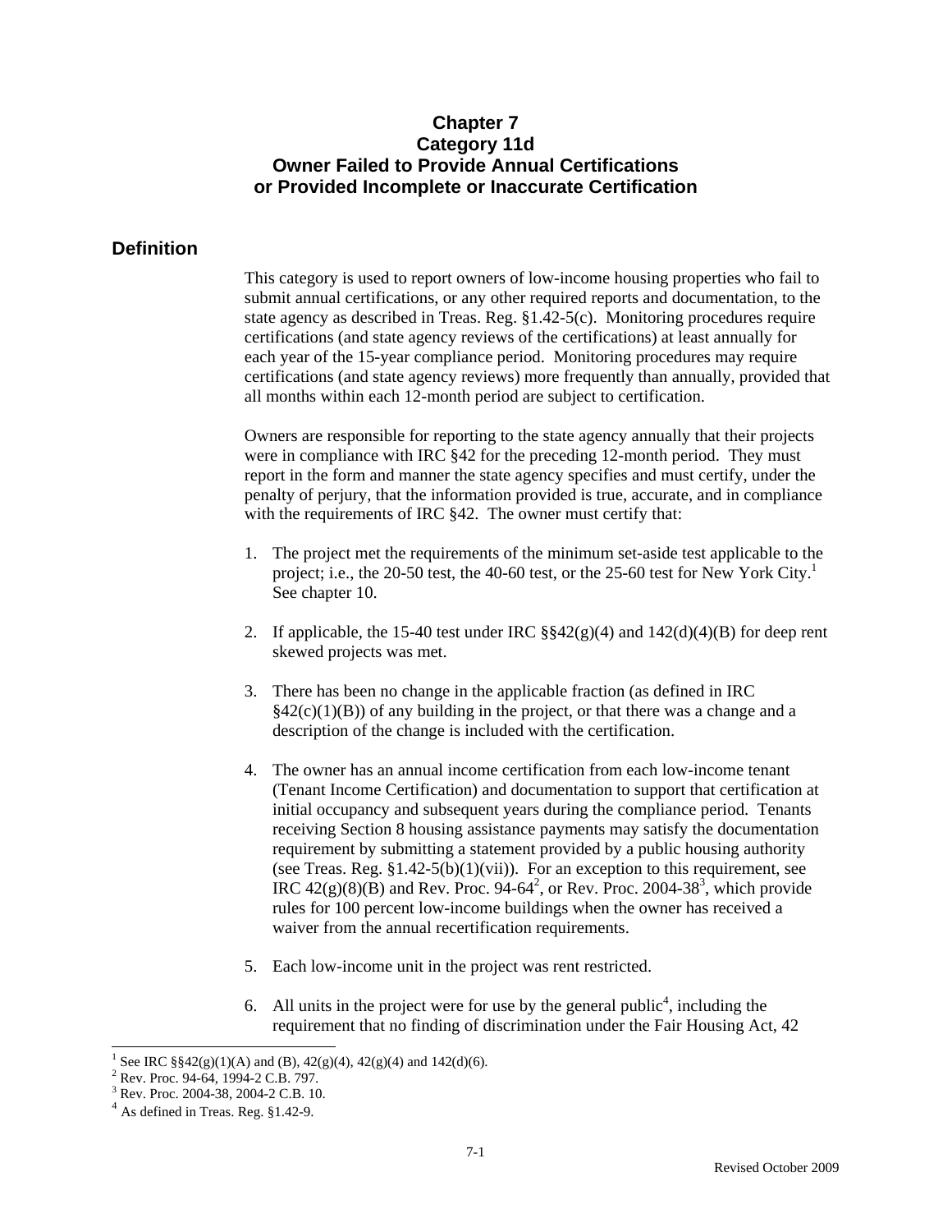# Chapter 7
# Category 11d
# Owner Failed to Provide Annual Certifications or Provided Incomplete or Inaccurate Certification

## Definition

This category is used to report owners of low-income housing properties who fail to submit annual certifications, or any other required reports and documentation, to the state agency as described in Treas. Reg. §1.42-5(c). Monitoring procedures require certifications (and state agency reviews of the certifications) at least annually for each year of the 15-year compliance period. Monitoring procedures may require certifications (and state agency reviews) more frequently than annually, provided that all months within each 12-month period are subject to certification.

Owners are responsible for reporting to the state agency annually that their projects were in compliance with IRC §42 for the preceding 12-month period. They must report in the form and manner the state agency specifies and must certify, under the penalty of perjury, that the information provided is true, accurate, and in compliance with the requirements of IRC §42. The owner must certify that:

1. The project met the requirements of the minimum set-aside test applicable to the project; i.e., the 20-50 test, the 40-60 test, or the 25-60 test for New York City.[1] See chapter 10.

2. If applicable, the 15-40 test under IRC §§42(g)(4) and 142(d)(4)(B) for deep rent skewed projects was met.

3. There has been no change in the applicable fraction (as defined in IRC §42(c)(1)(B)) of any building in the project, or that there was a change and a description of the change is included with the certification.

4. The owner has an annual income certification from each low-income tenant (Tenant Income Certification) and documentation to support that certification at initial occupancy and subsequent years during the compliance period. Tenants receiving Section 8 housing assistance payments may satisfy the documentation requirement by submitting a statement provided by a public housing authority (see Treas. Reg. §1.42-5(b)(1)(vii)). For an exception to this requirement, see IRC 42(g)(8)(B) and Rev. Proc. 94-64[2], or Rev. Proc. 2004-38[3], which provide rules for 100 percent low-income buildings when the owner has received a waiver from the annual recertification requirements.

5. Each low-income unit in the project was rent restricted.

6. All units in the project were for use by the general public[4], including the requirement that no finding of discrimination under the Fair Housing Act, 42

---

[1] See IRC §§42(g)(1)(A) and (B), 42(g)(4), 42(g)(4) and 142(d)(6).

[2] Rev. Proc. 94-64, 1994-2 C.B. 797.

[3] Rev. Proc. 2004-38, 2004-2 C.B. 10.

[4] As defined in Treas. Reg. §1.42-9.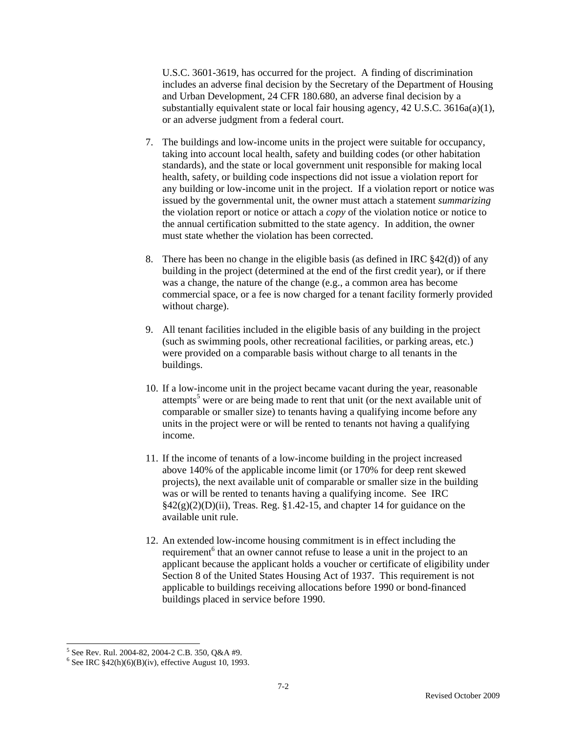U.S.C. 3601-3619, has occurred for the project. A finding of discrimination includes an adverse final decision by the Secretary of the Department of Housing and Urban Development, 24 CFR 180.680, an adverse final decision by a substantially equivalent state or local fair housing agency, 42 U.S.C. 3616a(a)(1), or an adverse judgment from a federal court.

7. The buildings and low-income units in the project were suitable for occupancy, taking into account local health, safety and building codes (or other habitation standards), and the state or local government unit responsible for making local health, safety, or building code inspections did not issue a violation report for any building or low-income unit in the project. If a violation report or notice was issued by the governmental unit, the owner must attach a statement *summarizing* the violation report or notice or attach a *copy* of the violation notice or notice to the annual certification submitted to the state agency. In addition, the owner must state whether the violation has been corrected.

8. There has been no change in the eligible basis (as defined in IRC §42(d)) of any building in the project (determined at the end of the first credit year), or if there was a change, the nature of the change (e.g., a common area has become commercial space, or a fee is now charged for a tenant facility formerly provided without charge).

9. All tenant facilities included in the eligible basis of any building in the project (such as swimming pools, other recreational facilities, or parking areas, etc.) were provided on a comparable basis without charge to all tenants in the buildings.

10. If a low-income unit in the project became vacant during the year, reasonable attempts[5] were or are being made to rent that unit (or the next available unit of comparable or smaller size) to tenants having a qualifying income before any units in the project were or will be rented to tenants not having a qualifying income.

11. If the income of tenants of a low-income building in the project increased above 140% of the applicable income limit (or 170% for deep rent skewed projects), the next available unit of comparable or smaller size in the building was or will be rented to tenants having a qualifying income. See IRC §42(g)(2)(D)(ii), Treas. Reg. §1.42-15, and chapter 14 for guidance on the available unit rule.

12. An extended low-income housing commitment is in effect including the requirement[6] that an owner cannot refuse to lease a unit in the project to an applicant because the applicant holds a voucher or certificate of eligibility under Section 8 of the United States Housing Act of 1937. This requirement is not applicable to buildings receiving allocations before 1990 or bond-financed buildings placed in service before 1990.

---

[5] See Rev. Rul. 2004-82, 2004-2 C.B. 350, Q&A #9.

[6] See IRC §42(h)(6)(B)(iv), effective August 10, 1993.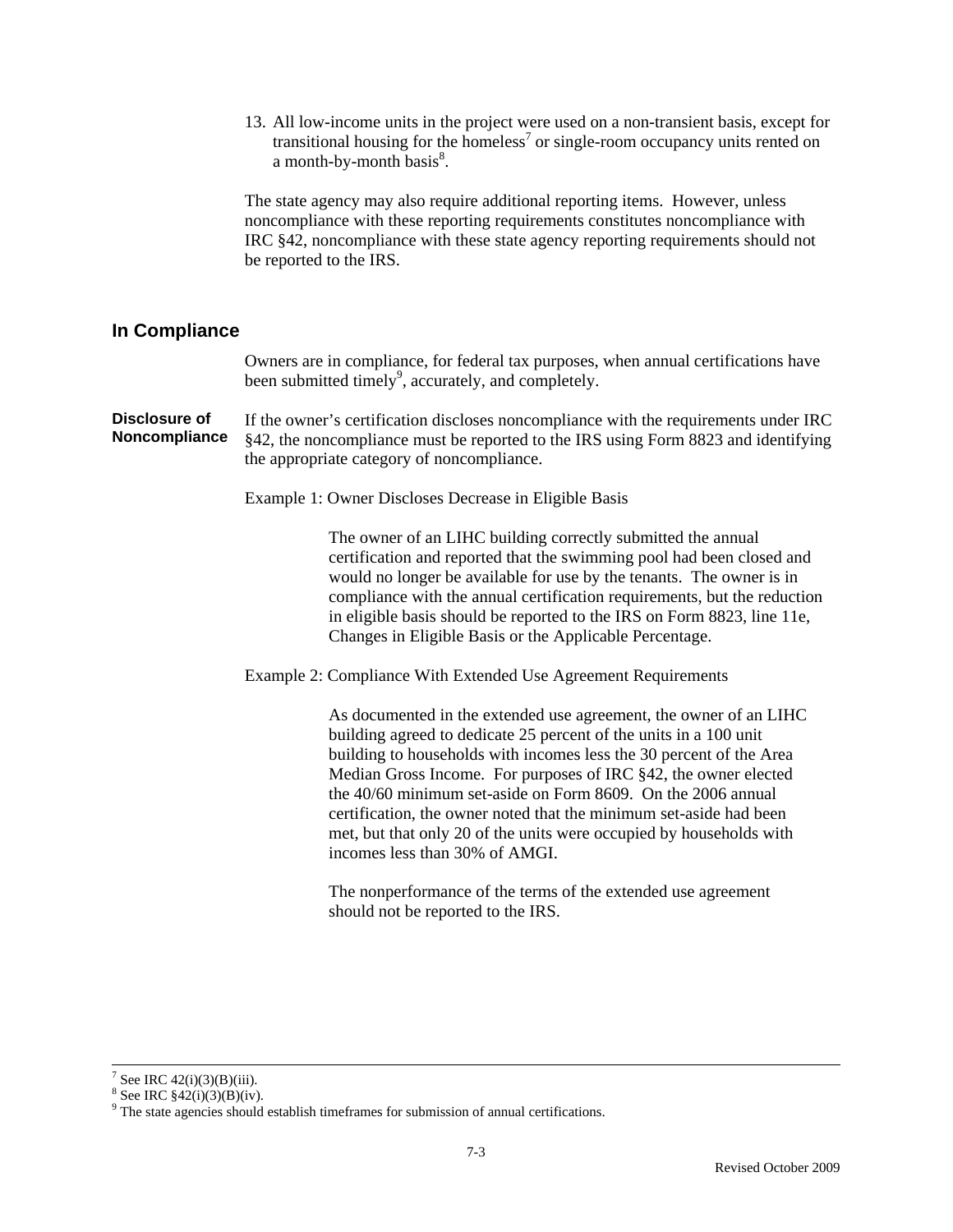13. All low-income units in the project were used on a non-transient basis, except for transitional housing for the homeless[7] or single-room occupancy units rented on a month-by-month basis[8].

The state agency may also require additional reporting items. However, unless noncompliance with these reporting requirements constitutes noncompliance with IRC §42, noncompliance with these state agency reporting requirements should not be reported to the IRS.

## In Compliance

Owners are in compliance, for federal tax purposes, when annual certifications have been submitted timely[9], accurately, and completely.

**Disclosure of Noncompliance**

If the owner's certification discloses noncompliance with the requirements under IRC §42, the noncompliance must be reported to the IRS using Form 8823 and identifying the appropriate category of noncompliance.

Example 1: Owner Discloses Decrease in Eligible Basis

> The owner of an LIHC building correctly submitted the annual certification and reported that the swimming pool had been closed and would no longer be available for use by the tenants. The owner is in compliance with the annual certification requirements, but the reduction in eligible basis should be reported to the IRS on Form 8823, line 11e, Changes in Eligible Basis or the Applicable Percentage.

Example 2: Compliance With Extended Use Agreement Requirements

> As documented in the extended use agreement, the owner of an LIHC building agreed to dedicate 25 percent of the units in a 100 unit building to households with incomes less the 30 percent of the Area Median Gross Income. For purposes of IRC §42, the owner elected the 40/60 minimum set-aside on Form 8609. On the 2006 annual certification, the owner noted that the minimum set-aside had been met, but that only 20 of the units were occupied by households with incomes less than 30% of AMGI.
>
> The nonperformance of the terms of the extended use agreement should not be reported to the IRS.

---

[7] See IRC 42(i)(3)(B)(iii).

[8] See IRC §42(i)(3)(B)(iv).

[9] The state agencies should establish timeframes for submission of annual certifications.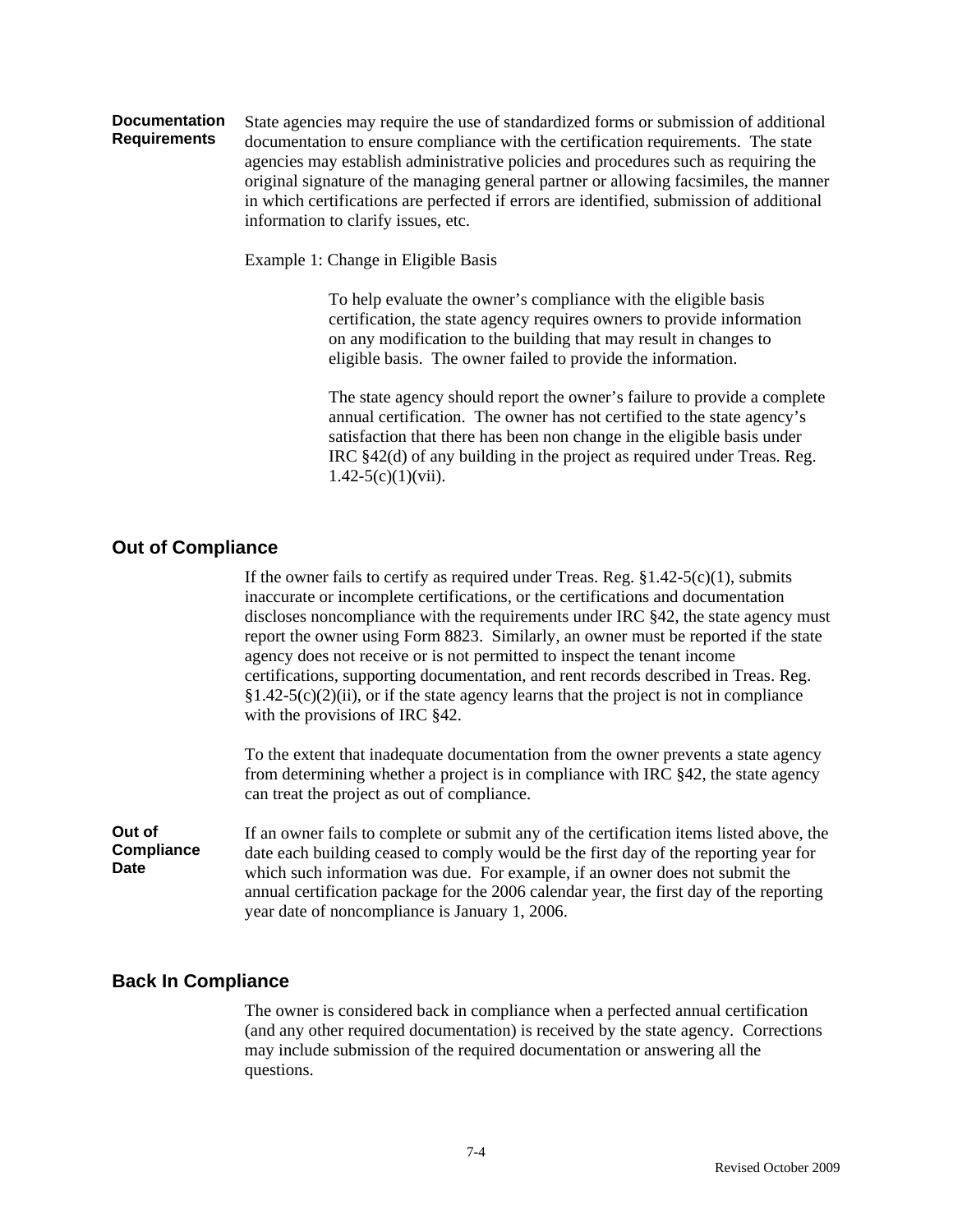**Documentation Requirements**

State agencies may require the use of standardized forms or submission of additional documentation to ensure compliance with the certification requirements. The state agencies may establish administrative policies and procedures such as requiring the original signature of the managing general partner or allowing facsimiles, the manner in which certifications are perfected if errors are identified, submission of additional information to clarify issues, etc.

Example 1: Change in Eligible Basis

> To help evaluate the owner's compliance with the eligible basis certification, the state agency requires owners to provide information on any modification to the building that may result in changes to eligible basis. The owner failed to provide the information.
>
> The state agency should report the owner's failure to provide a complete annual certification. The owner has not certified to the state agency's satisfaction that there has been non change in the eligible basis under IRC §42(d) of any building in the project as required under Treas. Reg. 1.42-5(c)(1)(vii).

## Out of Compliance

If the owner fails to certify as required under Treas. Reg. §1.42-5(c)(1), submits inaccurate or incomplete certifications, or the certifications and documentation discloses noncompliance with the requirements under IRC §42, the state agency must report the owner using Form 8823. Similarly, an owner must be reported if the state agency does not receive or is not permitted to inspect the tenant income certifications, supporting documentation, and rent records described in Treas. Reg. §1.42-5(c)(2)(ii), or if the state agency learns that the project is not in compliance with the provisions of IRC §42.

To the extent that inadequate documentation from the owner prevents a state agency from determining whether a project is in compliance with IRC §42, the state agency can treat the project as out of compliance.

**Out of Compliance Date**

If an owner fails to complete or submit any of the certification items listed above, the date each building ceased to comply would be the first day of the reporting year for which such information was due. For example, if an owner does not submit the annual certification package for the 2006 calendar year, the first day of the reporting year date of noncompliance is January 1, 2006.

## Back In Compliance

The owner is considered back in compliance when a perfected annual certification (and any other required documentation) is received by the state agency. Corrections may include submission of the required documentation or answering all the questions.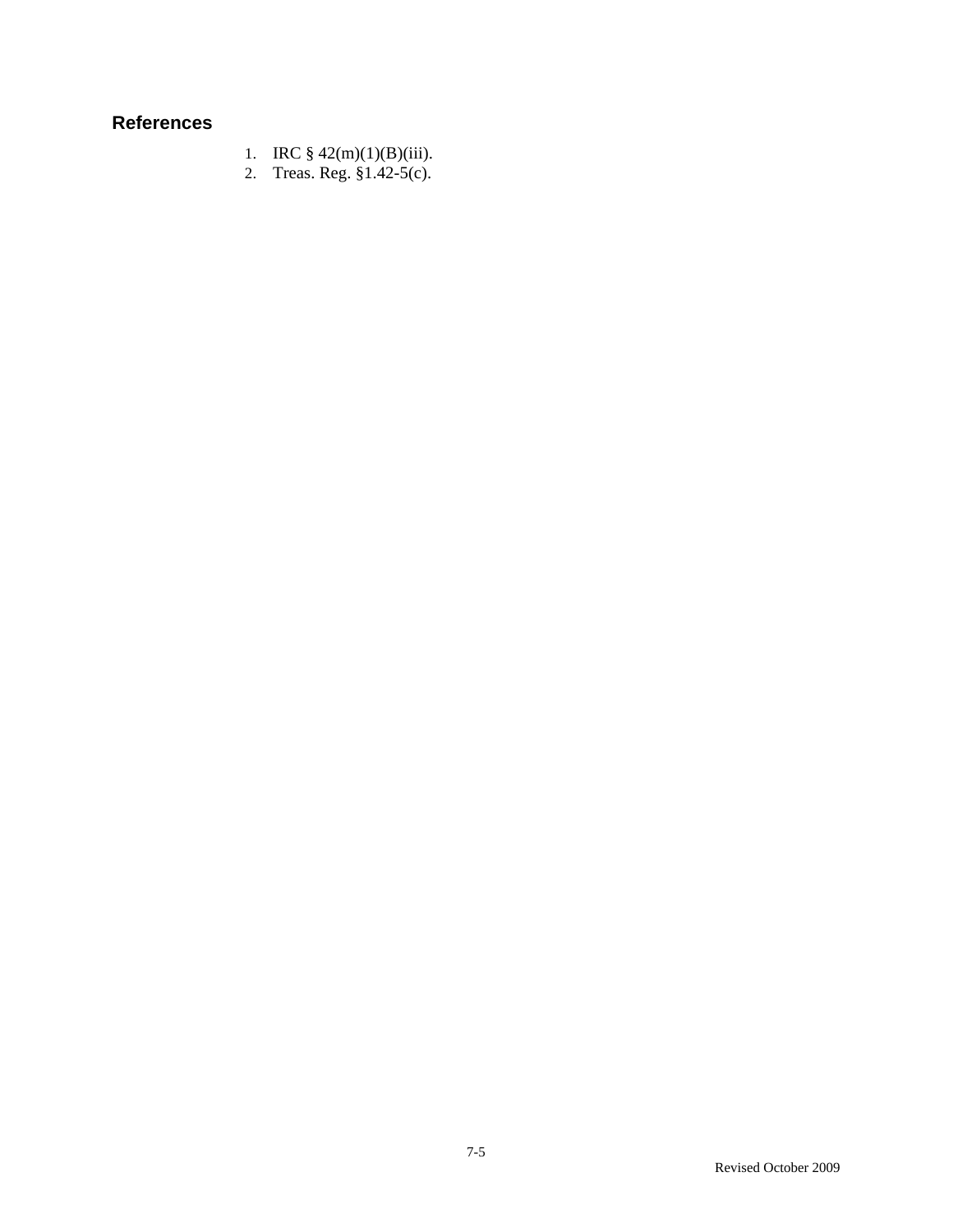## References

1. IRC § 42(m)(1)(B)(iii).
2. Treas. Reg. §1.42-5(c).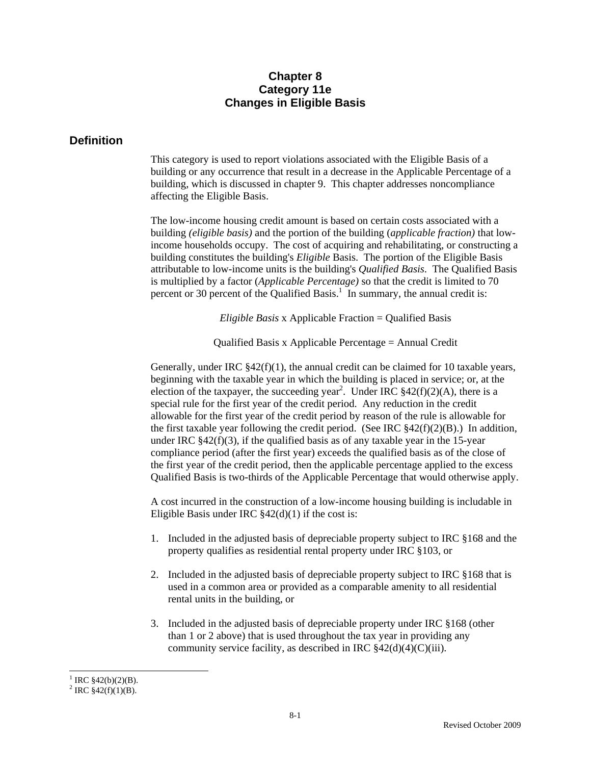# Chapter 8
# Category 11e
# Changes in Eligible Basis

## Definition

This category is used to report violations associated with the Eligible Basis of a building or any occurrence that result in a decrease in the Applicable Percentage of a building, which is discussed in chapter 9. This chapter addresses noncompliance affecting the Eligible Basis.

The low-income housing credit amount is based on certain costs associated with a building *(eligible basis)* and the portion of the building (*applicable fraction)* that low-income households occupy. The cost of acquiring and rehabilitating, or constructing a building constitutes the building's *Eligible* Basis. The portion of the Eligible Basis attributable to low-income units is the building's *Qualified Basis*. The Qualified Basis is multiplied by a factor (*Applicable Percentage)* so that the credit is limited to 70 percent or 30 percent of the Qualified Basis.[1] In summary, the annual credit is:

*Eligible Basis* x Applicable Fraction = Qualified Basis

Qualified Basis x Applicable Percentage = Annual Credit

Generally, under IRC §42(f)(1), the annual credit can be claimed for 10 taxable years, beginning with the taxable year in which the building is placed in service; or, at the election of the taxpayer, the succeeding year[2]. Under IRC §42(f)(2)(A), there is a special rule for the first year of the credit period. Any reduction in the credit allowable for the first year of the credit period by reason of the rule is allowable for the first taxable year following the credit period. (See IRC §42(f)(2)(B).) In addition, under IRC §42(f)(3), if the qualified basis as of any taxable year in the 15-year compliance period (after the first year) exceeds the qualified basis as of the close of the first year of the credit period, then the applicable percentage applied to the excess Qualified Basis is two-thirds of the Applicable Percentage that would otherwise apply.

A cost incurred in the construction of a low-income housing building is includable in Eligible Basis under IRC §42(d)(1) if the cost is:

1. Included in the adjusted basis of depreciable property subject to IRC §168 and the property qualifies as residential rental property under IRC §103, or

2. Included in the adjusted basis of depreciable property subject to IRC §168 that is used in a common area or provided as a comparable amenity to all residential rental units in the building, or

3. Included in the adjusted basis of depreciable property under IRC §168 (other than 1 or 2 above) that is used throughout the tax year in providing any community service facility, as described in IRC §42(d)(4)(C)(iii).

---

[1] IRC §42(b)(2)(B).

[2] IRC §42(f)(1)(B).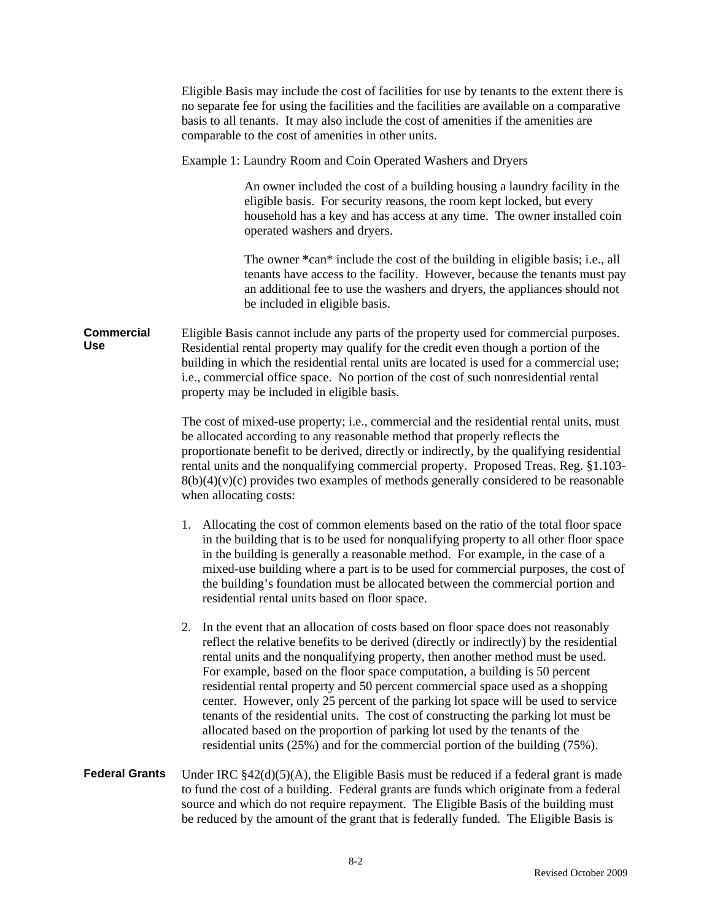Eligible Basis may include the cost of facilities for use by tenants to the extent there is no separate fee for using the facilities and the facilities are available on a comparative basis to all tenants. It may also include the cost of amenities if the amenities are comparable to the cost of amenities in other units.

Example 1: Laundry Room and Coin Operated Washers and Dryers

> An owner included the cost of a building housing a laundry facility in the eligible basis. For security reasons, the room kept locked, but every household has a key and has access at any time. The owner installed coin operated washers and dryers.
>
> The owner **\*can\*** include the cost of the building in eligible basis; i.e., all tenants have access to the facility. However, because the tenants must pay an additional fee to use the washers and dryers, the appliances should not be included in eligible basis.

**Commercial Use**

Eligible Basis cannot include any parts of the property used for commercial purposes. Residential rental property may qualify for the credit even though a portion of the building in which the residential rental units are located is used for a commercial use; i.e., commercial office space. No portion of the cost of such nonresidential rental property may be included in eligible basis.

The cost of mixed-use property; i.e., commercial and the residential rental units, must be allocated according to any reasonable method that properly reflects the proportionate benefit to be derived, directly or indirectly, by the qualifying residential rental units and the nonqualifying commercial property. Proposed Treas. Reg. §1.103-8(b)(4)(v)(c) provides two examples of methods generally considered to be reasonable when allocating costs:

1. Allocating the cost of common elements based on the ratio of the total floor space in the building that is to be used for nonqualifying property to all other floor space in the building is generally a reasonable method. For example, in the case of a mixed-use building where a part is to be used for commercial purposes, the cost of the building's foundation must be allocated between the commercial portion and residential rental units based on floor space.

2. In the event that an allocation of costs based on floor space does not reasonably reflect the relative benefits to be derived (directly or indirectly) by the residential rental units and the nonqualifying property, then another method must be used. For example, based on the floor space computation, a building is 50 percent residential rental property and 50 percent commercial space used as a shopping center. However, only 25 percent of the parking lot space will be used to service tenants of the residential units. The cost of constructing the parking lot must be allocated based on the proportion of parking lot used by the tenants of the residential units (25%) and for the commercial portion of the building (75%).

**Federal Grants**

Under IRC §42(d)(5)(A), the Eligible Basis must be reduced if a federal grant is made to fund the cost of a building. Federal grants are funds which originate from a federal source and which do not require repayment. The Eligible Basis of the building must be reduced by the amount of the grant that is federally funded. The Eligible Basis is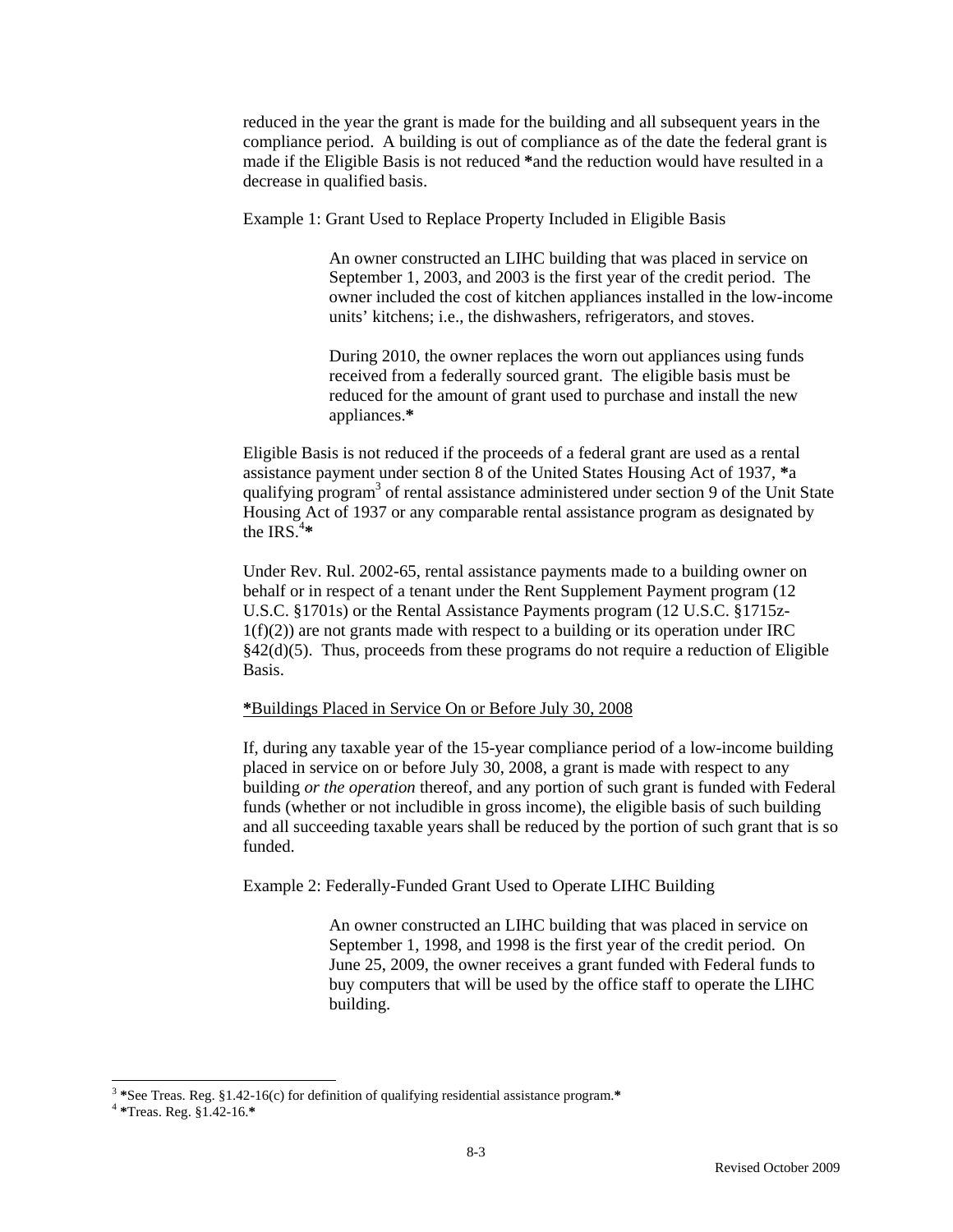reduced in the year the grant is made for the building and all subsequent years in the compliance period. A building is out of compliance as of the date the federal grant is made if the Eligible Basis is not reduced **\***and the reduction would have resulted in a decrease in qualified basis.

Example 1: Grant Used to Replace Property Included in Eligible Basis

> An owner constructed an LIHC building that was placed in service on September 1, 2003, and 2003 is the first year of the credit period. The owner included the cost of kitchen appliances installed in the low-income units' kitchens; i.e., the dishwashers, refrigerators, and stoves.
>
> During 2010, the owner replaces the worn out appliances using funds received from a federally sourced grant. The eligible basis must be reduced for the amount of grant used to purchase and install the new appliances.**\***

Eligible Basis is not reduced if the proceeds of a federal grant are used as a rental assistance payment under section 8 of the United States Housing Act of 1937, **\***a qualifying program[3] of rental assistance administered under section 9 of the Unit State Housing Act of 1937 or any comparable rental assistance program as designated by the IRS.[4]**\***

Under Rev. Rul. 2002-65, rental assistance payments made to a building owner on behalf or in respect of a tenant under the Rent Supplement Payment program (12 U.S.C. §1701s) or the Rental Assistance Payments program (12 U.S.C. §1715z-1(f)(2)) are not grants made with respect to a building or its operation under IRC §42(d)(5). Thus, proceeds from these programs do not require a reduction of Eligible Basis.

<u>**\***Buildings Placed in Service On or Before July 30, 2008</u>

If, during any taxable year of the 15-year compliance period of a low-income building placed in service on or before July 30, 2008, a grant is made with respect to any building *or the operation* thereof, and any portion of such grant is funded with Federal funds (whether or not includible in gross income), the eligible basis of such building and all succeeding taxable years shall be reduced by the portion of such grant that is so funded.

Example 2: Federally-Funded Grant Used to Operate LIHC Building

> An owner constructed an LIHC building that was placed in service on September 1, 1998, and 1998 is the first year of the credit period. On June 25, 2009, the owner receives a grant funded with Federal funds to buy computers that will be used by the office staff to operate the LIHC building.

---

[3] **\***See Treas. Reg. §1.42-16(c) for definition of qualifying residential assistance program.**\***

[4] **\***Treas. Reg. §1.42-16.**\***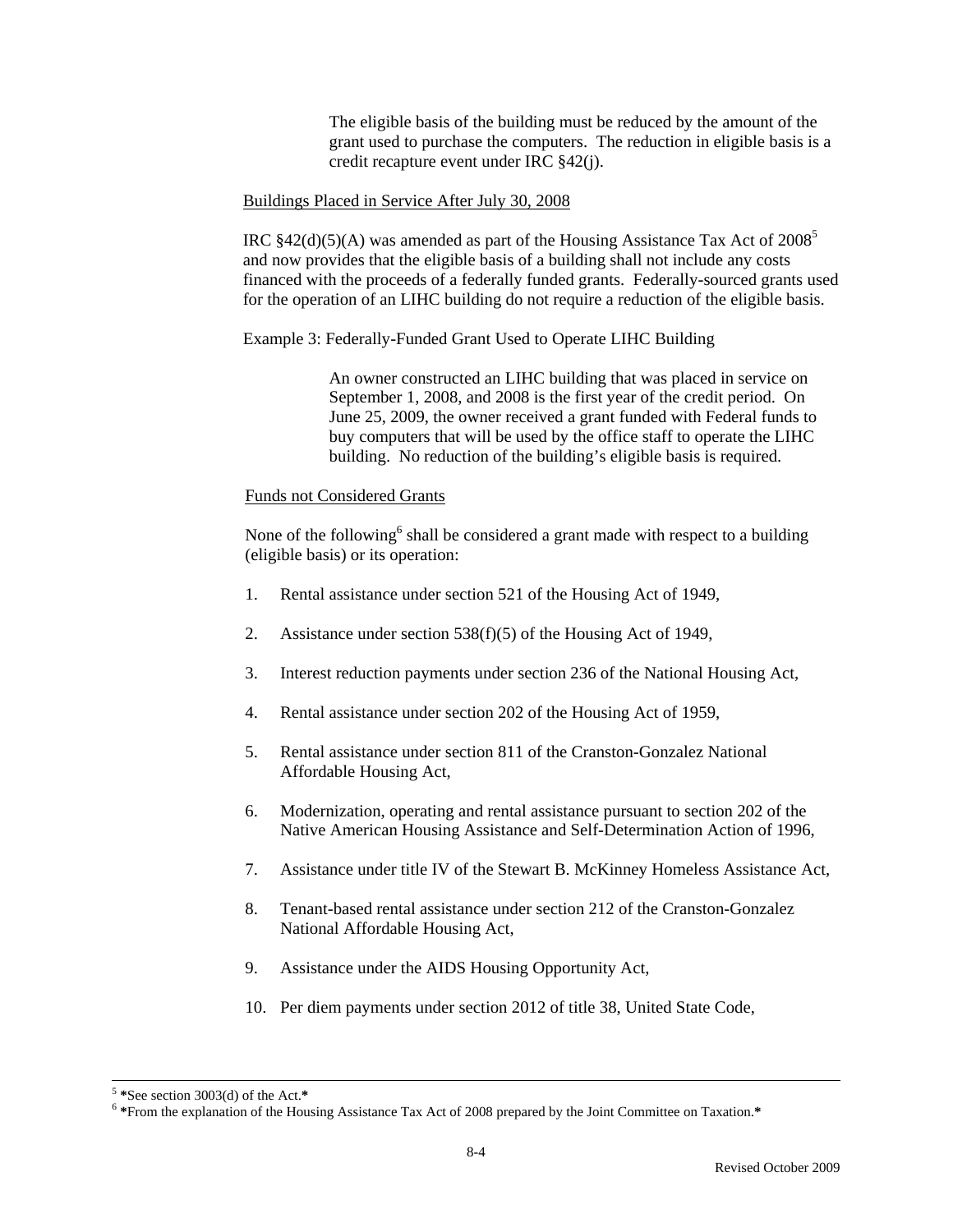The eligible basis of the building must be reduced by the amount of the grant used to purchase the computers. The reduction in eligible basis is a credit recapture event under IRC §42(j).

Buildings Placed in Service After July 30, 2008

IRC §42(d)(5)(A) was amended as part of the Housing Assistance Tax Act of 2008[5] and now provides that the eligible basis of a building shall not include any costs financed with the proceeds of a federally funded grants. Federally-sourced grants used for the operation of an LIHC building do not require a reduction of the eligible basis.

Example 3: Federally-Funded Grant Used to Operate LIHC Building

> An owner constructed an LIHC building that was placed in service on September 1, 2008, and 2008 is the first year of the credit period. On June 25, 2009, the owner received a grant funded with Federal funds to buy computers that will be used by the office staff to operate the LIHC building. No reduction of the building's eligible basis is required.

Funds not Considered Grants

None of the following[6] shall be considered a grant made with respect to a building (eligible basis) or its operation:

1. Rental assistance under section 521 of the Housing Act of 1949,
2. Assistance under section 538(f)(5) of the Housing Act of 1949,
3. Interest reduction payments under section 236 of the National Housing Act,
4. Rental assistance under section 202 of the Housing Act of 1959,
5. Rental assistance under section 811 of the Cranston-Gonzalez National Affordable Housing Act,
6. Modernization, operating and rental assistance pursuant to section 202 of the Native American Housing Assistance and Self-Determination Action of 1996,
7. Assistance under title IV of the Stewart B. McKinney Homeless Assistance Act,
8. Tenant-based rental assistance under section 212 of the Cranston-Gonzalez National Affordable Housing Act,
9. Assistance under the AIDS Housing Opportunity Act,
10. Per diem payments under section 2012 of title 38, United State Code,

---

[5] *See section 3003(d) of the Act.*

[6] *From the explanation of the Housing Assistance Tax Act of 2008 prepared by the Joint Committee on Taxation.*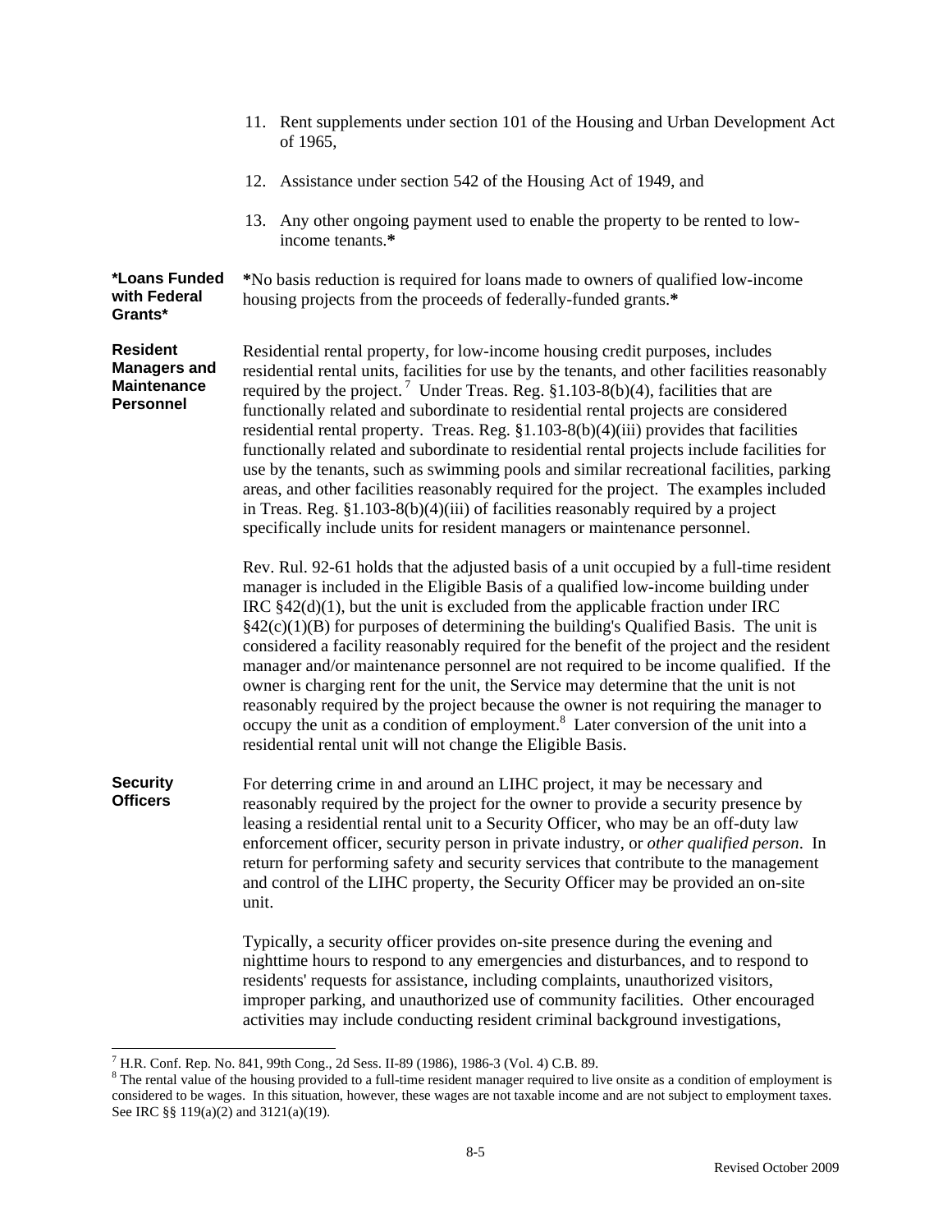11. Rent supplements under section 101 of the Housing and Urban Development Act of 1965,

12. Assistance under section 542 of the Housing Act of 1949, and

13. Any other ongoing payment used to enable the property to be rented to low-income tenants.**

**\*Loans Funded with Federal Grants\***

**\***No basis reduction is required for loans made to owners of qualified low-income housing projects from the proceeds of federally-funded grants.**\***

**Resident Managers and Maintenance Personnel**

Residential rental property, for low-income housing credit purposes, includes residential rental units, facilities for use by the tenants, and other facilities reasonably required by the project.[7] Under Treas. Reg. §1.103-8(b)(4), facilities that are functionally related and subordinate to residential rental projects are considered residential rental property. Treas. Reg. §1.103-8(b)(4)(iii) provides that facilities functionally related and subordinate to residential rental projects include facilities for use by the tenants, such as swimming pools and similar recreational facilities, parking areas, and other facilities reasonably required for the project. The examples included in Treas. Reg. §1.103-8(b)(4)(iii) of facilities reasonably required by a project specifically include units for resident managers or maintenance personnel.

Rev. Rul. 92-61 holds that the adjusted basis of a unit occupied by a full-time resident manager is included in the Eligible Basis of a qualified low-income building under IRC §42(d)(1), but the unit is excluded from the applicable fraction under IRC §42(c)(1)(B) for purposes of determining the building's Qualified Basis. The unit is considered a facility reasonably required for the benefit of the project and the resident manager and/or maintenance personnel are not required to be income qualified. If the owner is charging rent for the unit, the Service may determine that the unit is not reasonably required by the project because the owner is not requiring the manager to occupy the unit as a condition of employment.[8] Later conversion of the unit into a residential rental unit will not change the Eligible Basis.

**Security Officers**

For deterring crime in and around an LIHC project, it may be necessary and reasonably required by the project for the owner to provide a security presence by leasing a residential rental unit to a Security Officer, who may be an off-duty law enforcement officer, security person in private industry, or *other qualified person*. In return for performing safety and security services that contribute to the management and control of the LIHC property, the Security Officer may be provided an on-site unit.

Typically, a security officer provides on-site presence during the evening and nighttime hours to respond to any emergencies and disturbances, and to respond to residents' requests for assistance, including complaints, unauthorized visitors, improper parking, and unauthorized use of community facilities. Other encouraged activities may include conducting resident criminal background investigations,

---

[7] H.R. Conf. Rep. No. 841, 99th Cong., 2d Sess. II-89 (1986), 1986-3 (Vol. 4) C.B. 89.

[8] The rental value of the housing provided to a full-time resident manager required to live onsite as a condition of employment is considered to be wages. In this situation, however, these wages are not taxable income and are not subject to employment taxes. See IRC §§ 119(a)(2) and 3121(a)(19).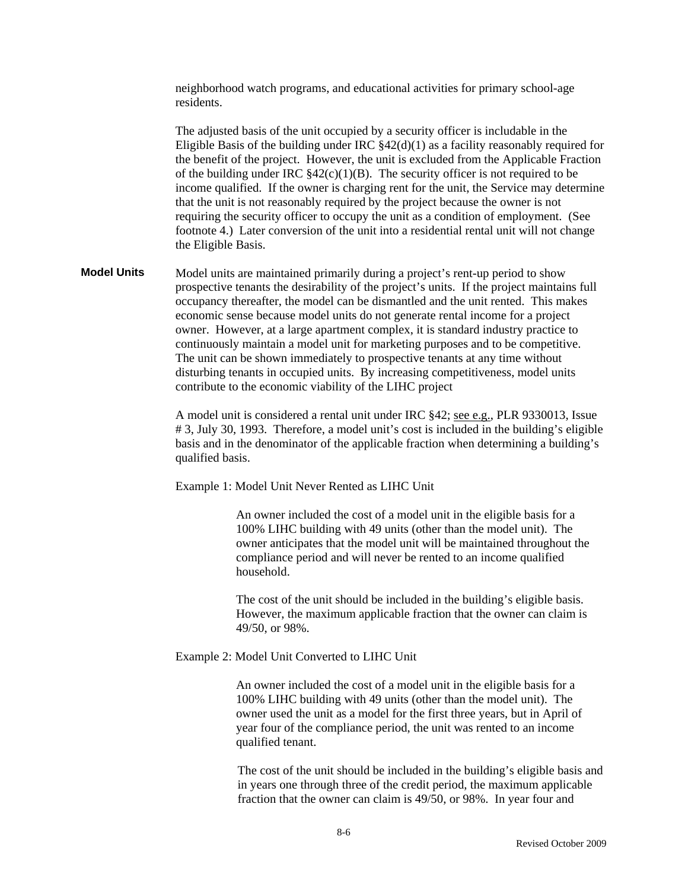neighborhood watch programs, and educational activities for primary school-age residents.

The adjusted basis of the unit occupied by a security officer is includable in the Eligible Basis of the building under IRC §42(d)(1) as a facility reasonably required for the benefit of the project. However, the unit is excluded from the Applicable Fraction of the building under IRC §42(c)(1)(B). The security officer is not required to be income qualified. If the owner is charging rent for the unit, the Service may determine that the unit is not reasonably required by the project because the owner is not requiring the security officer to occupy the unit as a condition of employment. (See footnote 4.) Later conversion of the unit into a residential rental unit will not change the Eligible Basis.

**Model Units**

Model units are maintained primarily during a project's rent-up period to show prospective tenants the desirability of the project's units. If the project maintains full occupancy thereafter, the model can be dismantled and the unit rented. This makes economic sense because model units do not generate rental income for a project owner. However, at a large apartment complex, it is standard industry practice to continuously maintain a model unit for marketing purposes and to be competitive. The unit can be shown immediately to prospective tenants at any time without disturbing tenants in occupied units. By increasing competitiveness, model units contribute to the economic viability of the LIHC project

A model unit is considered a rental unit under IRC §42; see e.g., PLR 9330013, Issue # 3, July 30, 1993. Therefore, a model unit's cost is included in the building's eligible basis and in the denominator of the applicable fraction when determining a building's qualified basis.

Example 1: Model Unit Never Rented as LIHC Unit

> An owner included the cost of a model unit in the eligible basis for a 100% LIHC building with 49 units (other than the model unit). The owner anticipates that the model unit will be maintained throughout the compliance period and will never be rented to an income qualified household.
>
> The cost of the unit should be included in the building's eligible basis. However, the maximum applicable fraction that the owner can claim is 49/50, or 98%.

Example 2: Model Unit Converted to LIHC Unit

> An owner included the cost of a model unit in the eligible basis for a 100% LIHC building with 49 units (other than the model unit). The owner used the unit as a model for the first three years, but in April of year four of the compliance period, the unit was rented to an income qualified tenant.
>
> The cost of the unit should be included in the building's eligible basis and in years one through three of the credit period, the maximum applicable fraction that the owner can claim is 49/50, or 98%. In year four and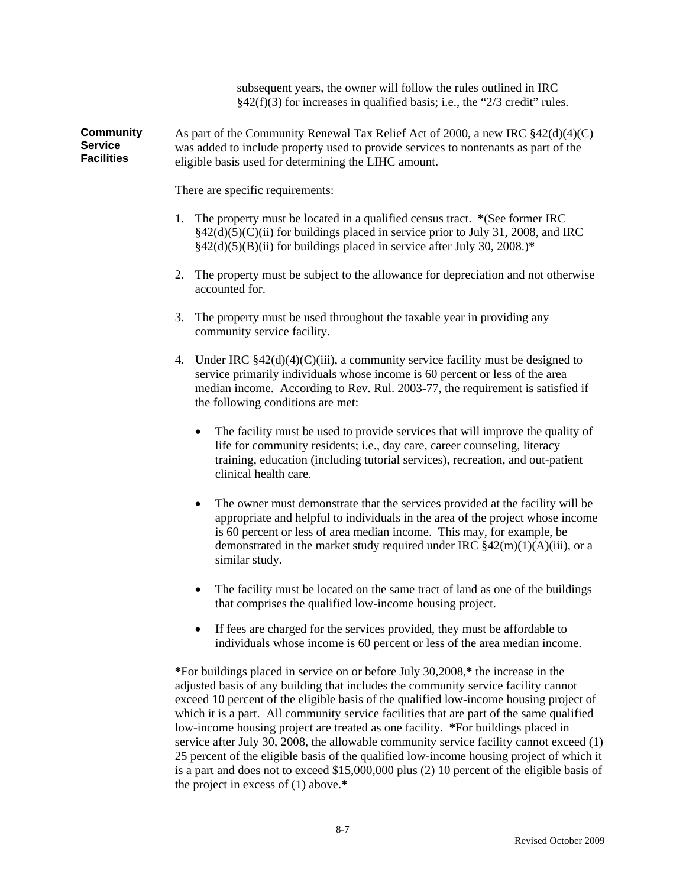subsequent years, the owner will follow the rules outlined in IRC §42(f)(3) for increases in qualified basis; i.e., the "2/3 credit" rules.

**Community Service Facilities**

As part of the Community Renewal Tax Relief Act of 2000, a new IRC §42(d)(4)(C) was added to include property used to provide services to nontenants as part of the eligible basis used for determining the LIHC amount.

There are specific requirements:

1. The property must be located in a qualified census tract. ***(See former IRC §42(d)(5)(C)(ii) for buildings placed in service prior to July 31, 2008, and IRC §42(d)(5)(B)(ii) for buildings placed in service after July 30, 2008.)***

2. The property must be subject to the allowance for depreciation and not otherwise accounted for.

3. The property must be used throughout the taxable year in providing any community service facility.

4. Under IRC §42(d)(4)(C)(iii), a community service facility must be designed to service primarily individuals whose income is 60 percent or less of the area median income. According to Rev. Rul. 2003-77, the requirement is satisfied if the following conditions are met:

   - The facility must be used to provide services that will improve the quality of life for community residents; i.e., day care, career counseling, literacy training, education (including tutorial services), recreation, and out-patient clinical health care.

   - The owner must demonstrate that the services provided at the facility will be appropriate and helpful to individuals in the area of the project whose income is 60 percent or less of area median income. This may, for example, be demonstrated in the market study required under IRC §42(m)(1)(A)(iii), or a similar study.

   - The facility must be located on the same tract of land as one of the buildings that comprises the qualified low-income housing project.

   - If fees are charged for the services provided, they must be affordable to individuals whose income is 60 percent or less of the area median income.

***For buildings placed in service on or before July 30,2008,*** the increase in the adjusted basis of any building that includes the community service facility cannot exceed 10 percent of the eligible basis of the qualified low-income housing project of which it is a part. All community service facilities that are part of the same qualified low-income housing project are treated as one facility. ***For buildings placed in service after July 30, 2008, the allowable community service facility cannot exceed (1) 25 percent of the eligible basis of the qualified low-income housing project of which it is a part and does not to exceed $15,000,000 plus (2) 10 percent of the eligible basis of the project in excess of (1) above.***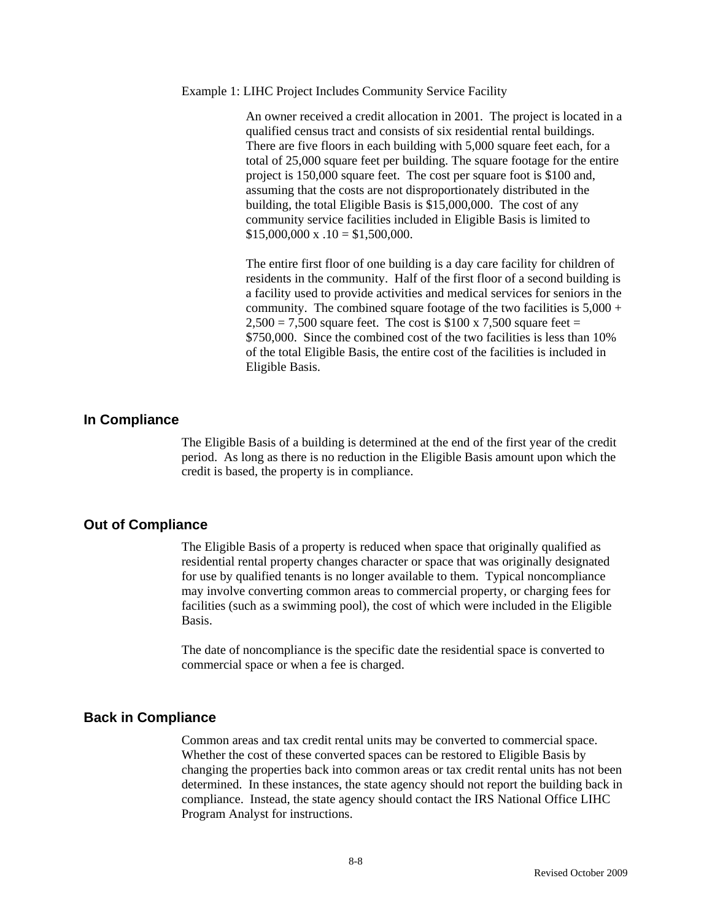Example 1: LIHC Project Includes Community Service Facility

An owner received a credit allocation in 2001. The project is located in a qualified census tract and consists of six residential rental buildings. There are five floors in each building with 5,000 square feet each, for a total of 25,000 square feet per building. The square footage for the entire project is 150,000 square feet. The cost per square foot is $100 and, assuming that the costs are not disproportionately distributed in the building, the total Eligible Basis is $15,000,000. The cost of any community service facilities included in Eligible Basis is limited to $15,000,000 x .10 = $1,500,000.

The entire first floor of one building is a day care facility for children of residents in the community. Half of the first floor of a second building is a facility used to provide activities and medical services for seniors in the community. The combined square footage of the two facilities is 5,000 + 2,500 = 7,500 square feet. The cost is $100 x 7,500 square feet = $750,000. Since the combined cost of the two facilities is less than 10% of the total Eligible Basis, the entire cost of the facilities is included in Eligible Basis.

## In Compliance

The Eligible Basis of a building is determined at the end of the first year of the credit period. As long as there is no reduction in the Eligible Basis amount upon which the credit is based, the property is in compliance.

## Out of Compliance

The Eligible Basis of a property is reduced when space that originally qualified as residential rental property changes character or space that was originally designated for use by qualified tenants is no longer available to them. Typical noncompliance may involve converting common areas to commercial property, or charging fees for facilities (such as a swimming pool), the cost of which were included in the Eligible Basis.

The date of noncompliance is the specific date the residential space is converted to commercial space or when a fee is charged.

## Back in Compliance

Common areas and tax credit rental units may be converted to commercial space. Whether the cost of these converted spaces can be restored to Eligible Basis by changing the properties back into common areas or tax credit rental units has not been determined. In these instances, the state agency should not report the building back in compliance. Instead, the state agency should contact the IRS National Office LIHC Program Analyst for instructions.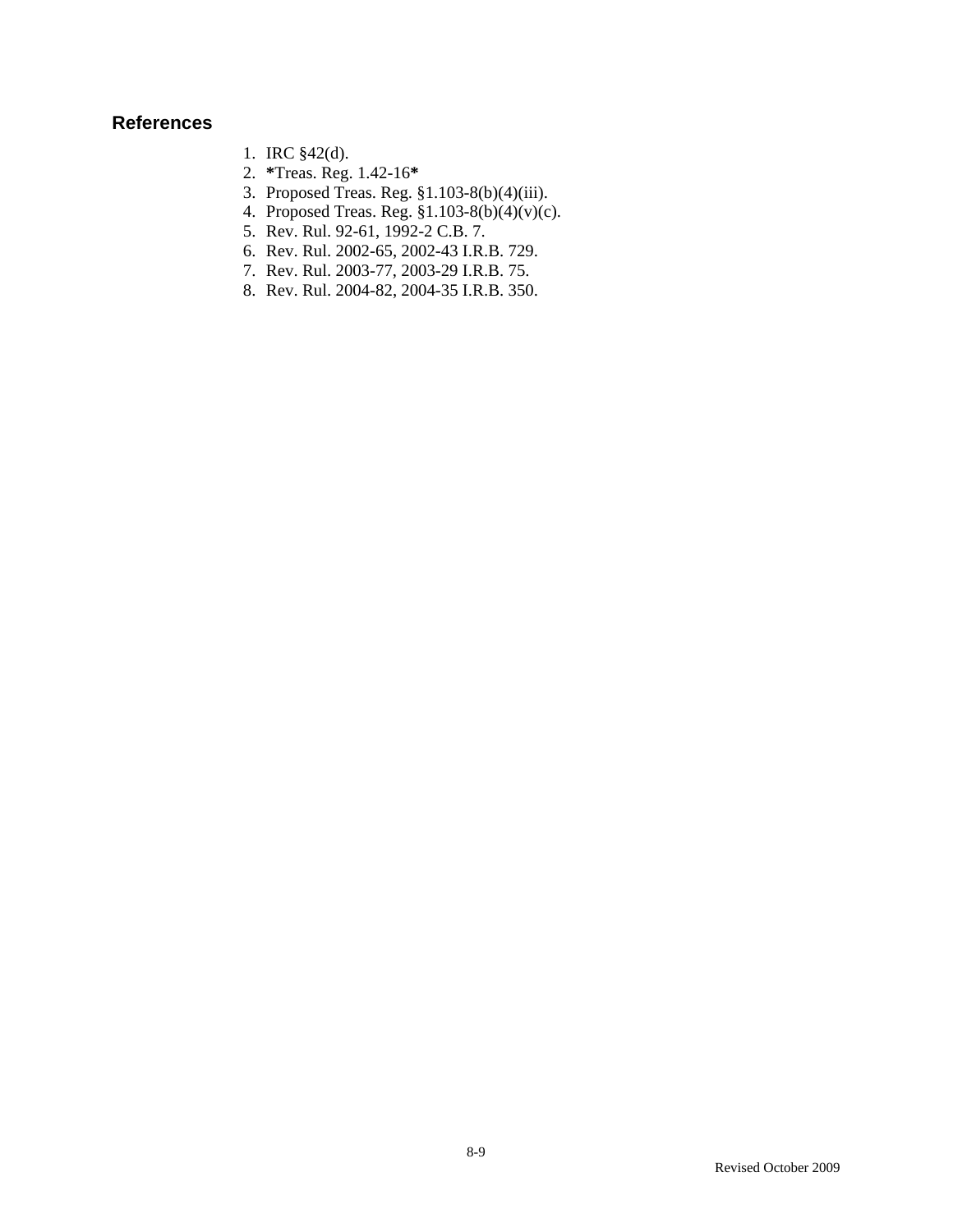## References

1. IRC §42(d).
2. ***Treas. Reg. 1.42-16***
3. Proposed Treas. Reg. §1.103-8(b)(4)(iii).
4. Proposed Treas. Reg. §1.103-8(b)(4)(v)(c).
5. Rev. Rul. 92-61, 1992-2 C.B. 7.
6. Rev. Rul. 2002-65, 2002-43 I.R.B. 729.
7. Rev. Rul. 2003-77, 2003-29 I.R.B. 75.
8. Rev. Rul. 2004-82, 2004-35 I.R.B. 350.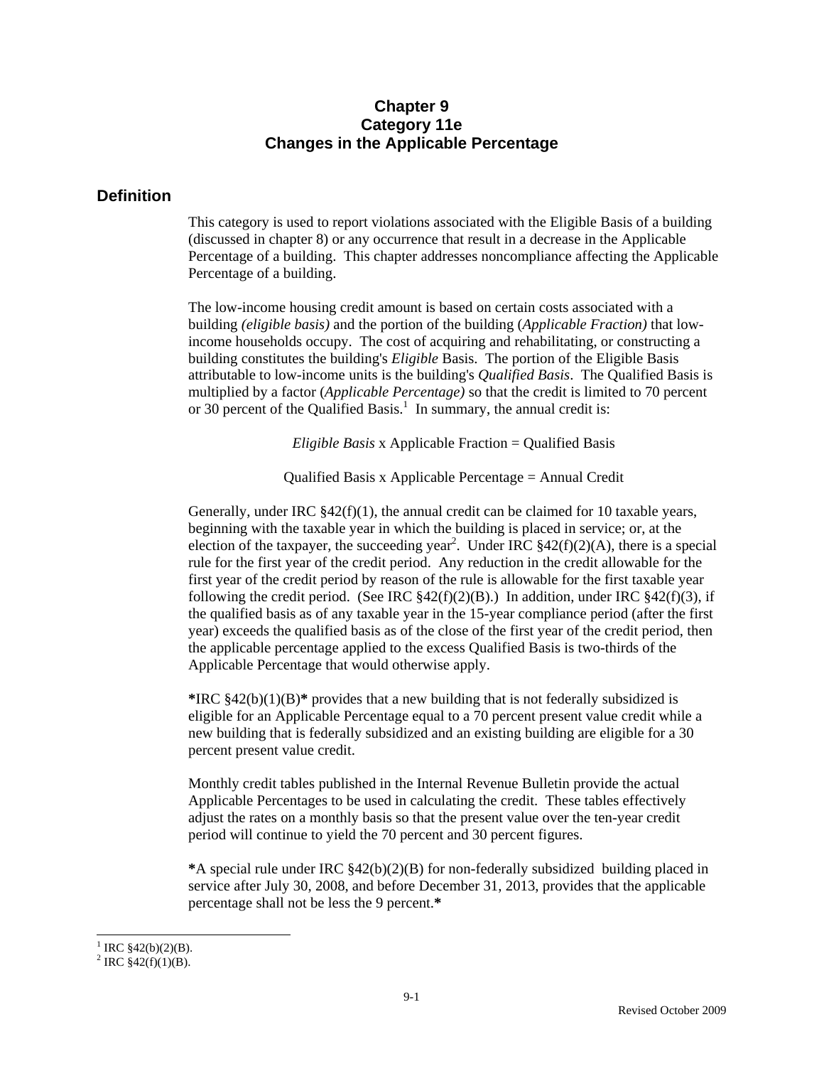# Chapter 9
# Category 11e
# Changes in the Applicable Percentage

## Definition

This category is used to report violations associated with the Eligible Basis of a building (discussed in chapter 8) or any occurrence that result in a decrease in the Applicable Percentage of a building. This chapter addresses noncompliance affecting the Applicable Percentage of a building.

The low-income housing credit amount is based on certain costs associated with a building *(eligible basis)* and the portion of the building (*Applicable Fraction)* that low-income households occupy. The cost of acquiring and rehabilitating, or constructing a building constitutes the building's *Eligible* Basis. The portion of the Eligible Basis attributable to low-income units is the building's *Qualified Basis*. The Qualified Basis is multiplied by a factor (*Applicable Percentage)* so that the credit is limited to 70 percent or 30 percent of the Qualified Basis.[1] In summary, the annual credit is:

*Eligible Basis* x Applicable Fraction = Qualified Basis

Qualified Basis x Applicable Percentage = Annual Credit

Generally, under IRC §42(f)(1), the annual credit can be claimed for 10 taxable years, beginning with the taxable year in which the building is placed in service; or, at the election of the taxpayer, the succeeding year[2]. Under IRC §42(f)(2)(A), there is a special rule for the first year of the credit period. Any reduction in the credit allowable for the first year of the credit period by reason of the rule is allowable for the first taxable year following the credit period. (See IRC §42(f)(2)(B).) In addition, under IRC §42(f)(3), if the qualified basis as of any taxable year in the 15-year compliance period (after the first year) exceeds the qualified basis as of the close of the first year of the credit period, then the applicable percentage applied to the excess Qualified Basis is two-thirds of the Applicable Percentage that would otherwise apply.

**\***IRC §42(b)(1)(B)**\*** provides that a new building that is not federally subsidized is eligible for an Applicable Percentage equal to a 70 percent present value credit while a new building that is federally subsidized and an existing building are eligible for a 30 percent present value credit.

Monthly credit tables published in the Internal Revenue Bulletin provide the actual Applicable Percentages to be used in calculating the credit. These tables effectively adjust the rates on a monthly basis so that the present value over the ten-year credit period will continue to yield the 70 percent and 30 percent figures.

**\***A special rule under IRC §42(b)(2)(B) for non-federally subsidized building placed in service after July 30, 2008, and before December 31, 2013, provides that the applicable percentage shall not be less the 9 percent.**\***

---

[1] IRC §42(b)(2)(B).

[2] IRC §42(f)(1)(B).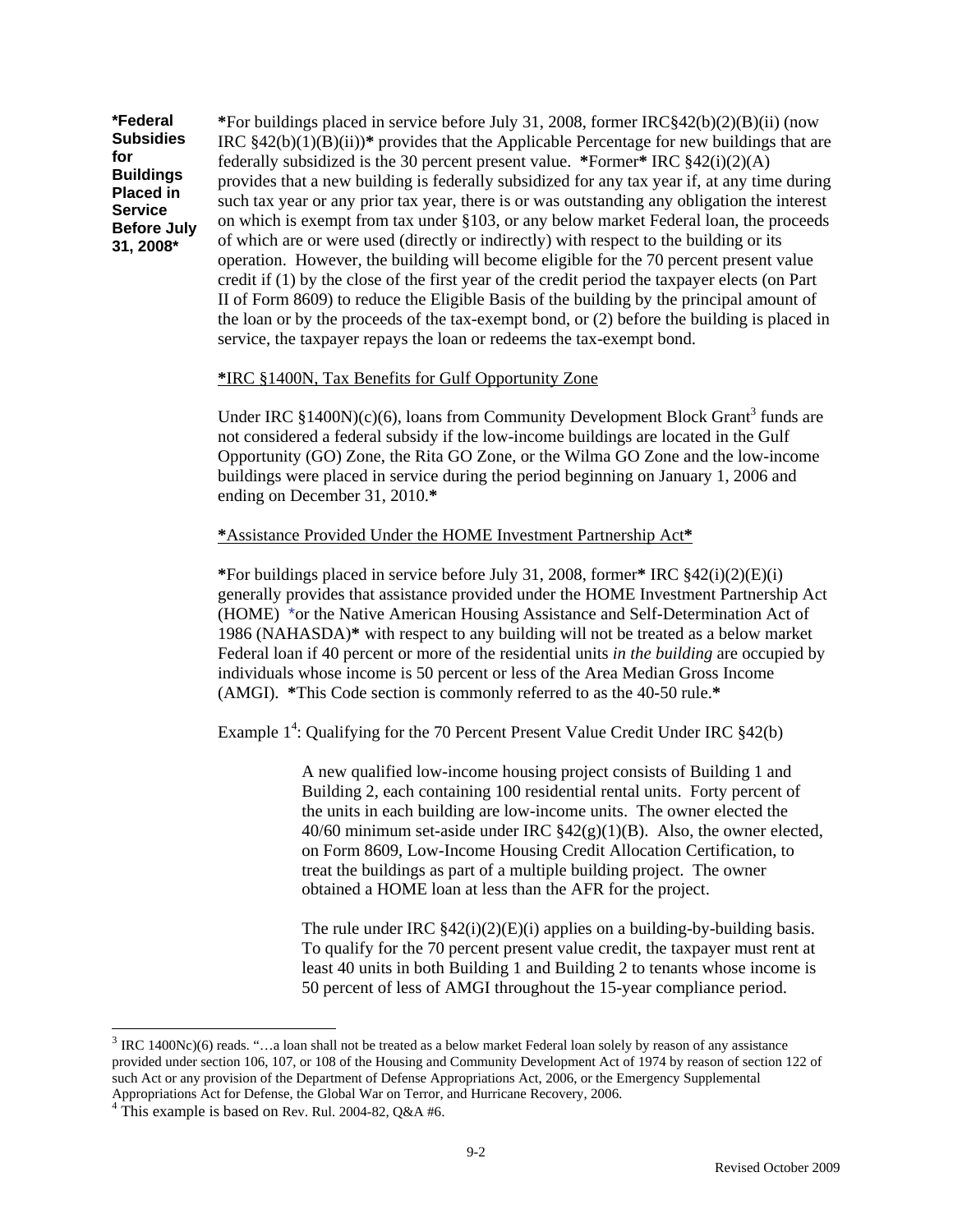**\*Federal Subsidies for Buildings Placed in Service Before July 31, 2008\***

**\***For buildings placed in service before July 31, 2008, former IRC§42(b)(2)(B)(ii) (now IRC §42(b)(1)(B)(ii))**\*** provides that the Applicable Percentage for new buildings that are federally subsidized is the 30 percent present value. **\***Former**\*** IRC §42(i)(2)(A) provides that a new building is federally subsidized for any tax year if, at any time during such tax year or any prior tax year, there is or was outstanding any obligation the interest on which is exempt from tax under §103, or any below market Federal loan, the proceeds of which are or were used (directly or indirectly) with respect to the building or its operation. However, the building will become eligible for the 70 percent present value credit if (1) by the close of the first year of the credit period the taxpayer elects (on Part II of Form 8609) to reduce the Eligible Basis of the building by the principal amount of the loan or by the proceeds of the tax-exempt bond, or (2) before the building is placed in service, the taxpayer repays the loan or redeems the tax-exempt bond.

<u>**\***IRC §1400N, Tax Benefits for Gulf Opportunity Zone</u>

Under IRC §1400N)(c)(6), loans from Community Development Block Grant[3] funds are not considered a federal subsidy if the low-income buildings are located in the Gulf Opportunity (GO) Zone, the Rita GO Zone, or the Wilma GO Zone and the low-income buildings were placed in service during the period beginning on January 1, 2006 and ending on December 31, 2010.**\***

<u>**\***Assistance Provided Under the HOME Investment Partnership Act**\***</u>

**\***For buildings placed in service before July 31, 2008, former**\*** IRC §42(i)(2)(E)(i) generally provides that assistance provided under the HOME Investment Partnership Act (HOME) \*or the Native American Housing Assistance and Self-Determination Act of 1986 (NAHASDA)**\*** with respect to any building will not be treated as a below market Federal loan if 40 percent or more of the residential units *in the building* are occupied by individuals whose income is 50 percent or less of the Area Median Gross Income (AMGI). **\***This Code section is commonly referred to as the 40-50 rule.**\***

Example 1[4]: Qualifying for the 70 Percent Present Value Credit Under IRC §42(b)

> A new qualified low-income housing project consists of Building 1 and Building 2, each containing 100 residential rental units. Forty percent of the units in each building are low-income units. The owner elected the 40/60 minimum set-aside under IRC §42(g)(1)(B). Also, the owner elected, on Form 8609, Low-Income Housing Credit Allocation Certification, to treat the buildings as part of a multiple building project. The owner obtained a HOME loan at less than the AFR for the project.
>
> The rule under IRC §42(i)(2)(E)(i) applies on a building-by-building basis. To qualify for the 70 percent present value credit, the taxpayer must rent at least 40 units in both Building 1 and Building 2 to tenants whose income is 50 percent of less of AMGI throughout the 15-year compliance period.

---

[3] IRC 1400Nc)(6) reads. "…a loan shall not be treated as a below market Federal loan solely by reason of any assistance provided under section 106, 107, or 108 of the Housing and Community Development Act of 1974 by reason of section 122 of such Act or any provision of the Department of Defense Appropriations Act, 2006, or the Emergency Supplemental Appropriations Act for Defense, the Global War on Terror, and Hurricane Recovery, 2006.

[4] This example is based on Rev. Rul. 2004-82, Q&A #6.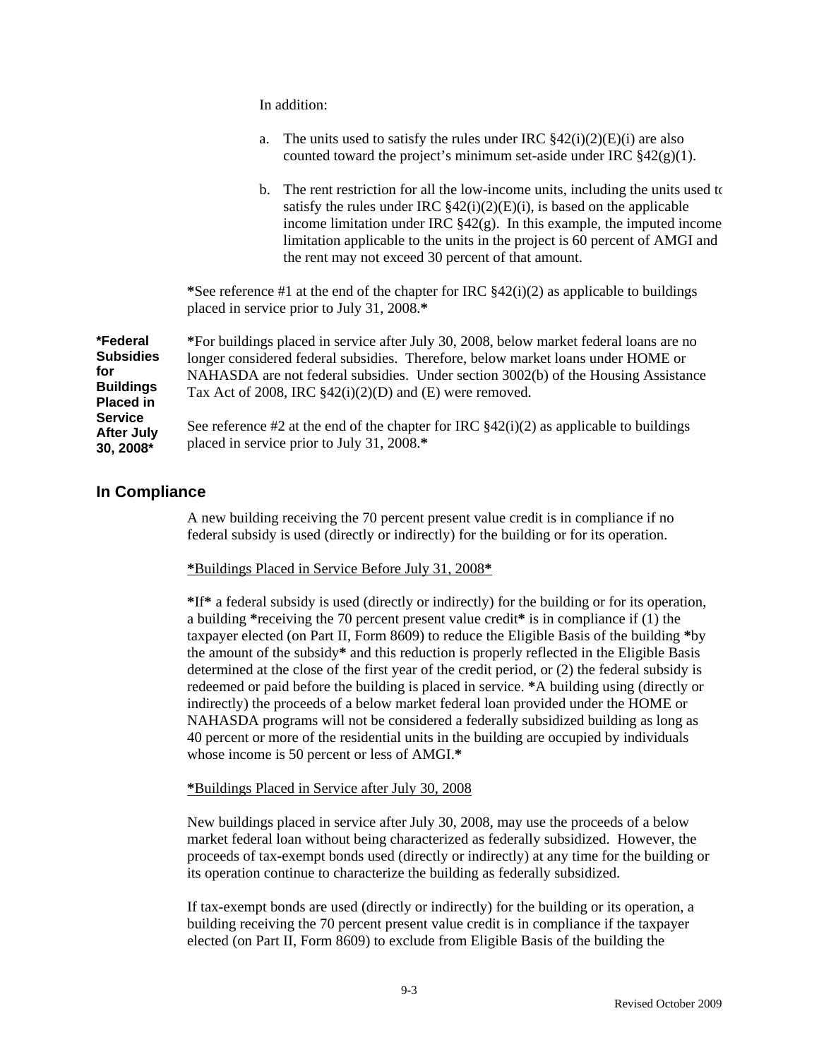In addition:

a. The units used to satisfy the rules under IRC §42(i)(2)(E)(i) are also counted toward the project's minimum set-aside under IRC §42(g)(1).

b. The rent restriction for all the low-income units, including the units used to satisfy the rules under IRC §42(i)(2)(E)(i), is based on the applicable income limitation under IRC §42(g). In this example, the imputed income limitation applicable to the units in the project is 60 percent of AMGI and the rent may not exceed 30 percent of that amount.

**\***See reference #1 at the end of the chapter for IRC §42(i)(2) as applicable to buildings placed in service prior to July 31, 2008.**\***

**\*Federal Subsidies for Buildings Placed in Service After July 30, 2008\***

**\***For buildings placed in service after July 30, 2008, below market federal loans are no longer considered federal subsidies. Therefore, below market loans under HOME or NAHASDA are not federal subsidies. Under section 3002(b) of the Housing Assistance Tax Act of 2008, IRC §42(i)(2)(D) and (E) were removed.

See reference #2 at the end of the chapter for IRC §42(i)(2) as applicable to buildings placed in service prior to July 31, 2008.**\***

## In Compliance

A new building receiving the 70 percent present value credit is in compliance if no federal subsidy is used (directly or indirectly) for the building or for its operation.

**\***Buildings Placed in Service Before July 31, 2008**\***

**\***If**\*** a federal subsidy is used (directly or indirectly) for the building or for its operation, a building **\***receiving the 70 percent present value credit**\*** is in compliance if (1) the taxpayer elected (on Part II, Form 8609) to reduce the Eligible Basis of the building **\***by the amount of the subsidy**\*** and this reduction is properly reflected in the Eligible Basis determined at the close of the first year of the credit period, or (2) the federal subsidy is redeemed or paid before the building is placed in service. **\***A building using (directly or indirectly) the proceeds of a below market federal loan provided under the HOME or NAHASDA programs will not be considered a federally subsidized building as long as 40 percent or more of the residential units in the building are occupied by individuals whose income is 50 percent or less of AMGI.**\***

**\***Buildings Placed in Service after July 30, 2008

New buildings placed in service after July 30, 2008, may use the proceeds of a below market federal loan without being characterized as federally subsidized. However, the proceeds of tax-exempt bonds used (directly or indirectly) at any time for the building or its operation continue to characterize the building as federally subsidized.

If tax-exempt bonds are used (directly or indirectly) for the building or its operation, a building receiving the 70 percent present value credit is in compliance if the taxpayer elected (on Part II, Form 8609) to exclude from Eligible Basis of the building the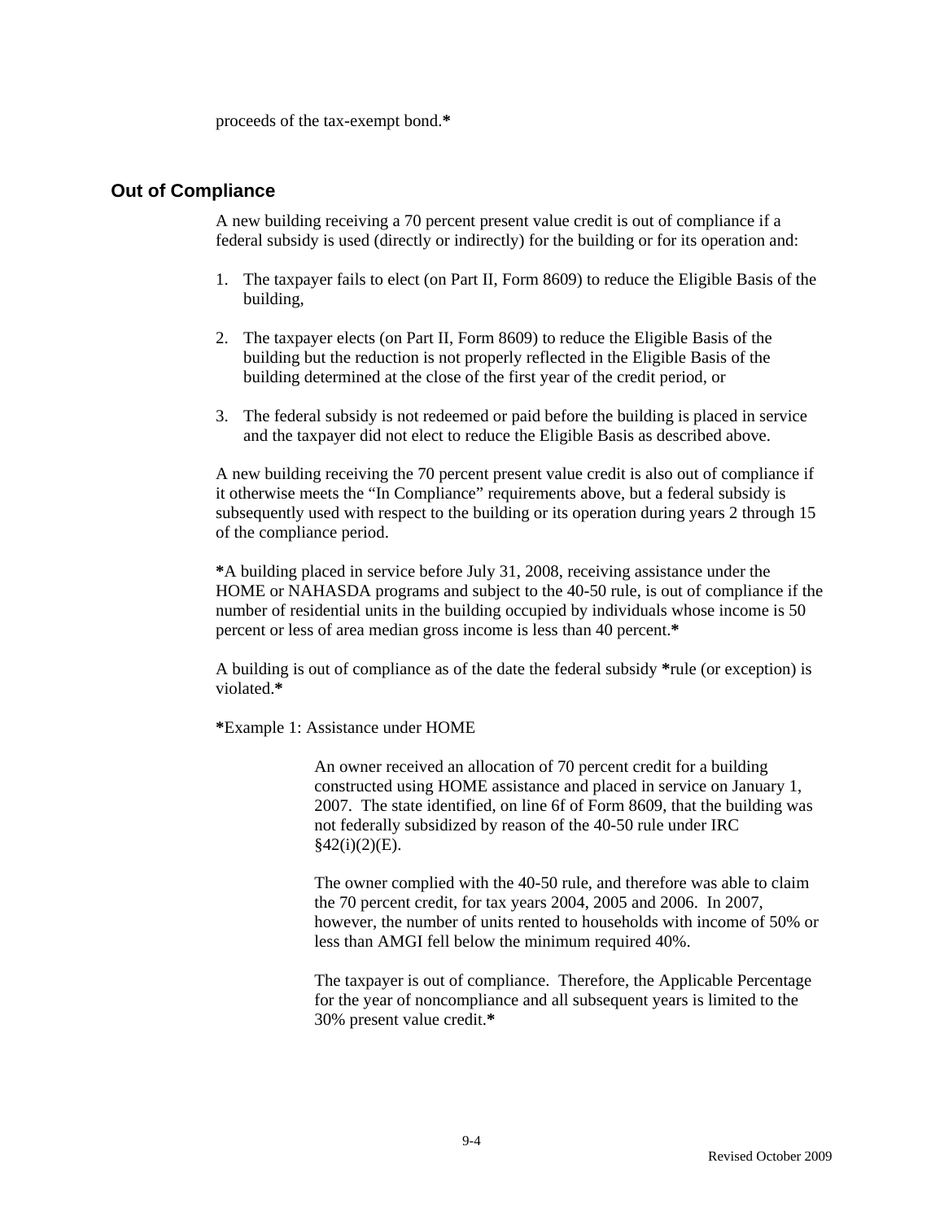proceeds of the tax-exempt bond.**\***

## Out of Compliance

A new building receiving a 70 percent present value credit is out of compliance if a federal subsidy is used (directly or indirectly) for the building or for its operation and:

1. The taxpayer fails to elect (on Part II, Form 8609) to reduce the Eligible Basis of the building,

2. The taxpayer elects (on Part II, Form 8609) to reduce the Eligible Basis of the building but the reduction is not properly reflected in the Eligible Basis of the building determined at the close of the first year of the credit period, or

3. The federal subsidy is not redeemed or paid before the building is placed in service and the taxpayer did not elect to reduce the Eligible Basis as described above.

A new building receiving the 70 percent present value credit is also out of compliance if it otherwise meets the "In Compliance" requirements above, but a federal subsidy is subsequently used with respect to the building or its operation during years 2 through 15 of the compliance period.

**\***A building placed in service before July 31, 2008, receiving assistance under the HOME or NAHASDA programs and subject to the 40-50 rule, is out of compliance if the number of residential units in the building occupied by individuals whose income is 50 percent or less of area median gross income is less than 40 percent.**\***

A building is out of compliance as of the date the federal subsidy **\***rule (or exception) is violated.**\***

**\***Example 1: Assistance under HOME

> An owner received an allocation of 70 percent credit for a building constructed using HOME assistance and placed in service on January 1, 2007. The state identified, on line 6f of Form 8609, that the building was not federally subsidized by reason of the 40-50 rule under IRC §42(i)(2)(E).
>
> The owner complied with the 40-50 rule, and therefore was able to claim the 70 percent credit, for tax years 2004, 2005 and 2006. In 2007, however, the number of units rented to households with income of 50% or less than AMGI fell below the minimum required 40%.
>
> The taxpayer is out of compliance. Therefore, the Applicable Percentage for the year of noncompliance and all subsequent years is limited to the 30% present value credit.**\***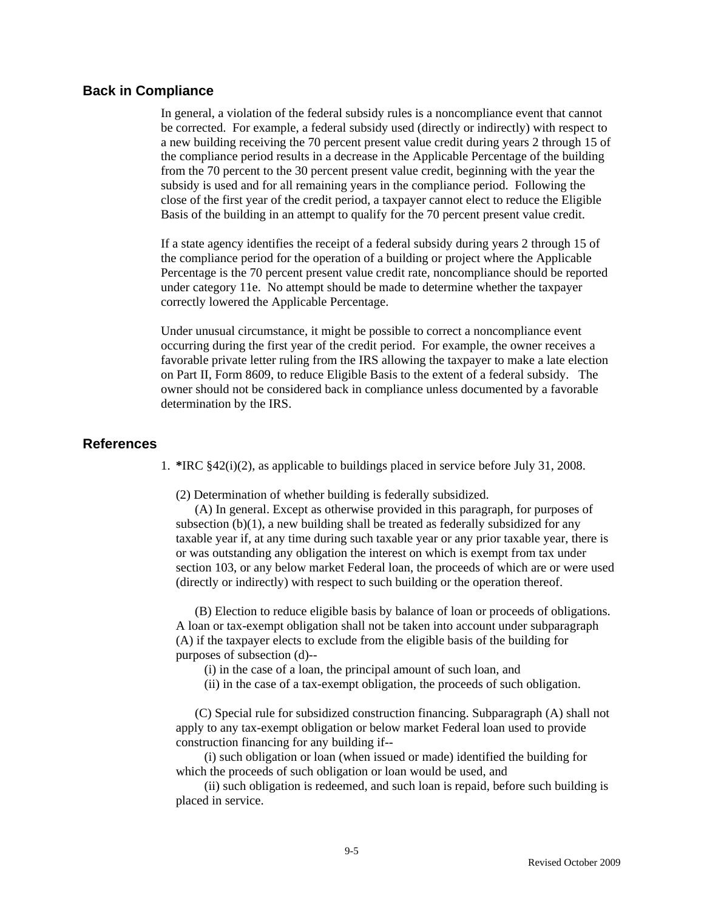## Back in Compliance

In general, a violation of the federal subsidy rules is a noncompliance event that cannot be corrected. For example, a federal subsidy used (directly or indirectly) with respect to a new building receiving the 70 percent present value credit during years 2 through 15 of the compliance period results in a decrease in the Applicable Percentage of the building from the 70 percent to the 30 percent present value credit, beginning with the year the subsidy is used and for all remaining years in the compliance period. Following the close of the first year of the credit period, a taxpayer cannot elect to reduce the Eligible Basis of the building in an attempt to qualify for the 70 percent present value credit.

If a state agency identifies the receipt of a federal subsidy during years 2 through 15 of the compliance period for the operation of a building or project where the Applicable Percentage is the 70 percent present value credit rate, noncompliance should be reported under category 11e. No attempt should be made to determine whether the taxpayer correctly lowered the Applicable Percentage.

Under unusual circumstance, it might be possible to correct a noncompliance event occurring during the first year of the credit period. For example, the owner receives a favorable private letter ruling from the IRS allowing the taxpayer to make a late election on Part II, Form 8609, to reduce Eligible Basis to the extent of a federal subsidy. The owner should not be considered back in compliance unless documented by a favorable determination by the IRS.

## References

1. ***IRC §42(i)(2), as applicable to buildings placed in service before July 31, 2008.**

   (2) Determination of whether building is federally subsidized.

   (A) In general. Except as otherwise provided in this paragraph, for purposes of subsection (b)(1), a new building shall be treated as federally subsidized for any taxable year if, at any time during such taxable year or any prior taxable year, there is or was outstanding any obligation the interest on which is exempt from tax under section 103, or any below market Federal loan, the proceeds of which are or were used (directly or indirectly) with respect to such building or the operation thereof.

   (B) Election to reduce eligible basis by balance of loan or proceeds of obligations. A loan or tax-exempt obligation shall not be taken into account under subparagraph (A) if the taxpayer elects to exclude from the eligible basis of the building for purposes of subsection (d)--

   (i) in the case of a loan, the principal amount of such loan, and

   (ii) in the case of a tax-exempt obligation, the proceeds of such obligation.

   (C) Special rule for subsidized construction financing. Subparagraph (A) shall not apply to any tax-exempt obligation or below market Federal loan used to provide construction financing for any building if--

   (i) such obligation or loan (when issued or made) identified the building for which the proceeds of such obligation or loan would be used, and

   (ii) such obligation is redeemed, and such loan is repaid, before such building is placed in service.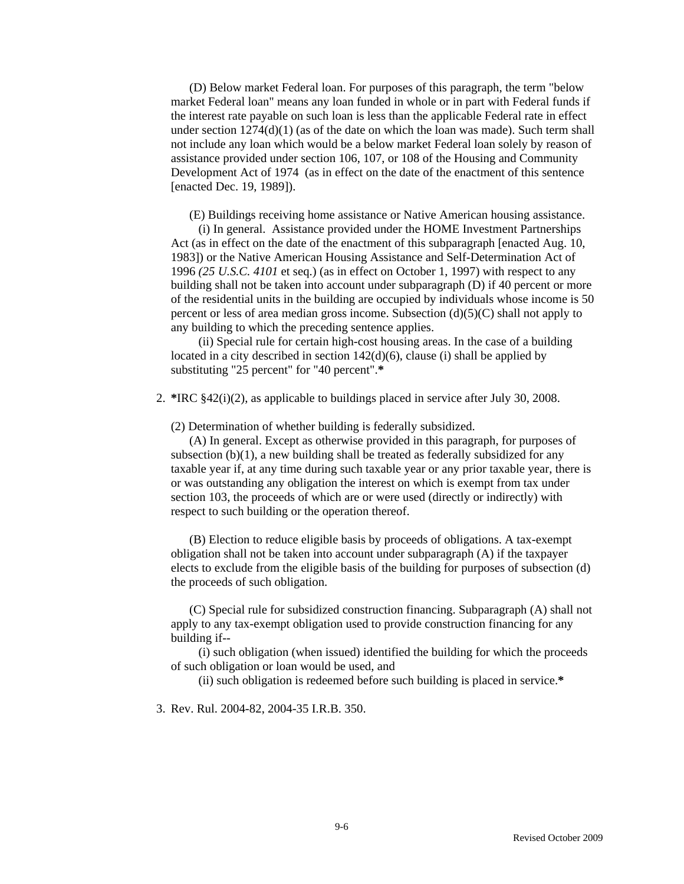(D) Below market Federal loan. For purposes of this paragraph, the term "below market Federal loan" means any loan funded in whole or in part with Federal funds if the interest rate payable on such loan is less than the applicable Federal rate in effect under section 1274(d)(1) (as of the date on which the loan was made). Such term shall not include any loan which would be a below market Federal loan solely by reason of assistance provided under section 106, 107, or 108 of the Housing and Community Development Act of 1974 (as in effect on the date of the enactment of this sentence [enacted Dec. 19, 1989]).

(E) Buildings receiving home assistance or Native American housing assistance.

(i) In general. Assistance provided under the HOME Investment Partnerships Act (as in effect on the date of the enactment of this subparagraph [enacted Aug. 10, 1983]) or the Native American Housing Assistance and Self-Determination Act of 1996 *(25 U.S.C. 4101* et seq.) (as in effect on October 1, 1997) with respect to any building shall not be taken into account under subparagraph (D) if 40 percent or more of the residential units in the building are occupied by individuals whose income is 50 percent or less of area median gross income. Subsection (d)(5)(C) shall not apply to any building to which the preceding sentence applies.

(ii) Special rule for certain high-cost housing areas. In the case of a building located in a city described in section 142(d)(6), clause (i) shall be applied by substituting "25 percent" for "40 percent".**\***

2. **\***IRC §42(i)(2), as applicable to buildings placed in service after July 30, 2008.

(2) Determination of whether building is federally subsidized.

(A) In general. Except as otherwise provided in this paragraph, for purposes of subsection (b)(1), a new building shall be treated as federally subsidized for any taxable year if, at any time during such taxable year or any prior taxable year, there is or was outstanding any obligation the interest on which is exempt from tax under section 103, the proceeds of which are or were used (directly or indirectly) with respect to such building or the operation thereof.

(B) Election to reduce eligible basis by proceeds of obligations. A tax-exempt obligation shall not be taken into account under subparagraph (A) if the taxpayer elects to exclude from the eligible basis of the building for purposes of subsection (d) the proceeds of such obligation.

(C) Special rule for subsidized construction financing. Subparagraph (A) shall not apply to any tax-exempt obligation used to provide construction financing for any building if--

(i) such obligation (when issued) identified the building for which the proceeds of such obligation or loan would be used, and

(ii) such obligation is redeemed before such building is placed in service.**\***

3. Rev. Rul. 2004-82, 2004-35 I.R.B. 350.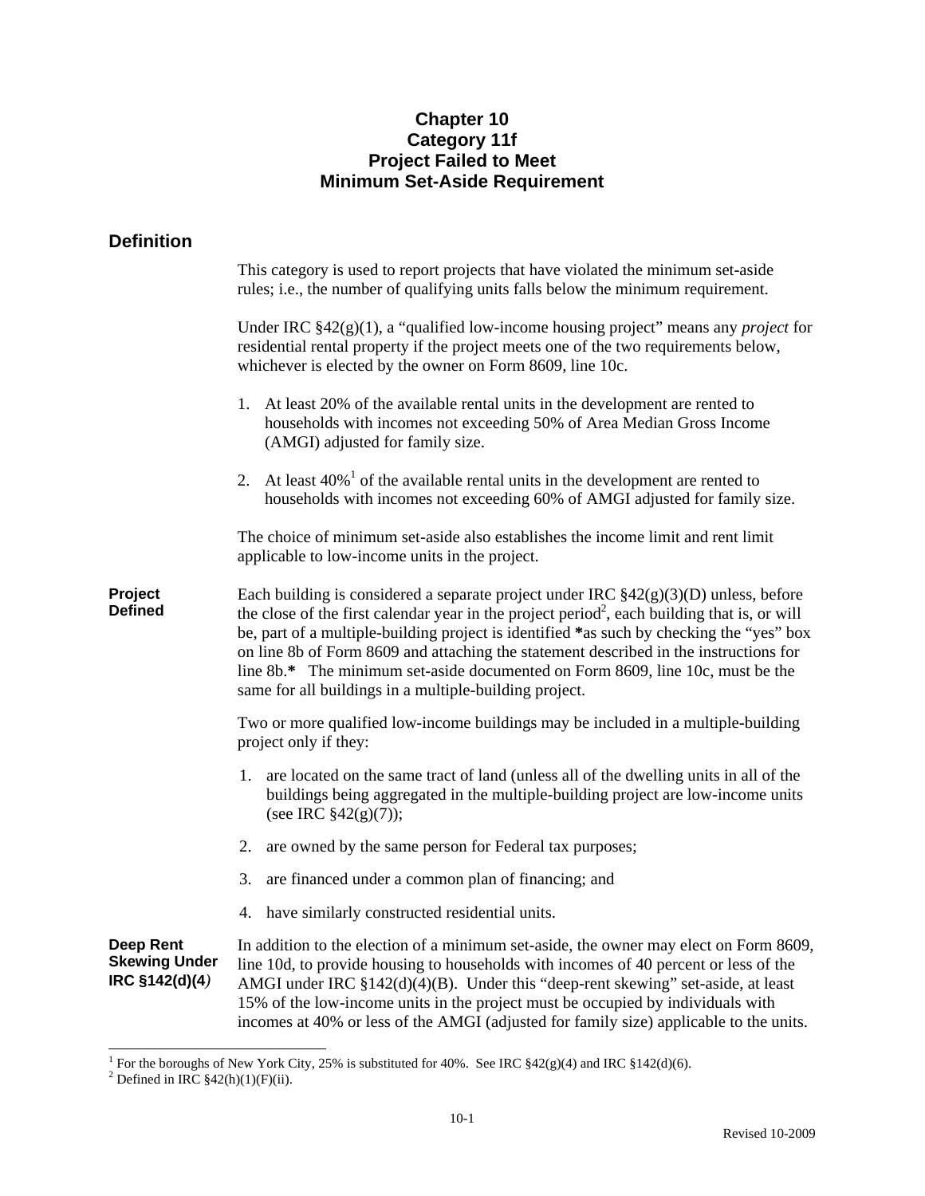# Chapter 10
# Category 11f
# Project Failed to Meet Minimum Set-Aside Requirement

## Definition

This category is used to report projects that have violated the minimum set-aside rules; i.e., the number of qualifying units falls below the minimum requirement.

Under IRC §42(g)(1), a "qualified low-income housing project" means any *project* for residential rental property if the project meets one of the two requirements below, whichever is elected by the owner on Form 8609, line 10c.

1. At least 20% of the available rental units in the development are rented to households with incomes not exceeding 50% of Area Median Gross Income (AMGI) adjusted for family size.
2. At least 40%[1] of the available rental units in the development are rented to households with incomes not exceeding 60% of AMGI adjusted for family size.

The choice of minimum set-aside also establishes the income limit and rent limit applicable to low-income units in the project.

**Project Defined**

Each building is considered a separate project under IRC §42(g)(3)(D) unless, before the close of the first calendar year in the project period[2], each building that is, or will be, part of a multiple-building project is identified **\***as such by checking the "yes" box on line 8b of Form 8609 and attaching the statement described in the instructions for line 8b.**\*** The minimum set-aside documented on Form 8609, line 10c, must be the same for all buildings in a multiple-building project.

Two or more qualified low-income buildings may be included in a multiple-building project only if they:

1. are located on the same tract of land (unless all of the dwelling units in all of the buildings being aggregated in the multiple-building project are low-income units (see IRC §42(g)(7));
2. are owned by the same person for Federal tax purposes;
3. are financed under a common plan of financing; and
4. have similarly constructed residential units.

**Deep Rent Skewing Under IRC §142(d)(4)**

In addition to the election of a minimum set-aside, the owner may elect on Form 8609, line 10d, to provide housing to households with incomes of 40 percent or less of the AMGI under IRC §142(d)(4)(B). Under this "deep-rent skewing" set-aside, at least 15% of the low-income units in the project must be occupied by individuals with incomes at 40% or less of the AMGI (adjusted for family size) applicable to the units.

---

[1] For the boroughs of New York City, 25% is substituted for 40%. See IRC §42(g)(4) and IRC §142(d)(6).

[2] Defined in IRC §42(h)(1)(F)(ii).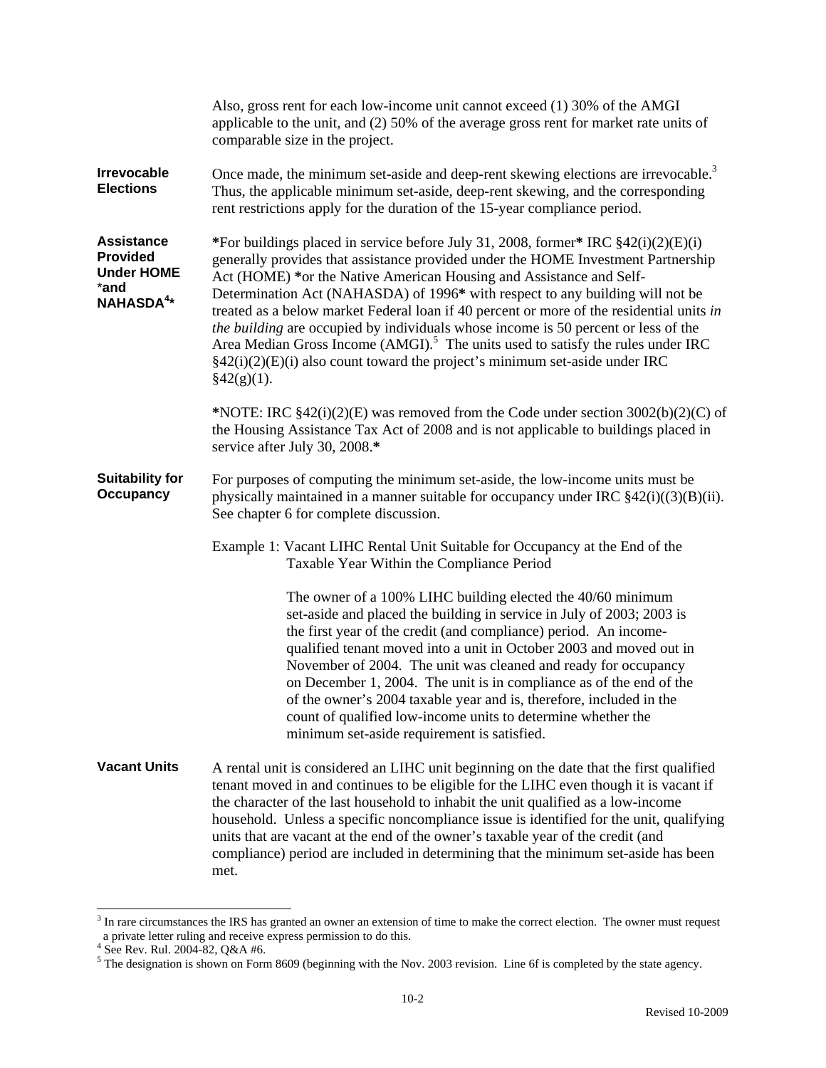Also, gross rent for each low-income unit cannot exceed (1) 30% of the AMGI applicable to the unit, and (2) 50% of the average gross rent for market rate units of comparable size in the project.

**Irrevocable Elections**

Once made, the minimum set-aside and deep-rent skewing elections are irrevocable.[3] Thus, the applicable minimum set-aside, deep-rent skewing, and the corresponding rent restrictions apply for the duration of the 15-year compliance period.

**Assistance Provided Under HOME *and NAHASDA[4]***

**\***For buildings placed in service before July 31, 2008, former**\*** IRC §42(i)(2)(E)(i) generally provides that assistance provided under the HOME Investment Partnership Act (HOME) **\***or the Native American Housing and Assistance and Self-Determination Act (NAHASDA) of 1996**\*** with respect to any building will not be treated as a below market Federal loan if 40 percent or more of the residential units *in the building* are occupied by individuals whose income is 50 percent or less of the Area Median Gross Income (AMGI).[5] The units used to satisfy the rules under IRC §42(i)(2)(E)(i) also count toward the project's minimum set-aside under IRC §42(g)(1).

**\***NOTE: IRC §42(i)(2)(E) was removed from the Code under section 3002(b)(2)(C) of the Housing Assistance Tax Act of 2008 and is not applicable to buildings placed in service after July 30, 2008.**\***

**Suitability for Occupancy**

For purposes of computing the minimum set-aside, the low-income units must be physically maintained in a manner suitable for occupancy under IRC §42(i)((3)(B)(ii). See chapter 6 for complete discussion.

Example 1: Vacant LIHC Rental Unit Suitable for Occupancy at the End of the Taxable Year Within the Compliance Period

> The owner of a 100% LIHC building elected the 40/60 minimum set-aside and placed the building in service in July of 2003; 2003 is the first year of the credit (and compliance) period. An income-qualified tenant moved into a unit in October 2003 and moved out in November of 2004. The unit was cleaned and ready for occupancy on December 1, 2004. The unit is in compliance as of the end of the of the owner's 2004 taxable year and is, therefore, included in the count of qualified low-income units to determine whether the minimum set-aside requirement is satisfied.

**Vacant Units**

A rental unit is considered an LIHC unit beginning on the date that the first qualified tenant moved in and continues to be eligible for the LIHC even though it is vacant if the character of the last household to inhabit the unit qualified as a low-income household. Unless a specific noncompliance issue is identified for the unit, qualifying units that are vacant at the end of the owner's taxable year of the credit (and compliance) period are included in determining that the minimum set-aside has been met.

---

[3] In rare circumstances the IRS has granted an owner an extension of time to make the correct election. The owner must request a private letter ruling and receive express permission to do this.

[4] See Rev. Rul. 2004-82, Q&A #6.

[5] The designation is shown on Form 8609 (beginning with the Nov. 2003 revision. Line 6f is completed by the state agency.

Revised 10-2009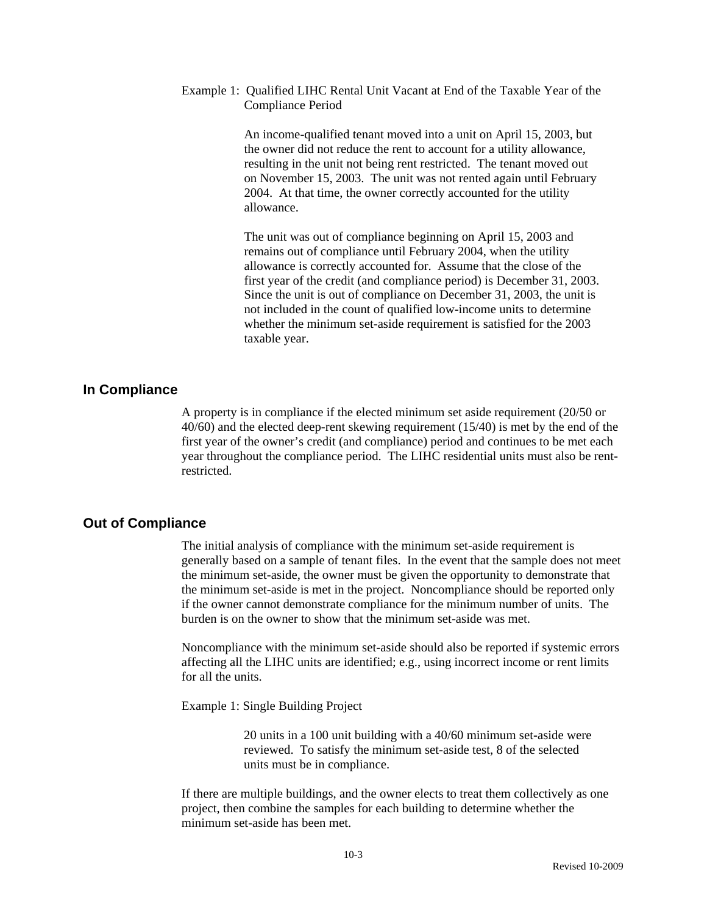Example 1: Qualified LIHC Rental Unit Vacant at End of the Taxable Year of the Compliance Period

> An income-qualified tenant moved into a unit on April 15, 2003, but the owner did not reduce the rent to account for a utility allowance, resulting in the unit not being rent restricted. The tenant moved out on November 15, 2003. The unit was not rented again until February 2004. At that time, the owner correctly accounted for the utility allowance.
>
> The unit was out of compliance beginning on April 15, 2003 and remains out of compliance until February 2004, when the utility allowance is correctly accounted for. Assume that the close of the first year of the credit (and compliance period) is December 31, 2003. Since the unit is out of compliance on December 31, 2003, the unit is not included in the count of qualified low-income units to determine whether the minimum set-aside requirement is satisfied for the 2003 taxable year.

## In Compliance

A property is in compliance if the elected minimum set aside requirement (20/50 or 40/60) and the elected deep-rent skewing requirement (15/40) is met by the end of the first year of the owner's credit (and compliance) period and continues to be met each year throughout the compliance period. The LIHC residential units must also be rent-restricted.

## Out of Compliance

The initial analysis of compliance with the minimum set-aside requirement is generally based on a sample of tenant files. In the event that the sample does not meet the minimum set-aside, the owner must be given the opportunity to demonstrate that the minimum set-aside is met in the project. Noncompliance should be reported only if the owner cannot demonstrate compliance for the minimum number of units. The burden is on the owner to show that the minimum set-aside was met.

Noncompliance with the minimum set-aside should also be reported if systemic errors affecting all the LIHC units are identified; e.g., using incorrect income or rent limits for all the units.

Example 1: Single Building Project

> 20 units in a 100 unit building with a 40/60 minimum set-aside were reviewed. To satisfy the minimum set-aside test, 8 of the selected units must be in compliance.

If there are multiple buildings, and the owner elects to treat them collectively as one project, then combine the samples for each building to determine whether the minimum set-aside has been met.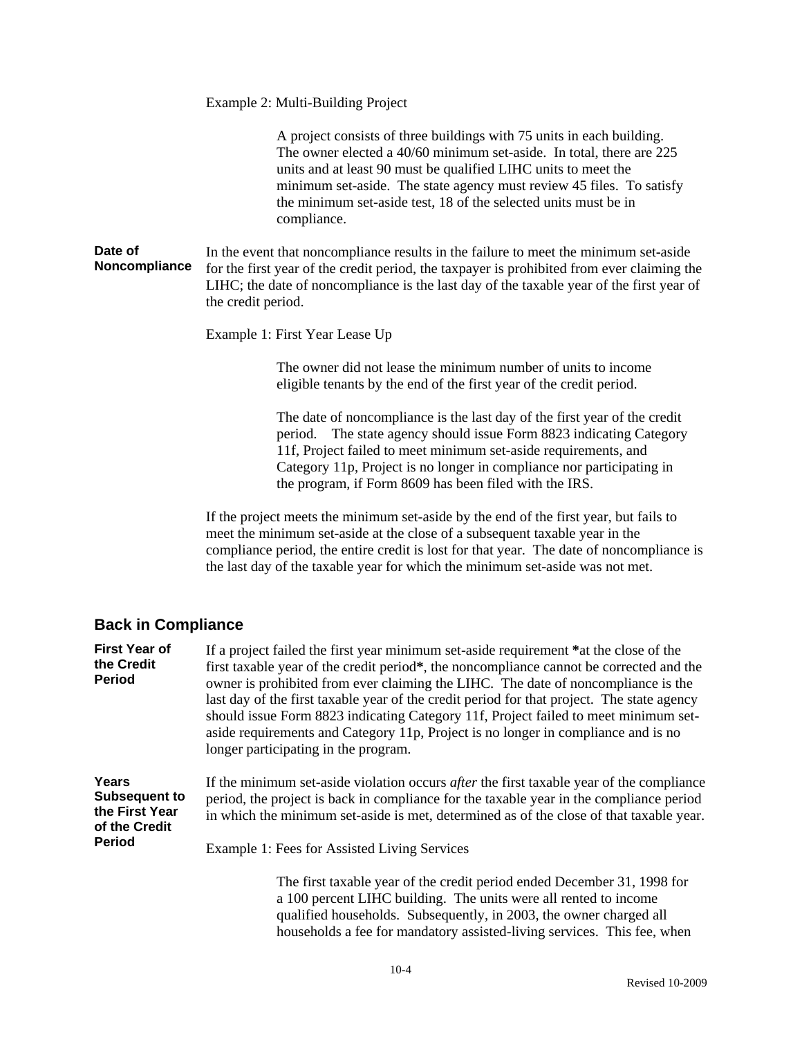Example 2: Multi-Building Project

> A project consists of three buildings with 75 units in each building. The owner elected a 40/60 minimum set-aside. In total, there are 225 units and at least 90 must be qualified LIHC units to meet the minimum set-aside. The state agency must review 45 files. To satisfy the minimum set-aside test, 18 of the selected units must be in compliance.

**Date of Noncompliance**

In the event that noncompliance results in the failure to meet the minimum set-aside for the first year of the credit period, the taxpayer is prohibited from ever claiming the LIHC; the date of noncompliance is the last day of the taxable year of the first year of the credit period.

Example 1: First Year Lease Up

> The owner did not lease the minimum number of units to income eligible tenants by the end of the first year of the credit period.
>
> The date of noncompliance is the last day of the first year of the credit period. The state agency should issue Form 8823 indicating Category 11f, Project failed to meet minimum set-aside requirements, and Category 11p, Project is no longer in compliance nor participating in the program, if Form 8609 has been filed with the IRS.

If the project meets the minimum set-aside by the end of the first year, but fails to meet the minimum set-aside at the close of a subsequent taxable year in the compliance period, the entire credit is lost for that year. The date of noncompliance is the last day of the taxable year for which the minimum set-aside was not met.

## Back in Compliance

**First Year of the Credit Period**

If a project failed the first year minimum set-aside requirement **\*at the close of the first taxable year of the credit period\***, the noncompliance cannot be corrected and the owner is prohibited from ever claiming the LIHC. The date of noncompliance is the last day of the first taxable year of the credit period for that project. The state agency should issue Form 8823 indicating Category 11f, Project failed to meet minimum set-aside requirements and Category 11p, Project is no longer in compliance and is no longer participating in the program.

**Years Subsequent to the First Year of the Credit Period**

If the minimum set-aside violation occurs *after* the first taxable year of the compliance period, the project is back in compliance for the taxable year in the compliance period in which the minimum set-aside is met, determined as of the close of that taxable year.

Example 1: Fees for Assisted Living Services

> The first taxable year of the credit period ended December 31, 1998 for a 100 percent LIHC building. The units were all rented to income qualified households. Subsequently, in 2003, the owner charged all households a fee for mandatory assisted-living services. This fee, when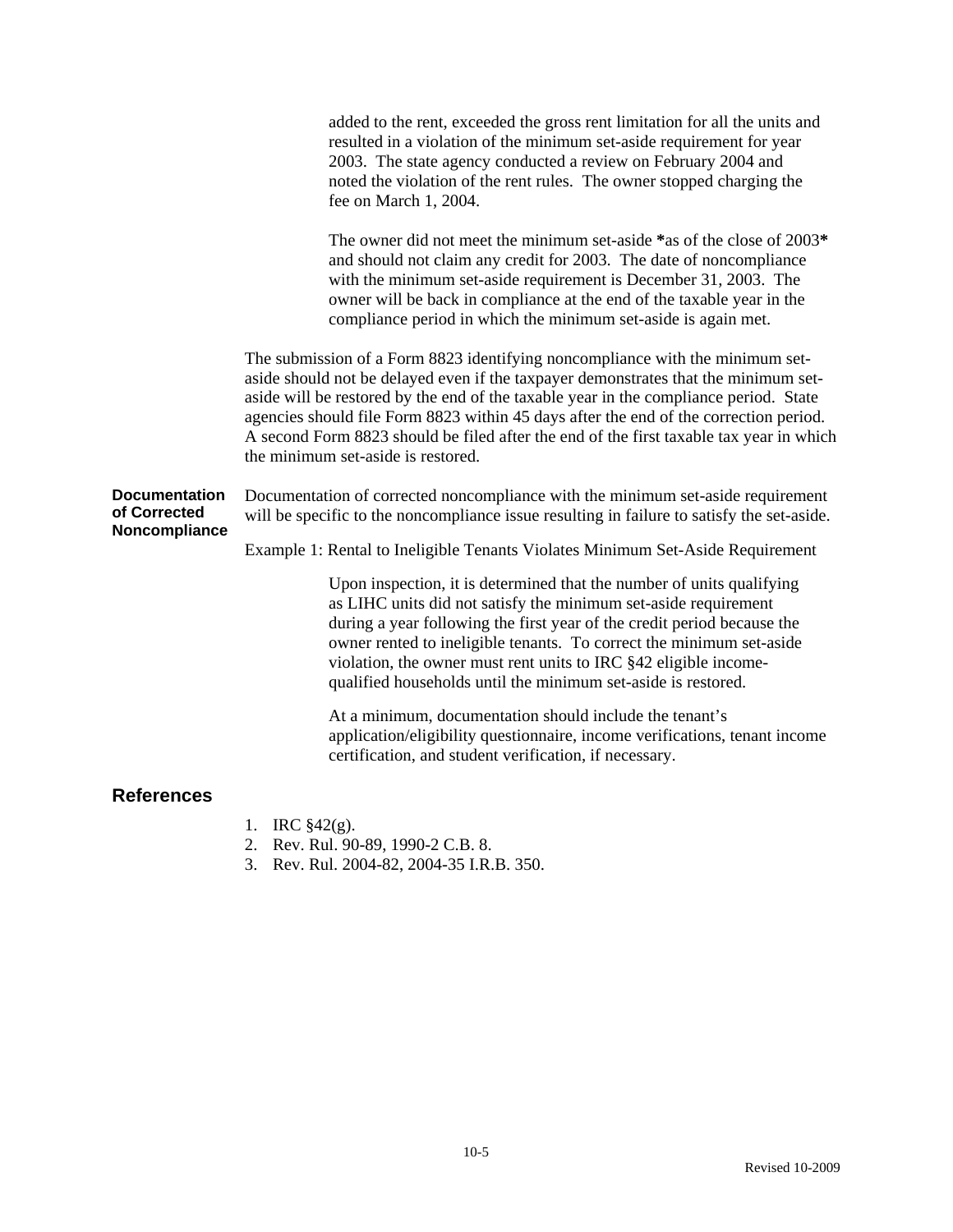added to the rent, exceeded the gross rent limitation for all the units and resulted in a violation of the minimum set-aside requirement for year 2003. The state agency conducted a review on February 2004 and noted the violation of the rent rules. The owner stopped charging the fee on March 1, 2004.

The owner did not meet the minimum set-aside **as of the close of 2003** and should not claim any credit for 2003. The date of noncompliance with the minimum set-aside requirement is December 31, 2003. The owner will be back in compliance at the end of the taxable year in the compliance period in which the minimum set-aside is again met.

The submission of a Form 8823 identifying noncompliance with the minimum set-aside should not be delayed even if the taxpayer demonstrates that the minimum set-aside will be restored by the end of the taxable year in the compliance period. State agencies should file Form 8823 within 45 days after the end of the correction period. A second Form 8823 should be filed after the end of the first taxable tax year in which the minimum set-aside is restored.

**Documentation of Corrected Noncompliance**

Documentation of corrected noncompliance with the minimum set-aside requirement will be specific to the noncompliance issue resulting in failure to satisfy the set-aside.

Example 1: Rental to Ineligible Tenants Violates Minimum Set-Aside Requirement

Upon inspection, it is determined that the number of units qualifying as LIHC units did not satisfy the minimum set-aside requirement during a year following the first year of the credit period because the owner rented to ineligible tenants. To correct the minimum set-aside violation, the owner must rent units to IRC §42 eligible income-qualified households until the minimum set-aside is restored.

At a minimum, documentation should include the tenant's application/eligibility questionnaire, income verifications, tenant income certification, and student verification, if necessary.

## References

1. IRC §42(g).
2. Rev. Rul. 90-89, 1990-2 C.B. 8.
3. Rev. Rul. 2004-82, 2004-35 I.R.B. 350.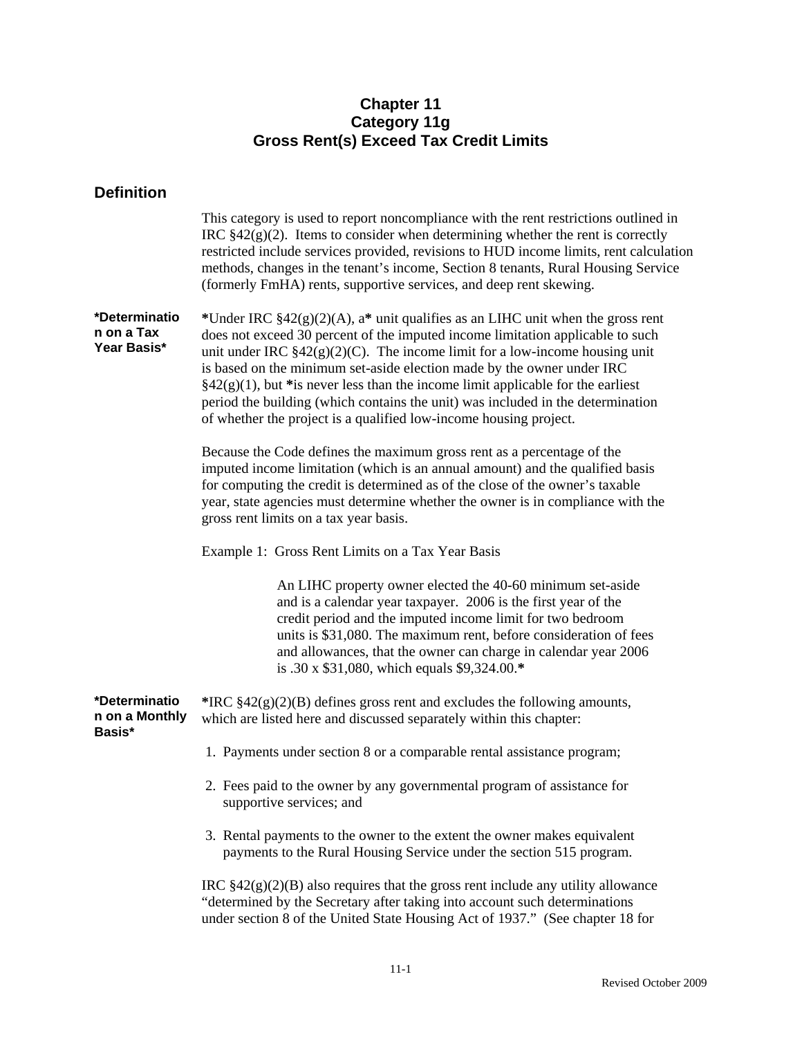# Chapter 11
# Category 11g
# Gross Rent(s) Exceed Tax Credit Limits

## Definition

This category is used to report noncompliance with the rent restrictions outlined in IRC §42(g)(2). Items to consider when determining whether the rent is correctly restricted include services provided, revisions to HUD income limits, rent calculation methods, changes in the tenant's income, Section 8 tenants, Rural Housing Service (formerly FmHA) rents, supportive services, and deep rent skewing.

**\*Determination on a Tax Year Basis\***

*Under IRC §42(g)(2)(A), a* unit qualifies as an LIHC unit when the gross rent does not exceed 30 percent of the imputed income limitation applicable to such unit under IRC §42(g)(2)(C). The income limit for a low-income housing unit is based on the minimum set-aside election made by the owner under IRC §42(g)(1), but *is never less than the income limit applicable for the earliest period the building (which contains the unit) was included in the determination of whether the project is a qualified low-income housing project.

Because the Code defines the maximum gross rent as a percentage of the imputed income limitation (which is an annual amount) and the qualified basis for computing the credit is determined as of the close of the owner's taxable year, state agencies must determine whether the owner is in compliance with the gross rent limits on a tax year basis.

Example 1: Gross Rent Limits on a Tax Year Basis

> An LIHC property owner elected the 40-60 minimum set-aside and is a calendar year taxpayer. 2006 is the first year of the credit period and the imputed income limit for two bedroom units is $31,080. The maximum rent, before consideration of fees and allowances, that the owner can charge in calendar year 2006 is .30 x $31,080, which equals $9,324.00.*

**\*Determination on a Monthly Basis\***

*IRC §42(g)(2)(B) defines gross rent and excludes the following amounts, which are listed here and discussed separately within this chapter:

1. Payments under section 8 or a comparable rental assistance program;
2. Fees paid to the owner by any governmental program of assistance for supportive services; and
3. Rental payments to the owner to the extent the owner makes equivalent payments to the Rural Housing Service under the section 515 program.

IRC §42(g)(2)(B) also requires that the gross rent include any utility allowance "determined by the Secretary after taking into account such determinations under section 8 of the United State Housing Act of 1937." (See chapter 18 for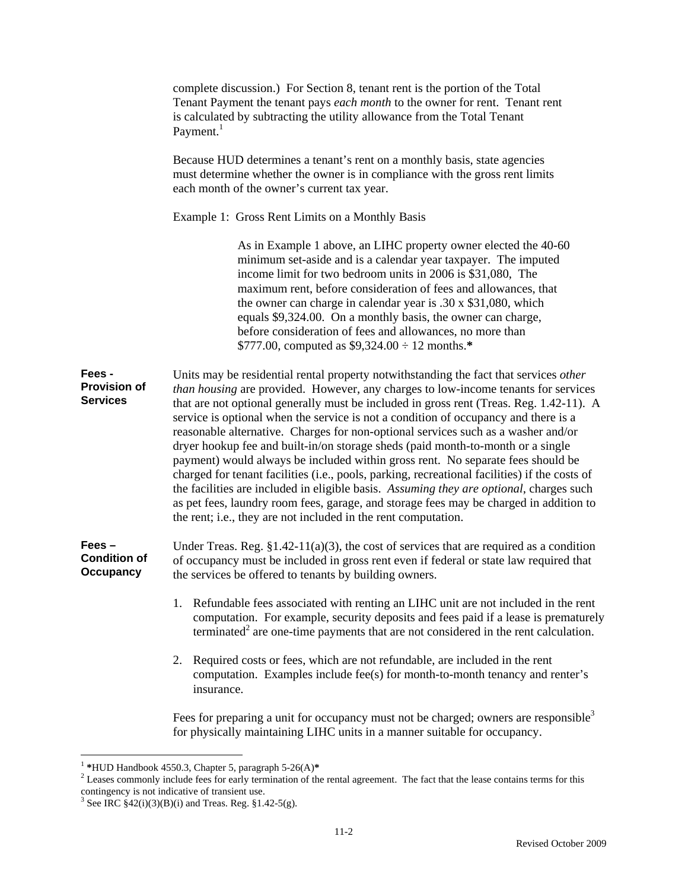complete discussion.) For Section 8, tenant rent is the portion of the Total Tenant Payment the tenant pays *each month* to the owner for rent. Tenant rent is calculated by subtracting the utility allowance from the Total Tenant Payment.[1]

Because HUD determines a tenant's rent on a monthly basis, state agencies must determine whether the owner is in compliance with the gross rent limits each month of the owner's current tax year.

Example 1: Gross Rent Limits on a Monthly Basis

> As in Example 1 above, an LIHC property owner elected the 40-60 minimum set-aside and is a calendar year taxpayer. The imputed income limit for two bedroom units in 2006 is $31,080, The maximum rent, before consideration of fees and allowances, that the owner can charge in calendar year is .30 x $31,080, which equals $9,324.00. On a monthly basis, the owner can charge, before consideration of fees and allowances, no more than $777.00, computed as $9,324.00 ÷ 12 months.**\***

**Fees - Provision of Services**

Units may be residential rental property notwithstanding the fact that services *other than housing* are provided. However, any charges to low-income tenants for services that are not optional generally must be included in gross rent (Treas. Reg. 1.42-11). A service is optional when the service is not a condition of occupancy and there is a reasonable alternative. Charges for non-optional services such as a washer and/or dryer hookup fee and built-in/on storage sheds (paid month-to-month or a single payment) would always be included within gross rent. No separate fees should be charged for tenant facilities (i.e., pools, parking, recreational facilities) if the costs of the facilities are included in eligible basis. *Assuming they are optional*, charges such as pet fees, laundry room fees, garage, and storage fees may be charged in addition to the rent; i.e., they are not included in the rent computation.

**Fees – Condition of Occupancy**

Under Treas. Reg. §1.42-11(a)(3), the cost of services that are required as a condition of occupancy must be included in gross rent even if federal or state law required that the services be offered to tenants by building owners.

1. Refundable fees associated with renting an LIHC unit are not included in the rent computation. For example, security deposits and fees paid if a lease is prematurely terminated[2] are one-time payments that are not considered in the rent calculation.

2. Required costs or fees, which are not refundable, are included in the rent computation. Examples include fee(s) for month-to-month tenancy and renter's insurance.

Fees for preparing a unit for occupancy must not be charged; owners are responsible[3] for physically maintaining LIHC units in a manner suitable for occupancy.

---

[1] **\***HUD Handbook 4550.3, Chapter 5, paragraph 5-26(A)**\***

[2] Leases commonly include fees for early termination of the rental agreement. The fact that the lease contains terms for this contingency is not indicative of transient use.

[3] See IRC §42(i)(3)(B)(i) and Treas. Reg. §1.42-5(g).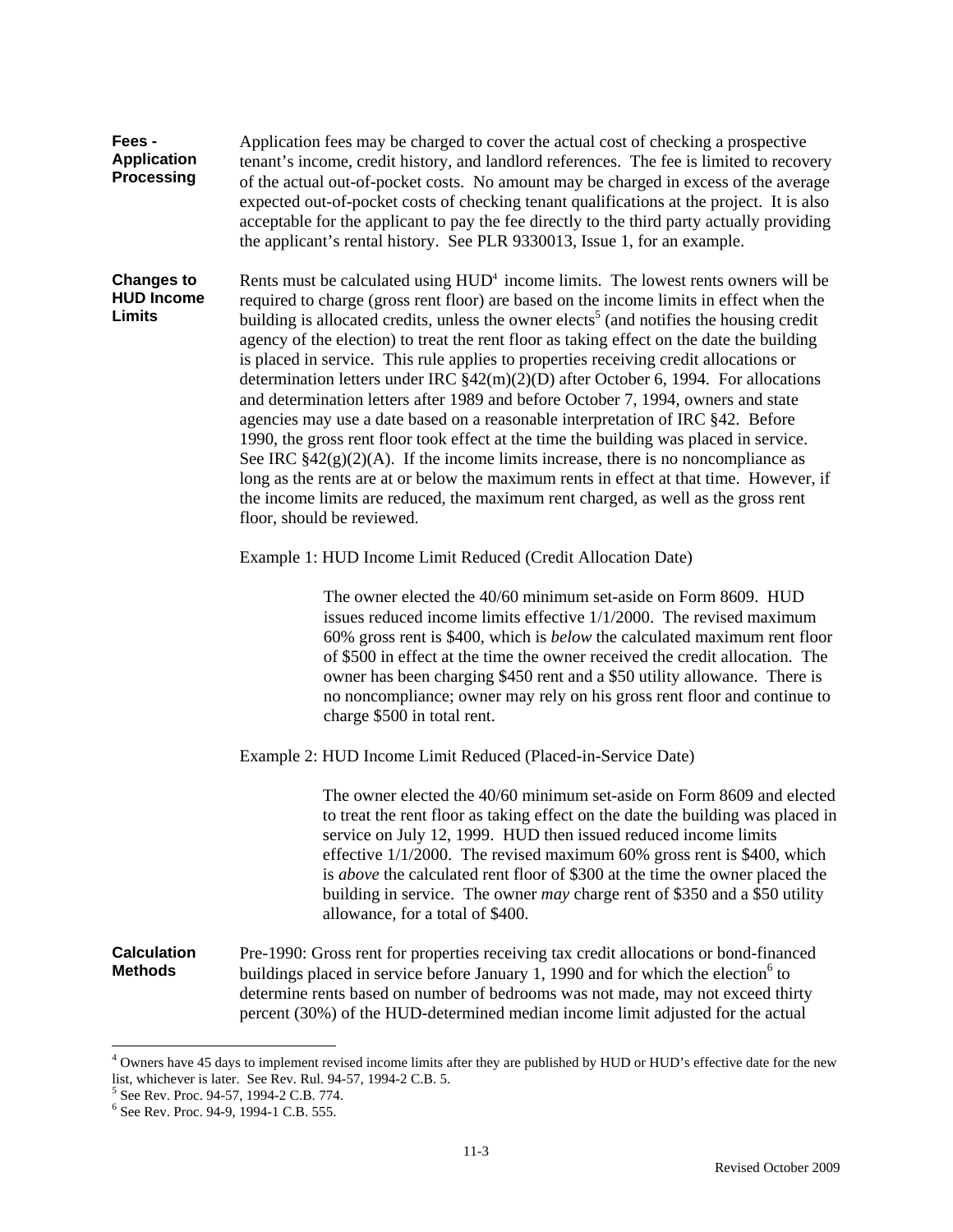**Fees - Application Processing**

Application fees may be charged to cover the actual cost of checking a prospective tenant's income, credit history, and landlord references. The fee is limited to recovery of the actual out-of-pocket costs. No amount may be charged in excess of the average expected out-of-pocket costs of checking tenant qualifications at the project. It is also acceptable for the applicant to pay the fee directly to the third party actually providing the applicant's rental history. See PLR 9330013, Issue 1, for an example.

**Changes to HUD Income Limits**

Rents must be calculated using HUD[4] income limits. The lowest rents owners will be required to charge (gross rent floor) are based on the income limits in effect when the building is allocated credits, unless the owner elects[5] (and notifies the housing credit agency of the election) to treat the rent floor as taking effect on the date the building is placed in service. This rule applies to properties receiving credit allocations or determination letters under IRC §42(m)(2)(D) after October 6, 1994. For allocations and determination letters after 1989 and before October 7, 1994, owners and state agencies may use a date based on a reasonable interpretation of IRC §42. Before 1990, the gross rent floor took effect at the time the building was placed in service. See IRC §42(g)(2)(A). If the income limits increase, there is no noncompliance as long as the rents are at or below the maximum rents in effect at that time. However, if the income limits are reduced, the maximum rent charged, as well as the gross rent floor, should be reviewed.

Example 1: HUD Income Limit Reduced (Credit Allocation Date)

> The owner elected the 40/60 minimum set-aside on Form 8609. HUD issues reduced income limits effective 1/1/2000. The revised maximum 60% gross rent is $400, which is *below* the calculated maximum rent floor of $500 in effect at the time the owner received the credit allocation. The owner has been charging $450 rent and a $50 utility allowance. There is no noncompliance; owner may rely on his gross rent floor and continue to charge $500 in total rent.

Example 2: HUD Income Limit Reduced (Placed-in-Service Date)

> The owner elected the 40/60 minimum set-aside on Form 8609 and elected to treat the rent floor as taking effect on the date the building was placed in service on July 12, 1999. HUD then issued reduced income limits effective 1/1/2000. The revised maximum 60% gross rent is $400, which is *above* the calculated rent floor of $300 at the time the owner placed the building in service. The owner *may* charge rent of $350 and a $50 utility allowance, for a total of $400.

**Calculation Methods**

Pre-1990: Gross rent for properties receiving tax credit allocations or bond-financed buildings placed in service before January 1, 1990 and for which the election[6] to determine rents based on number of bedrooms was not made, may not exceed thirty percent (30%) of the HUD-determined median income limit adjusted for the actual

---

[4] Owners have 45 days to implement revised income limits after they are published by HUD or HUD's effective date for the new list, whichever is later. See Rev. Rul. 94-57, 1994-2 C.B. 5.

[5] See Rev. Proc. 94-57, 1994-2 C.B. 774.

[6] See Rev. Proc. 94-9, 1994-1 C.B. 555.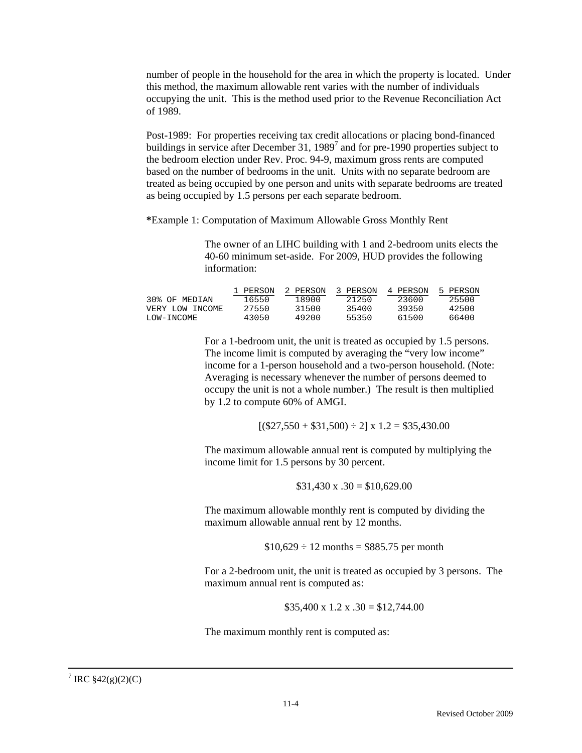number of people in the household for the area in which the property is located. Under this method, the maximum allowable rent varies with the number of individuals occupying the unit. This is the method used prior to the Revenue Reconciliation Act of 1989.

Post-1989: For properties receiving tax credit allocations or placing bond-financed buildings in service after December 31, 1989[7] and for pre-1990 properties subject to the bedroom election under Rev. Proc. 94-9, maximum gross rents are computed based on the number of bedrooms in the unit. Units with no separate bedroom are treated as being occupied by one person and units with separate bedrooms are treated as being occupied by 1.5 persons per each separate bedroom.

**\***Example 1: Computation of Maximum Allowable Gross Monthly Rent

The owner of an LIHC building with 1 and 2-bedroom units elects the 40-60 minimum set-aside. For 2009, HUD provides the following information:

| | 1 PERSON | 2 PERSON | 3 PERSON | 4 PERSON | 5 PERSON |
|---|---|---|---|---|---|
| 30% OF MEDIAN | 16550 | 18900 | 21250 | 23600 | 25500 |
| VERY LOW INCOME | 27550 | 31500 | 35400 | 39350 | 42500 |
| LOW-INCOME | 43050 | 49200 | 55350 | 61500 | 66400 |

For a 1-bedroom unit, the unit is treated as occupied by 1.5 persons. The income limit is computed by averaging the "very low income" income for a 1-person household and a two-person household. (Note: Averaging is necessary whenever the number of persons deemed to occupy the unit is not a whole number.) The result is then multiplied by 1.2 to compute 60% of AMGI.

[($27,550 + $31,500) ÷ 2] x 1.2 = $35,430.00

The maximum allowable annual rent is computed by multiplying the income limit for 1.5 persons by 30 percent.

$31,430 x .30 = $10,629.00

The maximum allowable monthly rent is computed by dividing the maximum allowable annual rent by 12 months.

$10,629 ÷ 12 months = $885.75 per month

For a 2-bedroom unit, the unit is treated as occupied by 3 persons. The maximum annual rent is computed as:

$35,400 x 1.2 x .30 = $12,744.00

The maximum monthly rent is computed as:

---

[7] IRC §42(g)(2)(C)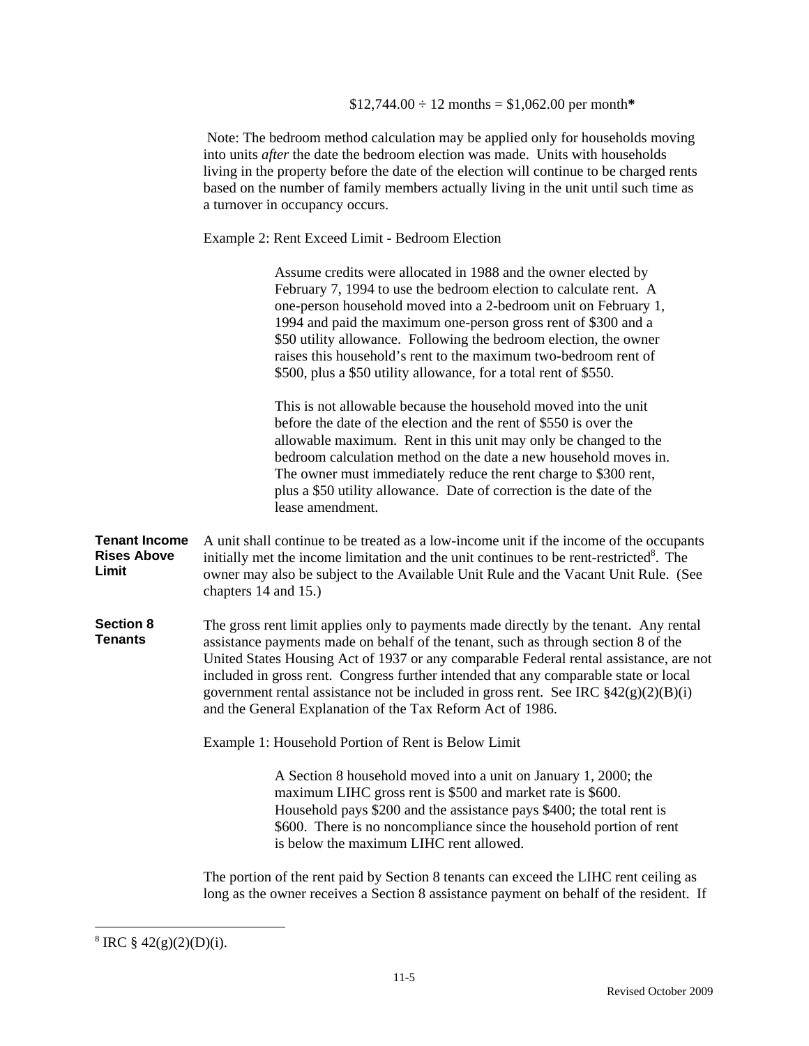$12,744.00 ÷ 12 months = $1,062.00 per month**\***

Note: The bedroom method calculation may be applied only for households moving into units *after* the date the bedroom election was made. Units with households living in the property before the date of the election will continue to be charged rents based on the number of family members actually living in the unit until such time as a turnover in occupancy occurs.

Example 2: Rent Exceed Limit - Bedroom Election

> Assume credits were allocated in 1988 and the owner elected by February 7, 1994 to use the bedroom election to calculate rent. A one-person household moved into a 2-bedroom unit on February 1, 1994 and paid the maximum one-person gross rent of $300 and a $50 utility allowance. Following the bedroom election, the owner raises this household's rent to the maximum two-bedroom rent of $500, plus a $50 utility allowance, for a total rent of $550.
>
> This is not allowable because the household moved into the unit before the date of the election and the rent of $550 is over the allowable maximum. Rent in this unit may only be changed to the bedroom calculation method on the date a new household moves in. The owner must immediately reduce the rent charge to $300 rent, plus a $50 utility allowance. Date of correction is the date of the lease amendment.

**Tenant Income Rises Above Limit**

A unit shall continue to be treated as a low-income unit if the income of the occupants initially met the income limitation and the unit continues to be rent-restricted[8]. The owner may also be subject to the Available Unit Rule and the Vacant Unit Rule. (See chapters 14 and 15.)

**Section 8 Tenants**

The gross rent limit applies only to payments made directly by the tenant. Any rental assistance payments made on behalf of the tenant, such as through section 8 of the United States Housing Act of 1937 or any comparable Federal rental assistance, are not included in gross rent. Congress further intended that any comparable state or local government rental assistance not be included in gross rent. See IRC §42(g)(2)(B)(i) and the General Explanation of the Tax Reform Act of 1986.

Example 1: Household Portion of Rent is Below Limit

> A Section 8 household moved into a unit on January 1, 2000; the maximum LIHC gross rent is $500 and market rate is $600. Household pays $200 and the assistance pays $400; the total rent is $600. There is no noncompliance since the household portion of rent is below the maximum LIHC rent allowed.

The portion of the rent paid by Section 8 tenants can exceed the LIHC rent ceiling as long as the owner receives a Section 8 assistance payment on behalf of the resident. If

---

[8] IRC § 42(g)(2)(D)(i).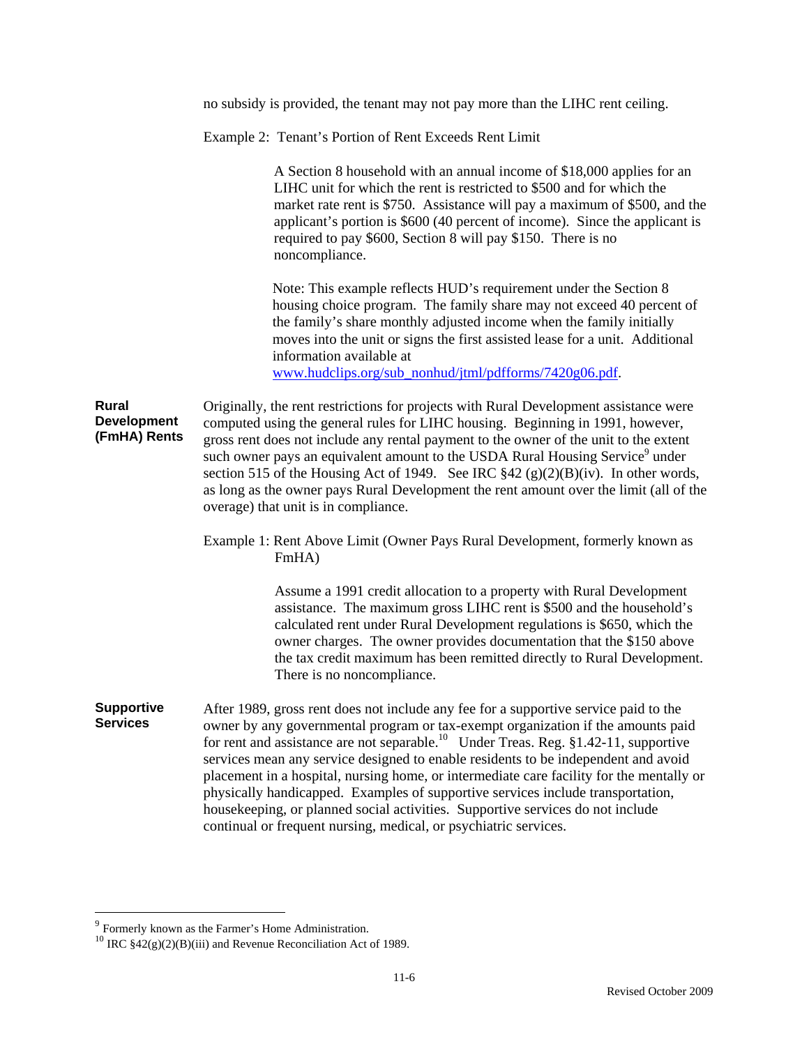no subsidy is provided, the tenant may not pay more than the LIHC rent ceiling.

Example 2: Tenant's Portion of Rent Exceeds Rent Limit

> A Section 8 household with an annual income of $18,000 applies for an LIHC unit for which the rent is restricted to $500 and for which the market rate rent is $750. Assistance will pay a maximum of $500, and the applicant's portion is $600 (40 percent of income). Since the applicant is required to pay $600, Section 8 will pay $150. There is no noncompliance.
>
> Note: This example reflects HUD's requirement under the Section 8 housing choice program. The family share may not exceed 40 percent of the family's share monthly adjusted income when the family initially moves into the unit or signs the first assisted lease for a unit. Additional information available at www.hudclips.org/sub_nonhud/jtml/pdfforms/7420g06.pdf.

**Rural Development (FmHA) Rents**

Originally, the rent restrictions for projects with Rural Development assistance were computed using the general rules for LIHC housing. Beginning in 1991, however, gross rent does not include any rental payment to the owner of the unit to the extent such owner pays an equivalent amount to the USDA Rural Housing Service[9] under section 515 of the Housing Act of 1949. See IRC §42 (g)(2)(B)(iv). In other words, as long as the owner pays Rural Development the rent amount over the limit (all of the overage) that unit is in compliance.

Example 1: Rent Above Limit (Owner Pays Rural Development, formerly known as FmHA)

> Assume a 1991 credit allocation to a property with Rural Development assistance. The maximum gross LIHC rent is $500 and the household's calculated rent under Rural Development regulations is $650, which the owner charges. The owner provides documentation that the $150 above the tax credit maximum has been remitted directly to Rural Development. There is no noncompliance.

**Supportive Services**

After 1989, gross rent does not include any fee for a supportive service paid to the owner by any governmental program or tax-exempt organization if the amounts paid for rent and assistance are not separable.[10] Under Treas. Reg. §1.42-11, supportive services mean any service designed to enable residents to be independent and avoid placement in a hospital, nursing home, or intermediate care facility for the mentally or physically handicapped. Examples of supportive services include transportation, housekeeping, or planned social activities. Supportive services do not include continual or frequent nursing, medical, or psychiatric services.

---

[9] Formerly known as the Farmer's Home Administration.

[10] IRC §42(g)(2)(B)(iii) and Revenue Reconciliation Act of 1989.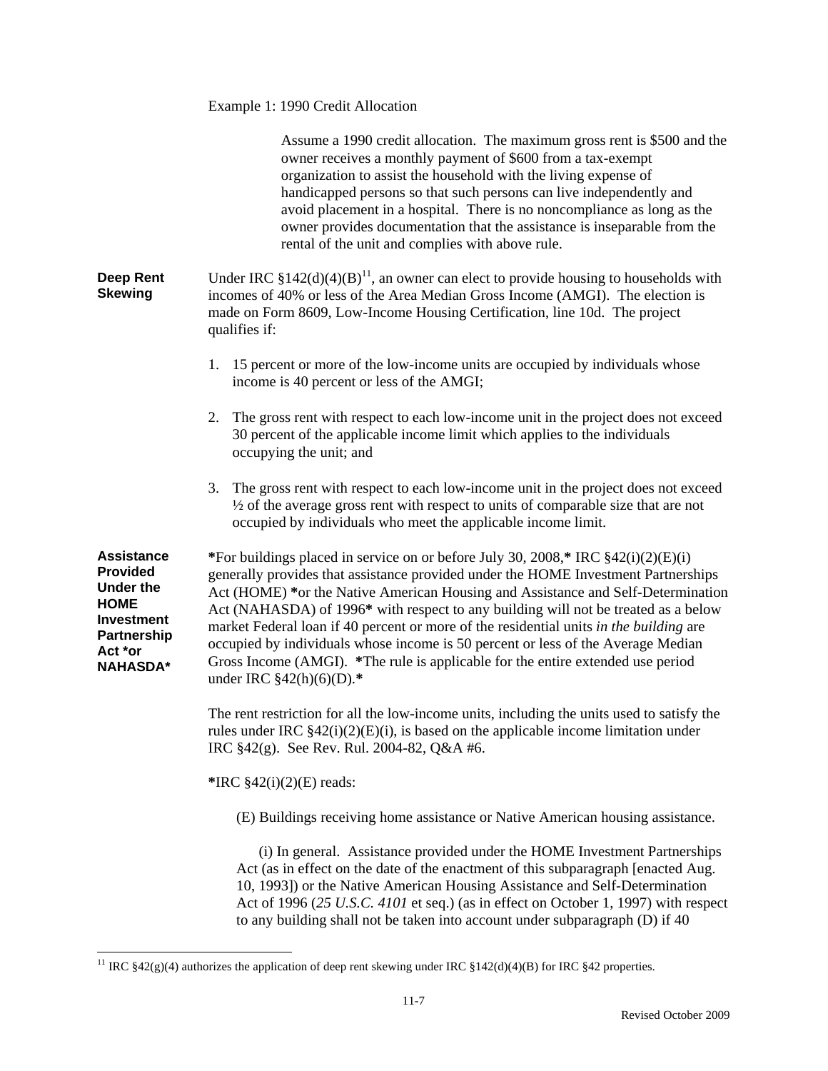Example 1: 1990 Credit Allocation

> Assume a 1990 credit allocation. The maximum gross rent is $500 and the owner receives a monthly payment of $600 from a tax-exempt organization to assist the household with the living expense of handicapped persons so that such persons can live independently and avoid placement in a hospital. There is no noncompliance as long as the owner provides documentation that the assistance is inseparable from the rental of the unit and complies with above rule.

**Deep Rent Skewing**

Under IRC §142(d)(4)(B)[11], an owner can elect to provide housing to households with incomes of 40% or less of the Area Median Gross Income (AMGI). The election is made on Form 8609, Low-Income Housing Certification, line 10d. The project qualifies if:

1. 15 percent or more of the low-income units are occupied by individuals whose income is 40 percent or less of the AMGI;

2. The gross rent with respect to each low-income unit in the project does not exceed 30 percent of the applicable income limit which applies to the individuals occupying the unit; and

3. The gross rent with respect to each low-income unit in the project does not exceed ½ of the average gross rent with respect to units of comparable size that are not occupied by individuals who meet the applicable income limit.

**Assistance Provided Under the HOME Investment Partnership Act *or NAHASDA***

**\***For buildings placed in service on or before July 30, 2008,**\*** IRC §42(i)(2)(E)(i) generally provides that assistance provided under the HOME Investment Partnerships Act (HOME) **\***or the Native American Housing and Assistance and Self-Determination Act (NAHASDA) of 1996**\*** with respect to any building will not be treated as a below market Federal loan if 40 percent or more of the residential units *in the building* are occupied by individuals whose income is 50 percent or less of the Average Median Gross Income (AMGI). **\***The rule is applicable for the entire extended use period under IRC §42(h)(6)(D).**\***

The rent restriction for all the low-income units, including the units used to satisfy the rules under IRC §42(i)(2)(E)(i), is based on the applicable income limitation under IRC §42(g). See Rev. Rul. 2004-82, Q&A #6.

**\***IRC §42(i)(2)(E) reads:

> (E) Buildings receiving home assistance or Native American housing assistance.
>
> (i) In general. Assistance provided under the HOME Investment Partnerships Act (as in effect on the date of the enactment of this subparagraph [enacted Aug. 10, 1993]) or the Native American Housing Assistance and Self-Determination Act of 1996 (*25 U.S.C. 4101* et seq.) (as in effect on October 1, 1997) with respect to any building shall not be taken into account under subparagraph (D) if 40

[11] IRC §42(g)(4) authorizes the application of deep rent skewing under IRC §142(d)(4)(B) for IRC §42 properties.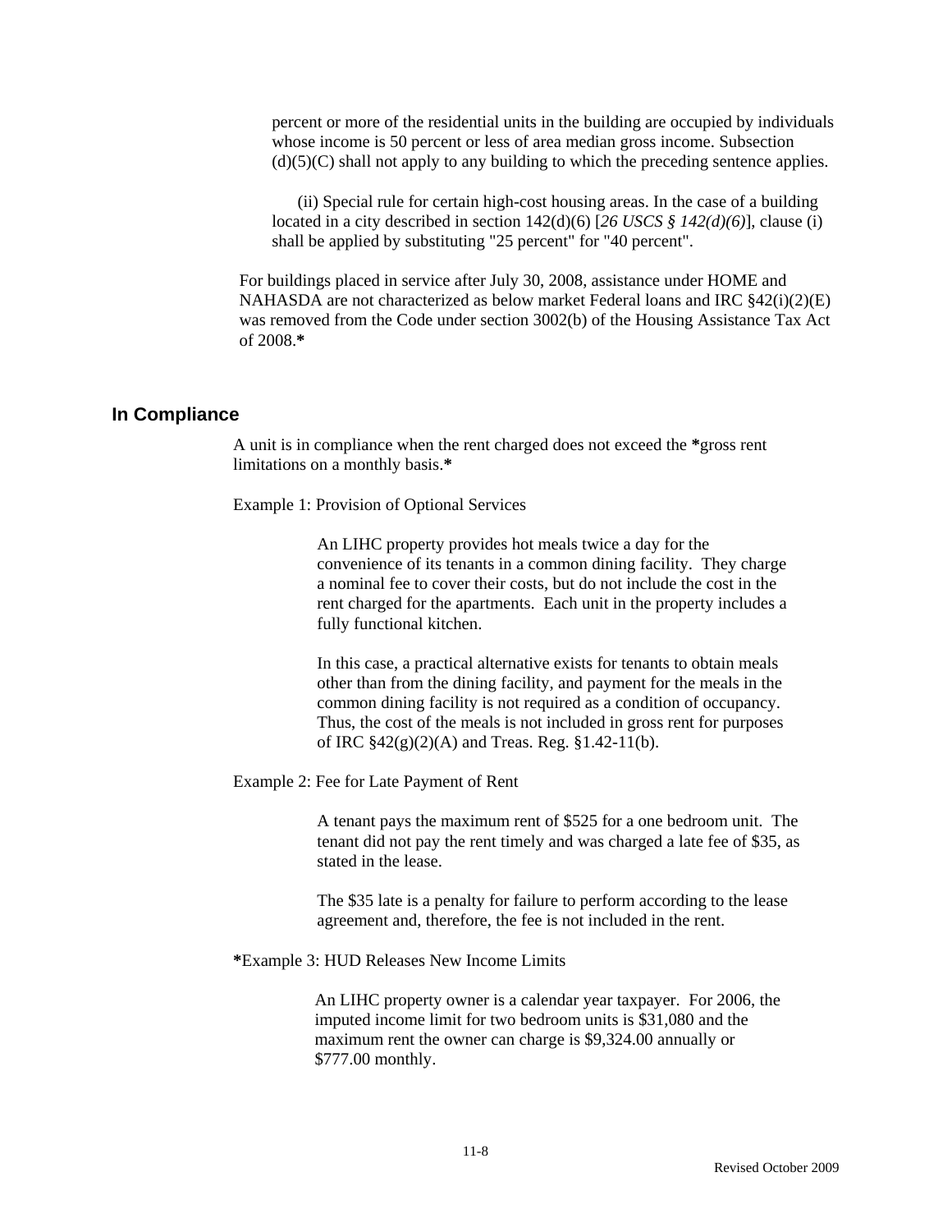percent or more of the residential units in the building are occupied by individuals whose income is 50 percent or less of area median gross income. Subsection (d)(5)(C) shall not apply to any building to which the preceding sentence applies.

(ii) Special rule for certain high-cost housing areas. In the case of a building located in a city described in section 142(d)(6) [*26 USCS § 142(d)(6)*], clause (i) shall be applied by substituting "25 percent" for "40 percent".

For buildings placed in service after July 30, 2008, assistance under HOME and NAHASDA are not characterized as below market Federal loans and IRC §42(i)(2)(E) was removed from the Code under section 3002(b) of the Housing Assistance Tax Act of 2008.**\***

## In Compliance

A unit is in compliance when the rent charged does not exceed the **\***gross rent limitations on a monthly basis.**\***

Example 1: Provision of Optional Services

> An LIHC property provides hot meals twice a day for the convenience of its tenants in a common dining facility. They charge a nominal fee to cover their costs, but do not include the cost in the rent charged for the apartments. Each unit in the property includes a fully functional kitchen.
>
> In this case, a practical alternative exists for tenants to obtain meals other than from the dining facility, and payment for the meals in the common dining facility is not required as a condition of occupancy. Thus, the cost of the meals is not included in gross rent for purposes of IRC §42(g)(2)(A) and Treas. Reg. §1.42-11(b).

Example 2: Fee for Late Payment of Rent

> A tenant pays the maximum rent of $525 for a one bedroom unit. The tenant did not pay the rent timely and was charged a late fee of $35, as stated in the lease.
>
> The $35 late is a penalty for failure to perform according to the lease agreement and, therefore, the fee is not included in the rent.

**\***Example 3: HUD Releases New Income Limits

> An LIHC property owner is a calendar year taxpayer. For 2006, the imputed income limit for two bedroom units is $31,080 and the maximum rent the owner can charge is $9,324.00 annually or $777.00 monthly.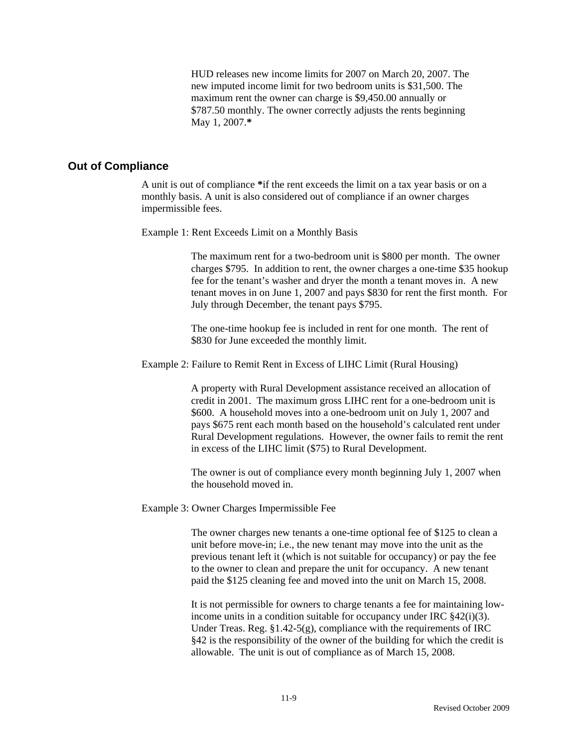HUD releases new income limits for 2007 on March 20, 2007. The new imputed income limit for two bedroom units is $31,500. The maximum rent the owner can charge is $9,450.00 annually or $787.50 monthly. The owner correctly adjusts the rents beginning May 1, 2007.*

## Out of Compliance

A unit is out of compliance *if the rent exceeds the limit on a tax year basis or on a monthly basis. A unit is also considered out of compliance if an owner charges impermissible fees.

Example 1: Rent Exceeds Limit on a Monthly Basis

The maximum rent for a two-bedroom unit is $800 per month. The owner charges $795. In addition to rent, the owner charges a one-time $35 hookup fee for the tenant's washer and dryer the month a tenant moves in. A new tenant moves in on June 1, 2007 and pays $830 for rent the first month. For July through December, the tenant pays $795.

The one-time hookup fee is included in rent for one month. The rent of $830 for June exceeded the monthly limit.

Example 2: Failure to Remit Rent in Excess of LIHC Limit (Rural Housing)

A property with Rural Development assistance received an allocation of credit in 2001. The maximum gross LIHC rent for a one-bedroom unit is $600. A household moves into a one-bedroom unit on July 1, 2007 and pays $675 rent each month based on the household's calculated rent under Rural Development regulations. However, the owner fails to remit the rent in excess of the LIHC limit ($75) to Rural Development.

The owner is out of compliance every month beginning July 1, 2007 when the household moved in.

Example 3: Owner Charges Impermissible Fee

The owner charges new tenants a one-time optional fee of $125 to clean a unit before move-in; i.e., the new tenant may move into the unit as the previous tenant left it (which is not suitable for occupancy) or pay the fee to the owner to clean and prepare the unit for occupancy. A new tenant paid the $125 cleaning fee and moved into the unit on March 15, 2008.

It is not permissible for owners to charge tenants a fee for maintaining low-income units in a condition suitable for occupancy under IRC §42(i)(3). Under Treas. Reg. §1.42-5(g), compliance with the requirements of IRC §42 is the responsibility of the owner of the building for which the credit is allowable. The unit is out of compliance as of March 15, 2008.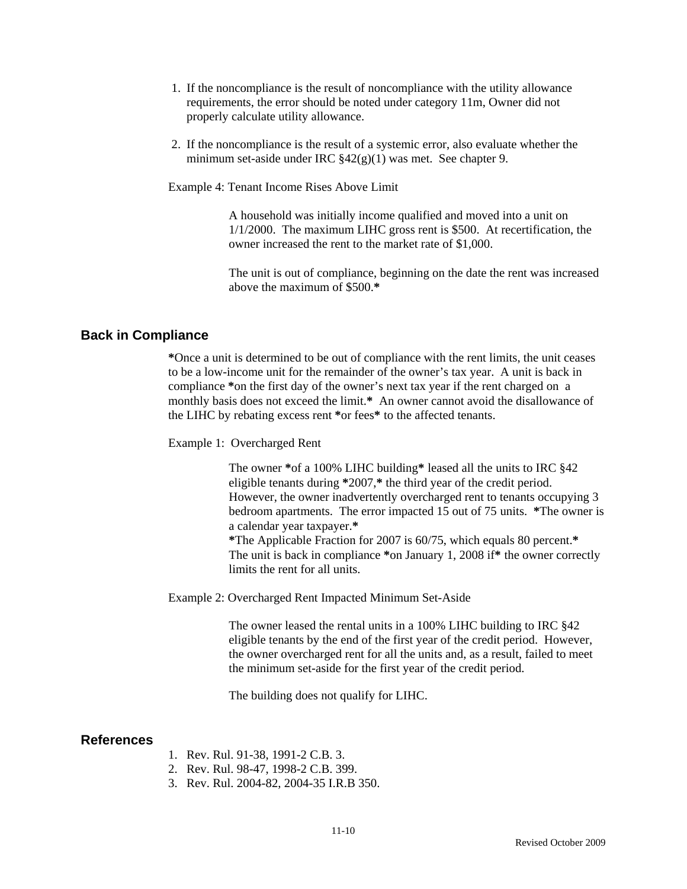1. If the noncompliance is the result of noncompliance with the utility allowance requirements, the error should be noted under category 11m, Owner did not properly calculate utility allowance.

2. If the noncompliance is the result of a systemic error, also evaluate whether the minimum set-aside under IRC §42(g)(1) was met. See chapter 9.

Example 4: Tenant Income Rises Above Limit

> A household was initially income qualified and moved into a unit on 1/1/2000. The maximum LIHC gross rent is $500. At recertification, the owner increased the rent to the market rate of $1,000.
>
> The unit is out of compliance, beginning on the date the rent was increased above the maximum of $500.**\***

## Back in Compliance

**\***Once a unit is determined to be out of compliance with the rent limits, the unit ceases to be a low-income unit for the remainder of the owner's tax year. A unit is back in compliance **\***on the first day of the owner's next tax year if the rent charged on a monthly basis does not exceed the limit.**\*** An owner cannot avoid the disallowance of the LIHC by rebating excess rent **\***or fees**\*** to the affected tenants.

Example 1: Overcharged Rent

> The owner **\***of a 100% LIHC building**\*** leased all the units to IRC §42 eligible tenants during **\***2007,**\*** the third year of the credit period. However, the owner inadvertently overcharged rent to tenants occupying 3 bedroom apartments. The error impacted 15 out of 75 units. **\***The owner is a calendar year taxpayer.**\***
> **\***The Applicable Fraction for 2007 is 60/75, which equals 80 percent.**\***
> The unit is back in compliance **\***on January 1, 2008 if**\*** the owner correctly limits the rent for all units.

Example 2: Overcharged Rent Impacted Minimum Set-Aside

> The owner leased the rental units in a 100% LIHC building to IRC §42 eligible tenants by the end of the first year of the credit period. However, the owner overcharged rent for all the units and, as a result, failed to meet the minimum set-aside for the first year of the credit period.
>
> The building does not qualify for LIHC.

## References

1. Rev. Rul. 91-38, 1991-2 C.B. 3.
2. Rev. Rul. 98-47, 1998-2 C.B. 399.
3. Rev. Rul. 2004-82, 2004-35 I.R.B 350.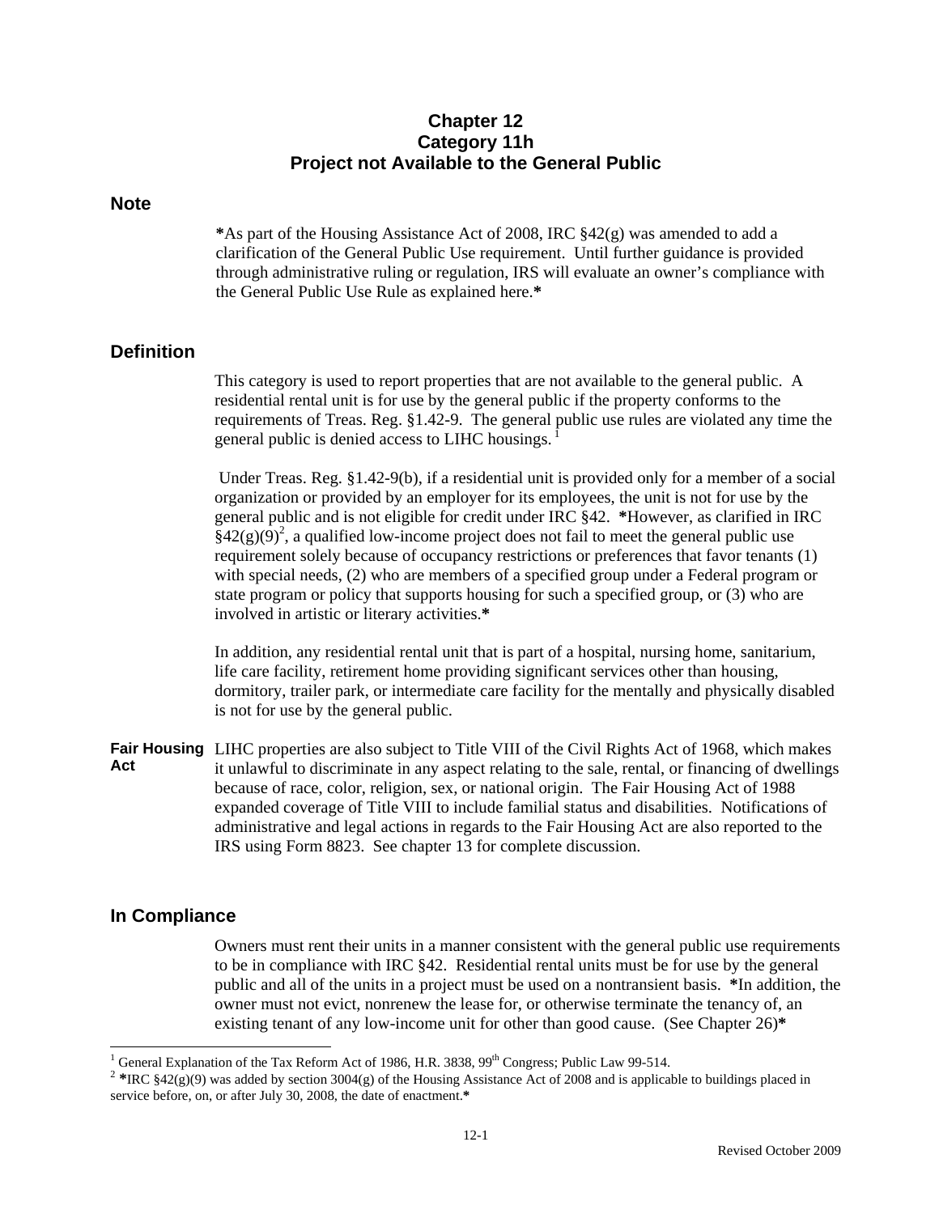# Chapter 12
# Category 11h
# Project not Available to the General Public

## Note

*As part of the Housing Assistance Act of 2008, IRC §42(g) was amended to add a clarification of the General Public Use requirement. Until further guidance is provided through administrative ruling or regulation, IRS will evaluate an owner's compliance with the General Public Use Rule as explained here.*

## Definition

This category is used to report properties that are not available to the general public. A residential rental unit is for use by the general public if the property conforms to the requirements of Treas. Reg. §1.42-9. The general public use rules are violated any time the general public is denied access to LIHC housings. [1]

Under Treas. Reg. §1.42-9(b), if a residential unit is provided only for a member of a social organization or provided by an employer for its employees, the unit is not for use by the general public and is not eligible for credit under IRC §42. *However, as clarified in IRC §42(g)(9)[2], a qualified low-income project does not fail to meet the general public use requirement solely because of occupancy restrictions or preferences that favor tenants (1) with special needs, (2) who are members of a specified group under a Federal program or state program or policy that supports housing for such a specified group, or (3) who are involved in artistic or literary activities.*

In addition, any residential rental unit that is part of a hospital, nursing home, sanitarium, life care facility, retirement home providing significant services other than housing, dormitory, trailer park, or intermediate care facility for the mentally and physically disabled is not for use by the general public.

**Fair Housing Act**

LIHC properties are also subject to Title VIII of the Civil Rights Act of 1968, which makes it unlawful to discriminate in any aspect relating to the sale, rental, or financing of dwellings because of race, color, religion, sex, or national origin. The Fair Housing Act of 1988 expanded coverage of Title VIII to include familial status and disabilities. Notifications of administrative and legal actions in regards to the Fair Housing Act are also reported to the IRS using Form 8823. See chapter 13 for complete discussion.

## In Compliance

Owners must rent their units in a manner consistent with the general public use requirements to be in compliance with IRC §42. Residential rental units must be for use by the general public and all of the units in a project must be used on a nontransient basis. *In addition, the owner must not evict, nonrenew the lease for, or otherwise terminate the tenancy of, an existing tenant of any low-income unit for other than good cause. (See Chapter 26)*

---

[1] General Explanation of the Tax Reform Act of 1986, H.R. 3838, 99th Congress; Public Law 99-514.

[2] *IRC §42(g)(9) was added by section 3004(g) of the Housing Assistance Act of 2008 and is applicable to buildings placed in service before, on, or after July 30, 2008, the date of enactment.*

Revised October 2009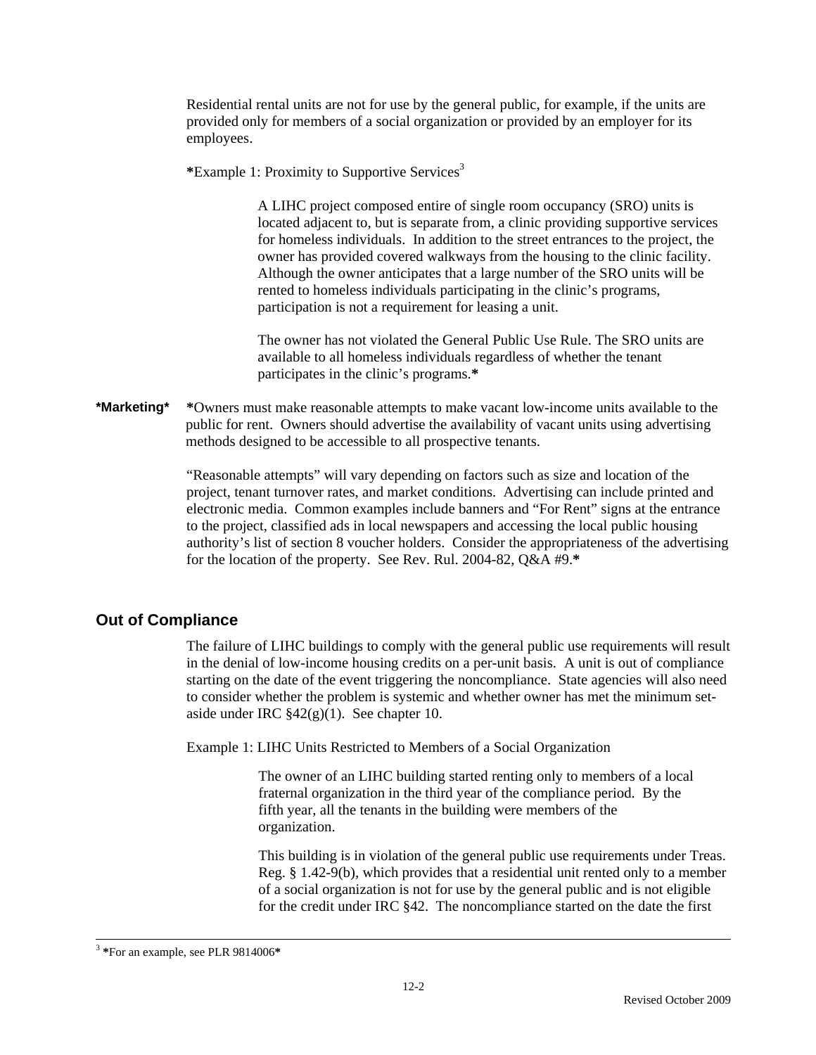Residential rental units are not for use by the general public, for example, if the units are provided only for members of a social organization or provided by an employer for its employees.

*Example 1: Proximity to Supportive Services[3]

> A LIHC project composed entire of single room occupancy (SRO) units is located adjacent to, but is separate from, a clinic providing supportive services for homeless individuals. In addition to the street entrances to the project, the owner has provided covered walkways from the housing to the clinic facility. Although the owner anticipates that a large number of the SRO units will be rented to homeless individuals participating in the clinic's programs, participation is not a requirement for leasing a unit.
>
> The owner has not violated the General Public Use Rule. The SRO units are available to all homeless individuals regardless of whether the tenant participates in the clinic's programs.*

**\*Marketing\***

*Owners must make reasonable attempts to make vacant low-income units available to the public for rent. Owners should advertise the availability of vacant units using advertising methods designed to be accessible to all prospective tenants.

"Reasonable attempts" will vary depending on factors such as size and location of the project, tenant turnover rates, and market conditions. Advertising can include printed and electronic media. Common examples include banners and "For Rent" signs at the entrance to the project, classified ads in local newspapers and accessing the local public housing authority's list of section 8 voucher holders. Consider the appropriateness of the advertising for the location of the property. See Rev. Rul. 2004-82, Q&A #9.*

## Out of Compliance

The failure of LIHC buildings to comply with the general public use requirements will result in the denial of low-income housing credits on a per-unit basis. A unit is out of compliance starting on the date of the event triggering the noncompliance. State agencies will also need to consider whether the problem is systemic and whether owner has met the minimum set-aside under IRC §42(g)(1). See chapter 10.

Example 1: LIHC Units Restricted to Members of a Social Organization

> The owner of an LIHC building started renting only to members of a local fraternal organization in the third year of the compliance period. By the fifth year, all the tenants in the building were members of the organization.
>
> This building is in violation of the general public use requirements under Treas. Reg. § 1.42-9(b), which provides that a residential unit rented only to a member of a social organization is not for use by the general public and is not eligible for the credit under IRC §42. The noncompliance started on the date the first

[3] *For an example, see PLR 9814006*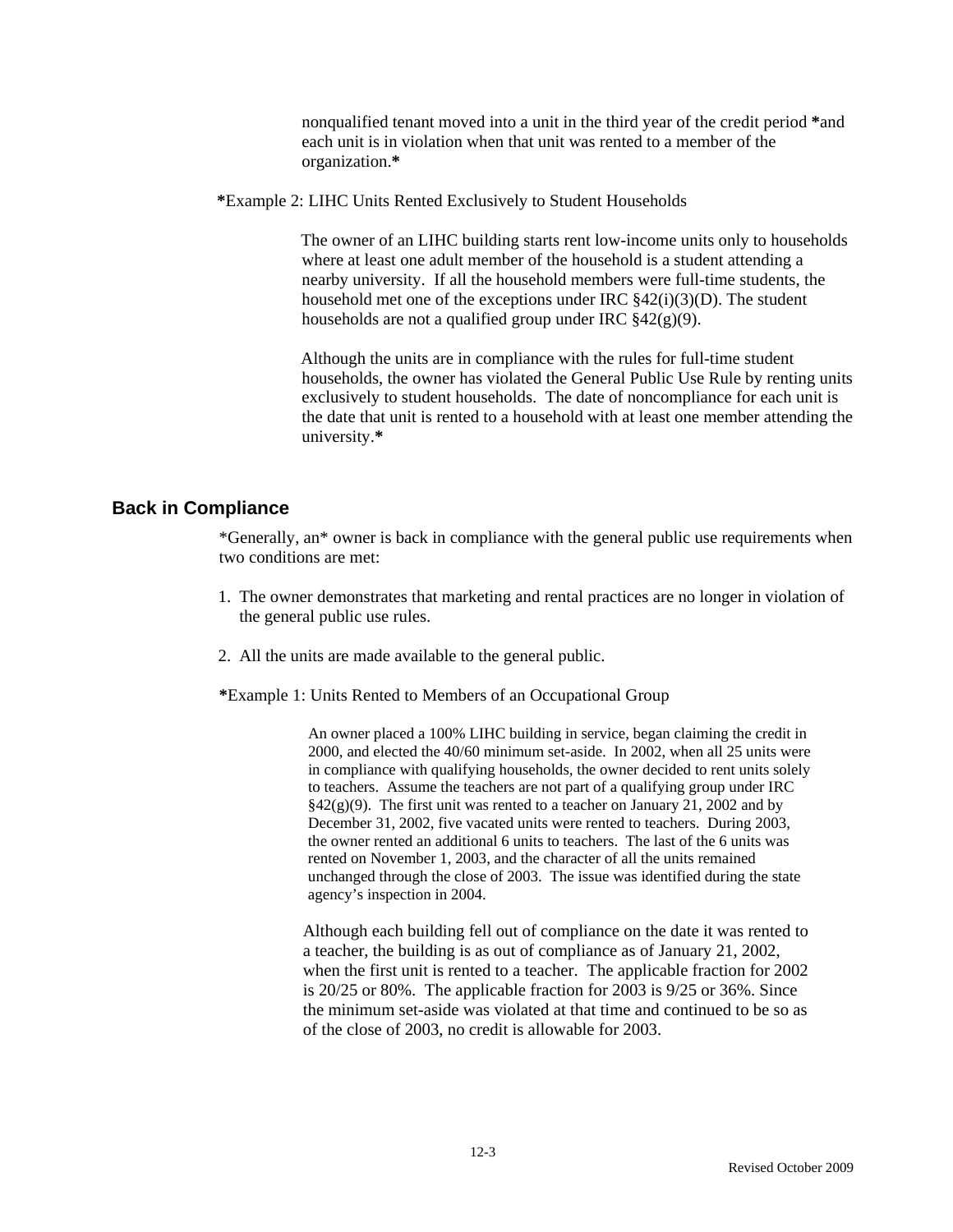nonqualified tenant moved into a unit in the third year of the credit period **\***and each unit is in violation when that unit was rented to a member of the organization.**\***

**\***Example 2: LIHC Units Rented Exclusively to Student Households

The owner of an LIHC building starts rent low-income units only to households where at least one adult member of the household is a student attending a nearby university. If all the household members were full-time students, the household met one of the exceptions under IRC §42(i)(3)(D). The student households are not a qualified group under IRC §42(g)(9).

Although the units are in compliance with the rules for full-time student households, the owner has violated the General Public Use Rule by renting units exclusively to student households. The date of noncompliance for each unit is the date that unit is rented to a household with at least one member attending the university.**\***

## Back in Compliance

\*Generally, an\* owner is back in compliance with the general public use requirements when two conditions are met:

1. The owner demonstrates that marketing and rental practices are no longer in violation of the general public use rules.
2. All the units are made available to the general public.

**\***Example 1: Units Rented to Members of an Occupational Group

An owner placed a 100% LIHC building in service, began claiming the credit in 2000, and elected the 40/60 minimum set-aside. In 2002, when all 25 units were in compliance with qualifying households, the owner decided to rent units solely to teachers. Assume the teachers are not part of a qualifying group under IRC §42(g)(9). The first unit was rented to a teacher on January 21, 2002 and by December 31, 2002, five vacated units were rented to teachers. During 2003, the owner rented an additional 6 units to teachers. The last of the 6 units was rented on November 1, 2003, and the character of all the units remained unchanged through the close of 2003. The issue was identified during the state agency's inspection in 2004.

Although each building fell out of compliance on the date it was rented to a teacher, the building is as out of compliance as of January 21, 2002, when the first unit is rented to a teacher. The applicable fraction for 2002 is 20/25 or 80%. The applicable fraction for 2003 is 9/25 or 36%. Since the minimum set-aside was violated at that time and continued to be so as of the close of 2003, no credit is allowable for 2003.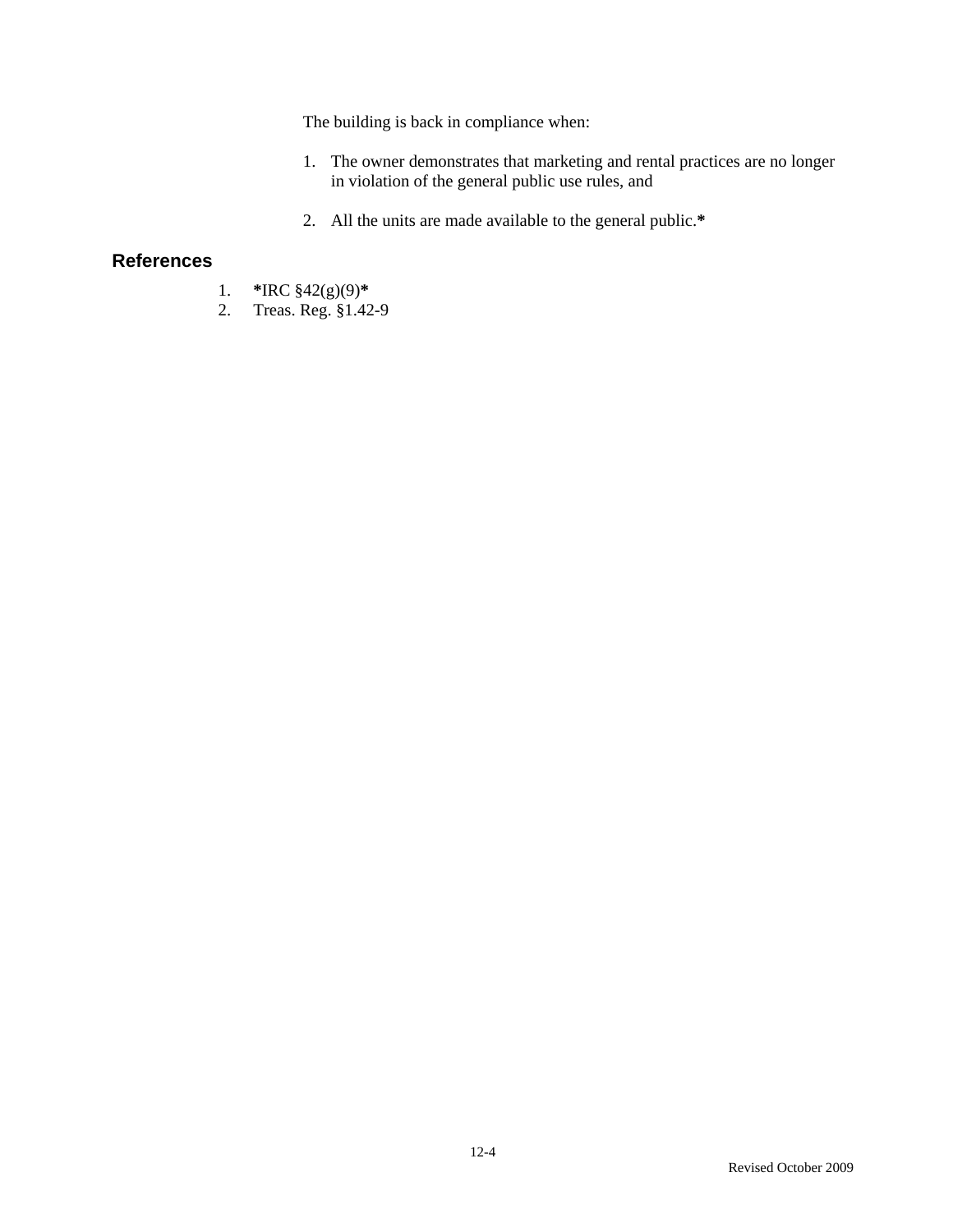The building is back in compliance when:

1. The owner demonstrates that marketing and rental practices are no longer in violation of the general public use rules, and

2. All the units are made available to the general public.**

## References

1. ***IRC §42(g)(9)***
2. Treas. Reg. §1.42-9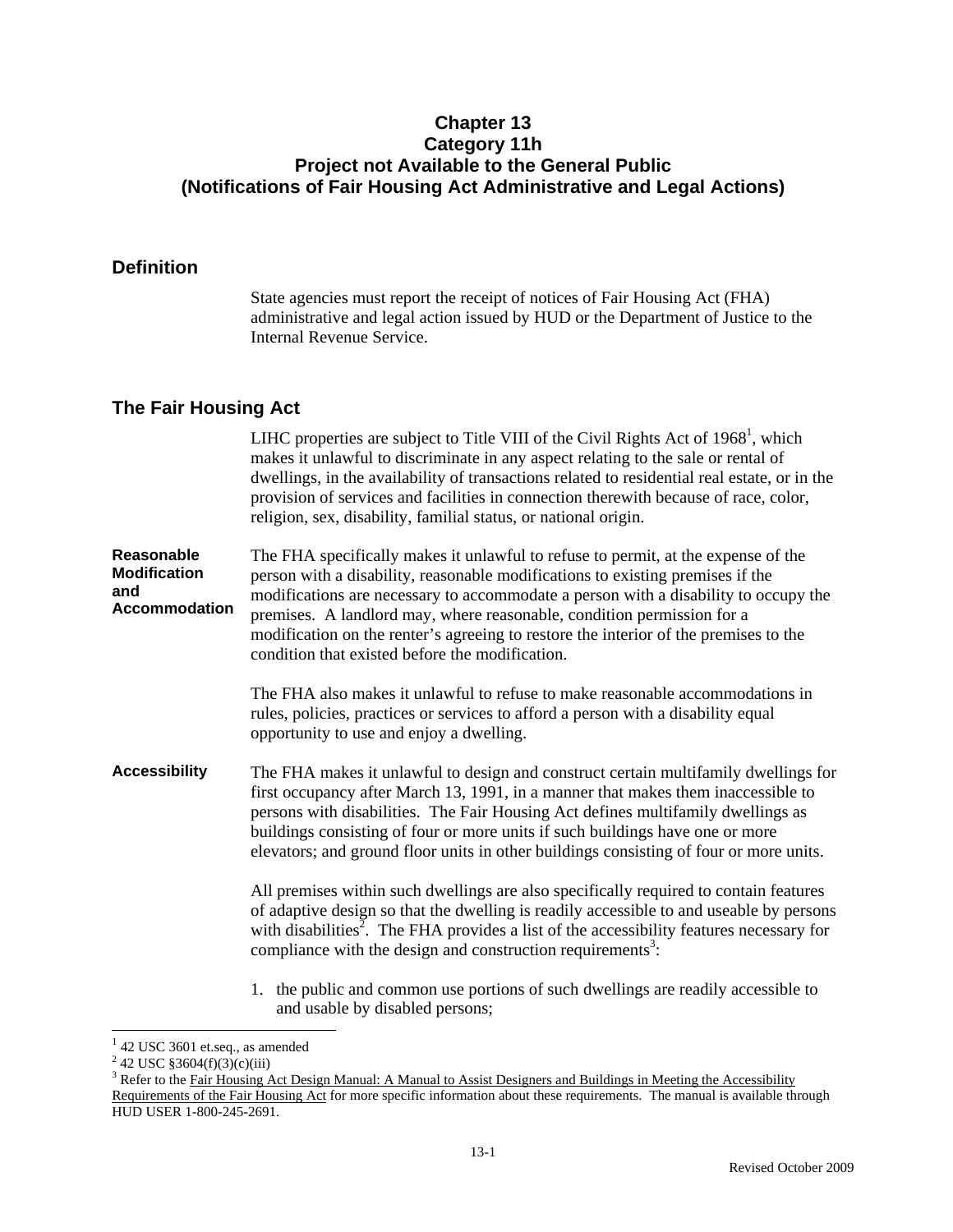# Chapter 13
# Category 11h
# Project not Available to the General Public
# (Notifications of Fair Housing Act Administrative and Legal Actions)

## Definition

State agencies must report the receipt of notices of Fair Housing Act (FHA) administrative and legal action issued by HUD or the Department of Justice to the Internal Revenue Service.

## The Fair Housing Act

LIHC properties are subject to Title VIII of the Civil Rights Act of 1968[1], which makes it unlawful to discriminate in any aspect relating to the sale or rental of dwellings, in the availability of transactions related to residential real estate, or in the provision of services and facilities in connection therewith because of race, color, religion, sex, disability, familial status, or national origin.

**Reasonable Modification and Accommodation**

The FHA specifically makes it unlawful to refuse to permit, at the expense of the person with a disability, reasonable modifications to existing premises if the modifications are necessary to accommodate a person with a disability to occupy the premises. A landlord may, where reasonable, condition permission for a modification on the renter's agreeing to restore the interior of the premises to the condition that existed before the modification.

The FHA also makes it unlawful to refuse to make reasonable accommodations in rules, policies, practices or services to afford a person with a disability equal opportunity to use and enjoy a dwelling.

**Accessibility**

The FHA makes it unlawful to design and construct certain multifamily dwellings for first occupancy after March 13, 1991, in a manner that makes them inaccessible to persons with disabilities. The Fair Housing Act defines multifamily dwellings as buildings consisting of four or more units if such buildings have one or more elevators; and ground floor units in other buildings consisting of four or more units.

All premises within such dwellings are also specifically required to contain features of adaptive design so that the dwelling is readily accessible to and useable by persons with disabilities[2]. The FHA provides a list of the accessibility features necessary for compliance with the design and construction requirements[3]:

1. the public and common use portions of such dwellings are readily accessible to and usable by disabled persons;

---

[1] 42 USC 3601 et.seq., as amended

[2] 42 USC §3604(f)(3)(c)(iii)

[3] Refer to the Fair Housing Act Design Manual: A Manual to Assist Designers and Buildings in Meeting the Accessibility Requirements of the Fair Housing Act for more specific information about these requirements. The manual is available through HUD USER 1-800-245-2691.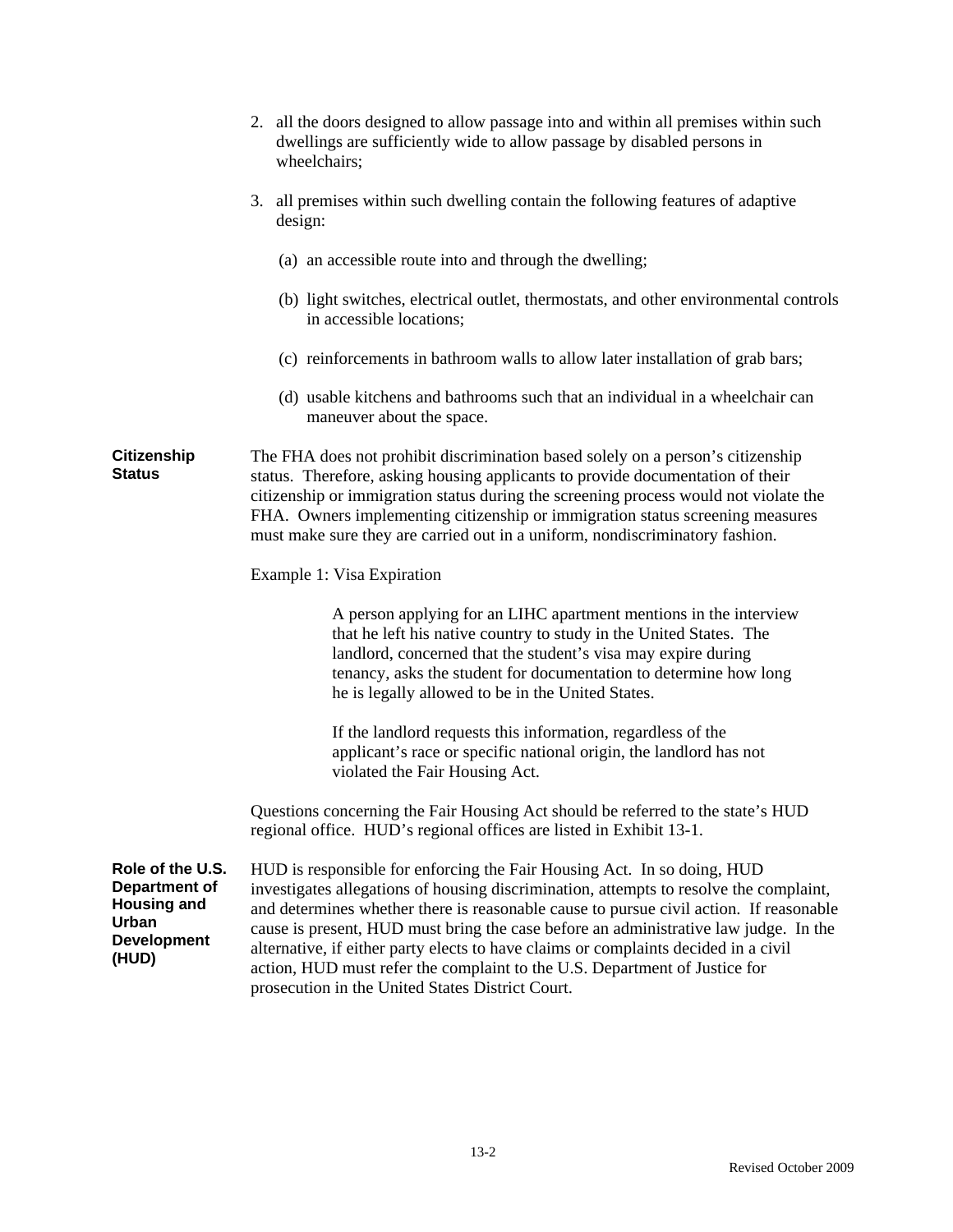2. all the doors designed to allow passage into and within all premises within such dwellings are sufficiently wide to allow passage by disabled persons in wheelchairs;

3. all premises within such dwelling contain the following features of adaptive design:

   (a) an accessible route into and through the dwelling;

   (b) light switches, electrical outlet, thermostats, and other environmental controls in accessible locations;

   (c) reinforcements in bathroom walls to allow later installation of grab bars;

   (d) usable kitchens and bathrooms such that an individual in a wheelchair can maneuver about the space.

**Citizenship Status**

The FHA does not prohibit discrimination based solely on a person's citizenship status. Therefore, asking housing applicants to provide documentation of their citizenship or immigration status during the screening process would not violate the FHA. Owners implementing citizenship or immigration status screening measures must make sure they are carried out in a uniform, nondiscriminatory fashion.

Example 1: Visa Expiration

> A person applying for an LIHC apartment mentions in the interview that he left his native country to study in the United States. The landlord, concerned that the student's visa may expire during tenancy, asks the student for documentation to determine how long he is legally allowed to be in the United States.
>
> If the landlord requests this information, regardless of the applicant's race or specific national origin, the landlord has not violated the Fair Housing Act.

Questions concerning the Fair Housing Act should be referred to the state's HUD regional office. HUD's regional offices are listed in Exhibit 13-1.

**Role of the U.S. Department of Housing and Urban Development (HUD)**

HUD is responsible for enforcing the Fair Housing Act. In so doing, HUD investigates allegations of housing discrimination, attempts to resolve the complaint, and determines whether there is reasonable cause to pursue civil action. If reasonable cause is present, HUD must bring the case before an administrative law judge. In the alternative, if either party elects to have claims or complaints decided in a civil action, HUD must refer the complaint to the U.S. Department of Justice for prosecution in the United States District Court.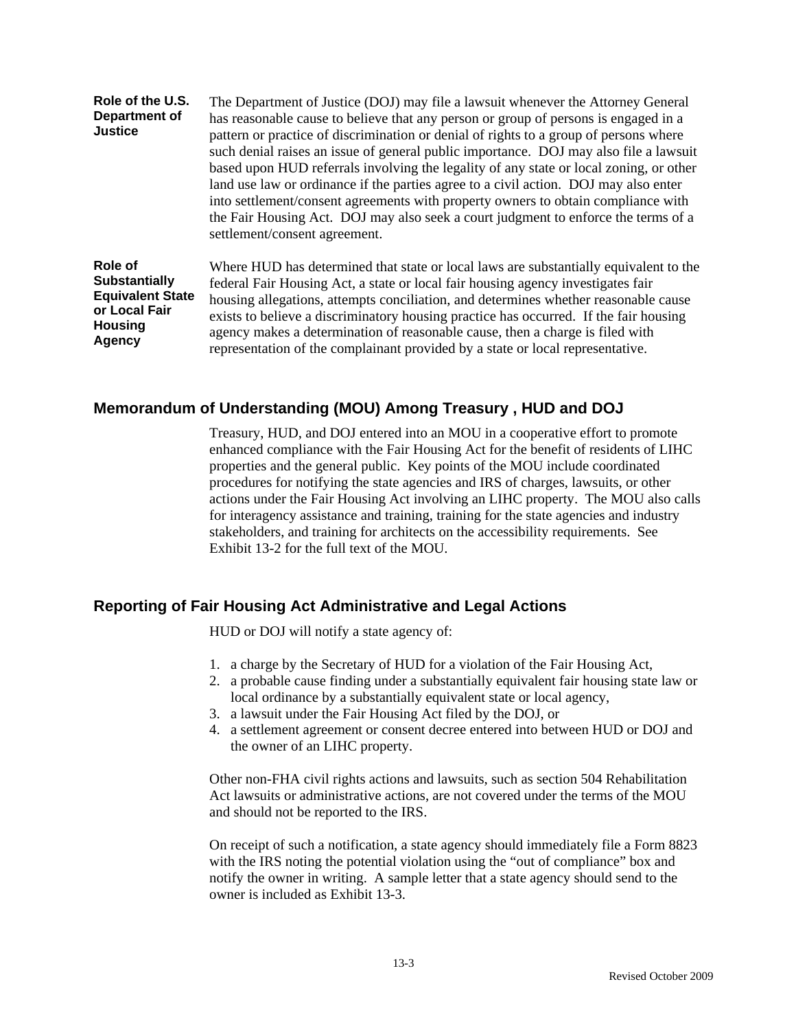**Role of the U.S. Department of Justice**

The Department of Justice (DOJ) may file a lawsuit whenever the Attorney General has reasonable cause to believe that any person or group of persons is engaged in a pattern or practice of discrimination or denial of rights to a group of persons where such denial raises an issue of general public importance. DOJ may also file a lawsuit based upon HUD referrals involving the legality of any state or local zoning, or other land use law or ordinance if the parties agree to a civil action. DOJ may also enter into settlement/consent agreements with property owners to obtain compliance with the Fair Housing Act. DOJ may also seek a court judgment to enforce the terms of a settlement/consent agreement.

**Role of Substantially Equivalent State or Local Fair Housing Agency**

Where HUD has determined that state or local laws are substantially equivalent to the federal Fair Housing Act, a state or local fair housing agency investigates fair housing allegations, attempts conciliation, and determines whether reasonable cause exists to believe a discriminatory housing practice has occurred. If the fair housing agency makes a determination of reasonable cause, then a charge is filed with representation of the complainant provided by a state or local representative.

## Memorandum of Understanding (MOU) Among Treasury , HUD and DOJ

Treasury, HUD, and DOJ entered into an MOU in a cooperative effort to promote enhanced compliance with the Fair Housing Act for the benefit of residents of LIHC properties and the general public. Key points of the MOU include coordinated procedures for notifying the state agencies and IRS of charges, lawsuits, or other actions under the Fair Housing Act involving an LIHC property. The MOU also calls for interagency assistance and training, training for the state agencies and industry stakeholders, and training for architects on the accessibility requirements. See Exhibit 13-2 for the full text of the MOU.

## Reporting of Fair Housing Act Administrative and Legal Actions

HUD or DOJ will notify a state agency of:

1. a charge by the Secretary of HUD for a violation of the Fair Housing Act,
2. a probable cause finding under a substantially equivalent fair housing state law or local ordinance by a substantially equivalent state or local agency,
3. a lawsuit under the Fair Housing Act filed by the DOJ, or
4. a settlement agreement or consent decree entered into between HUD or DOJ and the owner of an LIHC property.

Other non-FHA civil rights actions and lawsuits, such as section 504 Rehabilitation Act lawsuits or administrative actions, are not covered under the terms of the MOU and should not be reported to the IRS.

On receipt of such a notification, a state agency should immediately file a Form 8823 with the IRS noting the potential violation using the "out of compliance" box and notify the owner in writing. A sample letter that a state agency should send to the owner is included as Exhibit 13-3.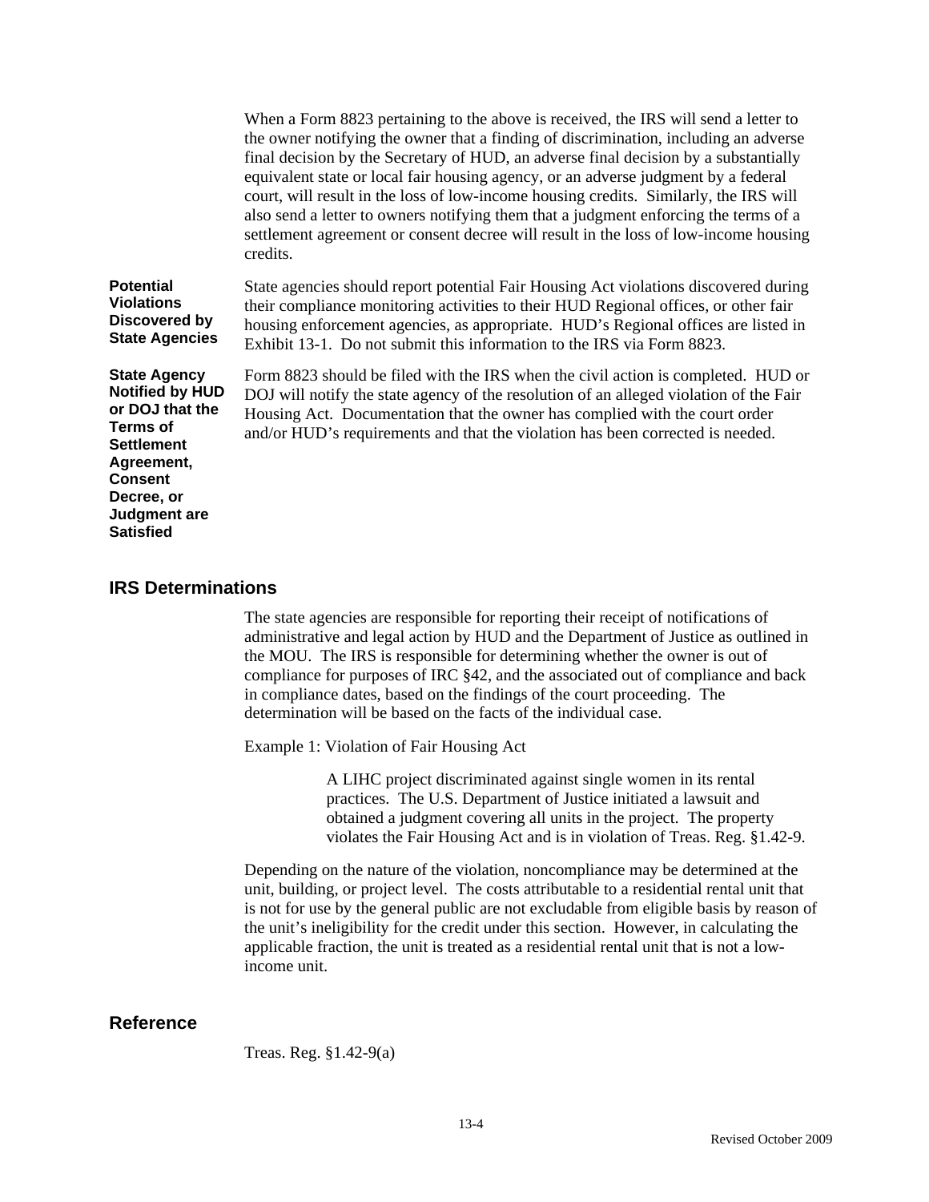When a Form 8823 pertaining to the above is received, the IRS will send a letter to the owner notifying the owner that a finding of discrimination, including an adverse final decision by the Secretary of HUD, an adverse final decision by a substantially equivalent state or local fair housing agency, or an adverse judgment by a federal court, will result in the loss of low-income housing credits. Similarly, the IRS will also send a letter to owners notifying them that a judgment enforcing the terms of a settlement agreement or consent decree will result in the loss of low-income housing credits.

**Potential Violations Discovered by State Agencies**

State agencies should report potential Fair Housing Act violations discovered during their compliance monitoring activities to their HUD Regional offices, or other fair housing enforcement agencies, as appropriate. HUD's Regional offices are listed in Exhibit 13-1. Do not submit this information to the IRS via Form 8823.

**State Agency Notified by HUD or DOJ that the Terms of Settlement Agreement, Consent Decree, or Judgment are Satisfied**

Form 8823 should be filed with the IRS when the civil action is completed. HUD or DOJ will notify the state agency of the resolution of an alleged violation of the Fair Housing Act. Documentation that the owner has complied with the court order and/or HUD's requirements and that the violation has been corrected is needed.

## IRS Determinations

The state agencies are responsible for reporting their receipt of notifications of administrative and legal action by HUD and the Department of Justice as outlined in the MOU. The IRS is responsible for determining whether the owner is out of compliance for purposes of IRC §42, and the associated out of compliance and back in compliance dates, based on the findings of the court proceeding. The determination will be based on the facts of the individual case.

Example 1: Violation of Fair Housing Act

> A LIHC project discriminated against single women in its rental practices. The U.S. Department of Justice initiated a lawsuit and obtained a judgment covering all units in the project. The property violates the Fair Housing Act and is in violation of Treas. Reg. §1.42-9.

Depending on the nature of the violation, noncompliance may be determined at the unit, building, or project level. The costs attributable to a residential rental unit that is not for use by the general public are not excludable from eligible basis by reason of the unit's ineligibility for the credit under this section. However, in calculating the applicable fraction, the unit is treated as a residential rental unit that is not a low-income unit.

## Reference

Treas. Reg. §1.42-9(a)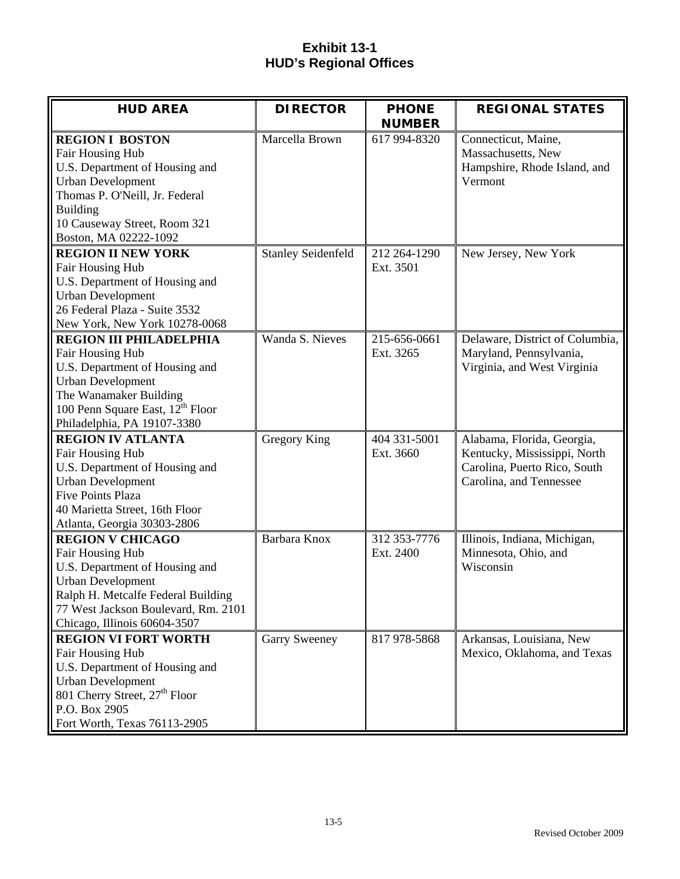# Exhibit 13-1
# HUD's Regional Offices

| HUD AREA | DIRECTOR | PHONE NUMBER | REGIONAL STATES |
|---|---|---|---|
| **REGION I BOSTON**<br>Fair Housing Hub<br>U.S. Department of Housing and Urban Development<br>Thomas P. O'Neill, Jr. Federal Building<br>10 Causeway Street, Room 321<br>Boston, MA 02222-1092 | Marcella Brown | 617 994-8320 | Connecticut, Maine, Massachusetts, New Hampshire, Rhode Island, and Vermont |
| **REGION II NEW YORK**<br>Fair Housing Hub<br>U.S. Department of Housing and Urban Development<br>26 Federal Plaza - Suite 3532<br>New York, New York 10278-0068 | Stanley Seidenfeld | 212 264-1290 Ext. 3501 | New Jersey, New York |
| **REGION III PHILADELPHIA**<br>Fair Housing Hub<br>U.S. Department of Housing and Urban Development<br>The Wanamaker Building<br>100 Penn Square East, 12th Floor<br>Philadelphia, PA 19107-3380 | Wanda S. Nieves | 215-656-0661 Ext. 3265 | Delaware, District of Columbia, Maryland, Pennsylvania, Virginia, and West Virginia |
| **REGION IV ATLANTA**<br>Fair Housing Hub<br>U.S. Department of Housing and Urban Development<br>Five Points Plaza<br>40 Marietta Street, 16th Floor<br>Atlanta, Georgia 30303-2806 | Gregory King | 404 331-5001 Ext. 3660 | Alabama, Florida, Georgia, Kentucky, Mississippi, North Carolina, Puerto Rico, South Carolina, and Tennessee |
| **REGION V CHICAGO**<br>Fair Housing Hub<br>U.S. Department of Housing and Urban Development<br>Ralph H. Metcalfe Federal Building<br>77 West Jackson Boulevard, Rm. 2101<br>Chicago, Illinois 60604-3507 | Barbara Knox | 312 353-7776 Ext. 2400 | Illinois, Indiana, Michigan, Minnesota, Ohio, and Wisconsin |
| **REGION VI FORT WORTH**<br>Fair Housing Hub<br>U.S. Department of Housing and Urban Development<br>801 Cherry Street, 27th Floor<br>P.O. Box 2905<br>Fort Worth, Texas 76113-2905 | Garry Sweeney | 817 978-5868 | Arkansas, Louisiana, New Mexico, Oklahoma, and Texas |

Revised October 2009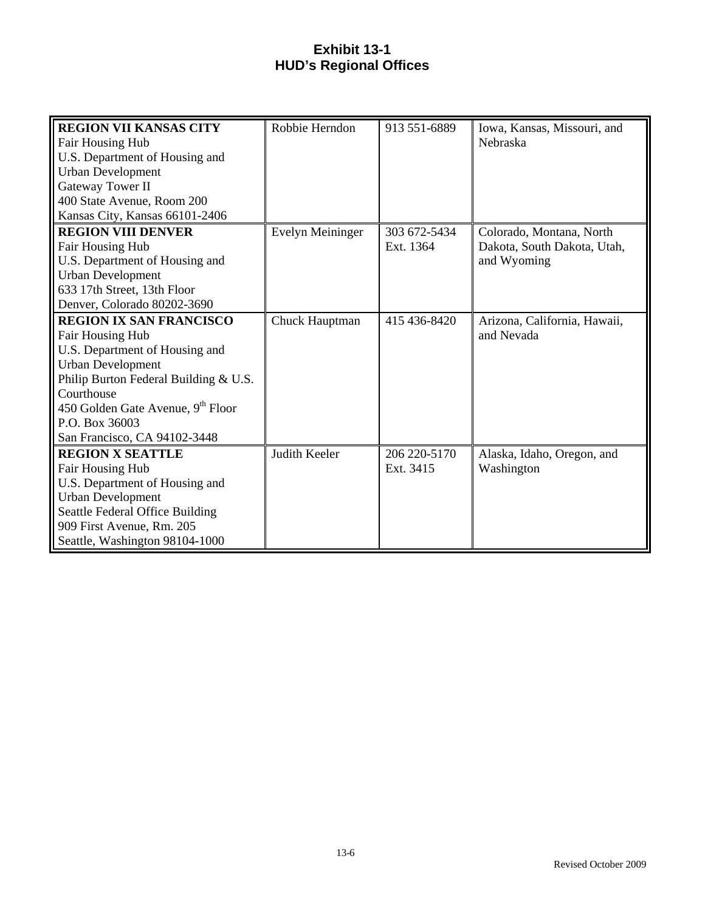# Exhibit 13-1
# HUD's Regional Offices

| | | | |
|---|---|---|---|
| **REGION VII KANSAS CITY**<br>Fair Housing Hub<br>U.S. Department of Housing and Urban Development<br>Gateway Tower II<br>400 State Avenue, Room 200<br>Kansas City, Kansas 66101-2406 | Robbie Herndon | 913 551-6889 | Iowa, Kansas, Missouri, and Nebraska |
| **REGION VIII DENVER**<br>Fair Housing Hub<br>U.S. Department of Housing and Urban Development<br>633 17th Street, 13th Floor<br>Denver, Colorado 80202-3690 | Evelyn Meininger | 303 672-5434 Ext. 1364 | Colorado, Montana, North Dakota, South Dakota, Utah, and Wyoming |
| **REGION IX SAN FRANCISCO**<br>Fair Housing Hub<br>U.S. Department of Housing and Urban Development<br>Philip Burton Federal Building & U.S. Courthouse<br>450 Golden Gate Avenue, 9th Floor<br>P.O. Box 36003<br>San Francisco, CA 94102-3448 | Chuck Hauptman | 415 436-8420 | Arizona, California, Hawaii, and Nevada |
| **REGION X SEATTLE**<br>Fair Housing Hub<br>U.S. Department of Housing and Urban Development<br>Seattle Federal Office Building<br>909 First Avenue, Rm. 205<br>Seattle, Washington 98104-1000 | Judith Keeler | 206 220-5170 Ext. 3415 | Alaska, Idaho, Oregon, and Washington |

Revised October 2009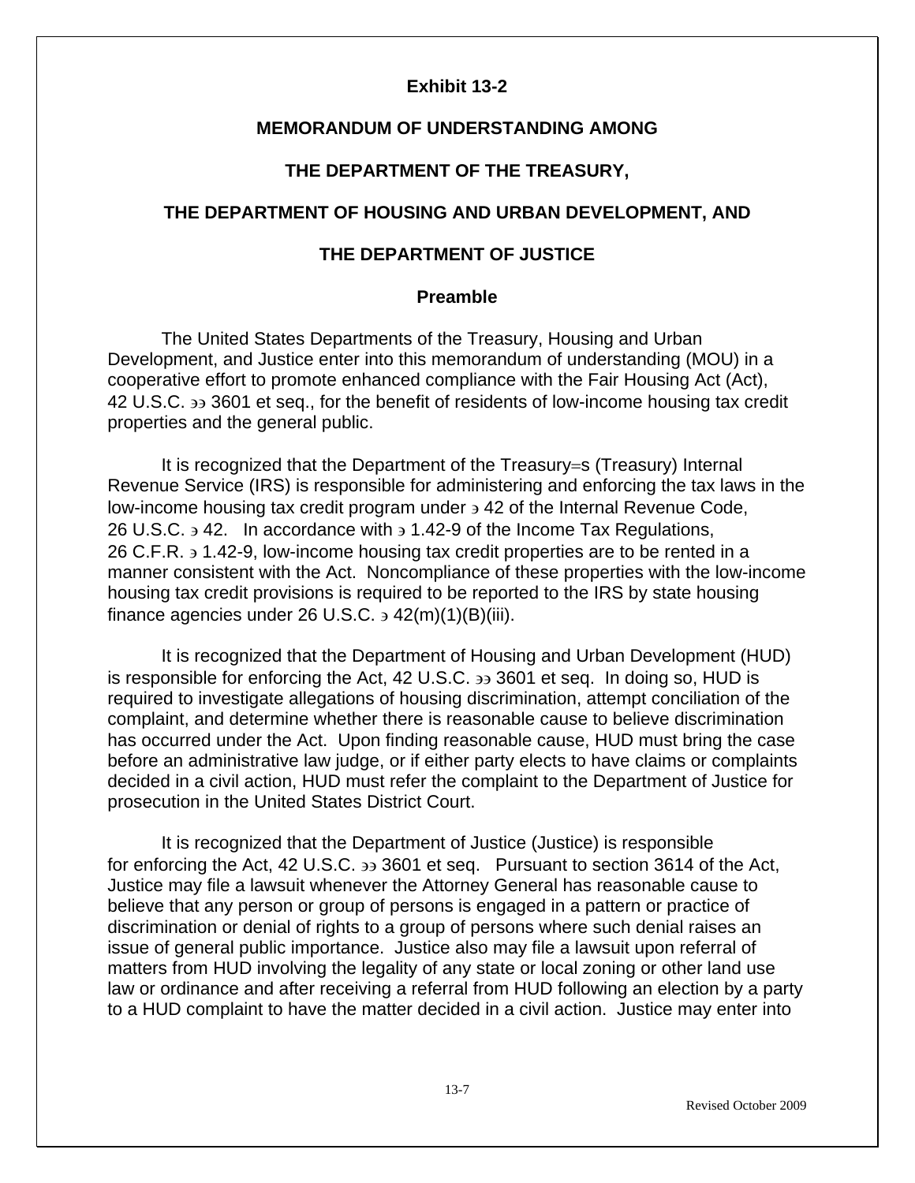**Exhibit 13-2**

**MEMORANDUM OF UNDERSTANDING AMONG**

**THE DEPARTMENT OF THE TREASURY,**

**THE DEPARTMENT OF HOUSING AND URBAN DEVELOPMENT, AND**

**THE DEPARTMENT OF JUSTICE**

**Preamble**

The United States Departments of the Treasury, Housing and Urban Development, and Justice enter into this memorandum of understanding (MOU) in a cooperative effort to promote enhanced compliance with the Fair Housing Act (Act), 42 U.S.C. ͽͽ 3601 et seq., for the benefit of residents of low-income housing tax credit properties and the general public.

It is recognized that the Department of the Treasury=s (Treasury) Internal Revenue Service (IRS) is responsible for administering and enforcing the tax laws in the low-income housing tax credit program under ͽ 42 of the Internal Revenue Code, 26 U.S.C. ͽ 42. In accordance with ͽ 1.42-9 of the Income Tax Regulations, 26 C.F.R. ͽ 1.42-9, low-income housing tax credit properties are to be rented in a manner consistent with the Act. Noncompliance of these properties with the low-income housing tax credit provisions is required to be reported to the IRS by state housing finance agencies under 26 U.S.C. ͽ 42(m)(1)(B)(iii).

It is recognized that the Department of Housing and Urban Development (HUD) is responsible for enforcing the Act, 42 U.S.C. ͽͽ 3601 et seq. In doing so, HUD is required to investigate allegations of housing discrimination, attempt conciliation of the complaint, and determine whether there is reasonable cause to believe discrimination has occurred under the Act. Upon finding reasonable cause, HUD must bring the case before an administrative law judge, or if either party elects to have claims or complaints decided in a civil action, HUD must refer the complaint to the Department of Justice for prosecution in the United States District Court.

It is recognized that the Department of Justice (Justice) is responsible for enforcing the Act, 42 U.S.C. ͽͽ 3601 et seq. Pursuant to section 3614 of the Act, Justice may file a lawsuit whenever the Attorney General has reasonable cause to believe that any person or group of persons is engaged in a pattern or practice of discrimination or denial of rights to a group of persons where such denial raises an issue of general public importance. Justice also may file a lawsuit upon referral of matters from HUD involving the legality of any state or local zoning or other land use law or ordinance and after receiving a referral from HUD following an election by a party to a HUD complaint to have the matter decided in a civil action. Justice may enter into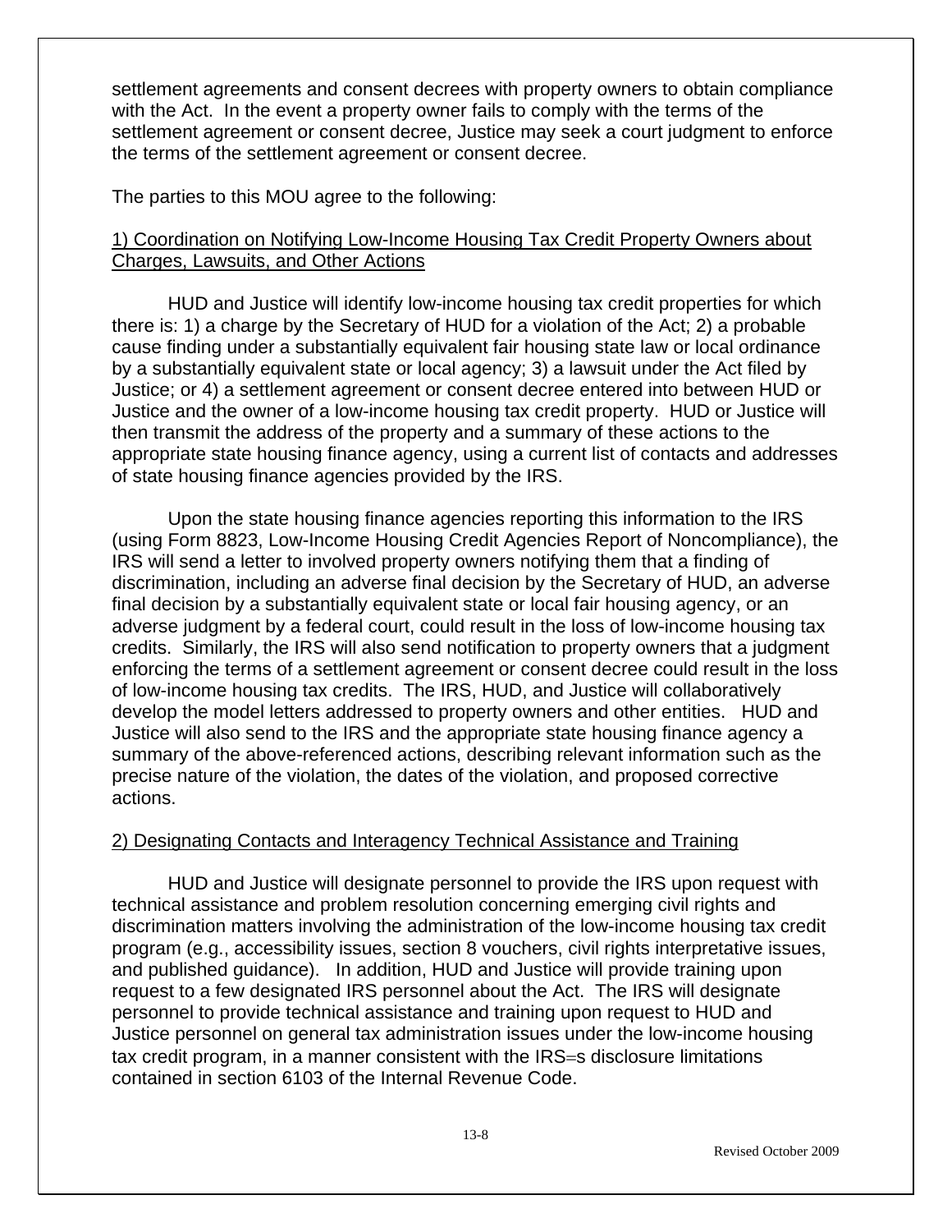settlement agreements and consent decrees with property owners to obtain compliance with the Act. In the event a property owner fails to comply with the terms of the settlement agreement or consent decree, Justice may seek a court judgment to enforce the terms of the settlement agreement or consent decree.

The parties to this MOU agree to the following:

1) Coordination on Notifying Low-Income Housing Tax Credit Property Owners about Charges, Lawsuits, and Other Actions

HUD and Justice will identify low-income housing tax credit properties for which there is: 1) a charge by the Secretary of HUD for a violation of the Act; 2) a probable cause finding under a substantially equivalent fair housing state law or local ordinance by a substantially equivalent state or local agency; 3) a lawsuit under the Act filed by Justice; or 4) a settlement agreement or consent decree entered into between HUD or Justice and the owner of a low-income housing tax credit property. HUD or Justice will then transmit the address of the property and a summary of these actions to the appropriate state housing finance agency, using a current list of contacts and addresses of state housing finance agencies provided by the IRS.

Upon the state housing finance agencies reporting this information to the IRS (using Form 8823, Low-Income Housing Credit Agencies Report of Noncompliance), the IRS will send a letter to involved property owners notifying them that a finding of discrimination, including an adverse final decision by the Secretary of HUD, an adverse final decision by a substantially equivalent state or local fair housing agency, or an adverse judgment by a federal court, could result in the loss of low-income housing tax credits. Similarly, the IRS will also send notification to property owners that a judgment enforcing the terms of a settlement agreement or consent decree could result in the loss of low-income housing tax credits. The IRS, HUD, and Justice will collaboratively develop the model letters addressed to property owners and other entities. HUD and Justice will also send to the IRS and the appropriate state housing finance agency a summary of the above-referenced actions, describing relevant information such as the precise nature of the violation, the dates of the violation, and proposed corrective actions.

2) Designating Contacts and Interagency Technical Assistance and Training

HUD and Justice will designate personnel to provide the IRS upon request with technical assistance and problem resolution concerning emerging civil rights and discrimination matters involving the administration of the low-income housing tax credit program (e.g., accessibility issues, section 8 vouchers, civil rights interpretative issues, and published guidance). In addition, HUD and Justice will provide training upon request to a few designated IRS personnel about the Act. The IRS will designate personnel to provide technical assistance and training upon request to HUD and Justice personnel on general tax administration issues under the low-income housing tax credit program, in a manner consistent with the IRS=s disclosure limitations contained in section 6103 of the Internal Revenue Code.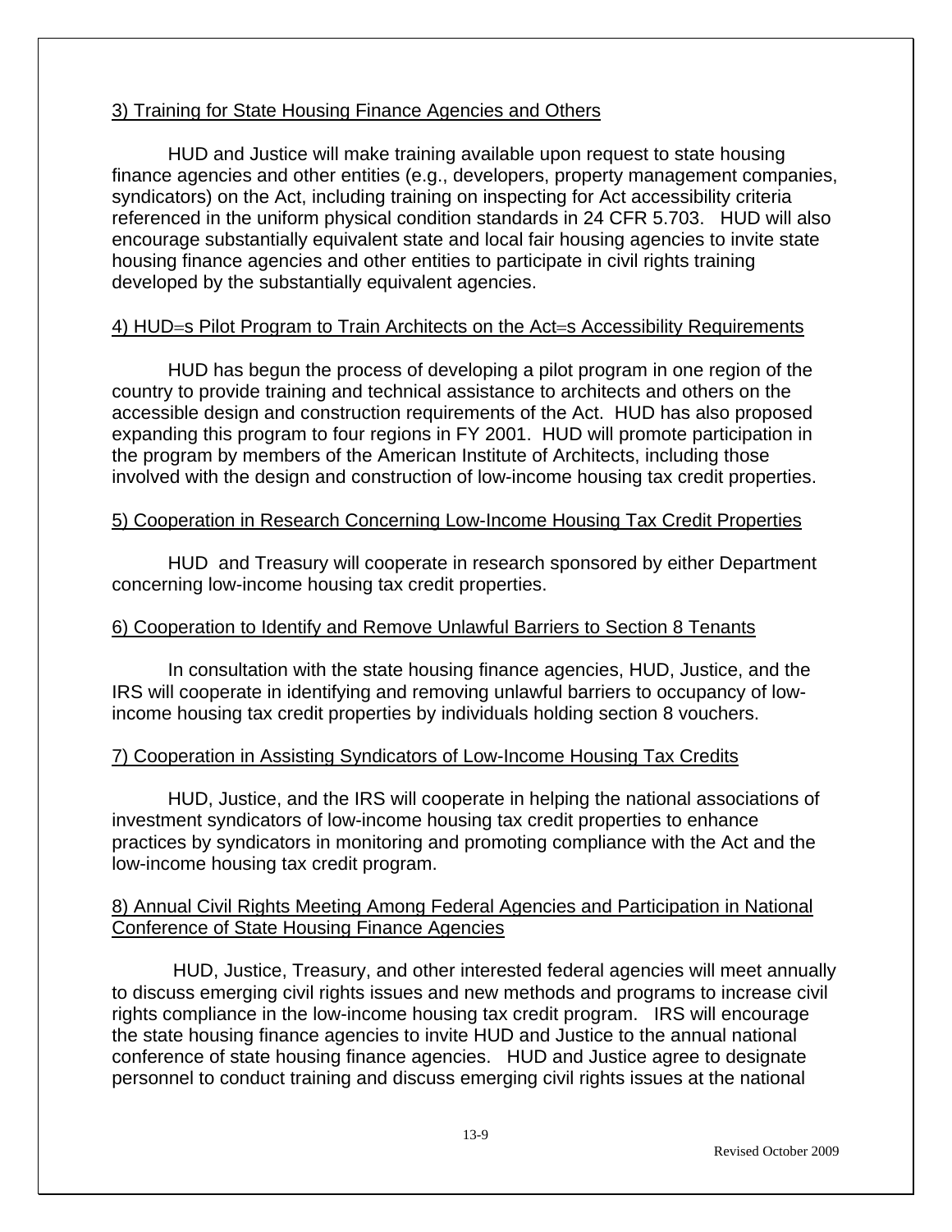3) Training for State Housing Finance Agencies and Others

HUD and Justice will make training available upon request to state housing finance agencies and other entities (e.g., developers, property management companies, syndicators) on the Act, including training on inspecting for Act accessibility criteria referenced in the uniform physical condition standards in 24 CFR 5.703. HUD will also encourage substantially equivalent state and local fair housing agencies to invite state housing finance agencies and other entities to participate in civil rights training developed by the substantially equivalent agencies.

4) HUD=s Pilot Program to Train Architects on the Act=s Accessibility Requirements

HUD has begun the process of developing a pilot program in one region of the country to provide training and technical assistance to architects and others on the accessible design and construction requirements of the Act. HUD has also proposed expanding this program to four regions in FY 2001. HUD will promote participation in the program by members of the American Institute of Architects, including those involved with the design and construction of low-income housing tax credit properties.

5) Cooperation in Research Concerning Low-Income Housing Tax Credit Properties

HUD and Treasury will cooperate in research sponsored by either Department concerning low-income housing tax credit properties.

6) Cooperation to Identify and Remove Unlawful Barriers to Section 8 Tenants

In consultation with the state housing finance agencies, HUD, Justice, and the IRS will cooperate in identifying and removing unlawful barriers to occupancy of low-income housing tax credit properties by individuals holding section 8 vouchers.

7) Cooperation in Assisting Syndicators of Low-Income Housing Tax Credits

HUD, Justice, and the IRS will cooperate in helping the national associations of investment syndicators of low-income housing tax credit properties to enhance practices by syndicators in monitoring and promoting compliance with the Act and the low-income housing tax credit program.

8) Annual Civil Rights Meeting Among Federal Agencies and Participation in National Conference of State Housing Finance Agencies

HUD, Justice, Treasury, and other interested federal agencies will meet annually to discuss emerging civil rights issues and new methods and programs to increase civil rights compliance in the low-income housing tax credit program. IRS will encourage the state housing finance agencies to invite HUD and Justice to the annual national conference of state housing finance agencies. HUD and Justice agree to designate personnel to conduct training and discuss emerging civil rights issues at the national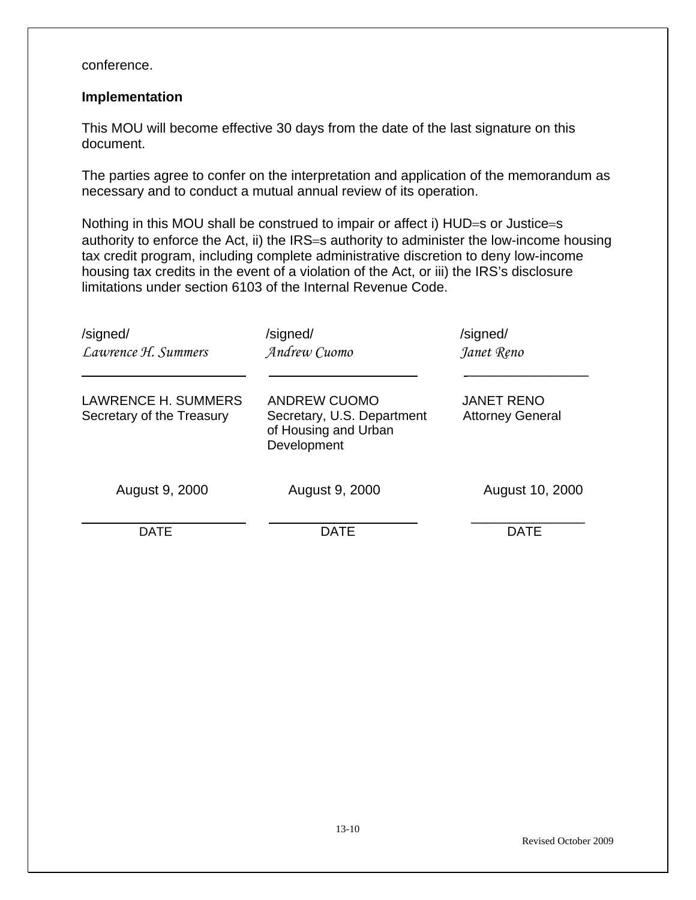conference.

**Implementation**

This MOU will become effective 30 days from the date of the last signature on this document.

The parties agree to confer on the interpretation and application of the memorandum as necessary and to conduct a mutual annual review of its operation.

Nothing in this MOU shall be construed to impair or affect i) HUD=s or Justice=s authority to enforce the Act, ii) the IRS=s authority to administer the low-income housing tax credit program, including complete administrative discretion to deny low-income housing tax credits in the event of a violation of the Act, or iii) the IRS's disclosure limitations under section 6103 of the Internal Revenue Code.

| /signed/ | /signed/ | /signed/ |
|---|---|---|
| *Lawrence H. Summers* | *Andrew Cuomo* | *Janet Reno* |
| LAWRENCE H. SUMMERS<br>Secretary of the Treasury | ANDREW CUOMO<br>Secretary, U.S. Department of Housing and Urban Development | JANET RENO<br>Attorney General |
| August 9, 2000 | August 9, 2000 | August 10, 2000 |
| DATE | DATE | DATE |

Revised October 2009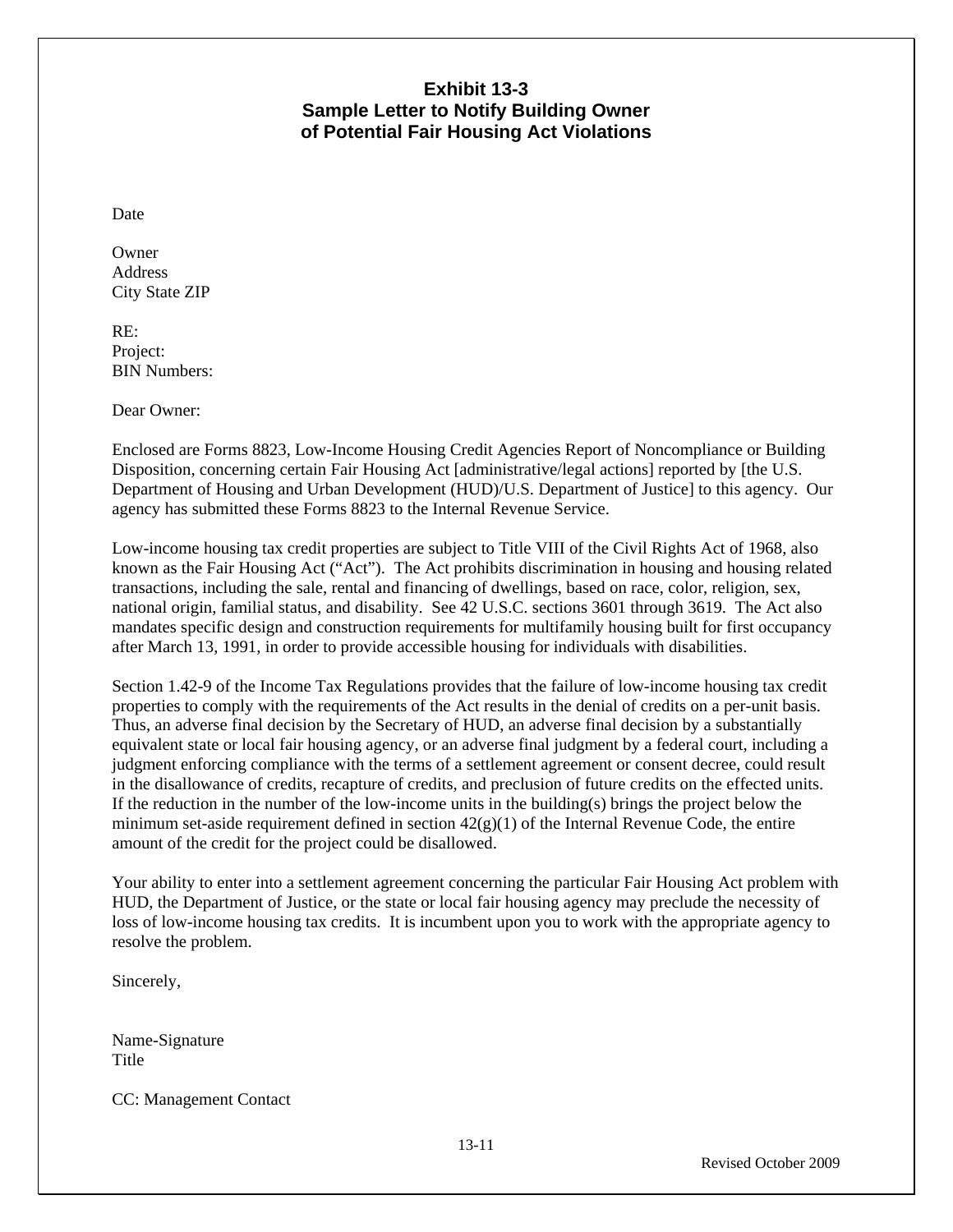## Exhibit 13-3
## Sample Letter to Notify Building Owner of Potential Fair Housing Act Violations

Date

Owner
Address
City State ZIP

RE:
Project:
BIN Numbers:

Dear Owner:

Enclosed are Forms 8823, Low-Income Housing Credit Agencies Report of Noncompliance or Building Disposition, concerning certain Fair Housing Act [administrative/legal actions] reported by [the U.S. Department of Housing and Urban Development (HUD)/U.S. Department of Justice] to this agency. Our agency has submitted these Forms 8823 to the Internal Revenue Service.

Low-income housing tax credit properties are subject to Title VIII of the Civil Rights Act of 1968, also known as the Fair Housing Act ("Act"). The Act prohibits discrimination in housing and housing related transactions, including the sale, rental and financing of dwellings, based on race, color, religion, sex, national origin, familial status, and disability. See 42 U.S.C. sections 3601 through 3619. The Act also mandates specific design and construction requirements for multifamily housing built for first occupancy after March 13, 1991, in order to provide accessible housing for individuals with disabilities.

Section 1.42-9 of the Income Tax Regulations provides that the failure of low-income housing tax credit properties to comply with the requirements of the Act results in the denial of credits on a per-unit basis. Thus, an adverse final decision by the Secretary of HUD, an adverse final decision by a substantially equivalent state or local fair housing agency, or an adverse final judgment by a federal court, including a judgment enforcing compliance with the terms of a settlement agreement or consent decree, could result in the disallowance of credits, recapture of credits, and preclusion of future credits on the effected units. If the reduction in the number of the low-income units in the building(s) brings the project below the minimum set-aside requirement defined in section 42(g)(1) of the Internal Revenue Code, the entire amount of the credit for the project could be disallowed.

Your ability to enter into a settlement agreement concerning the particular Fair Housing Act problem with HUD, the Department of Justice, or the state or local fair housing agency may preclude the necessity of loss of low-income housing tax credits. It is incumbent upon you to work with the appropriate agency to resolve the problem.

Sincerely,

Name-Signature
Title

CC: Management Contact

Revised October 2009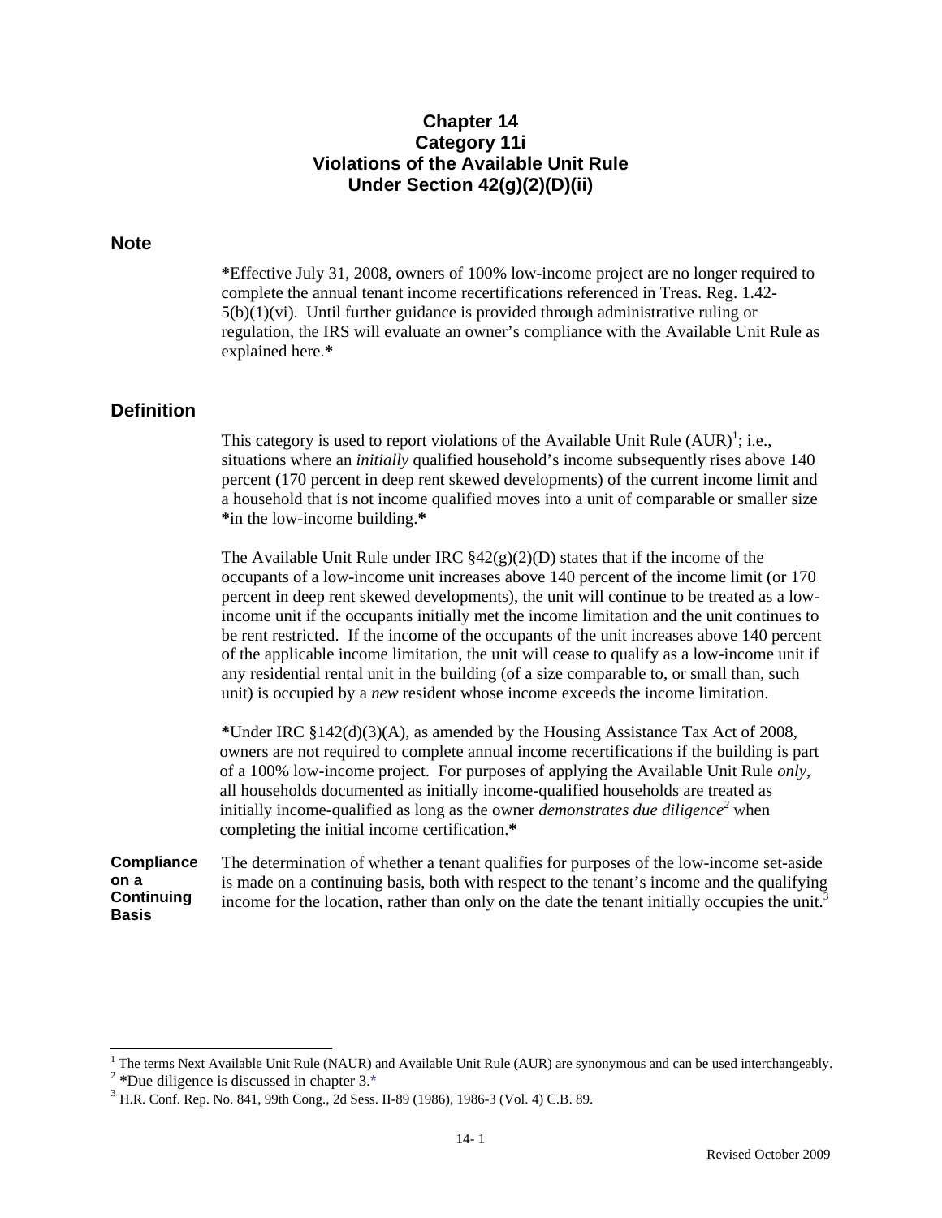# Chapter 14
# Category 11i
# Violations of the Available Unit Rule Under Section 42(g)(2)(D)(ii)

## Note

***Effective July 31, 2008, owners of 100% low-income project are no longer required to complete the annual tenant income recertifications referenced in Treas. Reg. 1.42-5(b)(1)(vi). Until further guidance is provided through administrative ruling or regulation, the IRS will evaluate an owner's compliance with the Available Unit Rule as explained here.***

## Definition

This category is used to report violations of the Available Unit Rule (AUR)[1]; i.e., situations where an *initially* qualified household's income subsequently rises above 140 percent (170 percent in deep rent skewed developments) of the current income limit and a household that is not income qualified moves into a unit of comparable or smaller size ***in the low-income building.***

The Available Unit Rule under IRC §42(g)(2)(D) states that if the income of the occupants of a low-income unit increases above 140 percent of the income limit (or 170 percent in deep rent skewed developments), the unit will continue to be treated as a low-income unit if the occupants initially met the income limitation and the unit continues to be rent restricted. If the income of the occupants of the unit increases above 140 percent of the applicable income limitation, the unit will cease to qualify as a low-income unit if any residential rental unit in the building (of a size comparable to, or small than, such unit) is occupied by a *new* resident whose income exceeds the income limitation.

***Under IRC §142(d)(3)(A), as amended by the Housing Assistance Tax Act of 2008, owners are not required to complete annual income recertifications if the building is part of a 100% low-income project. For purposes of applying the Available Unit Rule *only*, all households documented as initially income-qualified households are treated as initially income-qualified as long as the owner *demonstrates due diligence*[2] when completing the initial income certification.***

**Compliance on a Continuing Basis**

The determination of whether a tenant qualifies for purposes of the low-income set-aside is made on a continuing basis, both with respect to the tenant's income and the qualifying income for the location, rather than only on the date the tenant initially occupies the unit.[3]

---

[1] The terms Next Available Unit Rule (NAUR) and Available Unit Rule (AUR) are synonymous and can be used interchangeably.

[2] ***Due diligence is discussed in chapter 3.***

[3] H.R. Conf. Rep. No. 841, 99th Cong., 2d Sess. II-89 (1986), 1986-3 (Vol. 4) C.B. 89.

Revised October 2009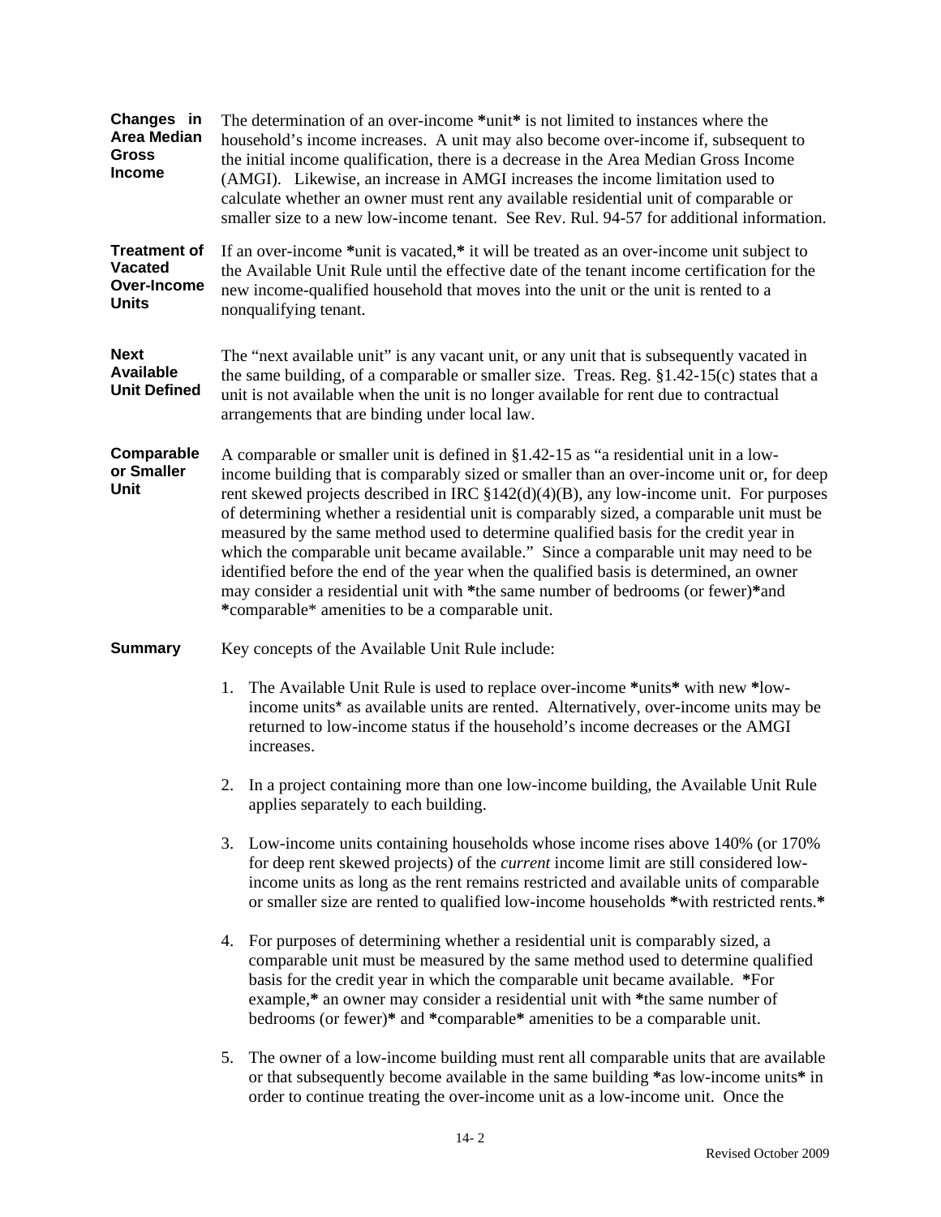**Changes in Area Median Gross Income**

The determination of an over-income *unit* is not limited to instances where the household's income increases. A unit may also become over-income if, subsequent to the initial income qualification, there is a decrease in the Area Median Gross Income (AMGI). Likewise, an increase in AMGI increases the income limitation used to calculate whether an owner must rent any available residential unit of comparable or smaller size to a new low-income tenant. See Rev. Rul. 94-57 for additional information.

**Treatment of Vacated Over-Income Units**

If an over-income *unit is vacated,* it will be treated as an over-income unit subject to the Available Unit Rule until the effective date of the tenant income certification for the new income-qualified household that moves into the unit or the unit is rented to a nonqualifying tenant.

**Next Available Unit Defined**

The "next available unit" is any vacant unit, or any unit that is subsequently vacated in the same building, of a comparable or smaller size. Treas. Reg. §1.42-15(c) states that a unit is not available when the unit is no longer available for rent due to contractual arrangements that are binding under local law.

**Comparable or Smaller Unit**

A comparable or smaller unit is defined in §1.42-15 as "a residential unit in a low-income building that is comparably sized or smaller than an over-income unit or, for deep rent skewed projects described in IRC §142(d)(4)(B), any low-income unit. For purposes of determining whether a residential unit is comparably sized, a comparable unit must be measured by the same method used to determine qualified basis for the credit year in which the comparable unit became available." Since a comparable unit may need to be identified before the end of the year when the qualified basis is determined, an owner may consider a residential unit with *the same number of bedrooms (or fewer)*and *comparable* amenities to be a comparable unit.

**Summary**

Key concepts of the Available Unit Rule include:

1. The Available Unit Rule is used to replace over-income *units* with new *low-income units* as available units are rented. Alternatively, over-income units may be returned to low-income status if the household's income decreases or the AMGI increases.

2. In a project containing more than one low-income building, the Available Unit Rule applies separately to each building.

3. Low-income units containing households whose income rises above 140% (or 170% for deep rent skewed projects) of the *current* income limit are still considered low-income units as long as the rent remains restricted and available units of comparable or smaller size are rented to qualified low-income households *with restricted rents.*

4. For purposes of determining whether a residential unit is comparably sized, a comparable unit must be measured by the same method used to determine qualified basis for the credit year in which the comparable unit became available. *For example,* an owner may consider a residential unit with *the same number of bedrooms (or fewer)* and *comparable* amenities to be a comparable unit.

5. The owner of a low-income building must rent all comparable units that are available or that subsequently become available in the same building *as low-income units* in order to continue treating the over-income unit as a low-income unit. Once the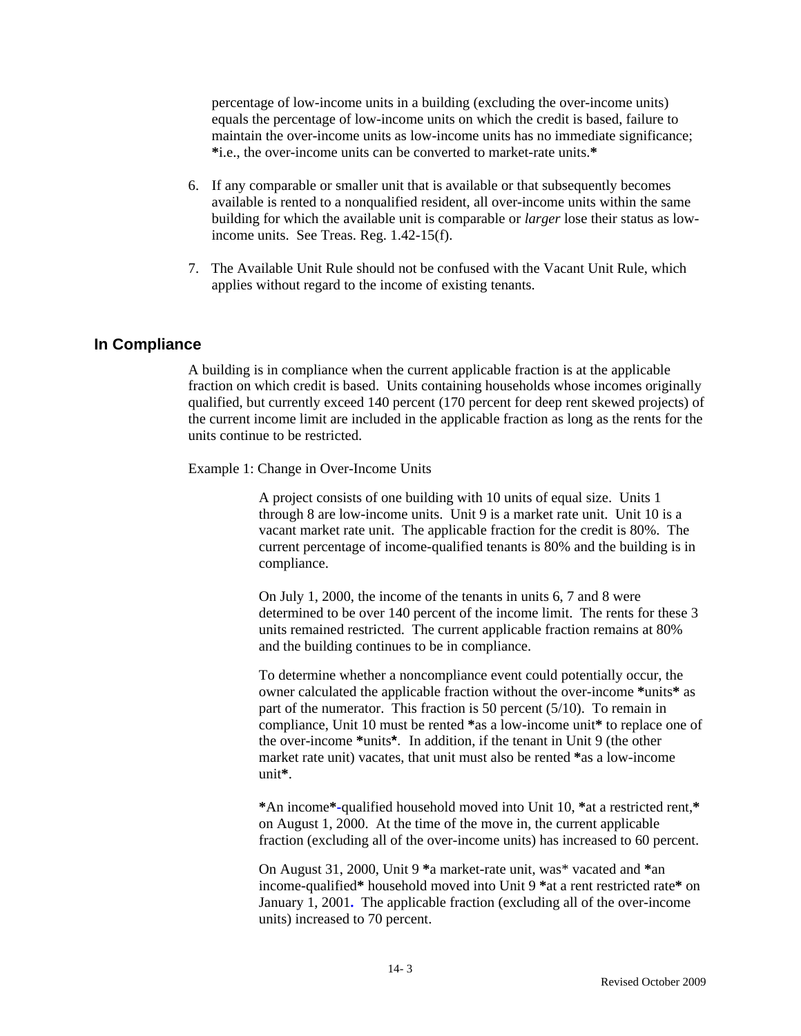percentage of low-income units in a building (excluding the over-income units) equals the percentage of low-income units on which the credit is based, failure to maintain the over-income units as low-income units has no immediate significance; *i.e., the over-income units can be converted to market-rate units.*

6. If any comparable or smaller unit that is available or that subsequently becomes available is rented to a nonqualified resident, all over-income units within the same building for which the available unit is comparable or *larger* lose their status as low-income units. See Treas. Reg. 1.42-15(f).

7. The Available Unit Rule should not be confused with the Vacant Unit Rule, which applies without regard to the income of existing tenants.

## In Compliance

A building is in compliance when the current applicable fraction is at the applicable fraction on which credit is based. Units containing households whose incomes originally qualified, but currently exceed 140 percent (170 percent for deep rent skewed projects) of the current income limit are included in the applicable fraction as long as the rents for the units continue to be restricted.

Example 1: Change in Over-Income Units

A project consists of one building with 10 units of equal size. Units 1 through 8 are low-income units. Unit 9 is a market rate unit. Unit 10 is a vacant market rate unit. The applicable fraction for the credit is 80%. The current percentage of income-qualified tenants is 80% and the building is in compliance.

On July 1, 2000, the income of the tenants in units 6, 7 and 8 were determined to be over 140 percent of the income limit. The rents for these 3 units remained restricted. The current applicable fraction remains at 80% and the building continues to be in compliance.

To determine whether a noncompliance event could potentially occur, the owner calculated the applicable fraction without the over-income **\***units**\*** as part of the numerator. This fraction is 50 percent (5/10). To remain in compliance, Unit 10 must be rented **\***as a low-income unit**\*** to replace one of the over-income **\***units**\***. In addition, if the tenant in Unit 9 (the other market rate unit) vacates, that unit must also be rented **\***as a low-income unit**\***.

**\***An income**\*-**qualified household moved into Unit 10, **\***at a restricted rent,**\*** on August 1, 2000. At the time of the move in, the current applicable fraction (excluding all of the over-income units) has increased to 60 percent.

On August 31, 2000, Unit 9 **\***a market-rate unit, was* vacated and **\***an income-qualified**\*** household moved into Unit 9 **\***at a rent restricted rate**\*** on January 1, 2001**.** The applicable fraction (excluding all of the over-income units) increased to 70 percent.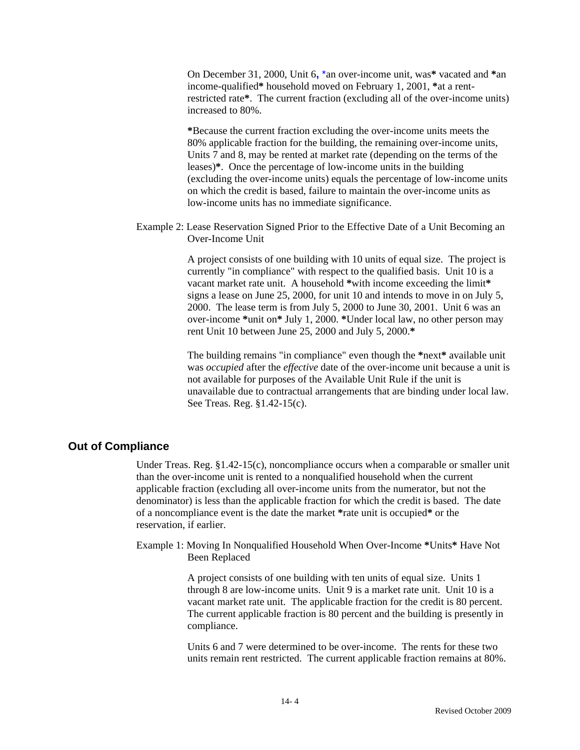On December 31, 2000, Unit 6, *an over-income unit, was* vacated and *an income-qualified* household moved on February 1, 2001, *at a rent-restricted rate*. The current fraction (excluding all of the over-income units) increased to 80%.

*Because the current fraction excluding the over-income units meets the 80% applicable fraction for the building, the remaining over-income units, Units 7 and 8, may be rented at market rate (depending on the terms of the leases)*. Once the percentage of low-income units in the building (excluding the over-income units) equals the percentage of low-income units on which the credit is based, failure to maintain the over-income units as low-income units has no immediate significance.

Example 2: Lease Reservation Signed Prior to the Effective Date of a Unit Becoming an Over-Income Unit

A project consists of one building with 10 units of equal size. The project is currently "in compliance" with respect to the qualified basis. Unit 10 is a vacant market rate unit. A household *with income exceeding the limit* signs a lease on June 25, 2000, for unit 10 and intends to move in on July 5, 2000. The lease term is from July 5, 2000 to June 30, 2001. Unit 6 was an over-income *unit on* July 1, 2000. *Under local law, no other person may rent Unit 10 between June 25, 2000 and July 5, 2000.*

The building remains "in compliance" even though the *next* available unit was *occupied* after the *effective* date of the over-income unit because a unit is not available for purposes of the Available Unit Rule if the unit is unavailable due to contractual arrangements that are binding under local law. See Treas. Reg. §1.42-15(c).

## Out of Compliance

Under Treas. Reg. §1.42-15(c), noncompliance occurs when a comparable or smaller unit than the over-income unit is rented to a nonqualified household when the current applicable fraction (excluding all over-income units from the numerator, but not the denominator) is less than the applicable fraction for which the credit is based. The date of a noncompliance event is the date the market *rate unit is occupied* or the reservation, if earlier.

Example 1: Moving In Nonqualified Household When Over-Income *Units* Have Not Been Replaced

A project consists of one building with ten units of equal size. Units 1 through 8 are low-income units. Unit 9 is a market rate unit. Unit 10 is a vacant market rate unit. The applicable fraction for the credit is 80 percent. The current applicable fraction is 80 percent and the building is presently in compliance.

Units 6 and 7 were determined to be over-income. The rents for these two units remain rent restricted. The current applicable fraction remains at 80%.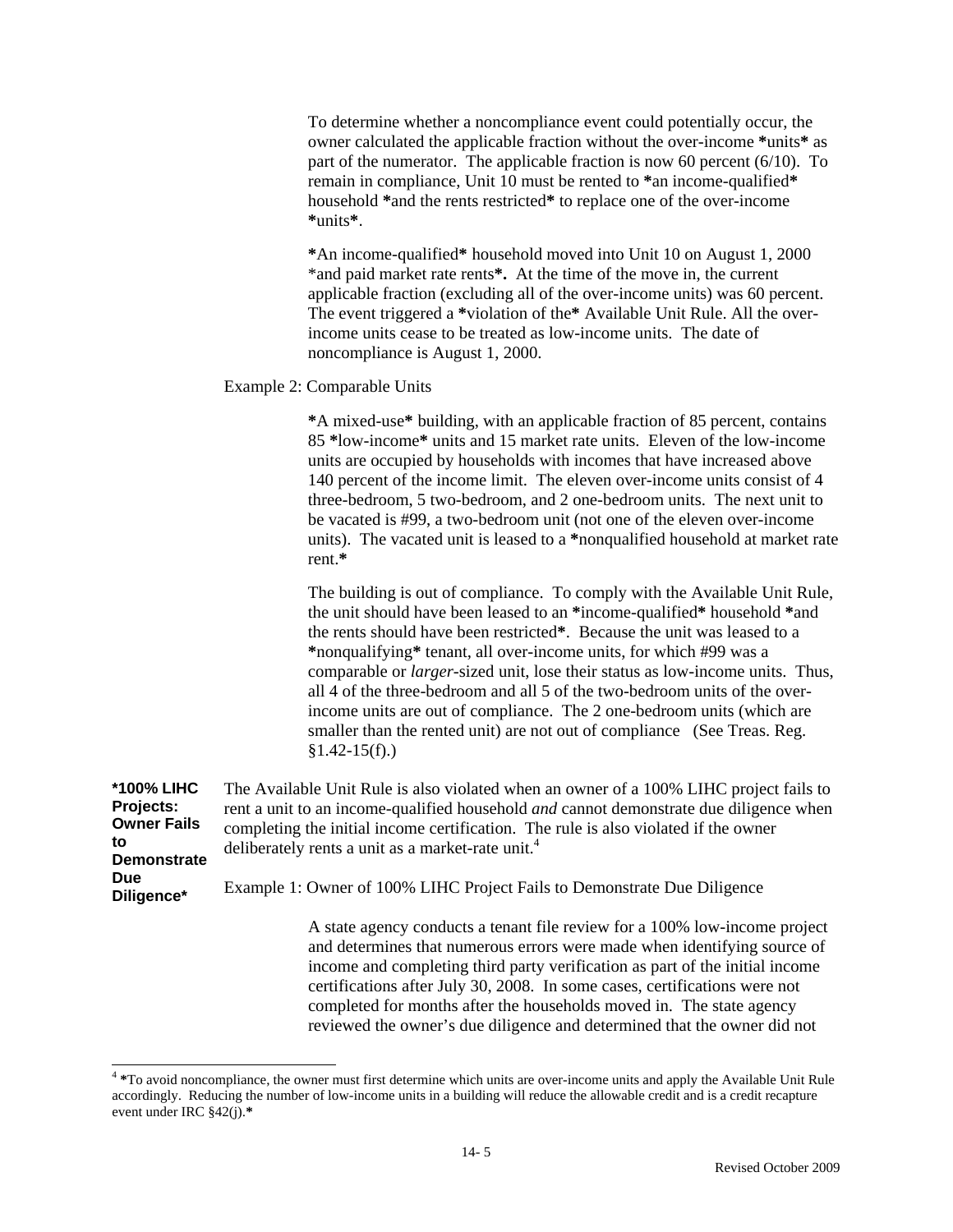To determine whether a noncompliance event could potentially occur, the owner calculated the applicable fraction without the over-income *units* as part of the numerator. The applicable fraction is now 60 percent (6/10). To remain in compliance, Unit 10 must be rented to *an income-qualified* household *and the rents restricted* to replace one of the over-income *units*.

*An income-qualified* household moved into Unit 10 on August 1, 2000 *and paid market rate rents*. At the time of the move in, the current applicable fraction (excluding all of the over-income units) was 60 percent. The event triggered a *violation of the* Available Unit Rule. All the over-income units cease to be treated as low-income units. The date of noncompliance is August 1, 2000.

Example 2: Comparable Units

*A mixed-use* building, with an applicable fraction of 85 percent, contains 85 *low-income* units and 15 market rate units. Eleven of the low-income units are occupied by households with incomes that have increased above 140 percent of the income limit. The eleven over-income units consist of 4 three-bedroom, 5 two-bedroom, and 2 one-bedroom units. The next unit to be vacated is #99, a two-bedroom unit (not one of the eleven over-income units). The vacated unit is leased to a *nonqualified household at market rate rent.*

The building is out of compliance. To comply with the Available Unit Rule, the unit should have been leased to an *income-qualified* household *and the rents should have been restricted*. Because the unit was leased to a *nonqualifying* tenant, all over-income units, for which #99 was a comparable or *larger*-sized unit, lose their status as low-income units. Thus, all 4 of the three-bedroom and all 5 of the two-bedroom units of the over-income units are out of compliance. The 2 one-bedroom units (which are smaller than the rented unit) are not out of compliance (See Treas. Reg. §1.42-15(f).)

**\*100% LIHC Projects: Owner Fails to Demonstrate Due Diligence\***

The Available Unit Rule is also violated when an owner of a 100% LIHC project fails to rent a unit to an income-qualified household *and* cannot demonstrate due diligence when completing the initial income certification. The rule is also violated if the owner deliberately rents a unit as a market-rate unit.[4]

Example 1: Owner of 100% LIHC Project Fails to Demonstrate Due Diligence

A state agency conducts a tenant file review for a 100% low-income project and determines that numerous errors were made when identifying source of income and completing third party verification as part of the initial income certifications after July 30, 2008. In some cases, certifications were not completed for months after the households moved in. The state agency reviewed the owner's due diligence and determined that the owner did not

---

[4] *To avoid noncompliance, the owner must first determine which units are over-income units and apply the Available Unit Rule accordingly. Reducing the number of low-income units in a building will reduce the allowable credit and is a credit recapture event under IRC §42(j).*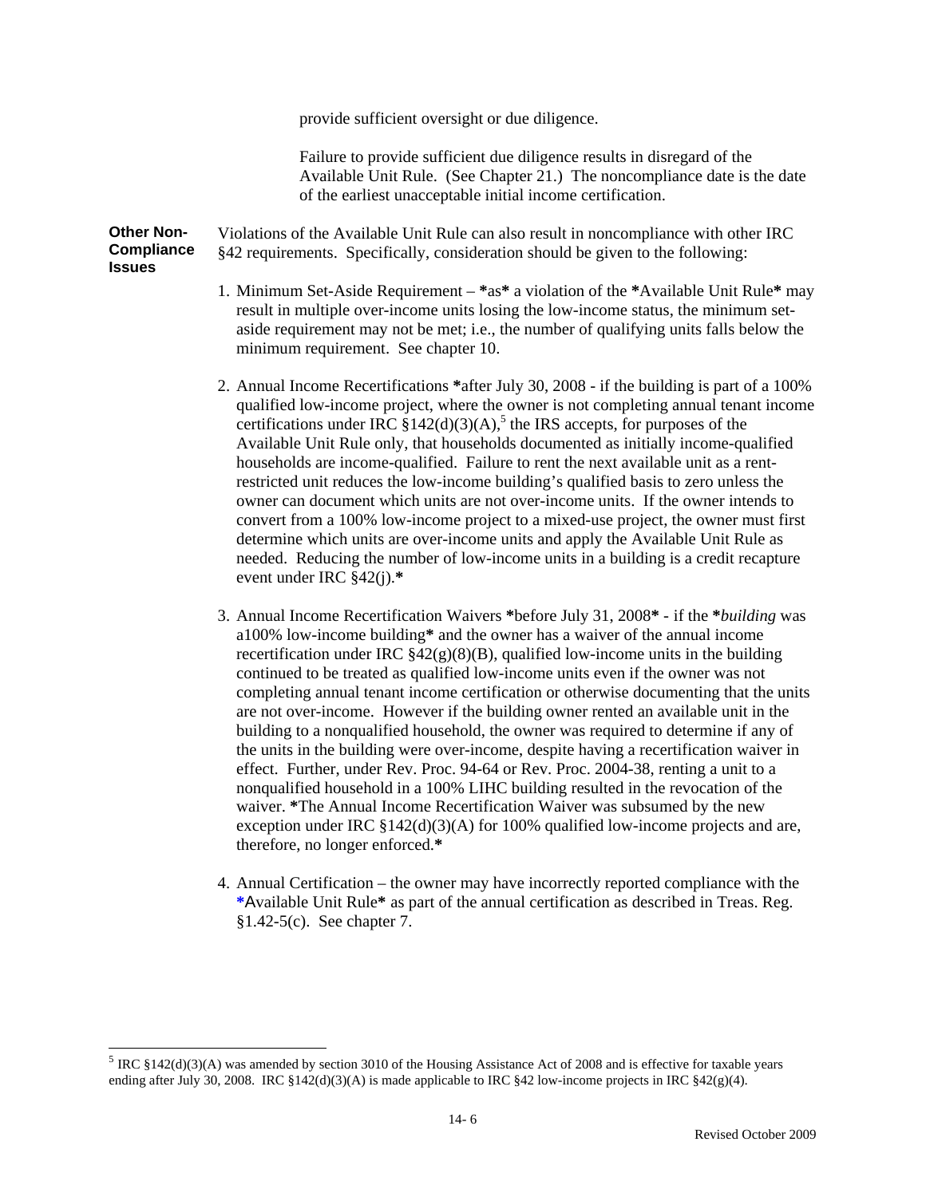provide sufficient oversight or due diligence.

Failure to provide sufficient due diligence results in disregard of the Available Unit Rule. (See Chapter 21.) The noncompliance date is the date of the earliest unacceptable initial income certification.

**Other Non-Compliance Issues**

Violations of the Available Unit Rule can also result in noncompliance with other IRC §42 requirements. Specifically, consideration should be given to the following:

1. Minimum Set-Aside Requirement – **\***as**\*** a violation of the **\***Available Unit Rule**\*** may result in multiple over-income units losing the low-income status, the minimum set-aside requirement may not be met; i.e., the number of qualifying units falls below the minimum requirement. See chapter 10.

2. Annual Income Recertifications **\***after July 30, 2008 - if the building is part of a 100% qualified low-income project, where the owner is not completing annual tenant income certifications under IRC §142(d)(3)(A),[5] the IRS accepts, for purposes of the Available Unit Rule only, that households documented as initially income-qualified households are income-qualified. Failure to rent the next available unit as a rent-restricted unit reduces the low-income building's qualified basis to zero unless the owner can document which units are not over-income units. If the owner intends to convert from a 100% low-income project to a mixed-use project, the owner must first determine which units are over-income units and apply the Available Unit Rule as needed. Reducing the number of low-income units in a building is a credit recapture event under IRC §42(j).**\***

3. Annual Income Recertification Waivers **\***before July 31, 2008**\*** - if the **\****building* was a100% low-income building**\*** and the owner has a waiver of the annual income recertification under IRC §42(g)(8)(B), qualified low-income units in the building continued to be treated as qualified low-income units even if the owner was not completing annual tenant income certification or otherwise documenting that the units are not over-income. However if the building owner rented an available unit in the building to a nonqualified household, the owner was required to determine if any of the units in the building were over-income, despite having a recertification waiver in effect. Further, under Rev. Proc. 94-64 or Rev. Proc. 2004-38, renting a unit to a nonqualified household in a 100% LIHC building resulted in the revocation of the waiver. **\***The Annual Income Recertification Waiver was subsumed by the new exception under IRC §142(d)(3)(A) for 100% qualified low-income projects and are, therefore, no longer enforced.**\***

4. Annual Certification – the owner may have incorrectly reported compliance with the **\***Available Unit Rule**\*** as part of the annual certification as described in Treas. Reg. §1.42-5(c). See chapter 7.

---

[5] IRC §142(d)(3)(A) was amended by section 3010 of the Housing Assistance Act of 2008 and is effective for taxable years ending after July 30, 2008. IRC §142(d)(3)(A) is made applicable to IRC §42 low-income projects in IRC §42(g)(4).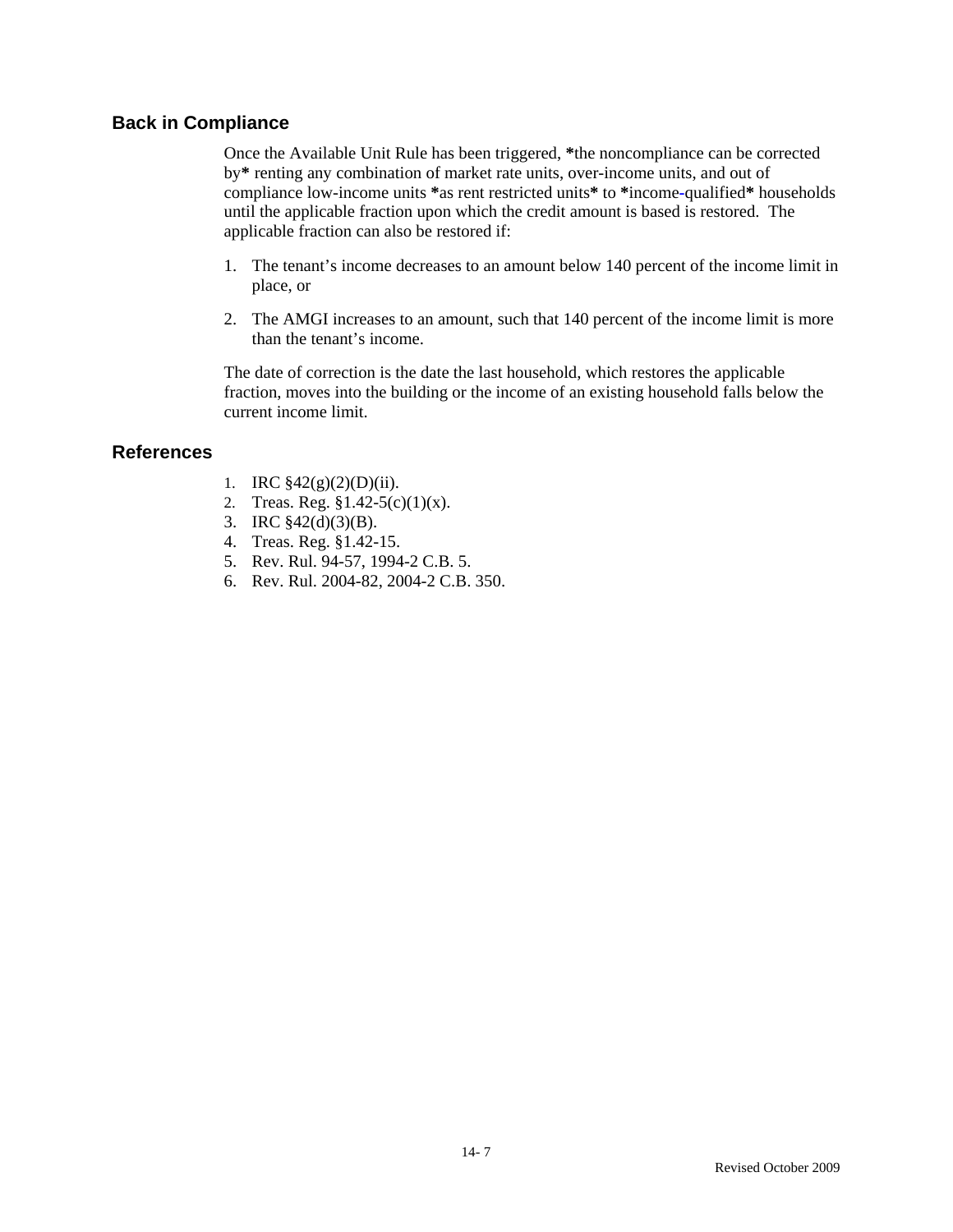## Back in Compliance

Once the Available Unit Rule has been triggered, *the noncompliance can be corrected by* renting any combination of market rate units, over-income units, and out of compliance low-income units *as rent restricted units* to *income-qualified* households until the applicable fraction upon which the credit amount is based is restored. The applicable fraction can also be restored if:

1. The tenant's income decreases to an amount below 140 percent of the income limit in place, or
2. The AMGI increases to an amount, such that 140 percent of the income limit is more than the tenant's income.

The date of correction is the date the last household, which restores the applicable fraction, moves into the building or the income of an existing household falls below the current income limit.

## References

1. IRC §42(g)(2)(D)(ii).
2. Treas. Reg. §1.42-5(c)(1)(x).
3. IRC §42(d)(3)(B).
4. Treas. Reg. §1.42-15.
5. Rev. Rul. 94-57, 1994-2 C.B. 5.
6. Rev. Rul. 2004-82, 2004-2 C.B. 350.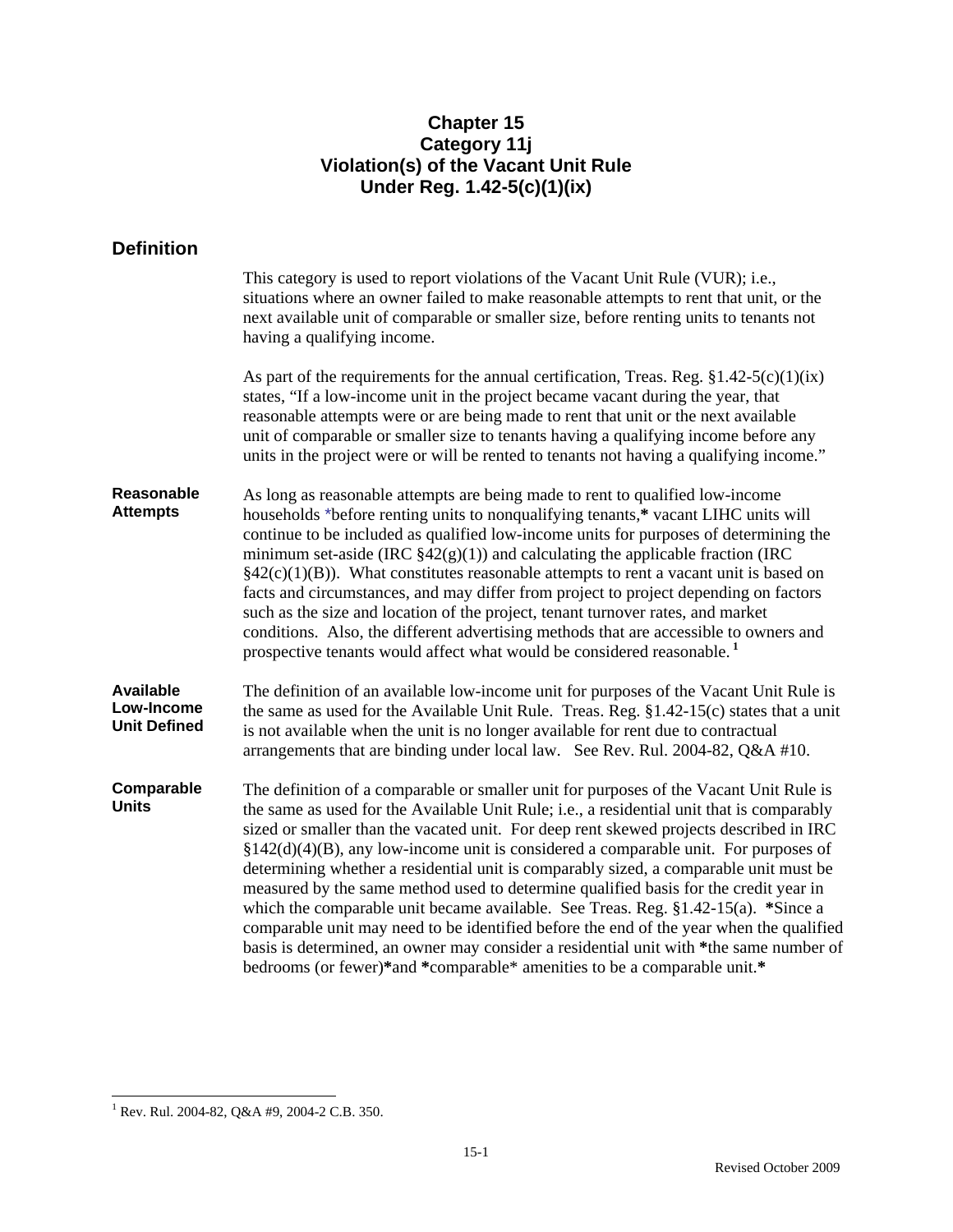# Chapter 15
# Category 11j
# Violation(s) of the Vacant Unit Rule
# Under Reg. 1.42-5(c)(1)(ix)

## Definition

This category is used to report violations of the Vacant Unit Rule (VUR); i.e., situations where an owner failed to make reasonable attempts to rent that unit, or the next available unit of comparable or smaller size, before renting units to tenants not having a qualifying income.

As part of the requirements for the annual certification, Treas. Reg. §1.42-5(c)(1)(ix) states, "If a low-income unit in the project became vacant during the year, that reasonable attempts were or are being made to rent that unit or the next available unit of comparable or smaller size to tenants having a qualifying income before any units in the project were or will be rented to tenants not having a qualifying income."

**Reasonable Attempts**

As long as reasonable attempts are being made to rent to qualified low-income households *before renting units to nonqualifying tenants,* vacant LIHC units will continue to be included as qualified low-income units for purposes of determining the minimum set-aside (IRC §42(g)(1)) and calculating the applicable fraction (IRC §42(c)(1)(B)). What constitutes reasonable attempts to rent a vacant unit is based on facts and circumstances, and may differ from project to project depending on factors such as the size and location of the project, tenant turnover rates, and market conditions. Also, the different advertising methods that are accessible to owners and prospective tenants would affect what would be considered reasonable.[1]

**Available Low-Income Unit Defined**

The definition of an available low-income unit for purposes of the Vacant Unit Rule is the same as used for the Available Unit Rule. Treas. Reg. §1.42-15(c) states that a unit is not available when the unit is no longer available for rent due to contractual arrangements that are binding under local law. See Rev. Rul. 2004-82, Q&A #10.

**Comparable Units**

The definition of a comparable or smaller unit for purposes of the Vacant Unit Rule is the same as used for the Available Unit Rule; i.e., a residential unit that is comparably sized or smaller than the vacated unit. For deep rent skewed projects described in IRC §142(d)(4)(B), any low-income unit is considered a comparable unit. For purposes of determining whether a residential unit is comparably sized, a comparable unit must be measured by the same method used to determine qualified basis for the credit year in which the comparable unit became available. See Treas. Reg. §1.42-15(a). *Since a comparable unit may need to be identified before the end of the year when the qualified basis is determined, an owner may consider a residential unit with *the same number of bedrooms (or fewer)*and *comparable* amenities to be a comparable unit.*

---

[1] Rev. Rul. 2004-82, Q&A #9, 2004-2 C.B. 350.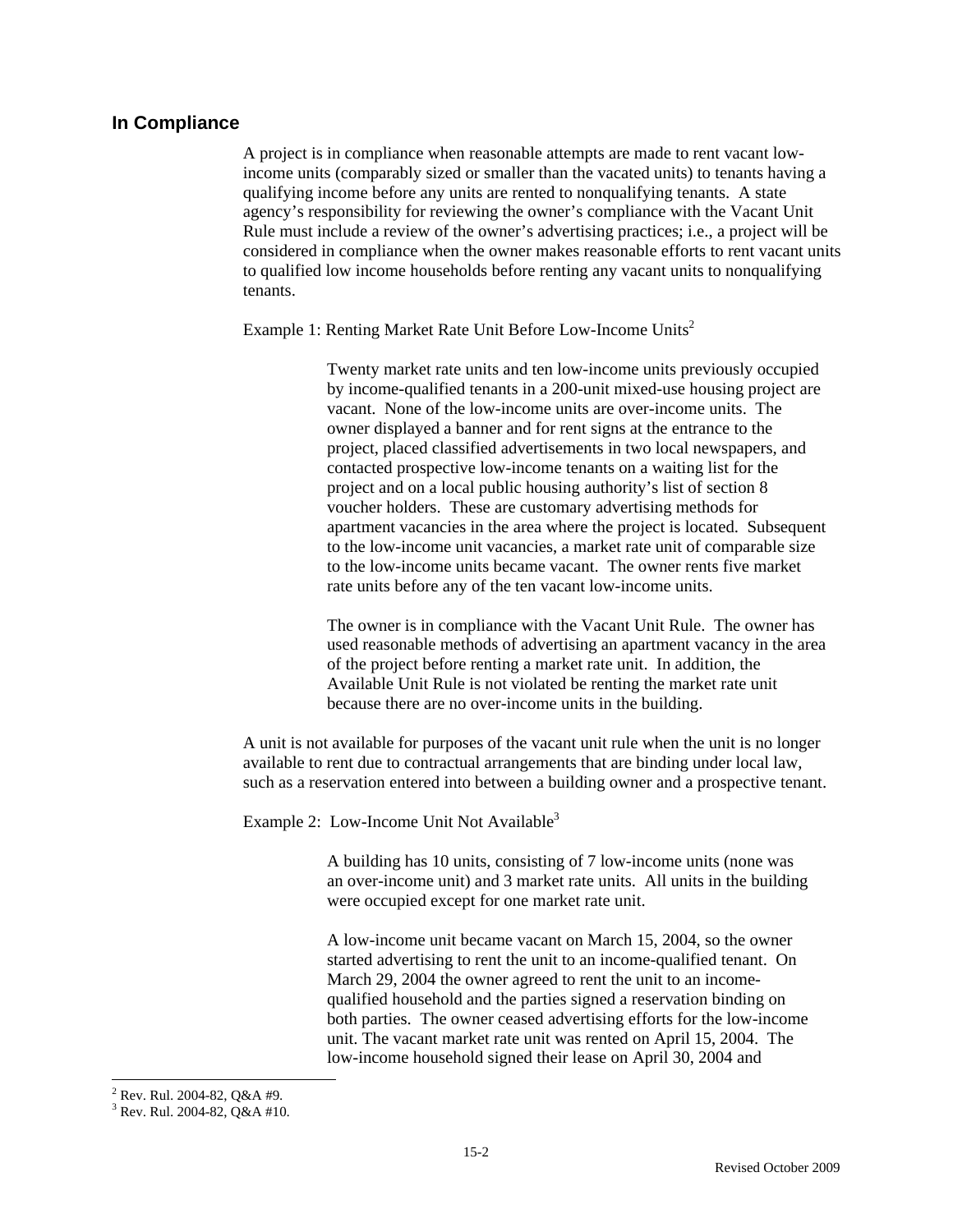## In Compliance

A project is in compliance when reasonable attempts are made to rent vacant low-income units (comparably sized or smaller than the vacated units) to tenants having a qualifying income before any units are rented to nonqualifying tenants. A state agency's responsibility for reviewing the owner's compliance with the Vacant Unit Rule must include a review of the owner's advertising practices; i.e., a project will be considered in compliance when the owner makes reasonable efforts to rent vacant units to qualified low income households before renting any vacant units to nonqualifying tenants.

Example 1: Renting Market Rate Unit Before Low-Income Units[2]

> Twenty market rate units and ten low-income units previously occupied by income-qualified tenants in a 200-unit mixed-use housing project are vacant. None of the low-income units are over-income units. The owner displayed a banner and for rent signs at the entrance to the project, placed classified advertisements in two local newspapers, and contacted prospective low-income tenants on a waiting list for the project and on a local public housing authority's list of section 8 voucher holders. These are customary advertising methods for apartment vacancies in the area where the project is located. Subsequent to the low-income unit vacancies, a market rate unit of comparable size to the low-income units became vacant. The owner rents five market rate units before any of the ten vacant low-income units.
>
> The owner is in compliance with the Vacant Unit Rule. The owner has used reasonable methods of advertising an apartment vacancy in the area of the project before renting a market rate unit. In addition, the Available Unit Rule is not violated be renting the market rate unit because there are no over-income units in the building.

A unit is not available for purposes of the vacant unit rule when the unit is no longer available to rent due to contractual arrangements that are binding under local law, such as a reservation entered into between a building owner and a prospective tenant.

Example 2: Low-Income Unit Not Available[3]

> A building has 10 units, consisting of 7 low-income units (none was an over-income unit) and 3 market rate units. All units in the building were occupied except for one market rate unit.
>
> A low-income unit became vacant on March 15, 2004, so the owner started advertising to rent the unit to an income-qualified tenant. On March 29, 2004 the owner agreed to rent the unit to an income-qualified household and the parties signed a reservation binding on both parties. The owner ceased advertising efforts for the low-income unit. The vacant market rate unit was rented on April 15, 2004. The low-income household signed their lease on April 30, 2004 and

[2] Rev. Rul. 2004-82, Q&A #9.

[3] Rev. Rul. 2004-82, Q&A #10.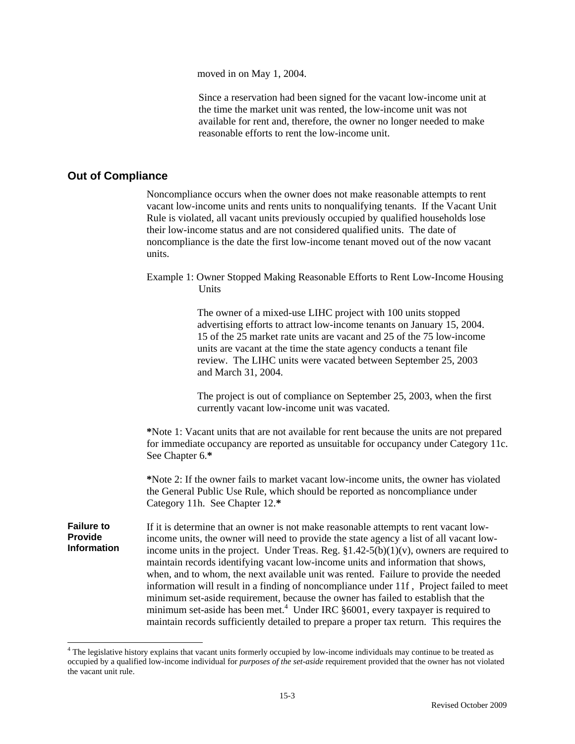moved in on May 1, 2004.

Since a reservation had been signed for the vacant low-income unit at the time the market unit was rented, the low-income unit was not available for rent and, therefore, the owner no longer needed to make reasonable efforts to rent the low-income unit.

## Out of Compliance

Noncompliance occurs when the owner does not make reasonable attempts to rent vacant low-income units and rents units to nonqualifying tenants. If the Vacant Unit Rule is violated, all vacant units previously occupied by qualified households lose their low-income status and are not considered qualified units. The date of noncompliance is the date the first low-income tenant moved out of the now vacant units.

Example 1: Owner Stopped Making Reasonable Efforts to Rent Low-Income Housing Units

The owner of a mixed-use LIHC project with 100 units stopped advertising efforts to attract low-income tenants on January 15, 2004. 15 of the 25 market rate units are vacant and 25 of the 75 low-income units are vacant at the time the state agency conducts a tenant file review. The LIHC units were vacated between September 25, 2003 and March 31, 2004.

The project is out of compliance on September 25, 2003, when the first currently vacant low-income unit was vacated.

**\***Note 1: Vacant units that are not available for rent because the units are not prepared for immediate occupancy are reported as unsuitable for occupancy under Category 11c. See Chapter 6.**\***

**\***Note 2: If the owner fails to market vacant low-income units, the owner has violated the General Public Use Rule, which should be reported as noncompliance under Category 11h. See Chapter 12.**\***

**Failure to Provide Information**

If it is determine that an owner is not make reasonable attempts to rent vacant low-income units, the owner will need to provide the state agency a list of all vacant low-income units in the project. Under Treas. Reg. §1.42-5(b)(1)(v), owners are required to maintain records identifying vacant low-income units and information that shows, when, and to whom, the next available unit was rented. Failure to provide the needed information will result in a finding of noncompliance under 11f , Project failed to meet minimum set-aside requirement, because the owner has failed to establish that the minimum set-aside has been met.[4] Under IRC §6001, every taxpayer is required to maintain records sufficiently detailed to prepare a proper tax return. This requires the

[4] The legislative history explains that vacant units formerly occupied by low-income individuals may continue to be treated as occupied by a qualified low-income individual for *purposes of the set-aside* requirement provided that the owner has not violated the vacant unit rule.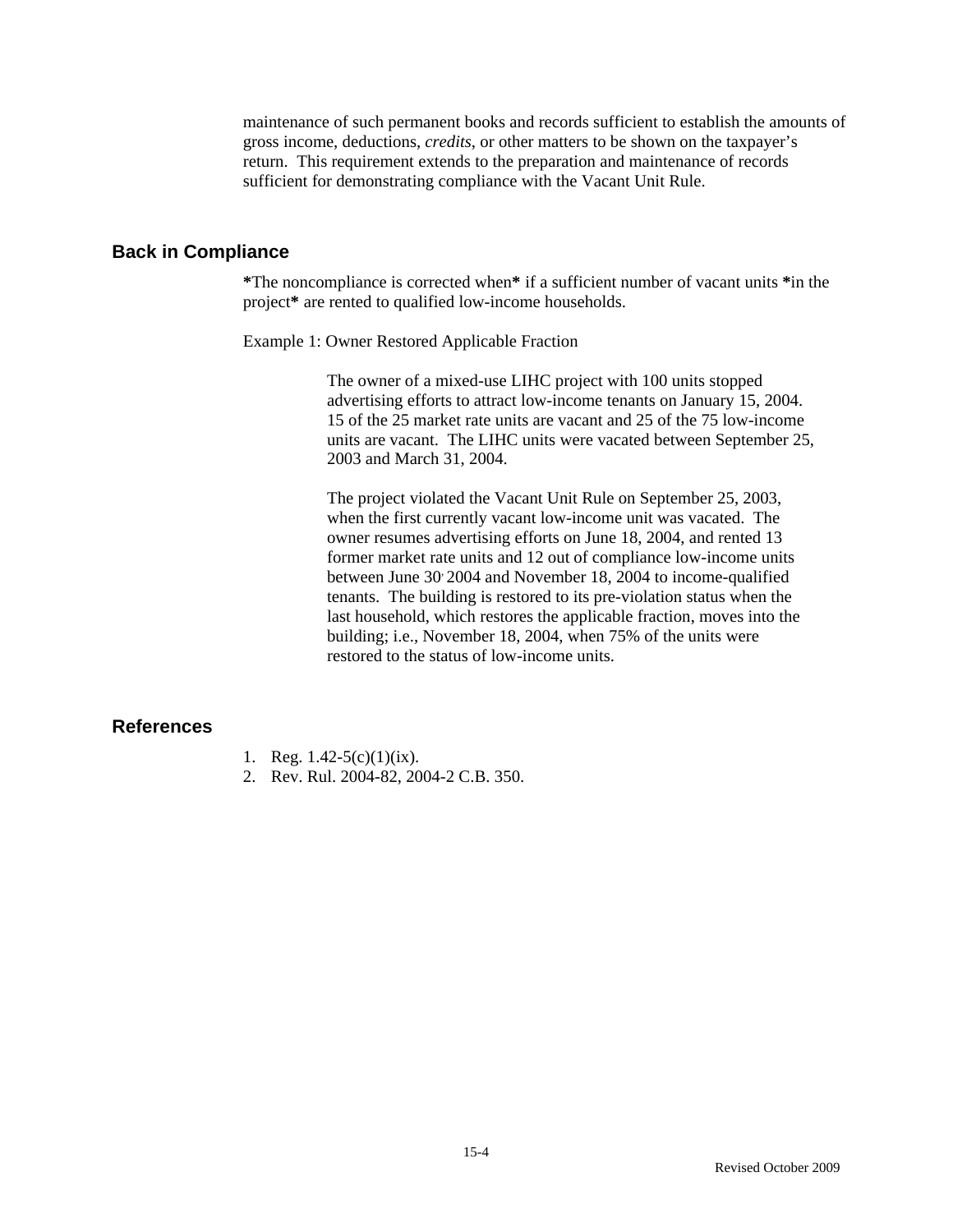maintenance of such permanent books and records sufficient to establish the amounts of gross income, deductions, *credits*, or other matters to be shown on the taxpayer's return. This requirement extends to the preparation and maintenance of records sufficient for demonstrating compliance with the Vacant Unit Rule.

## Back in Compliance

**\***The noncompliance is corrected when**\*** if a sufficient number of vacant units **\***in the project**\*** are rented to qualified low-income households.

Example 1: Owner Restored Applicable Fraction

> The owner of a mixed-use LIHC project with 100 units stopped advertising efforts to attract low-income tenants on January 15, 2004. 15 of the 25 market rate units are vacant and 25 of the 75 low-income units are vacant. The LIHC units were vacated between September 25, 2003 and March 31, 2004.
>
> The project violated the Vacant Unit Rule on September 25, 2003, when the first currently vacant low-income unit was vacated. The owner resumes advertising efforts on June 18, 2004, and rented 13 former market rate units and 12 out of compliance low-income units between June 30, 2004 and November 18, 2004 to income-qualified tenants. The building is restored to its pre-violation status when the last household, which restores the applicable fraction, moves into the building; i.e., November 18, 2004, when 75% of the units were restored to the status of low-income units.

## References

1. Reg. 1.42-5(c)(1)(ix).
2. Rev. Rul. 2004-82, 2004-2 C.B. 350.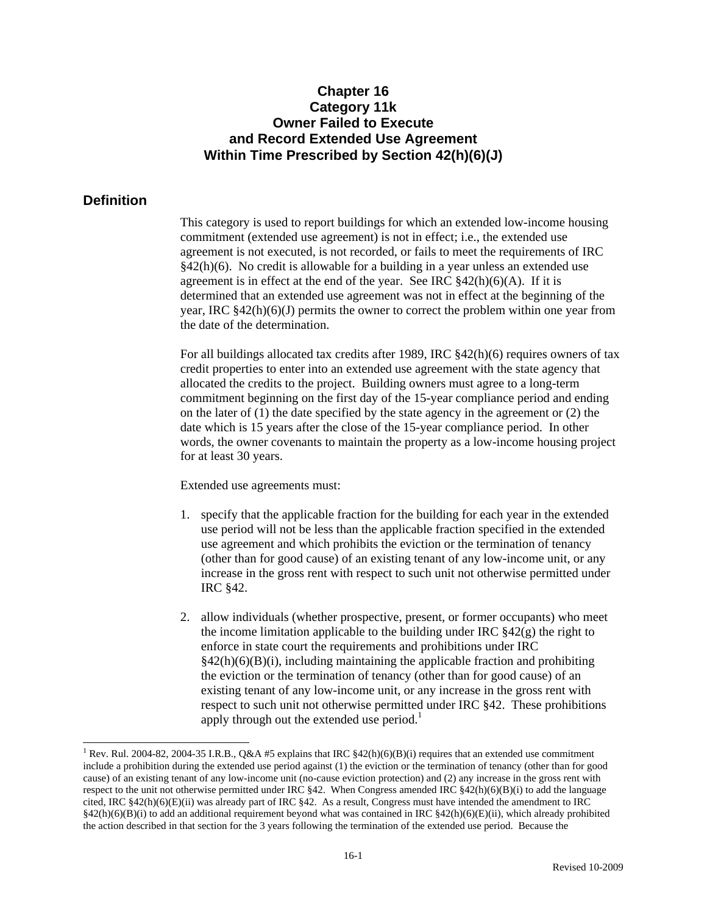# Chapter 16
# Category 11k
# Owner Failed to Execute and Record Extended Use Agreement Within Time Prescribed by Section 42(h)(6)(J)

## Definition

This category is used to report buildings for which an extended low-income housing commitment (extended use agreement) is not in effect; i.e., the extended use agreement is not executed, is not recorded, or fails to meet the requirements of IRC §42(h)(6). No credit is allowable for a building in a year unless an extended use agreement is in effect at the end of the year. See IRC §42(h)(6)(A). If it is determined that an extended use agreement was not in effect at the beginning of the year, IRC §42(h)(6)(J) permits the owner to correct the problem within one year from the date of the determination.

For all buildings allocated tax credits after 1989, IRC §42(h)(6) requires owners of tax credit properties to enter into an extended use agreement with the state agency that allocated the credits to the project. Building owners must agree to a long-term commitment beginning on the first day of the 15-year compliance period and ending on the later of (1) the date specified by the state agency in the agreement or (2) the date which is 15 years after the close of the 15-year compliance period. In other words, the owner covenants to maintain the property as a low-income housing project for at least 30 years.

Extended use agreements must:

1. specify that the applicable fraction for the building for each year in the extended use period will not be less than the applicable fraction specified in the extended use agreement and which prohibits the eviction or the termination of tenancy (other than for good cause) of an existing tenant of any low-income unit, or any increase in the gross rent with respect to such unit not otherwise permitted under IRC §42.

2. allow individuals (whether prospective, present, or former occupants) who meet the income limitation applicable to the building under IRC §42(g) the right to enforce in state court the requirements and prohibitions under IRC §42(h)(6)(B)(i), including maintaining the applicable fraction and prohibiting the eviction or the termination of tenancy (other than for good cause) of an existing tenant of any low-income unit, or any increase in the gross rent with respect to such unit not otherwise permitted under IRC §42. These prohibitions apply through out the extended use period.[1]

---

[1] Rev. Rul. 2004-82, 2004-35 I.R.B., Q&A #5 explains that IRC §42(h)(6)(B)(i) requires that an extended use commitment include a prohibition during the extended use period against (1) the eviction or the termination of tenancy (other than for good cause) of an existing tenant of any low-income unit (no-cause eviction protection) and (2) any increase in the gross rent with respect to the unit not otherwise permitted under IRC §42. When Congress amended IRC §42(h)(6)(B)(i) to add the language cited, IRC §42(h)(6)(E)(ii) was already part of IRC §42. As a result, Congress must have intended the amendment to IRC §42(h)(6)(B)(i) to add an additional requirement beyond what was contained in IRC §42(h)(6)(E)(ii), which already prohibited the action described in that section for the 3 years following the termination of the extended use period. Because the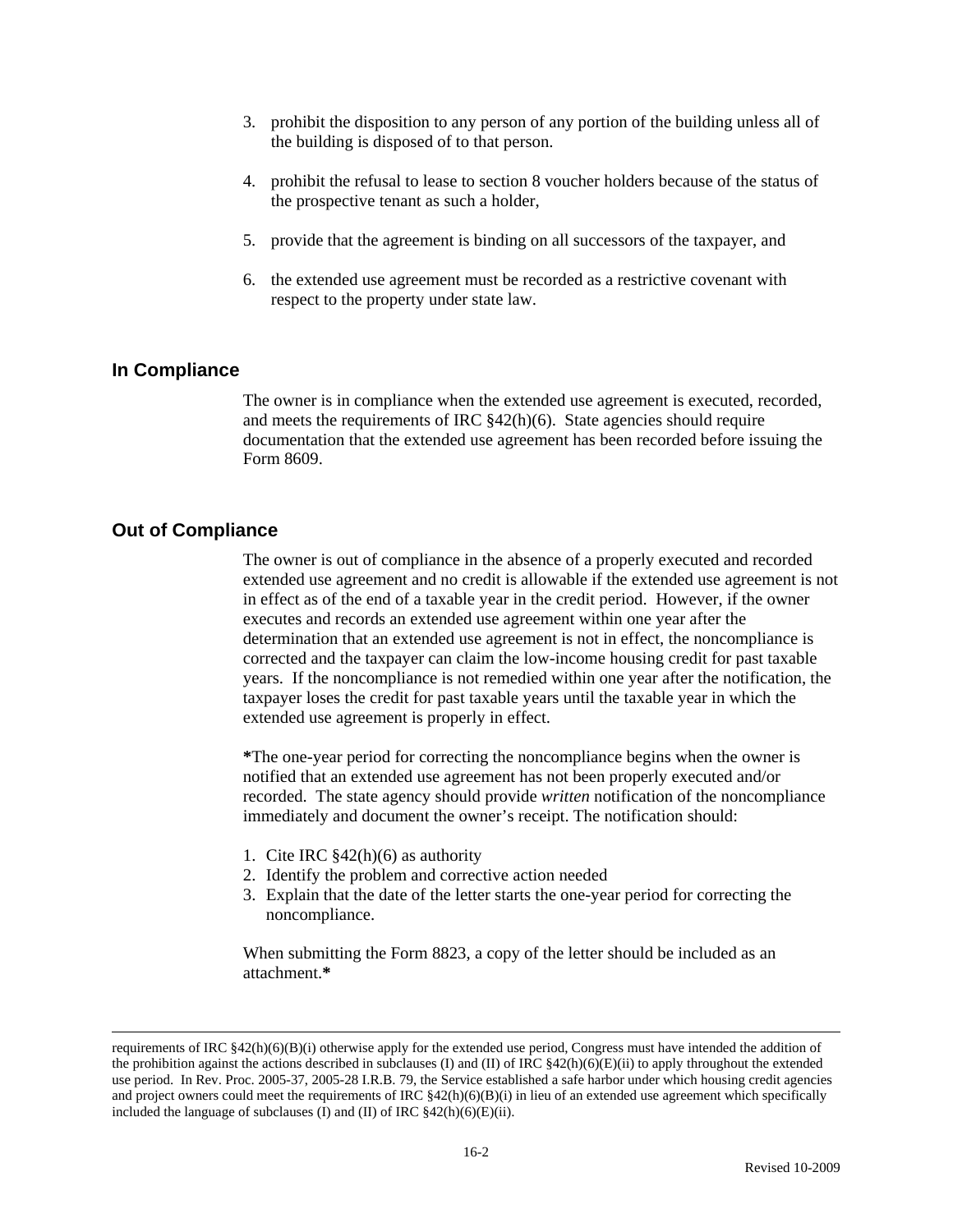3. prohibit the disposition to any person of any portion of the building unless all of the building is disposed of to that person.

4. prohibit the refusal to lease to section 8 voucher holders because of the status of the prospective tenant as such a holder,

5. provide that the agreement is binding on all successors of the taxpayer, and

6. the extended use agreement must be recorded as a restrictive covenant with respect to the property under state law.

## In Compliance

The owner is in compliance when the extended use agreement is executed, recorded, and meets the requirements of IRC §42(h)(6). State agencies should require documentation that the extended use agreement has been recorded before issuing the Form 8609.

## Out of Compliance

The owner is out of compliance in the absence of a properly executed and recorded extended use agreement and no credit is allowable if the extended use agreement is not in effect as of the end of a taxable year in the credit period. However, if the owner executes and records an extended use agreement within one year after the determination that an extended use agreement is not in effect, the noncompliance is corrected and the taxpayer can claim the low-income housing credit for past taxable years. If the noncompliance is not remedied within one year after the notification, the taxpayer loses the credit for past taxable years until the taxable year in which the extended use agreement is properly in effect.

**\***The one-year period for correcting the noncompliance begins when the owner is notified that an extended use agreement has not been properly executed and/or recorded. The state agency should provide *written* notification of the noncompliance immediately and document the owner's receipt. The notification should:

1. Cite IRC §42(h)(6) as authority
2. Identify the problem and corrective action needed
3. Explain that the date of the letter starts the one-year period for correcting the noncompliance.

When submitting the Form 8823, a copy of the letter should be included as an attachment.**\***

---

requirements of IRC §42(h)(6)(B)(i) otherwise apply for the extended use period, Congress must have intended the addition of the prohibition against the actions described in subclauses (I) and (II) of IRC §42(h)(6)(E)(ii) to apply throughout the extended use period. In Rev. Proc. 2005-37, 2005-28 I.R.B. 79, the Service established a safe harbor under which housing credit agencies and project owners could meet the requirements of IRC §42(h)(6)(B)(i) in lieu of an extended use agreement which specifically included the language of subclauses (I) and (II) of IRC §42(h)(6)(E)(ii).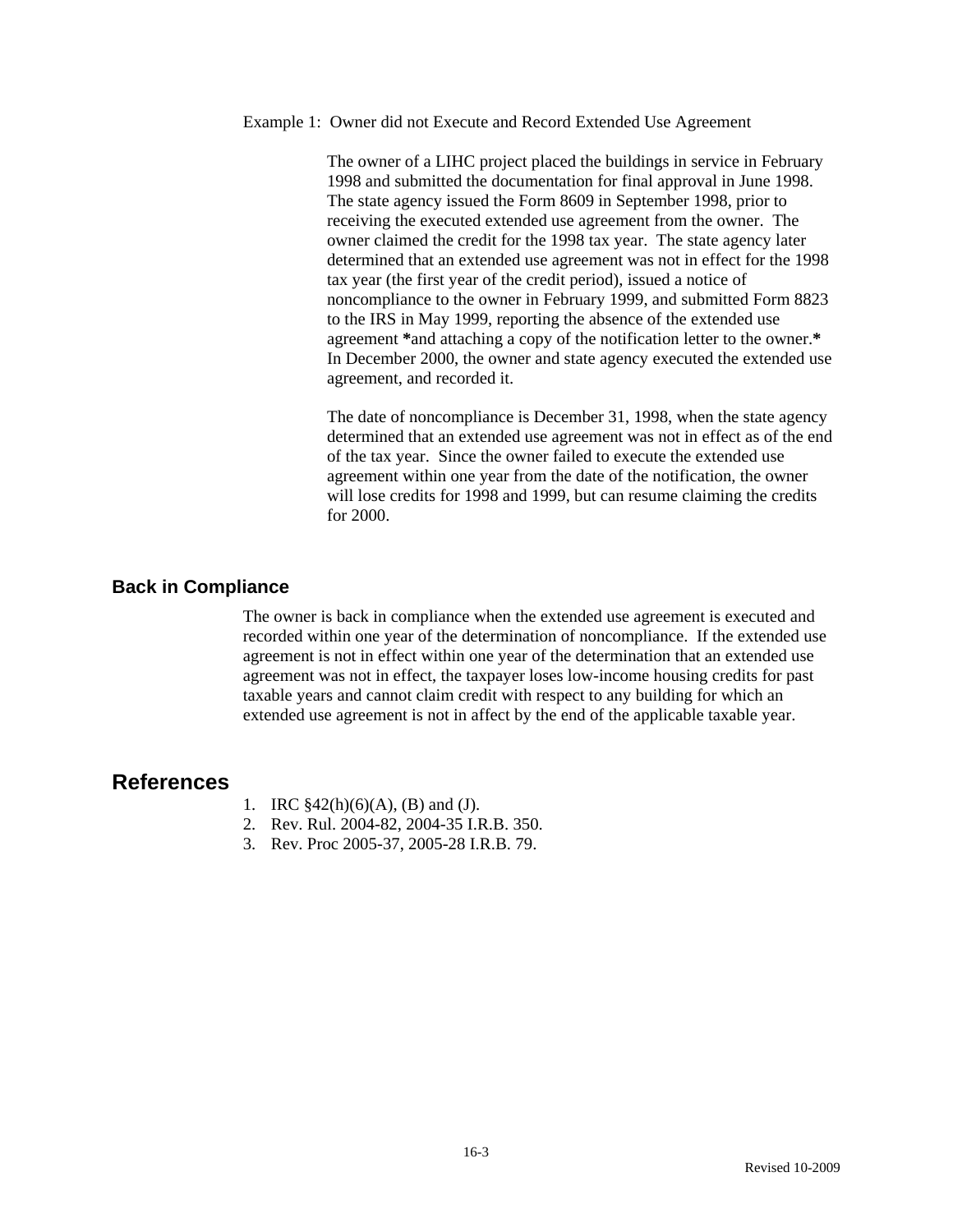Example 1: Owner did not Execute and Record Extended Use Agreement

> The owner of a LIHC project placed the buildings in service in February 1998 and submitted the documentation for final approval in June 1998. The state agency issued the Form 8609 in September 1998, prior to receiving the executed extended use agreement from the owner. The owner claimed the credit for the 1998 tax year. The state agency later determined that an extended use agreement was not in effect for the 1998 tax year (the first year of the credit period), issued a notice of noncompliance to the owner in February 1999, and submitted Form 8823 to the IRS in May 1999, reporting the absence of the extended use agreement **\***and attaching a copy of the notification letter to the owner.**\*** In December 2000, the owner and state agency executed the extended use agreement, and recorded it.
>
> The date of noncompliance is December 31, 1998, when the state agency determined that an extended use agreement was not in effect as of the end of the tax year. Since the owner failed to execute the extended use agreement within one year from the date of the notification, the owner will lose credits for 1998 and 1999, but can resume claiming the credits for 2000.

### Back in Compliance

The owner is back in compliance when the extended use agreement is executed and recorded within one year of the determination of noncompliance. If the extended use agreement is not in effect within one year of the determination that an extended use agreement was not in effect, the taxpayer loses low-income housing credits for past taxable years and cannot claim credit with respect to any building for which an extended use agreement is not in affect by the end of the applicable taxable year.

## References

1. IRC §42(h)(6)(A), (B) and (J).
2. Rev. Rul. 2004-82, 2004-35 I.R.B. 350.
3. Rev. Proc 2005-37, 2005-28 I.R.B. 79.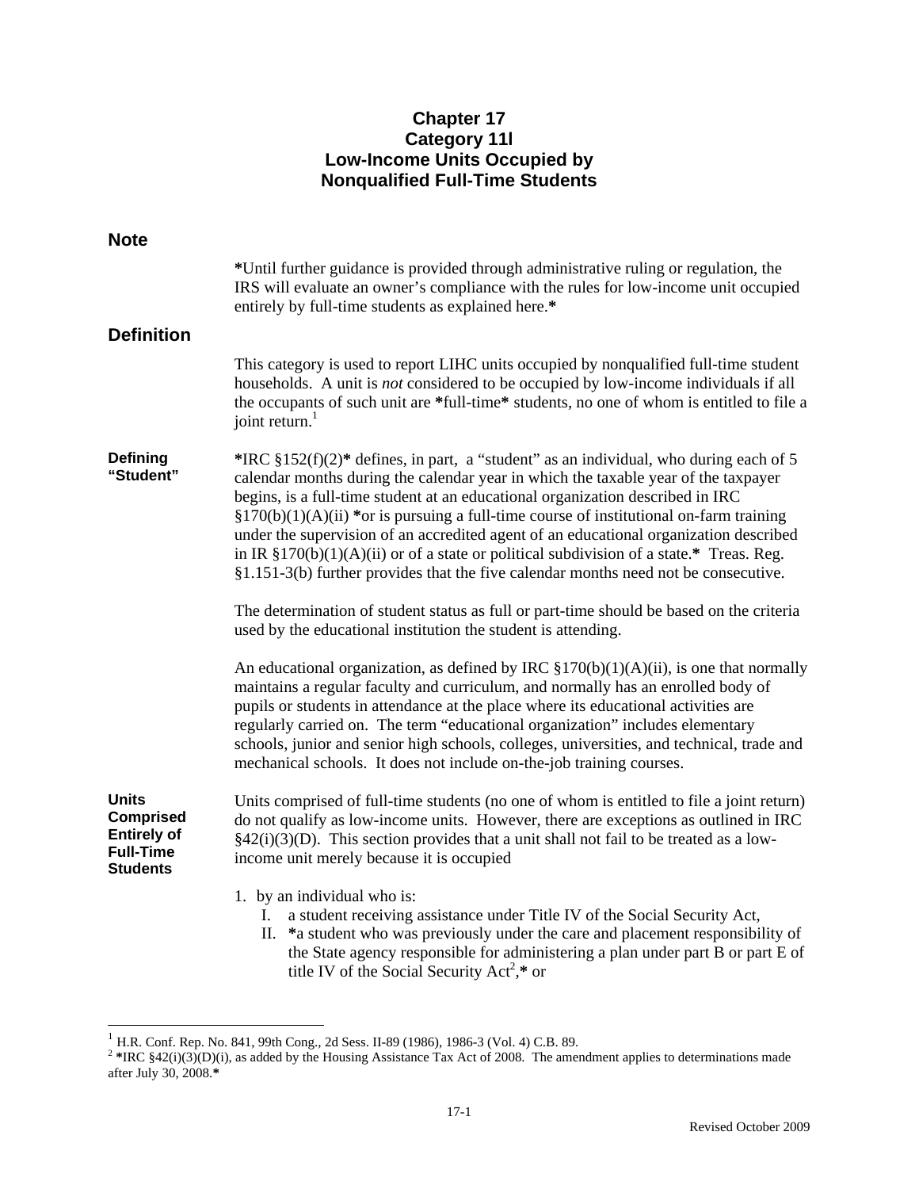# Chapter 17
# Category 11l
# Low-Income Units Occupied by Nonqualified Full-Time Students

## Note

*Until further guidance is provided through administrative ruling or regulation, the IRS will evaluate an owner's compliance with the rules for low-income unit occupied entirely by full-time students as explained here.*

## Definition

This category is used to report LIHC units occupied by nonqualified full-time student households. A unit is *not* considered to be occupied by low-income individuals if all the occupants of such unit are *full-time* students, no one of whom is entitled to file a joint return.[1]

**Defining "Student"**

*IRC §152(f)(2)* defines, in part, a "student" as an individual, who during each of 5 calendar months during the calendar year in which the taxable year of the taxpayer begins, is a full-time student at an educational organization described in IRC §170(b)(1)(A)(ii) *or is pursuing a full-time course of institutional on-farm training under the supervision of an accredited agent of an educational organization described in IR §170(b)(1)(A)(ii) or of a state or political subdivision of a state.* Treas. Reg. §1.151-3(b) further provides that the five calendar months need not be consecutive.

The determination of student status as full or part-time should be based on the criteria used by the educational institution the student is attending.

An educational organization, as defined by IRC §170(b)(1)(A)(ii), is one that normally maintains a regular faculty and curriculum, and normally has an enrolled body of pupils or students in attendance at the place where its educational activities are regularly carried on. The term "educational organization" includes elementary schools, junior and senior high schools, colleges, universities, and technical, trade and mechanical schools. It does not include on-the-job training courses.

**Units Comprised Entirely of Full-Time Students**

Units comprised of full-time students (no one of whom is entitled to file a joint return) do not qualify as low-income units. However, there are exceptions as outlined in IRC §42(i)(3)(D). This section provides that a unit shall not fail to be treated as a low-income unit merely because it is occupied

1. by an individual who is:
   I. a student receiving assistance under Title IV of the Social Security Act,
   II. *a student who was previously under the care and placement responsibility of the State agency responsible for administering a plan under part B or part E of title IV of the Social Security Act[2],* or

---

[1] H.R. Conf. Rep. No. 841, 99th Cong., 2d Sess. II-89 (1986), 1986-3 (Vol. 4) C.B. 89.

[2] *IRC §42(i)(3)(D)(i), as added by the Housing Assistance Tax Act of 2008. The amendment applies to determinations made after July 30, 2008.*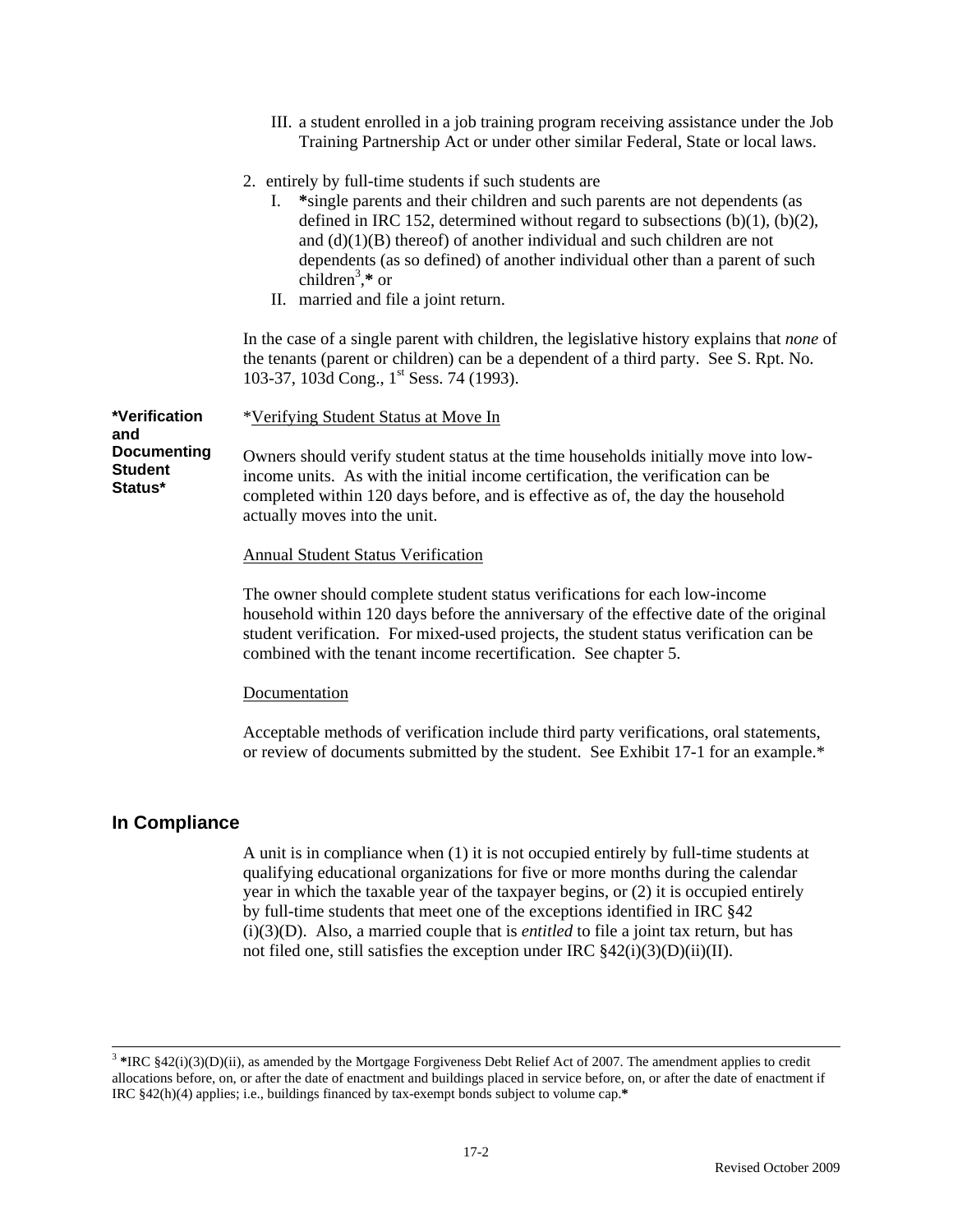III. a student enrolled in a job training program receiving assistance under the Job Training Partnership Act or under other similar Federal, State or local laws.

2. entirely by full-time students if such students are
   I. ***single parents and their children and such parents are not dependents (as defined in IRC 152, determined without regard to subsections (b)(1), (b)(2), and (d)(1)(B) thereof) of another individual and such children are not dependents (as so defined) of another individual other than a parent of such children[3],*** or
   II. married and file a joint return.

In the case of a single parent with children, the legislative history explains that *none* of the tenants (parent or children) can be a dependent of a third party. See S. Rpt. No. 103-37, 103d Cong., 1st Sess. 74 (1993).

**\*Verification and Documenting Student Status\***

*Verifying Student Status at Move In

Owners should verify student status at the time households initially move into low-income units. As with the initial income certification, the verification can be completed within 120 days before, and is effective as of, the day the household actually moves into the unit.

Annual Student Status Verification

The owner should complete student status verifications for each low-income household within 120 days before the anniversary of the effective date of the original student verification. For mixed-used projects, the student status verification can be combined with the tenant income recertification. See chapter 5.

Documentation

Acceptable methods of verification include third party verifications, oral statements, or review of documents submitted by the student. See Exhibit 17-1 for an example.*

## In Compliance

A unit is in compliance when (1) it is not occupied entirely by full-time students at qualifying educational organizations for five or more months during the calendar year in which the taxable year of the taxpayer begins, or (2) it is occupied entirely by full-time students that meet one of the exceptions identified in IRC §42 (i)(3)(D). Also, a married couple that is *entitled* to file a joint tax return, but has not filed one, still satisfies the exception under IRC §42(i)(3)(D)(ii)(II).

---

[3] ***IRC §42(i)(3)(D)(ii), as amended by the Mortgage Forgiveness Debt Relief Act of 2007. The amendment applies to credit allocations before, on, or after the date of enactment and buildings placed in service before, on, or after the date of enactment if IRC §42(h)(4) applies; i.e., buildings financed by tax-exempt bonds subject to volume cap.***

Revised October 2009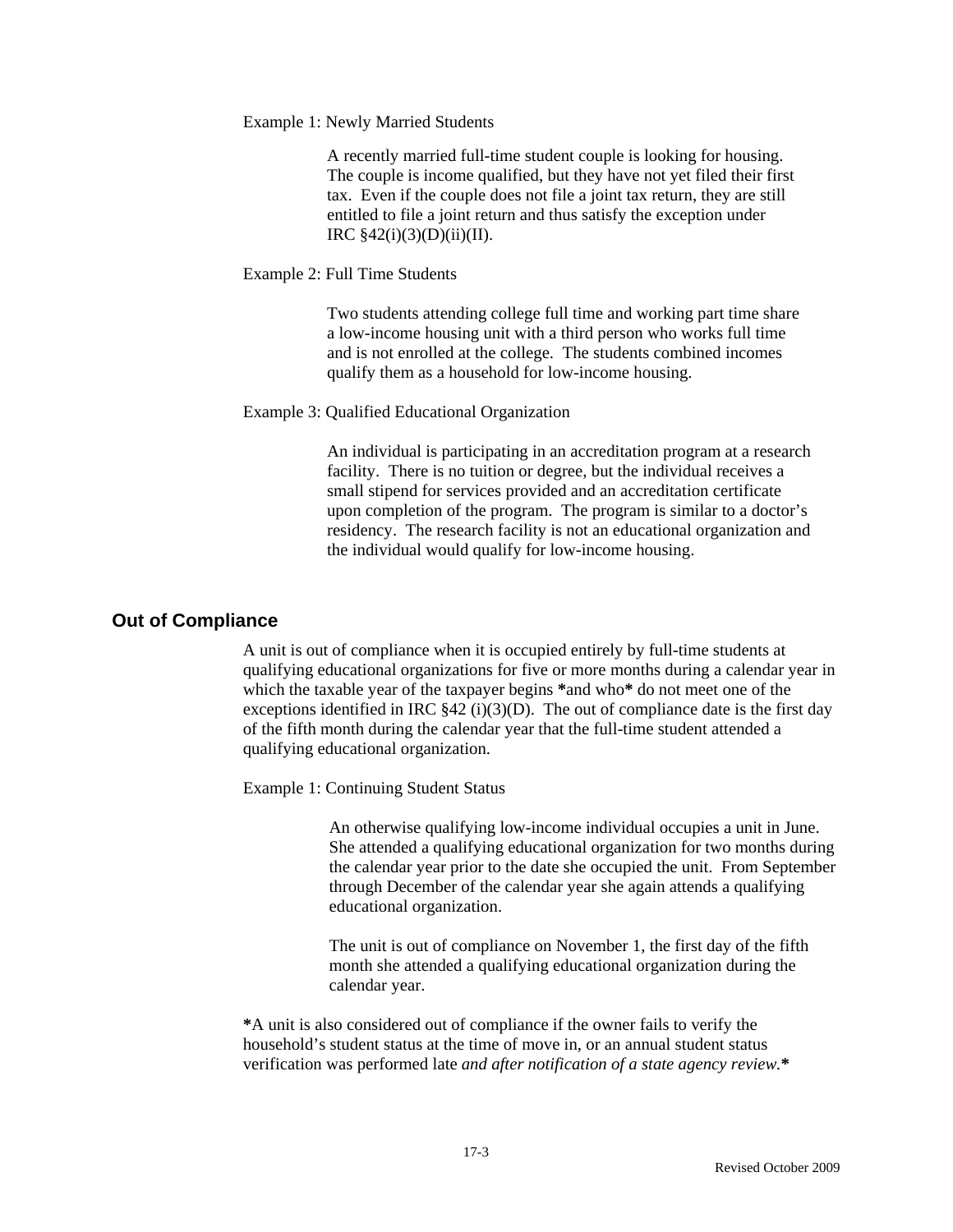Example 1: Newly Married Students

> A recently married full-time student couple is looking for housing. The couple is income qualified, but they have not yet filed their first tax. Even if the couple does not file a joint tax return, they are still entitled to file a joint return and thus satisfy the exception under IRC §42(i)(3)(D)(ii)(II).

Example 2: Full Time Students

> Two students attending college full time and working part time share a low-income housing unit with a third person who works full time and is not enrolled at the college. The students combined incomes qualify them as a household for low-income housing.

Example 3: Qualified Educational Organization

> An individual is participating in an accreditation program at a research facility. There is no tuition or degree, but the individual receives a small stipend for services provided and an accreditation certificate upon completion of the program. The program is similar to a doctor's residency. The research facility is not an educational organization and the individual would qualify for low-income housing.

## Out of Compliance

A unit is out of compliance when it is occupied entirely by full-time students at qualifying educational organizations for five or more months during a calendar year in which the taxable year of the taxpayer begins **\***and who**\*** do not meet one of the exceptions identified in IRC §42 (i)(3)(D). The out of compliance date is the first day of the fifth month during the calendar year that the full-time student attended a qualifying educational organization.

Example 1: Continuing Student Status

> An otherwise qualifying low-income individual occupies a unit in June. She attended a qualifying educational organization for two months during the calendar year prior to the date she occupied the unit. From September through December of the calendar year she again attends a qualifying educational organization.
>
> The unit is out of compliance on November 1, the first day of the fifth month she attended a qualifying educational organization during the calendar year.

**\***A unit is also considered out of compliance if the owner fails to verify the household's student status at the time of move in, or an annual student status verification was performed late *and after notification of a state agency review.***\***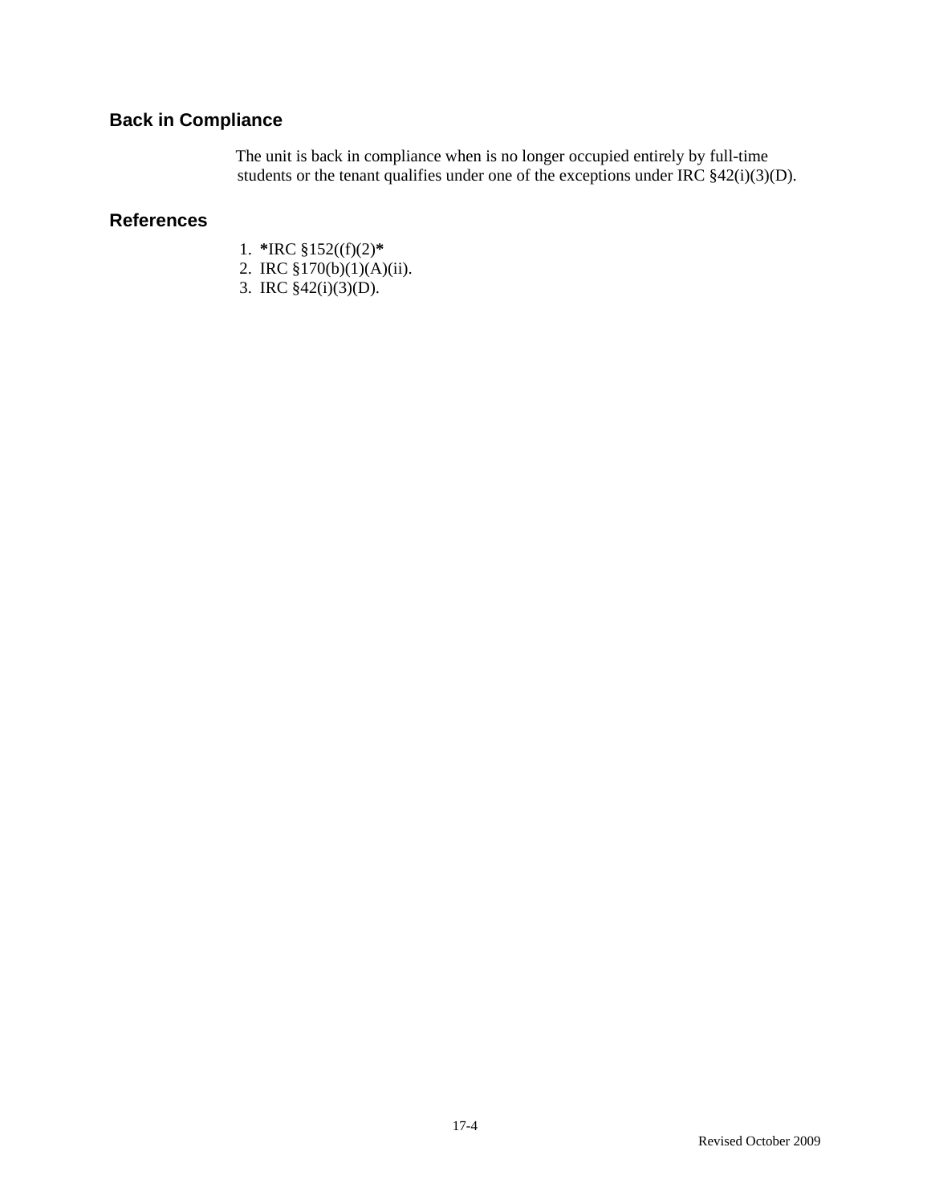## Back in Compliance

The unit is back in compliance when is no longer occupied entirely by full-time students or the tenant qualifies under one of the exceptions under IRC §42(i)(3)(D).

## References

1. **\***IRC §152((f)(2)**\***
2. IRC §170(b)(1)(A)(ii).
3. IRC §42(i)(3)(D).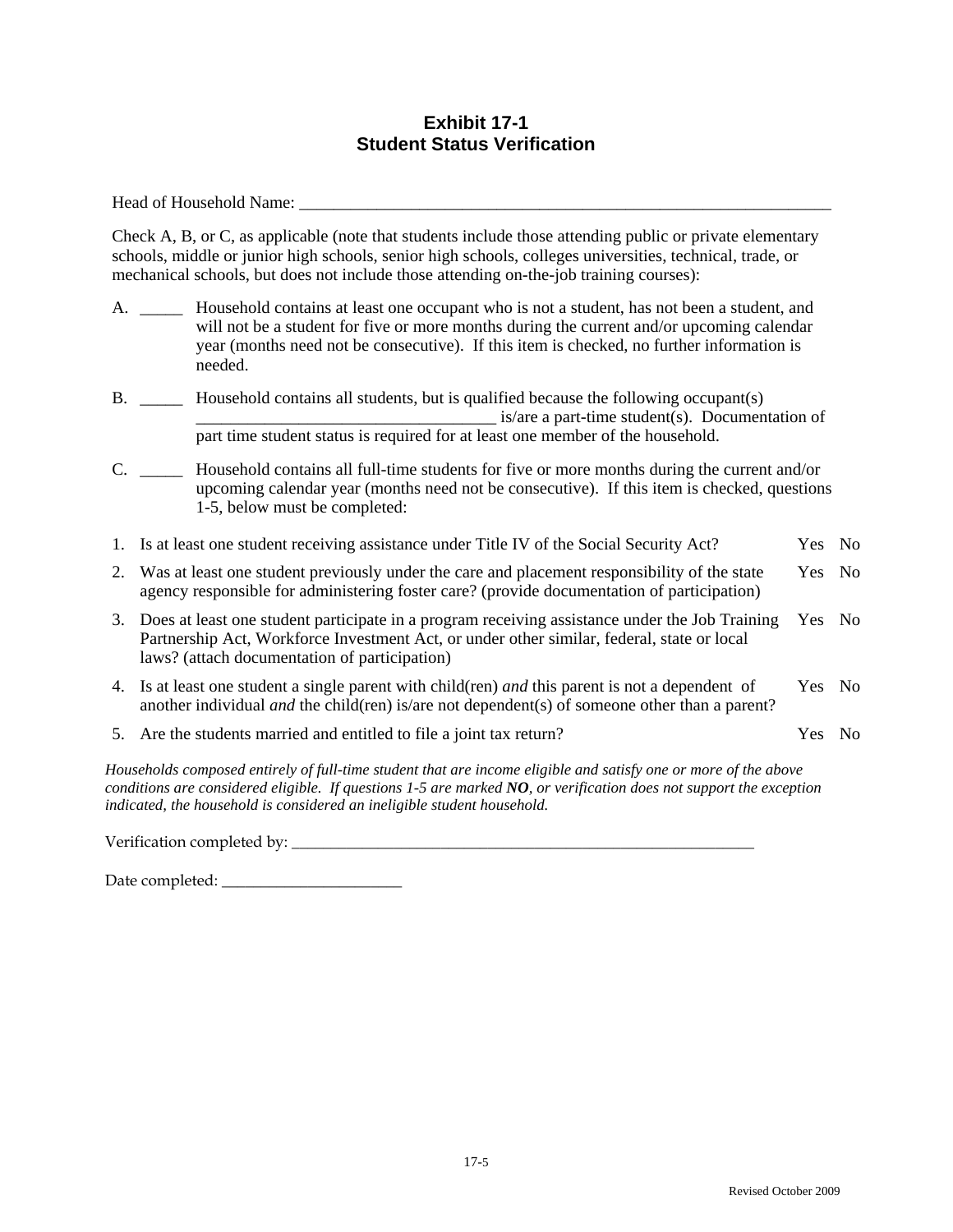# Exhibit 17-1
# Student Status Verification

Head of Household Name: ___________________________________________________________________

Check A, B, or C, as applicable (note that students include those attending public or private elementary schools, middle or junior high schools, senior high schools, colleges universities, technical, trade, or mechanical schools, but does not include those attending on-the-job training courses):

A. _____ Household contains at least one occupant who is not a student, has not been a student, and will not be a student for five or more months during the current and/or upcoming calendar year (months need not be consecutive). If this item is checked, no further information is needed.

B. _____ Household contains all students, but is qualified because the following occupant(s) ___________________________________ is/are a part-time student(s). Documentation of part time student status is required for at least one member of the household.

C. _____ Household contains all full-time students for five or more months during the current and/or upcoming calendar year (months need not be consecutive). If this item is checked, questions 1-5, below must be completed:

| | | | |
|---|---|---|---|
| 1. | Is at least one student receiving assistance under Title IV of the Social Security Act? | Yes | No |
| 2. | Was at least one student previously under the care and placement responsibility of the state agency responsible for administering foster care? (provide documentation of participation) | Yes | No |
| 3. | Does at least one student participate in a program receiving assistance under the Job Training Partnership Act, Workforce Investment Act, or under other similar, federal, state or local laws? (attach documentation of participation) | Yes | No |
| 4. | Is at least one student a single parent with child(ren) *and* this parent is not a dependent of another individual *and* the child(ren) is/are not dependent(s) of someone other than a parent? | Yes | No |
| 5. | Are the students married and entitled to file a joint tax return? | Yes | No |

*Households composed entirely of full-time student that are income eligible and satisfy one or more of the above conditions are considered eligible. If questions 1-5 are marked **NO**, or verification does not support the exception indicated, the household is considered an ineligible student household.*

Verification completed by: ____________________________________________________________

Date completed: ______________________

Revised October 2009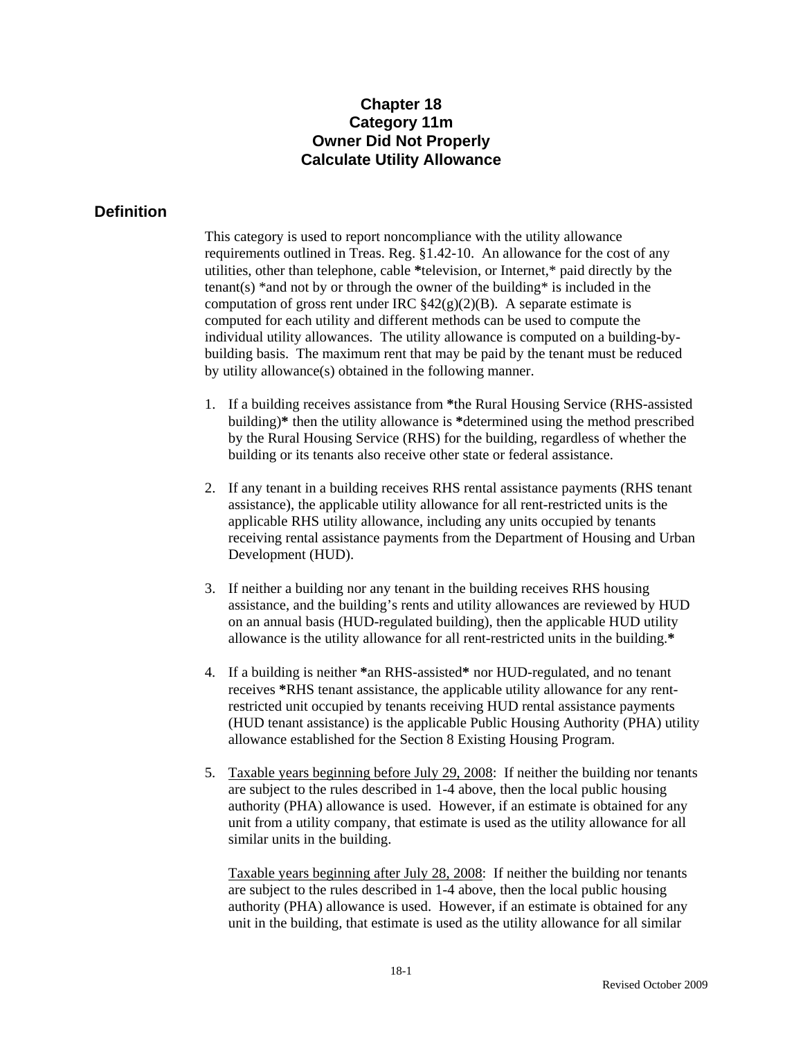# Chapter 18
# Category 11m
# Owner Did Not Properly Calculate Utility Allowance

## Definition

This category is used to report noncompliance with the utility allowance requirements outlined in Treas. Reg. §1.42-10. An allowance for the cost of any utilities, other than telephone, cable *television, or Internet,* paid directly by the tenant(s) *and not by or through the owner of the building* is included in the computation of gross rent under IRC §42(g)(2)(B). A separate estimate is computed for each utility and different methods can be used to compute the individual utility allowances. The utility allowance is computed on a building-by-building basis. The maximum rent that may be paid by the tenant must be reduced by utility allowance(s) obtained in the following manner.

1. If a building receives assistance from *the Rural Housing Service (RHS-assisted building)* then the utility allowance is *determined using the method prescribed by the Rural Housing Service (RHS) for the building, regardless of whether the building or its tenants also receive other state or federal assistance.

2. If any tenant in a building receives RHS rental assistance payments (RHS tenant assistance), the applicable utility allowance for all rent-restricted units is the applicable RHS utility allowance, including any units occupied by tenants receiving rental assistance payments from the Department of Housing and Urban Development (HUD).

3. If neither a building nor any tenant in the building receives RHS housing assistance, and the building's rents and utility allowances are reviewed by HUD on an annual basis (HUD-regulated building), then the applicable HUD utility allowance is the utility allowance for all rent-restricted units in the building.*

4. If a building is neither *an RHS-assisted* nor HUD-regulated, and no tenant receives *RHS tenant assistance, the applicable utility allowance for any rent-restricted unit occupied by tenants receiving HUD rental assistance payments (HUD tenant assistance) is the applicable Public Housing Authority (PHA) utility allowance established for the Section 8 Existing Housing Program.

5. <u>Taxable years beginning before July 29, 2008</u>: If neither the building nor tenants are subject to the rules described in 1-4 above, then the local public housing authority (PHA) allowance is used. However, if an estimate is obtained for any unit from a utility company, that estimate is used as the utility allowance for all similar units in the building.

   <u>Taxable years beginning after July 28, 2008</u>: If neither the building nor tenants are subject to the rules described in 1-4 above, then the local public housing authority (PHA) allowance is used. However, if an estimate is obtained for any unit in the building, that estimate is used as the utility allowance for all similar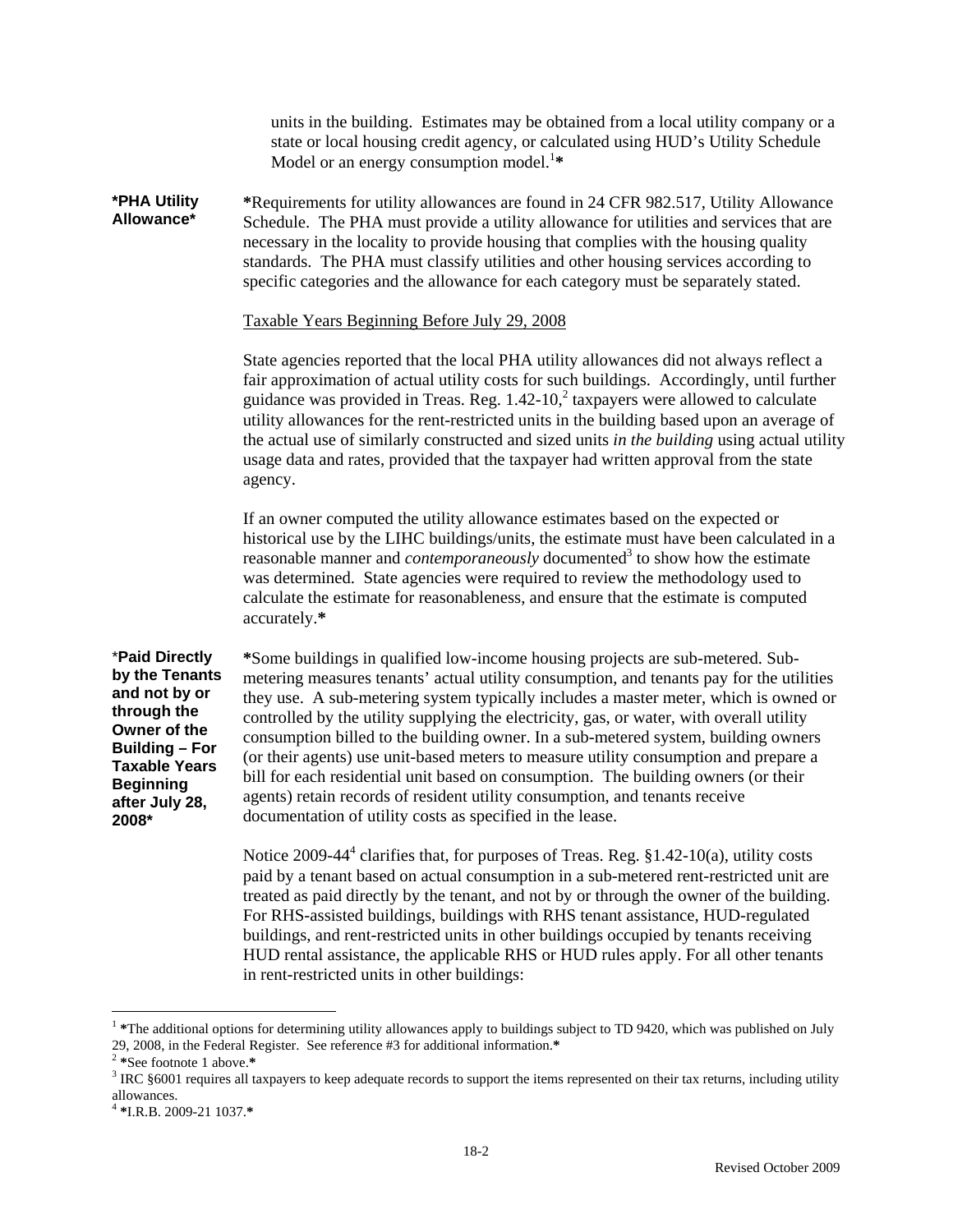units in the building. Estimates may be obtained from a local utility company or a state or local housing credit agency, or calculated using HUD's Utility Schedule Model or an energy consumption model.[1]*

**\*PHA Utility Allowance\***

*Requirements for utility allowances are found in 24 CFR 982.517, Utility Allowance Schedule. The PHA must provide a utility allowance for utilities and services that are necessary in the locality to provide housing that complies with the housing quality standards. The PHA must classify utilities and other housing services according to specific categories and the allowance for each category must be separately stated.

<u>Taxable Years Beginning Before July 29, 2008</u>

State agencies reported that the local PHA utility allowances did not always reflect a fair approximation of actual utility costs for such buildings. Accordingly, until further guidance was provided in Treas. Reg. 1.42-10,[2] taxpayers were allowed to calculate utility allowances for the rent-restricted units in the building based upon an average of the actual use of similarly constructed and sized units *in the building* using actual utility usage data and rates, provided that the taxpayer had written approval from the state agency.

If an owner computed the utility allowance estimates based on the expected or historical use by the LIHC buildings/units, the estimate must have been calculated in a reasonable manner and *contemporaneously* documented[3] to show how the estimate was determined. State agencies were required to review the methodology used to calculate the estimate for reasonableness, and ensure that the estimate is computed accurately.*

**\*Paid Directly by the Tenants and not by or through the Owner of the Building – For Taxable Years Beginning after July 28, 2008\***

*Some buildings in qualified low-income housing projects are sub-metered. Sub-metering measures tenants' actual utility consumption, and tenants pay for the utilities they use. A sub-metering system typically includes a master meter, which is owned or controlled by the utility supplying the electricity, gas, or water, with overall utility consumption billed to the building owner. In a sub-metered system, building owners (or their agents) use unit-based meters to measure utility consumption and prepare a bill for each residential unit based on consumption. The building owners (or their agents) retain records of resident utility consumption, and tenants receive documentation of utility costs as specified in the lease.

Notice 2009-44[4] clarifies that, for purposes of Treas. Reg. §1.42-10(a), utility costs paid by a tenant based on actual consumption in a sub-metered rent-restricted unit are treated as paid directly by the tenant, and not by or through the owner of the building. For RHS-assisted buildings, buildings with RHS tenant assistance, HUD-regulated buildings, and rent-restricted units in other buildings occupied by tenants receiving HUD rental assistance, the applicable RHS or HUD rules apply. For all other tenants in rent-restricted units in other buildings:

---

[1] *The additional options for determining utility allowances apply to buildings subject to TD 9420, which was published on July 29, 2008, in the Federal Register. See reference #3 for additional information.*

[2] *See footnote 1 above.*

[3] IRC §6001 requires all taxpayers to keep adequate records to support the items represented on their tax returns, including utility allowances.

[4] *I.R.B. 2009-21 1037.*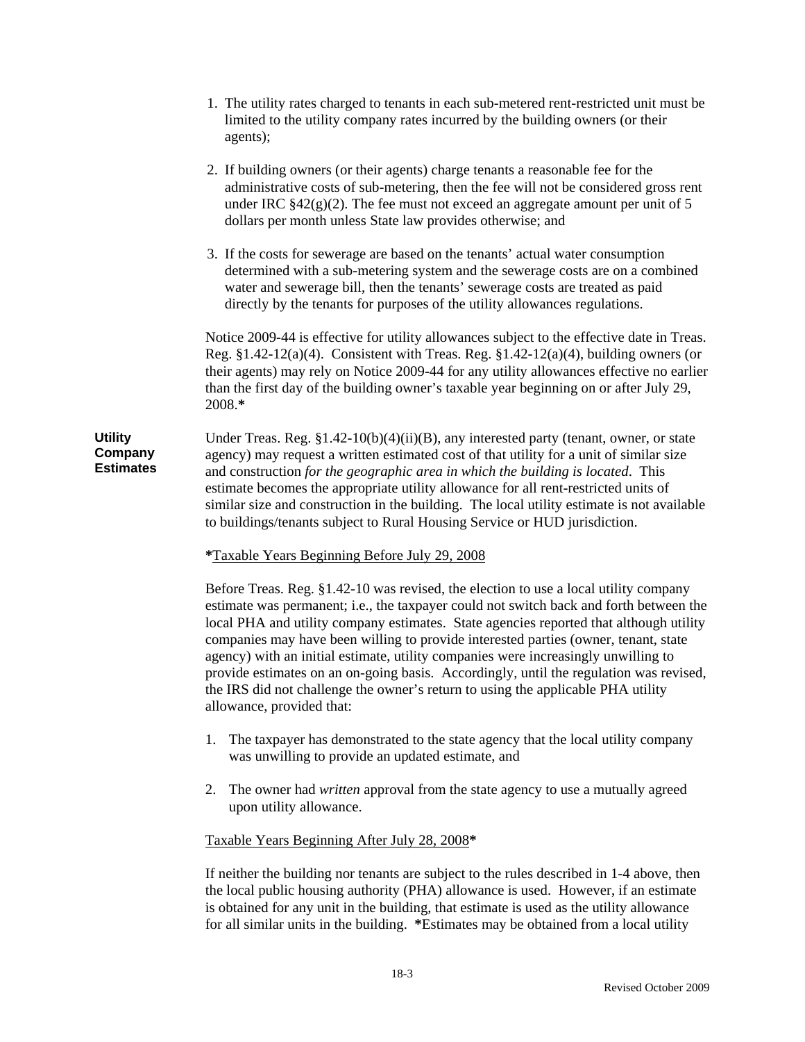1. The utility rates charged to tenants in each sub-metered rent-restricted unit must be limited to the utility company rates incurred by the building owners (or their agents);

2. If building owners (or their agents) charge tenants a reasonable fee for the administrative costs of sub-metering, then the fee will not be considered gross rent under IRC §42(g)(2). The fee must not exceed an aggregate amount per unit of 5 dollars per month unless State law provides otherwise; and

3. If the costs for sewerage are based on the tenants' actual water consumption determined with a sub-metering system and the sewerage costs are on a combined water and sewerage bill, then the tenants' sewerage costs are treated as paid directly by the tenants for purposes of the utility allowances regulations.

Notice 2009-44 is effective for utility allowances subject to the effective date in Treas. Reg. §1.42-12(a)(4). Consistent with Treas. Reg. §1.42-12(a)(4), building owners (or their agents) may rely on Notice 2009-44 for any utility allowances effective no earlier than the first day of the building owner's taxable year beginning on or after July 29, 2008.**\***

**Utility Company Estimates**

Under Treas. Reg. §1.42-10(b)(4)(ii)(B), any interested party (tenant, owner, or state agency) may request a written estimated cost of that utility for a unit of similar size and construction *for the geographic area in which the building is located*. This estimate becomes the appropriate utility allowance for all rent-restricted units of similar size and construction in the building. The local utility estimate is not available to buildings/tenants subject to Rural Housing Service or HUD jurisdiction.

**\***<u>Taxable Years Beginning Before July 29, 2008</u>

Before Treas. Reg. §1.42-10 was revised, the election to use a local utility company estimate was permanent; i.e., the taxpayer could not switch back and forth between the local PHA and utility company estimates. State agencies reported that although utility companies may have been willing to provide interested parties (owner, tenant, state agency) with an initial estimate, utility companies were increasingly unwilling to provide estimates on an on-going basis. Accordingly, until the regulation was revised, the IRS did not challenge the owner's return to using the applicable PHA utility allowance, provided that:

1. The taxpayer has demonstrated to the state agency that the local utility company was unwilling to provide an updated estimate, and

2. The owner had *written* approval from the state agency to use a mutually agreed upon utility allowance.

<u>Taxable Years Beginning After July 28, 2008</u>**\***

If neither the building nor tenants are subject to the rules described in 1-4 above, then the local public housing authority (PHA) allowance is used. However, if an estimate is obtained for any unit in the building, that estimate is used as the utility allowance for all similar units in the building. **\***Estimates may be obtained from a local utility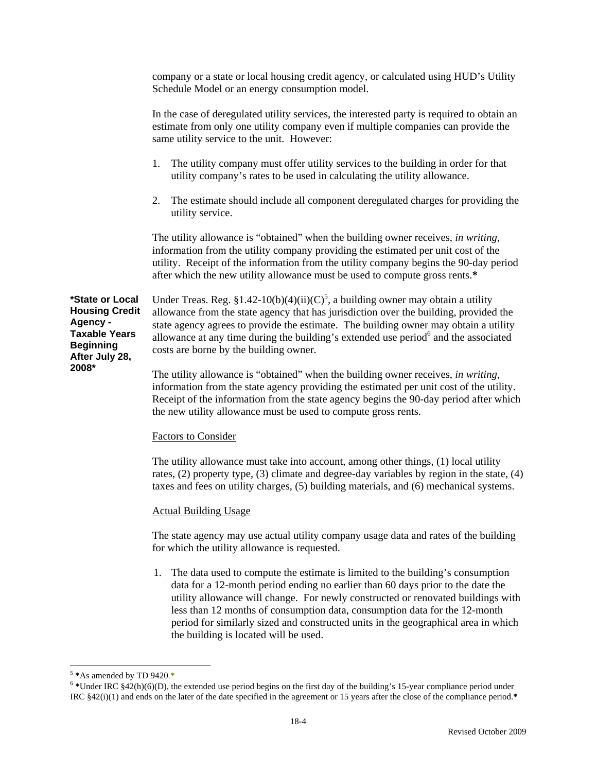company or a state or local housing credit agency, or calculated using HUD's Utility Schedule Model or an energy consumption model.

In the case of deregulated utility services, the interested party is required to obtain an estimate from only one utility company even if multiple companies can provide the same utility service to the unit. However:

1. The utility company must offer utility services to the building in order for that utility company's rates to be used in calculating the utility allowance.
2. The estimate should include all component deregulated charges for providing the utility service.

The utility allowance is "obtained" when the building owner receives, *in writing*, information from the utility company providing the estimated per unit cost of the utility. Receipt of the information from the utility company begins the 90-day period after which the new utility allowance must be used to compute gross rents.**\***

**\*State or Local Housing Credit Agency - Taxable Years Beginning After July 28, 2008\***

Under Treas. Reg. §1.42-10(b)(4)(ii)(C)[5], a building owner may obtain a utility allowance from the state agency that has jurisdiction over the building, provided the state agency agrees to provide the estimate. The building owner may obtain a utility allowance at any time during the building's extended use period[6] and the associated costs are borne by the building owner.

The utility allowance is "obtained" when the building owner receives, *in writing*, information from the state agency providing the estimated per unit cost of the utility. Receipt of the information from the state agency begins the 90-day period after which the new utility allowance must be used to compute gross rents.

Factors to Consider

The utility allowance must take into account, among other things, (1) local utility rates, (2) property type, (3) climate and degree-day variables by region in the state, (4) taxes and fees on utility charges, (5) building materials, and (6) mechanical systems.

Actual Building Usage

The state agency may use actual utility company usage data and rates of the building for which the utility allowance is requested.

1. The data used to compute the estimate is limited to the building's consumption data for a 12-month period ending no earlier than 60 days prior to the date the utility allowance will change. For newly constructed or renovated buildings with less than 12 months of consumption data, consumption data for the 12-month period for similarly sized and constructed units in the geographical area in which the building is located will be used.

---

[5] **\***As amended by TD 9420.**\***

[6] **\***Under IRC §42(h)(6)(D), the extended use period begins on the first day of the building's 15-year compliance period under IRC §42(i)(1) and ends on the later of the date specified in the agreement or 15 years after the close of the compliance period.**\***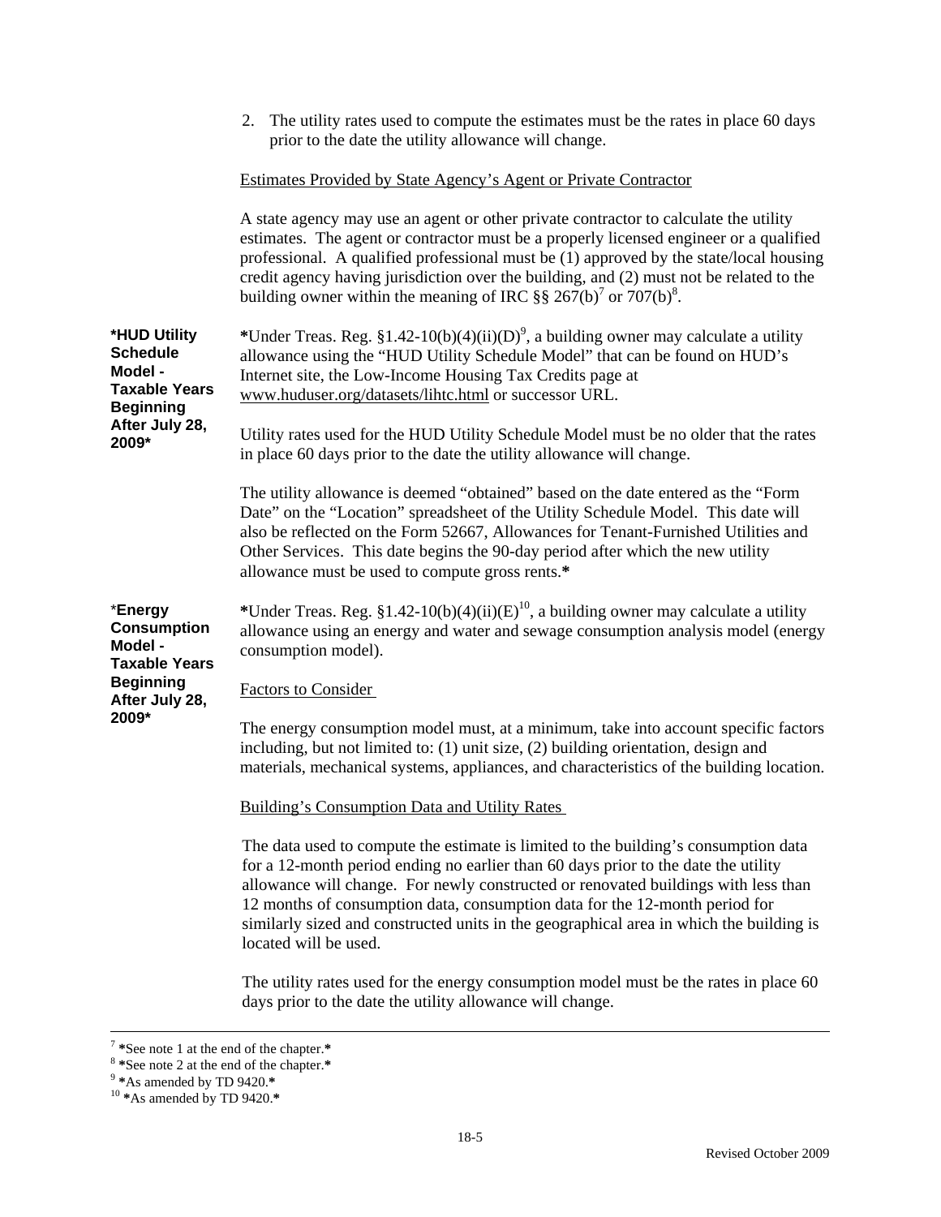2. The utility rates used to compute the estimates must be the rates in place 60 days prior to the date the utility allowance will change.

Estimates Provided by State Agency's Agent or Private Contractor

A state agency may use an agent or other private contractor to calculate the utility estimates. The agent or contractor must be a properly licensed engineer or a qualified professional. A qualified professional must be (1) approved by the state/local housing credit agency having jurisdiction over the building, and (2) must not be related to the building owner within the meaning of IRC §§ 267(b)[7] or 707(b)[8].

**\*HUD Utility Schedule Model - Taxable Years Beginning After July 28, 2009\***

**\***Under Treas. Reg. §1.42-10(b)(4)(ii)(D)[9], a building owner may calculate a utility allowance using the "HUD Utility Schedule Model" that can be found on HUD's Internet site, the Low-Income Housing Tax Credits page at www.huduser.org/datasets/lihtc.html or successor URL.

Utility rates used for the HUD Utility Schedule Model must be no older that the rates in place 60 days prior to the date the utility allowance will change.

The utility allowance is deemed "obtained" based on the date entered as the "Form Date" on the "Location" spreadsheet of the Utility Schedule Model. This date will also be reflected on the Form 52667, Allowances for Tenant-Furnished Utilities and Other Services. This date begins the 90-day period after which the new utility allowance must be used to compute gross rents.**\***

\***Energy Consumption Model - Taxable Years Beginning After July 28, 2009\***

**\***Under Treas. Reg. §1.42-10(b)(4)(ii)(E)[10], a building owner may calculate a utility allowance using an energy and water and sewage consumption analysis model (energy consumption model).

Factors to Consider

The energy consumption model must, at a minimum, take into account specific factors including, but not limited to: (1) unit size, (2) building orientation, design and materials, mechanical systems, appliances, and characteristics of the building location.

Building's Consumption Data and Utility Rates

The data used to compute the estimate is limited to the building's consumption data for a 12-month period ending no earlier than 60 days prior to the date the utility allowance will change. For newly constructed or renovated buildings with less than 12 months of consumption data, consumption data for the 12-month period for similarly sized and constructed units in the geographical area in which the building is located will be used.

The utility rates used for the energy consumption model must be the rates in place 60 days prior to the date the utility allowance will change.

---

[7] **\***See note 1 at the end of the chapter.**\***

[8] **\***See note 2 at the end of the chapter.**\***

[9] **\***As amended by TD 9420.**\***

[10] **\***As amended by TD 9420.**\***

Revised October 2009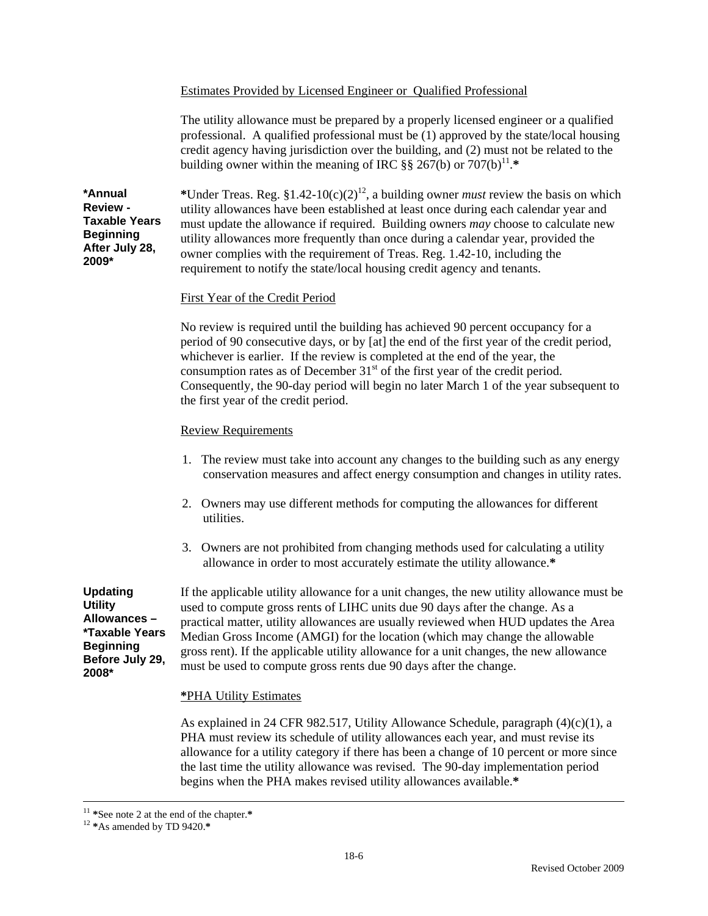Estimates Provided by Licensed Engineer or Qualified Professional

The utility allowance must be prepared by a properly licensed engineer or a qualified professional. A qualified professional must be (1) approved by the state/local housing credit agency having jurisdiction over the building, and (2) must not be related to the building owner within the meaning of IRC §§ 267(b) or 707(b)[11].*

**\*Annual Review - Taxable Years Beginning After July 28, 2009\***

*Under Treas. Reg. §1.42-10(c)(2)[12], a building owner *must* review the basis on which utility allowances have been established at least once during each calendar year and must update the allowance if required. Building owners *may* choose to calculate new utility allowances more frequently than once during a calendar year, provided the owner complies with the requirement of Treas. Reg. 1.42-10, including the requirement to notify the state/local housing credit agency and tenants.

First Year of the Credit Period

No review is required until the building has achieved 90 percent occupancy for a period of 90 consecutive days, or by [at] the end of the first year of the credit period, whichever is earlier. If the review is completed at the end of the year, the consumption rates as of December 31st of the first year of the credit period. Consequently, the 90-day period will begin no later March 1 of the year subsequent to the first year of the credit period.

Review Requirements

1. The review must take into account any changes to the building such as any energy conservation measures and affect energy consumption and changes in utility rates.
2. Owners may use different methods for computing the allowances for different utilities.
3. Owners are not prohibited from changing methods used for calculating a utility allowance in order to most accurately estimate the utility allowance.*

**Updating Utility Allowances – \*Taxable Years Beginning Before July 29, 2008\***

If the applicable utility allowance for a unit changes, the new utility allowance must be used to compute gross rents of LIHC units due 90 days after the change. As a practical matter, utility allowances are usually reviewed when HUD updates the Area Median Gross Income (AMGI) for the location (which may change the allowable gross rent). If the applicable utility allowance for a unit changes, the new allowance must be used to compute gross rents due 90 days after the change.

*PHA Utility Estimates

As explained in 24 CFR 982.517, Utility Allowance Schedule, paragraph (4)(c)(1), a PHA must review its schedule of utility allowances each year, and must revise its allowance for a utility category if there has been a change of 10 percent or more since the last time the utility allowance was revised. The 90-day implementation period begins when the PHA makes revised utility allowances available.*

---

[11] *See note 2 at the end of the chapter.*

[12] *As amended by TD 9420.*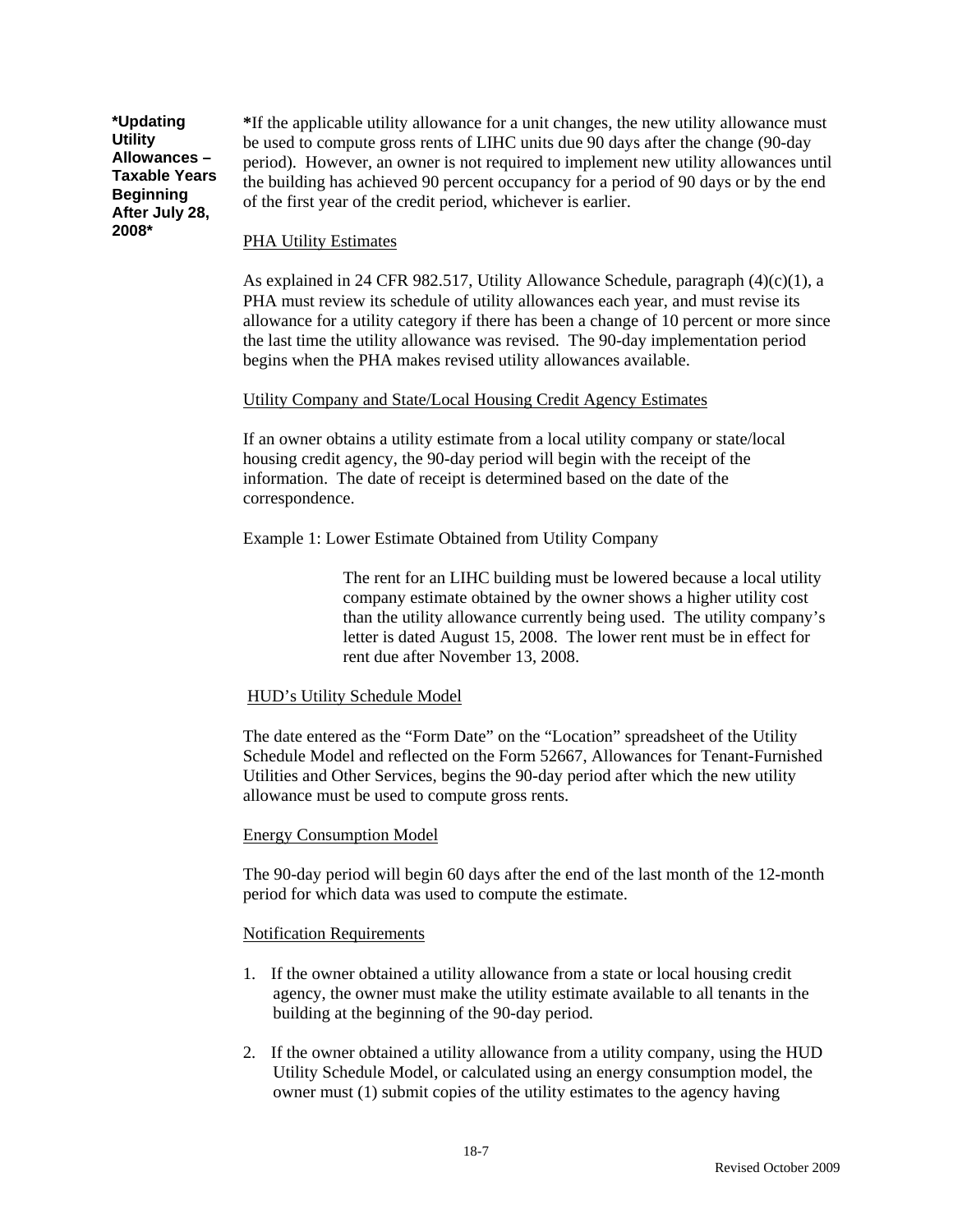**\*Updating Utility Allowances – Taxable Years Beginning After July 28, 2008\***

**\***If the applicable utility allowance for a unit changes, the new utility allowance must be used to compute gross rents of LIHC units due 90 days after the change (90-day period). However, an owner is not required to implement new utility allowances until the building has achieved 90 percent occupancy for a period of 90 days or by the end of the first year of the credit period, whichever is earlier.

<u>PHA Utility Estimates</u>

As explained in 24 CFR 982.517, Utility Allowance Schedule, paragraph (4)(c)(1), a PHA must review its schedule of utility allowances each year, and must revise its allowance for a utility category if there has been a change of 10 percent or more since the last time the utility allowance was revised. The 90-day implementation period begins when the PHA makes revised utility allowances available.

<u>Utility Company and State/Local Housing Credit Agency Estimates</u>

If an owner obtains a utility estimate from a local utility company or state/local housing credit agency, the 90-day period will begin with the receipt of the information. The date of receipt is determined based on the date of the correspondence.

Example 1: Lower Estimate Obtained from Utility Company

> The rent for an LIHC building must be lowered because a local utility company estimate obtained by the owner shows a higher utility cost than the utility allowance currently being used. The utility company's letter is dated August 15, 2008. The lower rent must be in effect for rent due after November 13, 2008.

<u>HUD's Utility Schedule Model</u>

The date entered as the "Form Date" on the "Location" spreadsheet of the Utility Schedule Model and reflected on the Form 52667, Allowances for Tenant-Furnished Utilities and Other Services, begins the 90-day period after which the new utility allowance must be used to compute gross rents.

<u>Energy Consumption Model</u>

The 90-day period will begin 60 days after the end of the last month of the 12-month period for which data was used to compute the estimate.

<u>Notification Requirements</u>

1. If the owner obtained a utility allowance from a state or local housing credit agency, the owner must make the utility estimate available to all tenants in the building at the beginning of the 90-day period.

2. If the owner obtained a utility allowance from a utility company, using the HUD Utility Schedule Model, or calculated using an energy consumption model, the owner must (1) submit copies of the utility estimates to the agency having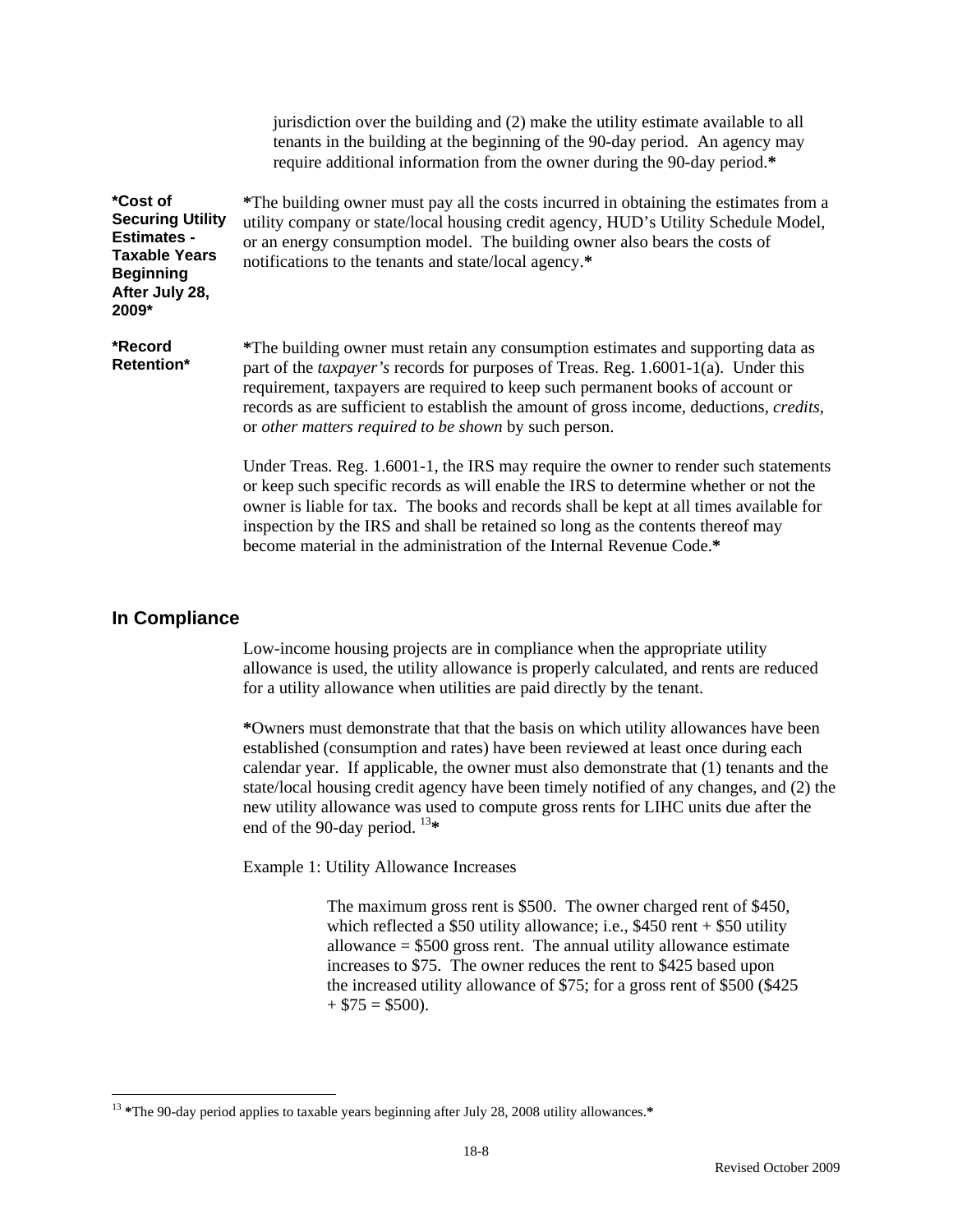jurisdiction over the building and (2) make the utility estimate available to all tenants in the building at the beginning of the 90-day period. An agency may require additional information from the owner during the 90-day period.*

**\*Cost of Securing Utility Estimates - Taxable Years Beginning After July 28, 2009\***

*The building owner must pay all the costs incurred in obtaining the estimates from a utility company or state/local housing credit agency, HUD's Utility Schedule Model, or an energy consumption model. The building owner also bears the costs of notifications to the tenants and state/local agency.*

**\*Record Retention\***

*The building owner must retain any consumption estimates and supporting data as part of the *taxpayer's* records for purposes of Treas. Reg. 1.6001-1(a). Under this requirement, taxpayers are required to keep such permanent books of account or records as are sufficient to establish the amount of gross income, deductions, *credits*, or *other matters required to be shown* by such person.

Under Treas. Reg. 1.6001-1, the IRS may require the owner to render such statements or keep such specific records as will enable the IRS to determine whether or not the owner is liable for tax. The books and records shall be kept at all times available for inspection by the IRS and shall be retained so long as the contents thereof may become material in the administration of the Internal Revenue Code.*

## In Compliance

Low-income housing projects are in compliance when the appropriate utility allowance is used, the utility allowance is properly calculated, and rents are reduced for a utility allowance when utilities are paid directly by the tenant.

*Owners must demonstrate that that the basis on which utility allowances have been established (consumption and rates) have been reviewed at least once during each calendar year. If applicable, the owner must also demonstrate that (1) tenants and the state/local housing credit agency have been timely notified of any changes, and (2) the new utility allowance was used to compute gross rents for LIHC units due after the end of the 90-day period. [13]*

Example 1: Utility Allowance Increases

> The maximum gross rent is $500. The owner charged rent of $450, which reflected a $50 utility allowance; i.e., $450 rent + $50 utility allowance = $500 gross rent. The annual utility allowance estimate increases to $75. The owner reduces the rent to $425 based upon the increased utility allowance of $75; for a gross rent of $500 ($425 + $75 = $500).

---

[13] *The 90-day period applies to taxable years beginning after July 28, 2008 utility allowances.*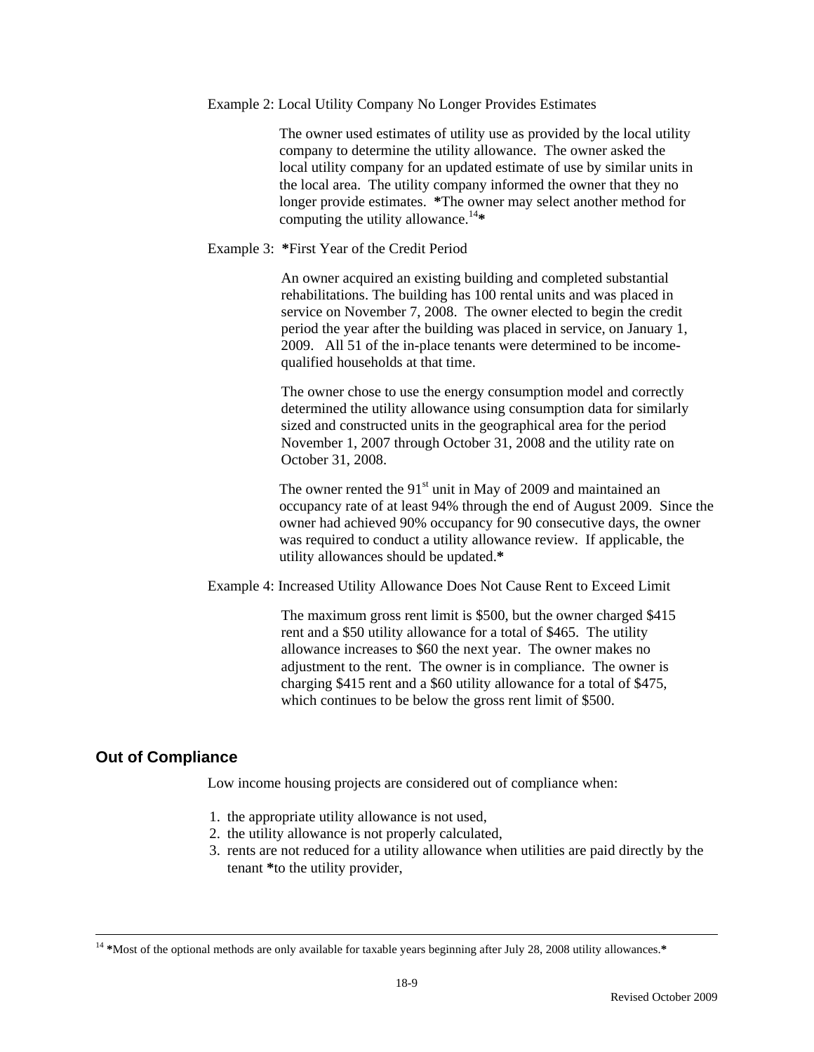Example 2: Local Utility Company No Longer Provides Estimates

The owner used estimates of utility use as provided by the local utility company to determine the utility allowance. The owner asked the local utility company for an updated estimate of use by similar units in the local area. The utility company informed the owner that they no longer provide estimates. *The owner may select another method for computing the utility allowance.[14]*

Example 3: *First Year of the Credit Period

An owner acquired an existing building and completed substantial rehabilitations. The building has 100 rental units and was placed in service on November 7, 2008. The owner elected to begin the credit period the year after the building was placed in service, on January 1, 2009. All 51 of the in-place tenants were determined to be income-qualified households at that time.

The owner chose to use the energy consumption model and correctly determined the utility allowance using consumption data for similarly sized and constructed units in the geographical area for the period November 1, 2007 through October 31, 2008 and the utility rate on October 31, 2008.

The owner rented the 91st unit in May of 2009 and maintained an occupancy rate of at least 94% through the end of August 2009. Since the owner had achieved 90% occupancy for 90 consecutive days, the owner was required to conduct a utility allowance review. If applicable, the utility allowances should be updated.*

Example 4: Increased Utility Allowance Does Not Cause Rent to Exceed Limit

The maximum gross rent limit is $500, but the owner charged $415 rent and a $50 utility allowance for a total of $465. The utility allowance increases to $60 the next year. The owner makes no adjustment to the rent. The owner is in compliance. The owner is charging $415 rent and a $60 utility allowance for a total of $475, which continues to be below the gross rent limit of $500.

## Out of Compliance

Low income housing projects are considered out of compliance when:

1. the appropriate utility allowance is not used,
2. the utility allowance is not properly calculated,
3. rents are not reduced for a utility allowance when utilities are paid directly by the tenant *to the utility provider,

---

[14] *Most of the optional methods are only available for taxable years beginning after July 28, 2008 utility allowances.*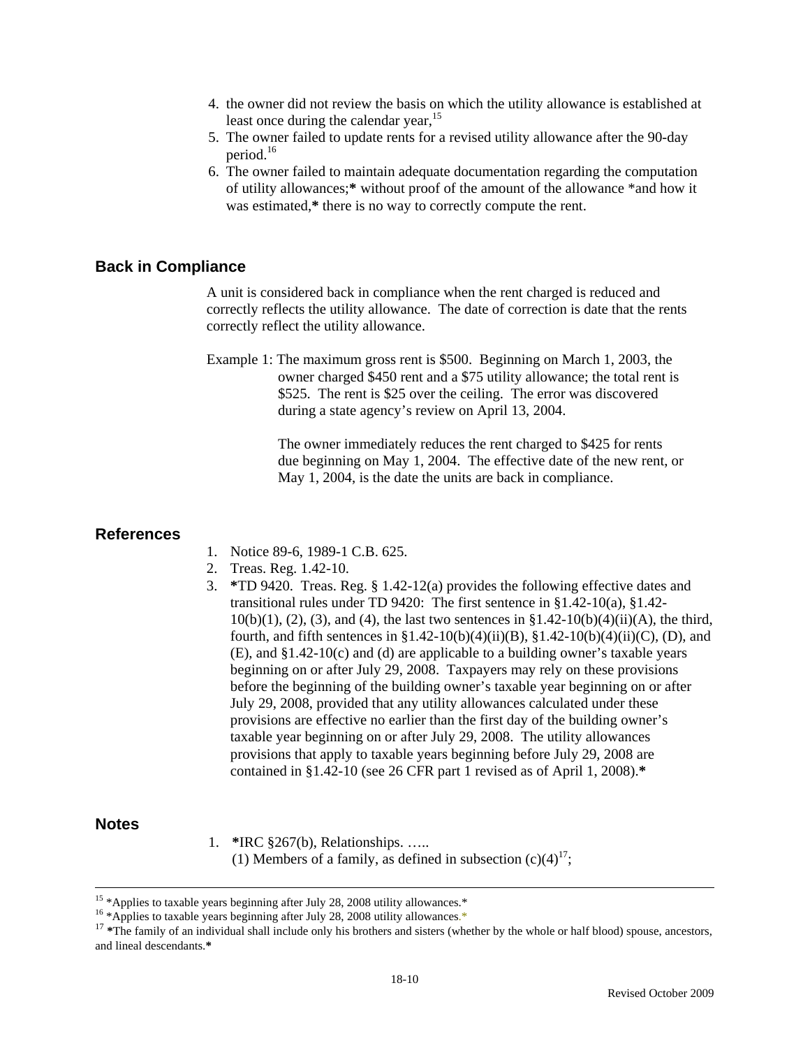4. the owner did not review the basis on which the utility allowance is established at least once during the calendar year,[15]
5. The owner failed to update rents for a revised utility allowance after the 90-day period.[16]
6. The owner failed to maintain adequate documentation regarding the computation of utility allowances;* without proof of the amount of the allowance *and how it was estimated,* there is no way to correctly compute the rent.

## Back in Compliance

A unit is considered back in compliance when the rent charged is reduced and correctly reflects the utility allowance. The date of correction is date that the rents correctly reflect the utility allowance.

Example 1: The maximum gross rent is $500. Beginning on March 1, 2003, the owner charged $450 rent and a $75 utility allowance; the total rent is $525. The rent is $25 over the ceiling. The error was discovered during a state agency's review on April 13, 2004.

The owner immediately reduces the rent charged to $425 for rents due beginning on May 1, 2004. The effective date of the new rent, or May 1, 2004, is the date the units are back in compliance.

## References

1. Notice 89-6, 1989-1 C.B. 625.
2. Treas. Reg. 1.42-10.
3. *TD 9420. Treas. Reg. § 1.42-12(a) provides the following effective dates and transitional rules under TD 9420: The first sentence in §1.42-10(a), §1.42-10(b)(1), (2), (3), and (4), the last two sentences in §1.42-10(b)(4)(ii)(A), the third, fourth, and fifth sentences in §1.42-10(b)(4)(ii)(B), §1.42-10(b)(4)(ii)(C), (D), and (E), and §1.42-10(c) and (d) are applicable to a building owner's taxable years beginning on or after July 29, 2008. Taxpayers may rely on these provisions before the beginning of the building owner's taxable year beginning on or after July 29, 2008, provided that any utility allowances calculated under these provisions are effective no earlier than the first day of the building owner's taxable year beginning on or after July 29, 2008. The utility allowances provisions that apply to taxable years beginning before July 29, 2008 are contained in §1.42-10 (see 26 CFR part 1 revised as of April 1, 2008).*

## Notes

1. *IRC §267(b), Relationships. …..
   (1) Members of a family, as defined in subsection (c)(4)[17];

---

[15] *Applies to taxable years beginning after July 28, 2008 utility allowances.*

[16] *Applies to taxable years beginning after July 28, 2008 utility allowances.*

[17] *The family of an individual shall include only his brothers and sisters (whether by the whole or half blood) spouse, ancestors, and lineal descendants.*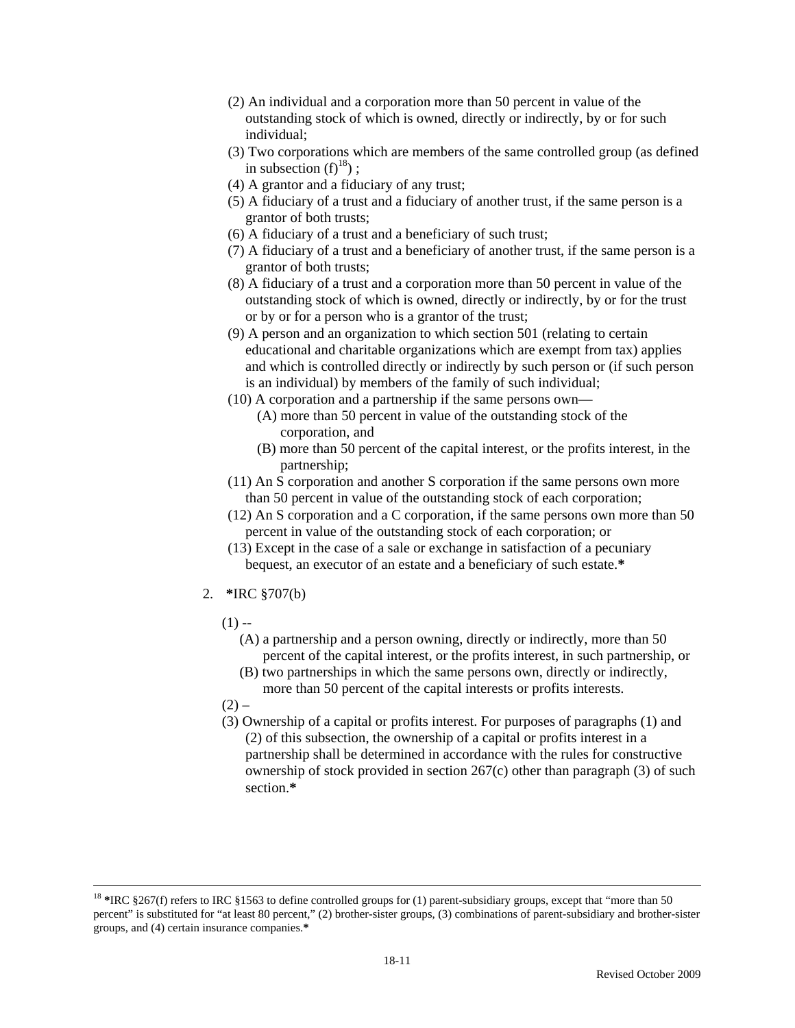(2) An individual and a corporation more than 50 percent in value of the outstanding stock of which is owned, directly or indirectly, by or for such individual;

(3) Two corporations which are members of the same controlled group (as defined in subsection (f)[18]) ;

(4) A grantor and a fiduciary of any trust;

(5) A fiduciary of a trust and a fiduciary of another trust, if the same person is a grantor of both trusts;

(6) A fiduciary of a trust and a beneficiary of such trust;

(7) A fiduciary of a trust and a beneficiary of another trust, if the same person is a grantor of both trusts;

(8) A fiduciary of a trust and a corporation more than 50 percent in value of the outstanding stock of which is owned, directly or indirectly, by or for the trust or by or for a person who is a grantor of the trust;

(9) A person and an organization to which section 501 (relating to certain educational and charitable organizations which are exempt from tax) applies and which is controlled directly or indirectly by such person or (if such person is an individual) by members of the family of such individual;

(10) A corporation and a partnership if the same persons own—

  (A) more than 50 percent in value of the outstanding stock of the corporation, and

  (B) more than 50 percent of the capital interest, or the profits interest, in the partnership;

(11) An S corporation and another S corporation if the same persons own more than 50 percent in value of the outstanding stock of each corporation;

(12) An S corporation and a C corporation, if the same persons own more than 50 percent in value of the outstanding stock of each corporation; or

(13) Except in the case of a sale or exchange in satisfaction of a pecuniary bequest, an executor of an estate and a beneficiary of such estate.**\***

2. **\***IRC §707(b)

(1) --

  (A) a partnership and a person owning, directly or indirectly, more than 50 percent of the capital interest, or the profits interest, in such partnership, or

  (B) two partnerships in which the same persons own, directly or indirectly, more than 50 percent of the capital interests or profits interests.

(2) –

(3) Ownership of a capital or profits interest. For purposes of paragraphs (1) and (2) of this subsection, the ownership of a capital or profits interest in a partnership shall be determined in accordance with the rules for constructive ownership of stock provided in section 267(c) other than paragraph (3) of such section.**\***

---

[18] **\***IRC §267(f) refers to IRC §1563 to define controlled groups for (1) parent-subsidiary groups, except that "more than 50 percent" is substituted for "at least 80 percent," (2) brother-sister groups, (3) combinations of parent-subsidiary and brother-sister groups, and (4) certain insurance companies.**\***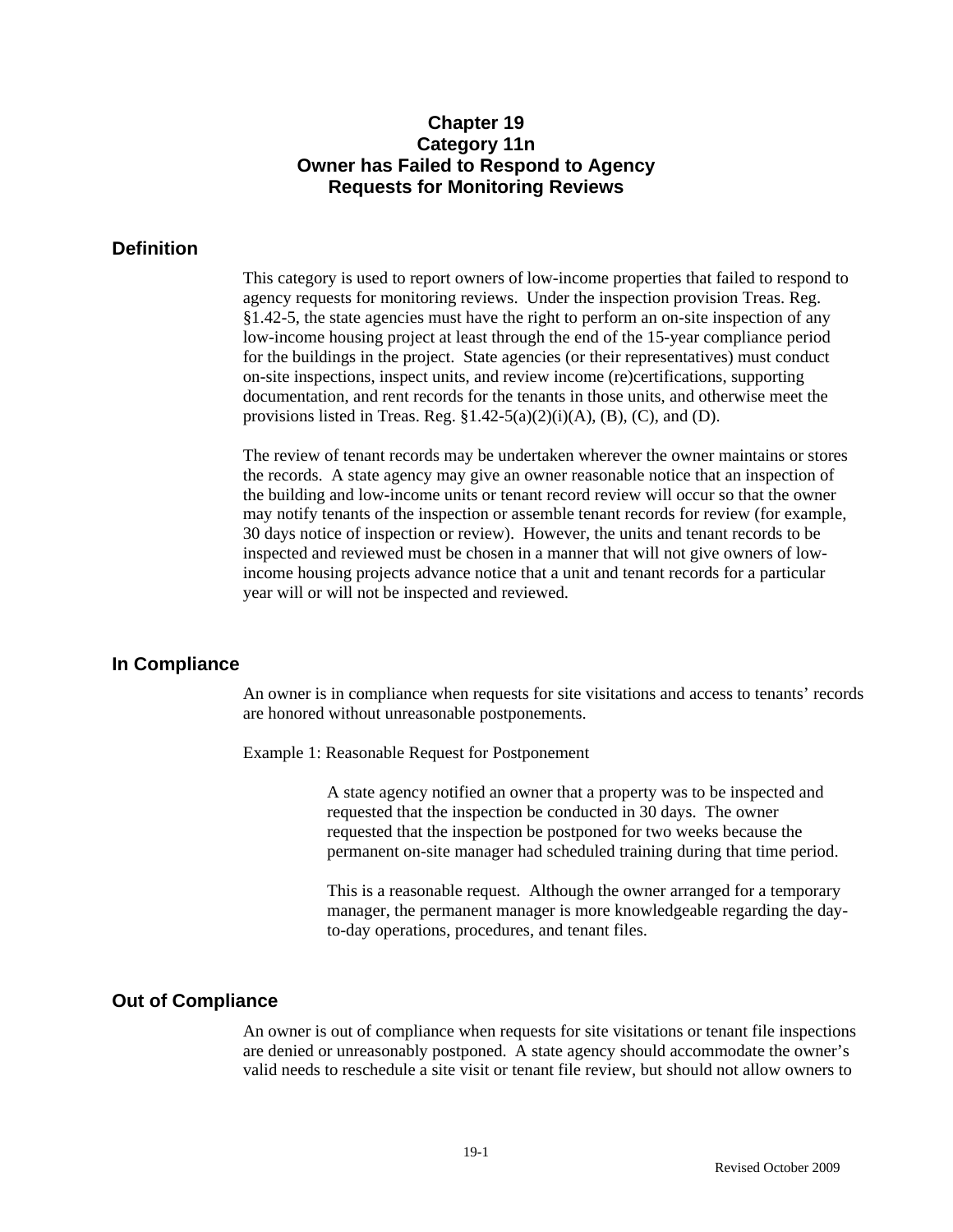# Chapter 19
# Category 11n
# Owner has Failed to Respond to Agency Requests for Monitoring Reviews

## Definition

This category is used to report owners of low-income properties that failed to respond to agency requests for monitoring reviews. Under the inspection provision Treas. Reg. §1.42-5, the state agencies must have the right to perform an on-site inspection of any low-income housing project at least through the end of the 15-year compliance period for the buildings in the project. State agencies (or their representatives) must conduct on-site inspections, inspect units, and review income (re)certifications, supporting documentation, and rent records for the tenants in those units, and otherwise meet the provisions listed in Treas. Reg. §1.42-5(a)(2)(i)(A), (B), (C), and (D).

The review of tenant records may be undertaken wherever the owner maintains or stores the records. A state agency may give an owner reasonable notice that an inspection of the building and low-income units or tenant record review will occur so that the owner may notify tenants of the inspection or assemble tenant records for review (for example, 30 days notice of inspection or review). However, the units and tenant records to be inspected and reviewed must be chosen in a manner that will not give owners of low-income housing projects advance notice that a unit and tenant records for a particular year will or will not be inspected and reviewed.

## In Compliance

An owner is in compliance when requests for site visitations and access to tenants' records are honored without unreasonable postponements.

Example 1: Reasonable Request for Postponement

> A state agency notified an owner that a property was to be inspected and requested that the inspection be conducted in 30 days. The owner requested that the inspection be postponed for two weeks because the permanent on-site manager had scheduled training during that time period.
>
> This is a reasonable request. Although the owner arranged for a temporary manager, the permanent manager is more knowledgeable regarding the day-to-day operations, procedures, and tenant files.

## Out of Compliance

An owner is out of compliance when requests for site visitations or tenant file inspections are denied or unreasonably postponed. A state agency should accommodate the owner's valid needs to reschedule a site visit or tenant file review, but should not allow owners to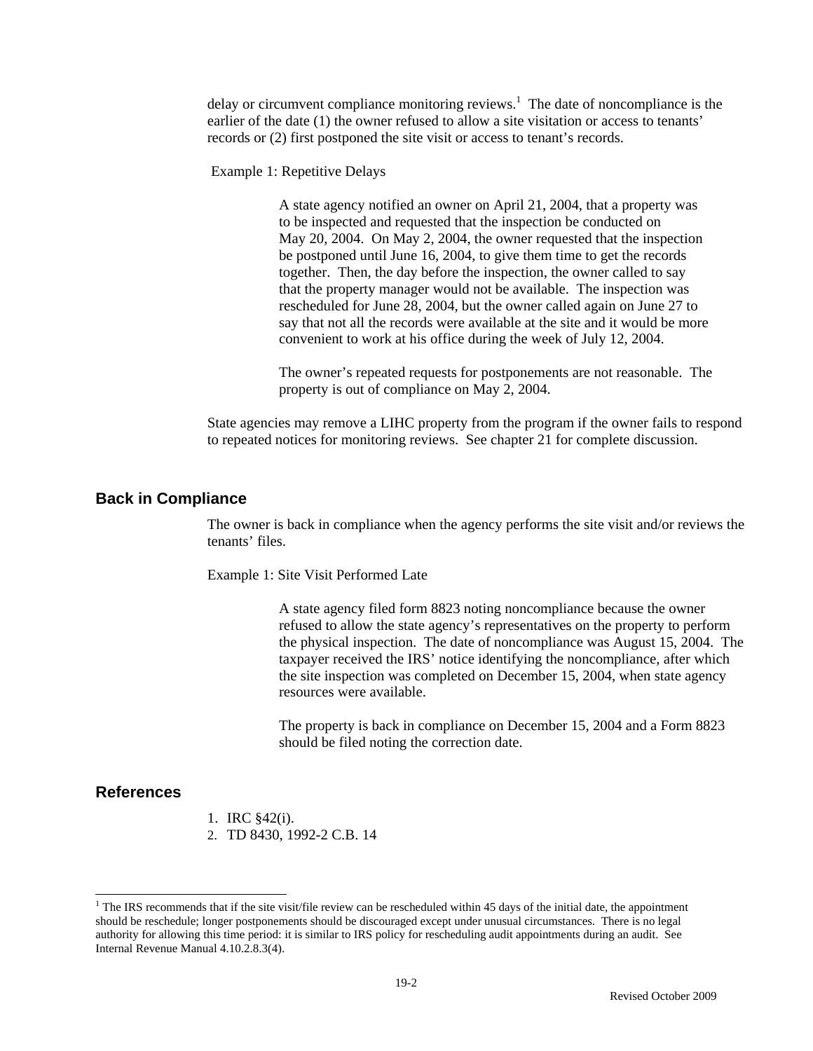delay or circumvent compliance monitoring reviews.[1] The date of noncompliance is the earlier of the date (1) the owner refused to allow a site visitation or access to tenants' records or (2) first postponed the site visit or access to tenant's records.

Example 1: Repetitive Delays

> A state agency notified an owner on April 21, 2004, that a property was to be inspected and requested that the inspection be conducted on May 20, 2004. On May 2, 2004, the owner requested that the inspection be postponed until June 16, 2004, to give them time to get the records together. Then, the day before the inspection, the owner called to say that the property manager would not be available. The inspection was rescheduled for June 28, 2004, but the owner called again on June 27 to say that not all the records were available at the site and it would be more convenient to work at his office during the week of July 12, 2004.
>
> The owner's repeated requests for postponements are not reasonable. The property is out of compliance on May 2, 2004.

State agencies may remove a LIHC property from the program if the owner fails to respond to repeated notices for monitoring reviews. See chapter 21 for complete discussion.

## Back in Compliance

The owner is back in compliance when the agency performs the site visit and/or reviews the tenants' files.

Example 1: Site Visit Performed Late

> A state agency filed form 8823 noting noncompliance because the owner refused to allow the state agency's representatives on the property to perform the physical inspection. The date of noncompliance was August 15, 2004. The taxpayer received the IRS' notice identifying the noncompliance, after which the site inspection was completed on December 15, 2004, when state agency resources were available.
>
> The property is back in compliance on December 15, 2004 and a Form 8823 should be filed noting the correction date.

## References

1. IRC §42(i).
2. TD 8430, 1992-2 C.B. 14

---

[1] The IRS recommends that if the site visit/file review can be rescheduled within 45 days of the initial date, the appointment should be reschedule; longer postponements should be discouraged except under unusual circumstances. There is no legal authority for allowing this time period: it is similar to IRS policy for rescheduling audit appointments during an audit. See Internal Revenue Manual 4.10.2.8.3(4).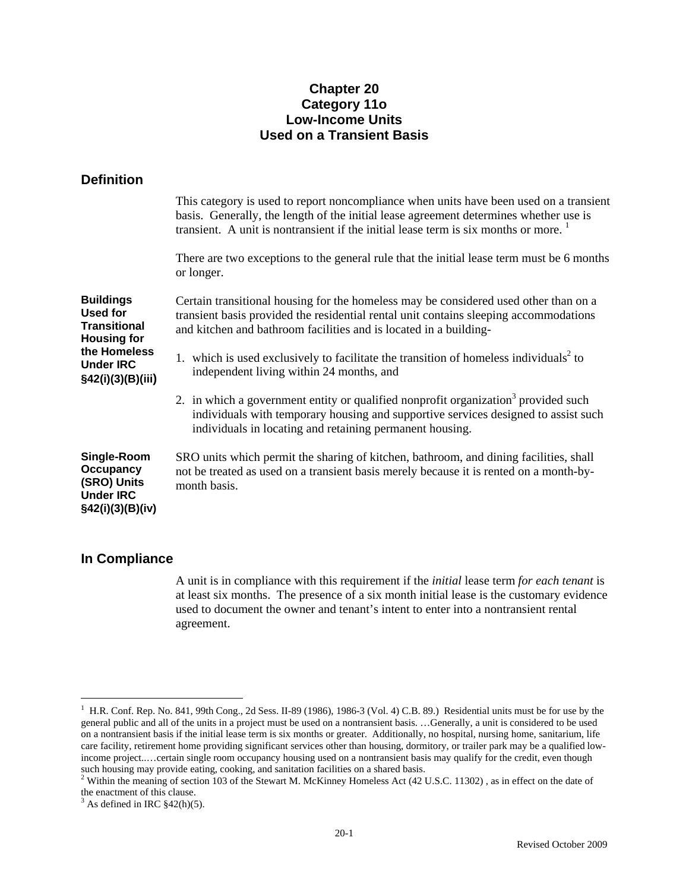# Chapter 20
# Category 11o
# Low-Income Units
# Used on a Transient Basis

## Definition

This category is used to report noncompliance when units have been used on a transient basis. Generally, the length of the initial lease agreement determines whether use is transient. A unit is nontransient if the initial lease term is six months or more. [1]

There are two exceptions to the general rule that the initial lease term must be 6 months or longer.

**Buildings Used for Transitional Housing for the Homeless Under IRC §42(i)(3)(B)(iii)**

Certain transitional housing for the homeless may be considered used other than on a transient basis provided the residential rental unit contains sleeping accommodations and kitchen and bathroom facilities and is located in a building-

1. which is used exclusively to facilitate the transition of homeless individuals[2] to independent living within 24 months, and
2. in which a government entity or qualified nonprofit organization[3] provided such individuals with temporary housing and supportive services designed to assist such individuals in locating and retaining permanent housing.

**Single-Room Occupancy (SRO) Units Under IRC §42(i)(3)(B)(iv)**

SRO units which permit the sharing of kitchen, bathroom, and dining facilities, shall not be treated as used on a transient basis merely because it is rented on a month-by-month basis.

## In Compliance

A unit is in compliance with this requirement if the *initial* lease term *for each tenant* is at least six months. The presence of a six month initial lease is the customary evidence used to document the owner and tenant's intent to enter into a nontransient rental agreement.

---

[1] H.R. Conf. Rep. No. 841, 99th Cong., 2d Sess. II-89 (1986), 1986-3 (Vol. 4) C.B. 89.) Residential units must be for use by the general public and all of the units in a project must be used on a nontransient basis. …Generally, a unit is considered to be used on a nontransient basis if the initial lease term is six months or greater. Additionally, no hospital, nursing home, sanitarium, life care facility, retirement home providing significant services other than housing, dormitory, or trailer park may be a qualified low-income project..…certain single room occupancy housing used on a nontransient basis may qualify for the credit, even though such housing may provide eating, cooking, and sanitation facilities on a shared basis.

[2] Within the meaning of section 103 of the Stewart M. McKinney Homeless Act (42 U.S.C. 11302) , as in effect on the date of the enactment of this clause.

[3] As defined in IRC §42(h)(5).

Revised October 2009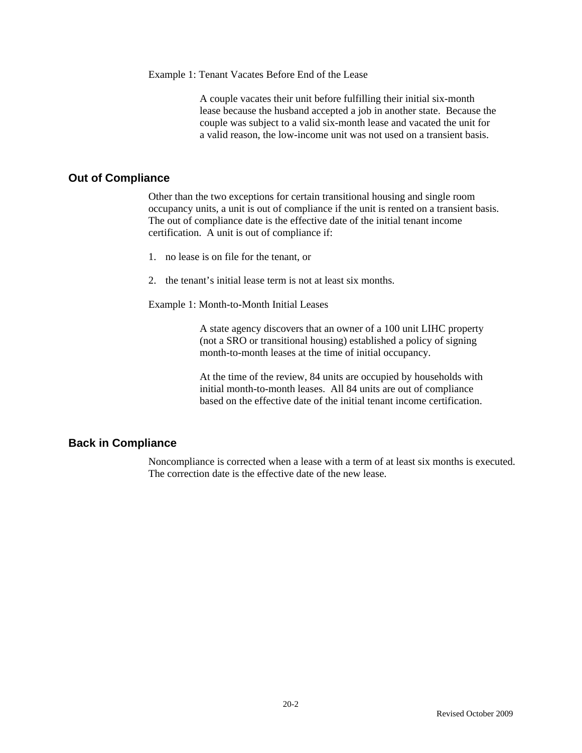Example 1: Tenant Vacates Before End of the Lease

> A couple vacates their unit before fulfilling their initial six-month lease because the husband accepted a job in another state. Because the couple was subject to a valid six-month lease and vacated the unit for a valid reason, the low-income unit was not used on a transient basis.

## Out of Compliance

Other than the two exceptions for certain transitional housing and single room occupancy units, a unit is out of compliance if the unit is rented on a transient basis. The out of compliance date is the effective date of the initial tenant income certification. A unit is out of compliance if:

1. no lease is on file for the tenant, or
2. the tenant's initial lease term is not at least six months.

Example 1: Month-to-Month Initial Leases

> A state agency discovers that an owner of a 100 unit LIHC property (not a SRO or transitional housing) established a policy of signing month-to-month leases at the time of initial occupancy.
>
> At the time of the review, 84 units are occupied by households with initial month-to-month leases. All 84 units are out of compliance based on the effective date of the initial tenant income certification.

## Back in Compliance

Noncompliance is corrected when a lease with a term of at least six months is executed. The correction date is the effective date of the new lease.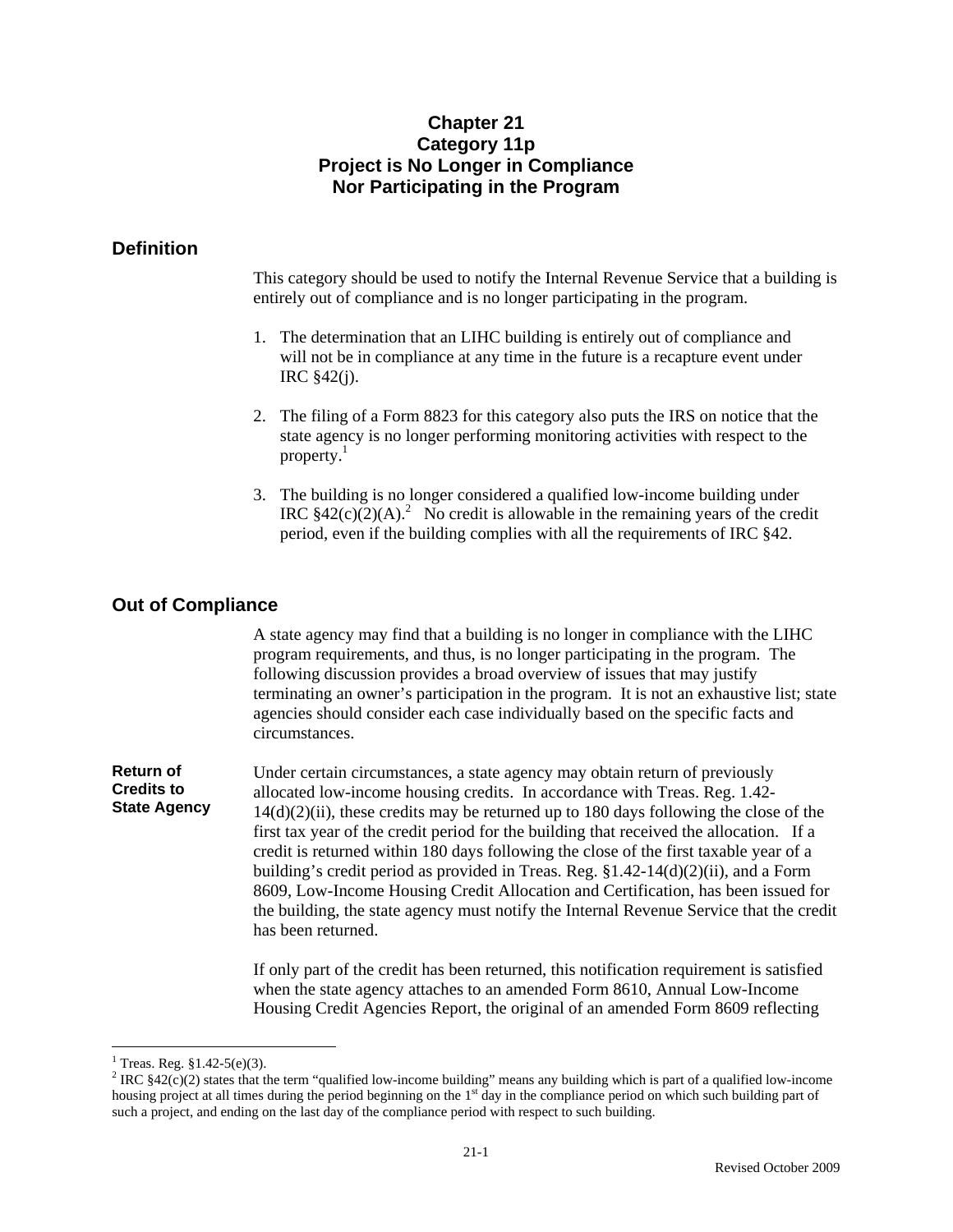# Chapter 21
# Category 11p
# Project is No Longer in Compliance Nor Participating in the Program

## Definition

This category should be used to notify the Internal Revenue Service that a building is entirely out of compliance and is no longer participating in the program.

1. The determination that an LIHC building is entirely out of compliance and will not be in compliance at any time in the future is a recapture event under IRC §42(j).

2. The filing of a Form 8823 for this category also puts the IRS on notice that the state agency is no longer performing monitoring activities with respect to the property.[1]

3. The building is no longer considered a qualified low-income building under IRC §42(c)(2)(A).[2] No credit is allowable in the remaining years of the credit period, even if the building complies with all the requirements of IRC §42.

## Out of Compliance

A state agency may find that a building is no longer in compliance with the LIHC program requirements, and thus, is no longer participating in the program. The following discussion provides a broad overview of issues that may justify terminating an owner's participation in the program. It is not an exhaustive list; state agencies should consider each case individually based on the specific facts and circumstances.

**Return of Credits to State Agency**

Under certain circumstances, a state agency may obtain return of previously allocated low-income housing credits. In accordance with Treas. Reg. 1.42-14(d)(2)(ii), these credits may be returned up to 180 days following the close of the first tax year of the credit period for the building that received the allocation. If a credit is returned within 180 days following the close of the first taxable year of a building's credit period as provided in Treas. Reg. §1.42-14(d)(2)(ii), and a Form 8609, Low-Income Housing Credit Allocation and Certification, has been issued for the building, the state agency must notify the Internal Revenue Service that the credit has been returned.

If only part of the credit has been returned, this notification requirement is satisfied when the state agency attaches to an amended Form 8610, Annual Low-Income Housing Credit Agencies Report, the original of an amended Form 8609 reflecting

---

[1] Treas. Reg. §1.42-5(e)(3).

[2] IRC §42(c)(2) states that the term "qualified low-income building" means any building which is part of a qualified low-income housing project at all times during the period beginning on the 1st day in the compliance period on which such building part of such a project, and ending on the last day of the compliance period with respect to such building.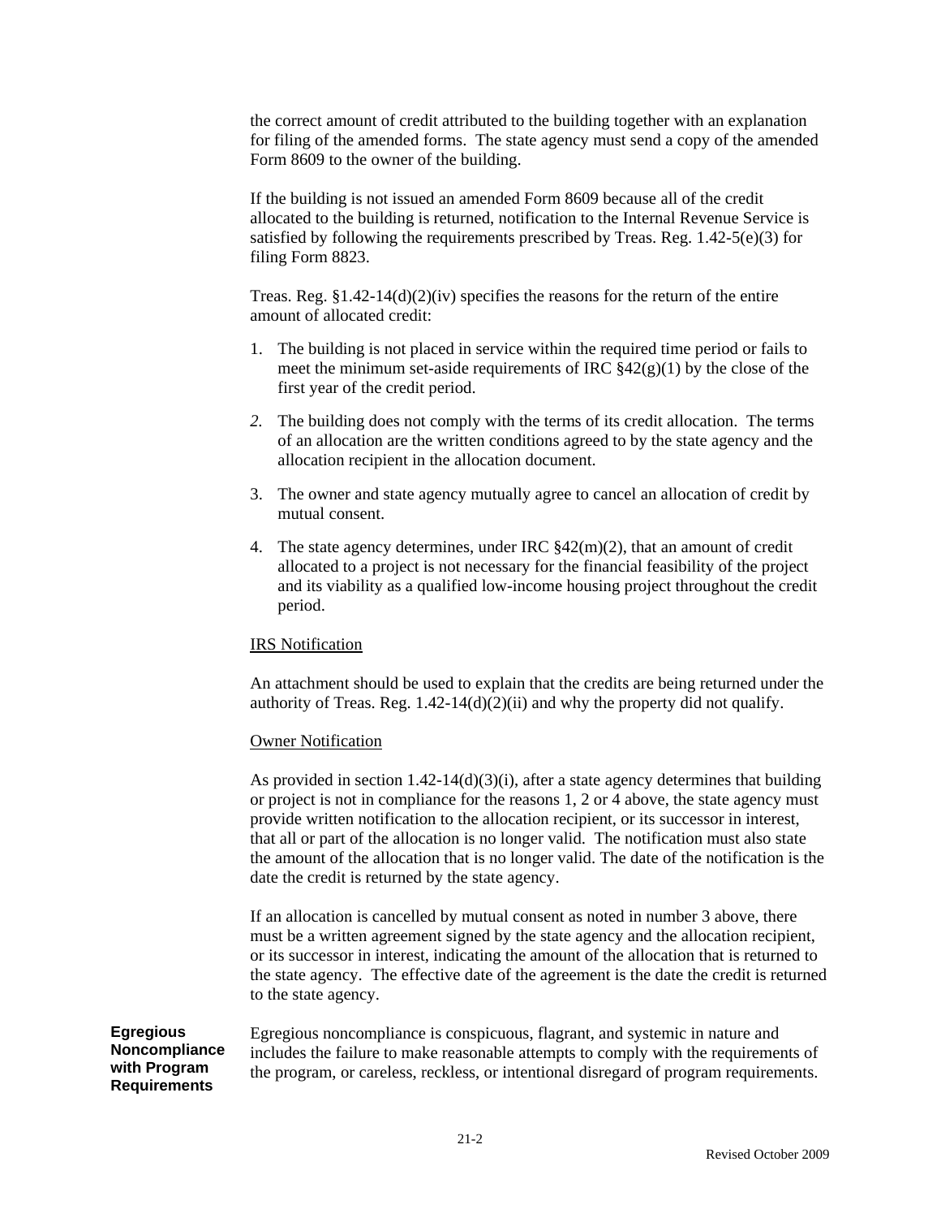the correct amount of credit attributed to the building together with an explanation for filing of the amended forms. The state agency must send a copy of the amended Form 8609 to the owner of the building.

If the building is not issued an amended Form 8609 because all of the credit allocated to the building is returned, notification to the Internal Revenue Service is satisfied by following the requirements prescribed by Treas. Reg. 1.42-5(e)(3) for filing Form 8823.

Treas. Reg. §1.42-14(d)(2)(iv) specifies the reasons for the return of the entire amount of allocated credit:

1. The building is not placed in service within the required time period or fails to meet the minimum set-aside requirements of IRC §42(g)(1) by the close of the first year of the credit period.
2. The building does not comply with the terms of its credit allocation. The terms of an allocation are the written conditions agreed to by the state agency and the allocation recipient in the allocation document.
3. The owner and state agency mutually agree to cancel an allocation of credit by mutual consent.
4. The state agency determines, under IRC §42(m)(2), that an amount of credit allocated to a project is not necessary for the financial feasibility of the project and its viability as a qualified low-income housing project throughout the credit period.

IRS Notification

An attachment should be used to explain that the credits are being returned under the authority of Treas. Reg. 1.42-14(d)(2)(ii) and why the property did not qualify.

Owner Notification

As provided in section 1.42-14(d)(3)(i), after a state agency determines that building or project is not in compliance for the reasons 1, 2 or 4 above, the state agency must provide written notification to the allocation recipient, or its successor in interest, that all or part of the allocation is no longer valid. The notification must also state the amount of the allocation that is no longer valid. The date of the notification is the date the credit is returned by the state agency.

If an allocation is cancelled by mutual consent as noted in number 3 above, there must be a written agreement signed by the state agency and the allocation recipient, or its successor in interest, indicating the amount of the allocation that is returned to the state agency. The effective date of the agreement is the date the credit is returned to the state agency.

**Egregious Noncompliance with Program Requirements**

Egregious noncompliance is conspicuous, flagrant, and systemic in nature and includes the failure to make reasonable attempts to comply with the requirements of the program, or careless, reckless, or intentional disregard of program requirements.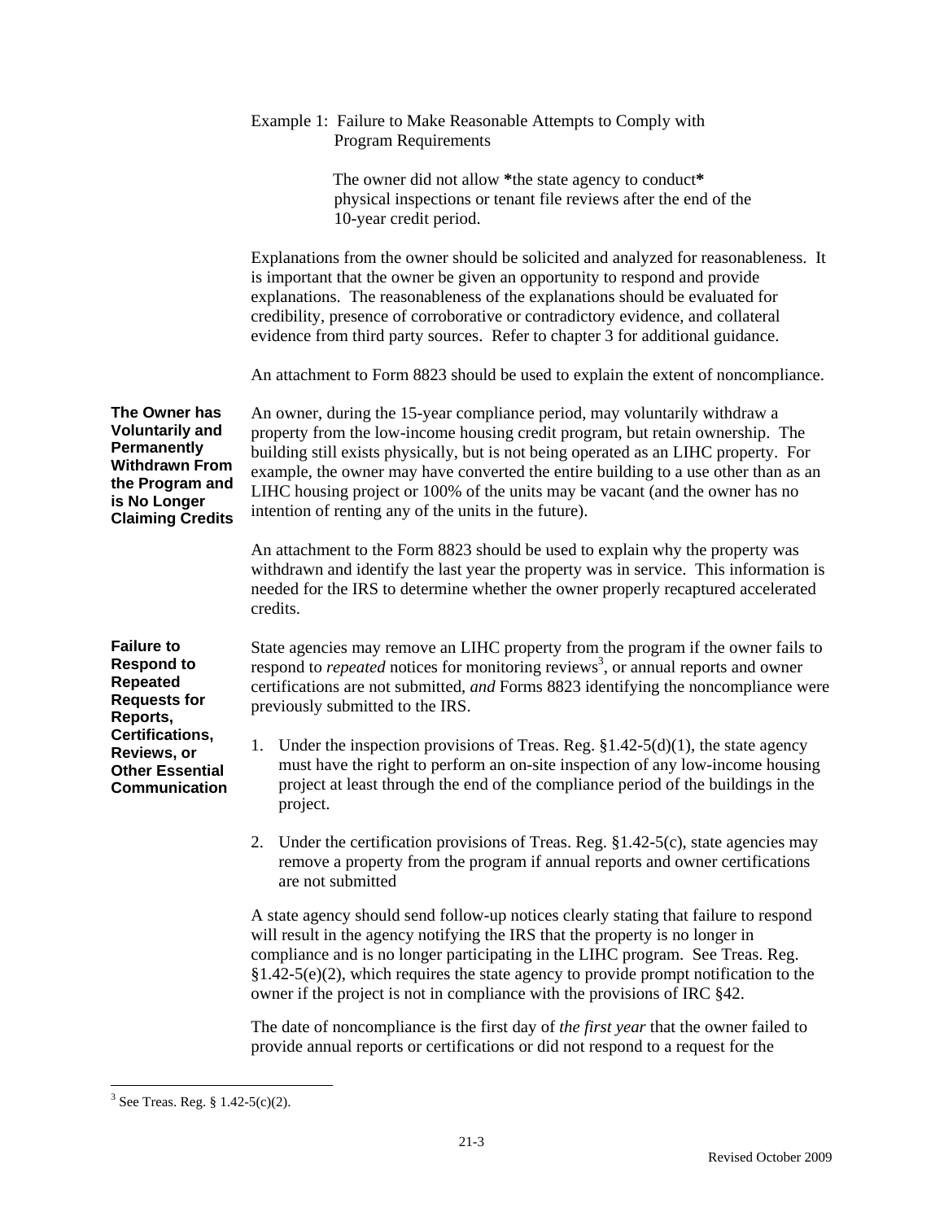Example 1: Failure to Make Reasonable Attempts to Comply with Program Requirements

The owner did not allow *the state agency to conduct* physical inspections or tenant file reviews after the end of the 10-year credit period.

Explanations from the owner should be solicited and analyzed for reasonableness. It is important that the owner be given an opportunity to respond and provide explanations. The reasonableness of the explanations should be evaluated for credibility, presence of corroborative or contradictory evidence, and collateral evidence from third party sources. Refer to chapter 3 for additional guidance.

An attachment to Form 8823 should be used to explain the extent of noncompliance.

**The Owner has Voluntarily and Permanently Withdrawn From the Program and is No Longer Claiming Credits**

An owner, during the 15-year compliance period, may voluntarily withdraw a property from the low-income housing credit program, but retain ownership. The building still exists physically, but is not being operated as an LIHC property. For example, the owner may have converted the entire building to a use other than as an LIHC housing project or 100% of the units may be vacant (and the owner has no intention of renting any of the units in the future).

An attachment to the Form 8823 should be used to explain why the property was withdrawn and identify the last year the property was in service. This information is needed for the IRS to determine whether the owner properly recaptured accelerated credits.

**Failure to Respond to Repeated Requests for Reports, Certifications, Reviews, or Other Essential Communication**

State agencies may remove an LIHC property from the program if the owner fails to respond to *repeated* notices for monitoring reviews[3], or annual reports and owner certifications are not submitted, *and* Forms 8823 identifying the noncompliance were previously submitted to the IRS.

1. Under the inspection provisions of Treas. Reg. §1.42-5(d)(1), the state agency must have the right to perform an on-site inspection of any low-income housing project at least through the end of the compliance period of the buildings in the project.

2. Under the certification provisions of Treas. Reg. §1.42-5(c), state agencies may remove a property from the program if annual reports and owner certifications are not submitted

A state agency should send follow-up notices clearly stating that failure to respond will result in the agency notifying the IRS that the property is no longer in compliance and is no longer participating in the LIHC program. See Treas. Reg. §1.42-5(e)(2), which requires the state agency to provide prompt notification to the owner if the project is not in compliance with the provisions of IRC §42.

The date of noncompliance is the first day of *the first year* that the owner failed to provide annual reports or certifications or did not respond to a request for the

[3] See Treas. Reg. § 1.42-5(c)(2).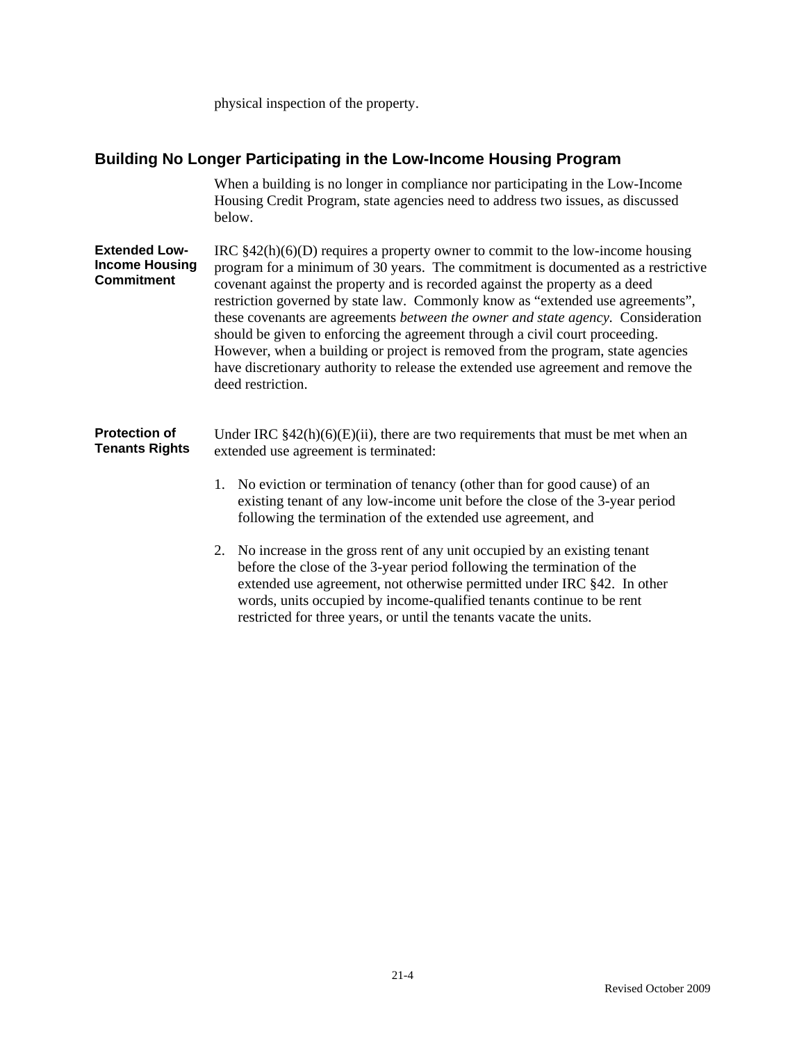physical inspection of the property.

## Building No Longer Participating in the Low-Income Housing Program

When a building is no longer in compliance nor participating in the Low-Income Housing Credit Program, state agencies need to address two issues, as discussed below.

**Extended Low-Income Housing Commitment**

IRC §42(h)(6)(D) requires a property owner to commit to the low-income housing program for a minimum of 30 years. The commitment is documented as a restrictive covenant against the property and is recorded against the property as a deed restriction governed by state law. Commonly know as "extended use agreements", these covenants are agreements *between the owner and state agency.* Consideration should be given to enforcing the agreement through a civil court proceeding. However, when a building or project is removed from the program, state agencies have discretionary authority to release the extended use agreement and remove the deed restriction.

**Protection of Tenants Rights**

Under IRC §42(h)(6)(E)(ii), there are two requirements that must be met when an extended use agreement is terminated:

1. No eviction or termination of tenancy (other than for good cause) of an existing tenant of any low-income unit before the close of the 3-year period following the termination of the extended use agreement, and

2. No increase in the gross rent of any unit occupied by an existing tenant before the close of the 3-year period following the termination of the extended use agreement, not otherwise permitted under IRC §42. In other words, units occupied by income-qualified tenants continue to be rent restricted for three years, or until the tenants vacate the units.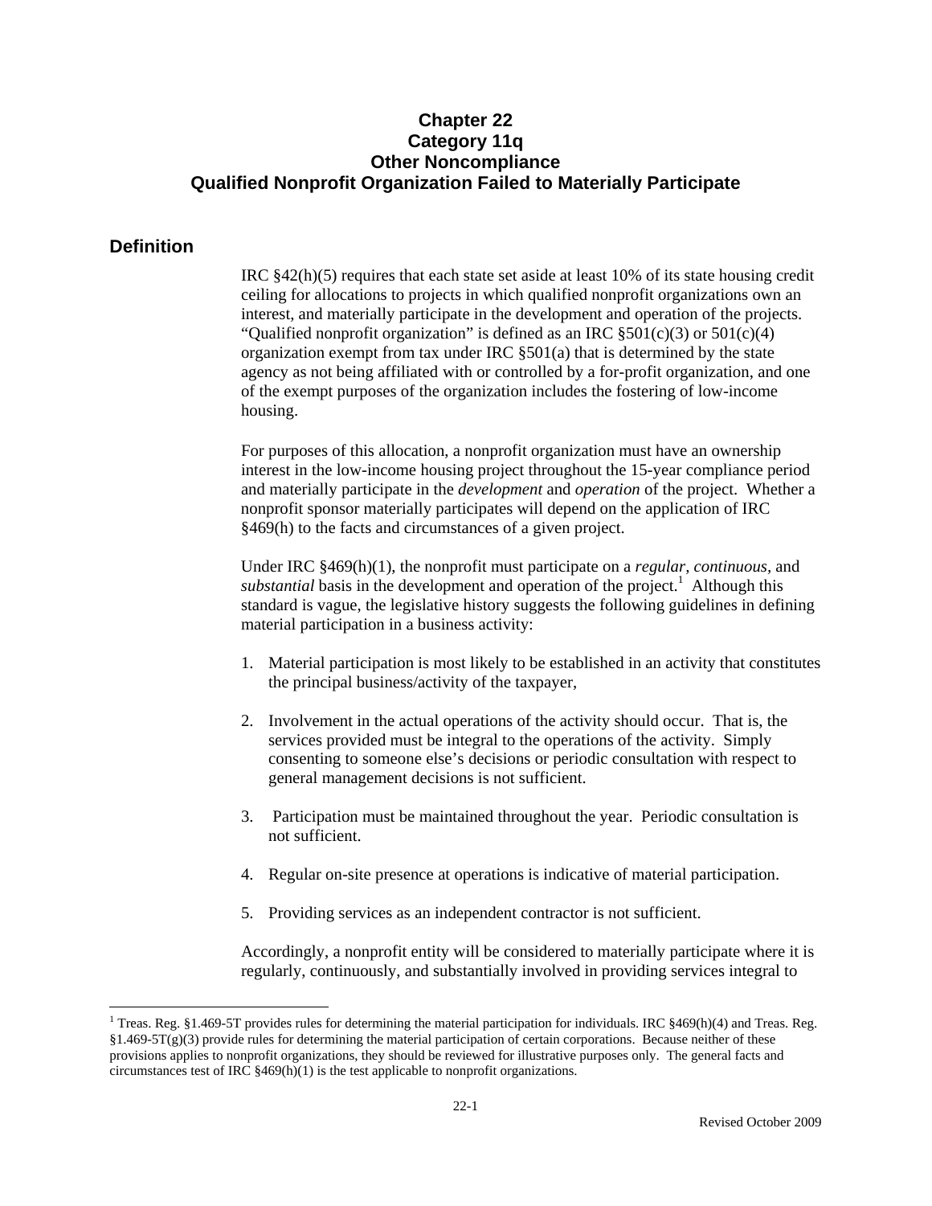# Chapter 22
# Category 11q
# Other Noncompliance
# Qualified Nonprofit Organization Failed to Materially Participate

## Definition

IRC §42(h)(5) requires that each state set aside at least 10% of its state housing credit ceiling for allocations to projects in which qualified nonprofit organizations own an interest, and materially participate in the development and operation of the projects. "Qualified nonprofit organization" is defined as an IRC §501(c)(3) or 501(c)(4) organization exempt from tax under IRC §501(a) that is determined by the state agency as not being affiliated with or controlled by a for-profit organization, and one of the exempt purposes of the organization includes the fostering of low-income housing.

For purposes of this allocation, a nonprofit organization must have an ownership interest in the low-income housing project throughout the 15-year compliance period and materially participate in the *development* and *operation* of the project. Whether a nonprofit sponsor materially participates will depend on the application of IRC §469(h) to the facts and circumstances of a given project.

Under IRC §469(h)(1), the nonprofit must participate on a *regular, continuous*, and *substantial* basis in the development and operation of the project.[1] Although this standard is vague, the legislative history suggests the following guidelines in defining material participation in a business activity:

1. Material participation is most likely to be established in an activity that constitutes the principal business/activity of the taxpayer,

2. Involvement in the actual operations of the activity should occur. That is, the services provided must be integral to the operations of the activity. Simply consenting to someone else's decisions or periodic consultation with respect to general management decisions is not sufficient.

3. Participation must be maintained throughout the year. Periodic consultation is not sufficient.

4. Regular on-site presence at operations is indicative of material participation.

5. Providing services as an independent contractor is not sufficient.

Accordingly, a nonprofit entity will be considered to materially participate where it is regularly, continuously, and substantially involved in providing services integral to

[1] Treas. Reg. §1.469-5T provides rules for determining the material participation for individuals. IRC §469(h)(4) and Treas. Reg. §1.469-5T(g)(3) provide rules for determining the material participation of certain corporations. Because neither of these provisions applies to nonprofit organizations, they should be reviewed for illustrative purposes only. The general facts and circumstances test of IRC §469(h)(1) is the test applicable to nonprofit organizations.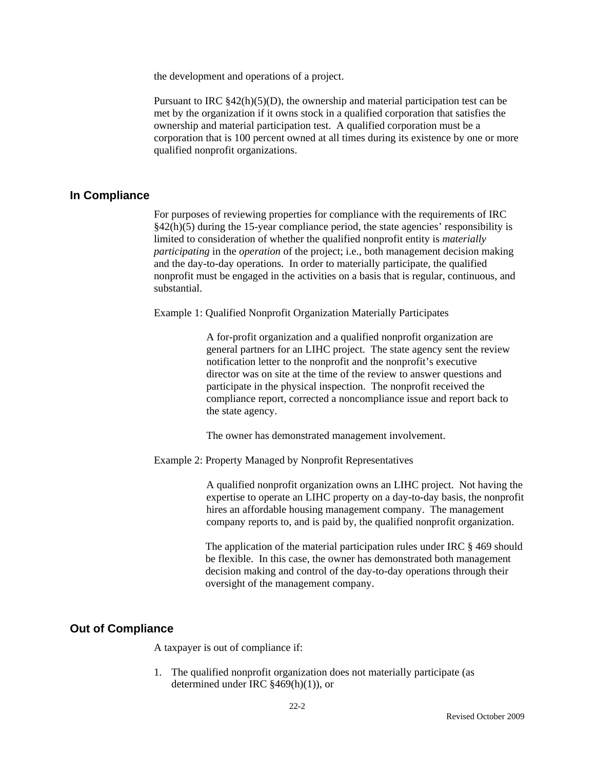the development and operations of a project.

Pursuant to IRC §42(h)(5)(D), the ownership and material participation test can be met by the organization if it owns stock in a qualified corporation that satisfies the ownership and material participation test. A qualified corporation must be a corporation that is 100 percent owned at all times during its existence by one or more qualified nonprofit organizations.

## In Compliance

For purposes of reviewing properties for compliance with the requirements of IRC §42(h)(5) during the 15-year compliance period, the state agencies' responsibility is limited to consideration of whether the qualified nonprofit entity is *materially participating* in the *operation* of the project; i.e., both management decision making and the day-to-day operations. In order to materially participate, the qualified nonprofit must be engaged in the activities on a basis that is regular, continuous, and substantial.

Example 1: Qualified Nonprofit Organization Materially Participates

> A for-profit organization and a qualified nonprofit organization are general partners for an LIHC project. The state agency sent the review notification letter to the nonprofit and the nonprofit's executive director was on site at the time of the review to answer questions and participate in the physical inspection. The nonprofit received the compliance report, corrected a noncompliance issue and report back to the state agency.
>
> The owner has demonstrated management involvement.

Example 2: Property Managed by Nonprofit Representatives

> A qualified nonprofit organization owns an LIHC project. Not having the expertise to operate an LIHC property on a day-to-day basis, the nonprofit hires an affordable housing management company. The management company reports to, and is paid by, the qualified nonprofit organization.
>
> The application of the material participation rules under IRC § 469 should be flexible. In this case, the owner has demonstrated both management decision making and control of the day-to-day operations through their oversight of the management company.

## Out of Compliance

A taxpayer is out of compliance if:

1. The qualified nonprofit organization does not materially participate (as determined under IRC §469(h)(1)), or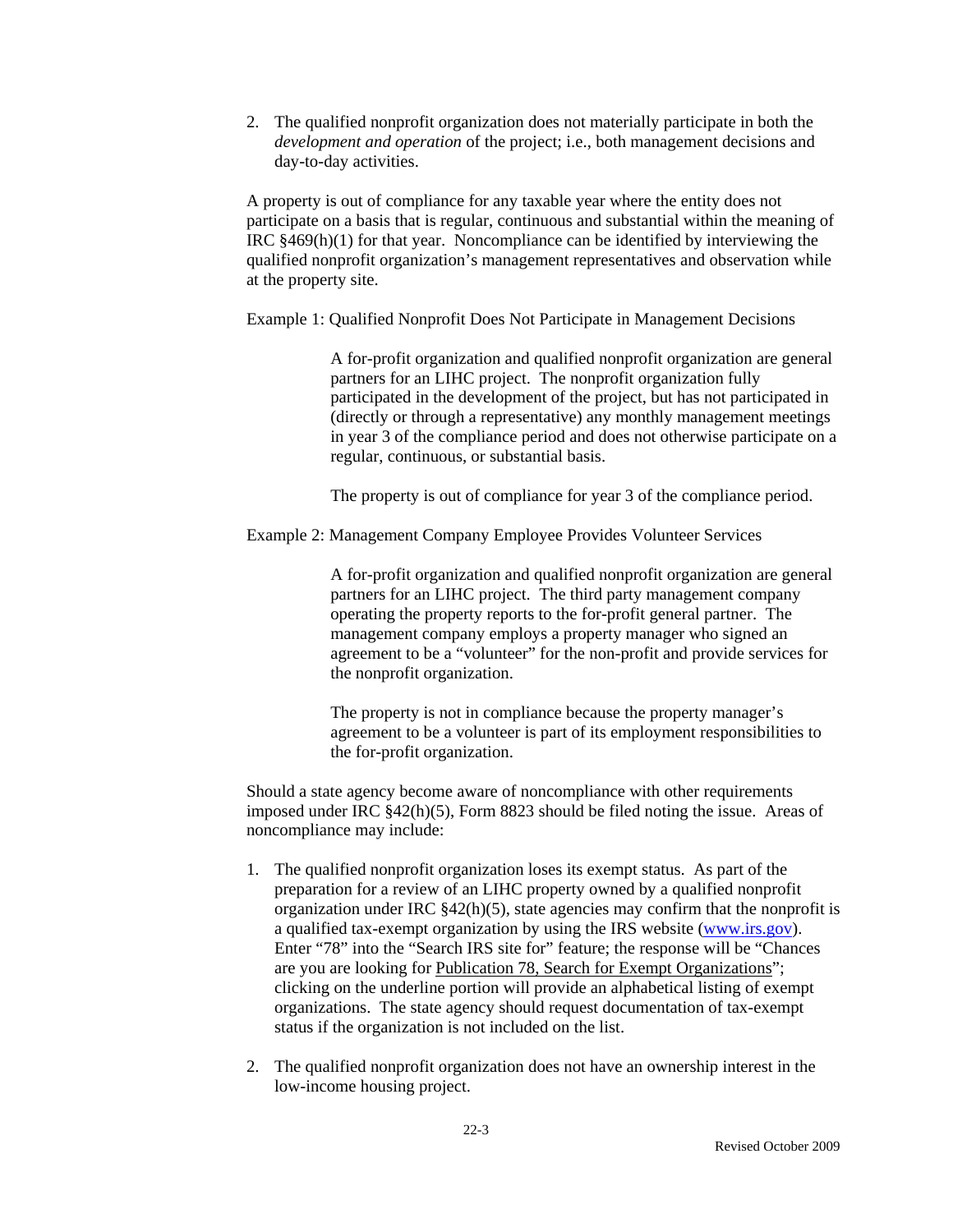2. The qualified nonprofit organization does not materially participate in both the *development and operation* of the project; i.e., both management decisions and day-to-day activities.

A property is out of compliance for any taxable year where the entity does not participate on a basis that is regular, continuous and substantial within the meaning of IRC §469(h)(1) for that year. Noncompliance can be identified by interviewing the qualified nonprofit organization's management representatives and observation while at the property site.

Example 1: Qualified Nonprofit Does Not Participate in Management Decisions

> A for-profit organization and qualified nonprofit organization are general partners for an LIHC project. The nonprofit organization fully participated in the development of the project, but has not participated in (directly or through a representative) any monthly management meetings in year 3 of the compliance period and does not otherwise participate on a regular, continuous, or substantial basis.
>
> The property is out of compliance for year 3 of the compliance period.

Example 2: Management Company Employee Provides Volunteer Services

> A for-profit organization and qualified nonprofit organization are general partners for an LIHC project. The third party management company operating the property reports to the for-profit general partner. The management company employs a property manager who signed an agreement to be a "volunteer" for the non-profit and provide services for the nonprofit organization.
>
> The property is not in compliance because the property manager's agreement to be a volunteer is part of its employment responsibilities to the for-profit organization.

Should a state agency become aware of noncompliance with other requirements imposed under IRC §42(h)(5), Form 8823 should be filed noting the issue. Areas of noncompliance may include:

1. The qualified nonprofit organization loses its exempt status. As part of the preparation for a review of an LIHC property owned by a qualified nonprofit organization under IRC §42(h)(5), state agencies may confirm that the nonprofit is a qualified tax-exempt organization by using the IRS website (www.irs.gov). Enter "78" into the "Search IRS site for" feature; the response will be "Chances are you are looking for Publication 78, Search for Exempt Organizations"; clicking on the underline portion will provide an alphabetical listing of exempt organizations. The state agency should request documentation of tax-exempt status if the organization is not included on the list.

2. The qualified nonprofit organization does not have an ownership interest in the low-income housing project.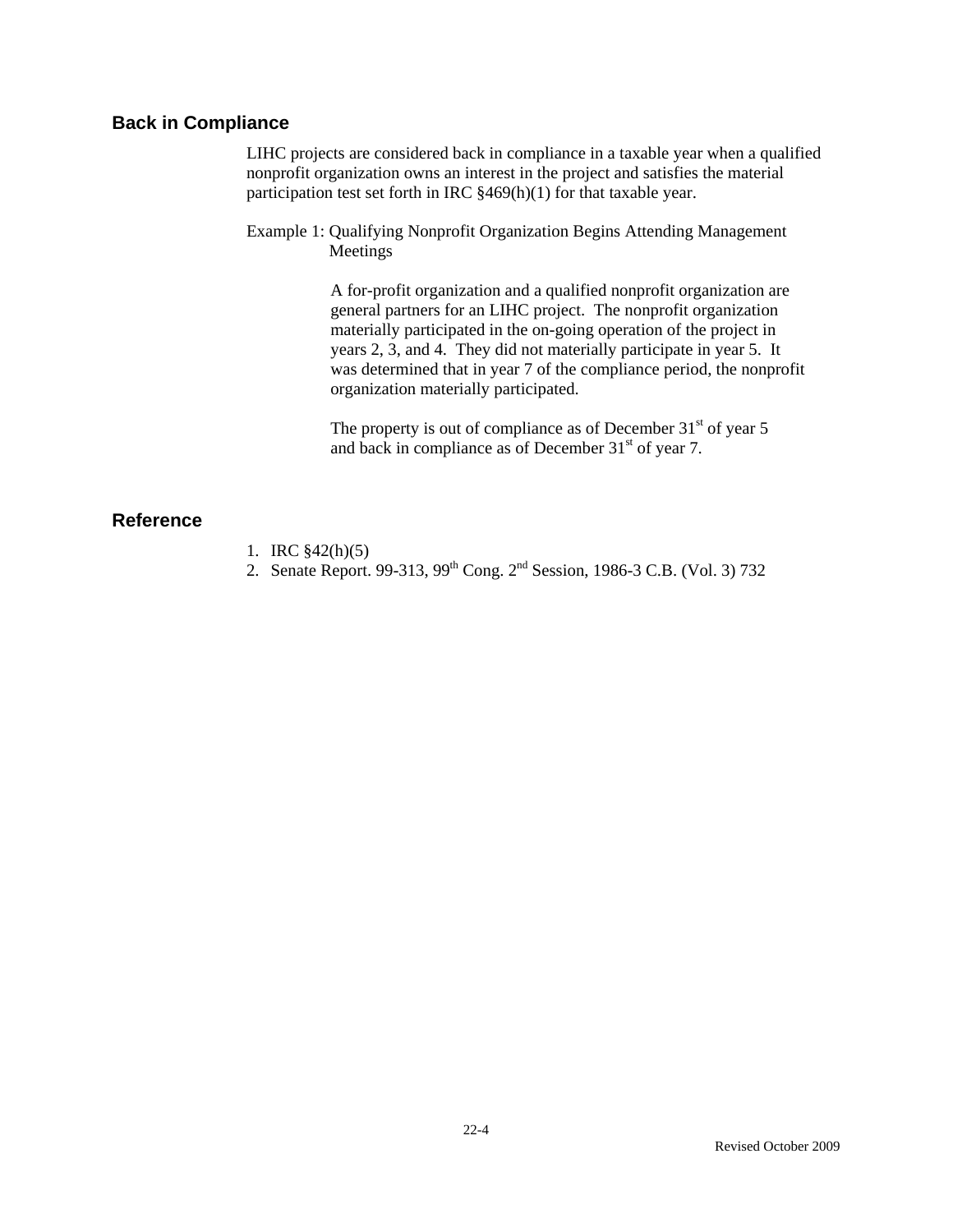## Back in Compliance

LIHC projects are considered back in compliance in a taxable year when a qualified nonprofit organization owns an interest in the project and satisfies the material participation test set forth in IRC §469(h)(1) for that taxable year.

Example 1: Qualifying Nonprofit Organization Begins Attending Management Meetings

A for-profit organization and a qualified nonprofit organization are general partners for an LIHC project. The nonprofit organization materially participated in the on-going operation of the project in years 2, 3, and 4. They did not materially participate in year 5. It was determined that in year 7 of the compliance period, the nonprofit organization materially participated.

The property is out of compliance as of December 31st of year 5 and back in compliance as of December 31st of year 7.

## Reference

1. IRC §42(h)(5)
2. Senate Report. 99-313, 99th Cong. 2nd Session, 1986-3 C.B. (Vol. 3) 732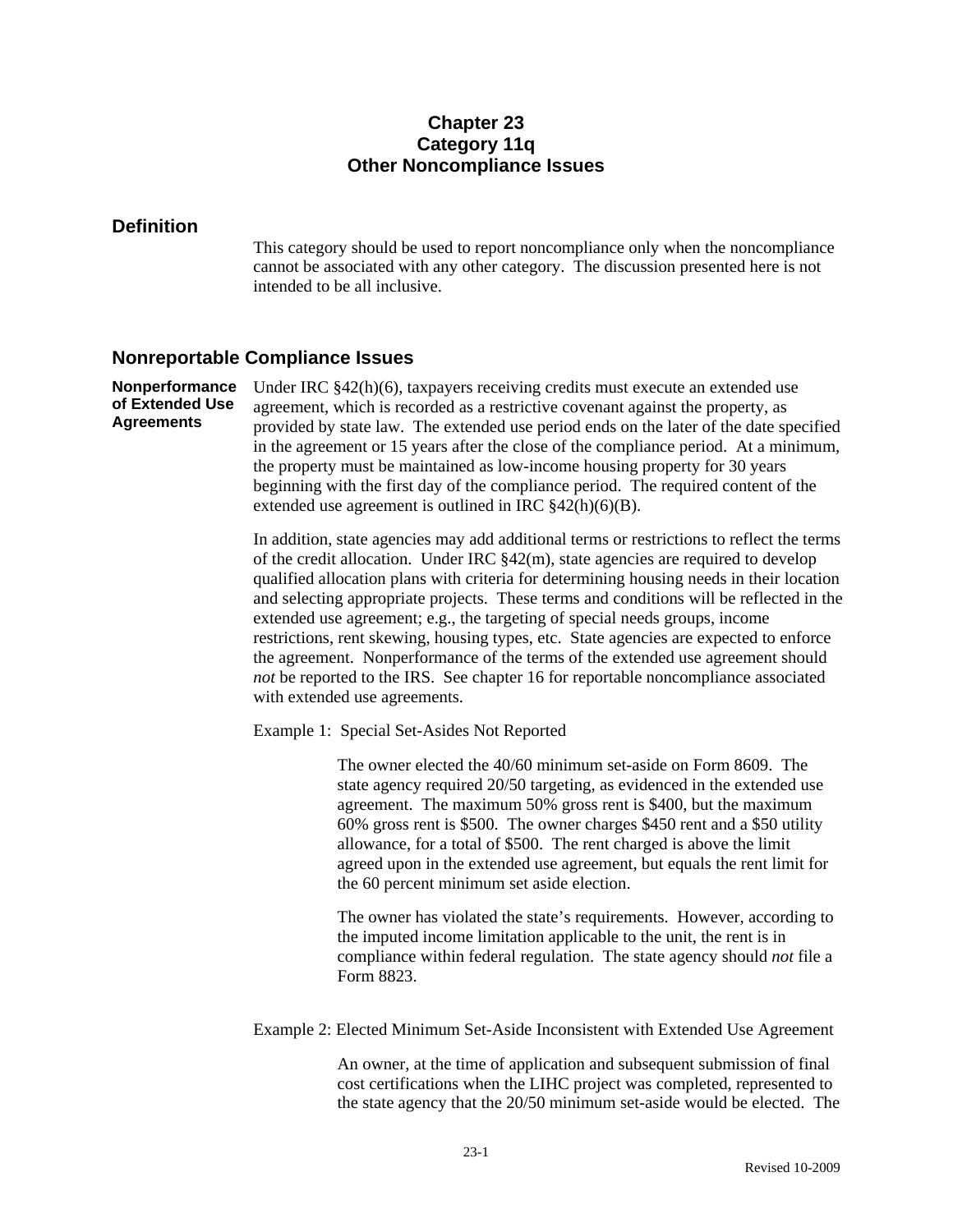# Chapter 23
# Category 11q
# Other Noncompliance Issues

## Definition

This category should be used to report noncompliance only when the noncompliance cannot be associated with any other category. The discussion presented here is not intended to be all inclusive.

## Nonreportable Compliance Issues

### Nonperformance of Extended Use Agreements

Under IRC §42(h)(6), taxpayers receiving credits must execute an extended use agreement, which is recorded as a restrictive covenant against the property, as provided by state law. The extended use period ends on the later of the date specified in the agreement or 15 years after the close of the compliance period. At a minimum, the property must be maintained as low-income housing property for 30 years beginning with the first day of the compliance period. The required content of the extended use agreement is outlined in IRC §42(h)(6)(B).

In addition, state agencies may add additional terms or restrictions to reflect the terms of the credit allocation. Under IRC §42(m), state agencies are required to develop qualified allocation plans with criteria for determining housing needs in their location and selecting appropriate projects. These terms and conditions will be reflected in the extended use agreement; e.g., the targeting of special needs groups, income restrictions, rent skewing, housing types, etc. State agencies are expected to enforce the agreement. Nonperformance of the terms of the extended use agreement should *not* be reported to the IRS. See chapter 16 for reportable noncompliance associated with extended use agreements.

Example 1: Special Set-Asides Not Reported

> The owner elected the 40/60 minimum set-aside on Form 8609. The state agency required 20/50 targeting, as evidenced in the extended use agreement. The maximum 50% gross rent is $400, but the maximum 60% gross rent is $500. The owner charges $450 rent and a $50 utility allowance, for a total of $500. The rent charged is above the limit agreed upon in the extended use agreement, but equals the rent limit for the 60 percent minimum set aside election.
>
> The owner has violated the state's requirements. However, according to the imputed income limitation applicable to the unit, the rent is in compliance within federal regulation. The state agency should *not* file a Form 8823.

Example 2: Elected Minimum Set-Aside Inconsistent with Extended Use Agreement

> An owner, at the time of application and subsequent submission of final cost certifications when the LIHC project was completed, represented to the state agency that the 20/50 minimum set-aside would be elected. The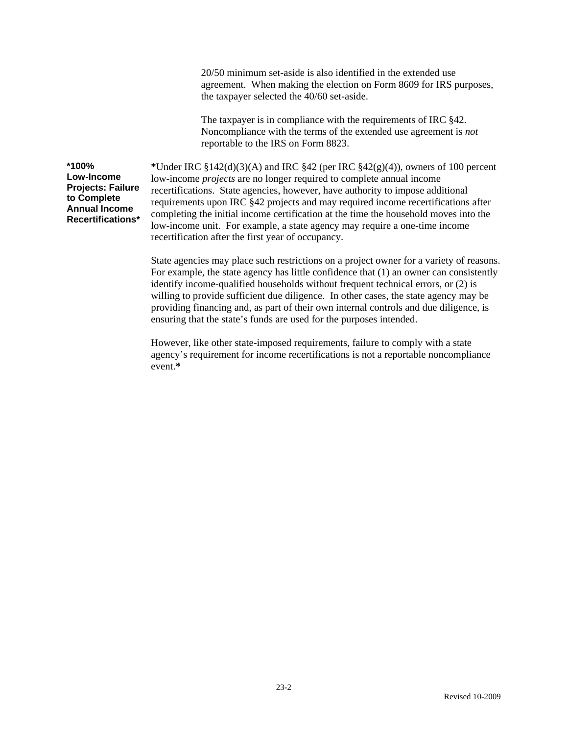20/50 minimum set-aside is also identified in the extended use agreement. When making the election on Form 8609 for IRS purposes, the taxpayer selected the 40/60 set-aside.

The taxpayer is in compliance with the requirements of IRC §42. Noncompliance with the terms of the extended use agreement is *not* reportable to the IRS on Form 8823.

**\*100% Low-Income Projects: Failure to Complete Annual Income Recertifications\***

**\***Under IRC §142(d)(3)(A) and IRC §42 (per IRC §42(g)(4)), owners of 100 percent low-income *projects* are no longer required to complete annual income recertifications. State agencies, however, have authority to impose additional requirements upon IRC §42 projects and may required income recertifications after completing the initial income certification at the time the household moves into the low-income unit. For example, a state agency may require a one-time income recertification after the first year of occupancy.

State agencies may place such restrictions on a project owner for a variety of reasons. For example, the state agency has little confidence that (1) an owner can consistently identify income-qualified households without frequent technical errors, or (2) is willing to provide sufficient due diligence. In other cases, the state agency may be providing financing and, as part of their own internal controls and due diligence, is ensuring that the state's funds are used for the purposes intended.

However, like other state-imposed requirements, failure to comply with a state agency's requirement for income recertifications is not a reportable noncompliance event.**\***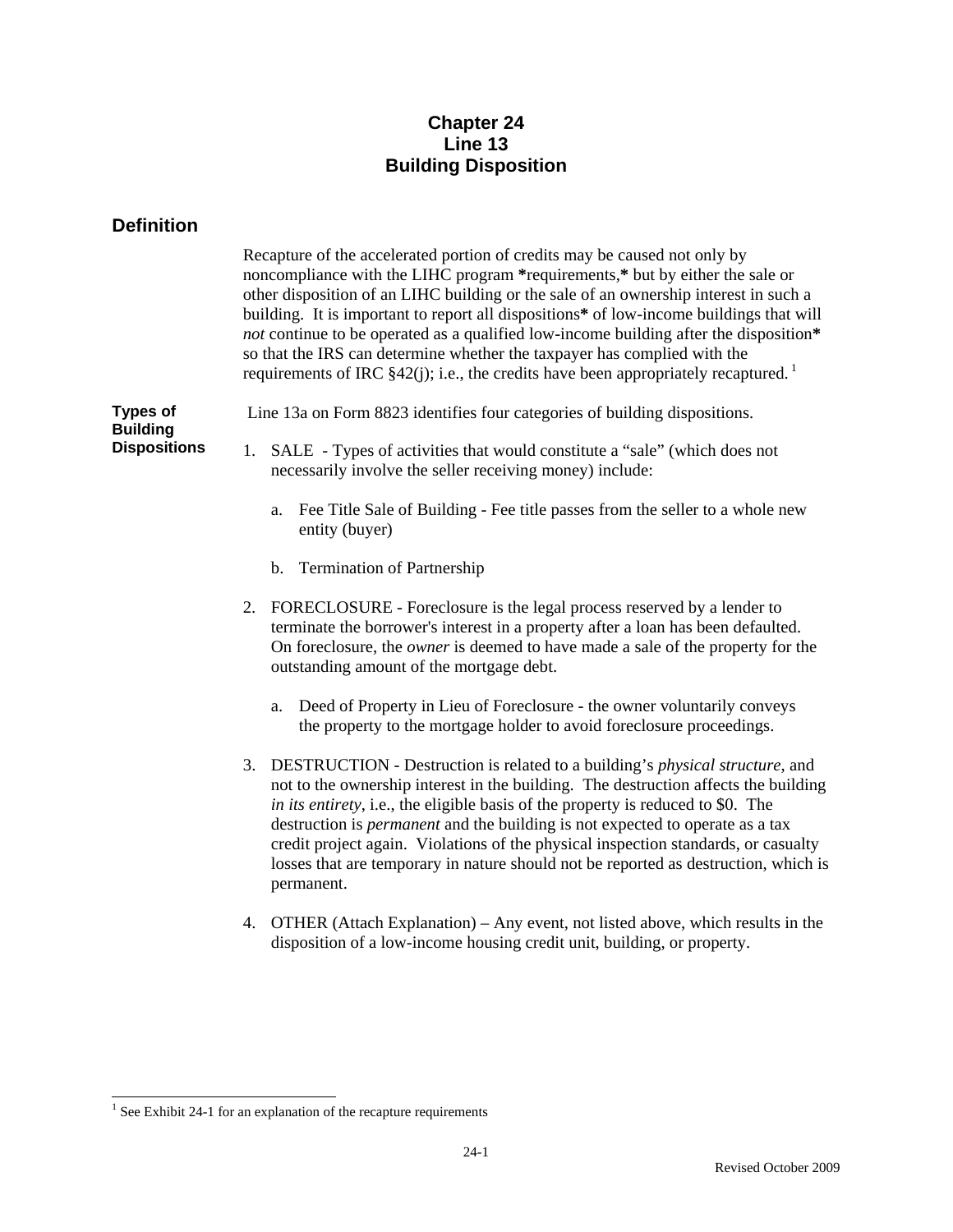# Chapter 24
# Line 13
# Building Disposition

## Definition

Recapture of the accelerated portion of credits may be caused not only by noncompliance with the LIHC program **\***requirements,**\*** but by either the sale or other disposition of an LIHC building or the sale of an ownership interest in such a building. It is important to report all dispositions**\*** of low-income buildings that will *not* continue to be operated as a qualified low-income building after the disposition**\*** so that the IRS can determine whether the taxpayer has complied with the requirements of IRC §42(j); i.e., the credits have been appropriately recaptured. [1]

**Types of Building Dispositions**

Line 13a on Form 8823 identifies four categories of building dispositions.

1. SALE - Types of activities that would constitute a "sale" (which does not necessarily involve the seller receiving money) include:

   a. Fee Title Sale of Building - Fee title passes from the seller to a whole new entity (buyer)

   b. Termination of Partnership

2. FORECLOSURE - Foreclosure is the legal process reserved by a lender to terminate the borrower's interest in a property after a loan has been defaulted. On foreclosure, the *owner* is deemed to have made a sale of the property for the outstanding amount of the mortgage debt.

   a. Deed of Property in Lieu of Foreclosure - the owner voluntarily conveys the property to the mortgage holder to avoid foreclosure proceedings.

3. DESTRUCTION - Destruction is related to a building's *physical structure*, and not to the ownership interest in the building. The destruction affects the building *in its entirety*, i.e., the eligible basis of the property is reduced to $0. The destruction is *permanent* and the building is not expected to operate as a tax credit project again. Violations of the physical inspection standards, or casualty losses that are temporary in nature should not be reported as destruction, which is permanent.

4. OTHER (Attach Explanation) – Any event, not listed above, which results in the disposition of a low-income housing credit unit, building, or property.

---

[1] See Exhibit 24-1 for an explanation of the recapture requirements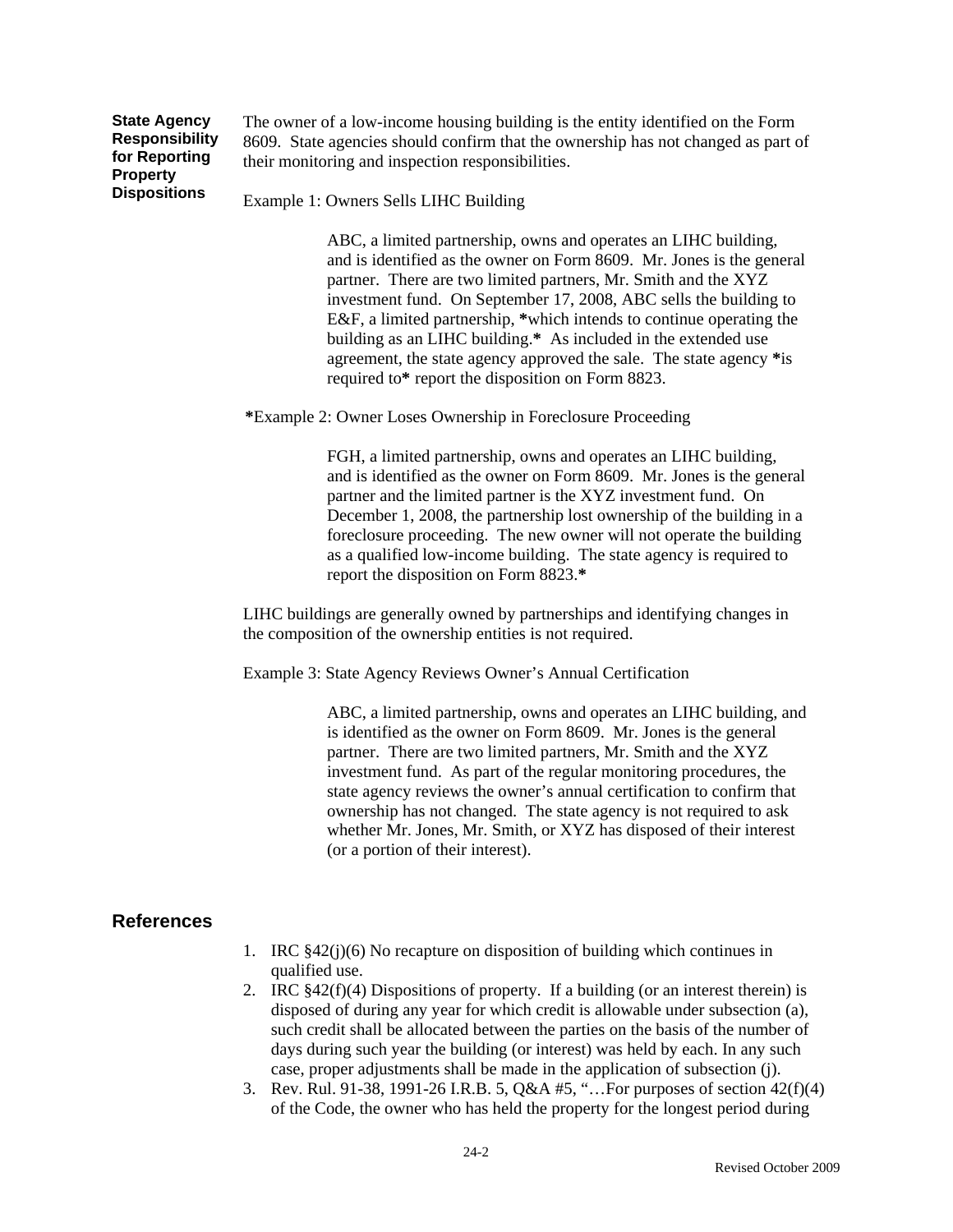**State Agency Responsibility for Reporting Property Dispositions**

The owner of a low-income housing building is the entity identified on the Form 8609. State agencies should confirm that the ownership has not changed as part of their monitoring and inspection responsibilities.

Example 1: Owners Sells LIHC Building

> ABC, a limited partnership, owns and operates an LIHC building, and is identified as the owner on Form 8609. Mr. Jones is the general partner. There are two limited partners, Mr. Smith and the XYZ investment fund. On September 17, 2008, ABC sells the building to E&F, a limited partnership, *which intends to continue operating the building as an LIHC building.* As included in the extended use agreement, the state agency approved the sale. The state agency *is required to* report the disposition on Form 8823.

*Example 2: Owner Loses Ownership in Foreclosure Proceeding

> FGH, a limited partnership, owns and operates an LIHC building, and is identified as the owner on Form 8609. Mr. Jones is the general partner and the limited partner is the XYZ investment fund. On December 1, 2008, the partnership lost ownership of the building in a foreclosure proceeding. The new owner will not operate the building as a qualified low-income building. The state agency is required to report the disposition on Form 8823.*

LIHC buildings are generally owned by partnerships and identifying changes in the composition of the ownership entities is not required.

Example 3: State Agency Reviews Owner's Annual Certification

> ABC, a limited partnership, owns and operates an LIHC building, and is identified as the owner on Form 8609. Mr. Jones is the general partner. There are two limited partners, Mr. Smith and the XYZ investment fund. As part of the regular monitoring procedures, the state agency reviews the owner's annual certification to confirm that ownership has not changed. The state agency is not required to ask whether Mr. Jones, Mr. Smith, or XYZ has disposed of their interest (or a portion of their interest).

## References

1. IRC §42(j)(6) No recapture on disposition of building which continues in qualified use.
2. IRC §42(f)(4) Dispositions of property. If a building (or an interest therein) is disposed of during any year for which credit is allowable under subsection (a), such credit shall be allocated between the parties on the basis of the number of days during such year the building (or interest) was held by each. In any such case, proper adjustments shall be made in the application of subsection (j).
3. Rev. Rul. 91-38, 1991-26 I.R.B. 5, Q&A #5, "…For purposes of section 42(f)(4) of the Code, the owner who has held the property for the longest period during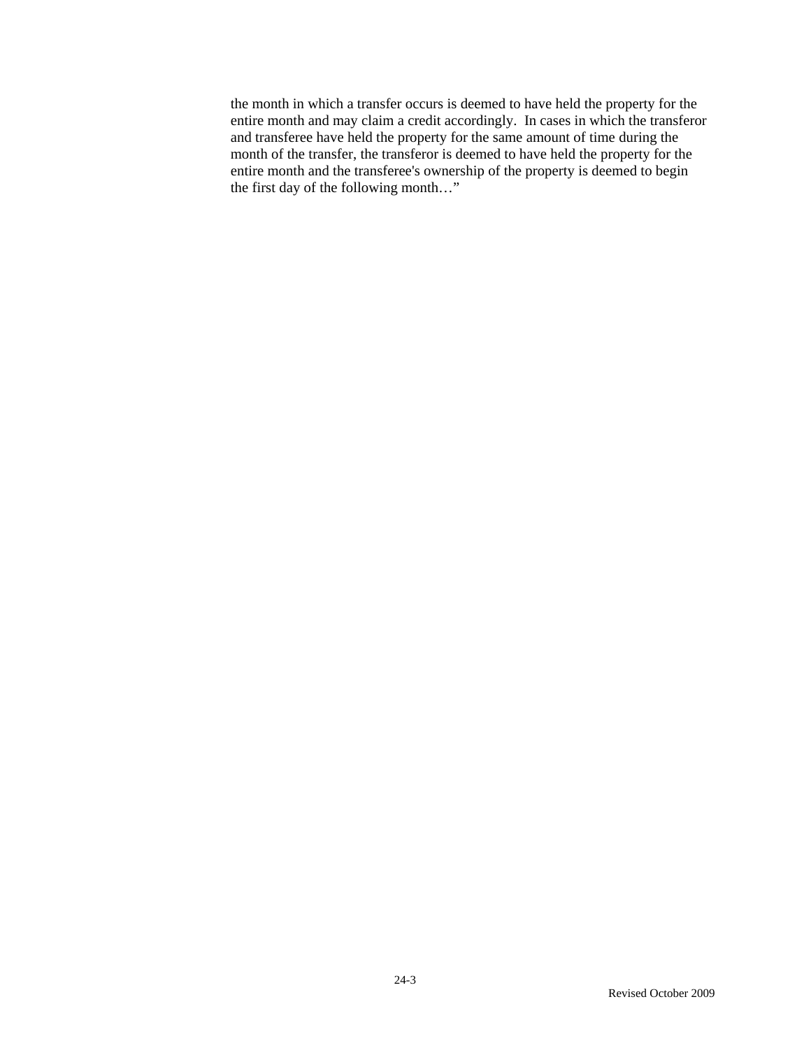the month in which a transfer occurs is deemed to have held the property for the entire month and may claim a credit accordingly. In cases in which the transferor and transferee have held the property for the same amount of time during the month of the transfer, the transferor is deemed to have held the property for the entire month and the transferee's ownership of the property is deemed to begin the first day of the following month…"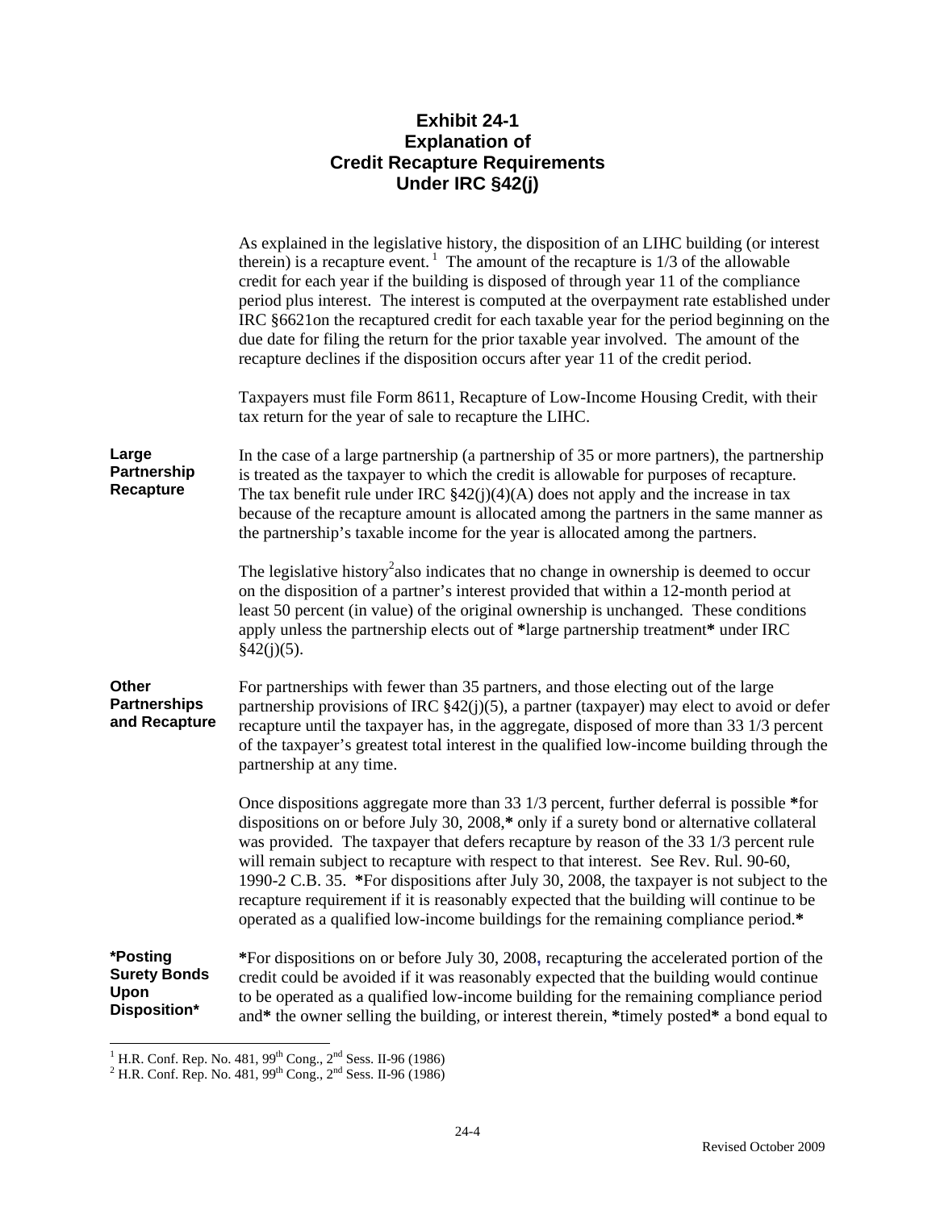# Exhibit 24-1
# Explanation of
# Credit Recapture Requirements
# Under IRC §42(j)

As explained in the legislative history, the disposition of an LIHC building (or interest therein) is a recapture event. [1] The amount of the recapture is 1/3 of the allowable credit for each year if the building is disposed of through year 11 of the compliance period plus interest. The interest is computed at the overpayment rate established under IRC §6621on the recaptured credit for each taxable year for the period beginning on the due date for filing the return for the prior taxable year involved. The amount of the recapture declines if the disposition occurs after year 11 of the credit period.

Taxpayers must file Form 8611, Recapture of Low-Income Housing Credit, with their tax return for the year of sale to recapture the LIHC.

**Large Partnership Recapture**

In the case of a large partnership (a partnership of 35 or more partners), the partnership is treated as the taxpayer to which the credit is allowable for purposes of recapture. The tax benefit rule under IRC §42(j)(4)(A) does not apply and the increase in tax because of the recapture amount is allocated among the partners in the same manner as the partnership's taxable income for the year is allocated among the partners.

The legislative history[2]also indicates that no change in ownership is deemed to occur on the disposition of a partner's interest provided that within a 12-month period at least 50 percent (in value) of the original ownership is unchanged. These conditions apply unless the partnership elects out of **\*large partnership treatment\*** under IRC §42(j)(5).

**Other Partnerships and Recapture**

For partnerships with fewer than 35 partners, and those electing out of the large partnership provisions of IRC §42(j)(5), a partner (taxpayer) may elect to avoid or defer recapture until the taxpayer has, in the aggregate, disposed of more than 33 1/3 percent of the taxpayer's greatest total interest in the qualified low-income building through the partnership at any time.

Once dispositions aggregate more than 33 1/3 percent, further deferral is possible **\***for dispositions on or before July 30, 2008,**\*** only if a surety bond or alternative collateral was provided. The taxpayer that defers recapture by reason of the 33 1/3 percent rule will remain subject to recapture with respect to that interest. See Rev. Rul. 90-60, 1990-2 C.B. 35. **\***For dispositions after July 30, 2008, the taxpayer is not subject to the recapture requirement if it is reasonably expected that the building will continue to be operated as a qualified low-income buildings for the remaining compliance period.**\***

**\*Posting Surety Bonds Upon Disposition\***

**\***For dispositions on or before July 30, 2008, recapturing the accelerated portion of the credit could be avoided if it was reasonably expected that the building would continue to be operated as a qualified low-income building for the remaining compliance period and**\*** the owner selling the building, or interest therein, **\***timely posted**\*** a bond equal to

---

[1] H.R. Conf. Rep. No. 481, 99th Cong., 2nd Sess. II-96 (1986)
[2] H.R. Conf. Rep. No. 481, 99th Cong., 2nd Sess. II-96 (1986)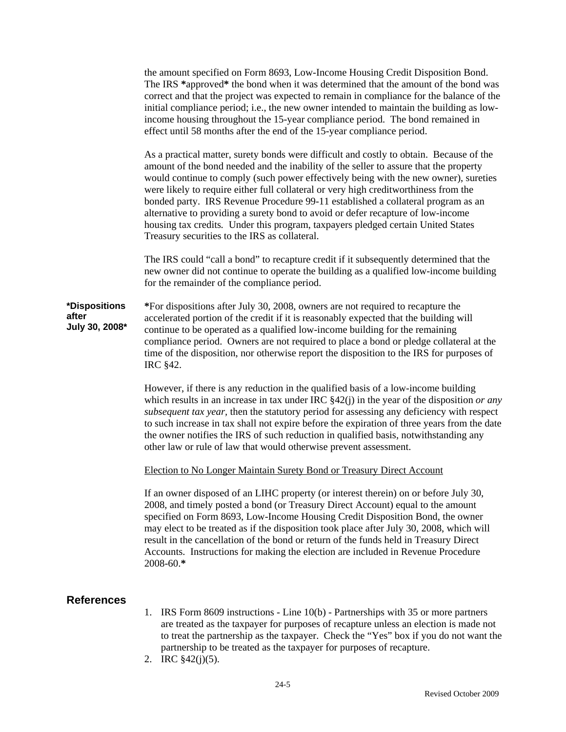the amount specified on Form 8693, Low-Income Housing Credit Disposition Bond. The IRS \*approved\* the bond when it was determined that the amount of the bond was correct and that the project was expected to remain in compliance for the balance of the initial compliance period; i.e., the new owner intended to maintain the building as low-income housing throughout the 15-year compliance period. The bond remained in effect until 58 months after the end of the 15-year compliance period.

As a practical matter, surety bonds were difficult and costly to obtain. Because of the amount of the bond needed and the inability of the seller to assure that the property would continue to comply (such power effectively being with the new owner), sureties were likely to require either full collateral or very high creditworthiness from the bonded party. IRS Revenue Procedure 99-11 established a collateral program as an alternative to providing a surety bond to avoid or defer recapture of low-income housing tax credits. Under this program, taxpayers pledged certain United States Treasury securities to the IRS as collateral.

The IRS could "call a bond" to recapture credit if it subsequently determined that the new owner did not continue to operate the building as a qualified low-income building for the remainder of the compliance period.

**\*Dispositions after July 30, 2008\***

\*For dispositions after July 30, 2008, owners are not required to recapture the accelerated portion of the credit if it is reasonably expected that the building will continue to be operated as a qualified low-income building for the remaining compliance period. Owners are not required to place a bond or pledge collateral at the time of the disposition, nor otherwise report the disposition to the IRS for purposes of IRC §42.

However, if there is any reduction in the qualified basis of a low-income building which results in an increase in tax under IRC §42(j) in the year of the disposition *or any subsequent tax year*, then the statutory period for assessing any deficiency with respect to such increase in tax shall not expire before the expiration of three years from the date the owner notifies the IRS of such reduction in qualified basis, notwithstanding any other law or rule of law that would otherwise prevent assessment.

<u>Election to No Longer Maintain Surety Bond or Treasury Direct Account</u>

If an owner disposed of an LIHC property (or interest therein) on or before July 30, 2008, and timely posted a bond (or Treasury Direct Account) equal to the amount specified on Form 8693, Low-Income Housing Credit Disposition Bond, the owner may elect to be treated as if the disposition took place after July 30, 2008, which will result in the cancellation of the bond or return of the funds held in Treasury Direct Accounts. Instructions for making the election are included in Revenue Procedure 2008-60.\*

## References

1. IRS Form 8609 instructions - Line 10(b) - Partnerships with 35 or more partners are treated as the taxpayer for purposes of recapture unless an election is made not to treat the partnership as the taxpayer. Check the "Yes" box if you do not want the partnership to be treated as the taxpayer for purposes of recapture.
2. IRC §42(j)(5).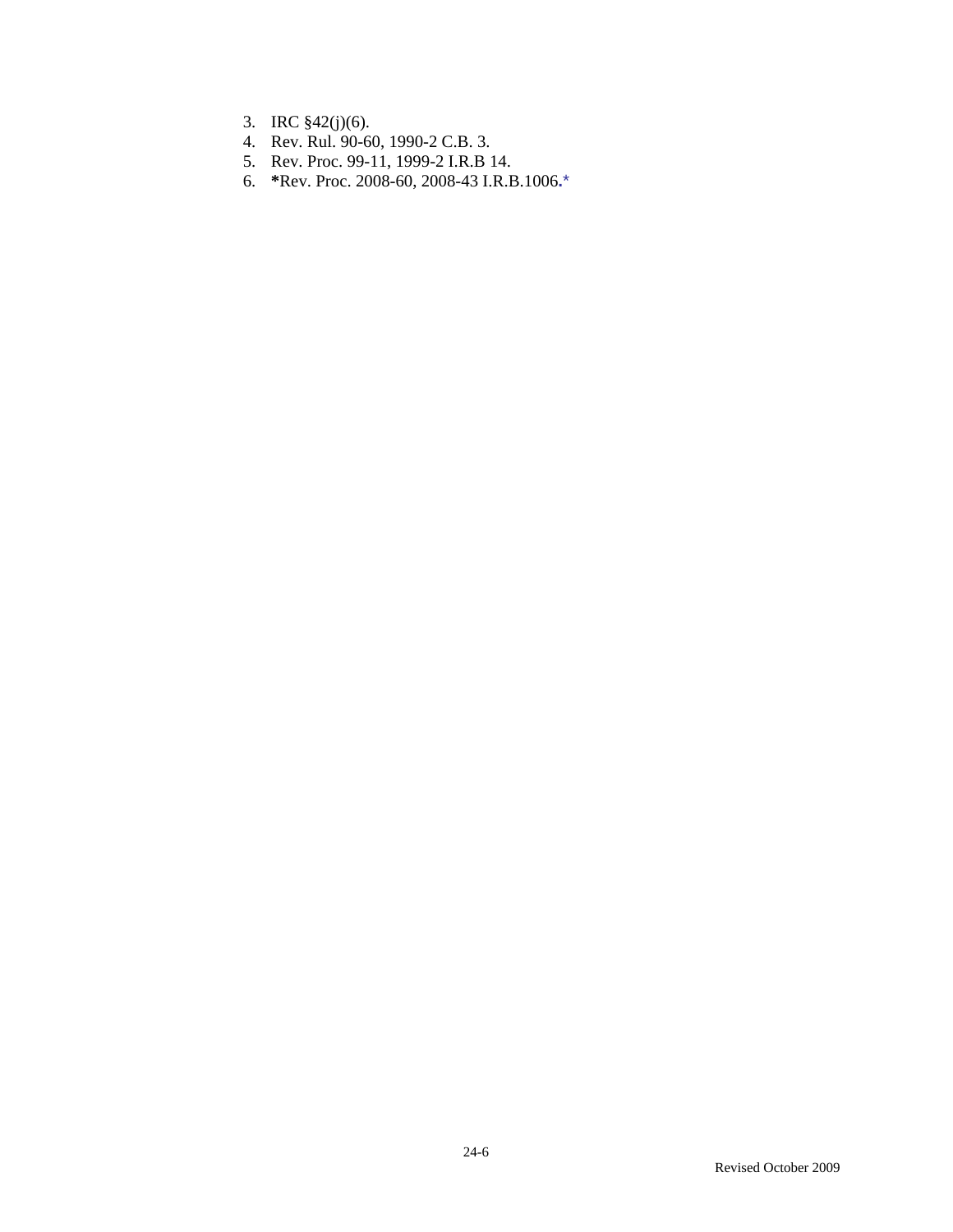3. IRC §42(j)(6).
4. Rev. Rul. 90-60, 1990-2 C.B. 3.
5. Rev. Proc. 99-11, 1999-2 I.R.B 14.
6. **\***Rev. Proc. 2008-60, 2008-43 I.R.B.1006.*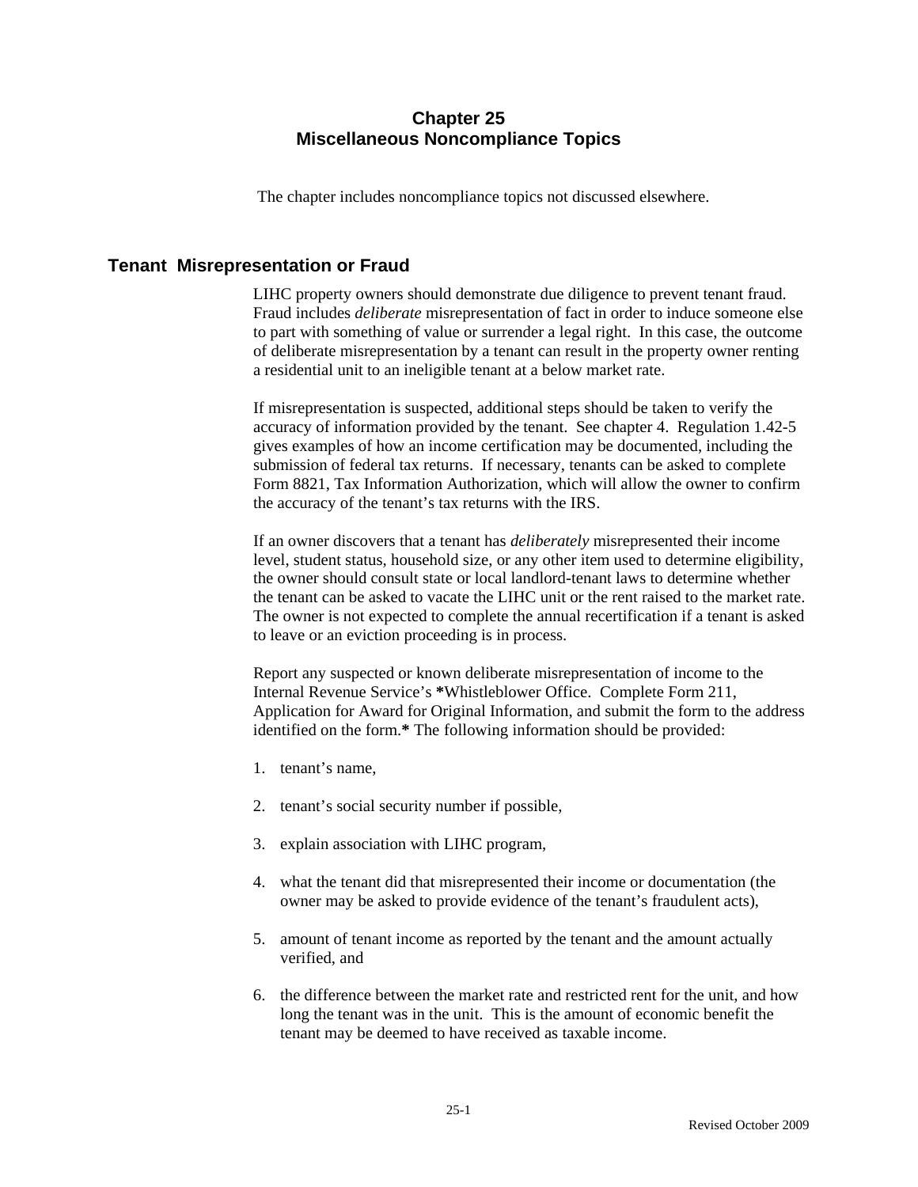# Chapter 25
# Miscellaneous Noncompliance Topics

The chapter includes noncompliance topics not discussed elsewhere.

## Tenant Misrepresentation or Fraud

LIHC property owners should demonstrate due diligence to prevent tenant fraud. Fraud includes *deliberate* misrepresentation of fact in order to induce someone else to part with something of value or surrender a legal right. In this case, the outcome of deliberate misrepresentation by a tenant can result in the property owner renting a residential unit to an ineligible tenant at a below market rate.

If misrepresentation is suspected, additional steps should be taken to verify the accuracy of information provided by the tenant. See chapter 4. Regulation 1.42-5 gives examples of how an income certification may be documented, including the submission of federal tax returns. If necessary, tenants can be asked to complete Form 8821, Tax Information Authorization, which will allow the owner to confirm the accuracy of the tenant's tax returns with the IRS.

If an owner discovers that a tenant has *deliberately* misrepresented their income level, student status, household size, or any other item used to determine eligibility, the owner should consult state or local landlord-tenant laws to determine whether the tenant can be asked to vacate the LIHC unit or the rent raised to the market rate. The owner is not expected to complete the annual recertification if a tenant is asked to leave or an eviction proceeding is in process.

Report any suspected or known deliberate misrepresentation of income to the Internal Revenue Service's **\***Whistleblower Office. Complete Form 211, Application for Award for Original Information, and submit the form to the address identified on the form.**\*** The following information should be provided:

1. tenant's name,
2. tenant's social security number if possible,
3. explain association with LIHC program,
4. what the tenant did that misrepresented their income or documentation (the owner may be asked to provide evidence of the tenant's fraudulent acts),
5. amount of tenant income as reported by the tenant and the amount actually verified, and
6. the difference between the market rate and restricted rent for the unit, and how long the tenant was in the unit. This is the amount of economic benefit the tenant may be deemed to have received as taxable income.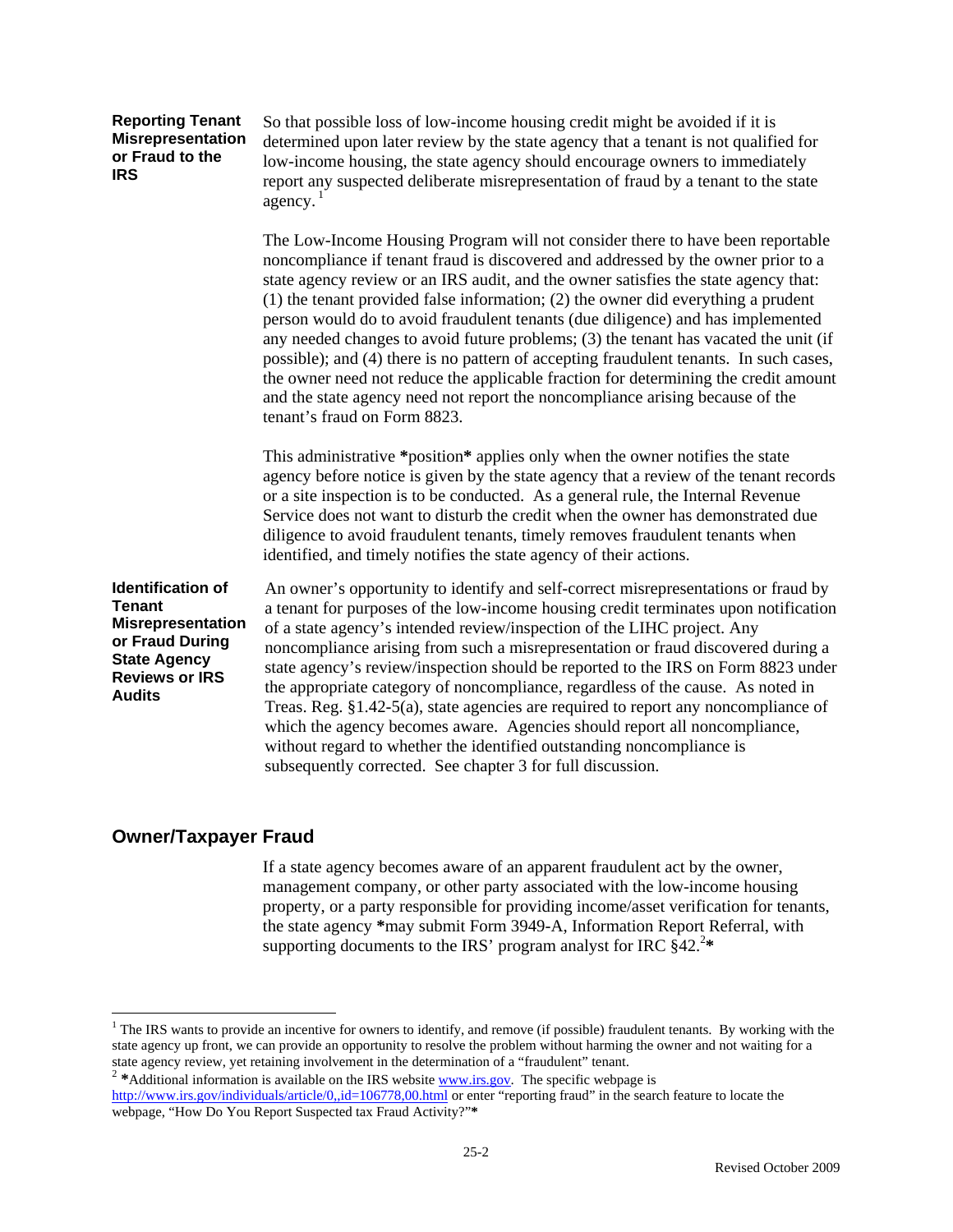**Reporting Tenant Misrepresentation or Fraud to the IRS**

So that possible loss of low-income housing credit might be avoided if it is determined upon later review by the state agency that a tenant is not qualified for low-income housing, the state agency should encourage owners to immediately report any suspected deliberate misrepresentation of fraud by a tenant to the state agency. [1]

The Low-Income Housing Program will not consider there to have been reportable noncompliance if tenant fraud is discovered and addressed by the owner prior to a state agency review or an IRS audit, and the owner satisfies the state agency that: (1) the tenant provided false information; (2) the owner did everything a prudent person would do to avoid fraudulent tenants (due diligence) and has implemented any needed changes to avoid future problems; (3) the tenant has vacated the unit (if possible); and (4) there is no pattern of accepting fraudulent tenants. In such cases, the owner need not reduce the applicable fraction for determining the credit amount and the state agency need not report the noncompliance arising because of the tenant's fraud on Form 8823.

This administrative **\*position\*** applies only when the owner notifies the state agency before notice is given by the state agency that a review of the tenant records or a site inspection is to be conducted. As a general rule, the Internal Revenue Service does not want to disturb the credit when the owner has demonstrated due diligence to avoid fraudulent tenants, timely removes fraudulent tenants when identified, and timely notifies the state agency of their actions.

**Identification of Tenant Misrepresentation or Fraud During State Agency Reviews or IRS Audits**

An owner's opportunity to identify and self-correct misrepresentations or fraud by a tenant for purposes of the low-income housing credit terminates upon notification of a state agency's intended review/inspection of the LIHC project. Any noncompliance arising from such a misrepresentation or fraud discovered during a state agency's review/inspection should be reported to the IRS on Form 8823 under the appropriate category of noncompliance, regardless of the cause. As noted in Treas. Reg. §1.42-5(a), state agencies are required to report any noncompliance of which the agency becomes aware. Agencies should report all noncompliance, without regard to whether the identified outstanding noncompliance is subsequently corrected. See chapter 3 for full discussion.

## Owner/Taxpayer Fraud

If a state agency becomes aware of an apparent fraudulent act by the owner, management company, or other party associated with the low-income housing property, or a party responsible for providing income/asset verification for tenants, the state agency **\***may submit Form 3949-A, Information Report Referral, with supporting documents to the IRS' program analyst for IRC §42.[2]**\***

---

[1] The IRS wants to provide an incentive for owners to identify, and remove (if possible) fraudulent tenants. By working with the state agency up front, we can provide an opportunity to resolve the problem without harming the owner and not waiting for a state agency review, yet retaining involvement in the determination of a "fraudulent" tenant.

[2] **\***Additional information is available on the IRS website www.irs.gov. The specific webpage is http://www.irs.gov/individuals/article/0,,id=106778,00.html or enter "reporting fraud" in the search feature to locate the webpage, "How Do You Report Suspected tax Fraud Activity?"**\***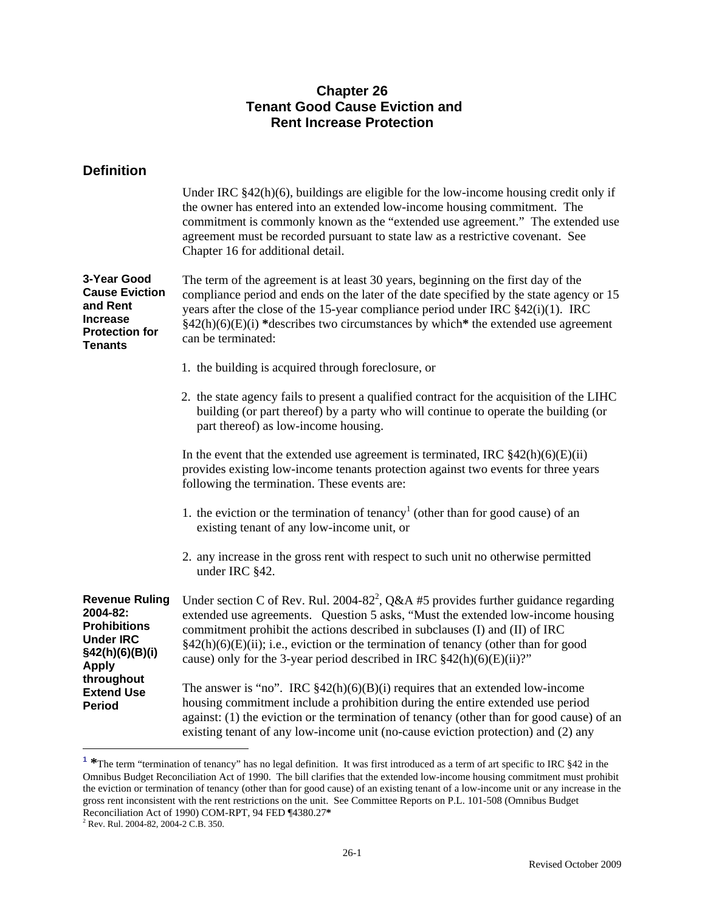# Chapter 26
# Tenant Good Cause Eviction and Rent Increase Protection

## Definition

Under IRC §42(h)(6), buildings are eligible for the low-income housing credit only if the owner has entered into an extended low-income housing commitment. The commitment is commonly known as the "extended use agreement." The extended use agreement must be recorded pursuant to state law as a restrictive covenant. See Chapter 16 for additional detail.

### 3-Year Good Cause Eviction and Rent Increase Protection for Tenants

The term of the agreement is at least 30 years, beginning on the first day of the compliance period and ends on the later of the date specified by the state agency or 15 years after the close of the 15-year compliance period under IRC §42(i)(1). IRC §42(h)(6)(E)(i) **\***describes two circumstances by which**\*** the extended use agreement can be terminated:

1. the building is acquired through foreclosure, or
2. the state agency fails to present a qualified contract for the acquisition of the LIHC building (or part thereof) by a party who will continue to operate the building (or part thereof) as low-income housing.

In the event that the extended use agreement is terminated, IRC §42(h)(6)(E)(ii) provides existing low-income tenants protection against two events for three years following the termination. These events are:

1. the eviction or the termination of tenancy[1] (other than for good cause) of an existing tenant of any low-income unit, or
2. any increase in the gross rent with respect to such unit no otherwise permitted under IRC §42.

### Revenue Ruling 2004-82: Prohibitions Under IRC §42(h)(6)(B)(i) Apply throughout Extend Use Period

Under section C of Rev. Rul. 2004-82[2], Q&A #5 provides further guidance regarding extended use agreements. Question 5 asks, "Must the extended low-income housing commitment prohibit the actions described in subclauses (I) and (II) of IRC §42(h)(6)(E)(ii); i.e., eviction or the termination of tenancy (other than for good cause) only for the 3-year period described in IRC §42(h)(6)(E)(ii)?"

The answer is "no". IRC §42(h)(6)(B)(i) requires that an extended low-income housing commitment include a prohibition during the entire extended use period against: (1) the eviction or the termination of tenancy (other than for good cause) of an existing tenant of any low-income unit (no-cause eviction protection) and (2) any

---

[1] **\***The term "termination of tenancy" has no legal definition. It was first introduced as a term of art specific to IRC §42 in the Omnibus Budget Reconciliation Act of 1990. The bill clarifies that the extended low-income housing commitment must prohibit the eviction or termination of tenancy (other than for good cause) of an existing tenant of a low-income unit or any increase in the gross rent inconsistent with the rent restrictions on the unit. See Committee Reports on P.L. 101-508 (Omnibus Budget Reconciliation Act of 1990) COM-RPT, 94 FED ¶4380.27**\***

[2] Rev. Rul. 2004-82, 2004-2 C.B. 350.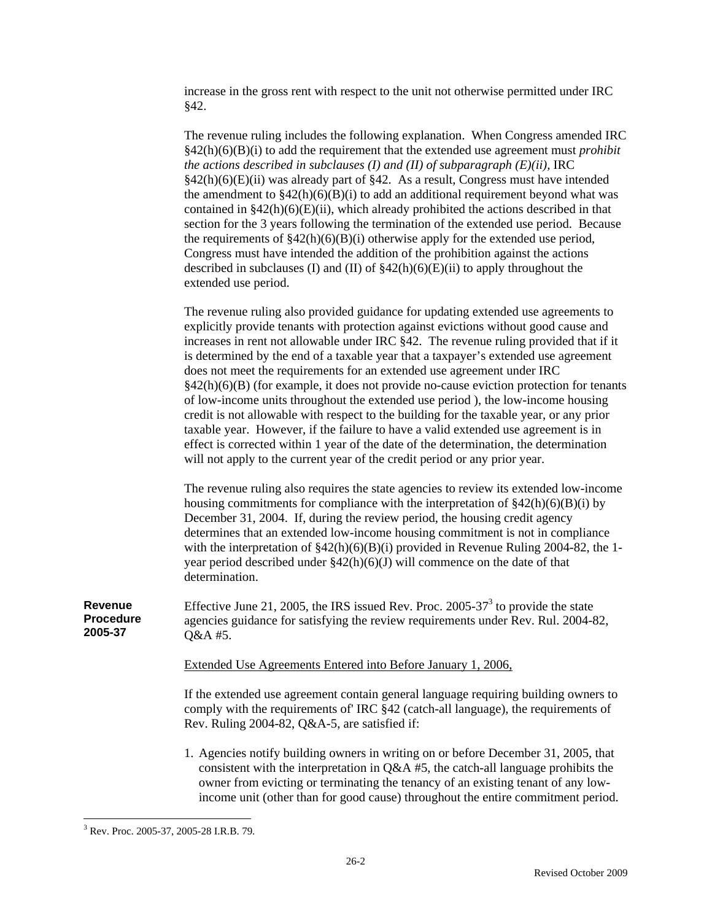increase in the gross rent with respect to the unit not otherwise permitted under IRC §42.

The revenue ruling includes the following explanation. When Congress amended IRC §42(h)(6)(B)(i) to add the requirement that the extended use agreement must *prohibit the actions described in subclauses (I) and (II) of subparagraph (E)(ii),* IRC §42(h)(6)(E)(ii) was already part of §42. As a result, Congress must have intended the amendment to §42(h)(6)(B)(i) to add an additional requirement beyond what was contained in §42(h)(6)(E)(ii), which already prohibited the actions described in that section for the 3 years following the termination of the extended use period. Because the requirements of §42(h)(6)(B)(i) otherwise apply for the extended use period, Congress must have intended the addition of the prohibition against the actions described in subclauses (I) and (II) of §42(h)(6)(E)(ii) to apply throughout the extended use period.

The revenue ruling also provided guidance for updating extended use agreements to explicitly provide tenants with protection against evictions without good cause and increases in rent not allowable under IRC §42. The revenue ruling provided that if it is determined by the end of a taxable year that a taxpayer's extended use agreement does not meet the requirements for an extended use agreement under IRC §42(h)(6)(B) (for example, it does not provide no-cause eviction protection for tenants of low-income units throughout the extended use period ), the low-income housing credit is not allowable with respect to the building for the taxable year, or any prior taxable year. However, if the failure to have a valid extended use agreement is in effect is corrected within 1 year of the date of the determination, the determination will not apply to the current year of the credit period or any prior year.

The revenue ruling also requires the state agencies to review its extended low-income housing commitments for compliance with the interpretation of §42(h)(6)(B)(i) by December 31, 2004. If, during the review period, the housing credit agency determines that an extended low-income housing commitment is not in compliance with the interpretation of §42(h)(6)(B)(i) provided in Revenue Ruling 2004-82, the 1-year period described under §42(h)(6)(J) will commence on the date of that determination.

**Revenue Procedure 2005-37**

Effective June 21, 2005, the IRS issued Rev. Proc. 2005-37[3] to provide the state agencies guidance for satisfying the review requirements under Rev. Rul. 2004-82, Q&A #5.

<u>Extended Use Agreements Entered into Before January 1, 2006,</u>

If the extended use agreement contain general language requiring building owners to comply with the requirements of' IRC §42 (catch-all language), the requirements of Rev. Ruling 2004-82, Q&A-5, are satisfied if:

1. Agencies notify building owners in writing on or before December 31, 2005, that consistent with the interpretation in Q&A #5, the catch-all language prohibits the owner from evicting or terminating the tenancy of an existing tenant of any low-income unit (other than for good cause) throughout the entire commitment period.

[3] Rev. Proc. 2005-37, 2005-28 I.R.B. 79.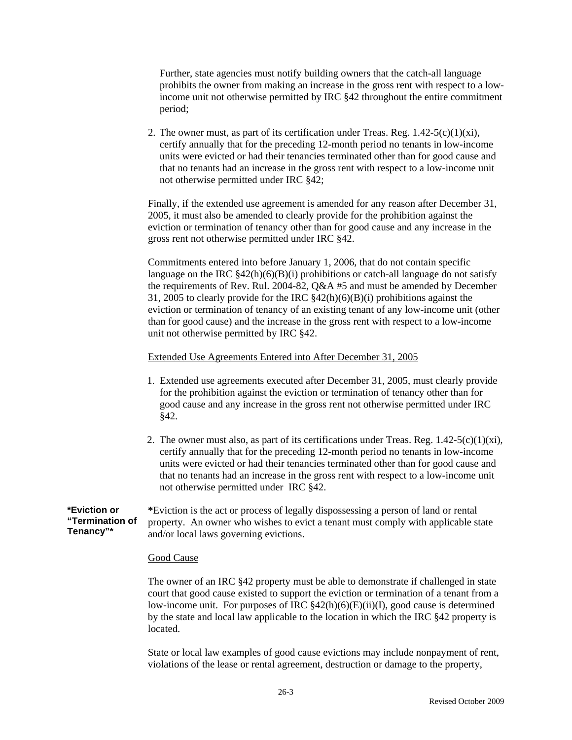Further, state agencies must notify building owners that the catch-all language prohibits the owner from making an increase in the gross rent with respect to a low-income unit not otherwise permitted by IRC §42 throughout the entire commitment period;

2. The owner must, as part of its certification under Treas. Reg. 1.42-5(c)(1)(xi), certify annually that for the preceding 12-month period no tenants in low-income units were evicted or had their tenancies terminated other than for good cause and that no tenants had an increase in the gross rent with respect to a low-income unit not otherwise permitted under IRC §42;

Finally, if the extended use agreement is amended for any reason after December 31, 2005, it must also be amended to clearly provide for the prohibition against the eviction or termination of tenancy other than for good cause and any increase in the gross rent not otherwise permitted under IRC §42.

Commitments entered into before January 1, 2006, that do not contain specific language on the IRC §42(h)(6)(B)(i) prohibitions or catch-all language do not satisfy the requirements of Rev. Rul. 2004-82, Q&A #5 and must be amended by December 31, 2005 to clearly provide for the IRC §42(h)(6)(B)(i) prohibitions against the eviction or termination of tenancy of an existing tenant of any low-income unit (other than for good cause) and the increase in the gross rent with respect to a low-income unit not otherwise permitted by IRC §42.

Extended Use Agreements Entered into After December 31, 2005

1. Extended use agreements executed after December 31, 2005, must clearly provide for the prohibition against the eviction or termination of tenancy other than for good cause and any increase in the gross rent not otherwise permitted under IRC §42.

2. The owner must also, as part of its certifications under Treas. Reg. 1.42-5(c)(1)(xi), certify annually that for the preceding 12-month period no tenants in low-income units were evicted or had their tenancies terminated other than for good cause and that no tenants had an increase in the gross rent with respect to a low-income unit not otherwise permitted under IRC §42.

**\*Eviction or "Termination of Tenancy"\***

*Eviction is the act or process of legally dispossessing a person of land or rental property. An owner who wishes to evict a tenant must comply with applicable state and/or local laws governing evictions.

Good Cause

The owner of an IRC §42 property must be able to demonstrate if challenged in state court that good cause existed to support the eviction or termination of a tenant from a low-income unit. For purposes of IRC §42(h)(6)(E)(ii)(I), good cause is determined by the state and local law applicable to the location in which the IRC §42 property is located.

State or local law examples of good cause evictions may include nonpayment of rent, violations of the lease or rental agreement, destruction or damage to the property,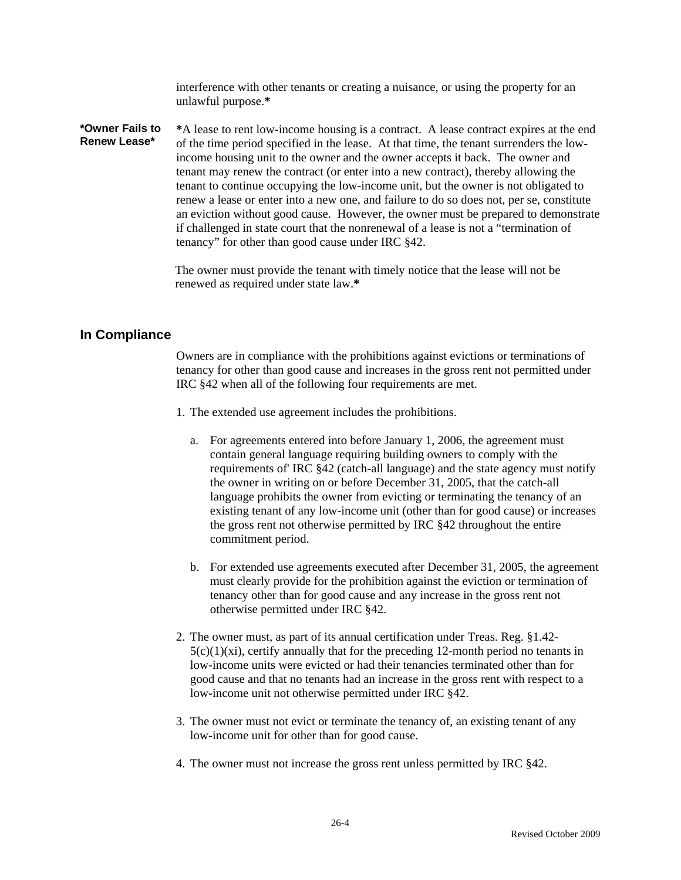interference with other tenants or creating a nuisance, or using the property for an unlawful purpose.*

**\*Owner Fails to Renew Lease\***

*A lease to rent low-income housing is a contract. A lease contract expires at the end of the time period specified in the lease. At that time, the tenant surrenders the low-income housing unit to the owner and the owner accepts it back. The owner and tenant may renew the contract (or enter into a new contract), thereby allowing the tenant to continue occupying the low-income unit, but the owner is not obligated to renew a lease or enter into a new one, and failure to do so does not, per se, constitute an eviction without good cause. However, the owner must be prepared to demonstrate if challenged in state court that the nonrenewal of a lease is not a "termination of tenancy" for other than good cause under IRC §42.

The owner must provide the tenant with timely notice that the lease will not be renewed as required under state law.*

## In Compliance

Owners are in compliance with the prohibitions against evictions or terminations of tenancy for other than good cause and increases in the gross rent not permitted under IRC §42 when all of the following four requirements are met.

1. The extended use agreement includes the prohibitions.

   a. For agreements entered into before January 1, 2006, the agreement must contain general language requiring building owners to comply with the requirements of' IRC §42 (catch-all language) and the state agency must notify the owner in writing on or before December 31, 2005, that the catch-all language prohibits the owner from evicting or terminating the tenancy of an existing tenant of any low-income unit (other than for good cause) or increases the gross rent not otherwise permitted by IRC §42 throughout the entire commitment period.

   b. For extended use agreements executed after December 31, 2005, the agreement must clearly provide for the prohibition against the eviction or termination of tenancy other than for good cause and any increase in the gross rent not otherwise permitted under IRC §42.

2. The owner must, as part of its annual certification under Treas. Reg. §1.42-5(c)(1)(xi), certify annually that for the preceding 12-month period no tenants in low-income units were evicted or had their tenancies terminated other than for good cause and that no tenants had an increase in the gross rent with respect to a low-income unit not otherwise permitted under IRC §42.

3. The owner must not evict or terminate the tenancy of, an existing tenant of any low-income unit for other than for good cause.

4. The owner must not increase the gross rent unless permitted by IRC §42.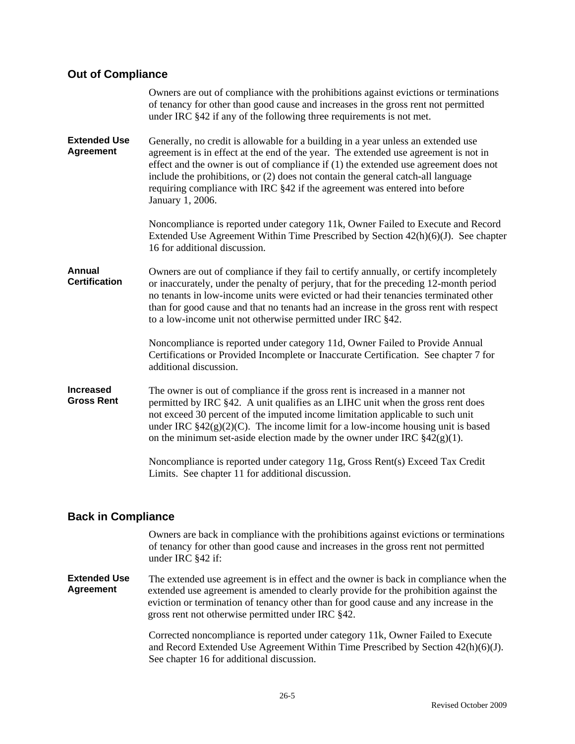## Out of Compliance

Owners are out of compliance with the prohibitions against evictions or terminations of tenancy for other than good cause and increases in the gross rent not permitted under IRC §42 if any of the following three requirements is not met.

**Extended Use Agreement**

Generally, no credit is allowable for a building in a year unless an extended use agreement is in effect at the end of the year. The extended use agreement is not in effect and the owner is out of compliance if (1) the extended use agreement does not include the prohibitions, or (2) does not contain the general catch-all language requiring compliance with IRC §42 if the agreement was entered into before January 1, 2006.

Noncompliance is reported under category 11k, Owner Failed to Execute and Record Extended Use Agreement Within Time Prescribed by Section 42(h)(6)(J). See chapter 16 for additional discussion.

**Annual Certification**

Owners are out of compliance if they fail to certify annually, or certify incompletely or inaccurately, under the penalty of perjury, that for the preceding 12-month period no tenants in low-income units were evicted or had their tenancies terminated other than for good cause and that no tenants had an increase in the gross rent with respect to a low-income unit not otherwise permitted under IRC §42.

Noncompliance is reported under category 11d, Owner Failed to Provide Annual Certifications or Provided Incomplete or Inaccurate Certification. See chapter 7 for additional discussion.

**Increased Gross Rent**

The owner is out of compliance if the gross rent is increased in a manner not permitted by IRC §42. A unit qualifies as an LIHC unit when the gross rent does not exceed 30 percent of the imputed income limitation applicable to such unit under IRC §42(g)(2)(C). The income limit for a low-income housing unit is based on the minimum set-aside election made by the owner under IRC §42(g)(1).

Noncompliance is reported under category 11g, Gross Rent(s) Exceed Tax Credit Limits. See chapter 11 for additional discussion.

## Back in Compliance

Owners are back in compliance with the prohibitions against evictions or terminations of tenancy for other than good cause and increases in the gross rent not permitted under IRC §42 if:

**Extended Use Agreement**

The extended use agreement is in effect and the owner is back in compliance when the extended use agreement is amended to clearly provide for the prohibition against the eviction or termination of tenancy other than for good cause and any increase in the gross rent not otherwise permitted under IRC §42.

Corrected noncompliance is reported under category 11k, Owner Failed to Execute and Record Extended Use Agreement Within Time Prescribed by Section 42(h)(6)(J). See chapter 16 for additional discussion.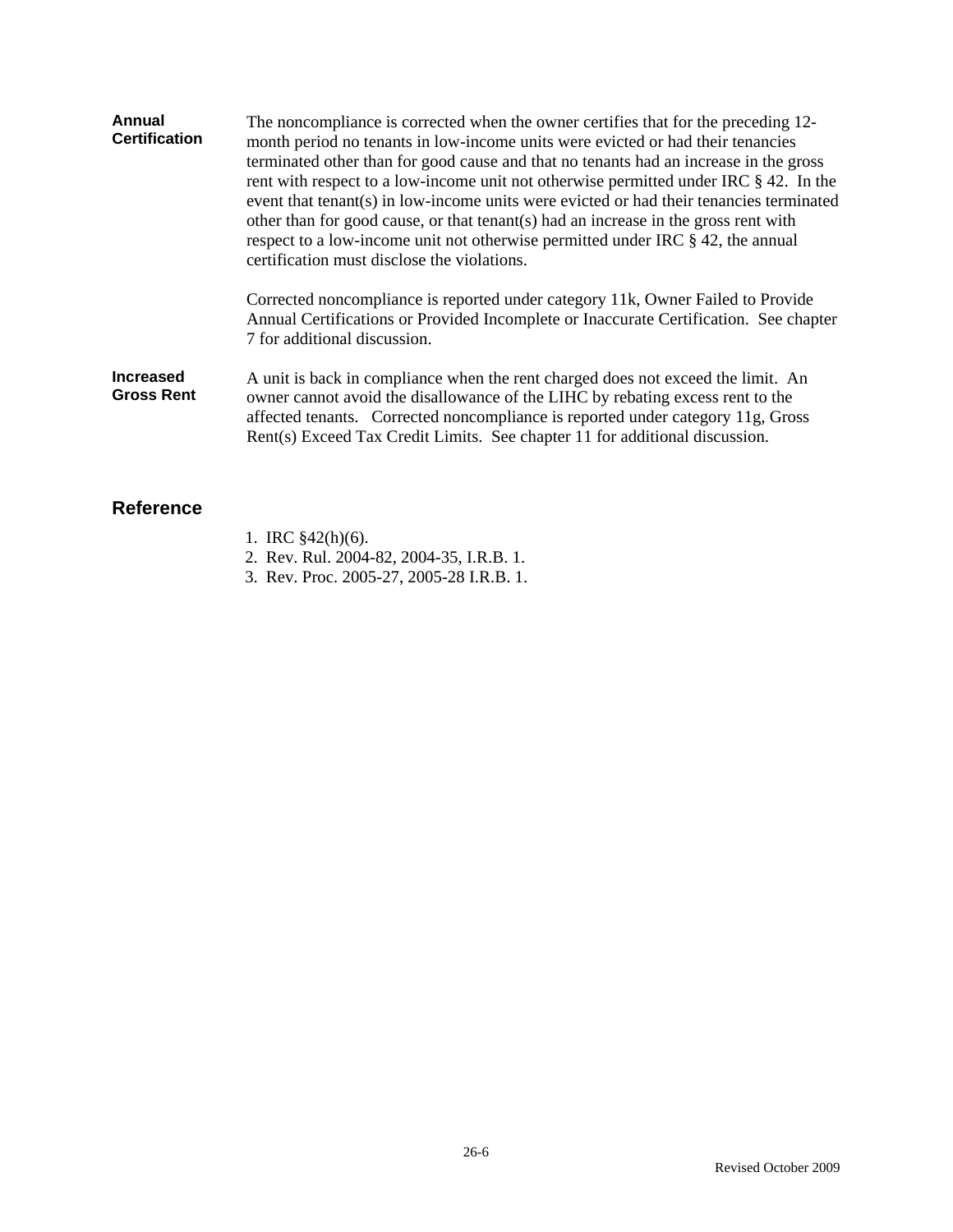**Annual Certification**

The noncompliance is corrected when the owner certifies that for the preceding 12-month period no tenants in low-income units were evicted or had their tenancies terminated other than for good cause and that no tenants had an increase in the gross rent with respect to a low-income unit not otherwise permitted under IRC § 42. In the event that tenant(s) in low-income units were evicted or had their tenancies terminated other than for good cause, or that tenant(s) had an increase in the gross rent with respect to a low-income unit not otherwise permitted under IRC § 42, the annual certification must disclose the violations.

Corrected noncompliance is reported under category 11k, Owner Failed to Provide Annual Certifications or Provided Incomplete or Inaccurate Certification. See chapter 7 for additional discussion.

**Increased Gross Rent**

A unit is back in compliance when the rent charged does not exceed the limit. An owner cannot avoid the disallowance of the LIHC by rebating excess rent to the affected tenants. Corrected noncompliance is reported under category 11g, Gross Rent(s) Exceed Tax Credit Limits. See chapter 11 for additional discussion.

## Reference

1. IRC §42(h)(6).
2. Rev. Rul. 2004-82, 2004-35, I.R.B. 1.
3. Rev. Proc. 2005-27, 2005-28 I.R.B. 1.